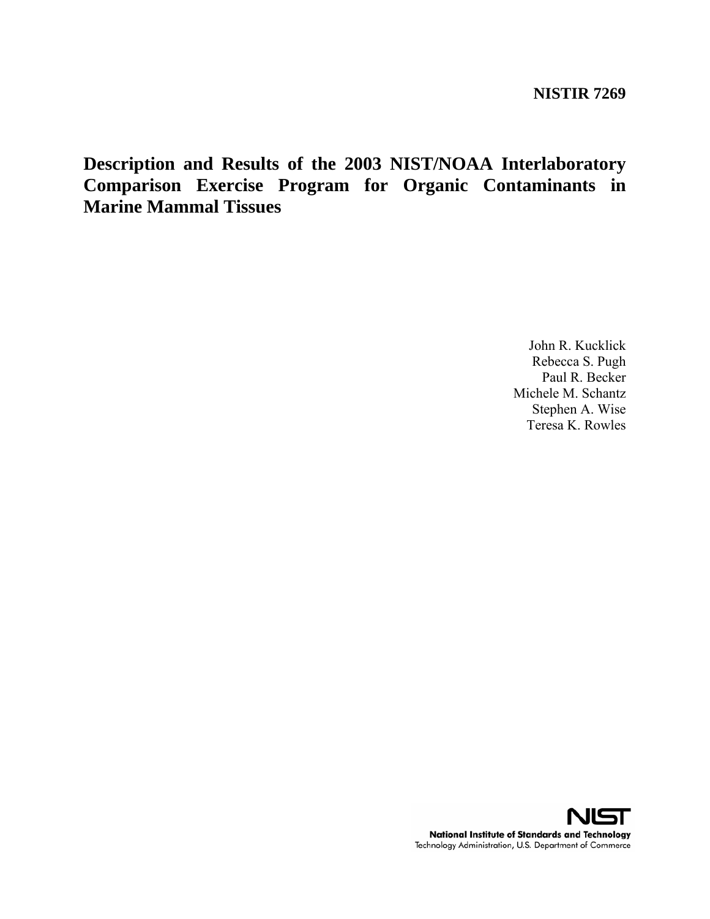**NISTIR 7269**

# Description and Results of the 2003 NIST/NOAA Interlaboratory Comparison Exercise Program for Organic Contaminants in Marine Mammal Tissues

John R. Kucklick
Rebecca S. Pugh
Paul R. Becker
Michele M. Schantz
Stephen A. Wise
Teresa K. Rowles

NIST

**National Institute of Standards and Technology**
Technology Administration, U.S. Department of Commerce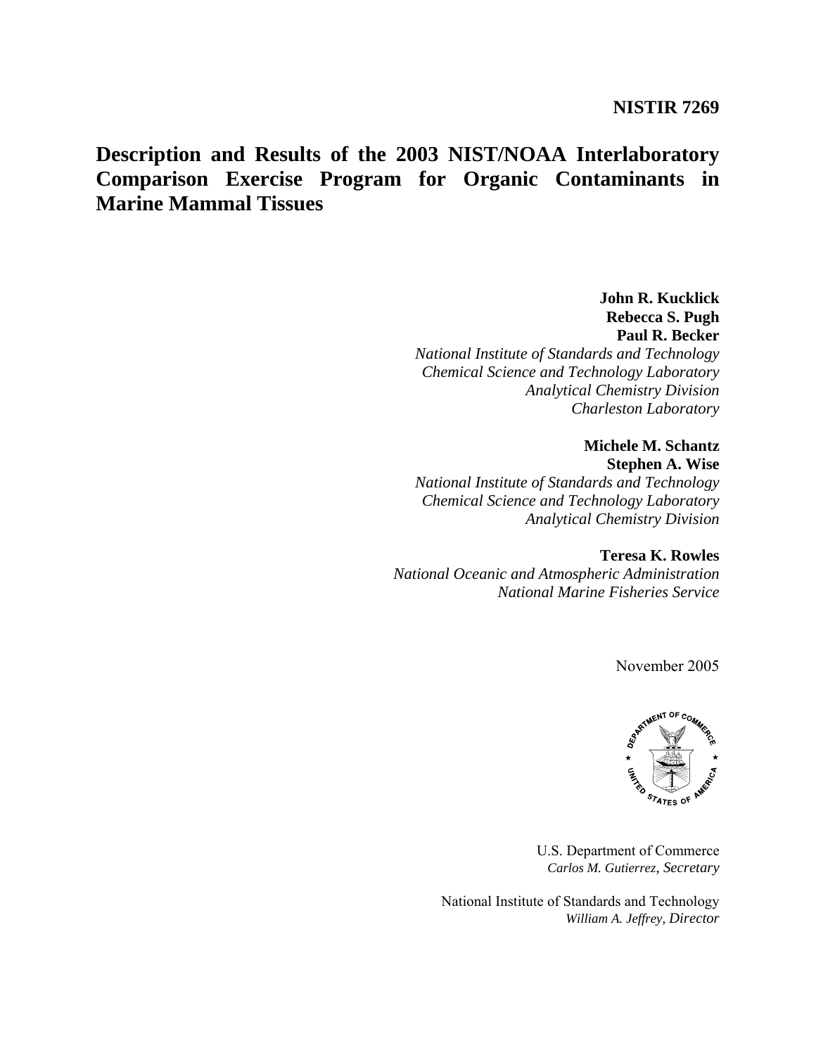**NISTIR 7269**

# Description and Results of the 2003 NIST/NOAA Interlaboratory Comparison Exercise Program for Organic Contaminants in Marine Mammal Tissues

**John R. Kucklick**
**Rebecca S. Pugh**
**Paul R. Becker**
*National Institute of Standards and Technology*
*Chemical Science and Technology Laboratory*
*Analytical Chemistry Division*
*Charleston Laboratory*

**Michele M. Schantz**
**Stephen A. Wise**
*National Institute of Standards and Technology*
*Chemical Science and Technology Laboratory*
*Analytical Chemistry Division*

**Teresa K. Rowles**
*National Oceanic and Atmospheric Administration*
*National Marine Fisheries Service*

November 2005

U.S. Department of Commerce
*Carlos M. Gutierrez, Secretary*

National Institute of Standards and Technology
*William A. Jeffrey, Director*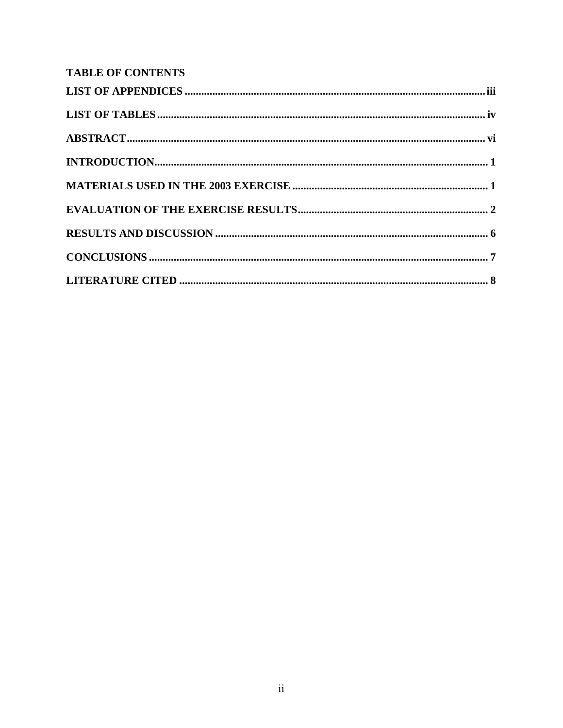**TABLE OF CONTENTS**

**LIST OF APPENDICES** ..... **iii**

**LIST OF TABLES** ..... **iv**

**ABSTRACT** ..... **vi**

**INTRODUCTION** ..... **1**

**MATERIALS USED IN THE 2003 EXERCISE** ..... **1**

**EVALUATION OF THE EXERCISE RESULTS** ..... **2**

**RESULTS AND DISCUSSION** ..... **6**

**CONCLUSIONS** ..... **7**

**LITERATURE CITED** ..... **8**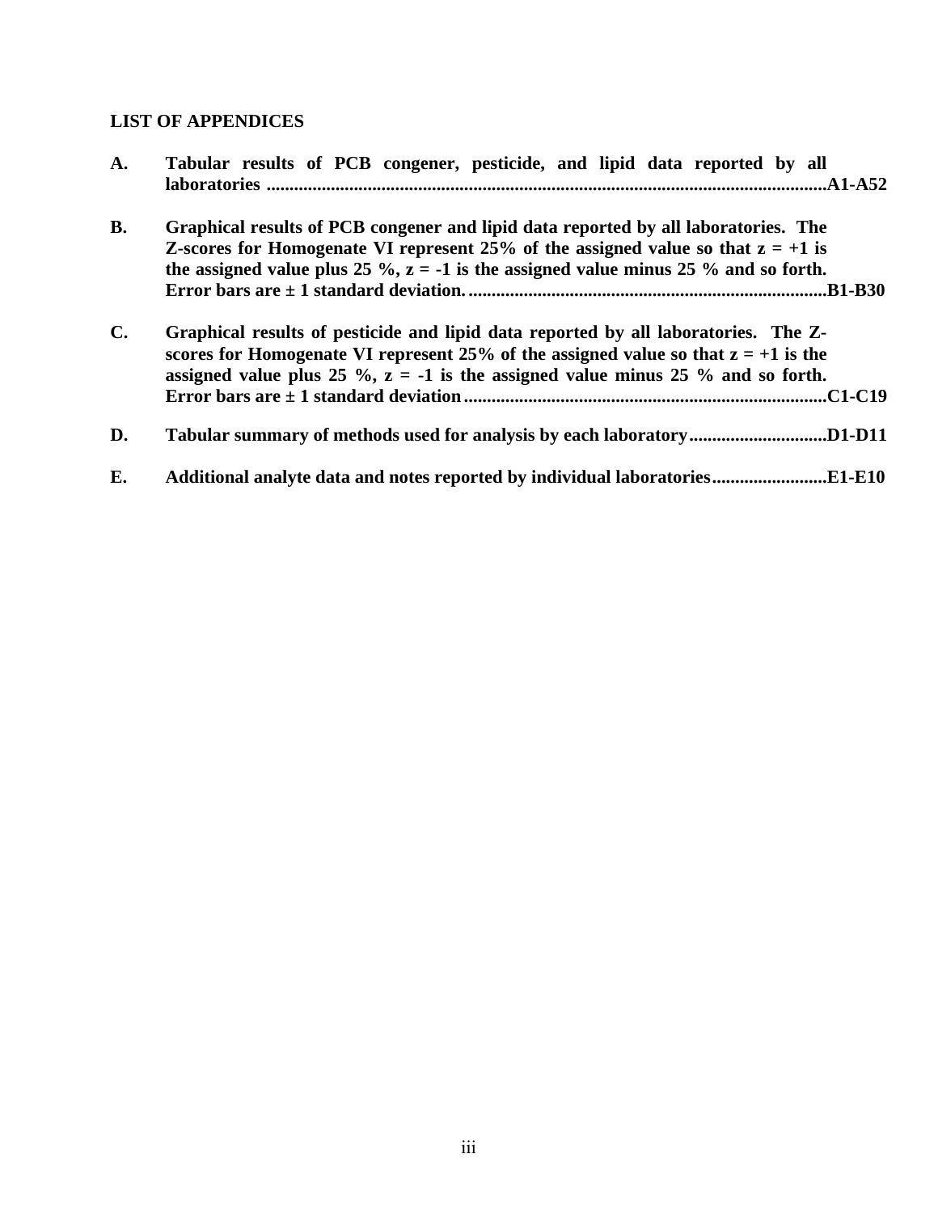**LIST OF APPENDICES**

**A.** **Tabular results of PCB congener, pesticide, and lipid data reported by all laboratories ..........................................................................................................................A1-A52**

**B.** **Graphical results of PCB congener and lipid data reported by all laboratories. The Z-scores for Homogenate VI represent 25% of the assigned value so that z = +1 is the assigned value plus 25 %, z = -1 is the assigned value minus 25 % and so forth. Error bars are ± 1 standard deviation. .............................................................................B1-B30**

**C.** **Graphical results of pesticide and lipid data reported by all laboratories. The Z-scores for Homogenate VI represent 25% of the assigned value so that z = +1 is the assigned value plus 25 %, z = -1 is the assigned value minus 25 % and so forth. Error bars are ± 1 standard deviation ..............................................................................C1-C19**

**D.** **Tabular summary of methods used for analysis by each laboratory..............................D1-D11**

**E.** **Additional analyte data and notes reported by individual laboratories.........................E1-E10**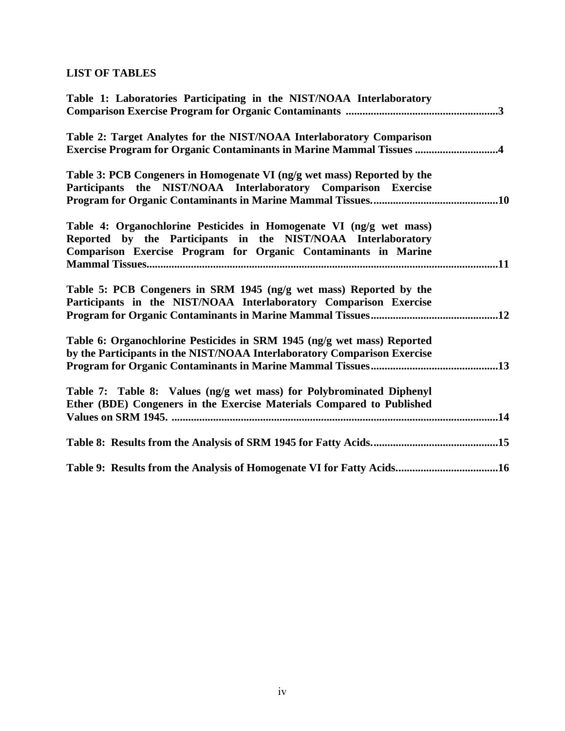**LIST OF TABLES**

**Table 1: Laboratories Participating in the NIST/NOAA Interlaboratory Comparison Exercise Program for Organic Contaminants ......................................................3**

**Table 2: Target Analytes for the NIST/NOAA Interlaboratory Comparison Exercise Program for Organic Contaminants in Marine Mammal Tissues .............................4**

**Table 3: PCB Congeners in Homogenate VI (ng/g wet mass) Reported by the Participants the NIST/NOAA Interlaboratory Comparison Exercise Program for Organic Contaminants in Marine Mammal Tissues.............................................10**

**Table 4: Organochlorine Pesticides in Homogenate VI (ng/g wet mass) Reported by the Participants in the NIST/NOAA Interlaboratory Comparison Exercise Program for Organic Contaminants in Marine Mammal Tissues...........................................................................................................................11**

**Table 5: PCB Congeners in SRM 1945 (ng/g wet mass) Reported by the Participants in the NIST/NOAA Interlaboratory Comparison Exercise Program for Organic Contaminants in Marine Mammal Tissues.............................................12**

**Table 6: Organochlorine Pesticides in SRM 1945 (ng/g wet mass) Reported by the Participants in the NIST/NOAA Interlaboratory Comparison Exercise Program for Organic Contaminants in Marine Mammal Tissues.............................................13**

**Table 7: Table 8: Values (ng/g wet mass) for Polybrominated Diphenyl Ether (BDE) Congeners in the Exercise Materials Compared to Published Values on SRM 1945. ....................................................................................................................14**

**Table 8: Results from the Analysis of SRM 1945 for Fatty Acids.............................................15**

**Table 9: Results from the Analysis of Homogenate VI for Fatty Acids....................................16**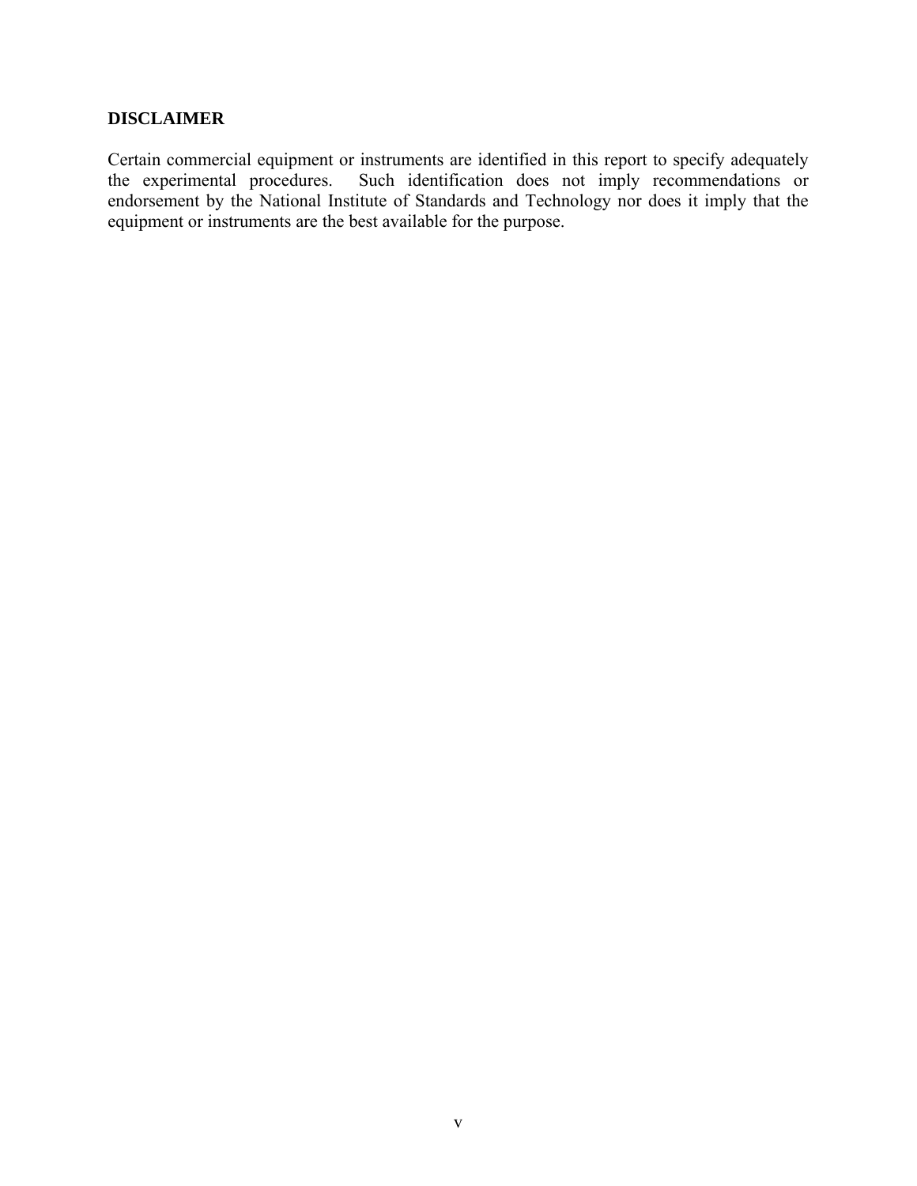## DISCLAIMER

Certain commercial equipment or instruments are identified in this report to specify adequately the experimental procedures. Such identification does not imply recommendations or endorsement by the National Institute of Standards and Technology nor does it imply that the equipment or instruments are the best available for the purpose.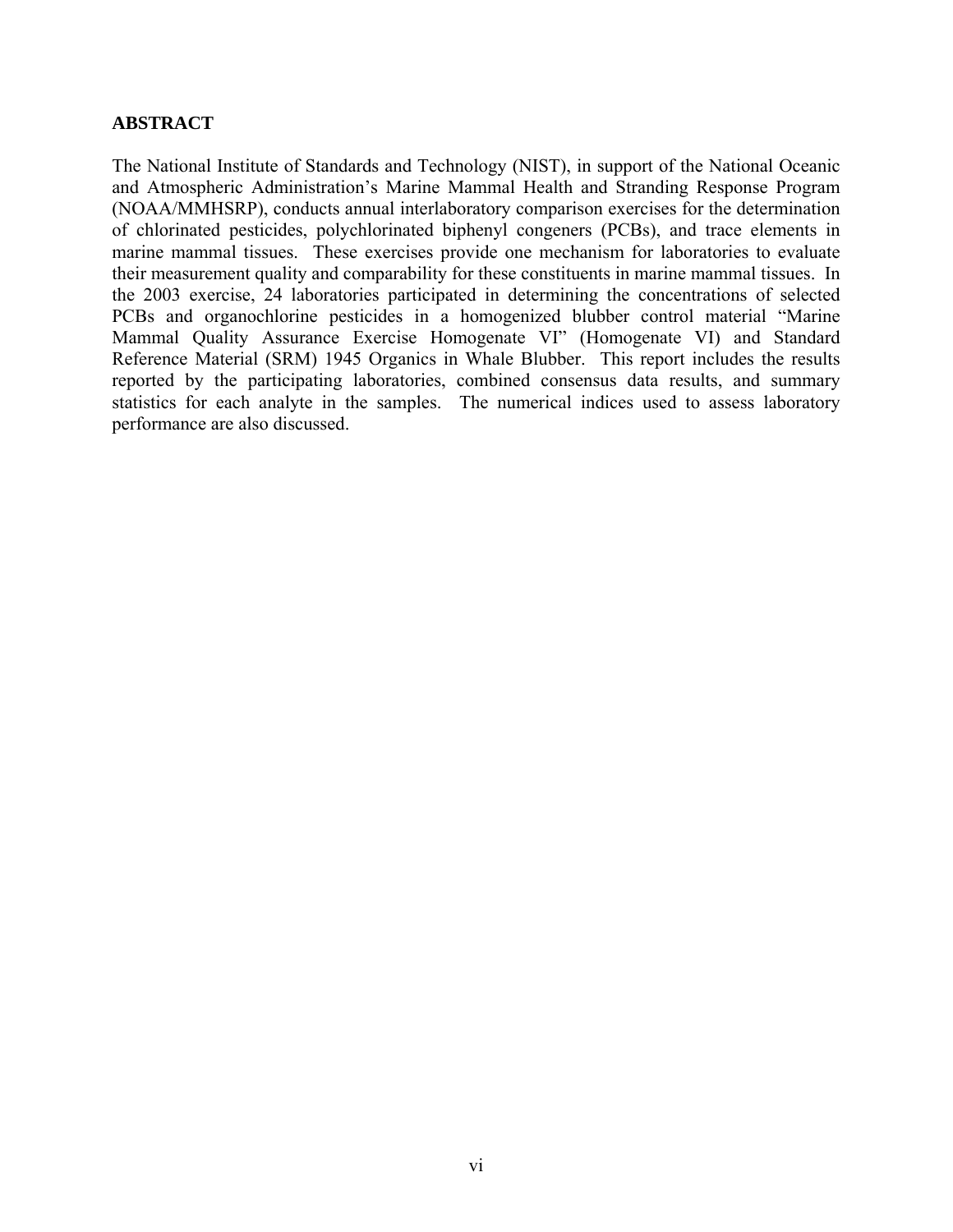## ABSTRACT

The National Institute of Standards and Technology (NIST), in support of the National Oceanic and Atmospheric Administration's Marine Mammal Health and Stranding Response Program (NOAA/MMHSRP), conducts annual interlaboratory comparison exercises for the determination of chlorinated pesticides, polychlorinated biphenyl congeners (PCBs), and trace elements in marine mammal tissues. These exercises provide one mechanism for laboratories to evaluate their measurement quality and comparability for these constituents in marine mammal tissues. In the 2003 exercise, 24 laboratories participated in determining the concentrations of selected PCBs and organochlorine pesticides in a homogenized blubber control material "Marine Mammal Quality Assurance Exercise Homogenate VI" (Homogenate VI) and Standard Reference Material (SRM) 1945 Organics in Whale Blubber. This report includes the results reported by the participating laboratories, combined consensus data results, and summary statistics for each analyte in the samples. The numerical indices used to assess laboratory performance are also discussed.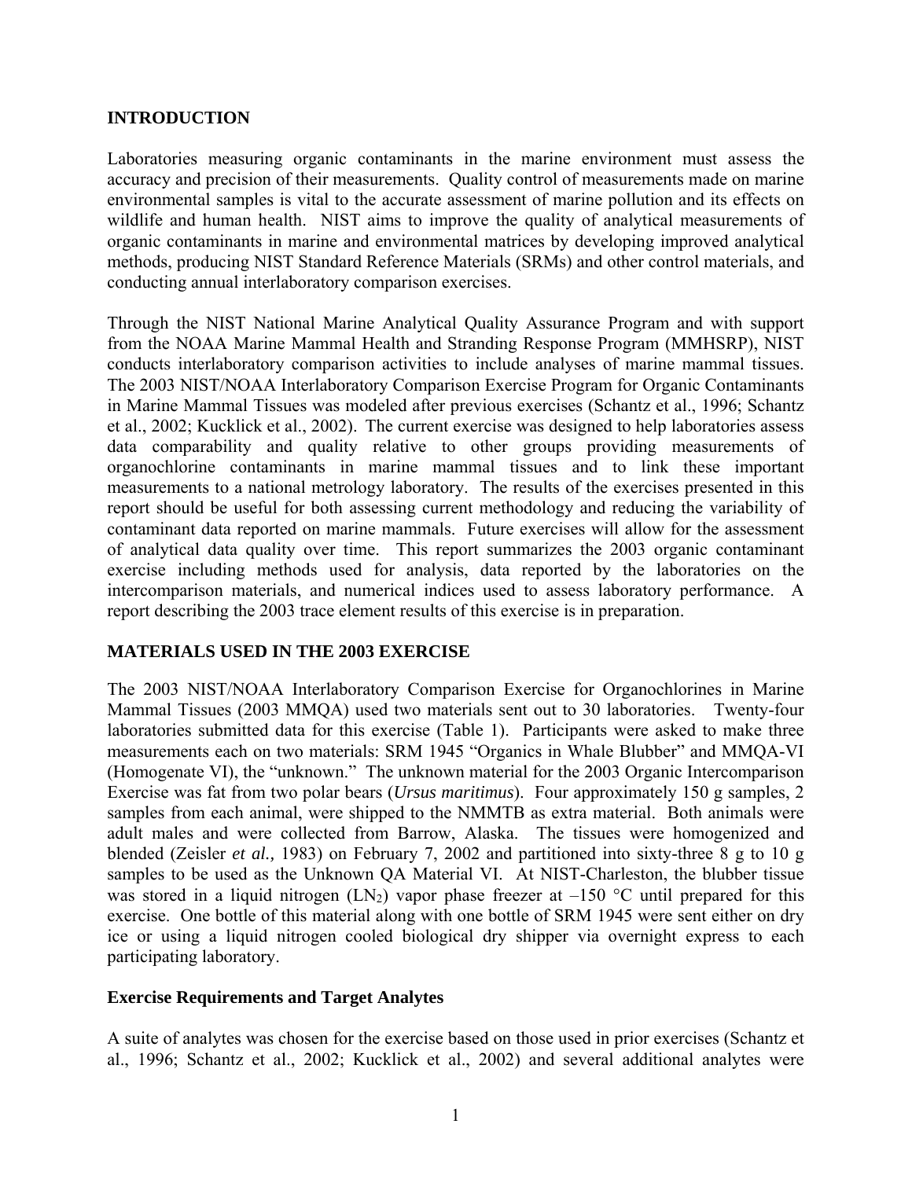## INTRODUCTION

Laboratories measuring organic contaminants in the marine environment must assess the accuracy and precision of their measurements. Quality control of measurements made on marine environmental samples is vital to the accurate assessment of marine pollution and its effects on wildlife and human health. NIST aims to improve the quality of analytical measurements of organic contaminants in marine and environmental matrices by developing improved analytical methods, producing NIST Standard Reference Materials (SRMs) and other control materials, and conducting annual interlaboratory comparison exercises.

Through the NIST National Marine Analytical Quality Assurance Program and with support from the NOAA Marine Mammal Health and Stranding Response Program (MMHSRP), NIST conducts interlaboratory comparison activities to include analyses of marine mammal tissues. The 2003 NIST/NOAA Interlaboratory Comparison Exercise Program for Organic Contaminants in Marine Mammal Tissues was modeled after previous exercises (Schantz et al., 1996; Schantz et al., 2002; Kucklick et al., 2002). The current exercise was designed to help laboratories assess data comparability and quality relative to other groups providing measurements of organochlorine contaminants in marine mammal tissues and to link these important measurements to a national metrology laboratory. The results of the exercises presented in this report should be useful for both assessing current methodology and reducing the variability of contaminant data reported on marine mammals. Future exercises will allow for the assessment of analytical data quality over time. This report summarizes the 2003 organic contaminant exercise including methods used for analysis, data reported by the laboratories on the intercomparison materials, and numerical indices used to assess laboratory performance. A report describing the 2003 trace element results of this exercise is in preparation.

## MATERIALS USED IN THE 2003 EXERCISE

The 2003 NIST/NOAA Interlaboratory Comparison Exercise for Organochlorines in Marine Mammal Tissues (2003 MMQA) used two materials sent out to 30 laboratories. Twenty-four laboratories submitted data for this exercise (Table 1). Participants were asked to make three measurements each on two materials: SRM 1945 "Organics in Whale Blubber" and MMQA-VI (Homogenate VI), the "unknown." The unknown material for the 2003 Organic Intercomparison Exercise was fat from two polar bears (*Ursus maritimus*). Four approximately 150 g samples, 2 samples from each animal, were shipped to the NMMTB as extra material. Both animals were adult males and were collected from Barrow, Alaska. The tissues were homogenized and blended (Zeisler *et al.,* 1983) on February 7, 2002 and partitioned into sixty-three 8 g to 10 g samples to be used as the Unknown QA Material VI. At NIST-Charleston, the blubber tissue was stored in a liquid nitrogen ($LN_2$) vapor phase freezer at –150 °C until prepared for this exercise. One bottle of this material along with one bottle of SRM 1945 were sent either on dry ice or using a liquid nitrogen cooled biological dry shipper via overnight express to each participating laboratory.

### Exercise Requirements and Target Analytes

A suite of analytes was chosen for the exercise based on those used in prior exercises (Schantz et al., 1996; Schantz et al., 2002; Kucklick et al., 2002) and several additional analytes were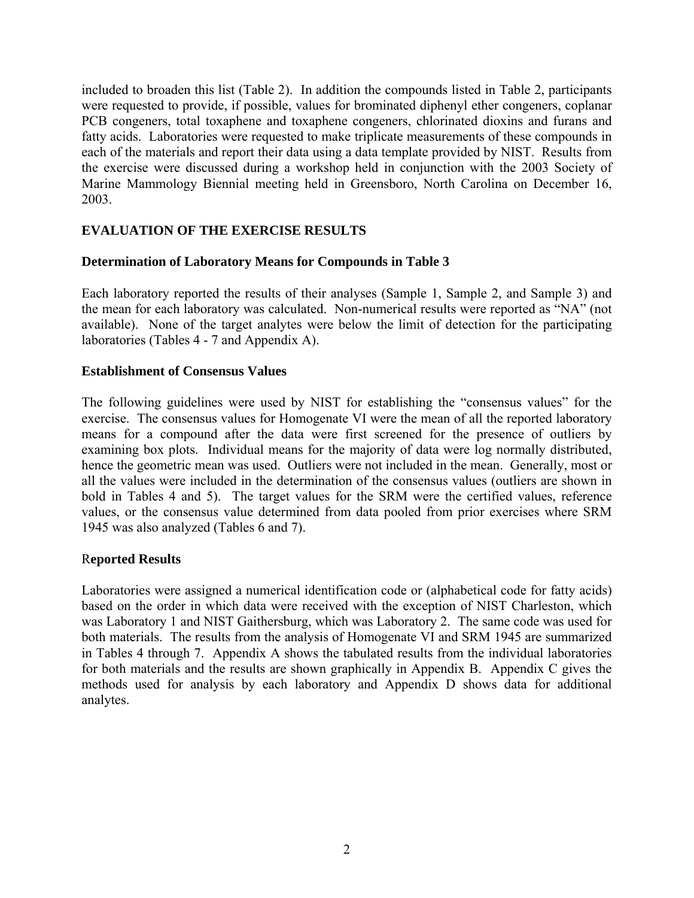included to broaden this list (Table 2). In addition the compounds listed in Table 2, participants were requested to provide, if possible, values for brominated diphenyl ether congeners, coplanar PCB congeners, total toxaphene and toxaphene congeners, chlorinated dioxins and furans and fatty acids. Laboratories were requested to make triplicate measurements of these compounds in each of the materials and report their data using a data template provided by NIST. Results from the exercise were discussed during a workshop held in conjunction with the 2003 Society of Marine Mammology Biennial meeting held in Greensboro, North Carolina on December 16, 2003.

## EVALUATION OF THE EXERCISE RESULTS

### Determination of Laboratory Means for Compounds in Table 3

Each laboratory reported the results of their analyses (Sample 1, Sample 2, and Sample 3) and the mean for each laboratory was calculated. Non-numerical results were reported as "NA" (not available). None of the target analytes were below the limit of detection for the participating laboratories (Tables 4 - 7 and Appendix A).

### Establishment of Consensus Values

The following guidelines were used by NIST for establishing the "consensus values" for the exercise. The consensus values for Homogenate VI were the mean of all the reported laboratory means for a compound after the data were first screened for the presence of outliers by examining box plots. Individual means for the majority of data were log normally distributed, hence the geometric mean was used. Outliers were not included in the mean. Generally, most or all the values were included in the determination of the consensus values (outliers are shown in bold in Tables 4 and 5). The target values for the SRM were the certified values, reference values, or the consensus value determined from data pooled from prior exercises where SRM 1945 was also analyzed (Tables 6 and 7).

### Reported Results

Laboratories were assigned a numerical identification code or (alphabetical code for fatty acids) based on the order in which data were received with the exception of NIST Charleston, which was Laboratory 1 and NIST Gaithersburg, which was Laboratory 2. The same code was used for both materials. The results from the analysis of Homogenate VI and SRM 1945 are summarized in Tables 4 through 7. Appendix A shows the tabulated results from the individual laboratories for both materials and the results are shown graphically in Appendix B. Appendix C gives the methods used for analysis by each laboratory and Appendix D shows data for additional analytes.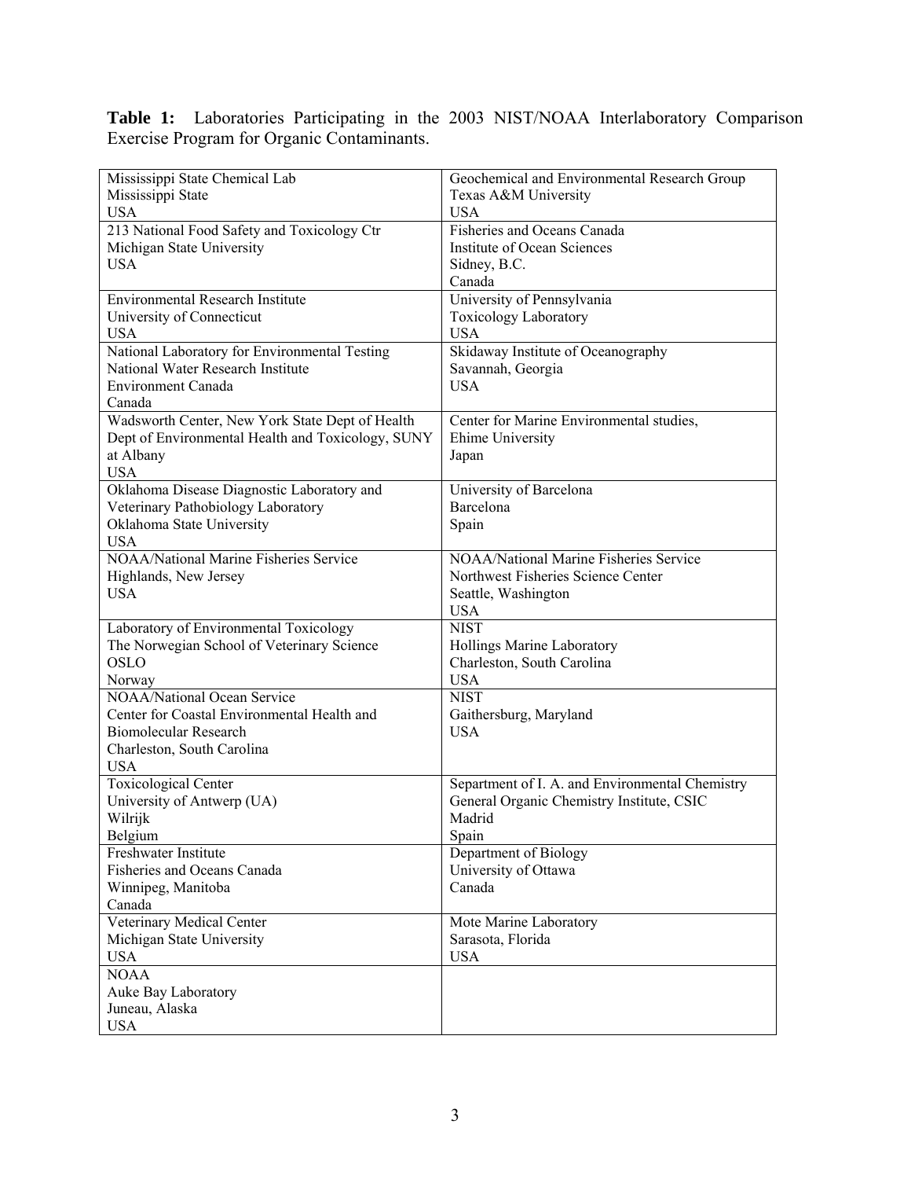**Table 1:** Laboratories Participating in the 2003 NIST/NOAA Interlaboratory Comparison Exercise Program for Organic Contaminants.

| | |
|---|---|
| Mississippi State Chemical Lab<br>Mississippi State<br>USA | Geochemical and Environmental Research Group<br>Texas A&M University<br>USA |
| 213 National Food Safety and Toxicology Ctr<br>Michigan State University<br>USA | Fisheries and Oceans Canada<br>Institute of Ocean Sciences<br>Sidney, B.C.<br>Canada |
| Environmental Research Institute<br>University of Connecticut<br>USA | University of Pennsylvania<br>Toxicology Laboratory<br>USA |
| National Laboratory for Environmental Testing<br>National Water Research Institute<br>Environment Canada<br>Canada | Skidaway Institute of Oceanography<br>Savannah, Georgia<br>USA |
| Wadsworth Center, New York State Dept of Health<br>Dept of Environmental Health and Toxicology, SUNY at Albany<br>USA | Center for Marine Environmental studies,<br>Ehime University<br>Japan |
| Oklahoma Disease Diagnostic Laboratory and<br>Veterinary Pathobiology Laboratory<br>Oklahoma State University<br>USA | University of Barcelona<br>Barcelona<br>Spain |
| NOAA/National Marine Fisheries Service<br>Highlands, New Jersey<br>USA | NOAA/National Marine Fisheries Service<br>Northwest Fisheries Science Center<br>Seattle, Washington<br>USA |
| Laboratory of Environmental Toxicology<br>The Norwegian School of Veterinary Science<br>OSLO<br>Norway | NIST<br>Hollings Marine Laboratory<br>Charleston, South Carolina<br>USA |
| NOAA/National Ocean Service<br>Center for Coastal Environmental Health and<br>Biomolecular Research<br>Charleston, South Carolina<br>USA | NIST<br>Gaithersburg, Maryland<br>USA |
| Toxicological Center<br>University of Antwerp (UA)<br>Wilrijk<br>Belgium | Separtment of I. A. and Environmental Chemistry<br>General Organic Chemistry Institute, CSIC<br>Madrid<br>Spain |
| Freshwater Institute<br>Fisheries and Oceans Canada<br>Winnipeg, Manitoba<br>Canada | Department of Biology<br>University of Ottawa<br>Canada |
| Veterinary Medical Center<br>Michigan State University<br>USA | Mote Marine Laboratory<br>Sarasota, Florida<br>USA |
| NOAA<br>Auke Bay Laboratory<br>Juneau, Alaska<br>USA | |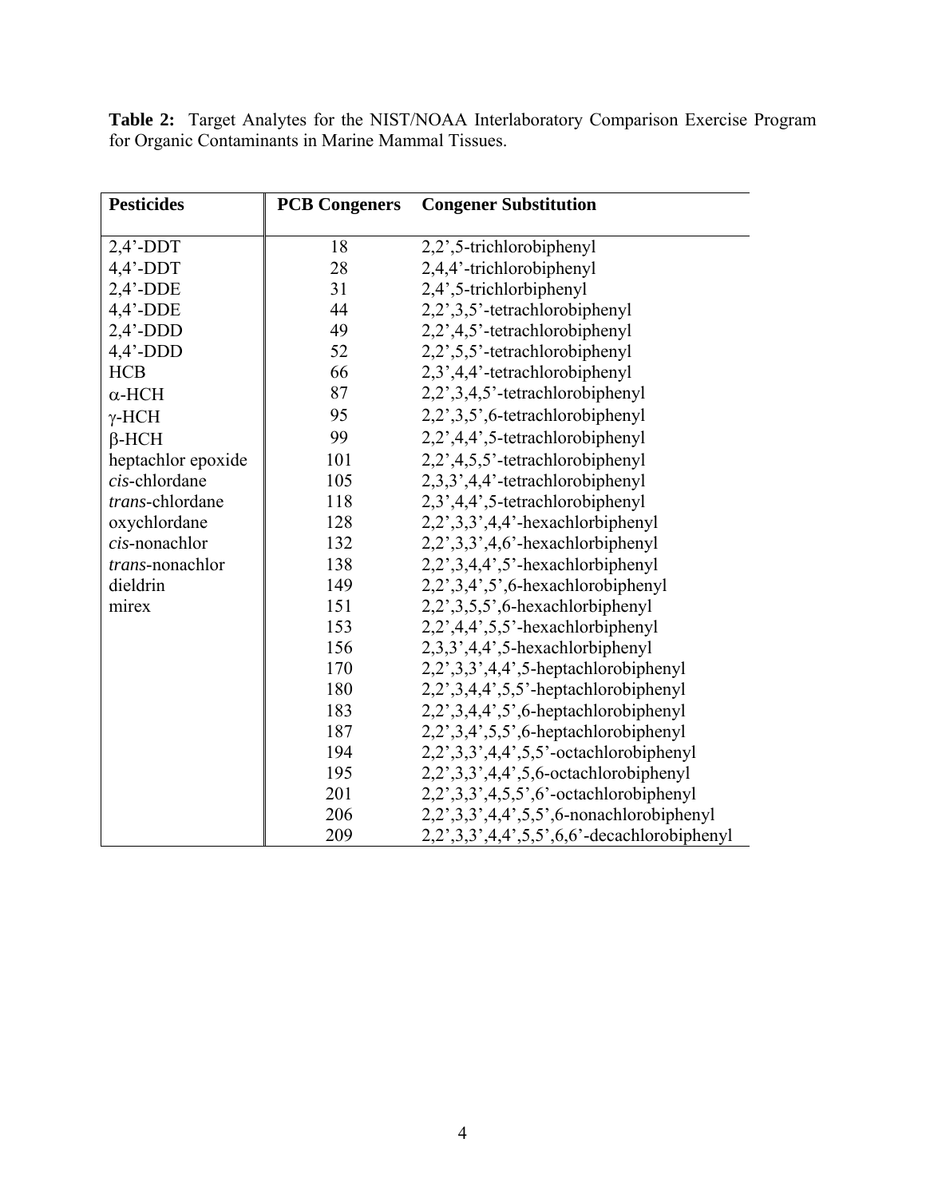**Table 2:** Target Analytes for the NIST/NOAA Interlaboratory Comparison Exercise Program for Organic Contaminants in Marine Mammal Tissues.

| Pesticides | PCB Congeners | Congener Substitution |
|---|---|---|
| 2,4'-DDT | 18 | 2,2',5-trichlorobiphenyl |
| 4,4'-DDT | 28 | 2,4,4'-trichlorobiphenyl |
| 2,4'-DDE | 31 | 2,4',5-trichlorbiphenyl |
| 4,4'-DDE | 44 | 2,2',3,5'-tetrachlorobiphenyl |
| 2,4'-DDD | 49 | 2,2',4,5'-tetrachlorobiphenyl |
| 4,4'-DDD | 52 | 2,2',5,5'-tetrachlorobiphenyl |
| HCB | 66 | 2,3',4,4'-tetrachlorobiphenyl |
| α-HCH | 87 | 2,2',3,4,5'-tetrachlorobiphenyl |
| γ-HCH | 95 | 2,2',3,5',6-tetrachlorobiphenyl |
| β-HCH | 99 | 2,2',4,4',5-tetrachlorobiphenyl |
| heptachlor epoxide | 101 | 2,2',4,5,5'-tetrachlorobiphenyl |
| *cis*-chlordane | 105 | 2,3,3',4,4'-tetrachlorobiphenyl |
| *trans*-chlordane | 118 | 2,3',4,4',5-tetrachlorobiphenyl |
| oxychlordane | 128 | 2,2',3,3',4,4'-hexachlorbiphenyl |
| *cis*-nonachlor | 132 | 2,2',3,3',4,6'-hexachlorbiphenyl |
| *trans*-nonachlor | 138 | 2,2',3,4,4',5'-hexachlorbiphenyl |
| dieldrin | 149 | 2,2',3,4',5',6-hexachlorobiphenyl |
| mirex | 151 | 2,2',3,5,5',6-hexachlorbiphenyl |
| | 153 | 2,2',4,4',5,5'-hexachlorbiphenyl |
| | 156 | 2,3,3',4,4',5-hexachlorbiphenyl |
| | 170 | 2,2',3,3',4,4',5-heptachlorobiphenyl |
| | 180 | 2,2',3,4,4',5,5'-heptachlorobiphenyl |
| | 183 | 2,2',3,4,4',5',6-heptachlorobiphenyl |
| | 187 | 2,2',3,4',5,5',6-heptachlorobiphenyl |
| | 194 | 2,2',3,3',4,4',5,5'-octachlorobiphenyl |
| | 195 | 2,2',3,3',4,4',5,6-octachlorobiphenyl |
| | 201 | 2,2',3,3',4,5,5',6'-octachlorobiphenyl |
| | 206 | 2,2',3,3',4,4',5,5',6-nonachlorobiphenyl |
| | 209 | 2,2',3,3',4,4',5,5',6,6'-decachlorobiphenyl |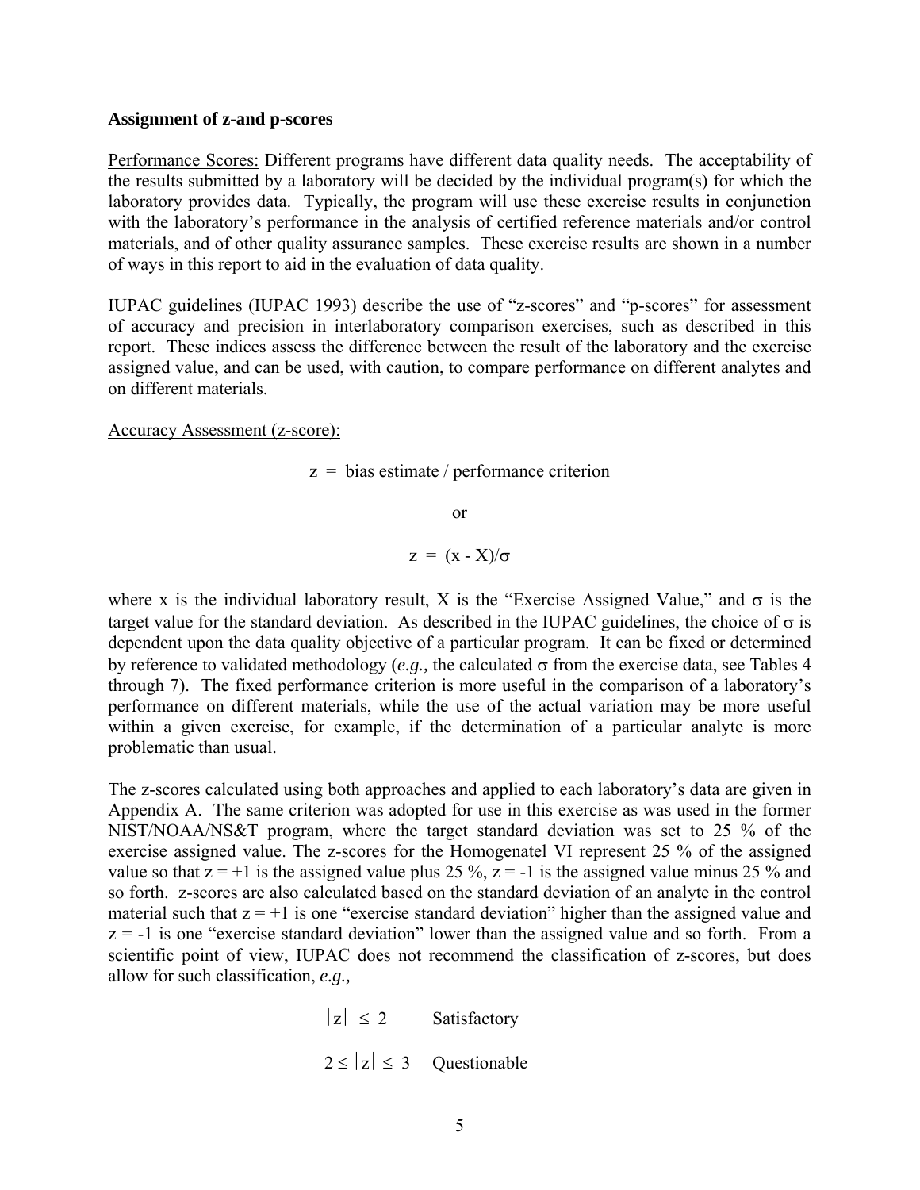**Assignment of z-and p-scores**

Performance Scores: Different programs have different data quality needs. The acceptability of the results submitted by a laboratory will be decided by the individual program(s) for which the laboratory provides data. Typically, the program will use these exercise results in conjunction with the laboratory's performance in the analysis of certified reference materials and/or control materials, and of other quality assurance samples. These exercise results are shown in a number of ways in this report to aid in the evaluation of data quality.

IUPAC guidelines (IUPAC 1993) describe the use of "z-scores" and "p-scores" for assessment of accuracy and precision in interlaboratory comparison exercises, such as described in this report. These indices assess the difference between the result of the laboratory and the exercise assigned value, and can be used, with caution, to compare performance on different analytes and on different materials.

Accuracy Assessment (z-score):

$$z = \text{bias estimate} / \text{performance criterion}$$

or

$$z = (x - X)/\sigma$$

where x is the individual laboratory result, X is the "Exercise Assigned Value," and $\sigma$ is the target value for the standard deviation. As described in the IUPAC guidelines, the choice of $\sigma$ is dependent upon the data quality objective of a particular program. It can be fixed or determined by reference to validated methodology (*e.g.,* the calculated $\sigma$ from the exercise data, see Tables 4 through 7). The fixed performance criterion is more useful in the comparison of a laboratory's performance on different materials, while the use of the actual variation may be more useful within a given exercise, for example, if the determination of a particular analyte is more problematic than usual.

The z-scores calculated using both approaches and applied to each laboratory's data are given in Appendix A. The same criterion was adopted for use in this exercise as was used in the former NIST/NOAA/NS&T program, where the target standard deviation was set to 25 % of the exercise assigned value. The z-scores for the Homogenatel VI represent 25 % of the assigned value so that $z = +1$ is the assigned value plus 25 %, $z = -1$ is the assigned value minus 25 % and so forth. z-scores are also calculated based on the standard deviation of an analyte in the control material such that $z = +1$ is one "exercise standard deviation" higher than the assigned value and $z = -1$ is one "exercise standard deviation" lower than the assigned value and so forth. From a scientific point of view, IUPAC does not recommend the classification of z-scores, but does allow for such classification, *e.g.,*

$|z| \leq 2$ Satisfactory

$2 \leq |z| \leq 3$ Questionable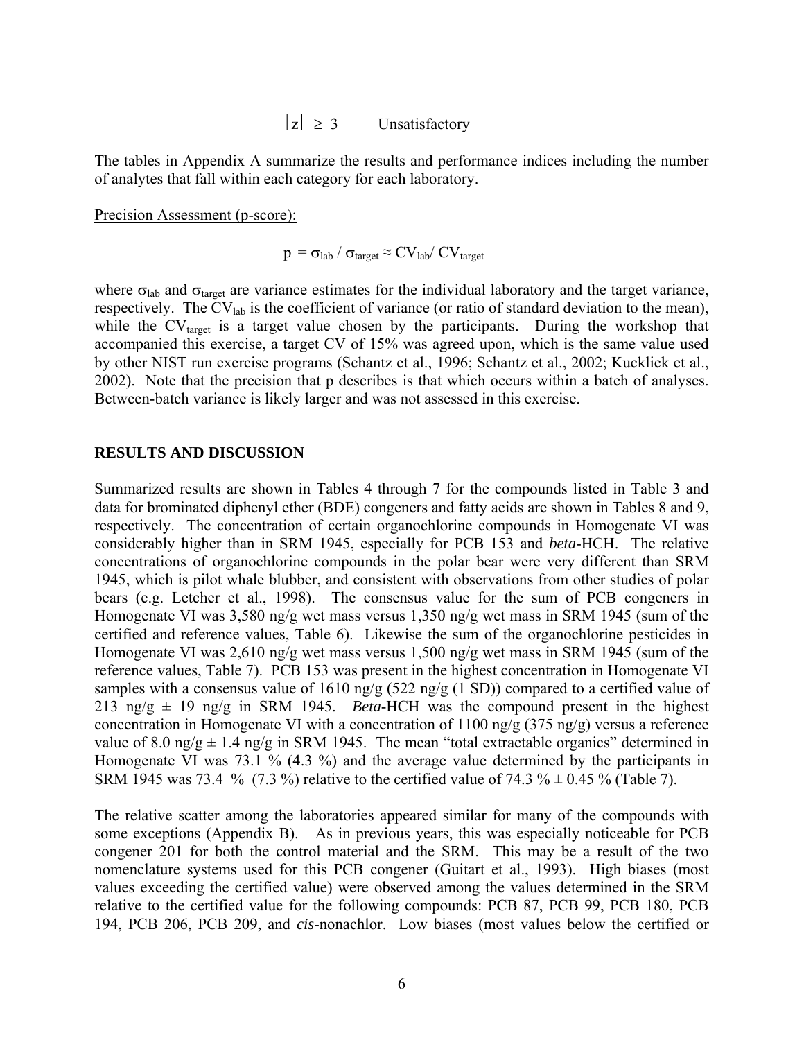$|z| \geq 3$ Unsatisfactory

The tables in Appendix A summarize the results and performance indices including the number of analytes that fall within each category for each laboratory.

Precision Assessment (p-score):

$$p = \sigma_{lab} / \sigma_{target} \approx CV_{lab} / CV_{target}$$

where $\sigma_{lab}$ and $\sigma_{target}$ are variance estimates for the individual laboratory and the target variance, respectively. The $CV_{lab}$ is the coefficient of variance (or ratio of standard deviation to the mean), while the $CV_{target}$ is a target value chosen by the participants. During the workshop that accompanied this exercise, a target CV of 15% was agreed upon, which is the same value used by other NIST run exercise programs (Schantz et al., 1996; Schantz et al., 2002; Kucklick et al., 2002). Note that the precision that p describes is that which occurs within a batch of analyses. Between-batch variance is likely larger and was not assessed in this exercise.

## RESULTS AND DISCUSSION

Summarized results are shown in Tables 4 through 7 for the compounds listed in Table 3 and data for brominated diphenyl ether (BDE) congeners and fatty acids are shown in Tables 8 and 9, respectively. The concentration of certain organochlorine compounds in Homogenate VI was considerably higher than in SRM 1945, especially for PCB 153 and *beta*-HCH. The relative concentrations of organochlorine compounds in the polar bear were very different than SRM 1945, which is pilot whale blubber, and consistent with observations from other studies of polar bears (e.g. Letcher et al., 1998). The consensus value for the sum of PCB congeners in Homogenate VI was 3,580 ng/g wet mass versus 1,350 ng/g wet mass in SRM 1945 (sum of the certified and reference values, Table 6). Likewise the sum of the organochlorine pesticides in Homogenate VI was 2,610 ng/g wet mass versus 1,500 ng/g wet mass in SRM 1945 (sum of the reference values, Table 7). PCB 153 was present in the highest concentration in Homogenate VI samples with a consensus value of 1610 ng/g (522 ng/g (1 SD)) compared to a certified value of 213 ng/g ± 19 ng/g in SRM 1945. *Beta*-HCH was the compound present in the highest concentration in Homogenate VI with a concentration of 1100 ng/g (375 ng/g) versus a reference value of 8.0 ng/g ± 1.4 ng/g in SRM 1945. The mean "total extractable organics" determined in Homogenate VI was 73.1 % (4.3 %) and the average value determined by the participants in SRM 1945 was 73.4 % (7.3 %) relative to the certified value of 74.3 % ± 0.45 % (Table 7).

The relative scatter among the laboratories appeared similar for many of the compounds with some exceptions (Appendix B). As in previous years, this was especially noticeable for PCB congener 201 for both the control material and the SRM. This may be a result of the two nomenclature systems used for this PCB congener (Guitart et al., 1993). High biases (most values exceeding the certified value) were observed among the values determined in the SRM relative to the certified value for the following compounds: PCB 87, PCB 99, PCB 180, PCB 194, PCB 206, PCB 209, and *cis*-nonachlor. Low biases (most values below the certified or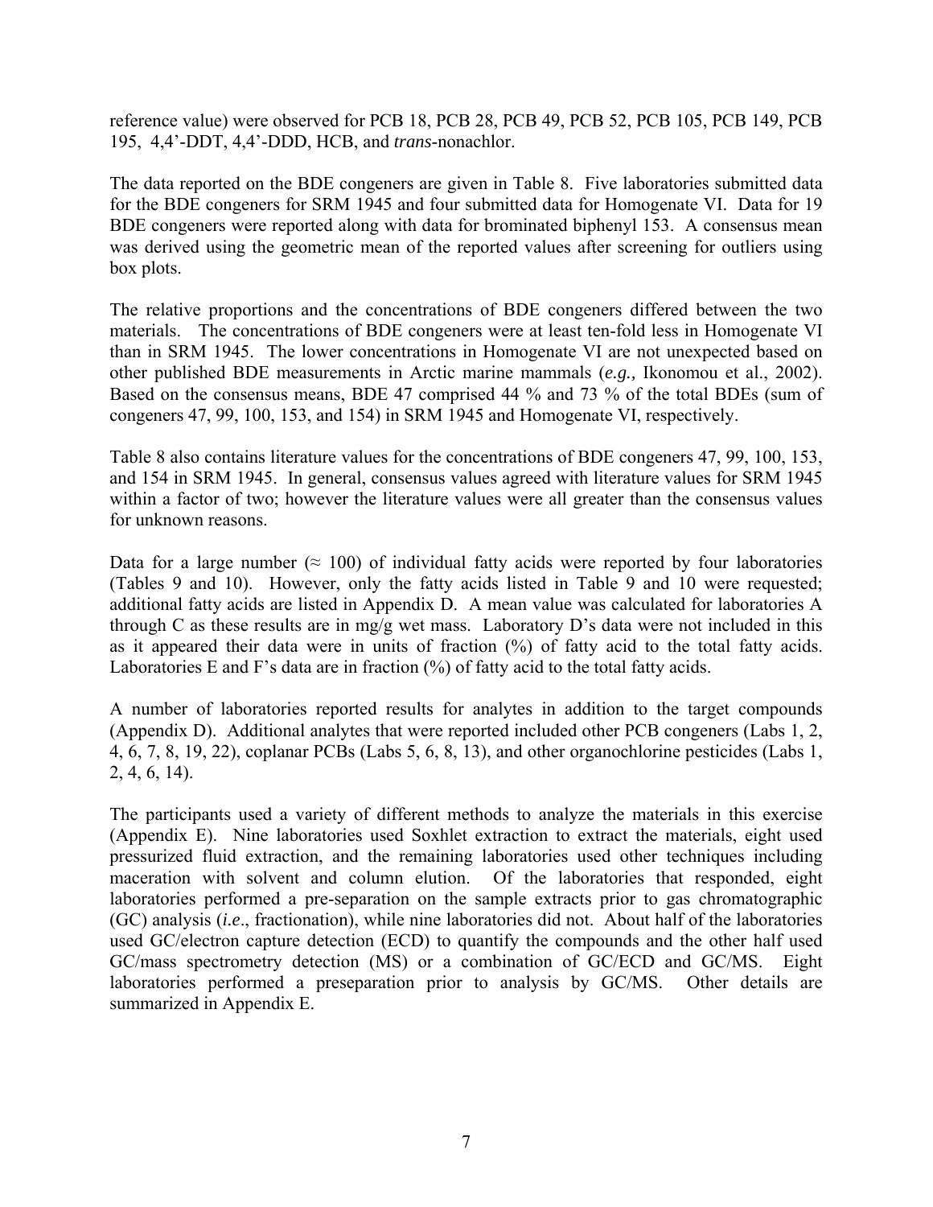reference value) were observed for PCB 18, PCB 28, PCB 49, PCB 52, PCB 105, PCB 149, PCB 195, 4,4'-DDT, 4,4'-DDD, HCB, and *trans*-nonachlor.

The data reported on the BDE congeners are given in Table 8. Five laboratories submitted data for the BDE congeners for SRM 1945 and four submitted data for Homogenate VI. Data for 19 BDE congeners were reported along with data for brominated biphenyl 153. A consensus mean was derived using the geometric mean of the reported values after screening for outliers using box plots.

The relative proportions and the concentrations of BDE congeners differed between the two materials. The concentrations of BDE congeners were at least ten-fold less in Homogenate VI than in SRM 1945. The lower concentrations in Homogenate VI are not unexpected based on other published BDE measurements in Arctic marine mammals (*e.g.,* Ikonomou et al., 2002). Based on the consensus means, BDE 47 comprised 44 % and 73 % of the total BDEs (sum of congeners 47, 99, 100, 153, and 154) in SRM 1945 and Homogenate VI, respectively.

Table 8 also contains literature values for the concentrations of BDE congeners 47, 99, 100, 153, and 154 in SRM 1945. In general, consensus values agreed with literature values for SRM 1945 within a factor of two; however the literature values were all greater than the consensus values for unknown reasons.

Data for a large number (≈ 100) of individual fatty acids were reported by four laboratories (Tables 9 and 10). However, only the fatty acids listed in Table 9 and 10 were requested; additional fatty acids are listed in Appendix D. A mean value was calculated for laboratories A through C as these results are in mg/g wet mass. Laboratory D's data were not included in this as it appeared their data were in units of fraction (%) of fatty acid to the total fatty acids. Laboratories E and F's data are in fraction (%) of fatty acid to the total fatty acids.

A number of laboratories reported results for analytes in addition to the target compounds (Appendix D). Additional analytes that were reported included other PCB congeners (Labs 1, 2, 4, 6, 7, 8, 19, 22), coplanar PCBs (Labs 5, 6, 8, 13), and other organochlorine pesticides (Labs 1, 2, 4, 6, 14).

The participants used a variety of different methods to analyze the materials in this exercise (Appendix E). Nine laboratories used Soxhlet extraction to extract the materials, eight used pressurized fluid extraction, and the remaining laboratories used other techniques including maceration with solvent and column elution. Of the laboratories that responded, eight laboratories performed a pre-separation on the sample extracts prior to gas chromatographic (GC) analysis (*i.e*., fractionation), while nine laboratories did not. About half of the laboratories used GC/electron capture detection (ECD) to quantify the compounds and the other half used GC/mass spectrometry detection (MS) or a combination of GC/ECD and GC/MS. Eight laboratories performed a preseparation prior to analysis by GC/MS. Other details are summarized in Appendix E.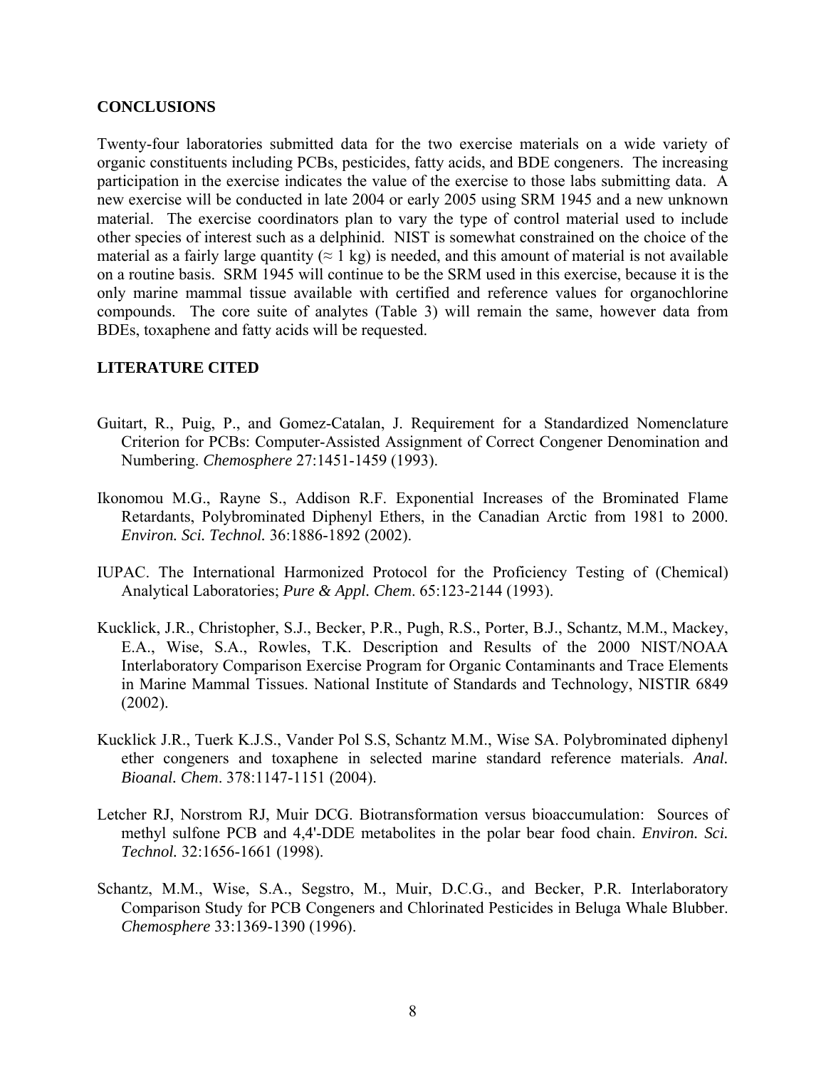## CONCLUSIONS

Twenty-four laboratories submitted data for the two exercise materials on a wide variety of organic constituents including PCBs, pesticides, fatty acids, and BDE congeners. The increasing participation in the exercise indicates the value of the exercise to those labs submitting data. A new exercise will be conducted in late 2004 or early 2005 using SRM 1945 and a new unknown material. The exercise coordinators plan to vary the type of control material used to include other species of interest such as a delphinid. NIST is somewhat constrained on the choice of the material as a fairly large quantity ($\approx$ 1 kg) is needed, and this amount of material is not available on a routine basis. SRM 1945 will continue to be the SRM used in this exercise, because it is the only marine mammal tissue available with certified and reference values for organochlorine compounds. The core suite of analytes (Table 3) will remain the same, however data from BDEs, toxaphene and fatty acids will be requested.

## LITERATURE CITED

Guitart, R., Puig, P., and Gomez-Catalan, J. Requirement for a Standardized Nomenclature Criterion for PCBs: Computer-Assisted Assignment of Correct Congener Denomination and Numbering. *Chemosphere* 27:1451-1459 (1993).

Ikonomou M.G., Rayne S., Addison R.F. Exponential Increases of the Brominated Flame Retardants, Polybrominated Diphenyl Ethers, in the Canadian Arctic from 1981 to 2000. *Environ. Sci. Technol.* 36:1886-1892 (2002).

IUPAC. The International Harmonized Protocol for the Proficiency Testing of (Chemical) Analytical Laboratories; *Pure & Appl. Chem*. 65:123-2144 (1993).

Kucklick, J.R., Christopher, S.J., Becker, P.R., Pugh, R.S., Porter, B.J., Schantz, M.M., Mackey, E.A., Wise, S.A., Rowles, T.K. Description and Results of the 2000 NIST/NOAA Interlaboratory Comparison Exercise Program for Organic Contaminants and Trace Elements in Marine Mammal Tissues. National Institute of Standards and Technology, NISTIR 6849 (2002).

Kucklick J.R., Tuerk K.J.S., Vander Pol S.S, Schantz M.M., Wise SA. Polybrominated diphenyl ether congeners and toxaphene in selected marine standard reference materials. *Anal. Bioanal. Chem*. 378:1147-1151 (2004).

Letcher RJ, Norstrom RJ, Muir DCG. Biotransformation versus bioaccumulation: Sources of methyl sulfone PCB and 4,4'-DDE metabolites in the polar bear food chain. *Environ. Sci. Technol.* 32:1656-1661 (1998).

Schantz, M.M., Wise, S.A., Segstro, M., Muir, D.C.G., and Becker, P.R. Interlaboratory Comparison Study for PCB Congeners and Chlorinated Pesticides in Beluga Whale Blubber. *Chemosphere* 33:1369-1390 (1996).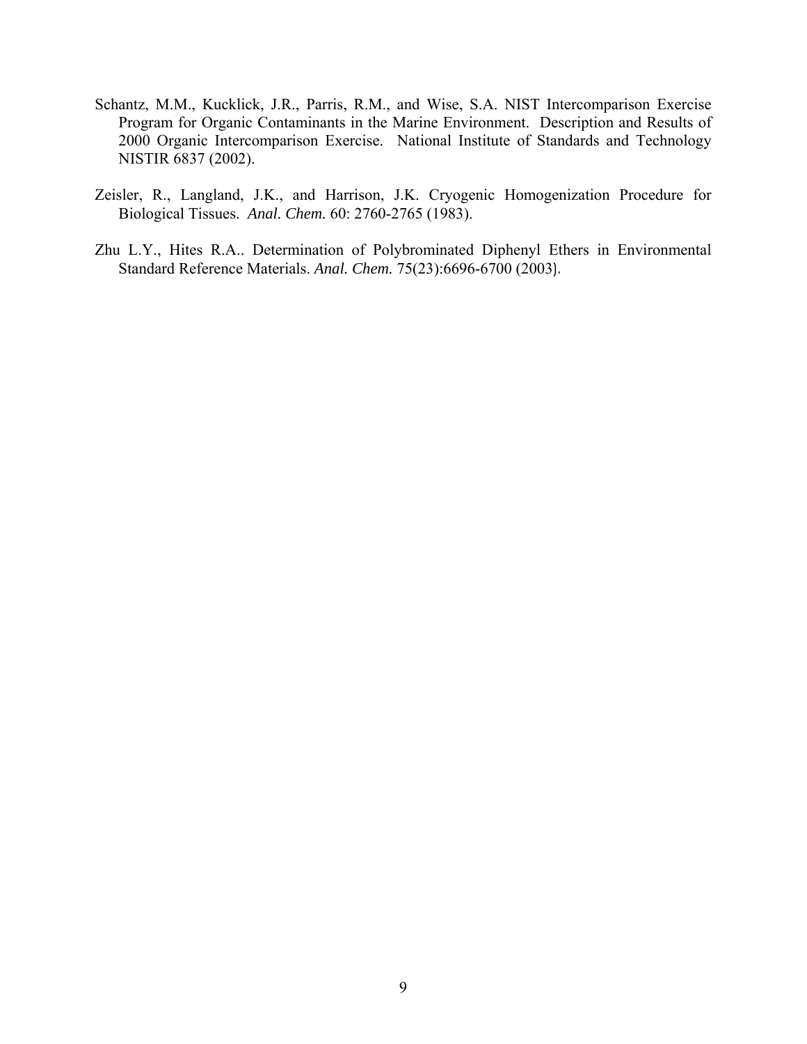Schantz, M.M., Kucklick, J.R., Parris, R.M., and Wise, S.A. NIST Intercomparison Exercise Program for Organic Contaminants in the Marine Environment. Description and Results of 2000 Organic Intercomparison Exercise. National Institute of Standards and Technology NISTIR 6837 (2002).

Zeisler, R., Langland, J.K., and Harrison, J.K. Cryogenic Homogenization Procedure for Biological Tissues. *Anal. Chem.* 60: 2760-2765 (1983).

Zhu L.Y., Hites R.A.. Determination of Polybrominated Diphenyl Ethers in Environmental Standard Reference Materials. *Anal. Chem.* 75(23):6696-6700 (2003).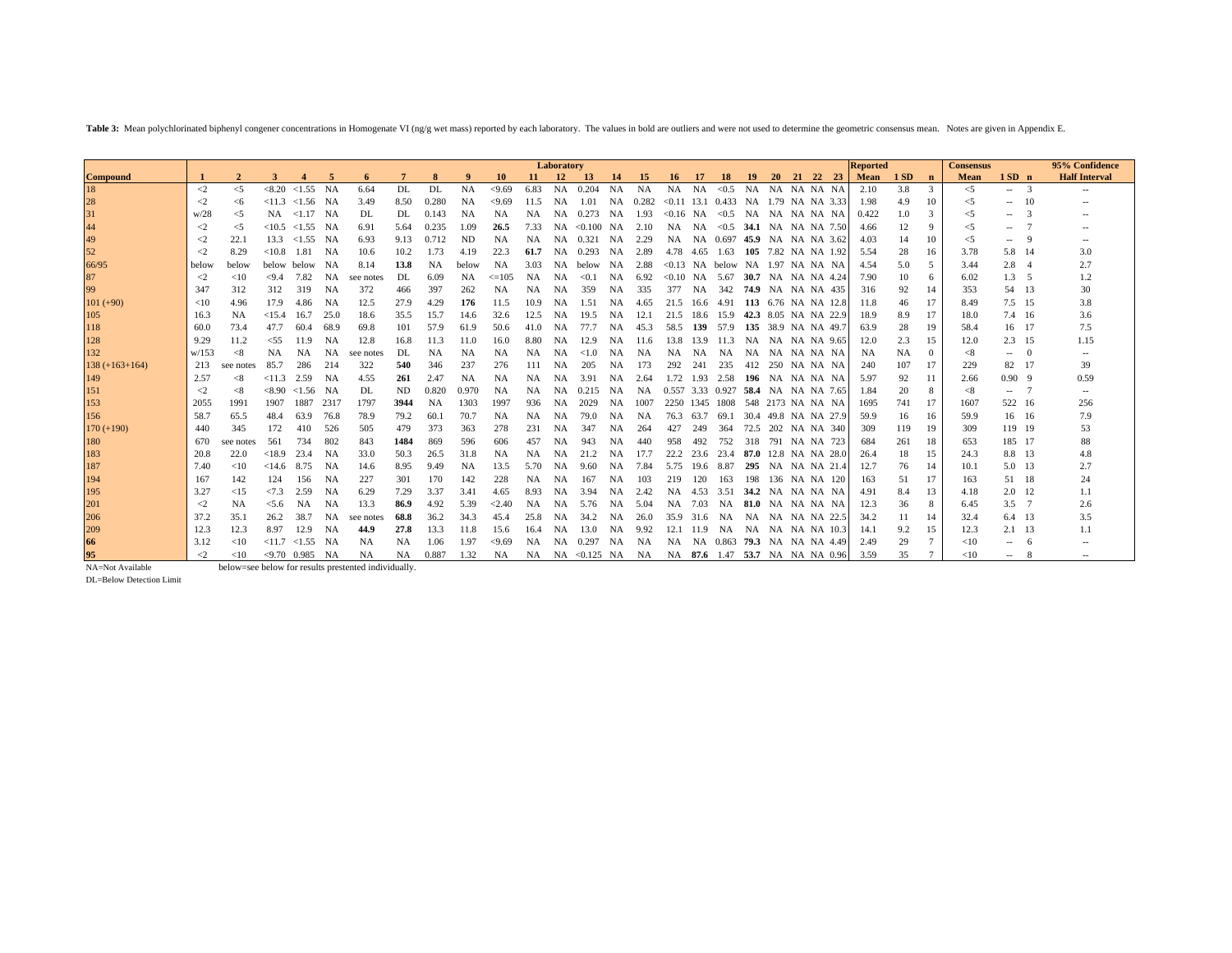**Table 3:** Mean polychlorinated biphenyl congener concentrations in Homogenate VI (ng/g wet mass) reported by each laboratory. The values in bold are outliers and were not used to determine the geometric consensus mean. Notes are given in Appendix E.

| Compound | Laboratory 1 | 2 | 3 | 4 | 5 | 6 | 7 | 8 | 9 | 10 | 11 | 12 | 13 | 14 | 15 | 16 | 17 | 18 | 19 | 20 | 21 | 22 | 23 | Reported Mean | 1 SD | n | Consensus Mean | 1 SD | n | 95% Confidence Half Interval |
|---|---|---|---|---|---|---|---|---|---|---|---|---|---|---|---|---|---|---|---|---|---|---|---|---|---|---|---|---|---|---|
| 18 | <2 | <5 | <8.20 | <1.55 | NA | 6.64 | DL | DL | NA | <9.69 | 6.83 | NA | 0.204 | NA | NA | NA | NA | <0.5 | NA | NA | NA | NA | NA | 2.10 | 3.8 | 3 | <5 | -- | 3 | -- |
| 28 | <2 | <6 | <11.3 | <1.56 | NA | 3.49 | 8.50 | 0.280 | NA | <9.69 | 11.5 | NA | 1.01 | NA | 0.282 | <0.11 | 13.1 | 0.433 | NA | 1.79 | NA | NA | 3.33 | 1.98 | 4.9 | 10 | <5 | -- | 10 | -- |
| 31 | w/28 | <5 | NA | <1.17 | NA | DL | DL | 0.143 | NA | NA | NA | NA | 0.273 | NA | 1.93 | <0.16 | NA | <0.5 | NA | NA | NA | NA | NA | 0.422 | 1.0 | 3 | <5 | -- | 3 | -- |
| 44 | <2 | <5 | <10.5 | <1.55 | NA | 6.91 | 5.64 | 0.235 | 1.09 | **26.5** | 7.33 | NA | <0.100 | NA | 2.10 | NA | NA | <0.5 | **34.1** | NA | NA | NA | 7.50 | 4.66 | 12 | 9 | <5 | -- | 7 | -- |
| 49 | <2 | 22.1 | 13.3 | <1.55 | NA | 6.93 | 9.13 | 0.712 | ND | NA | NA | NA | 0.321 | NA | 2.29 | NA | NA | 0.697 | **45.9** | NA | NA | NA | 3.62 | 4.03 | 14 | 10 | <5 | -- | 9 | -- |
| 52 | <2 | 8.29 | <10.8 | 1.81 | NA | 10.6 | 10.2 | 1.73 | 4.19 | 22.3 | **61.7** | NA | 0.293 | NA | 2.89 | 4.78 | 4.65 | 1.63 | **105** | 7.82 | NA | NA | 1.92 | 5.54 | 28 | 16 | 3.78 | 5.8 | 14 | 3.0 |
| 66/95 | below | below | below | below | NA | 8.14 | **13.8** | NA | below | NA | 3.03 | NA | below | NA | 2.88 | <0.13 | NA | below | NA | 1.97 | NA | NA | NA | 4.54 | 5.0 | 5 | 3.44 | 2.8 | 4 | 2.7 |
| 87 | <2 | <10 | <9.4 | 7.82 | NA | see notes | DL | 6.09 | NA | <=105 | NA | NA | <0.1 | NA | 6.92 | <0.10 | NA | 5.67 | **30.7** | NA | NA | NA | 4.24 | 7.90 | 10 | 6 | 6.02 | 1.3 | 5 | 1.2 |
| 99 | 347 | 312 | 312 | 319 | NA | 372 | 466 | 397 | 262 | NA | NA | NA | 359 | NA | 335 | 377 | NA | 342 | **74.9** | NA | NA | NA | 435 | 316 | 92 | 14 | 353 | 54 | 13 | 30 |
| 101 (+90) | <10 | 4.96 | 17.9 | 4.86 | NA | 12.5 | 27.9 | 4.29 | **176** | 11.5 | 10.9 | NA | 1.51 | NA | 4.65 | 21.5 | 16.6 | 4.91 | **113** | 6.76 | NA | NA | 12.8 | 11.8 | 46 | 17 | 8.49 | 7.5 | 15 | 3.8 |
| 105 | 16.3 | NA | <15.4 | 16.7 | 25.0 | 18.6 | 35.5 | 15.7 | 14.6 | 32.6 | 12.5 | NA | 19.5 | NA | 12.1 | 21.5 | 18.6 | 15.9 | **42.3** | 8.05 | NA | NA | 22.9 | 18.9 | 8.9 | 17 | 18.0 | 7.4 | 16 | 3.6 |
| 118 | 60.0 | 73.4 | 47.7 | 60.4 | 68.9 | 69.8 | 101 | 57.9 | 61.9 | 50.6 | 41.0 | NA | 77.7 | NA | 45.3 | 58.5 | **139** | 57.9 | **135** | 38.9 | NA | NA | 49.7 | 63.9 | 28 | 19 | 58.4 | 16 | 17 | 7.5 |
| 128 | 9.29 | 11.2 | <55 | 11.9 | NA | 12.8 | 16.8 | 11.3 | 11.0 | 16.0 | 8.80 | NA | 12.9 | NA | 11.6 | 13.8 | 13.9 | 11.3 | NA | NA | NA | NA | 9.65 | 12.0 | 2.3 | 15 | 12.0 | 2.3 | 15 | 1.15 |
| 132 | w/153 | <8 | NA | NA | NA | see notes | DL | NA | NA | NA | NA | NA | <1.0 | NA | NA | NA | NA | NA | NA | NA | NA | NA | NA | NA | NA | 0 | <8 | -- | 0 | -- |
| 138 (+163+164) | 213 | see notes | 85.7 | 286 | 214 | 322 | **540** | 346 | 237 | 276 | 111 | NA | 205 | NA | 173 | 292 | 241 | 235 | 412 | 250 | NA | NA | NA | 240 | 107 | 17 | 229 | 82 | 17 | 39 |
| 149 | 2.57 | <8 | <11.3 | 2.59 | NA | 4.55 | **261** | 2.47 | NA | NA | NA | NA | 3.91 | NA | 2.64 | 1.72 | 1.93 | 2.58 | **196** | NA | NA | NA | NA | 5.97 | 92 | 11 | 2.66 | 0.90 | 9 | 0.59 |
| 151 | <2 | <8 | <8.90 | <1.56 | NA | DL | ND | 0.820 | 0.970 | NA | NA | NA | 0.215 | NA | NA | 0.557 | 3.33 | 0.927 | **58.4** | NA | NA | NA | 7.65 | 1.84 | 20 | 8 | <8 | -- | 7 | -- |
| 153 | 2055 | 1991 | 1907 | 1887 | 2317 | 1797 | **3944** | NA | 1303 | 1997 | 936 | NA | 2029 | NA | 1007 | 2250 | 1345 | 1808 | 548 | 2173 | NA | NA | NA | 1695 | 741 | 17 | 1607 | 522 | 16 | 256 |
| 156 | 58.7 | 65.5 | 48.4 | 63.9 | 76.8 | 78.9 | 79.2 | 60.1 | 70.7 | NA | NA | NA | 79.0 | NA | NA | 76.3 | 63.7 | 69.1 | 30.4 | 49.8 | NA | NA | 27.9 | 59.9 | 16 | 16 | 59.9 | 16 | 16 | 7.9 |
| 170 (+190) | 440 | 345 | 172 | 410 | 526 | 505 | 479 | 373 | 363 | 278 | 231 | NA | 347 | NA | 264 | 427 | 249 | 364 | 72.5 | 202 | NA | NA | 340 | 309 | 119 | 19 | 309 | 119 | 19 | 53 |
| 180 | 670 | see notes | 561 | 734 | 802 | 843 | **1484** | 869 | 596 | 606 | 457 | NA | 943 | NA | 440 | 958 | 492 | 752 | 318 | 791 | NA | NA | 723 | 684 | 261 | 18 | 653 | 185 | 17 | 88 |
| 183 | 20.8 | 22.0 | <18.9 | 23.4 | NA | 33.0 | 50.3 | 26.5 | 31.8 | NA | NA | NA | 21.2 | NA | 17.7 | 22.2 | 23.6 | 23.4 | **87.0** | 12.8 | NA | NA | 28.0 | 26.4 | 18 | 15 | 24.3 | 8.8 | 13 | 4.8 |
| 187 | 7.40 | <10 | <14.6 | 8.75 | NA | 14.6 | 8.95 | 9.49 | NA | 13.5 | 5.70 | NA | 9.60 | NA | 7.84 | 5.75 | 19.6 | 8.87 | **295** | NA | NA | NA | 21.4 | 12.7 | 76 | 14 | 10.1 | 5.0 | 13 | 2.7 |
| 194 | 167 | 142 | 124 | 156 | NA | 227 | 301 | 170 | 142 | 228 | NA | NA | 167 | NA | 103 | 219 | 120 | 163 | 198 | 136 | NA | NA | 120 | 163 | 51 | 17 | 163 | 51 | 18 | 24 |
| 195 | 3.27 | <15 | <7.3 | 2.59 | NA | 6.29 | 7.29 | 3.37 | 3.41 | 4.65 | 8.93 | NA | 3.94 | NA | 2.42 | NA | 4.53 | 3.51 | **34.2** | NA | NA | NA | NA | 4.91 | 8.4 | 13 | 4.18 | 2.0 | 12 | 1.1 |
| 201 | <2 | NA | <5.6 | NA | NA | 13.3 | **86.9** | 4.92 | 5.39 | <2.40 | NA | NA | 5.76 | NA | 5.04 | NA | 7.03 | NA | **81.0** | NA | NA | NA | NA | 12.3 | 36 | 8 | 6.45 | 3.5 | 7 | 2.6 |
| 206 | 37.2 | 35.1 | 26.2 | 38.7 | NA | see notes | **68.8** | 36.2 | 34.3 | 45.4 | 25.8 | NA | 34.2 | NA | 26.0 | 35.9 | 31.6 | NA | NA | NA | NA | NA | 22.5 | 34.2 | 11 | 14 | 32.4 | 6.4 | 13 | 3.5 |
| 209 | 12.3 | 12.3 | 8.97 | 12.9 | NA | **44.9** | **27.8** | 13.3 | 11.8 | 15.6 | 16.4 | NA | 13.0 | NA | 9.92 | 12.1 | 11.9 | NA | NA | NA | NA | NA | 10.3 | 14.1 | 9.2 | 15 | 12.3 | 2.1 | 13 | 1.1 |
| **66** | 3.12 | <10 | <11.7 | <1.55 | NA | NA | NA | 1.06 | 1.97 | <9.69 | NA | NA | 0.297 | NA | NA | NA | NA | 0.863 | **79.3** | NA | NA | NA | 4.49 | 2.49 | 29 | 7 | <10 | -- | 6 | -- |
| **95** | <2 | <10 | <9.70 | 0.985 | NA | NA | NA | 0.887 | 1.32 | NA | NA | NA | <0.125 | NA | NA | NA | **87.6** | 1.47 | **53.7** | NA | NA | NA | 0.96 | 3.59 | 35 | 7 | <10 | -- | 8 | -- |

NA=Not Available below=see below for results prestented individually.

DL=Below Detection Limit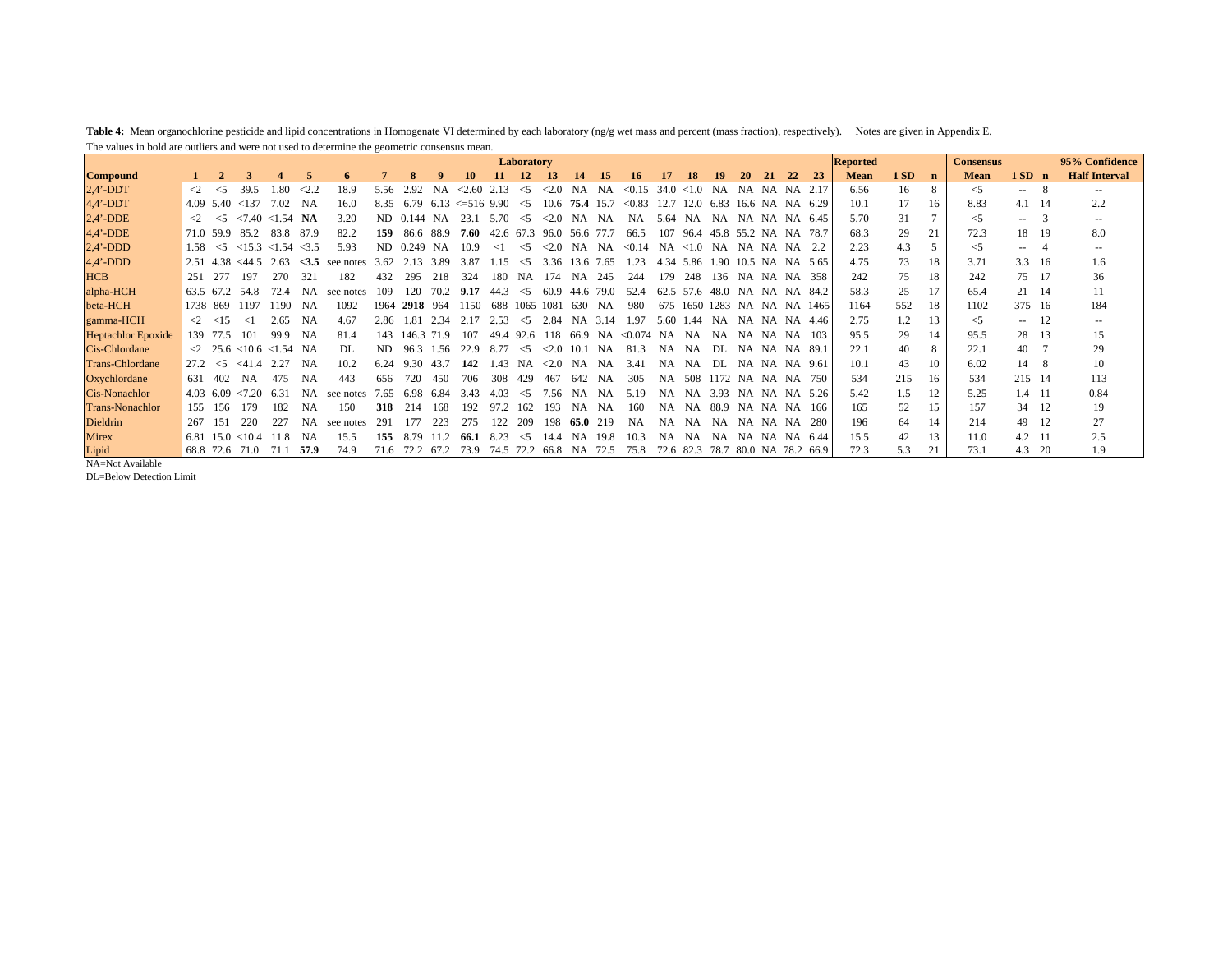**Table 4:** Mean organochlorine pesticide and lipid concentrations in Homogenate VI determined by each laboratory (ng/g wet mass and percent (mass fraction), respectively). Notes are given in Appendix E. The values in bold are outliers and were not used to determine the geometric consensus mean.

| | Laboratory | | | | | | | | | | | | | | | | | | | | | | | Reported | | | Consensus | | | 95% Confidence |
|---|---|---|---|---|---|---|---|---|---|---|---|---|---|---|---|---|---|---|---|---|---|---|---|---|---|---|---|---|---|---|
| **Compound** | **1** | **2** | **3** | **4** | **5** | **6** | **7** | **8** | **9** | **10** | **11** | **12** | **13** | **14** | **15** | **16** | **17** | **18** | **19** | **20** | **21** | **22** | **23** | **Mean** | **1 SD** | **n** | **Mean** | **1 SD** | **n** | **Half Interval** |
| 2,4'-DDT | <2 | <5 | 39.5 | 1.80 | <2.2 | 18.9 | 5.56 | 2.92 | NA | <2.60 | 2.13 | <5 | <2.0 | NA | NA | <0.15 | 34.0 | <1.0 | NA | NA | NA | NA | 2.17 | 6.56 | 16 | 8 | <5 | -- | 8 | -- |
| 4,4'-DDT | 4.09 | 5.40 | <137 | 7.02 | NA | 16.0 | 8.35 | 6.79 | 6.13 | <=516 | 9.90 | <5 | 10.6 | **75.4** | 15.7 | <0.83 | 12.7 | 12.0 | 6.83 | 16.6 | NA | NA | 6.29 | 10.1 | 17 | 16 | 8.83 | 4.1 | 14 | 2.2 |
| 2,4'-DDE | <2 | <5 | <7.40 | <1.54 | **NA** | 3.20 | ND | 0.144 | NA | 23.1 | 5.70 | <5 | <2.0 | NA | NA | NA | 5.64 | NA | NA | NA | NA | NA | 6.45 | 5.70 | 31 | 7 | <5 | -- | 3 | -- |
| 4,4'-DDE | 71.0 | 59.9 | 85.2 | 83.8 | 87.9 | 82.2 | **159** | 86.6 | 88.9 | **7.60** | 42.6 | 67.3 | 96.0 | 56.6 | 77.7 | 66.5 | 107 | 96.4 | 45.8 | 55.2 | NA | NA | 78.7 | 68.3 | 29 | 21 | 72.3 | 18 | 19 | 8.0 |
| 2,4'-DDD | 1.58 | <5 | <15.3 | <1.54 | <3.5 | 5.93 | ND | 0.249 | NA | 10.9 | <1 | <5 | <2.0 | NA | NA | <0.14 | NA | <1.0 | NA | NA | NA | NA | 2.2 | 2.23 | 4.3 | 5 | <5 | -- | 4 | -- |
| 4,4'-DDD | 2.51 | 4.38 | <44.5 | 2.63 | **<3.5** | see notes | 3.62 | 2.13 | 3.89 | 3.87 | 1.15 | <5 | 3.36 | 13.6 | 7.65 | 1.23 | 4.34 | 5.86 | 1.90 | 10.5 | NA | NA | 5.65 | 4.75 | 73 | 18 | 3.71 | 3.3 | 16 | 1.6 |
| HCB | 251 | 277 | 197 | 270 | 321 | 182 | 432 | 295 | 218 | 324 | 180 | NA | 174 | NA | 245 | 244 | 179 | 248 | 136 | NA | NA | NA | 358 | 242 | 75 | 18 | 242 | 75 | 17 | 36 |
| alpha-HCH | 63.5 | 67.2 | 54.8 | 72.4 | NA | see notes | 109 | 120 | 70.2 | **9.17** | 44.3 | <5 | 60.9 | 44.6 | 79.0 | 52.4 | 62.5 | 57.6 | 48.0 | NA | NA | NA | 84.2 | 58.3 | 25 | 17 | 65.4 | 21 | 14 | 11 |
| beta-HCH | 1738 | 869 | 1197 | 1190 | NA | 1092 | 1964 | **2918** | 964 | 1150 | 688 | 1065 | 1081 | 630 | NA | 980 | 675 | 1650 | 1283 | NA | NA | NA | 1465 | 1164 | 552 | 18 | 1102 | 375 | 16 | 184 |
| gamma-HCH | <2 | <15 | <1 | 2.65 | NA | 4.67 | 2.86 | 1.81 | 2.34 | 2.17 | 2.53 | <5 | 2.84 | NA | 3.14 | 1.97 | 5.60 | 1.44 | NA | NA | NA | NA | 4.46 | 2.75 | 1.2 | 13 | <5 | -- | 12 | -- |
| Heptachlor Epoxide | 139 | 77.5 | 101 | 99.9 | NA | 81.4 | 143 | 146.3 | 71.9 | 107 | 49.4 | 92.6 | 118 | 66.9 | NA | <0.074 | NA | NA | NA | NA | NA | NA | 103 | 95.5 | 29 | 14 | 95.5 | 28 | 13 | 15 |
| Cis-Chlordane | <2 | 25.6 | <10.6 | <1.54 | NA | DL | ND | 96.3 | 1.56 | 22.9 | 8.77 | <5 | <2.0 | 10.1 | NA | 81.3 | NA | NA | DL | NA | NA | NA | 89.1 | 22.1 | 40 | 8 | 22.1 | 40 | 7 | 29 |
| Trans-Chlordane | 27.2 | <5 | <41.4 | 2.27 | NA | 10.2 | 6.24 | 9.30 | 43.7 | **142** | 1.43 | NA | <2.0 | NA | NA | 3.41 | NA | NA | DL | NA | NA | NA | 9.61 | 10.1 | 43 | 10 | 6.02 | 14 | 8 | 10 |
| Oxychlordane | 631 | 402 | NA | 475 | NA | 443 | 656 | 720 | 450 | 706 | 308 | 429 | 467 | 642 | NA | 305 | NA | 508 | 1172 | NA | NA | NA | 750 | 534 | 215 | 16 | 534 | 215 | 14 | 113 |
| Cis-Nonachlor | 4.03 | 6.09 | <7.20 | 6.31 | NA | see notes | 7.65 | 6.98 | 6.84 | 3.43 | 4.03 | <5 | 7.56 | NA | NA | 5.19 | NA | NA | 3.93 | NA | NA | NA | 5.26 | 5.42 | 1.5 | 12 | 5.25 | 1.4 | 11 | 0.84 |
| Trans-Nonachlor | 155 | 156 | 179 | 182 | NA | 150 | **318** | 214 | 168 | 192 | 97.2 | 162 | 193 | NA | NA | 160 | NA | NA | 88.9 | NA | NA | NA | 166 | 165 | 52 | 15 | 157 | 34 | 12 | 19 |
| Dieldrin | 267 | 151 | 220 | 227 | NA | see notes | 291 | 177 | 223 | 275 | 122 | 209 | 198 | **65.0** | 219 | NA | NA | NA | NA | NA | NA | NA | 280 | 196 | 64 | 14 | 214 | 49 | 12 | 27 |
| Mirex | 6.81 | 15.0 | <10.4 | 11.8 | NA | 15.5 | **155** | 8.79 | 11.2 | **66.1** | 8.23 | <5 | 14.4 | NA | 19.8 | 10.3 | NA | NA | NA | NA | NA | NA | 6.44 | 15.5 | 42 | 13 | 11.0 | 4.2 | 11 | 2.5 |
| Lipid | 68.8 | 72.6 | 71.0 | 71.1 | **57.9** | 74.9 | 71.6 | 72.2 | 67.2 | 73.9 | 74.5 | 72.2 | 66.8 | NA | 72.5 | 75.8 | 72.6 | 82.3 | 78.7 | 80.0 | NA | 78.2 | 66.9 | 72.3 | 5.3 | 21 | 73.1 | 4.3 | 20 | 1.9 |

NA=Not Available

DL=Below Detection Limit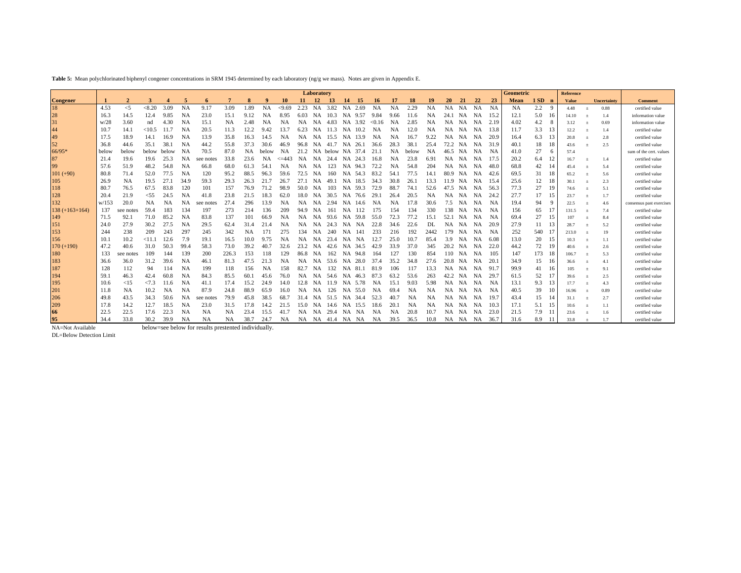**Table 5:** Mean polychlorinated biphenyl congener concentrations in SRM 1945 determined by each laboratory (ng/g we mass). Notes are given in Appendix E.

| | Laboratory | | | | | | | | | | | | | | | | | | | | | | | Geometric | | | Reference | | | |
|---|---|---|---|---|---|---|---|---|---|---|---|---|---|---|---|---|---|---|---|---|---|---|---|---|---|---|---|---|---|---|
| **Congener** | **1** | **2** | **3** | **4** | **5** | **6** | **7** | **8** | **9** | **10** | **11** | **12** | **13** | **14** | **15** | **16** | **17** | **18** | **19** | **20** | **21** | **22** | **23** | **Mean** | **1 SD** | **n** | **Value** | | **Uncertainty** | **Comment** |
| 18 | 4.53 | <5 | <8.20 | 3.09 | NA | 9.17 | 3.09 | 1.89 | NA | <9.69 | 2.23 | NA | 3.82 | NA | 2.69 | NA | NA | 2.29 | NA | NA | NA | NA | NA | NA | 2.2 | 9 | 4.48 | ± | 0.88 | certified value |
| 28 | 16.3 | 14.5 | 12.4 | 9.85 | NA | 23.0 | 15.1 | 9.12 | NA | 8.95 | 6.03 | NA | 10.3 | NA | 9.57 | 9.84 | 9.66 | 11.6 | NA | 24.1 | NA | NA | 15.2 | 12.1 | 5.0 | 16 | 14.10 | ± | 1.4 | information value |
| 31 | w/28 | 3.60 | nd | 4.30 | NA | 15.1 | NA | 2.48 | NA | NA | NA | NA | 4.83 | NA | 3.92 | <0.16 | NA | 2.85 | NA | NA | NA | NA | 2.19 | 4.02 | 4.2 | 8 | 3.12 | ± | 0.69 | information value |
| 44 | 10.7 | 14.1 | <10.5 | 11.7 | NA | 20.5 | 11.3 | 12.2 | 9.42 | 13.7 | 6.23 | NA | 11.3 | NA | 10.2 | NA | NA | 12.0 | NA | NA | NA | NA | 13.8 | 11.7 | 3.3 | 13 | 12.2 | ± | 1.4 | certified value |
| 49 | 17.5 | 18.9 | 14.1 | 16.9 | NA | 13.9 | 35.8 | 16.3 | 14.5 | NA | NA | NA | 15.5 | NA | 13.9 | NA | NA | 16.7 | 9.22 | NA | NA | NA | 20.9 | 16.4 | 6.3 | 13 | 20.8 | ± | 2.8 | certified value |
| 52 | 36.8 | 44.6 | 35.1 | 38.1 | NA | 44.2 | 55.8 | 37.3 | 30.6 | 46.9 | 96.8 | NA | 41.7 | NA | 26.1 | 36.6 | 28.3 | 38.1 | 25.4 | 72.2 | NA | NA | 31.9 | 40.1 | 18 | 18 | 43.6 | ± | 2.5 | certified value |
| 66/95* | below | below | below | below | NA | 70.5 | 87.0 | NA | below | NA | 21.2 | NA | below | NA | 37.4 | 21.1 | NA | below | NA | 46.5 | NA | NA | NA | 41.0 | 27 | 6 | 57.4 | | | sum of the cert. values |
| 87 | 21.4 | 19.6 | 19.6 | 25.3 | NA | see notes | 33.8 | 23.6 | NA | <=443 | NA | NA | 24.4 | NA | 24.3 | 16.8 | NA | 23.8 | 6.91 | NA | NA | NA | 17.5 | 20.2 | 6.4 | 12 | 16.7 | ± | 1.4 | certified value |
| 99 | 57.6 | 51.9 | 48.2 | 54.8 | NA | 66.8 | 68.0 | 61.3 | 54.1 | NA | NA | NA | 123 | NA | 94.3 | 72.2 | NA | 54.8 | 204 | NA | NA | NA | 48.0 | 68.8 | 42 | 14 | 45.4 | ± | 5.4 | certified value |
| 101 (+90) | 80.8 | 71.4 | 52.0 | 77.5 | NA | 120 | 95.2 | 88.5 | 96.3 | 59.6 | 72.5 | NA | 160 | NA | 54.3 | 83.2 | 54.1 | 77.5 | 14.1 | 80.9 | NA | NA | 42.6 | 69.5 | 31 | 18 | 65.2 | ± | 5.6 | certified value |
| 105 | 26.9 | NA | 19.5 | 27.1 | 34.9 | 59.3 | 29.3 | 26.3 | 21.7 | 26.7 | 27.1 | NA | 49.1 | NA | 18.5 | 34.3 | 30.8 | 26.1 | 13.3 | 11.9 | NA | NA | 15.4 | 25.6 | 12 | 18 | 30.1 | ± | 2.3 | certified value |
| 118 | 80.7 | 76.5 | 67.5 | 83.8 | 120 | 101 | 157 | 76.9 | 71.2 | 98.9 | 50.0 | NA | 103 | NA | 59.3 | 72.9 | 88.7 | 74.1 | 52.6 | 47.5 | NA | NA | 56.3 | 77.3 | 27 | 19 | 74.6 | ± | 5.1 | certified value |
| 128 | 20.4 | 21.9 | <55 | 24.5 | NA | 41.8 | 23.8 | 21.5 | 18.3 | 62.0 | 18.0 | NA | 30.5 | NA | 76.6 | 29.1 | 26.4 | 20.5 | NA | NA | NA | NA | 24.2 | 27.7 | 17 | 15 | 23.7 | ± | 1.7 | certified value |
| 132 | w/153 | 20.0 | NA | NA | NA | see notes | 27.4 | 296 | 13.9 | NA | NA | NA | 2.94 | NA | 14.6 | NA | NA | 17.8 | 30.6 | 7.5 | NA | NA | NA | 19.4 | 94 | 9 | 22.5 | ± | 4.6 | consensus past exercises |
| 138 (+163+164) | 137 | see notes | 59.4 | 183 | 134 | 197 | 273 | 214 | 136 | 209 | 94.9 | NA | 161 | NA | 112 | 175 | 154 | 134 | 330 | 138 | NA | NA | NA | 156 | 65 | 17 | 131.5 | ± | 7.4 | certified value |
| 149 | 71.5 | 92.1 | 71.0 | 85.2 | NA | 83.8 | 137 | 101 | 66.9 | NA | NA | NA | 93.6 | NA | 59.8 | 55.0 | 72.3 | 77.2 | 15.1 | 52.1 | NA | NA | NA | 69.4 | 27 | 15 | 107 | ± | 8.4 | certified value |
| 151 | 24.0 | 27.9 | 30.2 | 27.5 | NA | 29.5 | 62.4 | 31.4 | 21.4 | NA | NA | NA | 24.3 | NA | NA | 22.8 | 34.6 | 22.6 | DL | NA | NA | NA | 20.9 | 27.9 | 11 | 13 | 28.7 | ± | 5.2 | certified value |
| 153 | 244 | 238 | 209 | 243 | 297 | 245 | 342 | NA | 171 | 275 | 134 | NA | 240 | NA | 141 | 233 | 216 | 192 | 2442 | 179 | NA | NA | NA | 252 | 540 | 17 | 213.0 | ± | 19 | certified value |
| 156 | 10.1 | 10.2 | <11.1 | 12.6 | 7.9 | 19.1 | 16.5 | 10.0 | 9.75 | NA | NA | NA | 23.4 | NA | NA | 12.7 | 25.0 | 10.7 | 85.4 | 3.9 | NA | NA | 6.08 | 13.0 | 20 | 15 | 10.3 | ± | 1.1 | certified value |
| 170 (+190) | 47.2 | 40.6 | 31.0 | 50.3 | 99.4 | 58.3 | 73.0 | 39.2 | 40.7 | 32.6 | 23.2 | NA | 42.6 | NA | 34.5 | 42.9 | 33.9 | 37.0 | 345 | 20.2 | NA | NA | 22.0 | 44.2 | 72 | 19 | 40.6 | ± | 2.6 | certified value |
| 180 | 133 | see notes | 109 | 144 | 139 | 200 | 226.3 | 153 | 118 | 129 | 86.8 | NA | 162 | NA | 94.8 | 164 | 127 | 130 | 854 | 110 | NA | NA | 105 | 147 | 173 | 18 | 106.7 | ± | 5.3 | certified value |
| 183 | 36.6 | 36.0 | 31.2 | 39.6 | NA | 46.1 | 81.3 | 47.5 | 21.3 | NA | NA | NA | 53.6 | NA | 28.0 | 37.4 | 35.2 | 34.8 | 27.6 | 20.8 | NA | NA | 20.1 | 34.9 | 15 | 16 | 36.6 | ± | 4.1 | certified value |
| 187 | 128 | 112 | 94 | 114 | NA | 199 | 118 | 156 | NA | 158 | 82.7 | NA | 132 | NA | 81.1 | 81.9 | 106 | 117 | 13.3 | NA | NA | NA | 91.7 | 99.9 | 41 | 16 | 105 | ± | 9.1 | certified value |
| 194 | 59.1 | 46.3 | 42.4 | 60.8 | NA | 84.3 | 85.5 | 60.1 | 45.6 | 76.0 | NA | NA | 54.6 | NA | 46.3 | 87.3 | 63.2 | 53.6 | 263 | 42.2 | NA | NA | 29.7 | 61.5 | 52 | 17 | 39.6 | ± | 2.5 | certified value |
| 195 | 10.6 | <15 | <7.3 | 11.6 | NA | 41.1 | 17.4 | 15.2 | 24.9 | 14.0 | 12.8 | NA | 11.9 | NA | 5.78 | NA | 15.1 | 9.03 | 5.98 | NA | NA | NA | NA | 13.1 | 9.3 | 13 | 17.7 | ± | 4.3 | certified value |
| 201 | 11.8 | NA | 10.2 | NA | NA | 87.9 | 24.8 | 88.9 | 65.9 | 16.0 | NA | NA | 126 | NA | 55.0 | NA | 69.4 | NA | NA | NA | NA | NA | NA | 40.5 | 39 | 10 | 16.96 | ± | 0.89 | certified value |
| 206 | 49.8 | 43.5 | 34.3 | 50.6 | NA | see notes | 79.9 | 45.8 | 38.5 | 68.7 | 31.4 | NA | 51.5 | NA | 34.4 | 52.3 | 40.7 | NA | NA | NA | NA | NA | 19.7 | 43.4 | 15 | 14 | 31.1 | ± | 2.7 | certified value |
| 209 | 17.8 | 14.2 | 12.7 | 18.5 | NA | 23.0 | 31.5 | 17.8 | 14.2 | 21.5 | 15.0 | NA | 14.6 | NA | 15.5 | 18.6 | 20.1 | NA | NA | NA | NA | NA | 10.3 | 17.1 | 5.1 | 15 | 10.6 | ± | 1.1 | certified value |
| **66** | 22.5 | 22.5 | 17.6 | 22.3 | NA | NA | NA | 23.4 | 15.5 | 41.7 | NA | NA | 29.4 | NA | NA | NA | NA | 20.8 | 10.7 | NA | NA | NA | 23.0 | 21.5 | 7.9 | 11 | 23.6 | ± | 1.6 | certified value |
| **95** | 34.4 | 33.8 | 30.2 | 39.9 | NA | NA | NA | 38.7 | 24.7 | NA | NA | NA | 41.4 | NA | NA | NA | 39.5 | 36.5 | 10.8 | NA | NA | NA | 36.7 | 31.6 | 8.9 | 11 | 33.8 | ± | 1.7 | certified value |

NA=Not Available below=see below for results prestented individually.

DL=Below Detection Limit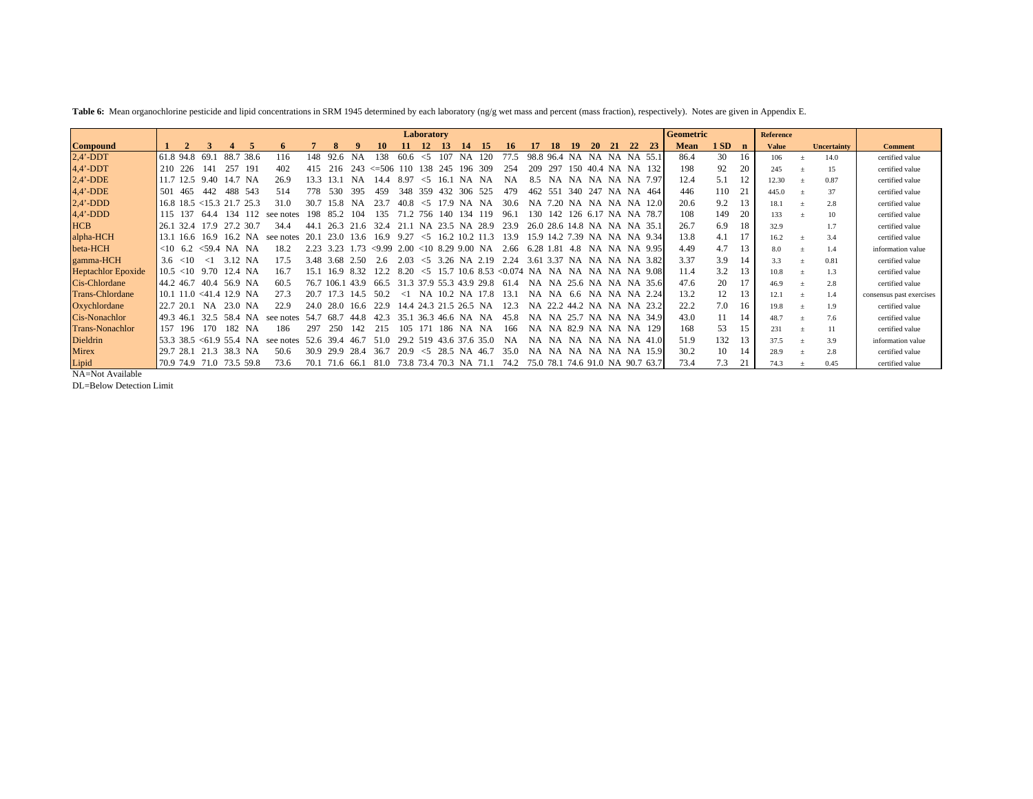**Table 6:** Mean organochlorine pesticide and lipid concentrations in SRM 1945 determined by each laboratory (ng/g wet mass and percent (mass fraction), respectively). Notes are given in Appendix E.

| Compound | Laboratory 1 | 2 | 3 | 4 | 5 | 6 | 7 | 8 | 9 | 10 | 11 | 12 | 13 | 14 | 15 | 16 | 17 | 18 | 19 | 20 | 21 | 22 | 23 | Geometric Mean | 1 SD | n | Reference Value | | Uncertainty | Comment |
|---|---|---|---|---|---|---|---|---|---|---|---|---|---|---|---|---|---|---|---|---|---|---|---|---|---|---|---|---|---|---|
| 2,4'-DDT | 61.8 | 94.8 | 69.1 | 88.7 | 38.6 | 116 | 148 | 92.6 | NA | 138 | 60.6 | <5 | 107 | NA | 120 | 77.5 | 98.8 | 96.4 | NA | NA | NA | NA | 55.1 | 86.4 | 30 | 16 | 106 | ± | 14.0 | certified value |
| 4,4'-DDT | 210 | 226 | 141 | 257 | 191 | 402 | 415 | 216 | 243 | <=506 | 110 | 138 | 245 | 196 | 309 | 254 | 209 | 297 | 150 | 40.4 | NA | NA | 132 | 198 | 92 | 20 | 245 | ± | 15 | certified value |
| 2,4'-DDE | 11.7 | 12.5 | 9.40 | 14.7 | NA | 26.9 | 13.3 | 13.1 | NA | 14.4 | 8.97 | <5 | 16.1 | NA | NA | NA | 8.5 | NA | NA | NA | NA | NA | 7.97 | 12.4 | 5.1 | 12 | 12.30 | ± | 0.87 | certified value |
| 4,4'-DDE | 501 | 465 | 442 | 488 | 543 | 514 | 778 | 530 | 395 | 459 | 348 | 359 | 432 | 306 | 525 | 479 | 462 | 551 | 340 | 247 | NA | NA | 464 | 446 | 110 | 21 | 445.0 | ± | 37 | certified value |
| 2,4'-DDD | 16.8 | 18.5 | <15.3 | 21.7 | 25.3 | 31.0 | 30.7 | 15.8 | NA | 23.7 | 40.8 | <5 | 17.9 | NA | NA | 30.6 | NA | 7.20 | NA | NA | NA | NA | 12.0 | 20.6 | 9.2 | 13 | 18.1 | ± | 2.8 | certified value |
| 4,4'-DDD | 115 | 137 | 64.4 | 134 | 112 | see notes | 198 | 85.2 | 104 | 135 | 71.2 | 756 | 140 | 134 | 119 | 96.1 | 130 | 142 | 126 | 6.17 | NA | NA | 78.7 | 108 | 149 | 20 | 133 | ± | 10 | certified value |
| HCB | 26.1 | 32.4 | 17.9 | 27.2 | 30.7 | 34.4 | 44.1 | 26.3 | 21.6 | 32.4 | 21.1 | NA | 23.5 | NA | 28.9 | 23.9 | 26.0 | 28.6 | 14.8 | NA | NA | NA | 35.1 | 26.7 | 6.9 | 18 | 32.9 | | 1.7 | certified value |
| alpha-HCH | 13.1 | 16.6 | 16.9 | 16.2 | NA | see notes | 20.1 | 23.0 | 13.6 | 16.9 | 9.27 | <5 | 16.2 | 10.2 | 11.3 | 13.9 | 15.9 | 14.2 | 7.39 | NA | NA | NA | 9.34 | 13.8 | 4.1 | 17 | 16.2 | ± | 3.4 | certified value |
| beta-HCH | <10 | 6.2 | <59.4 | NA | NA | 18.2 | 2.23 | 3.23 | 1.73 | <9.99 | 2.00 | <10 | 8.29 | 9.00 | NA | 2.66 | 6.28 | 1.81 | 4.8 | NA | NA | NA | 9.95 | 4.49 | 4.7 | 13 | 8.0 | ± | 1.4 | information value |
| gamma-HCH | 3.6 | <10 | <1 | 3.12 | NA | 17.5 | 3.48 | 3.68 | 2.50 | 2.6 | 2.03 | <5 | 3.26 | NA | 2.19 | 2.24 | 3.61 | 3.37 | NA | NA | NA | NA | 3.82 | 3.37 | 3.9 | 14 | 3.3 | ± | 0.81 | certified value |
| Heptachlor Epoxide | 10.5 | <10 | 9.70 | 12.4 | NA | 16.7 | 15.1 | 16.9 | 8.32 | 12.2 | 8.20 | <5 | 15.7 | 10.6 | 8.53 | <0.074 | NA | NA | NA | NA | NA | NA | 9.08 | 11.4 | 3.2 | 13 | 10.8 | ± | 1.3 | certified value |
| Cis-Chlordane | 44.2 | 46.7 | 40.4 | 56.9 | NA | 60.5 | 76.7 | 106.1 | 43.9 | 66.5 | 31.3 | 37.9 | 55.3 | 43.9 | 29.8 | 61.4 | NA | NA | 25.6 | NA | NA | NA | 35.6 | 47.6 | 20 | 17 | 46.9 | ± | 2.8 | certified value |
| Trans-Chlordane | 10.1 | 11.0 | <41.4 | 12.9 | NA | 27.3 | 20.7 | 17.3 | 14.5 | 50.2 | <1 | NA | 10.2 | NA | 17.8 | 13.1 | NA | NA | 6.6 | NA | NA | NA | 2.24 | 13.2 | 12 | 13 | 12.1 | ± | 1.4 | consensus past exercises |
| Oxychlordane | 22.7 | 20.1 | NA | 23.0 | NA | 22.9 | 24.0 | 28.0 | 16.6 | 22.9 | 14.4 | 24.3 | 21.5 | 26.5 | NA | 12.3 | NA | 22.2 | 44.2 | NA | NA | NA | 23.2 | 22.2 | 7.0 | 16 | 19.8 | ± | 1.9 | certified value |
| Cis-Nonachlor | 49.3 | 46.1 | 32.5 | 58.4 | NA | see notes | 54.7 | 68.7 | 44.8 | 42.3 | 35.1 | 36.3 | 46.6 | NA | NA | 45.8 | NA | NA | 25.7 | NA | NA | NA | 34.9 | 43.0 | 11 | 14 | 48.7 | ± | 7.6 | certified value |
| Trans-Nonachlor | 157 | 196 | 170 | 182 | NA | 186 | 297 | 250 | 142 | 215 | 105 | 171 | 186 | NA | NA | 166 | NA | NA | 82.9 | NA | NA | NA | 129 | 168 | 53 | 15 | 231 | ± | 11 | certified value |
| Dieldrin | 53.3 | 38.5 | <61.9 | 55.4 | NA | see notes | 52.6 | 39.4 | 46.7 | 51.0 | 29.2 | 519 | 43.6 | 37.6 | 35.0 | NA | NA | NA | NA | NA | NA | NA | 41.0 | 51.9 | 132 | 13 | 37.5 | ± | 3.9 | information value |
| Mirex | 29.7 | 28.1 | 21.3 | 38.3 | NA | 50.6 | 30.9 | 29.9 | 28.4 | 36.7 | 20.9 | <5 | 28.5 | NA | 46.7 | 35.0 | NA | NA | NA | NA | NA | NA | 15.9 | 30.2 | 10 | 14 | 28.9 | ± | 2.8 | certified value |
| Lipid | 70.9 | 74.9 | 71.0 | 73.5 | 59.8 | 73.6 | 70.1 | 71.6 | 66.1 | 81.0 | 73.8 | 73.4 | 70.3 | NA | 71.1 | 74.2 | 75.0 | 78.1 | 74.6 | 91.0 | NA | 90.7 | 63.7 | 73.4 | 7.3 | 21 | 74.3 | ± | 0.45 | certified value |

NA=Not Available

DL=Below Detection Limit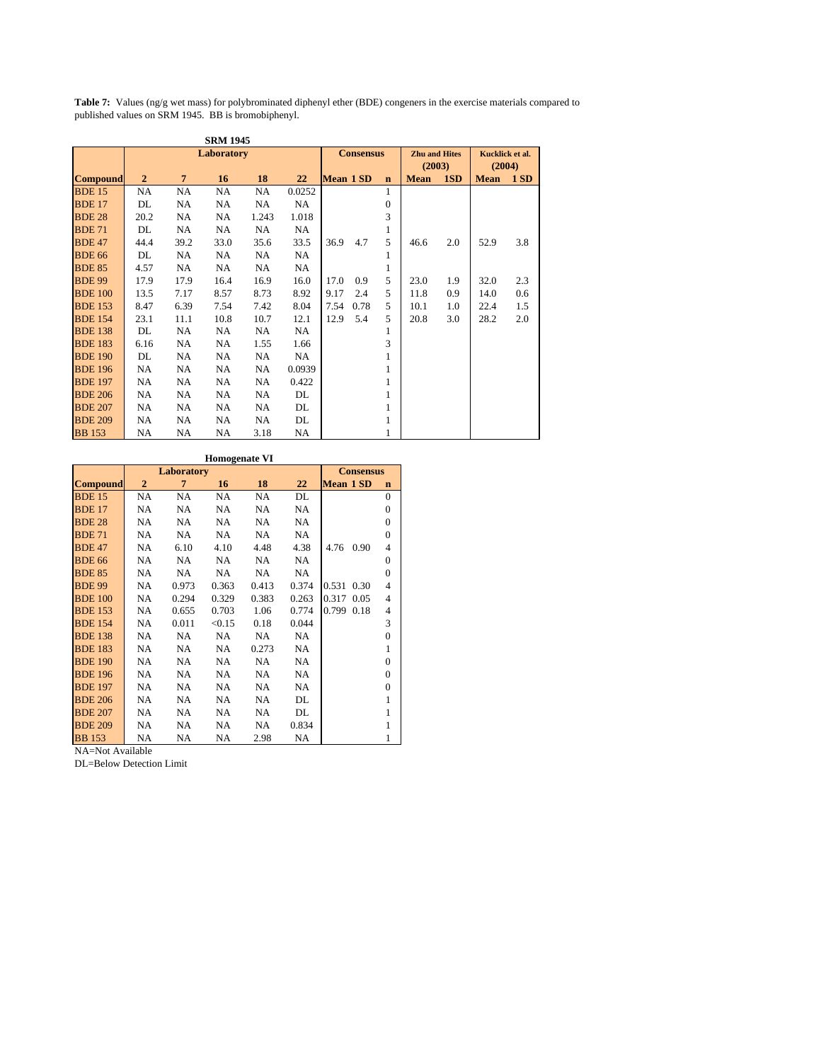**Table 7:** Values (ng/g wet mass) for polybrominated diphenyl ether (BDE) congeners in the exercise materials compared to published values on SRM 1945. BB is bromobiphenyl.

**SRM 1945**

| | Laboratory | | | | | Consensus | | | Zhu and Hites (2003) | | Kucklick et al. (2004) | |
|---|---|---|---|---|---|---|---|---|---|---|---|---|
| **Compound** | **2** | **7** | **16** | **18** | **22** | **Mean** | **1 SD** | **n** | **Mean** | **1SD** | **Mean** | **1 SD** |
| BDE 15 | NA | NA | NA | NA | 0.0252 | | | 1 | | | | |
| BDE 17 | DL | NA | NA | NA | NA | | | 0 | | | | |
| BDE 28 | 20.2 | NA | NA | 1.243 | 1.018 | | | 3 | | | | |
| BDE 71 | DL | NA | NA | NA | NA | | | 1 | | | | |
| BDE 47 | 44.4 | 39.2 | 33.0 | 35.6 | 33.5 | 36.9 | 4.7 | 5 | 46.6 | 2.0 | 52.9 | 3.8 |
| BDE 66 | DL | NA | NA | NA | NA | | | 1 | | | | |
| BDE 85 | 4.57 | NA | NA | NA | NA | | | 1 | | | | |
| BDE 99 | 17.9 | 17.9 | 16.4 | 16.9 | 16.0 | 17.0 | 0.9 | 5 | 23.0 | 1.9 | 32.0 | 2.3 |
| BDE 100 | 13.5 | 7.17 | 8.57 | 8.73 | 8.92 | 9.17 | 2.4 | 5 | 11.8 | 0.9 | 14.0 | 0.6 |
| BDE 153 | 8.47 | 6.39 | 7.54 | 7.42 | 8.04 | 7.54 | 0.78 | 5 | 10.1 | 1.0 | 22.4 | 1.5 |
| BDE 154 | 23.1 | 11.1 | 10.8 | 10.7 | 12.1 | 12.9 | 5.4 | 5 | 20.8 | 3.0 | 28.2 | 2.0 |
| BDE 138 | DL | NA | NA | NA | NA | | | 1 | | | | |
| BDE 183 | 6.16 | NA | NA | 1.55 | 1.66 | | | 3 | | | | |
| BDE 190 | DL | NA | NA | NA | NA | | | 1 | | | | |
| BDE 196 | NA | NA | NA | NA | 0.0939 | | | 1 | | | | |
| BDE 197 | NA | NA | NA | NA | 0.422 | | | 1 | | | | |
| BDE 206 | NA | NA | NA | NA | DL | | | 1 | | | | |
| BDE 207 | NA | NA | NA | NA | DL | | | 1 | | | | |
| BDE 209 | NA | NA | NA | NA | DL | | | 1 | | | | |
| BB 153 | NA | NA | NA | 3.18 | NA | | | 1 | | | | |

**Homogenate VI**

| | Laboratory | | | | | Consensus | | |
|---|---|---|---|---|---|---|---|---|
| **Compound** | **2** | **7** | **16** | **18** | **22** | **Mean** | **1 SD** | **n** |
| BDE 15 | NA | NA | NA | NA | DL | | | 0 |
| BDE 17 | NA | NA | NA | NA | NA | | | 0 |
| BDE 28 | NA | NA | NA | NA | NA | | | 0 |
| BDE 71 | NA | NA | NA | NA | NA | | | 0 |
| BDE 47 | NA | 6.10 | 4.10 | 4.48 | 4.38 | 4.76 | 0.90 | 4 |
| BDE 66 | NA | NA | NA | NA | NA | | | 0 |
| BDE 85 | NA | NA | NA | NA | NA | | | 0 |
| BDE 99 | NA | 0.973 | 0.363 | 0.413 | 0.374 | 0.531 | 0.30 | 4 |
| BDE 100 | NA | 0.294 | 0.329 | 0.383 | 0.263 | 0.317 | 0.05 | 4 |
| BDE 153 | NA | 0.655 | 0.703 | 1.06 | 0.774 | 0.799 | 0.18 | 4 |
| BDE 154 | NA | 0.011 | <0.15 | 0.18 | 0.044 | | | 3 |
| BDE 138 | NA | NA | NA | NA | NA | | | 0 |
| BDE 183 | NA | NA | NA | 0.273 | NA | | | 1 |
| BDE 190 | NA | NA | NA | NA | NA | | | 0 |
| BDE 196 | NA | NA | NA | NA | NA | | | 0 |
| BDE 197 | NA | NA | NA | NA | NA | | | 0 |
| BDE 206 | NA | NA | NA | NA | DL | | | 1 |
| BDE 207 | NA | NA | NA | NA | DL | | | 1 |
| BDE 209 | NA | NA | NA | NA | 0.834 | | | 1 |
| BB 153 | NA | NA | NA | 2.98 | NA | | | 1 |

NA=Not Available

DL=Below Detection Limit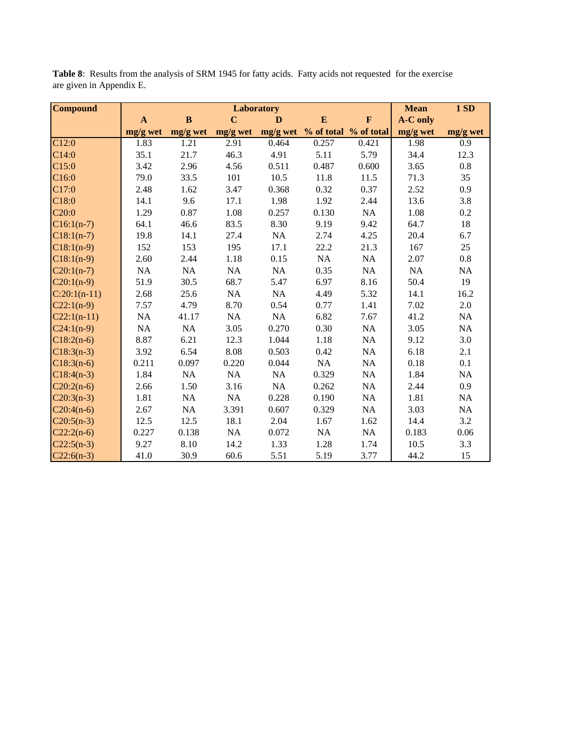**Table 8**: Results from the analysis of SRM 1945 for fatty acids. Fatty acids not requested for the exercise are given in Appendix E.

| Compound | Laboratory | | | | | | Mean | 1 SD |
|---|---|---|---|---|---|---|---|---|
| | **A** | **B** | **C** | **D** | **E** | **F** | **A-C only** | |
| | **mg/g wet** | **mg/g wet** | **mg/g wet** | **mg/g wet** | **% of total** | **% of total** | **mg/g wet** | **mg/g wet** |
| C12:0 | 1.83 | 1.21 | 2.91 | 0.464 | 0.257 | 0.421 | 1.98 | 0.9 |
| C14:0 | 35.1 | 21.7 | 46.3 | 4.91 | 5.11 | 5.79 | 34.4 | 12.3 |
| C15:0 | 3.42 | 2.96 | 4.56 | 0.511 | 0.487 | 0.600 | 3.65 | 0.8 |
| C16:0 | 79.0 | 33.5 | 101 | 10.5 | 11.8 | 11.5 | 71.3 | 35 |
| C17:0 | 2.48 | 1.62 | 3.47 | 0.368 | 0.32 | 0.37 | 2.52 | 0.9 |
| C18:0 | 14.1 | 9.6 | 17.1 | 1.98 | 1.92 | 2.44 | 13.6 | 3.8 |
| C20:0 | 1.29 | 0.87 | 1.08 | 0.257 | 0.130 | NA | 1.08 | 0.2 |
| C16:1(n-7) | 64.1 | 46.6 | 83.5 | 8.30 | 9.19 | 9.42 | 64.7 | 18 |
| C18:1(n-7) | 19.8 | 14.1 | 27.4 | NA | 2.74 | 4.25 | 20.4 | 6.7 |
| C18:1(n-9) | 152 | 153 | 195 | 17.1 | 22.2 | 21.3 | 167 | 25 |
| C18:1(n-9) | 2.60 | 2.44 | 1.18 | 0.15 | NA | NA | 2.07 | 0.8 |
| C20:1(n-7) | NA | NA | NA | NA | 0.35 | NA | NA | NA |
| C20:1(n-9) | 51.9 | 30.5 | 68.7 | 5.47 | 6.97 | 8.16 | 50.4 | 19 |
| C:20:1(n-11) | 2.68 | 25.6 | NA | NA | 4.49 | 5.32 | 14.1 | 16.2 |
| C22:1(n-9) | 7.57 | 4.79 | 8.70 | 0.54 | 0.77 | 1.41 | 7.02 | 2.0 |
| C22:1(n-11) | NA | 41.17 | NA | NA | 6.82 | 7.67 | 41.2 | NA |
| C24:1(n-9) | NA | NA | 3.05 | 0.270 | 0.30 | NA | 3.05 | NA |
| C18:2(n-6) | 8.87 | 6.21 | 12.3 | 1.044 | 1.18 | NA | 9.12 | 3.0 |
| C18:3(n-3) | 3.92 | 6.54 | 8.08 | 0.503 | 0.42 | NA | 6.18 | 2.1 |
| C18:3(n-6) | 0.211 | 0.097 | 0.220 | 0.044 | NA | NA | 0.18 | 0.1 |
| C18:4(n-3) | 1.84 | NA | NA | NA | 0.329 | NA | 1.84 | NA |
| C20:2(n-6) | 2.66 | 1.50 | 3.16 | NA | 0.262 | NA | 2.44 | 0.9 |
| C20:3(n-3) | 1.81 | NA | NA | 0.228 | 0.190 | NA | 1.81 | NA |
| C20:4(n-6) | 2.67 | NA | 3.391 | 0.607 | 0.329 | NA | 3.03 | NA |
| C20:5(n-3) | 12.5 | 12.5 | 18.1 | 2.04 | 1.67 | 1.62 | 14.4 | 3.2 |
| C22:2(n-6) | 0.227 | 0.138 | NA | 0.072 | NA | NA | 0.183 | 0.06 |
| C22:5(n-3) | 9.27 | 8.10 | 14.2 | 1.33 | 1.28 | 1.74 | 10.5 | 3.3 |
| C22:6(n-3) | 41.0 | 30.9 | 60.6 | 5.51 | 5.19 | 3.77 | 44.2 | 15 |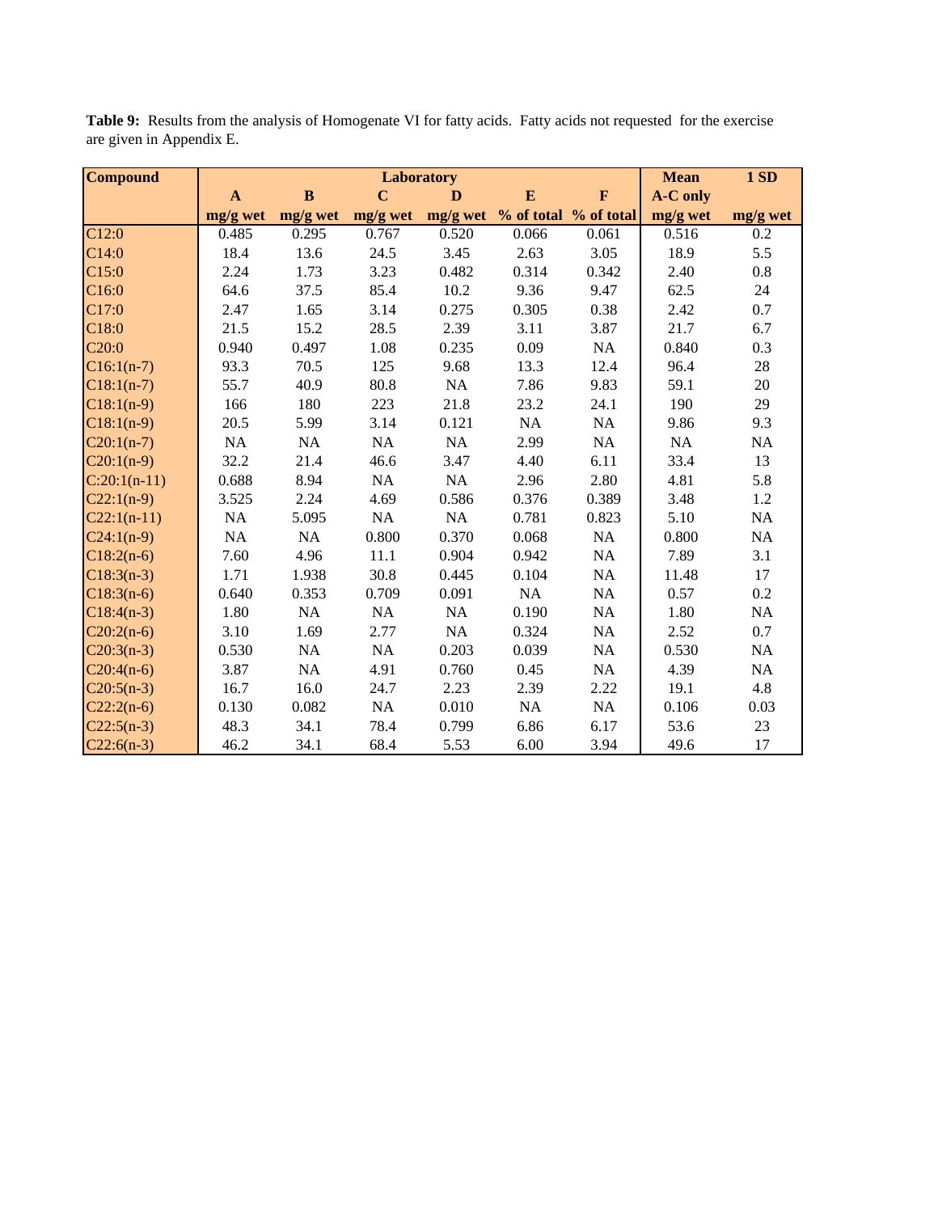**Table 9:** Results from the analysis of Homogenate VI for fatty acids. Fatty acids not requested for the exercise are given in Appendix E.

| Compound | Laboratory | | | | | | Mean | 1 SD |
|---|---|---|---|---|---|---|---|---|
| | A | B | C | D | E | F | A-C only | |
| | mg/g wet | mg/g wet | mg/g wet | mg/g wet | % of total | % of total | mg/g wet | mg/g wet |
| C12:0 | 0.485 | 0.295 | 0.767 | 0.520 | 0.066 | 0.061 | 0.516 | 0.2 |
| C14:0 | 18.4 | 13.6 | 24.5 | 3.45 | 2.63 | 3.05 | 18.9 | 5.5 |
| C15:0 | 2.24 | 1.73 | 3.23 | 0.482 | 0.314 | 0.342 | 2.40 | 0.8 |
| C16:0 | 64.6 | 37.5 | 85.4 | 10.2 | 9.36 | 9.47 | 62.5 | 24 |
| C17:0 | 2.47 | 1.65 | 3.14 | 0.275 | 0.305 | 0.38 | 2.42 | 0.7 |
| C18:0 | 21.5 | 15.2 | 28.5 | 2.39 | 3.11 | 3.87 | 21.7 | 6.7 |
| C20:0 | 0.940 | 0.497 | 1.08 | 0.235 | 0.09 | NA | 0.840 | 0.3 |
| C16:1(n-7) | 93.3 | 70.5 | 125 | 9.68 | 13.3 | 12.4 | 96.4 | 28 |
| C18:1(n-7) | 55.7 | 40.9 | 80.8 | NA | 7.86 | 9.83 | 59.1 | 20 |
| C18:1(n-9) | 166 | 180 | 223 | 21.8 | 23.2 | 24.1 | 190 | 29 |
| C18:1(n-9) | 20.5 | 5.99 | 3.14 | 0.121 | NA | NA | 9.86 | 9.3 |
| C20:1(n-7) | NA | NA | NA | NA | 2.99 | NA | NA | NA |
| C20:1(n-9) | 32.2 | 21.4 | 46.6 | 3.47 | 4.40 | 6.11 | 33.4 | 13 |
| C:20:1(n-11) | 0.688 | 8.94 | NA | NA | 2.96 | 2.80 | 4.81 | 5.8 |
| C22:1(n-9) | 3.525 | 2.24 | 4.69 | 0.586 | 0.376 | 0.389 | 3.48 | 1.2 |
| C22:1(n-11) | NA | 5.095 | NA | NA | 0.781 | 0.823 | 5.10 | NA |
| C24:1(n-9) | NA | NA | 0.800 | 0.370 | 0.068 | NA | 0.800 | NA |
| C18:2(n-6) | 7.60 | 4.96 | 11.1 | 0.904 | 0.942 | NA | 7.89 | 3.1 |
| C18:3(n-3) | 1.71 | 1.938 | 30.8 | 0.445 | 0.104 | NA | 11.48 | 17 |
| C18:3(n-6) | 0.640 | 0.353 | 0.709 | 0.091 | NA | NA | 0.57 | 0.2 |
| C18:4(n-3) | 1.80 | NA | NA | NA | 0.190 | NA | 1.80 | NA |
| C20:2(n-6) | 3.10 | 1.69 | 2.77 | NA | 0.324 | NA | 2.52 | 0.7 |
| C20:3(n-3) | 0.530 | NA | NA | 0.203 | 0.039 | NA | 0.530 | NA |
| C20:4(n-6) | 3.87 | NA | 4.91 | 0.760 | 0.45 | NA | 4.39 | NA |
| C20:5(n-3) | 16.7 | 16.0 | 24.7 | 2.23 | 2.39 | 2.22 | 19.1 | 4.8 |
| C22:2(n-6) | 0.130 | 0.082 | NA | 0.010 | NA | NA | 0.106 | 0.03 |
| C22:5(n-3) | 48.3 | 34.1 | 78.4 | 0.799 | 6.86 | 6.17 | 53.6 | 23 |
| C22:6(n-3) | 46.2 | 34.1 | 68.4 | 5.53 | 6.00 | 3.94 | 49.6 | 17 |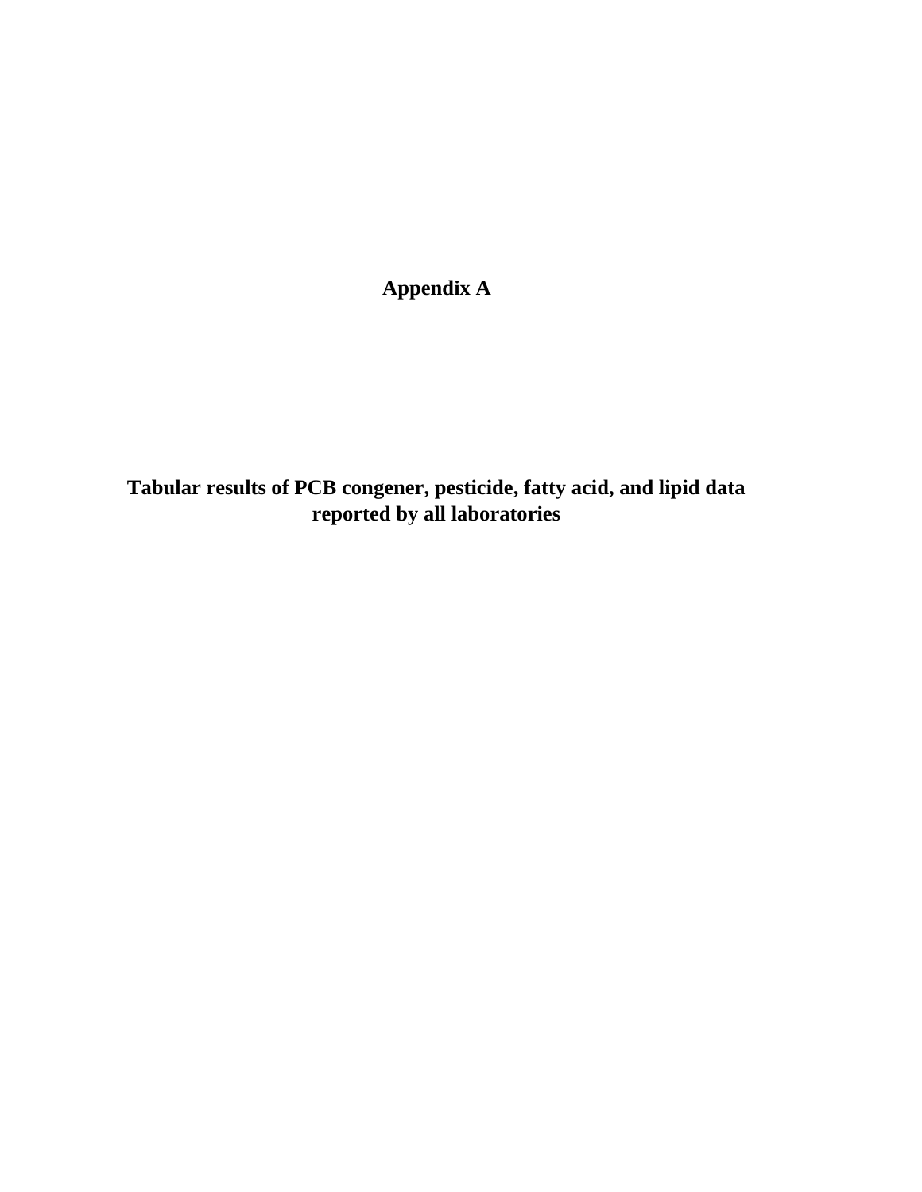# Appendix A

## Tabular results of PCB congener, pesticide, fatty acid, and lipid data reported by all laboratories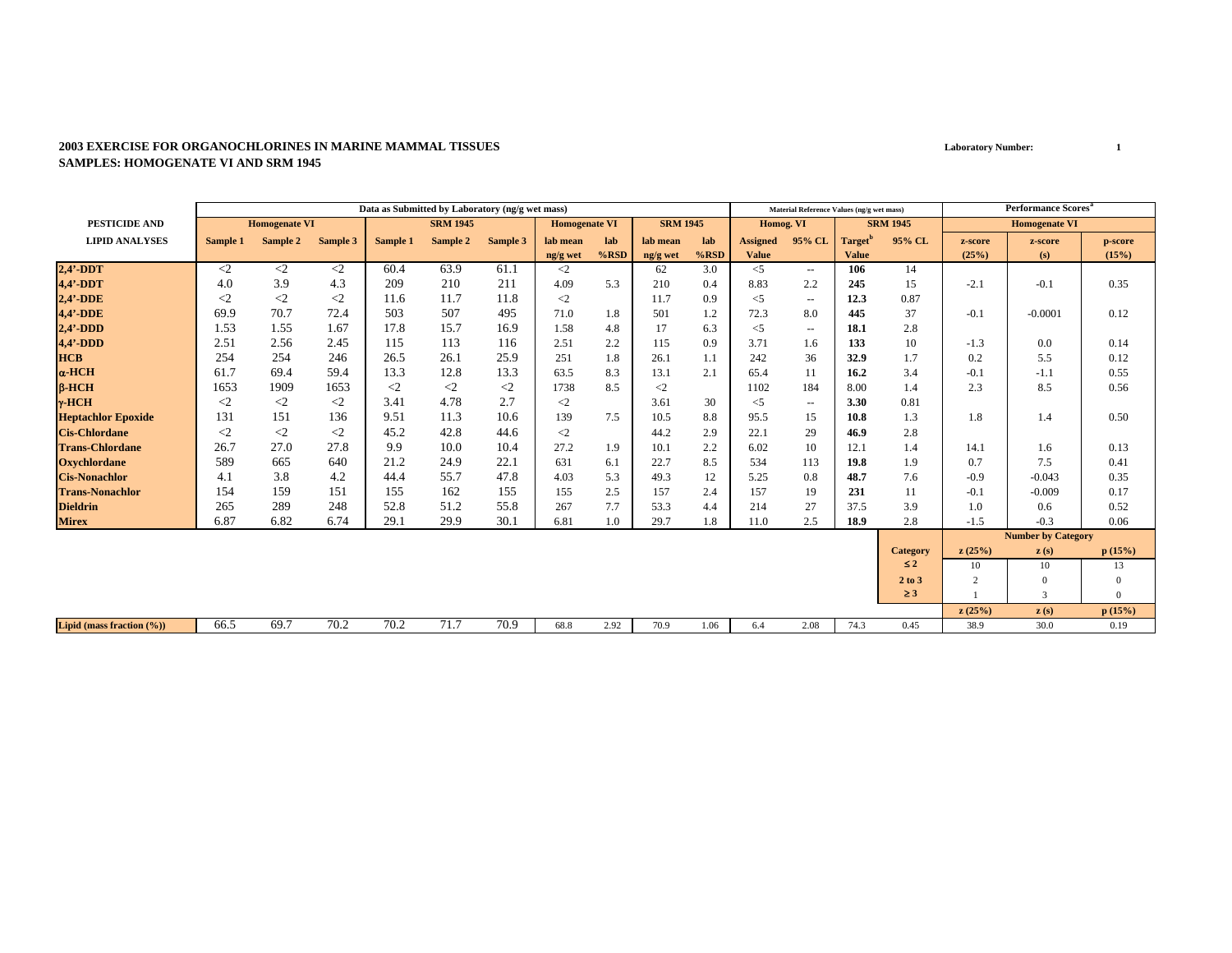**2003 EXERCISE FOR ORGANOCHLORINES IN MARINE MAMMAL TISSUES**
**SAMPLES: HOMOGENATE VI AND SRM 1945**

**Laboratory Number:** 1

| PESTICIDE AND LIPID ANALYSES | Data as Submitted by Laboratory (ng/g wet mass) | | | | | | | | | | Material Reference Values (ng/g wet mass) | | | | Performance Scores[a] | | |
|---|---|---|---|---|---|---|---|---|---|---|---|---|---|---|---|---|---|
| | Homogenate VI | | | SRM 1945 | | | Homogenate VI | | SRM 1945 | | Homog. VI | | SRM 1945 | | Homogenate VI | | |
| | Sample 1 | Sample 2 | Sample 3 | Sample 1 | Sample 2 | Sample 3 | lab mean ng/g wet | lab %RSD | lab mean ng/g wet | lab %RSD | Assigned Value | 95% CL | Target[b] Value | 95% CL | z-score (25%) | z-score (s) | p-score (15%) |
| **2,4'-DDT** | <2 | <2 | <2 | 60.4 | 63.9 | 61.1 | <2 | | 62 | 3.0 | <5 | -- | **106** | 14 | | | |
| **4,4'-DDT** | 4.0 | 3.9 | 4.3 | 209 | 210 | 211 | 4.09 | 5.3 | 210 | 0.4 | 8.83 | 2.2 | **245** | 15 | -2.1 | -0.1 | 0.35 |
| **2,4'-DDE** | <2 | <2 | <2 | 11.6 | 11.7 | 11.8 | <2 | | 11.7 | 0.9 | <5 | -- | **12.3** | 0.87 | | | |
| **4,4'-DDE** | 69.9 | 70.7 | 72.4 | 503 | 507 | 495 | 71.0 | 1.8 | 501 | 1.2 | 72.3 | 8.0 | **445** | 37 | -0.1 | -0.0001 | 0.12 |
| **2,4'-DDD** | 1.53 | 1.55 | 1.67 | 17.8 | 15.7 | 16.9 | 1.58 | 4.8 | 17 | 6.3 | <5 | -- | **18.1** | 2.8 | | | |
| **4,4'-DDD** | 2.51 | 2.56 | 2.45 | 115 | 113 | 116 | 2.51 | 2.2 | 115 | 0.9 | 3.71 | 1.6 | **133** | 10 | -1.3 | 0.0 | 0.14 |
| **HCB** | 254 | 254 | 246 | 26.5 | 26.1 | 25.9 | 251 | 1.8 | 26.1 | 1.1 | 242 | 36 | **32.9** | 1.7 | 0.2 | 5.5 | 0.12 |
| **α-HCH** | 61.7 | 69.4 | 59.4 | 13.3 | 12.8 | 13.3 | 63.5 | 8.3 | 13.1 | 2.1 | 65.4 | 11 | **16.2** | 3.4 | -0.1 | -1.1 | 0.55 |
| **β-HCH** | 1653 | 1909 | 1653 | <2 | <2 | <2 | 1738 | 8.5 | <2 | | 1102 | 184 | 8.00 | 1.4 | 2.3 | 8.5 | 0.56 |
| **γ-HCH** | <2 | <2 | <2 | 3.41 | 4.78 | 2.7 | <2 | | 3.61 | 30 | <5 | -- | **3.30** | 0.81 | | | |
| **Heptachlor Epoxide** | 131 | 151 | 136 | 9.51 | 11.3 | 10.6 | 139 | 7.5 | 10.5 | 8.8 | 95.5 | 15 | **10.8** | 1.3 | 1.8 | 1.4 | 0.50 |
| **Cis-Chlordane** | <2 | <2 | <2 | 45.2 | 42.8 | 44.6 | <2 | | 44.2 | 2.9 | 22.1 | 29 | **46.9** | 2.8 | | | |
| **Trans-Chlordane** | 26.7 | 27.0 | 27.8 | 9.9 | 10.0 | 10.4 | 27.2 | 1.9 | 10.1 | 2.2 | 6.02 | 10 | 12.1 | 1.4 | 14.1 | 1.6 | 0.13 |
| **Oxychlordane** | 589 | 665 | 640 | 21.2 | 24.9 | 22.1 | 631 | 6.1 | 22.7 | 8.5 | 534 | 113 | **19.8** | 1.9 | 0.7 | 7.5 | 0.41 |
| **Cis-Nonachlor** | 4.1 | 3.8 | 4.2 | 44.4 | 55.7 | 47.8 | 4.03 | 5.3 | 49.3 | 12 | 5.25 | 0.8 | **48.7** | 7.6 | -0.9 | -0.043 | 0.35 |
| **Trans-Nonachlor** | 154 | 159 | 151 | 155 | 162 | 155 | 155 | 2.5 | 157 | 2.4 | 157 | 19 | **231** | 11 | -0.1 | -0.009 | 0.17 |
| **Dieldrin** | 265 | 289 | 248 | 52.8 | 51.2 | 55.8 | 267 | 7.7 | 53.3 | 4.4 | 214 | 27 | 37.5 | 3.9 | 1.0 | 0.6 | 0.52 |
| **Mirex** | 6.87 | 6.82 | 6.74 | 29.1 | 29.9 | 30.1 | 6.81 | 1.0 | 29.7 | 1.8 | 11.0 | 2.5 | **18.9** | 2.8 | -1.5 | -0.3 | 0.06 |
| | | | | | | | | | | | | | | | **Number by Category** | | |
| | | | | | | | | | | | | | | **Category** | **z (25%)** | **z (s)** | **p (15%)** |
| | | | | | | | | | | | | | | **≤ 2** | 10 | 10 | 13 |
| | | | | | | | | | | | | | | **2 to 3** | 2 | 0 | 0 |
| | | | | | | | | | | | | | | **≥ 3** | 1 | 3 | 0 |
| | | | | | | | | | | | | | | | **z (25%)** | **z (s)** | **p (15%)** |
| **Lipid (mass fraction (%))** | 66.5 | 69.7 | 70.2 | 70.2 | 71.7 | 70.9 | 68.8 | 2.92 | 70.9 | 1.06 | 6.4 | 2.08 | 74.3 | 0.45 | 38.9 | 30.0 | 0.19 |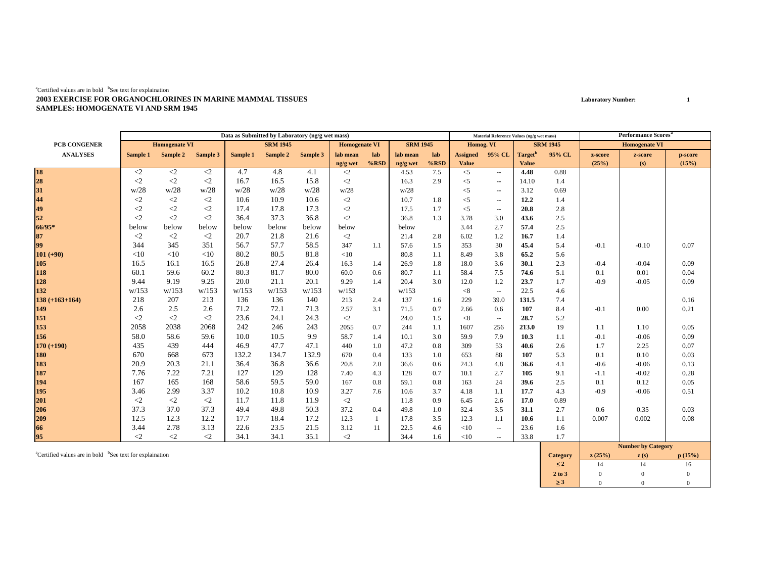[a]Certified values are in bold [b]See text for explaination

**2003 EXERCISE FOR ORGANOCHLORINES IN MARINE MAMMAL TISSUES**
**SAMPLES: HOMOGENATE VI AND SRM 1945**

**Laboratory Number: 1**

| PCB CONGENER ANALYSES | Data as Submitted by Laboratory (ng/g wet mass) | | | | | | | | | | Material Reference Values (ng/g wet mass) | | | | Performance Scores[a] | | |
|---|---|---|---|---|---|---|---|---|---|---|---|---|---|---|---|---|---|
| | Homogenate VI | | | SRM 1945 | | | Homogenate VI | | SRM 1945 | | Homog. VI | | SRM 1945 | | Homogenate VI | | |
| | Sample 1 | Sample 2 | Sample 3 | Sample 1 | Sample 2 | Sample 3 | lab mean ng/g wet | lab %RSD | lab mean ng/g wet | lab %RSD | Assigned Value | 95% CL | Target[b] Value | 95% CL | z-score (25%) | z-score (s) | p-score (15%) |
| 18 | <2 | <2 | <2 | 4.7 | 4.8 | 4.1 | <2 | | 4.53 | 7.5 | <5 | -- | **4.48** | 0.88 | | | |
| 28 | <2 | <2 | <2 | 16.7 | 16.5 | 15.8 | <2 | | 16.3 | 2.9 | <5 | -- | 14.10 | 1.4 | | | |
| 31 | w/28 | w/28 | w/28 | w/28 | w/28 | w/28 | w/28 | | w/28 | | <5 | -- | 3.12 | 0.69 | | | |
| 44 | <2 | <2 | <2 | 10.6 | 10.9 | 10.6 | <2 | | 10.7 | 1.8 | <5 | -- | **12.2** | 1.4 | | | |
| 49 | <2 | <2 | <2 | 17.4 | 17.8 | 17.3 | <2 | | 17.5 | 1.7 | <5 | -- | **20.8** | 2.8 | | | |
| 52 | <2 | <2 | <2 | 36.4 | 37.3 | 36.8 | <2 | | 36.8 | 1.3 | 3.78 | 3.0 | **43.6** | 2.5 | | | |
| 66/95* | below | below | below | below | below | below | below | | below | | 3.44 | 2.7 | **57.4** | 2.5 | | | |
| 87 | <2 | <2 | <2 | 20.7 | 21.8 | 21.6 | <2 | | 21.4 | 2.8 | 6.02 | 1.2 | **16.7** | 1.4 | | | |
| 99 | 344 | 345 | 351 | 56.7 | 57.7 | 58.5 | 347 | 1.1 | 57.6 | 1.5 | 353 | 30 | **45.4** | 5.4 | -0.1 | -0.10 | 0.07 |
| 101 (+90) | <10 | <10 | <10 | 80.2 | 80.5 | 81.8 | <10 | | 80.8 | 1.1 | 8.49 | 3.8 | **65.2** | 5.6 | | | |
| 105 | 16.5 | 16.1 | 16.5 | 26.8 | 27.4 | 26.4 | 16.3 | 1.4 | 26.9 | 1.8 | 18.0 | 3.6 | **30.1** | 2.3 | -0.4 | -0.04 | 0.09 |
| 118 | 60.1 | 59.6 | 60.2 | 80.3 | 81.7 | 80.0 | 60.0 | 0.6 | 80.7 | 1.1 | 58.4 | 7.5 | **74.6** | 5.1 | 0.1 | 0.01 | 0.04 |
| 128 | 9.44 | 9.19 | 9.25 | 20.0 | 21.1 | 20.1 | 9.29 | 1.4 | 20.4 | 3.0 | 12.0 | 1.2 | **23.7** | 1.7 | -0.9 | -0.05 | 0.09 |
| 132 | w/153 | w/153 | w/153 | w/153 | w/153 | w/153 | w/153 | | w/153 | | <8 | -- | 22.5 | 4.6 | | | |
| 138 (+163+164) | 218 | 207 | 213 | 136 | 136 | 140 | 213 | 2.4 | 137 | 1.6 | 229 | 39.0 | **131.5** | 7.4 | | | 0.16 |
| 149 | 2.6 | 2.5 | 2.6 | 71.2 | 72.1 | 71.3 | 2.57 | 3.1 | 71.5 | 0.7 | 2.66 | 0.6 | **107** | 8.4 | -0.1 | 0.00 | 0.21 |
| 151 | <2 | <2 | <2 | 23.6 | 24.1 | 24.3 | <2 | | 24.0 | 1.5 | <8 | -- | **28.7** | 5.2 | | | |
| 153 | 2058 | 2038 | 2068 | 242 | 246 | 243 | 2055 | 0.7 | 244 | 1.1 | 1607 | 256 | **213.0** | 19 | 1.1 | 1.10 | 0.05 |
| 156 | 58.0 | 58.6 | 59.6 | 10.0 | 10.5 | 9.9 | 58.7 | 1.4 | 10.1 | 3.0 | 59.9 | 7.9 | **10.3** | 1.1 | -0.1 | -0.06 | 0.09 |
| 170 (+190) | 435 | 439 | 444 | 46.9 | 47.7 | 47.1 | 440 | 1.0 | 47.2 | 0.8 | 309 | 53 | **40.6** | 2.6 | 1.7 | 2.25 | 0.07 |
| 180 | 670 | 668 | 673 | 132.2 | 134.7 | 132.9 | 670 | 0.4 | 133 | 1.0 | 653 | 88 | **107** | 5.3 | 0.1 | 0.10 | 0.03 |
| 183 | 20.9 | 20.3 | 21.1 | 36.4 | 36.8 | 36.6 | 20.8 | 2.0 | 36.6 | 0.6 | 24.3 | 4.8 | **36.6** | 4.1 | -0.6 | -0.06 | 0.13 |
| 187 | 7.76 | 7.22 | 7.21 | 127 | 129 | 128 | 7.40 | 4.3 | 128 | 0.7 | 10.1 | 2.7 | **105** | 9.1 | -1.1 | -0.02 | 0.28 |
| 194 | 167 | 165 | 168 | 58.6 | 59.5 | 59.0 | 167 | 0.8 | 59.1 | 0.8 | 163 | 24 | **39.6** | 2.5 | 0.1 | 0.12 | 0.05 |
| 195 | 3.46 | 2.99 | 3.37 | 10.2 | 10.8 | 10.9 | 3.27 | 7.6 | 10.6 | 3.7 | 4.18 | 1.1 | **17.7** | 4.3 | -0.9 | -0.06 | 0.51 |
| 201 | <2 | <2 | <2 | 11.7 | 11.8 | 11.9 | <2 | | 11.8 | 0.9 | 6.45 | 2.6 | **17.0** | 0.89 | | | |
| 206 | 37.3 | 37.0 | 37.3 | 49.4 | 49.8 | 50.3 | 37.2 | 0.4 | 49.8 | 1.0 | 32.4 | 3.5 | **31.1** | 2.7 | 0.6 | 0.35 | 0.03 |
| 209 | 12.5 | 12.3 | 12.2 | 17.7 | 18.4 | 17.2 | 12.3 | 1 | 17.8 | 3.5 | 12.3 | 1.1 | **10.6** | 1.1 | 0.007 | 0.002 | 0.08 |
| 66 | 3.44 | 2.78 | 3.13 | 22.6 | 23.5 | 21.5 | 3.12 | 11 | 22.5 | 4.6 | <10 | -- | 23.6 | 1.6 | | | |
| 95 | <2 | <2 | <2 | 34.1 | 34.1 | 35.1 | <2 | | 34.4 | 1.6 | <10 | -- | 33.8 | 1.7 | | | |

[a]Certified values are in bold [b]See text for explaination

| Category | Number by Category z (25%) | z (s) | p (15%) |
|---|---|---|---|
| ≤ 2 | 14 | 14 | 16 |
| 2 to 3 | 0 | 0 | 0 |
| ≥ 3 | 0 | 0 | 0 |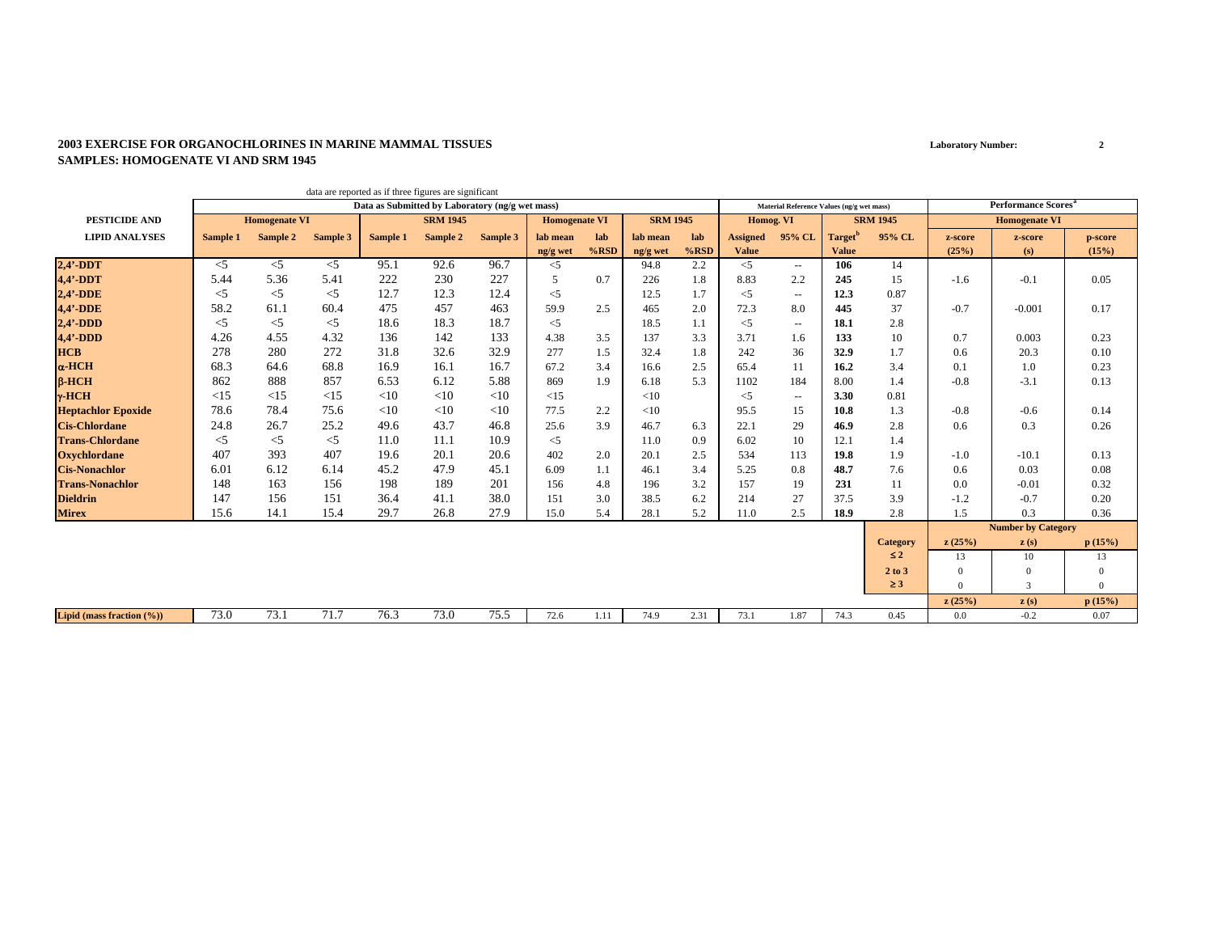**2003 EXERCISE FOR ORGANOCHLORINES IN MARINE MAMMAL TISSUES**
**SAMPLES: HOMOGENATE VI AND SRM 1945**

**Laboratory Number: 2**

data are reported as if three figures are significant

| PESTICIDE AND LIPID ANALYSES | Data as Submitted by Laboratory (ng/g wet mass) | | | | | | | | | | Material Reference Values (ng/g wet mass) | | | | Performance Scores[a] | | |
|---|---|---|---|---|---|---|---|---|---|---|---|---|---|---|---|---|---|
| | Homogenate VI | | | SRM 1945 | | | Homogenate VI | | SRM 1945 | | Homog. VI | | SRM 1945 | | Homogenate VI | | |
| | Sample 1 | Sample 2 | Sample 3 | Sample 1 | Sample 2 | Sample 3 | lab mean ng/g wet | lab %RSD | lab mean ng/g wet | lab %RSD | Assigned Value | 95% CL | Target[b] Value | 95% CL | z-score (25%) | z-score (s) | p-score (15%) |
| **2,4'-DDT** | <5 | <5 | <5 | 95.1 | 92.6 | 96.7 | <5 | | 94.8 | 2.2 | <5 | -- | **106** | 14 | | | |
| **4,4'-DDT** | 5.44 | 5.36 | 5.41 | 222 | 230 | 227 | 5 | 0.7 | 226 | 1.8 | 8.83 | 2.2 | **245** | 15 | -1.6 | -0.1 | 0.05 |
| **2,4'-DDE** | <5 | <5 | <5 | 12.7 | 12.3 | 12.4 | <5 | | 12.5 | 1.7 | <5 | -- | **12.3** | 0.87 | | | |
| **4,4'-DDE** | 58.2 | 61.1 | 60.4 | 475 | 457 | 463 | 59.9 | 2.5 | 465 | 2.0 | 72.3 | 8.0 | **445** | 37 | -0.7 | -0.001 | 0.17 |
| **2,4'-DDD** | <5 | <5 | <5 | 18.6 | 18.3 | 18.7 | <5 | | 18.5 | 1.1 | <5 | -- | **18.1** | 2.8 | | | |
| **4,4'-DDD** | 4.26 | 4.55 | 4.32 | 136 | 142 | 133 | 4.38 | 3.5 | 137 | 3.3 | 3.71 | 1.6 | **133** | 10 | 0.7 | 0.003 | 0.23 |
| **HCB** | 278 | 280 | 272 | 31.8 | 32.6 | 32.9 | 277 | 1.5 | 32.4 | 1.8 | 242 | 36 | **32.9** | 1.7 | 0.6 | 20.3 | 0.10 |
| **α-HCH** | 68.3 | 64.6 | 68.8 | 16.9 | 16.1 | 16.7 | 67.2 | 3.4 | 16.6 | 2.5 | 65.4 | 11 | **16.2** | 3.4 | 0.1 | 1.0 | 0.23 |
| **β-HCH** | 862 | 888 | 857 | 6.53 | 6.12 | 5.88 | 869 | 1.9 | 6.18 | 5.3 | 1102 | 184 | 8.00 | 1.4 | -0.8 | -3.1 | 0.13 |
| **γ-HCH** | <15 | <15 | <15 | <10 | <10 | <10 | <15 | | <10 | | <5 | -- | **3.30** | 0.81 | | | |
| **Heptachlor Epoxide** | 78.6 | 78.4 | 75.6 | <10 | <10 | <10 | 77.5 | 2.2 | <10 | | 95.5 | 15 | **10.8** | 1.3 | -0.8 | -0.6 | 0.14 |
| **Cis-Chlordane** | 24.8 | 26.7 | 25.2 | 49.6 | 43.7 | 46.8 | 25.6 | 3.9 | 46.7 | 6.3 | 22.1 | 29 | **46.9** | 2.8 | 0.6 | 0.3 | 0.26 |
| **Trans-Chlordane** | <5 | <5 | <5 | 11.0 | 11.1 | 10.9 | <5 | | 11.0 | 0.9 | 6.02 | 10 | 12.1 | 1.4 | | | |
| **Oxychlordane** | 407 | 393 | 407 | 19.6 | 20.1 | 20.6 | 402 | 2.0 | 20.1 | 2.5 | 534 | 113 | **19.8** | 1.9 | -1.0 | -10.1 | 0.13 |
| **Cis-Nonachlor** | 6.01 | 6.12 | 6.14 | 45.2 | 47.9 | 45.1 | 6.09 | 1.1 | 46.1 | 3.4 | 5.25 | 0.8 | **48.7** | 7.6 | 0.6 | 0.03 | 0.08 |
| **Trans-Nonachlor** | 148 | 163 | 156 | 198 | 189 | 201 | 156 | 4.8 | 196 | 3.2 | 157 | 19 | **231** | 11 | 0.0 | -0.01 | 0.32 |
| **Dieldrin** | 147 | 156 | 151 | 36.4 | 41.1 | 38.0 | 151 | 3.0 | 38.5 | 6.2 | 214 | 27 | 37.5 | 3.9 | -1.2 | -0.7 | 0.20 |
| **Mirex** | 15.6 | 14.1 | 15.4 | 29.7 | 26.8 | 27.9 | 15.0 | 5.4 | 28.1 | 5.2 | 11.0 | 2.5 | **18.9** | 2.8 | 1.5 | 0.3 | 0.36 |
| | | | | | | | | | | | | | | | **Number by Category** | | |
| | | | | | | | | | | | | | | **Category** | **z (25%)** | **z (s)** | **p (15%)** |
| | | | | | | | | | | | | | | **≤ 2** | 13 | 10 | 13 |
| | | | | | | | | | | | | | | **2 to 3** | 0 | 0 | 0 |
| | | | | | | | | | | | | | | **≥ 3** | 0 | 3 | 0 |
| | | | | | | | | | | | | | | | **z (25%)** | **z (s)** | **p (15%)** |
| **Lipid (mass fraction (%))** | 73.0 | 73.1 | 71.7 | 76.3 | 73.0 | 75.5 | 72.6 | 1.11 | 74.9 | 2.31 | 73.1 | 1.87 | 74.3 | 0.45 | 0.0 | -0.2 | 0.07 |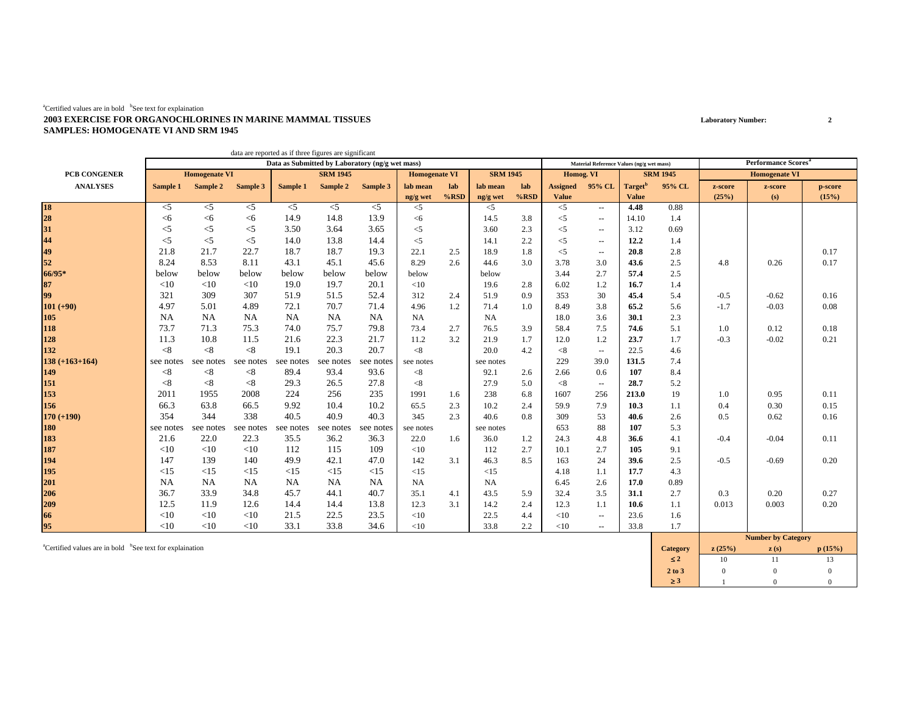[a]Certified values are in bold [b]See text for explaination

**2003 EXERCISE FOR ORGANOCHLORINES IN MARINE MAMMAL TISSUES**
**SAMPLES: HOMOGENATE VI AND SRM 1945**

**Laboratory Number:** 2

data are reported as if three figures are significant

| PCB CONGENER ANALYSES | Data as Submitted by Laboratory (ng/g wet mass) | | | | | | | | | | Material Reference Values (ng/g wet mass) | | | | Performance Scores[a] | | |
|---|---|---|---|---|---|---|---|---|---|---|---|---|---|---|---|---|---|
| | Homogenate VI | | | SRM 1945 | | | Homogenate VI | | SRM 1945 | | Homog. VI | | SRM 1945 | | Homogenate VI | | |
| | Sample 1 | Sample 2 | Sample 3 | Sample 1 | Sample 2 | Sample 3 | lab mean ng/g wet | lab %RSD | lab mean ng/g wet | lab %RSD | Assigned Value | 95% CL | Target[b] Value | 95% CL | z-score (25%) | z-score (s) | p-score (15%) |
| **18** | <5 | <5 | <5 | <5 | <5 | <5 | <5 | | <5 | | <5 | -- | **4.48** | 0.88 | | | |
| **28** | <6 | <6 | <6 | 14.9 | 14.8 | 13.9 | <6 | | 14.5 | 3.8 | <5 | -- | 14.10 | 1.4 | | | |
| **31** | <5 | <5 | <5 | 3.50 | 3.64 | 3.65 | <5 | | 3.60 | 2.3 | <5 | -- | 3.12 | 0.69 | | | |
| **44** | <5 | <5 | <5 | 14.0 | 13.8 | 14.4 | <5 | | 14.1 | 2.2 | <5 | -- | **12.2** | 1.4 | | | |
| **49** | 21.8 | 21.7 | 22.7 | 18.7 | 18.7 | 19.3 | 22.1 | 2.5 | 18.9 | 1.8 | <5 | -- | **20.8** | 2.8 | | | 0.17 |
| **52** | 8.24 | 8.53 | 8.11 | 43.1 | 45.1 | 45.6 | 8.29 | 2.6 | 44.6 | 3.0 | 3.78 | 3.0 | **43.6** | 2.5 | 4.8 | 0.26 | 0.17 |
| **66/95*** | below | below | below | below | below | below | below | | below | | 3.44 | 2.7 | **57.4** | 2.5 | | | |
| **87** | <10 | <10 | <10 | 19.0 | 19.7 | 20.1 | <10 | | 19.6 | 2.8 | 6.02 | 1.2 | **16.7** | 1.4 | | | |
| **99** | 321 | 309 | 307 | 51.9 | 51.5 | 52.4 | 312 | 2.4 | 51.9 | 0.9 | 353 | 30 | **45.4** | 5.4 | -0.5 | -0.62 | 0.16 |
| **101 (+90)** | 4.97 | 5.01 | 4.89 | 72.1 | 70.7 | 71.4 | 4.96 | 1.2 | 71.4 | 1.0 | 8.49 | 3.8 | **65.2** | 5.6 | -1.7 | -0.03 | 0.08 |
| **105** | NA | NA | NA | NA | NA | NA | NA | | NA | | 18.0 | 3.6 | **30.1** | 2.3 | | | |
| **118** | 73.7 | 71.3 | 75.3 | 74.0 | 75.7 | 79.8 | 73.4 | 2.7 | 76.5 | 3.9 | 58.4 | 7.5 | **74.6** | 5.1 | 1.0 | 0.12 | 0.18 |
| **128** | 11.3 | 10.8 | 11.5 | 21.6 | 22.3 | 21.7 | 11.2 | 3.2 | 21.9 | 1.7 | 12.0 | 1.2 | **23.7** | 1.7 | -0.3 | -0.02 | 0.21 |
| **132** | <8 | <8 | <8 | 19.1 | 20.3 | 20.7 | <8 | | 20.0 | 4.2 | <8 | -- | 22.5 | 4.6 | | | |
| **138 (+163+164)** | see notes | see notes | see notes | see notes | see notes | see notes | see notes | | see notes | | 229 | 39.0 | **131.5** | 7.4 | | | |
| **149** | <8 | <8 | <8 | 89.4 | 93.4 | 93.6 | <8 | | 92.1 | 2.6 | 2.66 | 0.6 | **107** | 8.4 | | | |
| **151** | <8 | <8 | <8 | 29.3 | 26.5 | 27.8 | <8 | | 27.9 | 5.0 | <8 | -- | **28.7** | 5.2 | | | |
| **153** | 2011 | 1955 | 2008 | 224 | 256 | 235 | 1991 | 1.6 | 238 | 6.8 | 1607 | 256 | **213.0** | 19 | 1.0 | 0.95 | 0.11 |
| **156** | 66.3 | 63.8 | 66.5 | 9.92 | 10.4 | 10.2 | 65.5 | 2.3 | 10.2 | 2.4 | 59.9 | 7.9 | **10.3** | 1.1 | 0.4 | 0.30 | 0.15 |
| **170 (+190)** | 354 | 344 | 338 | 40.5 | 40.9 | 40.3 | 345 | 2.3 | 40.6 | 0.8 | 309 | 53 | **40.6** | 2.6 | 0.5 | 0.62 | 0.16 |
| **180** | see notes | see notes | see notes | see notes | see notes | see notes | see notes | | see notes | | 653 | 88 | **107** | 5.3 | | | |
| **183** | 21.6 | 22.0 | 22.3 | 35.5 | 36.2 | 36.3 | 22.0 | 1.6 | 36.0 | 1.2 | 24.3 | 4.8 | **36.6** | 4.1 | -0.4 | -0.04 | 0.11 |
| **187** | <10 | <10 | <10 | 112 | 115 | 109 | <10 | | 112 | 2.7 | 10.1 | 2.7 | **105** | 9.1 | | | |
| **194** | 147 | 139 | 140 | 49.9 | 42.1 | 47.0 | 142 | 3.1 | 46.3 | 8.5 | 163 | 24 | **39.6** | 2.5 | -0.5 | -0.69 | 0.20 |
| **195** | <15 | <15 | <15 | <15 | <15 | <15 | <15 | | <15 | | 4.18 | 1.1 | **17.7** | 4.3 | | | |
| **201** | NA | NA | NA | NA | NA | NA | NA | | NA | | 6.45 | 2.6 | **17.0** | 0.89 | | | |
| **206** | 36.7 | 33.9 | 34.8 | 45.7 | 44.1 | 40.7 | 35.1 | 4.1 | 43.5 | 5.9 | 32.4 | 3.5 | **31.1** | 2.7 | 0.3 | 0.20 | 0.27 |
| **209** | 12.5 | 11.9 | 12.6 | 14.4 | 14.4 | 13.8 | 12.3 | 3.1 | 14.2 | 2.4 | 12.3 | 1.1 | **10.6** | 1.1 | 0.013 | 0.003 | 0.20 |
| **66** | <10 | <10 | <10 | 21.5 | 22.5 | 23.5 | <10 | | 22.5 | 4.4 | <10 | -- | 23.6 | 1.6 | | | |
| **95** | <10 | <10 | <10 | 33.1 | 33.8 | 34.6 | <10 | | 33.8 | 2.2 | <10 | -- | 33.8 | 1.7 | | | |

[a]Certified values are in bold [b]See text for explaination

| Category | z (25%) | z (s) | p (15%) |
|---|---|---|---|
| ≤ 2 | 10 | 11 | 13 |
| 2 to 3 | 0 | 0 | 0 |
| ≥ 3 | 1 | 0 | 0 |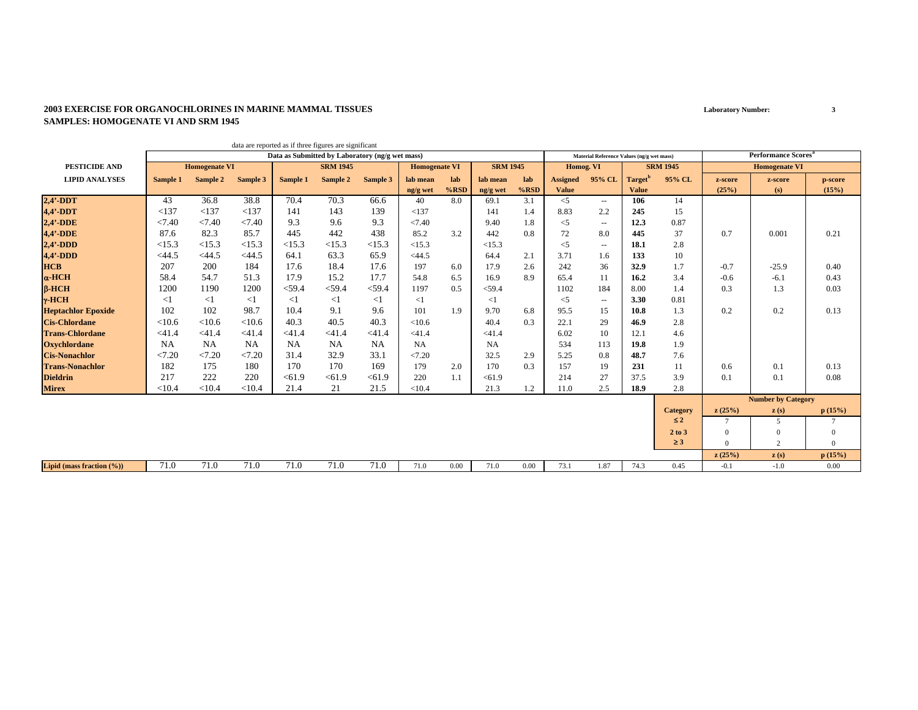**2003 EXERCISE FOR ORGANOCHLORINES IN MARINE MAMMAL TISSUES**
**SAMPLES: HOMOGENATE VI AND SRM 1945**

**Laboratory Number: 3**

data are reported as if three figures are significant

| | Data as Submitted by Laboratory (ng/g wet mass) | | | | | | | | | | Material Reference Values (ng/g wet mass) | | | | Performance Scores[a] | | |
|---|---|---|---|---|---|---|---|---|---|---|---|---|---|---|---|---|---|
| PESTICIDE AND | Homogenate VI | | | SRM 1945 | | | Homogenate VI | | SRM 1945 | | Homog. VI | | SRM 1945 | | Homogenate VI | | |
| LIPID ANALYSES | Sample 1 | Sample 2 | Sample 3 | Sample 1 | Sample 2 | Sample 3 | lab mean ng/g wet | lab %RSD | lab mean ng/g wet | lab %RSD | Assigned Value | 95% CL | Target[b] Value | 95% CL | z-score (25%) | z-score (s) | p-score (15%) |
| **2,4'-DDT** | 43 | 36.8 | 38.8 | 70.4 | 70.3 | 66.6 | 40 | 8.0 | 69.1 | 3.1 | <5 | -- | **106** | 14 | | | |
| **4,4'-DDT** | <137 | <137 | <137 | 141 | 143 | 139 | <137 | | 141 | 1.4 | 8.83 | 2.2 | **245** | 15 | | | |
| **2,4'-DDE** | <7.40 | <7.40 | <7.40 | 9.3 | 9.6 | 9.3 | <7.40 | | 9.40 | 1.8 | <5 | -- | **12.3** | 0.87 | | | |
| **4,4'-DDE** | 87.6 | 82.3 | 85.7 | 445 | 442 | 438 | 85.2 | 3.2 | 442 | 0.8 | 72 | 8.0 | **445** | 37 | 0.7 | 0.001 | 0.21 |
| **2,4'-DDD** | <15.3 | <15.3 | <15.3 | <15.3 | <15.3 | <15.3 | <15.3 | | <15.3 | | <5 | -- | **18.1** | 2.8 | | | |
| **4,4'-DDD** | <44.5 | <44.5 | <44.5 | 64.1 | 63.3 | 65.9 | <44.5 | | 64.4 | 2.1 | 3.71 | 1.6 | **133** | 10 | | | |
| **HCB** | 207 | 200 | 184 | 17.6 | 18.4 | 17.6 | 197 | 6.0 | 17.9 | 2.6 | 242 | 36 | **32.9** | 1.7 | -0.7 | -25.9 | 0.40 |
| **α-HCH** | 58.4 | 54.7 | 51.3 | 17.9 | 15.2 | 17.7 | 54.8 | 6.5 | 16.9 | 8.9 | 65.4 | 11 | **16.2** | 3.4 | -0.6 | -6.1 | 0.43 |
| **β-HCH** | 1200 | 1190 | 1200 | <59.4 | <59.4 | <59.4 | 1197 | 0.5 | <59.4 | | 1102 | 184 | 8.00 | 1.4 | 0.3 | 1.3 | 0.03 |
| **γ-HCH** | <1 | <1 | <1 | <1 | <1 | <1 | <1 | | <1 | | <5 | -- | **3.30** | 0.81 | | | |
| **Heptachlor Epoxide** | 102 | 102 | 98.7 | 10.4 | 9.1 | 9.6 | 101 | 1.9 | 9.70 | 6.8 | 95.5 | 15 | **10.8** | 1.3 | 0.2 | 0.2 | 0.13 |
| **Cis-Chlordane** | <10.6 | <10.6 | <10.6 | 40.3 | 40.5 | 40.3 | <10.6 | | 40.4 | 0.3 | 22.1 | 29 | **46.9** | 2.8 | | | |
| **Trans-Chlordane** | <41.4 | <41.4 | <41.4 | <41.4 | <41.4 | <41.4 | <41.4 | | <41.4 | | 6.02 | 10 | 12.1 | 4.6 | | | |
| **Oxychlordane** | NA | NA | NA | NA | NA | NA | NA | | NA | | 534 | 113 | **19.8** | 1.9 | | | |
| **Cis-Nonachlor** | <7.20 | <7.20 | <7.20 | 31.4 | 32.9 | 33.1 | <7.20 | | 32.5 | 2.9 | 5.25 | 0.8 | **48.7** | 7.6 | | | |
| **Trans-Nonachlor** | 182 | 175 | 180 | 170 | 170 | 169 | 179 | 2.0 | 170 | 0.3 | 157 | 19 | **231** | 11 | 0.6 | 0.1 | 0.13 |
| **Dieldrin** | 217 | 222 | 220 | <61.9 | <61.9 | <61.9 | 220 | 1.1 | <61.9 | | 214 | 27 | 37.5 | 3.9 | 0.1 | 0.1 | 0.08 |
| **Mirex** | <10.4 | <10.4 | <10.4 | 21.4 | 21 | 21.5 | <10.4 | | 21.3 | 1.2 | 11.0 | 2.5 | **18.9** | 2.8 | | | |

| Number by Category | | | |
|---|---|---|---|
| Category | z (25%) | z (s) | p (15%) |
| ≤ 2 | 7 | 5 | 7 |
| 2 to 3 | 0 | 0 | 0 |
| ≥ 3 | 0 | 2 | 0 |

| | Sample 1 | Sample 2 | Sample 3 | Sample 1 | Sample 2 | Sample 3 | lab mean | lab %RSD | lab mean | lab %RSD | Assigned Value | 95% CL | Target Value | 95% CL | z (25%) | z (s) | p (15%) |
|---|---|---|---|---|---|---|---|---|---|---|---|---|---|---|---|---|---|
| **Lipid (mass fraction (%))** | 71.0 | 71.0 | 71.0 | 71.0 | 71.0 | 71.0 | 71.0 | 0.00 | 71.0 | 0.00 | 73.1 | 1.87 | 74.3 | 0.45 | -0.1 | -1.0 | 0.00 |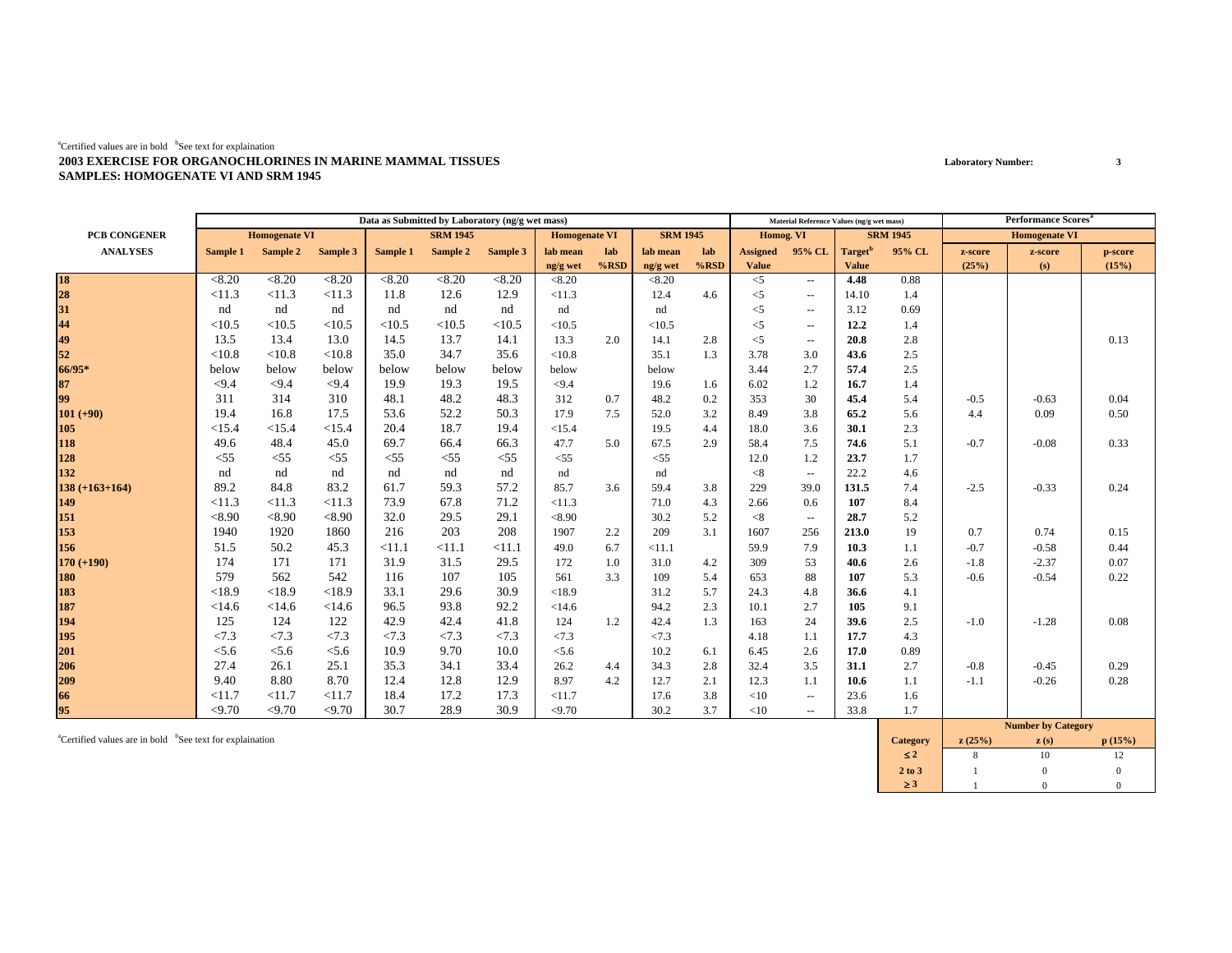[a]Certified values are in bold [b]See text for explaination

**2003 EXERCISE FOR ORGANOCHLORINES IN MARINE MAMMAL TISSUES**
**SAMPLES: HOMOGENATE VI AND SRM 1945**

Laboratory Number: 3

| PCB CONGENER ANALYSES | Data as Submitted by Laboratory (ng/g wet mass) | | | | | | | | | | Material Reference Values (ng/g wet mass) | | | | Performance Scores[a] | | |
|---|---|---|---|---|---|---|---|---|---|---|---|---|---|---|---|---|---|
| | Homogenate VI | | | SRM 1945 | | | Homogenate VI | | SRM 1945 | | Homog. VI | | SRM 1945 | | Homogenate VI | | |
| | Sample 1 | Sample 2 | Sample 3 | Sample 1 | Sample 2 | Sample 3 | lab mean ng/g wet | lab %RSD | lab mean ng/g wet | lab %RSD | Assigned Value | 95% CL | Target[b] Value | 95% CL | z-score (25%) | z-score (s) | p-score (15%) |
| **18** | <8.20 | <8.20 | <8.20 | <8.20 | <8.20 | <8.20 | <8.20 | | <8.20 | | <5 | -- | **4.48** | 0.88 | | | |
| **28** | <11.3 | <11.3 | <11.3 | 11.8 | 12.6 | 12.9 | <11.3 | | 12.4 | 4.6 | <5 | -- | 14.10 | 1.4 | | | |
| **31** | nd | nd | nd | nd | nd | nd | nd | | nd | | <5 | -- | 3.12 | 0.69 | | | |
| **44** | <10.5 | <10.5 | <10.5 | <10.5 | <10.5 | <10.5 | <10.5 | | <10.5 | | <5 | -- | **12.2** | 1.4 | | | |
| **49** | 13.5 | 13.4 | 13.0 | 14.5 | 13.7 | 14.1 | 13.3 | 2.0 | 14.1 | 2.8 | <5 | -- | **20.8** | 2.8 | | | 0.13 |
| **52** | <10.8 | <10.8 | <10.8 | 35.0 | 34.7 | 35.6 | <10.8 | | 35.1 | 1.3 | 3.78 | 3.0 | **43.6** | 2.5 | | | |
| **66/95*** | below | below | below | below | below | below | below | | below | | 3.44 | 2.7 | **57.4** | 2.5 | | | |
| **87** | <9.4 | <9.4 | <9.4 | 19.9 | 19.3 | 19.5 | <9.4 | | 19.6 | 1.6 | 6.02 | 1.2 | **16.7** | 1.4 | | | |
| **99** | 311 | 314 | 310 | 48.1 | 48.2 | 48.3 | 312 | 0.7 | 48.2 | 0.2 | 353 | 30 | **45.4** | 5.4 | -0.5 | -0.63 | 0.04 |
| **101 (+90)** | 19.4 | 16.8 | 17.5 | 53.6 | 52.2 | 50.3 | 17.9 | 7.5 | 52.0 | 3.2 | 8.49 | 3.8 | **65.2** | 5.6 | 4.4 | 0.09 | 0.50 |
| **105** | <15.4 | <15.4 | <15.4 | 20.4 | 18.7 | 19.4 | <15.4 | | 19.5 | 4.4 | 18.0 | 3.6 | **30.1** | 2.3 | | | |
| **118** | 49.6 | 48.4 | 45.0 | 69.7 | 66.4 | 66.3 | 47.7 | 5.0 | 67.5 | 2.9 | 58.4 | 7.5 | **74.6** | 5.1 | -0.7 | -0.08 | 0.33 |
| **128** | <55 | <55 | <55 | <55 | <55 | <55 | <55 | | <55 | | 12.0 | 1.2 | **23.7** | 1.7 | | | |
| **132** | nd | nd | nd | nd | nd | nd | nd | | nd | | <8 | -- | 22.2 | 4.6 | | | |
| **138 (+163+164)** | 89.2 | 84.8 | 83.2 | 61.7 | 59.3 | 57.2 | 85.7 | 3.6 | 59.4 | 3.8 | 229 | 39.0 | **131.5** | 7.4 | -2.5 | -0.33 | 0.24 |
| **149** | <11.3 | <11.3 | <11.3 | 73.9 | 67.8 | 71.2 | <11.3 | | 71.0 | 4.3 | 2.66 | 0.6 | **107** | 8.4 | | | |
| **151** | <8.90 | <8.90 | <8.90 | 32.0 | 29.5 | 29.1 | <8.90 | | 30.2 | 5.2 | <8 | -- | **28.7** | 5.2 | | | |
| **153** | 1940 | 1920 | 1860 | 216 | 203 | 208 | 1907 | 2.2 | 209 | 3.1 | 1607 | 256 | **213.0** | 19 | 0.7 | 0.74 | 0.15 |
| **156** | 51.5 | 50.2 | 45.3 | <11.1 | <11.1 | <11.1 | 49.0 | 6.7 | <11.1 | | 59.9 | 7.9 | **10.3** | 1.1 | -0.7 | -0.58 | 0.44 |
| **170 (+190)** | 174 | 171 | 171 | 31.9 | 31.5 | 29.5 | 172 | 1.0 | 31.0 | 4.2 | 309 | 53 | **40.6** | 2.6 | -1.8 | -2.37 | 0.07 |
| **180** | 579 | 562 | 542 | 116 | 107 | 105 | 561 | 3.3 | 109 | 5.4 | 653 | 88 | **107** | 5.3 | -0.6 | -0.54 | 0.22 |
| **183** | <18.9 | <18.9 | <18.9 | 33.1 | 29.6 | 30.9 | <18.9 | | 31.2 | 5.7 | 24.3 | 4.8 | **36.6** | 4.1 | | | |
| **187** | <14.6 | <14.6 | <14.6 | 96.5 | 93.8 | 92.2 | <14.6 | | 94.2 | 2.3 | 10.1 | 2.7 | **105** | 9.1 | | | |
| **194** | 125 | 124 | 122 | 42.9 | 42.4 | 41.8 | 124 | 1.2 | 42.4 | 1.3 | 163 | 24 | **39.6** | 2.5 | -1.0 | -1.28 | 0.08 |
| **195** | <7.3 | <7.3 | <7.3 | <7.3 | <7.3 | <7.3 | <7.3 | | <7.3 | | 4.18 | 1.1 | **17.7** | 4.3 | | | |
| **201** | <5.6 | <5.6 | <5.6 | 10.9 | 9.70 | 10.0 | <5.6 | | 10.2 | 6.1 | 6.45 | 2.6 | **17.0** | 0.89 | | | |
| **206** | 27.4 | 26.1 | 25.1 | 35.3 | 34.1 | 33.4 | 26.2 | 4.4 | 34.3 | 2.8 | 32.4 | 3.5 | **31.1** | 2.7 | -0.8 | -0.45 | 0.29 |
| **209** | 9.40 | 8.80 | 8.70 | 12.4 | 12.8 | 12.9 | 8.97 | 4.2 | 12.7 | 2.1 | 12.3 | 1.1 | **10.6** | 1.1 | -1.1 | -0.26 | 0.28 |
| **66** | <11.7 | <11.7 | <11.7 | 18.4 | 17.2 | 17.3 | <11.7 | | 17.6 | 3.8 | <10 | -- | 23.6 | 1.6 | | | |
| **95** | <9.70 | <9.70 | <9.70 | 30.7 | 28.9 | 30.9 | <9.70 | | 30.2 | 3.7 | <10 | -- | 33.8 | 1.7 | | | |

[a]Certified values are in bold [b]See text for explaination

| Category | z (25%) | z (s) | p (15%) |
|---|---|---|---|
| ≤ 2 | 8 | 10 | 12 |
| 2 to 3 | 1 | 0 | 0 |
| ≥ 3 | 1 | 0 | 0 |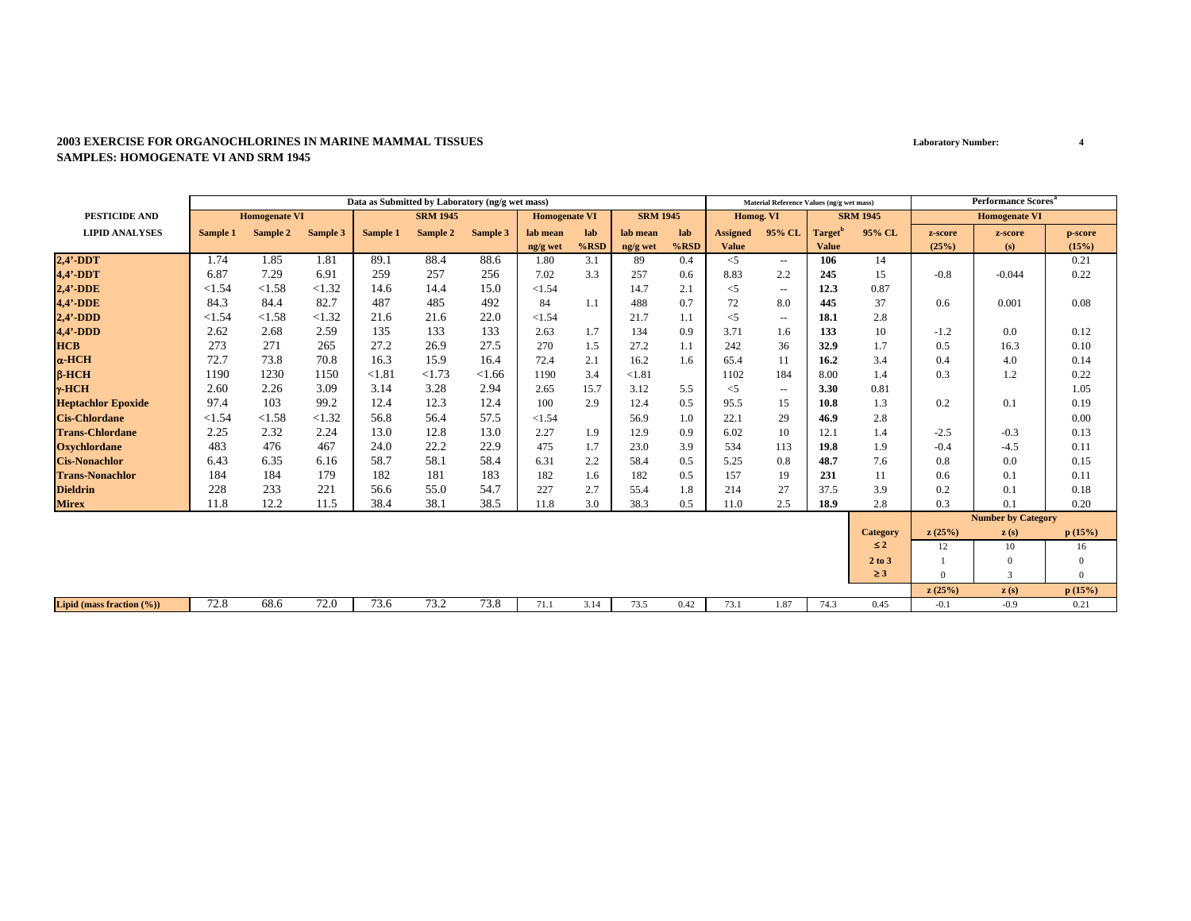**2003 EXERCISE FOR ORGANOCHLORINES IN MARINE MAMMAL TISSUES**
**SAMPLES: HOMOGENATE VI AND SRM 1945**

**Laboratory Number: 4**

| PESTICIDE AND LIPID ANALYSES | Data as Submitted by Laboratory (ng/g wet mass) | | | | | | | | | | Material Reference Values (ng/g wet mass) | | | | Performance Scores[a] | | |
|---|---|---|---|---|---|---|---|---|---|---|---|---|---|---|---|---|---|
| | Homogenate VI | | | SRM 1945 | | | Homogenate VI | | SRM 1945 | | Homog. VI | | SRM 1945 | | Homogenate VI | | |
| | Sample 1 | Sample 2 | Sample 3 | Sample 1 | Sample 2 | Sample 3 | lab mean ng/g wet | lab %RSD | lab mean ng/g wet | lab %RSD | Assigned Value | 95% CL | Target[b] Value | 95% CL | z-score (25%) | z-score (s) | p-score (15%) |
| 2,4'-DDT | 1.74 | 1.85 | 1.81 | 89.1 | 88.4 | 88.6 | 1.80 | 3.1 | 89 | 0.4 | <5 | -- | 106 | 14 | | | 0.21 |
| 4,4'-DDT | 6.87 | 7.29 | 6.91 | 259 | 257 | 256 | 7.02 | 3.3 | 257 | 0.6 | 8.83 | 2.2 | 245 | 15 | -0.8 | -0.044 | 0.22 |
| 2,4'-DDE | <1.54 | <1.58 | <1.32 | 14.6 | 14.4 | 15.0 | <1.54 | | 14.7 | 2.1 | <5 | -- | 12.3 | 0.87 | | | |
| 4,4'-DDE | 84.3 | 84.4 | 82.7 | 487 | 485 | 492 | 84 | 1.1 | 488 | 0.7 | 72 | 8.0 | 445 | 37 | 0.6 | 0.001 | 0.08 |
| 2,4'-DDD | <1.54 | <1.58 | <1.32 | 21.6 | 21.6 | 22.0 | <1.54 | | 21.7 | 1.1 | <5 | -- | 18.1 | 2.8 | | | |
| 4,4'-DDD | 2.62 | 2.68 | 2.59 | 135 | 133 | 133 | 2.63 | 1.7 | 134 | 0.9 | 3.71 | 1.6 | 133 | 10 | -1.2 | 0.0 | 0.12 |
| HCB | 273 | 271 | 265 | 27.2 | 26.9 | 27.5 | 270 | 1.5 | 27.2 | 1.1 | 242 | 36 | 32.9 | 1.7 | 0.5 | 16.3 | 0.10 |
| α-HCH | 72.7 | 73.8 | 70.8 | 16.3 | 15.9 | 16.4 | 72.4 | 2.1 | 16.2 | 1.6 | 65.4 | 11 | 16.2 | 3.4 | 0.4 | 4.0 | 0.14 |
| β-HCH | 1190 | 1230 | 1150 | <1.81 | <1.73 | <1.66 | 1190 | 3.4 | <1.81 | | 1102 | 184 | 8.00 | 1.4 | 0.3 | 1.2 | 0.22 |
| γ-HCH | 2.60 | 2.26 | 3.09 | 3.14 | 3.28 | 2.94 | 2.65 | 15.7 | 3.12 | 5.5 | <5 | -- | 3.30 | 0.81 | | | 1.05 |
| Heptachlor Epoxide | 97.4 | 103 | 99.2 | 12.4 | 12.3 | 12.4 | 100 | 2.9 | 12.4 | 0.5 | 95.5 | 15 | 10.8 | 1.3 | 0.2 | 0.1 | 0.19 |
| Cis-Chlordane | <1.54 | <1.58 | <1.32 | 56.8 | 56.4 | 57.5 | <1.54 | | 56.9 | 1.0 | 22.1 | 29 | 46.9 | 2.8 | | | 0.00 |
| Trans-Chlordane | 2.25 | 2.32 | 2.24 | 13.0 | 12.8 | 13.0 | 2.27 | 1.9 | 12.9 | 0.9 | 6.02 | 10 | 12.1 | 1.4 | -2.5 | -0.3 | 0.13 |
| Oxychlordane | 483 | 476 | 467 | 24.0 | 22.2 | 22.9 | 475 | 1.7 | 23.0 | 3.9 | 534 | 113 | 19.8 | 1.9 | -0.4 | -4.5 | 0.11 |
| Cis-Nonachlor | 6.43 | 6.35 | 6.16 | 58.7 | 58.1 | 58.4 | 6.31 | 2.2 | 58.4 | 0.5 | 5.25 | 0.8 | 48.7 | 7.6 | 0.8 | 0.0 | 0.15 |
| Trans-Nonachlor | 184 | 184 | 179 | 182 | 181 | 183 | 182 | 1.6 | 182 | 0.5 | 157 | 19 | 231 | 11 | 0.6 | 0.1 | 0.11 |
| Dieldrin | 228 | 233 | 221 | 56.6 | 55.0 | 54.7 | 227 | 2.7 | 55.4 | 1.8 | 214 | 27 | 37.5 | 3.9 | 0.2 | 0.1 | 0.18 |
| Mirex | 11.8 | 12.2 | 11.5 | 38.4 | 38.1 | 38.5 | 11.8 | 3.0 | 38.3 | 0.5 | 11.0 | 2.5 | 18.9 | 2.8 | 0.3 | 0.1 | 0.20 |

| Number by Category | | | |
|---|---|---|---|
| Category | z (25%) | z (s) | p (15%) |
| ≤ 2 | 12 | 10 | 16 |
| 2 to 3 | 1 | 0 | 0 |
| ≥ 3 | 0 | 3 | 0 |

| | Sample 1 | Sample 2 | Sample 3 | Sample 1 | Sample 2 | Sample 3 | lab mean | lab %RSD | lab mean | lab %RSD | Assigned Value | 95% CL | Target Value | 95% CL | z (25%) | z (s) | p (15%) |
|---|---|---|---|---|---|---|---|---|---|---|---|---|---|---|---|---|---|
| Lipid (mass fraction (%)) | 72.8 | 68.6 | 72.0 | 73.6 | 73.2 | 73.8 | 71.1 | 3.14 | 73.5 | 0.42 | 73.1 | 1.87 | 74.3 | 0.45 | -0.1 | -0.9 | 0.21 |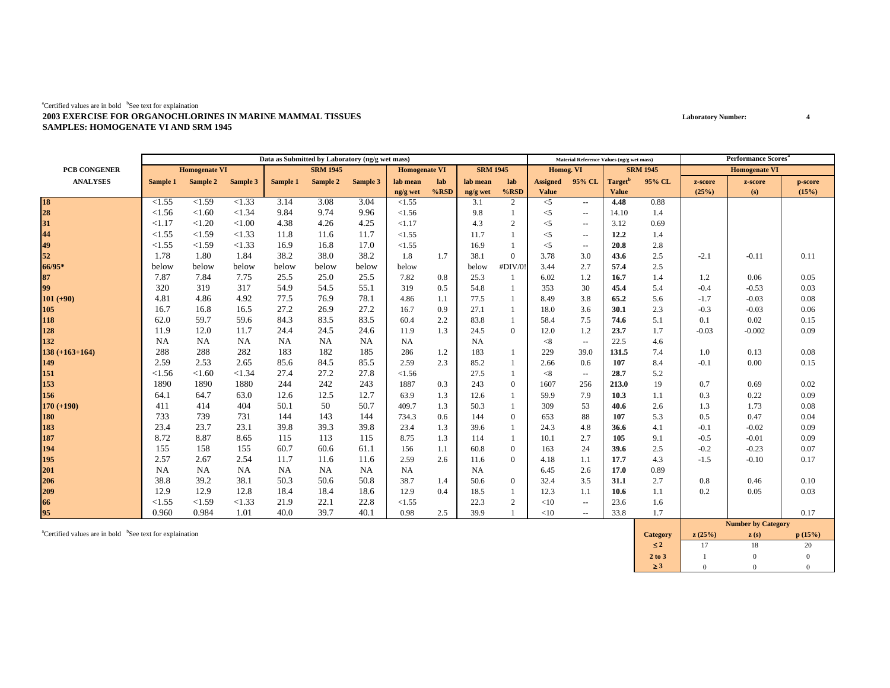[a]Certified values are in bold [b]See text for explaination

**2003 EXERCISE FOR ORGANOCHLORINES IN MARINE MAMMAL TISSUES**

**SAMPLES: HOMOGENATE VI AND SRM 1945**

**Laboratory Number: 4**

| PCB CONGENER ANALYSES | Data as Submitted by Laboratory (ng/g wet mass) | | | | | | | | | | Material Reference Values (ng/g wet mass) | | | | Performance Scores[a] | | |
|---|---|---|---|---|---|---|---|---|---|---|---|---|---|---|---|---|---|
| | Homogenate VI | | | SRM 1945 | | | Homogenate VI | | SRM 1945 | | Homog. VI | | SRM 1945 | | Homogenate VI | | |
| | Sample 1 | Sample 2 | Sample 3 | Sample 1 | Sample 2 | Sample 3 | lab mean ng/g wet | lab %RSD | lab mean ng/g wet | lab %RSD | Assigned Value | 95% CL | Target[b] Value | 95% CL | z-score (25%) | z-score (s) | p-score (15%) |
| **18** | <1.55 | <1.59 | <1.33 | 3.14 | 3.08 | 3.04 | <1.55 | | 3.1 | 2 | <5 | -- | **4.48** | 0.88 | | | |
| **28** | <1.56 | <1.60 | <1.34 | 9.84 | 9.74 | 9.96 | <1.56 | | 9.8 | 1 | <5 | -- | 14.10 | 1.4 | | | |
| **31** | <1.17 | <1.20 | <1.00 | 4.38 | 4.26 | 4.25 | <1.17 | | 4.3 | 2 | <5 | -- | 3.12 | 0.69 | | | |
| **44** | <1.55 | <1.59 | <1.33 | 11.8 | 11.6 | 11.7 | <1.55 | | 11.7 | 1 | <5 | -- | **12.2** | 1.4 | | | |
| **49** | <1.55 | <1.59 | <1.33 | 16.9 | 16.8 | 17.0 | <1.55 | | 16.9 | 1 | <5 | -- | **20.8** | 2.8 | | | |
| **52** | 1.78 | 1.80 | 1.84 | 38.2 | 38.0 | 38.2 | 1.8 | 1.7 | 38.1 | 0 | 3.78 | 3.0 | **43.6** | 2.5 | -2.1 | -0.11 | 0.11 |
| **66/95*** | below | below | below | below | below | below | below | | below | #DIV/0! | 3.44 | 2.7 | **57.4** | 2.5 | | | |
| **87** | 7.87 | 7.84 | 7.75 | 25.5 | 25.0 | 25.5 | 7.82 | 0.8 | 25.3 | 1 | 6.02 | 1.2 | **16.7** | 1.4 | 1.2 | 0.06 | 0.05 |
| **99** | 320 | 319 | 317 | 54.9 | 54.5 | 55.1 | 319 | 0.5 | 54.8 | 1 | 353 | 30 | **45.4** | 5.4 | -0.4 | -0.53 | 0.03 |
| **101 (+90)** | 4.81 | 4.86 | 4.92 | 77.5 | 76.9 | 78.1 | 4.86 | 1.1 | 77.5 | 1 | 8.49 | 3.8 | **65.2** | 5.6 | -1.7 | -0.03 | 0.08 |
| **105** | 16.7 | 16.8 | 16.5 | 27.2 | 26.9 | 27.2 | 16.7 | 0.9 | 27.1 | 1 | 18.0 | 3.6 | **30.1** | 2.3 | -0.3 | -0.03 | 0.06 |
| **118** | 62.0 | 59.7 | 59.6 | 84.3 | 83.5 | 83.5 | 60.4 | 2.2 | 83.8 | 1 | 58.4 | 7.5 | **74.6** | 5.1 | 0.1 | 0.02 | 0.15 |
| **128** | 11.9 | 12.0 | 11.7 | 24.4 | 24.5 | 24.6 | 11.9 | 1.3 | 24.5 | 0 | 12.0 | 1.2 | **23.7** | 1.7 | -0.03 | -0.002 | 0.09 |
| **132** | NA | NA | NA | NA | NA | NA | NA | | NA | | <8 | -- | 22.5 | 4.6 | | | |
| **138 (+163+164)** | 288 | 288 | 282 | 183 | 182 | 185 | 286 | 1.2 | 183 | 1 | 229 | 39.0 | **131.5** | 7.4 | 1.0 | 0.13 | 0.08 |
| **149** | 2.59 | 2.53 | 2.65 | 85.6 | 84.5 | 85.5 | 2.59 | 2.3 | 85.2 | 1 | 2.66 | 0.6 | **107** | 8.4 | -0.1 | 0.00 | 0.15 |
| **151** | <1.56 | <1.60 | <1.34 | 27.4 | 27.2 | 27.8 | <1.56 | | 27.5 | 1 | <8 | -- | **28.7** | 5.2 | | | |
| **153** | 1890 | 1890 | 1880 | 244 | 242 | 243 | 1887 | 0.3 | 243 | 0 | 1607 | 256 | **213.0** | 19 | 0.7 | 0.69 | 0.02 |
| **156** | 64.1 | 64.7 | 63.0 | 12.6 | 12.5 | 12.7 | 63.9 | 1.3 | 12.6 | 1 | 59.9 | 7.9 | **10.3** | 1.1 | 0.3 | 0.22 | 0.09 |
| **170 (+190)** | 411 | 414 | 404 | 50.1 | 50 | 50.7 | 409.7 | 1.3 | 50.3 | 1 | 309 | 53 | **40.6** | 2.6 | 1.3 | 1.73 | 0.08 |
| **180** | 733 | 739 | 731 | 144 | 143 | 144 | 734.3 | 0.6 | 144 | 0 | 653 | 88 | **107** | 5.3 | 0.5 | 0.47 | 0.04 |
| **183** | 23.4 | 23.7 | 23.1 | 39.8 | 39.3 | 39.8 | 23.4 | 1.3 | 39.6 | 1 | 24.3 | 4.8 | **36.6** | 4.1 | -0.1 | -0.02 | 0.09 |
| **187** | 8.72 | 8.87 | 8.65 | 115 | 113 | 115 | 8.75 | 1.3 | 114 | 1 | 10.1 | 2.7 | **105** | 9.1 | -0.5 | -0.01 | 0.09 |
| **194** | 155 | 158 | 155 | 60.7 | 60.6 | 61.1 | 156 | 1.1 | 60.8 | 0 | 163 | 24 | **39.6** | 2.5 | -0.2 | -0.23 | 0.07 |
| **195** | 2.57 | 2.67 | 2.54 | 11.7 | 11.6 | 11.6 | 2.59 | 2.6 | 11.6 | 0 | 4.18 | 1.1 | **17.7** | 4.3 | -1.5 | -0.10 | 0.17 |
| **201** | NA | NA | NA | NA | NA | NA | NA | | NA | | 6.45 | 2.6 | **17.0** | 0.89 | | | |
| **206** | 38.8 | 39.2 | 38.1 | 50.3 | 50.6 | 50.8 | 38.7 | 1.4 | 50.6 | 0 | 32.4 | 3.5 | **31.1** | 2.7 | 0.8 | 0.46 | 0.10 |
| **209** | 12.9 | 12.9 | 12.8 | 18.4 | 18.4 | 18.6 | 12.9 | 0.4 | 18.5 | 1 | 12.3 | 1.1 | **10.6** | 1.1 | 0.2 | 0.05 | 0.03 |
| **66** | <1.55 | <1.59 | <1.33 | 21.9 | 22.1 | 22.8 | <1.55 | | 22.3 | 2 | <10 | -- | 23.6 | 1.6 | | | |
| **95** | 0.960 | 0.984 | 1.01 | 40.0 | 39.7 | 40.1 | 0.98 | 2.5 | 39.9 | 1 | <10 | -- | 33.8 | 1.7 | | | 0.17 |

| Number by Category | | | |
|---|---|---|---|
| Category | z (25%) | z (s) | p (15%) |
| ≤ 2 | 17 | 18 | 20 |
| 2 to 3 | 1 | 0 | 0 |
| ≥ 3 | 0 | 0 | 0 |

[a]Certified values are in bold [b]See text for explaination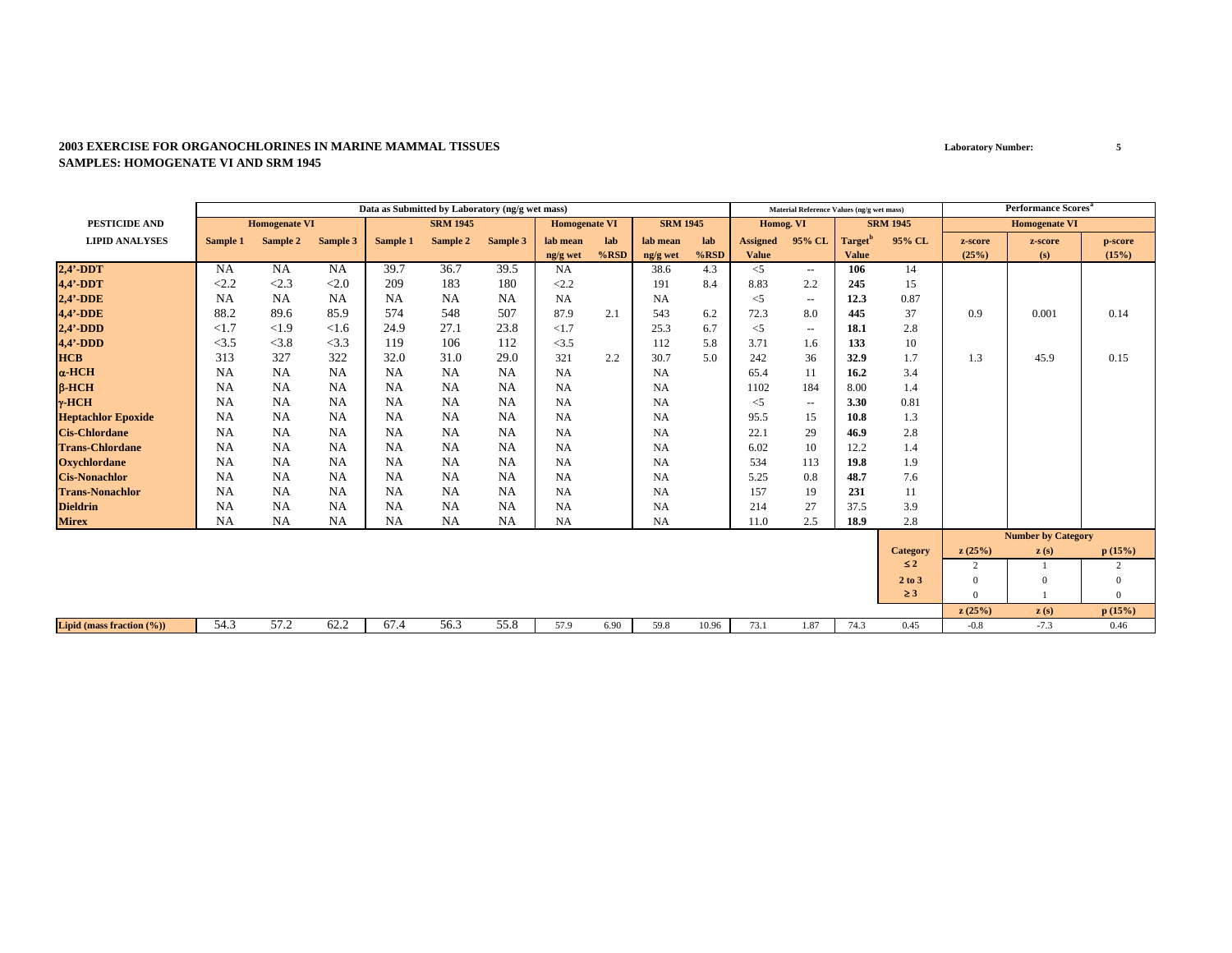**2003 EXERCISE FOR ORGANOCHLORINES IN MARINE MAMMAL TISSUES**
**SAMPLES: HOMOGENATE VI AND SRM 1945**

**Laboratory Number:** 5

| PESTICIDE AND LIPID ANALYSES | Data as Submitted by Laboratory (ng/g wet mass) | | | | | | | | | | Material Reference Values (ng/g wet mass) | | | | Performance Scores[a] | | |
|---|---|---|---|---|---|---|---|---|---|---|---|---|---|---|---|---|---|
| | Homogenate VI | | | SRM 1945 | | | Homogenate VI | | SRM 1945 | | Homog. VI | | SRM 1945 | | Homogenate VI | | |
| | Sample 1 | Sample 2 | Sample 3 | Sample 1 | Sample 2 | Sample 3 | lab mean ng/g wet | lab %RSD | lab mean ng/g wet | lab %RSD | Assigned Value | 95% CL | Target[b] Value | 95% CL | z-score (25%) | z-score (s) | p-score (15%) |
| 2,4'-DDT | NA | NA | NA | 39.7 | 36.7 | 39.5 | NA | | 38.6 | 4.3 | <5 | -- | **106** | 14 | | | |
| 4,4'-DDT | <2.2 | <2.3 | <2.0 | 209 | 183 | 180 | <2.2 | | 191 | 8.4 | 8.83 | 2.2 | **245** | 15 | | | |
| 2,4'-DDE | NA | NA | NA | NA | NA | NA | NA | | NA | | <5 | -- | **12.3** | 0.87 | | | |
| 4,4'-DDE | 88.2 | 89.6 | 85.9 | 574 | 548 | 507 | 87.9 | 2.1 | 543 | 6.2 | 72.3 | 8.0 | **445** | 37 | 0.9 | 0.001 | 0.14 |
| 2,4'-DDD | <1.7 | <1.9 | <1.6 | 24.9 | 27.1 | 23.8 | <1.7 | | 25.3 | 6.7 | <5 | -- | **18.1** | 2.8 | | | |
| 4,4'-DDD | <3.5 | <3.8 | <3.3 | 119 | 106 | 112 | <3.5 | | 112 | 5.8 | 3.71 | 1.6 | **133** | 10 | | | |
| HCB | 313 | 327 | 322 | 32.0 | 31.0 | 29.0 | 321 | 2.2 | 30.7 | 5.0 | 242 | 36 | **32.9** | 1.7 | 1.3 | 45.9 | 0.15 |
| α-HCH | NA | NA | NA | NA | NA | NA | NA | | NA | | 65.4 | 11 | **16.2** | 3.4 | | | |
| β-HCH | NA | NA | NA | NA | NA | NA | NA | | NA | | 1102 | 184 | 8.00 | 1.4 | | | |
| γ-HCH | NA | NA | NA | NA | NA | NA | NA | | NA | | <5 | -- | **3.30** | 0.81 | | | |
| Heptachlor Epoxide | NA | NA | NA | NA | NA | NA | NA | | NA | | 95.5 | 15 | **10.8** | 1.3 | | | |
| Cis-Chlordane | NA | NA | NA | NA | NA | NA | NA | | NA | | 22.1 | 29 | **46.9** | 2.8 | | | |
| Trans-Chlordane | NA | NA | NA | NA | NA | NA | NA | | NA | | 6.02 | 10 | 12.2 | 1.4 | | | |
| Oxychlordane | NA | NA | NA | NA | NA | NA | NA | | NA | | 534 | 113 | **19.8** | 1.9 | | | |
| Cis-Nonachlor | NA | NA | NA | NA | NA | NA | NA | | NA | | 5.25 | 0.8 | **48.7** | 7.6 | | | |
| Trans-Nonachlor | NA | NA | NA | NA | NA | NA | NA | | NA | | 157 | 19 | **231** | 11 | | | |
| Dieldrin | NA | NA | NA | NA | NA | NA | NA | | NA | | 214 | 27 | 37.5 | 3.9 | | | |
| Mirex | NA | NA | NA | NA | NA | NA | NA | | NA | | 11.0 | 2.5 | **18.9** | 2.8 | | | |
| | | | | | | | | | | | | | | | **Number by Category** | | |
| | | | | | | | | | | | | | | Category | z (25%) | z (s) | p (15%) |
| | | | | | | | | | | | | | | ≤ 2 | 2 | 1 | 2 |
| | | | | | | | | | | | | | | 2 to 3 | 0 | 0 | 0 |
| | | | | | | | | | | | | | | ≥ 3 | 0 | 1 | 0 |
| | | | | | | | | | | | | | | | z (25%) | z (s) | p (15%) |
| Lipid (mass fraction (%)) | 54.3 | 57.2 | 62.2 | 67.4 | 56.3 | 55.8 | 57.9 | 6.90 | 59.8 | 10.96 | 73.1 | 1.87 | 74.3 | 0.45 | -0.8 | -7.3 | 0.46 |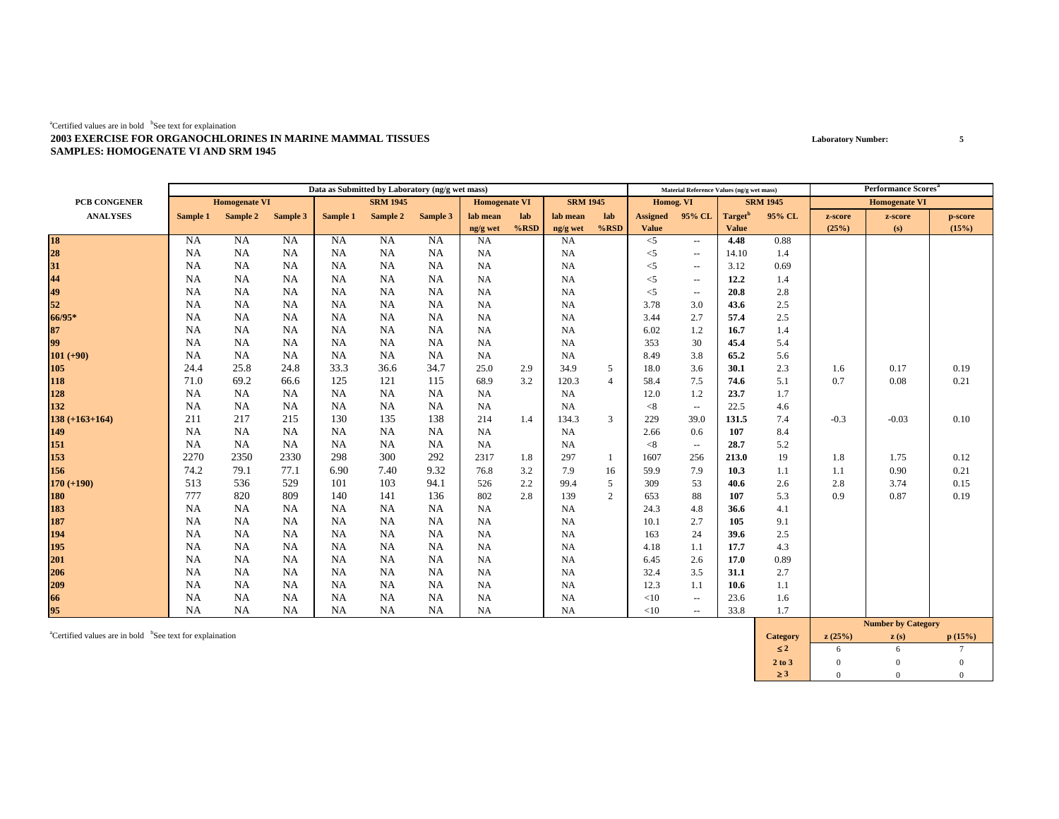[a]Certified values are in bold [b]See text for explaination

**2003 EXERCISE FOR ORGANOCHLORINES IN MARINE MAMMAL TISSUES**
**SAMPLES: HOMOGENATE VI AND SRM 1945**

Laboratory Number: 5

| PCB CONGENER | Data as Submitted by Laboratory (ng/g wet mass) | | | | | | | | | | Material Reference Values (ng/g wet mass) | | | | Performance Scores[a] | | |
|---|---|---|---|---|---|---|---|---|---|---|---|---|---|---|---|---|---|
| | Homogenate VI | | | SRM 1945 | | | Homogenate VI | | SRM 1945 | | Homog. VI | | SRM 1945 | | Homogenate VI | | |
| ANALYSES | Sample 1 | Sample 2 | Sample 3 | Sample 1 | Sample 2 | Sample 3 | lab mean ng/g wet | lab %RSD | lab mean ng/g wet | lab %RSD | Assigned Value | 95% CL | Target[b] Value | 95% CL | z-score (25%) | z-score (s) | p-score (15%) |
| **18** | NA | NA | NA | NA | NA | NA | NA | | NA | | <5 | -- | **4.48** | 0.88 | | | |
| **28** | NA | NA | NA | NA | NA | NA | NA | | NA | | <5 | -- | 14.10 | 1.4 | | | |
| **31** | NA | NA | NA | NA | NA | NA | NA | | NA | | <5 | -- | 3.12 | 0.69 | | | |
| **44** | NA | NA | NA | NA | NA | NA | NA | | NA | | <5 | -- | **12.2** | 1.4 | | | |
| **49** | NA | NA | NA | NA | NA | NA | NA | | NA | | <5 | -- | **20.8** | 2.8 | | | |
| **52** | NA | NA | NA | NA | NA | NA | NA | | NA | | 3.78 | 3.0 | **43.6** | 2.5 | | | |
| **66/95*** | NA | NA | NA | NA | NA | NA | NA | | NA | | 3.44 | 2.7 | **57.4** | 2.5 | | | |
| **87** | NA | NA | NA | NA | NA | NA | NA | | NA | | 6.02 | 1.2 | **16.7** | 1.4 | | | |
| **99** | NA | NA | NA | NA | NA | NA | NA | | NA | | 353 | 30 | **45.4** | 5.4 | | | |
| **101 (+90)** | NA | NA | NA | NA | NA | NA | NA | | NA | | 8.49 | 3.8 | **65.2** | 5.6 | | | |
| **105** | 24.4 | 25.8 | 24.8 | 33.3 | 36.6 | 34.7 | 25.0 | 2.9 | 34.9 | 5 | 18.0 | 3.6 | **30.1** | 2.3 | 1.6 | 0.17 | 0.19 |
| **118** | 71.0 | 69.2 | 66.6 | 125 | 121 | 115 | 68.9 | 3.2 | 120.3 | 4 | 58.4 | 7.5 | **74.6** | 5.1 | 0.7 | 0.08 | 0.21 |
| **128** | NA | NA | NA | NA | NA | NA | NA | | NA | | 12.0 | 1.2 | **23.7** | 1.7 | | | |
| **132** | NA | NA | NA | NA | NA | NA | NA | | NA | | <8 | -- | 22.5 | 4.6 | | | |
| **138 (+163+164)** | 211 | 217 | 215 | 130 | 135 | 138 | 214 | 1.4 | 134.3 | 3 | 229 | 39.0 | **131.5** | 7.4 | -0.3 | -0.03 | 0.10 |
| **149** | NA | NA | NA | NA | NA | NA | NA | | NA | | 2.66 | 0.6 | **107** | 8.4 | | | |
| **151** | NA | NA | NA | NA | NA | NA | NA | | NA | | <8 | -- | **28.7** | 5.2 | | | |
| **153** | 2270 | 2350 | 2330 | 298 | 300 | 292 | 2317 | 1.8 | 297 | 1 | 1607 | 256 | **213.0** | 19 | 1.8 | 1.75 | 0.12 |
| **156** | 74.2 | 79.1 | 77.1 | 6.90 | 7.40 | 9.32 | 76.8 | 3.2 | 7.9 | 16 | 59.9 | 7.9 | **10.3** | 1.1 | 1.1 | 0.90 | 0.21 |
| **170 (+190)** | 513 | 536 | 529 | 101 | 103 | 94.1 | 526 | 2.2 | 99.4 | 5 | 309 | 53 | **40.6** | 2.6 | 2.8 | 3.74 | 0.15 |
| **180** | 777 | 820 | 809 | 140 | 141 | 136 | 802 | 2.8 | 139 | 2 | 653 | 88 | **107** | 5.3 | 0.9 | 0.87 | 0.19 |
| **183** | NA | NA | NA | NA | NA | NA | NA | | NA | | 24.3 | 4.8 | **36.6** | 4.1 | | | |
| **187** | NA | NA | NA | NA | NA | NA | NA | | NA | | 10.1 | 2.7 | **105** | 9.1 | | | |
| **194** | NA | NA | NA | NA | NA | NA | NA | | NA | | 163 | 24 | **39.6** | 2.5 | | | |
| **195** | NA | NA | NA | NA | NA | NA | NA | | NA | | 4.18 | 1.1 | **17.7** | 4.3 | | | |
| **201** | NA | NA | NA | NA | NA | NA | NA | | NA | | 6.45 | 2.6 | **17.0** | 0.89 | | | |
| **206** | NA | NA | NA | NA | NA | NA | NA | | NA | | 32.4 | 3.5 | **31.1** | 2.7 | | | |
| **209** | NA | NA | NA | NA | NA | NA | NA | | NA | | 12.3 | 1.1 | **10.6** | 1.1 | | | |
| **66** | NA | NA | NA | NA | NA | NA | NA | | NA | | <10 | -- | 23.6 | 1.6 | | | |
| **95** | NA | NA | NA | NA | NA | NA | NA | | NA | | <10 | -- | 33.8 | 1.7 | | | |

[a]Certified values are in bold [b]See text for explaination

| Category | z (25%) | z (s) | p (15%) |
|---|---|---|---|
| ≤ 2 | 6 | 6 | 7 |
| 2 to 3 | 0 | 0 | 0 |
| ≥ 3 | 0 | 0 | 0 |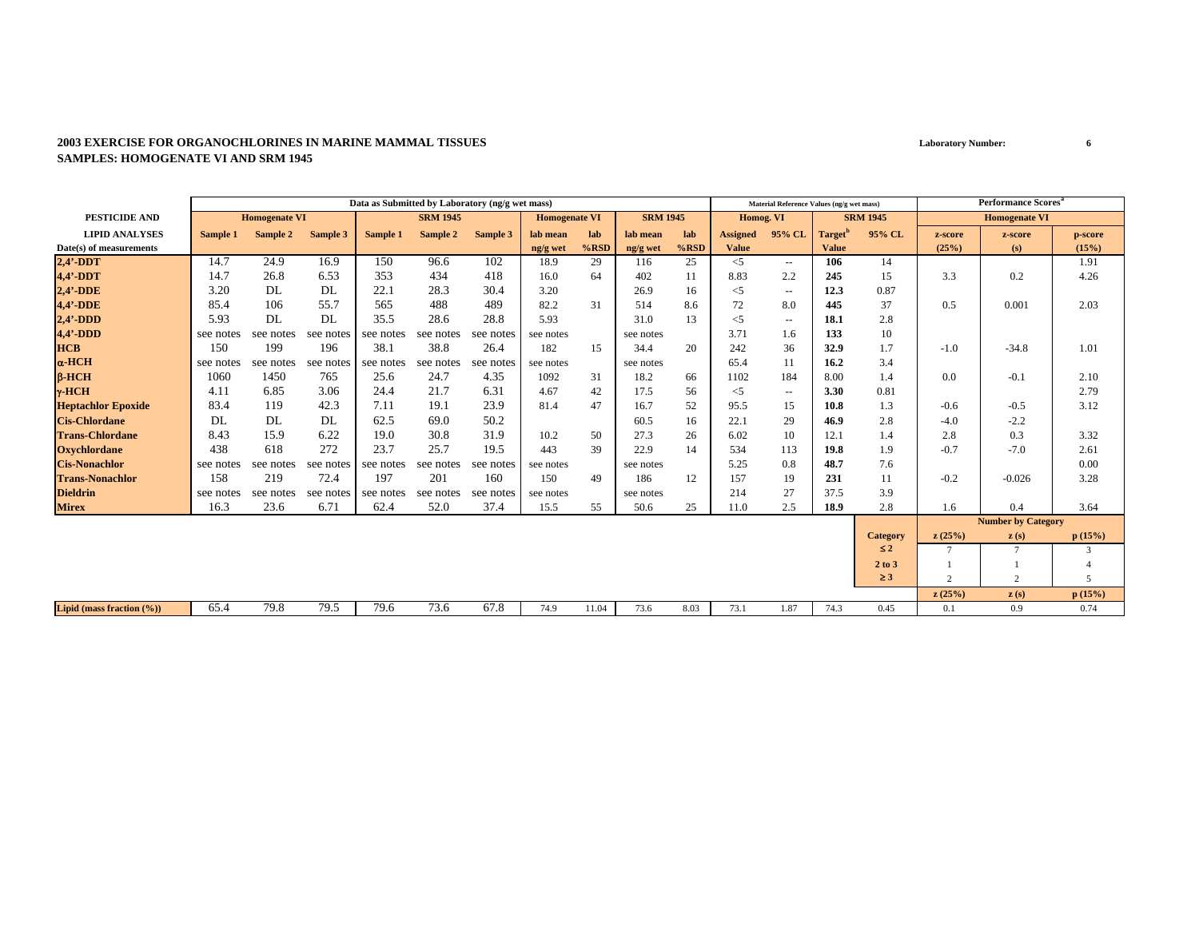**2003 EXERCISE FOR ORGANOCHLORINES IN MARINE MAMMAL TISSUES**
**SAMPLES: HOMOGENATE VI AND SRM 1945**

**Laboratory Number:** 6

| PESTICIDE AND LIPID ANALYSES | Data as Submitted by Laboratory (ng/g wet mass) | | | | | | | | | | Material Reference Values (ng/g wet mass) | | | | Performance Scores[a] | | |
|---|---|---|---|---|---|---|---|---|---|---|---|---|---|---|---|---|---|
| | Homogenate VI | | | SRM 1945 | | | Homogenate VI | | SRM 1945 | | Homog. VI | | SRM 1945 | | Homogenate VI | | |
| Date(s) of measurements | Sample 1 | Sample 2 | Sample 3 | Sample 1 | Sample 2 | Sample 3 | lab mean ng/g wet | lab %RSD | lab mean ng/g wet | lab %RSD | Assigned Value | 95% CL | Target[b] Value | 95% CL | z-score (25%) | z-score (s) | p-score (15%) |
| 2,4'-DDT | 14.7 | 24.9 | 16.9 | 150 | 96.6 | 102 | 18.9 | 29 | 116 | 25 | <5 | -- | **106** | 14 | | | 1.91 |
| 4,4'-DDT | 14.7 | 26.8 | 6.53 | 353 | 434 | 418 | 16.0 | 64 | 402 | 11 | 8.83 | 2.2 | **245** | 15 | 3.3 | 0.2 | 4.26 |
| 2,4'-DDE | 3.20 | DL | DL | 22.1 | 28.3 | 30.4 | 3.20 | | 26.9 | 16 | <5 | -- | **12.3** | 0.87 | | | |
| 4,4'-DDE | 85.4 | 106 | 55.7 | 565 | 488 | 489 | 82.2 | 31 | 514 | 8.6 | 72 | 8.0 | **445** | 37 | 0.5 | 0.001 | 2.03 |
| 2,4'-DDD | 5.93 | DL | DL | 35.5 | 28.6 | 28.8 | 5.93 | | 31.0 | 13 | <5 | -- | **18.1** | 2.8 | | | |
| 4,4'-DDD | see notes | see notes | see notes | see notes | see notes | see notes | see notes | | see notes | | 3.71 | 1.6 | **133** | 10 | | | |
| HCB | 150 | 199 | 196 | 38.1 | 38.8 | 26.4 | 182 | 15 | 34.4 | 20 | 242 | 36 | **32.9** | 1.7 | -1.0 | -34.8 | 1.01 |
| α-HCH | see notes | see notes | see notes | see notes | see notes | see notes | see notes | | see notes | | 65.4 | 11 | **16.2** | 3.4 | | | |
| β-HCH | 1060 | 1450 | 765 | 25.6 | 24.7 | 4.35 | 1092 | 31 | 18.2 | 66 | 1102 | 184 | **8.00** | 1.4 | 0.0 | -0.1 | 2.10 |
| γ-HCH | 4.11 | 6.85 | 3.06 | 24.4 | 21.7 | 6.31 | 4.67 | 42 | 17.5 | 56 | <5 | -- | **3.30** | 0.81 | | | 2.79 |
| Heptachlor Epoxide | 83.4 | 119 | 42.3 | 7.11 | 19.1 | 23.9 | 81.4 | 47 | 16.7 | 52 | 95.5 | 15 | **10.8** | 1.3 | -0.6 | -0.5 | 3.12 |
| Cis-Chlordane | DL | DL | DL | 62.5 | 69.0 | 50.2 | | | 60.5 | 16 | 22.1 | 29 | **46.9** | 2.8 | -4.0 | -2.2 | |
| Trans-Chlordane | 8.43 | 15.9 | 6.22 | 19.0 | 30.8 | 31.9 | 10.2 | 50 | 27.3 | 26 | 6.02 | 10 | 12.1 | 1.4 | 2.8 | 0.3 | 3.32 |
| Oxychlordane | 438 | 618 | 272 | 23.7 | 25.7 | 19.5 | 443 | 39 | 22.9 | 14 | 534 | 113 | **19.8** | 1.9 | -0.7 | -7.0 | 2.61 |
| Cis-Nonachlor | see notes | see notes | see notes | see notes | see notes | see notes | see notes | | see notes | | 5.25 | 0.8 | **48.7** | 7.6 | | | 0.00 |
| Trans-Nonachlor | 158 | 219 | 72.4 | 197 | 201 | 160 | 150 | 49 | 186 | 12 | 157 | 19 | **231** | 11 | -0.2 | -0.026 | 3.28 |
| Dieldrin | see notes | see notes | see notes | see notes | see notes | see notes | see notes | | see notes | | 214 | 27 | 37.5 | 3.9 | | | |
| Mirex | 16.3 | 23.6 | 6.71 | 62.4 | 52.0 | 37.4 | 15.5 | 55 | 50.6 | 25 | 11.0 | 2.5 | **18.9** | 2.8 | 1.6 | 0.4 | 3.64 |
| | | | | | | | | | | | | | | | Number by Category | | |
| | | | | | | | | | | | | | | Category | z (25%) | z (s) | p (15%) |
| | | | | | | | | | | | | | | ≤ 2 | 7 | 7 | 3 |
| | | | | | | | | | | | | | | 2 to 3 | 1 | 1 | 4 |
| | | | | | | | | | | | | | | ≥ 3 | 2 | 2 | 5 |
| | | | | | | | | | | | | | | | z (25%) | z (s) | p (15%) |
| Lipid (mass fraction (%)) | 65.4 | 79.8 | 79.5 | 79.6 | 73.6 | 67.8 | 74.9 | 11.04 | 73.6 | 8.03 | 73.1 | 1.87 | 74.3 | 0.45 | 0.1 | 0.9 | 0.74 |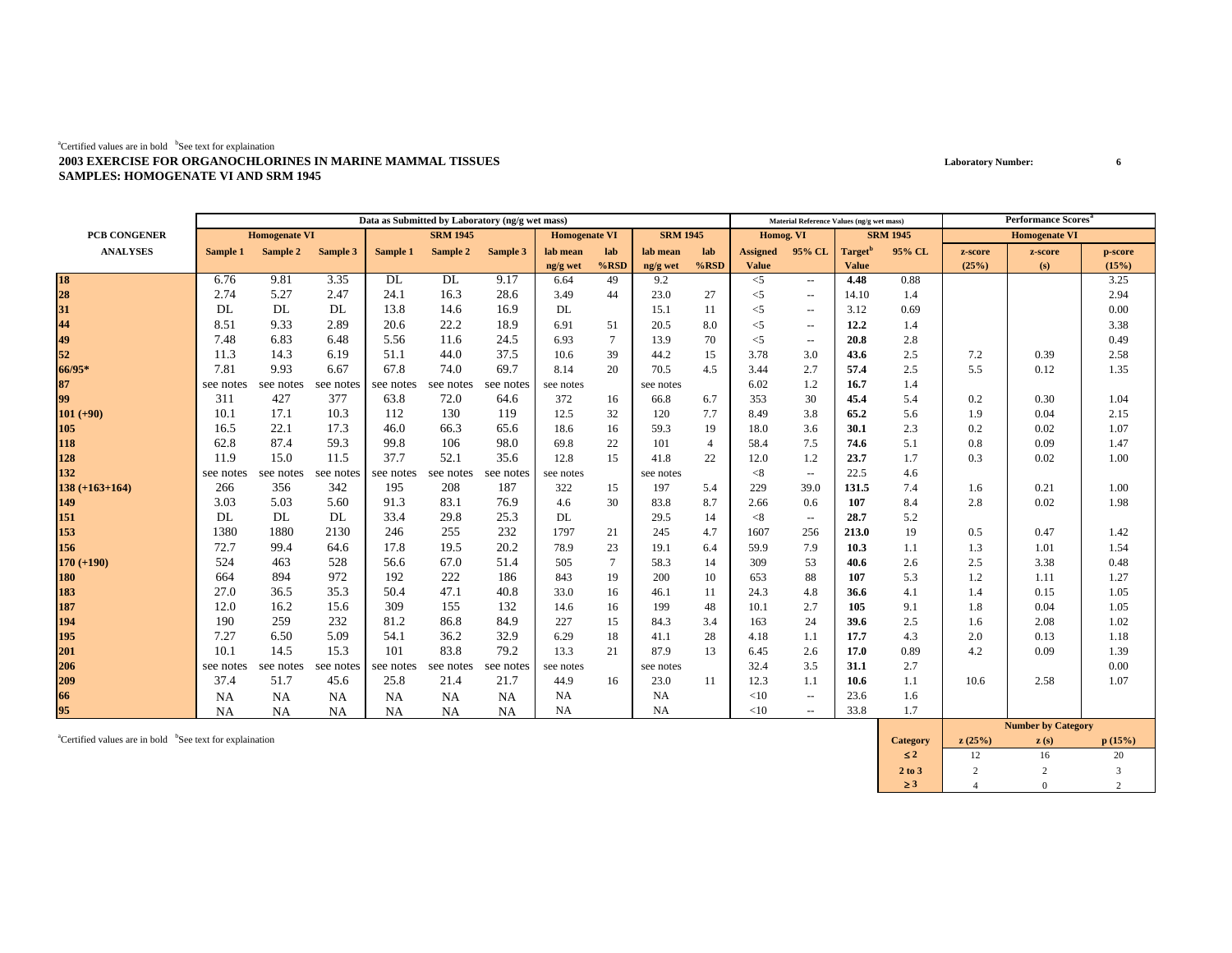[a]Certified values are in bold [b]See text for explaination

**2003 EXERCISE FOR ORGANOCHLORINES IN MARINE MAMMAL TISSUES**
**SAMPLES: HOMOGENATE VI AND SRM 1945**

Laboratory Number: 6

| PCB CONGENER | Data as Submitted by Laboratory (ng/g wet mass) | | | | | | | | | | Material Reference Values (ng/g wet mass) | | | | Performance Scores[a] | | |
|---|---|---|---|---|---|---|---|---|---|---|---|---|---|---|---|---|---|
| | Homogenate VI | | | SRM 1945 | | | Homogenate VI | | SRM 1945 | | Homog. VI | | SRM 1945 | | Homogenate VI | | |
| ANALYSES | Sample 1 | Sample 2 | Sample 3 | Sample 1 | Sample 2 | Sample 3 | lab mean ng/g wet | lab %RSD | lab mean ng/g wet | lab %RSD | Assigned Value | 95% CL | Target[b] Value | 95% CL | z-score (25%) | z-score (s) | p-score (15%) |
| **18** | 6.76 | 9.81 | 3.35 | DL | DL | 9.17 | 6.64 | 49 | 9.2 | | <5 | -- | **4.48** | 0.88 | | | 3.25 |
| **28** | 2.74 | 5.27 | 2.47 | 24.1 | 16.3 | 28.6 | 3.49 | 44 | 23.0 | 27 | <5 | -- | 14.10 | 1.4 | | | 2.94 |
| **31** | DL | DL | DL | 13.8 | 14.6 | 16.9 | DL | | 15.1 | 11 | <5 | -- | 3.12 | 0.69 | | | 0.00 |
| **44** | 8.51 | 9.33 | 2.89 | 20.6 | 22.2 | 18.9 | 6.91 | 51 | 20.5 | 8.0 | <5 | -- | **12.2** | 1.4 | | | 3.38 |
| **49** | 7.48 | 6.83 | 6.48 | 5.56 | 11.6 | 24.5 | 6.93 | 7 | 13.9 | 70 | <5 | -- | **20.8** | 2.8 | | | 0.49 |
| **52** | 11.3 | 14.3 | 6.19 | 51.1 | 44.0 | 37.5 | 10.6 | 39 | 44.2 | 15 | 3.78 | 3.0 | **43.6** | 2.5 | 7.2 | 0.39 | 2.58 |
| **66/95*** | 7.81 | 9.93 | 6.67 | 67.8 | 74.0 | 69.7 | 8.14 | 20 | 70.5 | 4.5 | 3.44 | 2.7 | **57.4** | 2.5 | 5.5 | 0.12 | 1.35 |
| **87** | see notes | see notes | see notes | see notes | see notes | see notes | see notes | | see notes | | 6.02 | 1.2 | **16.7** | 1.4 | | | |
| **99** | 311 | 427 | 377 | 63.8 | 72.0 | 64.6 | 372 | 16 | 66.8 | 6.7 | 353 | 30 | **45.4** | 5.4 | 0.2 | 0.30 | 1.04 |
| **101 (+90)** | 10.1 | 17.1 | 10.3 | 112 | 130 | 119 | 12.5 | 32 | 120 | 7.7 | 8.49 | 3.8 | **65.2** | 5.6 | 1.9 | 0.04 | 2.15 |
| **105** | 16.5 | 22.1 | 17.3 | 46.0 | 66.3 | 65.6 | 18.6 | 16 | 59.3 | 19 | 18.0 | 3.6 | **30.1** | 2.3 | 0.2 | 0.02 | 1.07 |
| **118** | 62.8 | 87.4 | 59.3 | 99.8 | 106 | 98.0 | 69.8 | 22 | 101 | 4 | 58.4 | 7.5 | **74.6** | 5.1 | 0.8 | 0.09 | 1.47 |
| **128** | 11.9 | 15.0 | 11.5 | 37.7 | 52.1 | 35.6 | 12.8 | 15 | 41.8 | 22 | 12.0 | 1.2 | **23.7** | 1.7 | 0.3 | 0.02 | 1.00 |
| **132** | see notes | see notes | see notes | see notes | see notes | see notes | see notes | | see notes | | <8 | -- | 22.5 | 4.6 | | | |
| **138 (+163+164)** | 266 | 356 | 342 | 195 | 208 | 187 | 322 | 15 | 197 | 5.4 | 229 | 39.0 | **131.5** | 7.4 | 1.6 | 0.21 | 1.00 |
| **149** | 3.03 | 5.03 | 5.60 | 91.3 | 83.1 | 76.9 | 4.6 | 30 | 83.8 | 8.7 | 2.66 | 0.6 | **107** | 8.4 | 2.8 | 0.02 | 1.98 |
| **151** | DL | DL | DL | 33.4 | 29.8 | 25.3 | DL | | 29.5 | 14 | <8 | -- | **28.7** | 5.2 | | | |
| **153** | 1380 | 1880 | 2130 | 246 | 255 | 232 | 1797 | 21 | 245 | 4.7 | 1607 | 256 | **213.0** | 19 | 0.5 | 0.47 | 1.42 |
| **156** | 72.7 | 99.4 | 64.6 | 17.8 | 19.5 | 20.2 | 78.9 | 23 | 19.1 | 6.4 | 59.9 | 7.9 | **10.3** | 1.1 | 1.3 | 1.01 | 1.54 |
| **170 (+190)** | 524 | 463 | 528 | 56.6 | 67.0 | 51.4 | 505 | 7 | 58.3 | 14 | 309 | 53 | **40.6** | 2.6 | 2.5 | 3.38 | 0.48 |
| **180** | 664 | 894 | 972 | 192 | 222 | 186 | 843 | 19 | 200 | 10 | 653 | 88 | **107** | 5.3 | 1.2 | 1.11 | 1.27 |
| **183** | 27.0 | 36.5 | 35.3 | 50.4 | 47.1 | 40.8 | 33.0 | 16 | 46.1 | 11 | 24.3 | 4.8 | **36.6** | 4.1 | 1.4 | 0.15 | 1.05 |
| **187** | 12.0 | 16.2 | 15.6 | 309 | 155 | 132 | 14.6 | 16 | 199 | 48 | 10.1 | 2.7 | **105** | 9.1 | 1.8 | 0.04 | 1.05 |
| **194** | 190 | 259 | 232 | 81.2 | 86.8 | 84.9 | 227 | 15 | 84.3 | 3.4 | 163 | 24 | **39.6** | 2.5 | 1.6 | 2.08 | 1.02 |
| **195** | 7.27 | 6.50 | 5.09 | 54.1 | 36.2 | 32.9 | 6.29 | 18 | 41.1 | 28 | 4.18 | 1.1 | **17.7** | 4.3 | 2.0 | 0.13 | 1.18 |
| **201** | 10.1 | 14.5 | 15.3 | 101 | 83.8 | 79.2 | 13.3 | 21 | 87.9 | 13 | 6.45 | 2.6 | **17.0** | 0.89 | 4.2 | 0.09 | 1.39 |
| **206** | see notes | see notes | see notes | see notes | see notes | see notes | see notes | | see notes | | 32.4 | 3.5 | **31.1** | 2.7 | | | 0.00 |
| **209** | 37.4 | 51.7 | 45.6 | 25.8 | 21.4 | 21.7 | 44.9 | 16 | 23.0 | 11 | 12.3 | 1.1 | **10.6** | 1.1 | 10.6 | 2.58 | 1.07 |
| **66** | NA | NA | NA | NA | NA | NA | NA | | NA | | <10 | -- | 23.6 | 1.6 | | | |
| **95** | NA | NA | NA | NA | NA | NA | NA | | NA | | <10 | -- | 33.8 | 1.7 | | | |

[a]Certified values are in bold [b]See text for explaination

| Number by Category | | | |
|---|---|---|---|
| Category | z (25%) | z (s) | p (15%) |
| ≤ 2 | 12 | 16 | 20 |
| 2 to 3 | 2 | 2 | 3 |
| ≥ 3 | 4 | 0 | 2 |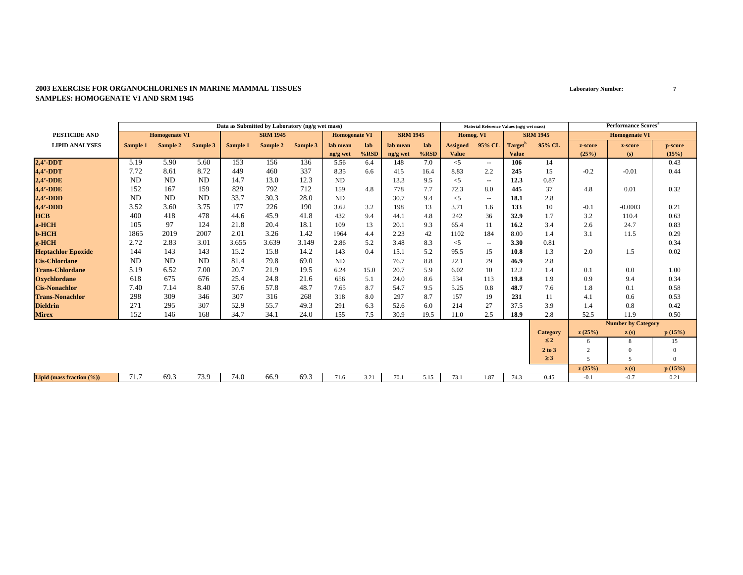**2003 EXERCISE FOR ORGANOCHLORINES IN MARINE MAMMAL TISSUES**
**SAMPLES: HOMOGENATE VI AND SRM 1945**

**Laboratory Number: 7**

| PESTICIDE AND LIPID ANALYSES | Data as Submitted by Laboratory (ng/g wet mass) | | | | | | | | | | Material Reference Values (ng/g wet mass) | | | | Performance Scores[a] | | |
|---|---|---|---|---|---|---|---|---|---|---|---|---|---|---|---|---|---|
| | Homogenate VI | | | SRM 1945 | | | Homogenate VI | | SRM 1945 | | Homog. VI | | SRM 1945 | | Homogenate VI | | |
| | Sample 1 | Sample 2 | Sample 3 | Sample 1 | Sample 2 | Sample 3 | lab mean ng/g wet | lab %RSD | lab mean ng/g wet | lab %RSD | Assigned Value | 95% CL | Target[b] Value | 95% CL | z-score (25%) | z-score (s) | p-score (15%) |
| **2,4'-DDT** | 5.19 | 5.90 | 5.60 | 153 | 156 | 136 | 5.56 | 6.4 | 148 | 7.0 | <5 | -- | **106** | 14 | | | 0.43 |
| **4,4'-DDT** | 7.72 | 8.61 | 8.72 | 449 | 460 | 337 | 8.35 | 6.6 | 415 | 16.4 | 8.83 | 2.2 | **245** | 15 | -0.2 | -0.01 | 0.44 |
| **2,4'-DDE** | ND | ND | ND | 14.7 | 13.0 | 12.3 | ND | | 13.3 | 9.5 | <5 | -- | **12.3** | 0.87 | | | |
| **4,4'-DDE** | 152 | 167 | 159 | 829 | 792 | 712 | 159 | 4.8 | 778 | 7.7 | 72.3 | 8.0 | **445** | 37 | 4.8 | 0.01 | 0.32 |
| **2,4'-DDD** | ND | ND | ND | 33.7 | 30.3 | 28.0 | ND | | 30.7 | 9.4 | <5 | -- | **18.1** | 2.8 | | | |
| **4,4'-DDD** | 3.52 | 3.60 | 3.75 | 177 | 226 | 190 | 3.62 | 3.2 | 198 | 13 | 3.71 | 1.6 | **133** | 10 | -0.1 | -0.0003 | 0.21 |
| **HCB** | 400 | 418 | 478 | 44.6 | 45.9 | 41.8 | 432 | 9.4 | 44.1 | 4.8 | 242 | 36 | **32.9** | 1.7 | 3.2 | 110.4 | 0.63 |
| **a-HCH** | 105 | 97 | 124 | 21.8 | 20.4 | 18.1 | 109 | 13 | 20.1 | 9.3 | 65.4 | 11 | **16.2** | 3.4 | 2.6 | 24.7 | 0.83 |
| **b-HCH** | 1865 | 2019 | 2007 | 2.01 | 3.26 | 1.42 | 1964 | 4.4 | 2.23 | 42 | 1102 | 184 | 8.00 | 1.4 | 3.1 | 11.5 | 0.29 |
| **g-HCH** | 2.72 | 2.83 | 3.01 | 3.655 | 3.639 | 3.149 | 2.86 | 5.2 | 3.48 | 8.3 | <5 | -- | **3.30** | 0.81 | | | 0.34 |
| **Heptachlor Epoxide** | 144 | 143 | 143 | 15.2 | 15.8 | 14.2 | 143 | 0.4 | 15.1 | 5.2 | 95.5 | 15 | **10.8** | 1.3 | 2.0 | 1.5 | 0.02 |
| **Cis-Chlordane** | ND | ND | ND | 81.4 | 79.8 | 69.0 | ND | | 76.7 | 8.8 | 22.1 | 29 | **46.9** | 2.8 | | | |
| **Trans-Chlordane** | 5.19 | 6.52 | 7.00 | 20.7 | 21.9 | 19.5 | 6.24 | 15.0 | 20.7 | 5.9 | 6.02 | 10 | 12.2 | 1.4 | 0.1 | 0.0 | 1.00 |
| **Oxychlordane** | 618 | 675 | 676 | 25.4 | 24.8 | 21.6 | 656 | 5.1 | 24.0 | 8.6 | 534 | 113 | **19.8** | 1.9 | 0.9 | 9.4 | 0.34 |
| **Cis-Nonachlor** | 7.40 | 7.14 | 8.40 | 57.6 | 57.8 | 48.7 | 7.65 | 8.7 | 54.7 | 9.5 | 5.25 | 0.8 | **48.7** | 7.6 | 1.8 | 0.1 | 0.58 |
| **Trans-Nonachlor** | 298 | 309 | 346 | 307 | 316 | 268 | 318 | 8.0 | 297 | 8.7 | 157 | 19 | **231** | 11 | 4.1 | 0.6 | 0.53 |
| **Dieldrin** | 271 | 295 | 307 | 52.9 | 55.7 | 49.3 | 291 | 6.3 | 52.6 | 6.0 | 214 | 27 | 37.5 | 3.9 | 1.4 | 0.8 | 0.42 |
| **Mirex** | 152 | 146 | 168 | 34.7 | 34.1 | 24.0 | 155 | 7.5 | 30.9 | 19.5 | 11.0 | 2.5 | **18.9** | 2.8 | 52.5 | 11.9 | 0.50 |
| | | | | | | | | | | | | | | | **Number by Category** | | |
| | | | | | | | | | | | | | | **Category** | **z (25%)** | **z (s)** | **p (15%)** |
| | | | | | | | | | | | | | | **≤ 2** | 6 | 8 | 15 |
| | | | | | | | | | | | | | | **2 to 3** | 2 | 0 | 0 |
| | | | | | | | | | | | | | | **≥ 3** | 5 | 5 | 0 |
| | | | | | | | | | | | | | | | **z (25%)** | **z (s)** | **p (15%)** |
| **Lipid (mass fraction (%))** | 71.7 | 69.3 | 73.9 | 74.0 | 66.9 | 69.3 | 71.6 | 3.21 | 70.1 | 5.15 | 73.1 | 1.87 | 74.3 | 0.45 | -0.1 | -0.7 | 0.21 |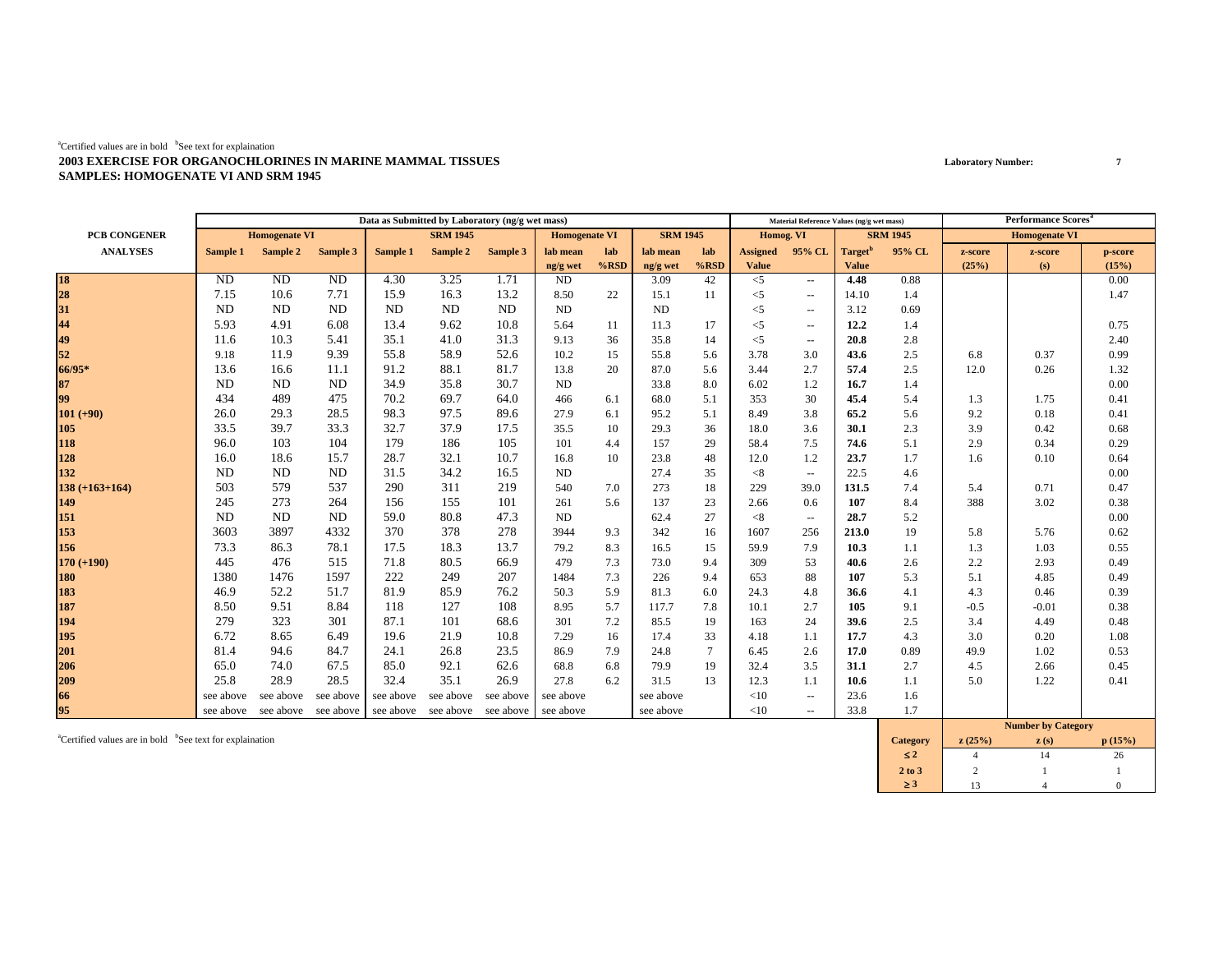[a]Certified values are in bold [b]See text for explaination

**2003 EXERCISE FOR ORGANOCHLORINES IN MARINE MAMMAL TISSUES**
**SAMPLES: HOMOGENATE VI AND SRM 1945**

Laboratory Number: 7

| PCB CONGENER | Data as Submitted by Laboratory (ng/g wet mass) | | | | | | | | | | Material Reference Values (ng/g wet mass) | | | | Performance Scores[a] | | |
|---|---|---|---|---|---|---|---|---|---|---|---|---|---|---|---|---|---|
| | Homogenate VI | | | SRM 1945 | | | Homogenate VI | | SRM 1945 | | Homog. VI | | SRM 1945 | | Homogenate VI | | |
| ANALYSES | Sample 1 | Sample 2 | Sample 3 | Sample 1 | Sample 2 | Sample 3 | lab mean ng/g wet | lab %RSD | lab mean ng/g wet | lab %RSD | Assigned Value | 95% CL | Target[b] Value | 95% CL | z-score (25%) | z-score (s) | p-score (15%) |
| 18 | ND | ND | ND | 4.30 | 3.25 | 1.71 | ND | | 3.09 | 42 | <5 | -- | **4.48** | 0.88 | | | 0.00 |
| 28 | 7.15 | 10.6 | 7.71 | 15.9 | 16.3 | 13.2 | 8.50 | 22 | 15.1 | 11 | <5 | -- | 14.10 | 1.4 | | | 1.47 |
| 31 | ND | ND | ND | ND | ND | ND | ND | | ND | | <5 | -- | 3.12 | 0.69 | | | |
| 44 | 5.93 | 4.91 | 6.08 | 13.4 | 9.62 | 10.8 | 5.64 | 11 | 11.3 | 17 | <5 | -- | **12.2** | 1.4 | | | 0.75 |
| 49 | 11.6 | 10.3 | 5.41 | 35.1 | 41.0 | 31.3 | 9.13 | 36 | 35.8 | 14 | <5 | -- | **20.8** | 2.8 | | | 2.40 |
| 52 | 9.18 | 11.9 | 9.39 | 55.8 | 58.9 | 52.6 | 10.2 | 15 | 55.8 | 5.6 | 3.78 | 3.0 | **43.6** | 2.5 | 6.8 | 0.37 | 0.99 |
| 66/95* | 13.6 | 16.6 | 11.1 | 91.2 | 88.1 | 81.7 | 13.8 | 20 | 87.0 | 5.6 | 3.44 | 2.7 | **57.4** | 2.5 | 12.0 | 0.26 | 1.32 |
| 87 | ND | ND | ND | 34.9 | 35.8 | 30.7 | ND | | 33.8 | 8.0 | 6.02 | 1.2 | **16.7** | 1.4 | | | 0.00 |
| 99 | 434 | 489 | 475 | 70.2 | 69.7 | 64.0 | 466 | 6.1 | 68.0 | 5.1 | 353 | 30 | **45.4** | 5.4 | 1.3 | 1.75 | 0.41 |
| 101 (+90) | 26.0 | 29.3 | 28.5 | 98.3 | 97.5 | 89.6 | 27.9 | 6.1 | 95.2 | 5.1 | 8.49 | 3.8 | **65.2** | 5.6 | 9.2 | 0.18 | 0.41 |
| 105 | 33.5 | 39.7 | 33.3 | 32.7 | 37.9 | 17.5 | 35.5 | 10 | 29.3 | 36 | 18.0 | 3.6 | **30.1** | 2.3 | 3.9 | 0.42 | 0.68 |
| 118 | 96.0 | 103 | 104 | 179 | 186 | 105 | 101 | 4.4 | 157 | 29 | 58.4 | 7.5 | **74.6** | 5.1 | 2.9 | 0.34 | 0.29 |
| 128 | 16.0 | 18.6 | 15.7 | 28.7 | 32.1 | 10.7 | 16.8 | 10 | 23.8 | 48 | 12.0 | 1.2 | **23.7** | 1.7 | 1.6 | 0.10 | 0.64 |
| 132 | ND | ND | ND | 31.5 | 34.2 | 16.5 | ND | | 27.4 | 35 | <8 | -- | 22.5 | 4.6 | | | 0.00 |
| 138 (+163+164) | 503 | 579 | 537 | 290 | 311 | 219 | 540 | 7.0 | 273 | 18 | 229 | 39.0 | **131.5** | 7.4 | 5.4 | 0.71 | 0.47 |
| 149 | 245 | 273 | 264 | 156 | 155 | 101 | 261 | 5.6 | 137 | 23 | 2.66 | 0.6 | **107** | 8.4 | 388 | 3.02 | 0.38 |
| 151 | ND | ND | ND | 59.0 | 80.8 | 47.3 | ND | | 62.4 | 27 | <8 | -- | **28.7** | 5.2 | | | 0.00 |
| 153 | 3603 | 3897 | 4332 | 370 | 378 | 278 | 3944 | 9.3 | 342 | 16 | 1607 | 256 | **213.0** | 19 | 5.8 | 5.76 | 0.62 |
| 156 | 73.3 | 86.3 | 78.1 | 17.5 | 18.3 | 13.7 | 79.2 | 8.3 | 16.5 | 15 | 59.9 | 7.9 | **10.3** | 1.1 | 1.3 | 1.03 | 0.55 |
| 170 (+190) | 445 | 476 | 515 | 71.8 | 80.5 | 66.9 | 479 | 7.3 | 73.0 | 9.4 | 309 | 53 | **40.6** | 2.6 | 2.2 | 2.93 | 0.49 |
| 180 | 1380 | 1476 | 1597 | 222 | 249 | 207 | 1484 | 7.3 | 226 | 9.4 | 653 | 88 | **107** | 5.3 | 5.1 | 4.85 | 0.49 |
| 183 | 46.9 | 52.2 | 51.7 | 81.9 | 85.9 | 76.2 | 50.3 | 5.9 | 81.3 | 6.0 | 24.3 | 4.8 | **36.6** | 4.1 | 4.3 | 0.46 | 0.39 |
| 187 | 8.50 | 9.51 | 8.84 | 118 | 127 | 108 | 8.95 | 5.7 | 117.7 | 7.8 | 10.1 | 2.7 | **105** | 9.1 | -0.5 | -0.01 | 0.38 |
| 194 | 279 | 323 | 301 | 87.1 | 101 | 68.6 | 301 | 7.2 | 85.5 | 19 | 163 | 24 | **39.6** | 2.5 | 3.4 | 4.49 | 0.48 |
| 195 | 6.72 | 8.65 | 6.49 | 19.6 | 21.9 | 10.8 | 7.29 | 16 | 17.4 | 33 | 4.18 | 1.1 | **17.7** | 4.3 | 3.0 | 0.20 | 1.08 |
| 201 | 81.4 | 94.6 | 84.7 | 24.1 | 26.8 | 23.5 | 86.9 | 7.9 | 24.8 | 7 | 6.45 | 2.6 | **17.0** | 0.89 | 49.9 | 1.02 | 0.53 |
| 206 | 65.0 | 74.0 | 67.5 | 85.0 | 92.1 | 62.6 | 68.8 | 6.8 | 79.9 | 19 | 32.4 | 3.5 | **31.1** | 2.7 | 4.5 | 2.66 | 0.45 |
| 209 | 25.8 | 28.9 | 28.5 | 32.4 | 35.1 | 26.9 | 27.8 | 6.2 | 31.5 | 13 | 12.3 | 1.1 | **10.6** | 1.1 | 5.0 | 1.22 | 0.41 |
| 66 | see above | see above | see above | see above | see above | see above | see above | | see above | | <10 | -- | 23.6 | 1.6 | | | |
| 95 | see above | see above | see above | see above | see above | see above | see above | | see above | | <10 | -- | 33.8 | 1.7 | | | |

[a]Certified values are in bold [b]See text for explaination

| Category | z (25%) | z (s) | p (15%) |
|---|---|---|---|
| | **Number by Category** | | |
| ≤ 2 | 4 | 14 | 26 |
| 2 to 3 | 2 | 1 | 1 |
| ≥ 3 | 13 | 4 | 0 |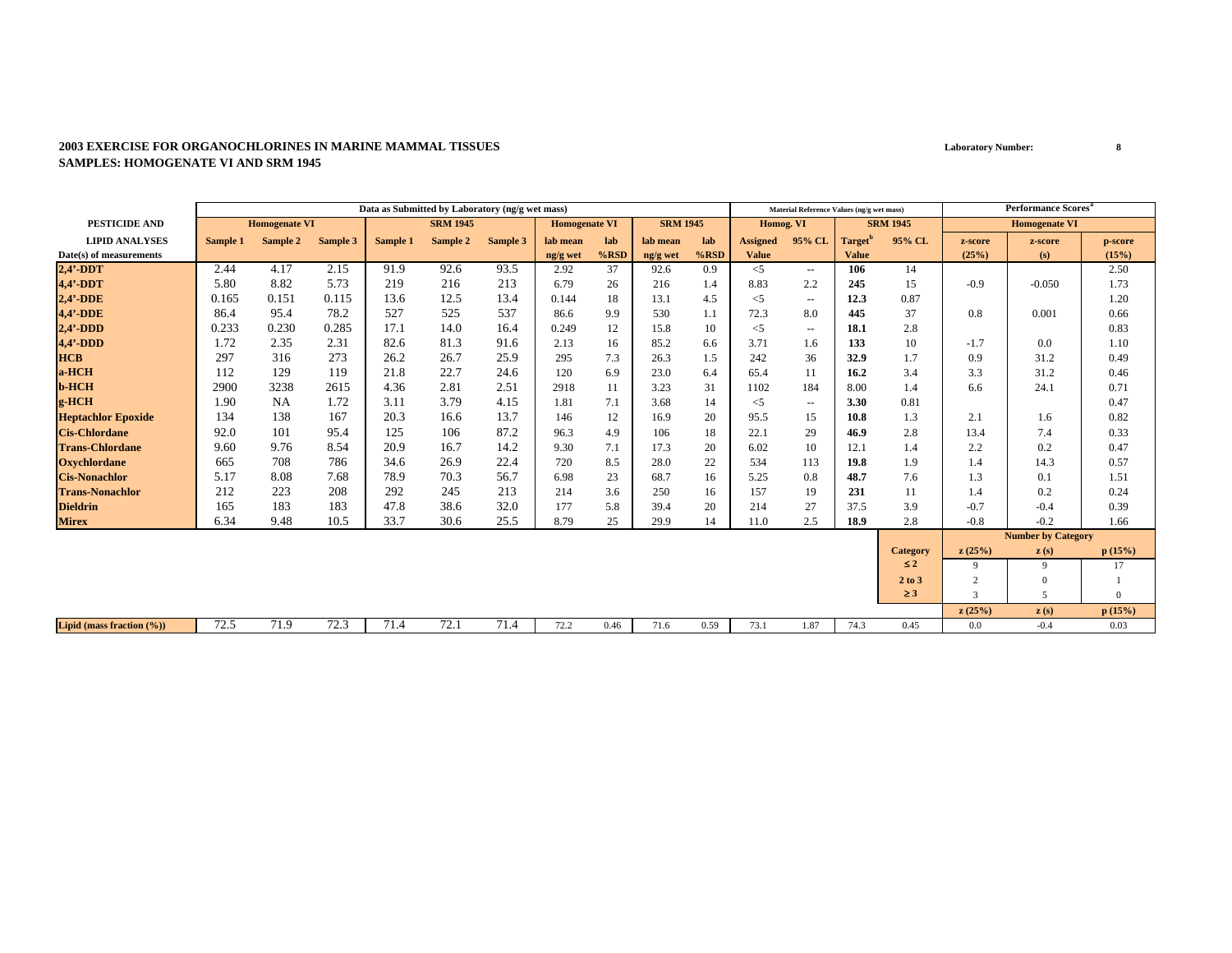**2003 EXERCISE FOR ORGANOCHLORINES IN MARINE MAMMAL TISSUES**
**SAMPLES: HOMOGENATE VI AND SRM 1945**

**Laboratory Number: 8**

| PESTICIDE AND LIPID ANALYSES Date(s) of measurements | Data as Submitted by Laboratory (ng/g wet mass) Homogenate VI Sample 1 | Sample 2 | Sample 3 | SRM 1945 Sample 1 | Sample 2 | Sample 3 | Homogenate VI lab mean ng/g wet | lab %RSD | SRM 1945 lab mean ng/g wet | lab %RSD | Material Reference Values (ng/g wet mass) Homog. VI Assigned Value | 95% CL | SRM 1945 Target[b] Value | 95% CL | Performance Scores[a] Homogenate VI z-score (25%) | z-score (s) | p-score (15%) |
|---|---|---|---|---|---|---|---|---|---|---|---|---|---|---|---|---|---|
| **2,4'-DDT** | 2.44 | 4.17 | 2.15 | 91.9 | 92.6 | 93.5 | 2.92 | 37 | 92.6 | 0.9 | <5 | -- | **106** | 14 | | | 2.50 |
| **4,4'-DDT** | 5.80 | 8.82 | 5.73 | 219 | 216 | 213 | 6.79 | 26 | 216 | 1.4 | 8.83 | 2.2 | **245** | 15 | -0.9 | -0.050 | 1.73 |
| **2,4'-DDE** | 0.165 | 0.151 | 0.115 | 13.6 | 12.5 | 13.4 | 0.144 | 18 | 13.1 | 4.5 | <5 | -- | **12.3** | 0.87 | | | 1.20 |
| **4,4'-DDE** | 86.4 | 95.4 | 78.2 | 527 | 525 | 537 | 86.6 | 9.9 | 530 | 1.1 | 72.3 | 8.0 | **445** | 37 | 0.8 | 0.001 | 0.66 |
| **2,4'-DDD** | 0.233 | 0.230 | 0.285 | 17.1 | 14.0 | 16.4 | 0.249 | 12 | 15.8 | 10 | <5 | -- | **18.1** | 2.8 | | | 0.83 |
| **4,4'-DDD** | 1.72 | 2.35 | 2.31 | 82.6 | 81.3 | 91.6 | 2.13 | 16 | 85.2 | 6.6 | 3.71 | 1.6 | **133** | 10 | -1.7 | 0.0 | 1.10 |
| **HCB** | 297 | 316 | 273 | 26.2 | 26.7 | 25.9 | 295 | 7.3 | 26.3 | 1.5 | 242 | 36 | **32.9** | 1.7 | 0.9 | 31.2 | 0.49 |
| **a-HCH** | 112 | 129 | 119 | 21.8 | 22.7 | 24.6 | 120 | 6.9 | 23.0 | 6.4 | 65.4 | 11 | **16.2** | 3.4 | 3.3 | 31.2 | 0.46 |
| **b-HCH** | 2900 | 3238 | 2615 | 4.36 | 2.81 | 2.51 | 2918 | 11 | 3.23 | 31 | 1102 | 184 | 8.00 | 1.4 | 6.6 | 24.1 | 0.71 |
| **g-HCH** | 1.90 | NA | 1.72 | 3.11 | 3.79 | 4.15 | 1.81 | 7.1 | 3.68 | 14 | <5 | -- | **3.30** | 0.81 | | | 0.47 |
| **Heptachlor Epoxide** | 134 | 138 | 167 | 20.3 | 16.6 | 13.7 | 146 | 12 | 16.9 | 20 | 95.5 | 15 | **10.8** | 1.3 | 2.1 | 1.6 | 0.82 |
| **Cis-Chlordane** | 92.0 | 101 | 95.4 | 125 | 106 | 87.2 | 96.3 | 4.9 | 106 | 18 | 22.1 | 29 | **46.9** | 2.8 | 13.4 | 7.4 | 0.33 |
| **Trans-Chlordane** | 9.60 | 9.76 | 8.54 | 20.9 | 16.7 | 14.2 | 9.30 | 7.1 | 17.3 | 20 | 6.02 | 10 | 12.1 | 1.4 | 2.2 | 0.2 | 0.47 |
| **Oxychlordane** | 665 | 708 | 786 | 34.6 | 26.9 | 22.4 | 720 | 8.5 | 28.0 | 22 | 534 | 113 | **19.8** | 1.9 | 1.4 | 14.3 | 0.57 |
| **Cis-Nonachlor** | 5.17 | 8.08 | 7.68 | 78.9 | 70.3 | 56.7 | 6.98 | 23 | 68.7 | 16 | 5.25 | 0.8 | **48.7** | 7.6 | 1.3 | 0.1 | 1.51 |
| **Trans-Nonachlor** | 212 | 223 | 208 | 292 | 245 | 213 | 214 | 3.6 | 250 | 16 | 157 | 19 | **231** | 11 | 1.4 | 0.2 | 0.24 |
| **Dieldrin** | 165 | 183 | 183 | 47.8 | 38.6 | 32.0 | 177 | 5.8 | 39.4 | 20 | 214 | 27 | 37.5 | 3.9 | -0.7 | -0.4 | 0.39 |
| **Mirex** | 6.34 | 9.48 | 10.5 | 33.7 | 30.6 | 25.5 | 8.79 | 25 | 29.9 | 14 | 11.0 | 2.5 | **18.9** | 2.8 | -0.8 | -0.2 | 1.66 |

| Number by Category | z (25%) | z (s) | p (15%) |
|---|---|---|---|
| ≤ 2 | 9 | 9 | 17 |
| 2 to 3 | 2 | 0 | 1 |
| ≥ 3 | 3 | 5 | 0 |

| | Homogenate VI Sample 1 | Sample 2 | Sample 3 | SRM 1945 Sample 1 | Sample 2 | Sample 3 | Homogenate VI lab mean | lab %RSD | SRM 1945 lab mean | lab %RSD | Homog. VI Assigned Value | 95% CL | SRM 1945 Target Value | 95% CL | z (25%) | z (s) | p (15%) |
|---|---|---|---|---|---|---|---|---|---|---|---|---|---|---|---|---|---|
| **Lipid (mass fraction (%))** | 72.5 | 71.9 | 72.3 | 71.4 | 72.1 | 71.4 | 72.2 | 0.46 | 71.6 | 0.59 | 73.1 | 1.87 | 74.3 | 0.45 | 0.0 | -0.4 | 0.03 |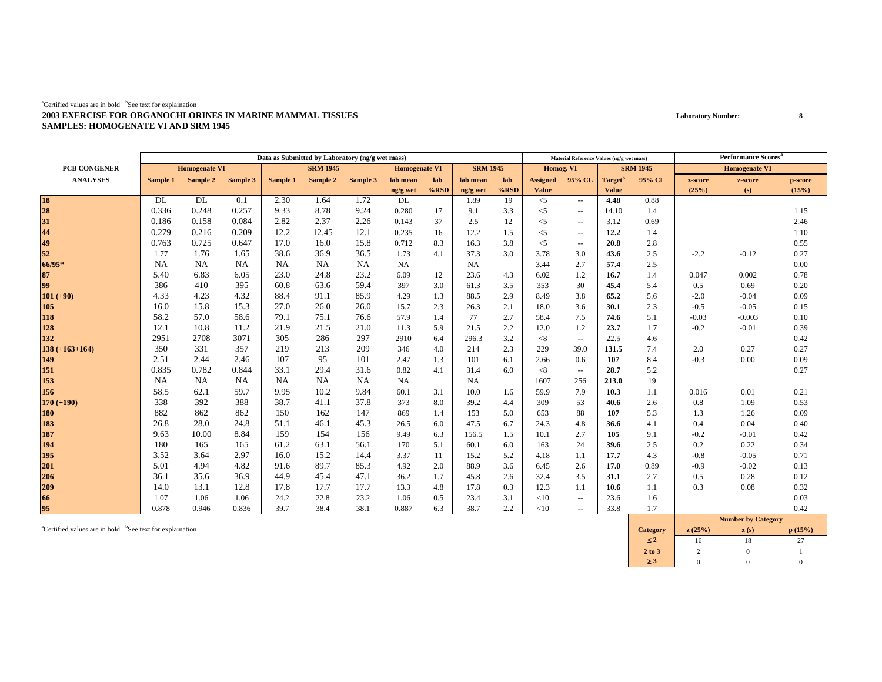[a]Certified values are in bold [b]See text for explaination

**2003 EXERCISE FOR ORGANOCHLORINES IN MARINE MAMMAL TISSUES**
**SAMPLES: HOMOGENATE VI AND SRM 1945**

Laboratory Number: 8

| PCB CONGENER | Data as Submitted by Laboratory (ng/g wet mass) | | | | | | | | | | Material Reference Values (ng/g wet mass) | | | | Performance Scores[a] | | |
|---|---|---|---|---|---|---|---|---|---|---|---|---|---|---|---|---|---|
| | Homogenate VI | | | SRM 1945 | | | Homogenate VI | | SRM 1945 | | Homog. VI | | SRM 1945 | | Homogenate VI | | |
| ANALYSES | Sample 1 | Sample 2 | Sample 3 | Sample 1 | Sample 2 | Sample 3 | lab mean ng/g wet | lab %RSD | lab mean ng/g wet | lab %RSD | Assigned Value | 95% CL | Target[b] Value | 95% CL | z-score (25%) | z-score (s) | p-score (15%) |
| 18 | DL | DL | 0.1 | 2.30 | 1.64 | 1.72 | DL | | 1.89 | 19 | <5 | -- | **4.48** | 0.88 | | | |
| 28 | 0.336 | 0.248 | 0.257 | 9.33 | 8.78 | 9.24 | 0.280 | 17 | 9.1 | 3.3 | <5 | -- | 14.10 | 1.4 | | | 1.15 |
| 31 | 0.186 | 0.158 | 0.084 | 2.82 | 2.37 | 2.26 | 0.143 | 37 | 2.5 | 12 | <5 | -- | 3.12 | 0.69 | | | 2.46 |
| 44 | 0.279 | 0.216 | 0.209 | 12.2 | 12.45 | 12.1 | 0.235 | 16 | 12.2 | 1.5 | <5 | -- | **12.2** | 1.4 | | | 1.10 |
| 49 | 0.763 | 0.725 | 0.647 | 17.0 | 16.0 | 15.8 | 0.712 | 8.3 | 16.3 | 3.8 | <5 | -- | **20.8** | 2.8 | | | 0.55 |
| 52 | 1.77 | 1.76 | 1.65 | 38.6 | 36.9 | 36.5 | 1.73 | 4.1 | 37.3 | 3.0 | 3.78 | 3.0 | **43.6** | 2.5 | -2.2 | -0.12 | 0.27 |
| 66/95* | NA | NA | NA | NA | NA | NA | NA | | NA | | 3.44 | 2.7 | **57.4** | 2.5 | | | 0.00 |
| 87 | 5.40 | 6.83 | 6.05 | 23.0 | 24.8 | 23.2 | 6.09 | 12 | 23.6 | 4.3 | 6.02 | 1.2 | **16.7** | 1.4 | 0.047 | 0.002 | 0.78 |
| 99 | 386 | 410 | 395 | 60.8 | 63.6 | 59.4 | 397 | 3.0 | 61.3 | 3.5 | 353 | 30 | **45.4** | 5.4 | 0.5 | 0.69 | 0.20 |
| 101 (+90) | 4.33 | 4.23 | 4.32 | 88.4 | 91.1 | 85.9 | 4.29 | 1.3 | 88.5 | 2.9 | 8.49 | 3.8 | **65.2** | 5.6 | -2.0 | -0.04 | 0.09 |
| 105 | 16.0 | 15.8 | 15.3 | 27.0 | 26.0 | 26.0 | 15.7 | 2.3 | 26.3 | 2.1 | 18.0 | 3.6 | **30.1** | 2.3 | -0.5 | -0.05 | 0.15 |
| 118 | 58.2 | 57.0 | 58.6 | 79.1 | 75.1 | 76.6 | 57.9 | 1.4 | 77 | 2.7 | 58.4 | 7.5 | **74.6** | 5.1 | -0.03 | -0.003 | 0.10 |
| 128 | 12.1 | 10.8 | 11.2 | 21.9 | 21.5 | 21.0 | 11.3 | 5.9 | 21.5 | 2.2 | 12.0 | 1.2 | **23.7** | 1.7 | -0.2 | -0.01 | 0.39 |
| 132 | 2951 | 2708 | 3071 | 305 | 286 | 297 | 2910 | 6.4 | 296.3 | 3.2 | <8 | -- | 22.5 | 4.6 | | | 0.42 |
| 138 (+163+164) | 350 | 331 | 357 | 219 | 213 | 209 | 346 | 4.0 | 214 | 2.3 | 229 | 39.0 | **131.5** | 7.4 | 2.0 | 0.27 | 0.27 |
| 149 | 2.51 | 2.44 | 2.46 | 107 | 95 | 101 | 2.47 | 1.3 | 101 | 6.1 | 2.66 | 0.6 | **107** | 8.4 | -0.3 | 0.00 | 0.09 |
| 151 | 0.835 | 0.782 | 0.844 | 33.1 | 29.4 | 31.6 | 0.82 | 4.1 | 31.4 | 6.0 | <8 | -- | **28.7** | 5.2 | | | 0.27 |
| 153 | NA | NA | NA | NA | NA | NA | NA | | NA | | 1607 | 256 | **213.0** | 19 | | | |
| 156 | 58.5 | 62.1 | 59.7 | 9.95 | 10.2 | 9.84 | 60.1 | 3.1 | 10.0 | 1.6 | 59.9 | 7.9 | **10.3** | 1.1 | 0.016 | 0.01 | 0.21 |
| 170 (+190) | 338 | 392 | 388 | 38.7 | 41.1 | 37.8 | 373 | 8.0 | 39.2 | 4.4 | 309 | 53 | **40.6** | 2.6 | 0.8 | 1.09 | 0.53 |
| 180 | 882 | 862 | 862 | 150 | 162 | 147 | 869 | 1.4 | 153 | 5.0 | 653 | 88 | **107** | 5.3 | 1.3 | 1.26 | 0.09 |
| 183 | 26.8 | 28.0 | 24.8 | 51.1 | 46.1 | 45.3 | 26.5 | 6.0 | 47.5 | 6.7 | 24.3 | 4.8 | **36.6** | 4.1 | 0.4 | 0.04 | 0.40 |
| 187 | 9.63 | 10.00 | 8.84 | 159 | 154 | 156 | 9.49 | 6.3 | 156.5 | 1.5 | 10.1 | 2.7 | **105** | 9.1 | -0.2 | -0.01 | 0.42 |
| 194 | 180 | 165 | 165 | 61.2 | 63.1 | 56.1 | 170 | 5.1 | 60.1 | 6.0 | 163 | 24 | **39.6** | 2.5 | 0.2 | 0.22 | 0.34 |
| 195 | 3.52 | 3.64 | 2.97 | 16.0 | 15.2 | 14.4 | 3.37 | 11 | 15.2 | 5.2 | 4.18 | 1.1 | **17.7** | 4.3 | -0.8 | -0.05 | 0.71 |
| 201 | 5.01 | 4.94 | 4.82 | 91.6 | 89.7 | 85.3 | 4.92 | 2.0 | 88.9 | 3.6 | 6.45 | 2.6 | **17.0** | 0.89 | -0.9 | -0.02 | 0.13 |
| 206 | 36.1 | 35.6 | 36.9 | 44.9 | 45.4 | 47.1 | 36.2 | 1.7 | 45.8 | 2.6 | 32.4 | 3.5 | **31.1** | 2.7 | 0.5 | 0.28 | 0.12 |
| 209 | 14.0 | 13.1 | 12.8 | 17.8 | 17.7 | 17.7 | 13.3 | 4.8 | 17.8 | 0.3 | 12.3 | 1.1 | **10.6** | 1.1 | 0.3 | 0.08 | 0.32 |
| 66 | 1.07 | 1.06 | 1.06 | 24.2 | 22.8 | 23.2 | 1.06 | 0.5 | 23.4 | 3.1 | <10 | -- | 23.6 | 1.6 | | | 0.03 |
| 95 | 0.878 | 0.946 | 0.836 | 39.7 | 38.4 | 38.1 | 0.887 | 6.3 | 38.7 | 2.2 | <10 | -- | 33.8 | 1.7 | | | 0.42 |

[a]Certified values are in bold [b]See text for explaination

| Category | z (25%) | z (s) | p (15%) |
|---|---|---|---|
| ≤ 2 | 16 | 18 | 27 |
| 2 to 3 | 2 | 0 | 1 |
| ≥ 3 | 0 | 0 | 0 |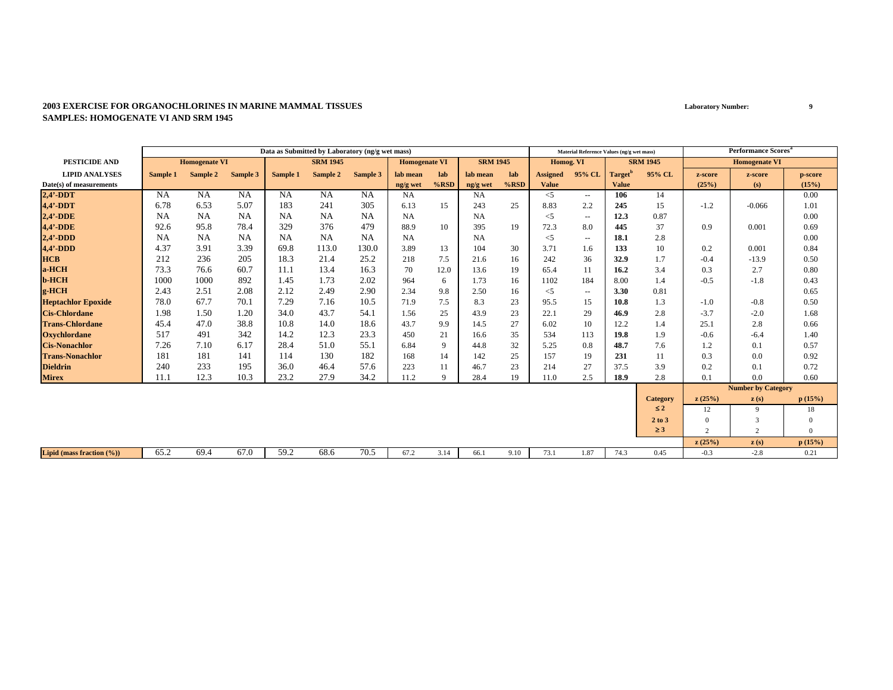**2003 EXERCISE FOR ORGANOCHLORINES IN MARINE MAMMAL TISSUES**
**SAMPLES: HOMOGENATE VI AND SRM 1945**

**Laboratory Number:** 9

| PESTICIDE AND | Data as Submitted by Laboratory (ng/g wet mass) | | | | | | | | | | Material Reference Values (ng/g wet mass) | | | | Performance Scores[a] | | |
|---|---|---|---|---|---|---|---|---|---|---|---|---|---|---|---|---|---|
| | Homogenate VI | | | SRM 1945 | | | Homogenate VI | | SRM 1945 | | Homog. VI | | SRM 1945 | | Homogenate VI | | |
| LIPID ANALYSES | Sample 1 | Sample 2 | Sample 3 | Sample 1 | Sample 2 | Sample 3 | lab mean | lab | lab mean | lab | Assigned | 95% CL | Target[b] | 95% CL | z-score | z-score | p-score |
| Date(s) of measurements | | | | | | | ng/g wet | %RSD | ng/g wet | %RSD | Value | | Value | | (25%) | (s) | (15%) |
| **2,4'-DDT** | NA | NA | NA | NA | NA | NA | NA | | NA | | <5 | -- | **106** | 14 | | | 0.00 |
| **4,4'-DDT** | 6.78 | 6.53 | 5.07 | 183 | 241 | 305 | 6.13 | 15 | 243 | 25 | 8.83 | 2.2 | **245** | 15 | -1.2 | -0.066 | 1.01 |
| **2,4'-DDE** | NA | NA | NA | NA | NA | NA | NA | | NA | | <5 | -- | **12.3** | 0.87 | | | 0.00 |
| **4,4'-DDE** | 92.6 | 95.8 | 78.4 | 329 | 376 | 479 | 88.9 | 10 | 395 | 19 | 72.3 | 8.0 | **445** | 37 | 0.9 | 0.001 | 0.69 |
| **2,4'-DDD** | NA | NA | NA | NA | NA | NA | NA | | NA | | <5 | -- | **18.1** | 2.8 | | | 0.00 |
| **4,4'-DDD** | 4.37 | 3.91 | 3.39 | 69.8 | 113.0 | 130.0 | 3.89 | 13 | 104 | 30 | 3.71 | 1.6 | **133** | 10 | 0.2 | 0.001 | 0.84 |
| **HCB** | 212 | 236 | 205 | 18.3 | 21.4 | 25.2 | 218 | 7.5 | 21.6 | 16 | 242 | 36 | **32.9** | 1.7 | -0.4 | -13.9 | 0.50 |
| **a-HCH** | 73.3 | 76.6 | 60.7 | 11.1 | 13.4 | 16.3 | 70 | 12.0 | 13.6 | 19 | 65.4 | 11 | **16.2** | 3.4 | 0.3 | 2.7 | 0.80 |
| **b-HCH** | 1000 | 1000 | 892 | 1.45 | 1.73 | 2.02 | 964 | 6 | 1.73 | 16 | 1102 | 184 | **8.00** | 1.4 | -0.5 | -1.8 | 0.43 |
| **g-HCH** | 2.43 | 2.51 | 2.08 | 2.12 | 2.49 | 2.90 | 2.34 | 9.8 | 2.50 | 16 | <5 | -- | **3.30** | 0.81 | | | 0.65 |
| **Heptachlor Epoxide** | 78.0 | 67.7 | 70.1 | 7.29 | 7.16 | 10.5 | 71.9 | 7.5 | 8.3 | 23 | 95.5 | 15 | **10.8** | 1.3 | -1.0 | -0.8 | 0.50 |
| **Cis-Chlordane** | 1.98 | 1.50 | 1.20 | 34.0 | 43.7 | 54.1 | 1.56 | 25 | 43.9 | 23 | 22.1 | 29 | **46.9** | 2.8 | -3.7 | -2.0 | 1.68 |
| **Trans-Chlordane** | 45.4 | 47.0 | 38.8 | 10.8 | 14.0 | 18.6 | 43.7 | 9.9 | 14.5 | 27 | 6.02 | 10 | 12.2 | 1.4 | 25.1 | 2.8 | 0.66 |
| **Oxychlordane** | 517 | 491 | 342 | 14.2 | 12.3 | 23.3 | 450 | 21 | 16.6 | 35 | 534 | 113 | **19.8** | 1.9 | -0.6 | -6.4 | 1.40 |
| **Cis-Nonachlor** | 7.26 | 7.10 | 6.17 | 28.4 | 51.0 | 55.1 | 6.84 | 9 | 44.8 | 32 | 5.25 | 0.8 | **48.7** | 7.6 | 1.2 | 0.1 | 0.57 |
| **Trans-Nonachlor** | 181 | 181 | 141 | 114 | 130 | 182 | 168 | 14 | 142 | 25 | 157 | 19 | **231** | 11 | 0.3 | 0.0 | 0.92 |
| **Dieldrin** | 240 | 233 | 195 | 36.0 | 46.4 | 57.6 | 223 | 11 | 46.7 | 23 | 214 | 27 | 37.5 | 3.9 | 0.2 | 0.1 | 0.72 |
| **Mirex** | 11.1 | 12.3 | 10.3 | 23.2 | 27.9 | 34.2 | 11.2 | 9 | 28.4 | 19 | 11.0 | 2.5 | **18.9** | 2.8 | 0.1 | 0.0 | 0.60 |
| | | | | | | | | | | | | | | | **Number by Category** | | |
| | | | | | | | | | | | | | | **Category** | **z (25%)** | **z (s)** | **p (15%)** |
| | | | | | | | | | | | | | | **≤ 2** | 12 | 9 | 18 |
| | | | | | | | | | | | | | | **2 to 3** | 0 | 3 | 0 |
| | | | | | | | | | | | | | | **≥ 3** | 2 | 2 | 0 |
| | | | | | | | | | | | | | | | **z (25%)** | **z (s)** | **p (15%)** |
| **Lipid (mass fraction (%))** | 65.2 | 69.4 | 67.0 | 59.2 | 68.6 | 70.5 | 67.2 | 3.14 | 66.1 | 9.10 | 73.1 | 1.87 | 74.3 | 0.45 | -0.3 | -2.8 | 0.21 |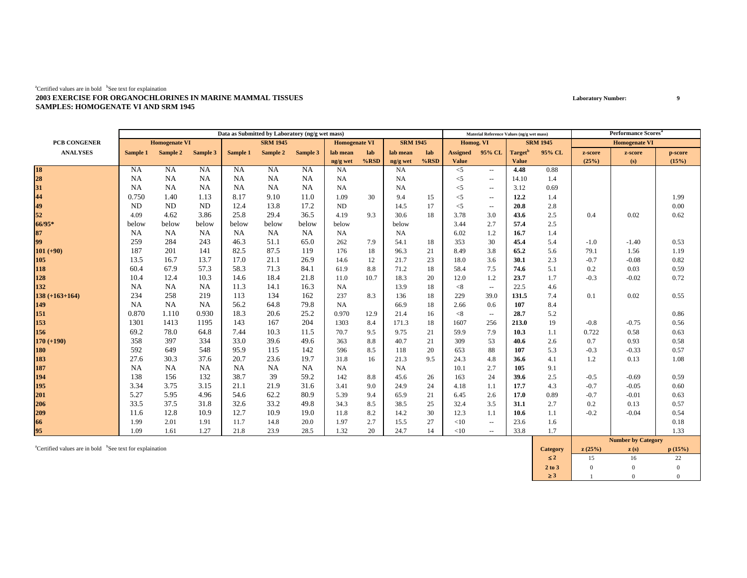[a]Certified values are in bold [b]See text for explaination

**2003 EXERCISE FOR ORGANOCHLORINES IN MARINE MAMMAL TISSUES**

**SAMPLES: HOMOGENATE VI AND SRM 1945**

**Laboratory Number: 9**

| PCB CONGENER ANALYSES | Data as Submitted by Laboratory (ng/g wet mass) | | | | | | | | | | Material Reference Values (ng/g wet mass) | | | | Performance Scores[a] | | |
|---|---|---|---|---|---|---|---|---|---|---|---|---|---|---|---|---|---|
| | Homogenate VI | | | SRM 1945 | | | Homogenate VI | | SRM 1945 | | Homog. VI | | SRM 1945 | | Homogenate VI | | |
| | Sample 1 | Sample 2 | Sample 3 | Sample 1 | Sample 2 | Sample 3 | lab mean ng/g wet | lab %RSD | lab mean ng/g wet | lab %RSD | Assigned Value | 95% CL | Target[b] Value | 95% CL | z-score (25%) | z-score (s) | p-score (15%) |
| 18 | NA | NA | NA | NA | NA | NA | NA | | NA | | <5 | -- | **4.48** | 0.88 | | | |
| 28 | NA | NA | NA | NA | NA | NA | NA | | NA | | <5 | -- | 14.10 | 1.4 | | | |
| 31 | NA | NA | NA | NA | NA | NA | NA | | NA | | <5 | -- | 3.12 | 0.69 | | | |
| 44 | 0.750 | 1.40 | 1.13 | 8.17 | 9.10 | 11.0 | 1.09 | 30 | 9.4 | 15 | <5 | -- | **12.2** | 1.4 | | | 1.99 |
| 49 | ND | ND | ND | 12.4 | 13.8 | 17.2 | ND | | 14.5 | 17 | <5 | -- | **20.8** | 2.8 | | | 0.00 |
| 52 | 4.09 | 4.62 | 3.86 | 25.8 | 29.4 | 36.5 | 4.19 | 9.3 | 30.6 | 18 | 3.78 | 3.0 | **43.6** | 2.5 | 0.4 | 0.02 | 0.62 |
| 66/95* | below | below | below | below | below | below | below | | below | | 3.44 | 2.7 | **57.4** | 2.5 | | | |
| 87 | NA | NA | NA | NA | NA | NA | NA | | NA | | 6.02 | 1.2 | **16.7** | 1.4 | | | |
| 99 | 259 | 284 | 243 | 46.3 | 51.1 | 65.0 | 262 | 7.9 | 54.1 | 18 | 353 | 30 | **45.4** | 5.4 | -1.0 | -1.40 | 0.53 |
| 101 (+90) | 187 | 201 | 141 | 82.5 | 87.5 | 119 | 176 | 18 | 96.3 | 21 | 8.49 | 3.8 | **65.2** | 5.6 | 79.1 | 1.56 | 1.19 |
| 105 | 13.5 | 16.7 | 13.7 | 17.0 | 21.1 | 26.9 | 14.6 | 12 | 21.7 | 23 | 18.0 | 3.6 | **30.1** | 2.3 | -0.7 | -0.08 | 0.82 |
| 118 | 60.4 | 67.9 | 57.3 | 58.3 | 71.3 | 84.1 | 61.9 | 8.8 | 71.2 | 18 | 58.4 | 7.5 | **74.6** | 5.1 | 0.2 | 0.03 | 0.59 |
| 128 | 10.4 | 12.4 | 10.3 | 14.6 | 18.4 | 21.8 | 11.0 | 10.7 | 18.3 | 20 | 12.0 | 1.2 | **23.7** | 1.7 | -0.3 | -0.02 | 0.72 |
| 132 | NA | NA | NA | 11.3 | 14.1 | 16.3 | NA | | 13.9 | 18 | <8 | -- | 22.5 | 4.6 | | | |
| 138 (+163+164) | 234 | 258 | 219 | 113 | 134 | 162 | 237 | 8.3 | 136 | 18 | 229 | 39.0 | **131.5** | 7.4 | 0.1 | 0.02 | 0.55 |
| 149 | NA | NA | NA | 56.2 | 64.8 | 79.8 | NA | | 66.9 | 18 | 2.66 | 0.6 | **107** | 8.4 | | | |
| 151 | 0.870 | 1.110 | 0.930 | 18.3 | 20.6 | 25.2 | 0.970 | 12.9 | 21.4 | 16 | <8 | -- | **28.7** | 5.2 | | | 0.86 |
| 153 | 1301 | 1413 | 1195 | 143 | 167 | 204 | 1303 | 8.4 | 171.3 | 18 | 1607 | 256 | **213.0** | 19 | -0.8 | -0.75 | 0.56 |
| 156 | 69.2 | 78.0 | 64.8 | 7.44 | 10.3 | 11.5 | 70.7 | 9.5 | 9.75 | 21 | 59.9 | 7.9 | **10.3** | 1.1 | 0.722 | 0.58 | 0.63 |
| 170 (+190) | 358 | 397 | 334 | 33.0 | 39.6 | 49.6 | 363 | 8.8 | 40.7 | 21 | 309 | 53 | **40.6** | 2.6 | 0.7 | 0.93 | 0.58 |
| 180 | 592 | 649 | 548 | 95.9 | 115 | 142 | 596 | 8.5 | 118 | 20 | 653 | 88 | **107** | 5.3 | -0.3 | -0.33 | 0.57 |
| 183 | 27.6 | 30.3 | 37.6 | 20.7 | 23.6 | 19.7 | 31.8 | 16 | 21.3 | 9.5 | 24.3 | 4.8 | **36.6** | 4.1 | 1.2 | 0.13 | 1.08 |
| 187 | NA | NA | NA | NA | NA | NA | NA | | NA | | 10.1 | 2.7 | **105** | 9.1 | | | |
| 194 | 138 | 156 | 132 | 38.7 | 39 | 59.2 | 142 | 8.8 | 45.6 | 26 | 163 | 24 | **39.6** | 2.5 | -0.5 | -0.69 | 0.59 |
| 195 | 3.34 | 3.75 | 3.15 | 21.1 | 21.9 | 31.6 | 3.41 | 9.0 | 24.9 | 24 | 4.18 | 1.1 | **17.7** | 4.3 | -0.7 | -0.05 | 0.60 |
| 201 | 5.27 | 5.95 | 4.96 | 54.6 | 62.2 | 80.9 | 5.39 | 9.4 | 65.9 | 21 | 6.45 | 2.6 | **17.0** | 0.89 | -0.7 | -0.01 | 0.63 |
| 206 | 33.5 | 37.5 | 31.8 | 32.6 | 33.2 | 49.8 | 34.3 | 8.5 | 38.5 | 25 | 32.4 | 3.5 | **31.1** | 2.7 | 0.2 | 0.13 | 0.57 |
| 209 | 11.6 | 12.8 | 10.9 | 12.7 | 10.9 | 19.0 | 11.8 | 8.2 | 14.2 | 30 | 12.3 | 1.1 | **10.6** | 1.1 | -0.2 | -0.04 | 0.54 |
| 66 | 1.99 | 2.01 | 1.91 | 11.7 | 14.8 | 20.0 | 1.97 | 2.7 | 15.5 | 27 | <10 | -- | 23.6 | 1.6 | | | 0.18 |
| 95 | 1.09 | 1.61 | 1.27 | 21.8 | 23.9 | 28.5 | 1.32 | 20 | 24.7 | 14 | <10 | -- | 33.8 | 1.7 | | | 1.33 |

[a]Certified values are in bold [b]See text for explaination

| Category | z (25%) | z (s) | p (15%) |
|---|---|---|---|
| ≤ 2 | 15 | 16 | 22 |
| 2 to 3 | 0 | 0 | 0 |
| ≥ 3 | 1 | 0 | 0 |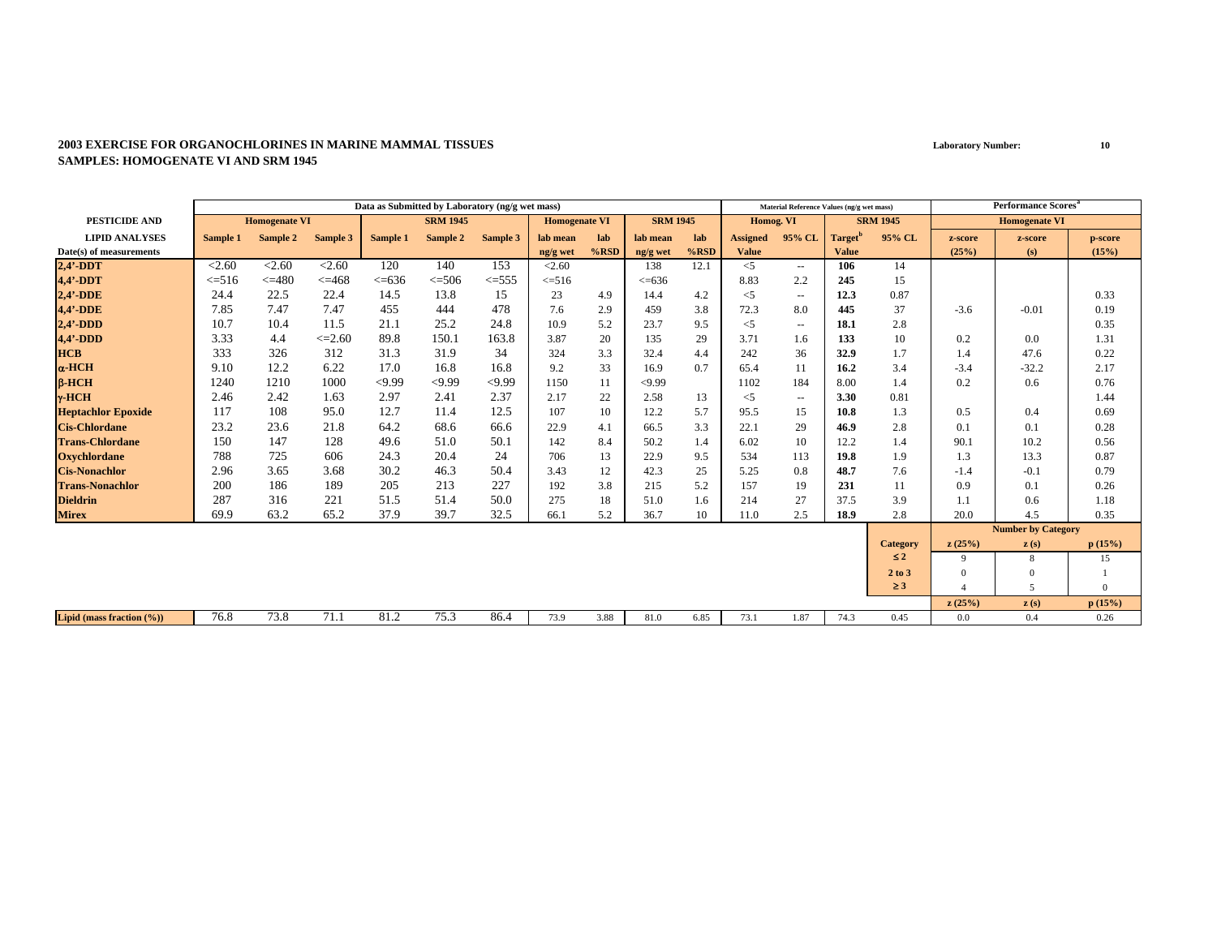**2003 EXERCISE FOR ORGANOCHLORINES IN MARINE MAMMAL TISSUES**
**SAMPLES: HOMOGENATE VI AND SRM 1945**

**Laboratory Number: 10**

| | Data as Submitted by Laboratory (ng/g wet mass) | | | | | | | | | | Material Reference Values (ng/g wet mass) | | | | Performance Scores[a] | | |
|---|---|---|---|---|---|---|---|---|---|---|---|---|---|---|---|---|---|
| PESTICIDE AND | Homogenate VI | | | SRM 1945 | | | Homogenate VI | | SRM 1945 | | Homog. VI | | SRM 1945 | | Homogenate VI | | |
| LIPID ANALYSES | Sample 1 | Sample 2 | Sample 3 | Sample 1 | Sample 2 | Sample 3 | lab mean | lab | lab mean | lab | Assigned | 95% CL | Target[b] | 95% CL | z-score | z-score | p-score |
| Date(s) of measurements | | | | | | | ng/g wet | %RSD | ng/g wet | %RSD | Value | | Value | | (25%) | (s) | (15%) |
| **2,4'-DDT** | <2.60 | <2.60 | <2.60 | 120 | 140 | 153 | <2.60 | | 138 | 12.1 | <5 | -- | **106** | 14 | | | |
| **4,4'-DDT** | <=516 | <=480 | <=468 | <=636 | <=506 | <=555 | <=516 | | <=636 | | 8.83 | 2.2 | **245** | 15 | | | |
| **2,4'-DDE** | 24.4 | 22.5 | 22.4 | 14.5 | 13.8 | 15 | 23 | 4.9 | 14.4 | 4.2 | <5 | -- | **12.3** | 0.87 | | | 0.33 |
| **4,4'-DDE** | 7.85 | 7.47 | 7.47 | 455 | 444 | 478 | 7.6 | 2.9 | 459 | 3.8 | 72.3 | 8.0 | **445** | 37 | -3.6 | -0.01 | 0.19 |
| **2,4'-DDD** | 10.7 | 10.4 | 11.5 | 21.1 | 25.2 | 24.8 | 10.9 | 5.2 | 23.7 | 9.5 | <5 | -- | **18.1** | 2.8 | | | 0.35 |
| **4,4'-DDD** | 3.33 | 4.4 | <=2.60 | 89.8 | 150.1 | 163.8 | 3.87 | 20 | 135 | 29 | 3.71 | 1.6 | **133** | 10 | 0.2 | 0.0 | 1.31 |
| **HCB** | 333 | 326 | 312 | 31.3 | 31.9 | 34 | 324 | 3.3 | 32.4 | 4.4 | 242 | 36 | **32.9** | 1.7 | 1.4 | 47.6 | 0.22 |
| **α-HCH** | 9.10 | 12.2 | 6.22 | 17.0 | 16.8 | 16.8 | 9.2 | 33 | 16.9 | 0.7 | 65.4 | 11 | **16.2** | 3.4 | -3.4 | -32.2 | 2.17 |
| **β-HCH** | 1240 | 1210 | 1000 | <9.99 | <9.99 | <9.99 | 1150 | 11 | <9.99 | | 1102 | 184 | 8.00 | 1.4 | 0.2 | 0.6 | 0.76 |
| **γ-HCH** | 2.46 | 2.42 | 1.63 | 2.97 | 2.41 | 2.37 | 2.17 | 22 | 2.58 | 13 | <5 | -- | **3.30** | 0.81 | | | 1.44 |
| **Heptachlor Epoxide** | 117 | 108 | 95.0 | 12.7 | 11.4 | 12.5 | 107 | 10 | 12.2 | 5.7 | 95.5 | 15 | **10.8** | 1.3 | 0.5 | 0.4 | 0.69 |
| **Cis-Chlordane** | 23.2 | 23.6 | 21.8 | 64.2 | 68.6 | 66.6 | 22.9 | 4.1 | 66.5 | 3.3 | 22.1 | 29 | **46.9** | 2.8 | 0.1 | 0.1 | 0.28 |
| **Trans-Chlordane** | 150 | 147 | 128 | 49.6 | 51.0 | 50.1 | 142 | 8.4 | 50.2 | 1.4 | 6.02 | 10 | 12.2 | 1.4 | 90.1 | 10.2 | 0.56 |
| **Oxychlordane** | 788 | 725 | 606 | 24.3 | 20.4 | 24 | 706 | 13 | 22.9 | 9.5 | 534 | 113 | **19.8** | 1.9 | 1.3 | 13.3 | 0.87 |
| **Cis-Nonachlor** | 2.96 | 3.65 | 3.68 | 30.2 | 46.3 | 50.4 | 3.43 | 12 | 42.3 | 25 | 5.25 | 0.8 | **48.7** | 7.6 | -1.4 | -0.1 | 0.79 |
| **Trans-Nonachlor** | 200 | 186 | 189 | 205 | 213 | 227 | 192 | 3.8 | 215 | 5.2 | 157 | 19 | **231** | 11 | 0.9 | 0.1 | 0.26 |
| **Dieldrin** | 287 | 316 | 221 | 51.5 | 51.4 | 50.0 | 275 | 18 | 51.0 | 1.6 | 214 | 27 | 37.5 | 3.9 | 1.1 | 0.6 | 1.18 |
| **Mirex** | 69.9 | 63.2 | 65.2 | 37.9 | 39.7 | 32.5 | 66.1 | 5.2 | 36.7 | 10 | 11.0 | 2.5 | **18.9** | 2.8 | 20.0 | 4.5 | 0.35 |
| | | | | | | | | | | | | | | | **Number by Category** | | |
| | | | | | | | | | | | | | | **Category** | **z (25%)** | **z (s)** | **p (15%)** |
| | | | | | | | | | | | | | | **≤ 2** | 9 | 8 | 15 |
| | | | | | | | | | | | | | | **2 to 3** | 0 | 0 | 1 |
| | | | | | | | | | | | | | | **≥ 3** | 4 | 5 | 0 |
| | | | | | | | | | | | | | | | **z (25%)** | **z (s)** | **p (15%)** |
| **Lipid (mass fraction (%))** | 76.8 | 73.8 | 71.1 | 81.2 | 75.3 | 86.4 | 73.9 | 3.88 | 81.0 | 6.85 | 73.1 | 1.87 | 74.3 | 0.45 | 0.0 | 0.4 | 0.26 |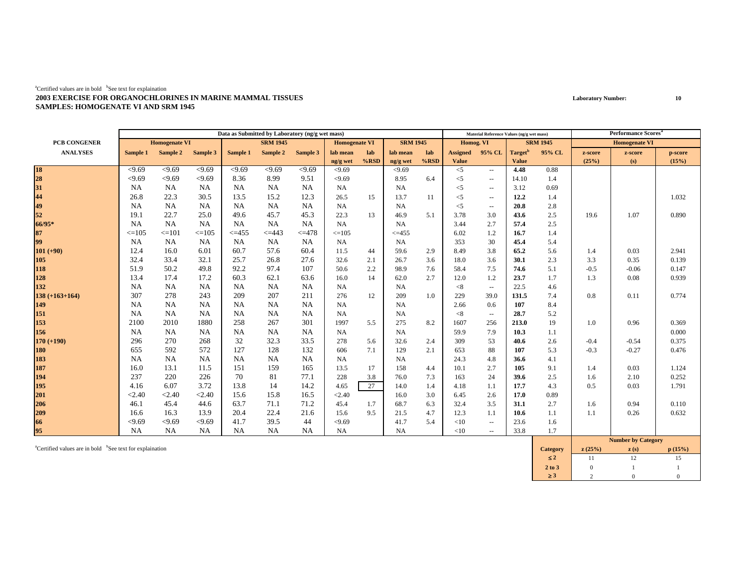[a]Certified values are in bold [b]See text for explaination

**2003 EXERCISE FOR ORGANOCHLORINES IN MARINE MAMMAL TISSUES**
**SAMPLES: HOMOGENATE VI AND SRM 1945**

**Laboratory Number: 10**

| PCB CONGENER ANALYSES | Data as Submitted by Laboratory (ng/g wet mass) | | | | | | | | | | Material Reference Values (ng/g wet mass) | | | | Performance Scores[a] | | |
|---|---|---|---|---|---|---|---|---|---|---|---|---|---|---|---|---|---|
| | Homogenate VI | | | SRM 1945 | | | Homogenate VI | | SRM 1945 | | Homog. VI | | SRM 1945 | | Homogenate VI | | |
| | Sample 1 | Sample 2 | Sample 3 | Sample 1 | Sample 2 | Sample 3 | lab mean ng/g wet | lab %RSD | lab mean ng/g wet | lab %RSD | Assigned Value | 95% CL | Target[b] Value | 95% CL | z-score (25%) | z-score (s) | p-score (15%) |
| **18** | <9.69 | <9.69 | <9.69 | <9.69 | <9.69 | <9.69 | <9.69 | | <9.69 | | <5 | -- | **4.48** | 0.88 | | | |
| **28** | <9.69 | <9.69 | <9.69 | 8.36 | 8.99 | 9.51 | <9.69 | | 8.95 | 6.4 | <5 | -- | 14.10 | 1.4 | | | |
| **31** | NA | NA | NA | NA | NA | NA | NA | | NA | | <5 | -- | 3.12 | 0.69 | | | |
| **44** | 26.8 | 22.3 | 30.5 | 13.5 | 15.2 | 12.3 | 26.5 | 15 | 13.7 | 11 | <5 | -- | **12.2** | 1.4 | | | 1.032 |
| **49** | NA | NA | NA | NA | NA | NA | NA | | NA | | <5 | -- | **20.8** | 2.8 | | | |
| **52** | 19.1 | 22.7 | 25.0 | 49.6 | 45.7 | 45.3 | 22.3 | 13 | 46.9 | 5.1 | 3.78 | 3.0 | **43.6** | 2.5 | 19.6 | 1.07 | 0.890 |
| **66/95*** | NA | NA | NA | NA | NA | NA | NA | | NA | | 3.44 | 2.7 | **57.4** | 2.5 | | | |
| **87** | <=105 | <=101 | <=105 | <=455 | <=443 | <=478 | <=105 | | <=455 | | 6.02 | 1.2 | **16.7** | 1.4 | | | |
| **99** | NA | NA | NA | NA | NA | NA | NA | | NA | | 353 | 30 | **45.4** | 5.4 | | | |
| **101 (+90)** | 12.4 | 16.0 | 6.01 | 60.7 | 57.6 | 60.4 | 11.5 | 44 | 59.6 | 2.9 | 8.49 | 3.8 | **65.2** | 5.6 | 1.4 | 0.03 | 2.941 |
| **105** | 32.4 | 33.4 | 32.1 | 25.7 | 26.8 | 27.6 | 32.6 | 2.1 | 26.7 | 3.6 | 18.0 | 3.6 | **30.1** | 2.3 | 3.3 | 0.35 | 0.139 |
| **118** | 51.9 | 50.2 | 49.8 | 92.2 | 97.4 | 107 | 50.6 | 2.2 | 98.9 | 7.6 | 58.4 | 7.5 | **74.6** | 5.1 | -0.5 | -0.06 | 0.147 |
| **128** | 13.4 | 17.4 | 17.2 | 60.3 | 62.1 | 63.6 | 16.0 | 14 | 62.0 | 2.7 | 12.0 | 1.2 | **23.7** | 1.7 | 1.3 | 0.08 | 0.939 |
| **132** | NA | NA | NA | NA | NA | NA | NA | | NA | | <8 | -- | 22.5 | 4.6 | | | |
| **138 (+163+164)** | 307 | 278 | 243 | 209 | 207 | 211 | 276 | 12 | 209 | 1.0 | 229 | 39.0 | **131.5** | 7.4 | 0.8 | 0.11 | 0.774 |
| **149** | NA | NA | NA | NA | NA | NA | NA | | NA | | 2.66 | 0.6 | **107** | 8.4 | | | |
| **151** | NA | NA | NA | NA | NA | NA | NA | | NA | | <8 | -- | **28.7** | 5.2 | | | |
| **153** | 2100 | 2010 | 1880 | 258 | 267 | 301 | 1997 | 5.5 | 275 | 8.2 | 1607 | 256 | **213.0** | 19 | 1.0 | 0.96 | 0.369 |
| **156** | NA | NA | NA | NA | NA | NA | NA | | NA | | 59.9 | 7.9 | **10.3** | 1.1 | | | 0.000 |
| **170 (+190)** | 296 | 270 | 268 | 32 | 32.3 | 33.5 | 278 | 5.6 | 32.6 | 2.4 | 309 | 53 | **40.6** | 2.6 | -0.4 | -0.54 | 0.375 |
| **180** | 655 | 592 | 572 | 127 | 128 | 132 | 606 | 7.1 | 129 | 2.1 | 653 | 88 | **107** | 5.3 | -0.3 | -0.27 | 0.476 |
| **183** | NA | NA | NA | NA | NA | NA | NA | | NA | | 24.3 | 4.8 | **36.6** | 4.1 | | | |
| **187** | 16.0 | 13.1 | 11.5 | 151 | 159 | 165 | 13.5 | 17 | 158 | 4.4 | 10.1 | 2.7 | **105** | 9.1 | 1.4 | 0.03 | 1.124 |
| **194** | 237 | 220 | 226 | 70 | 81 | 77.1 | 228 | 3.8 | 76.0 | 7.3 | 163 | 24 | **39.6** | 2.5 | 1.6 | 2.10 | 0.252 |
| **195** | 4.16 | 6.07 | 3.72 | 13.8 | 14 | 14.2 | 4.65 | 27 | 14.0 | 1.4 | 4.18 | 1.1 | **17.7** | 4.3 | 0.5 | 0.03 | 1.791 |
| **201** | <2.40 | <2.40 | <2.40 | 15.6 | 15.8 | 16.5 | <2.40 | | 16.0 | 3.0 | 6.45 | 2.6 | **17.0** | 0.89 | | | |
| **206** | 46.1 | 45.4 | 44.6 | 63.7 | 71.1 | 71.2 | 45.4 | 1.7 | 68.7 | 6.3 | 32.4 | 3.5 | **31.1** | 2.7 | 1.6 | 0.94 | 0.110 |
| **209** | 16.6 | 16.3 | 13.9 | 20.4 | 22.4 | 21.6 | 15.6 | 9.5 | 21.5 | 4.7 | 12.3 | 1.1 | **10.6** | 1.1 | 1.1 | 0.26 | 0.632 |
| **66** | <9.69 | <9.69 | <9.69 | 41.7 | 39.5 | 44 | <9.69 | | 41.7 | 5.4 | <10 | -- | 23.6 | 1.6 | | | |
| **95** | NA | NA | NA | NA | NA | NA | NA | | NA | | <10 | -- | 33.8 | 1.7 | | | |

| Category | Number by Category z (25%) | z (s) | p (15%) |
|---|---|---|---|
| ≤ 2 | 11 | 12 | 15 |
| 2 to 3 | 0 | 1 | 1 |
| ≥ 3 | 2 | 0 | 0 |

[a]Certified values are in bold [b]See text for explaination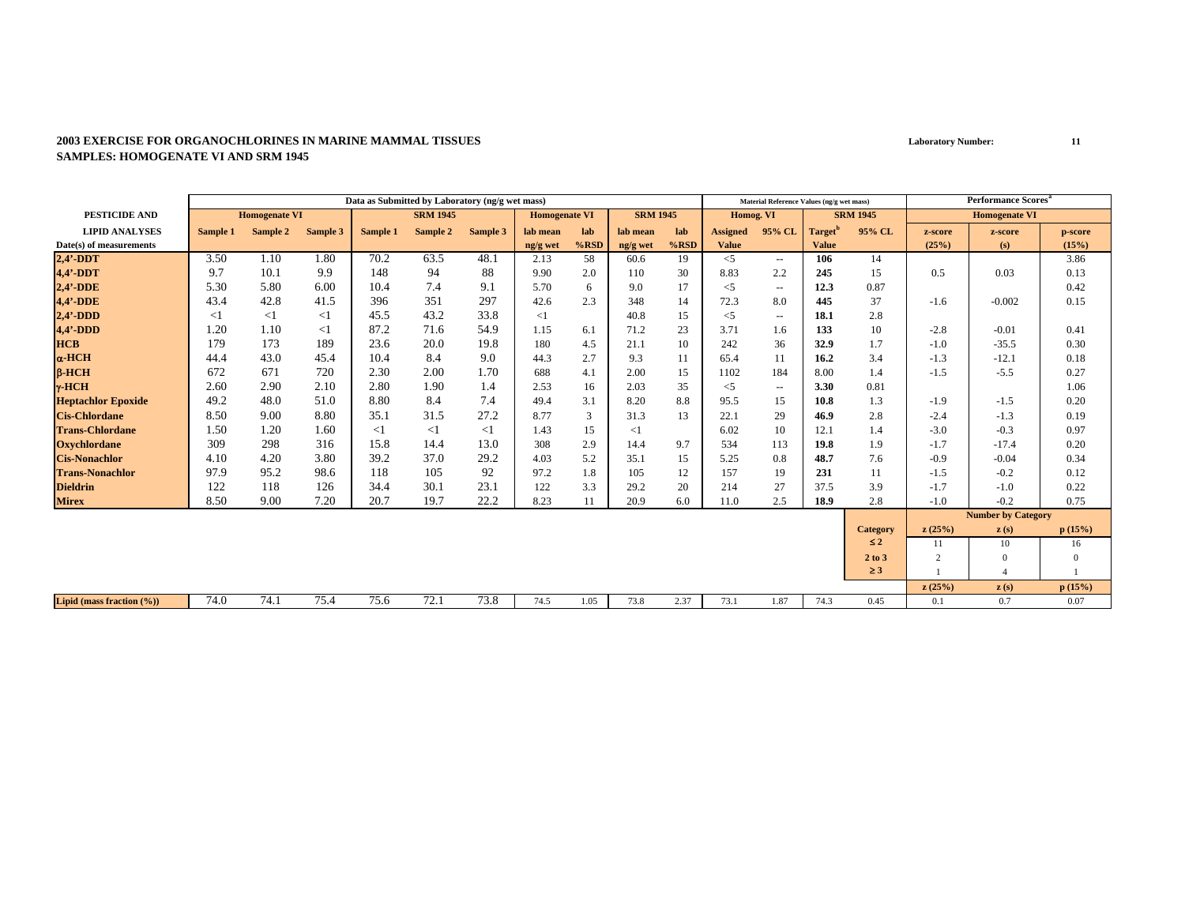**2003 EXERCISE FOR ORGANOCHLORINES IN MARINE MAMMAL TISSUES**
**SAMPLES: HOMOGENATE VI AND SRM 1945**

**Laboratory Number:** 11

| PESTICIDE AND LIPID ANALYSES Date(s) of measurements | Data as Submitted by Laboratory (ng/g wet mass) | | | | | | | | | | Material Reference Values (ng/g wet mass) | | | | Performance Scores[a] | | |
|---|---|---|---|---|---|---|---|---|---|---|---|---|---|---|---|---|---|
| | Homogenate VI | | | SRM 1945 | | | Homogenate VI | | SRM 1945 | | Homog. VI | | SRM 1945 | | Homogenate VI | | |
| | Sample 1 | Sample 2 | Sample 3 | Sample 1 | Sample 2 | Sample 3 | lab mean ng/g wet | lab %RSD | lab mean ng/g wet | lab %RSD | Assigned Value | 95% CL | Target[b] Value | 95% CL | z-score (25%) | z-score (s) | p-score (15%) |
| **2,4'-DDT** | 3.50 | 1.10 | 1.80 | 70.2 | 63.5 | 48.1 | 2.13 | 58 | 60.6 | 19 | <5 | -- | **106** | 14 | | | 3.86 |
| **4,4'-DDT** | 9.7 | 10.1 | 9.9 | 148 | 94 | 88 | 9.90 | 2.0 | 110 | 30 | 8.83 | 2.2 | **245** | 15 | 0.5 | 0.03 | 0.13 |
| **2,4'-DDE** | 5.30 | 5.80 | 6.00 | 10.4 | 7.4 | 9.1 | 5.70 | 6 | 9.0 | 17 | <5 | -- | **12.3** | 0.87 | | | 0.42 |
| **4,4'-DDE** | 43.4 | 42.8 | 41.5 | 396 | 351 | 297 | 42.6 | 2.3 | 348 | 14 | 72.3 | 8.0 | **445** | 37 | -1.6 | -0.002 | 0.15 |
| **2,4'-DDD** | <1 | <1 | <1 | 45.5 | 43.2 | 33.8 | <1 | | 40.8 | 15 | <5 | -- | **18.1** | 2.8 | | | |
| **4,4'-DDD** | 1.20 | 1.10 | <1 | 87.2 | 71.6 | 54.9 | 1.15 | 6.1 | 71.2 | 23 | 3.71 | 1.6 | **133** | 10 | -2.8 | -0.01 | 0.41 |
| **HCB** | 179 | 173 | 189 | 23.6 | 20.0 | 19.8 | 180 | 4.5 | 21.1 | 10 | 242 | 36 | **32.9** | 1.7 | -1.0 | -35.5 | 0.30 |
| **α-HCH** | 44.4 | 43.0 | 45.4 | 10.4 | 8.4 | 9.0 | 44.3 | 2.7 | 9.3 | 11 | 65.4 | 11 | **16.2** | 3.4 | -1.3 | -12.1 | 0.18 |
| **β-HCH** | 672 | 671 | 720 | 2.30 | 2.00 | 1.70 | 688 | 4.1 | 2.00 | 15 | 1102 | 184 | 8.00 | 1.4 | -1.5 | -5.5 | 0.27 |
| **γ-HCH** | 2.60 | 2.90 | 2.10 | 2.80 | 1.90 | 1.4 | 2.53 | 16 | 2.03 | 35 | <5 | -- | **3.30** | 0.81 | | | 1.06 |
| **Heptachlor Epoxide** | 49.2 | 48.0 | 51.0 | 8.80 | 8.4 | 7.4 | 49.4 | 3.1 | 8.20 | 8.8 | 95.5 | 15 | **10.8** | 1.3 | -1.9 | -1.5 | 0.20 |
| **Cis-Chlordane** | 8.50 | 9.00 | 8.80 | 35.1 | 31.5 | 27.2 | 8.77 | 3 | 31.3 | 13 | 22.1 | 29 | **46.9** | 2.8 | -2.4 | -1.3 | 0.19 |
| **Trans-Chlordane** | 1.50 | 1.20 | 1.60 | <1 | <1 | <1 | 1.43 | 15 | <1 | | 6.02 | 10 | 12.1 | 1.4 | -3.0 | -0.3 | 0.97 |
| **Oxychlordane** | 309 | 298 | 316 | 15.8 | 14.4 | 13.0 | 308 | 2.9 | 14.4 | 9.7 | 534 | 113 | **19.8** | 1.9 | -1.7 | -17.4 | 0.20 |
| **Cis-Nonachlor** | 4.10 | 4.20 | 3.80 | 39.2 | 37.0 | 29.2 | 4.03 | 5.2 | 35.1 | 15 | 5.25 | 0.8 | **48.7** | 7.6 | -0.9 | -0.04 | 0.34 |
| **Trans-Nonachlor** | 97.9 | 95.2 | 98.6 | 118 | 105 | 92 | 97.2 | 1.8 | 105 | 12 | 157 | 19 | **231** | 11 | -1.5 | -0.2 | 0.12 |
| **Dieldrin** | 122 | 118 | 126 | 34.4 | 30.1 | 23.1 | 122 | 3.3 | 29.2 | 20 | 214 | 27 | 37.5 | 3.9 | -1.7 | -1.0 | 0.22 |
| **Mirex** | 8.50 | 9.00 | 7.20 | 20.7 | 19.7 | 22.2 | 8.23 | 11 | 20.9 | 6.0 | 11.0 | 2.5 | **18.9** | 2.8 | -1.0 | -0.2 | 0.75 |
| | | | | | | | | | | | | | | | **Number by Category** | | |
| | | | | | | | | | | | | | | **Category** | **z (25%)** | **z (s)** | **p (15%)** |
| | | | | | | | | | | | | | | **≤ 2** | 11 | 10 | 16 |
| | | | | | | | | | | | | | | **2 to 3** | 2 | 0 | 0 |
| | | | | | | | | | | | | | | **≥ 3** | 1 | 4 | 1 |
| | | | | | | | | | | | | | | | **z (25%)** | **z (s)** | **p (15%)** |
| **Lipid (mass fraction (%))** | 74.0 | 74.1 | 75.4 | 75.6 | 72.1 | 73.8 | 74.5 | 1.05 | 73.8 | 2.37 | 73.1 | 1.87 | 74.3 | 0.45 | 0.1 | 0.7 | 0.07 |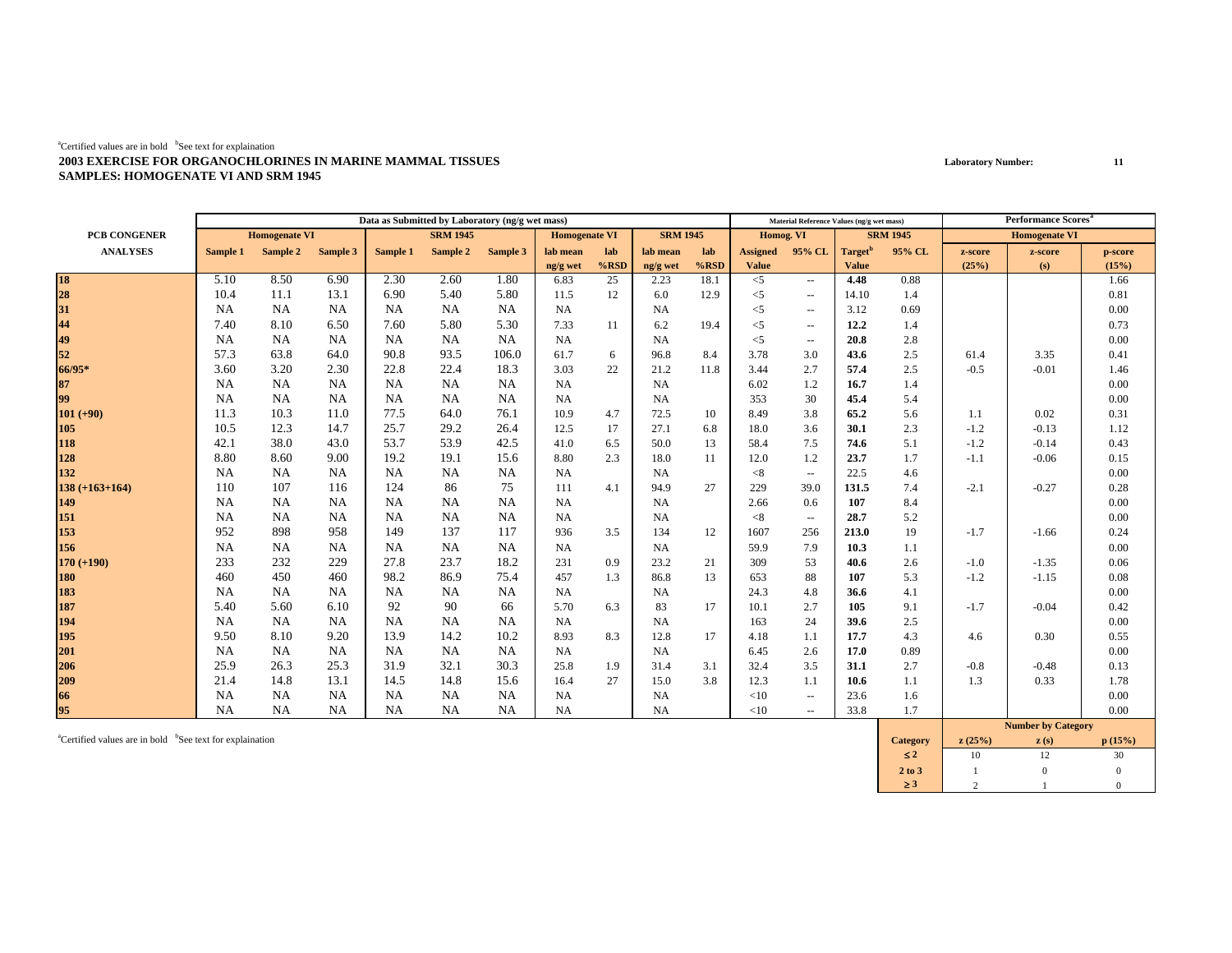[a]Certified values are in bold [b]See text for explaination

**2003 EXERCISE FOR ORGANOCHLORINES IN MARINE MAMMAL TISSUES**
**SAMPLES: HOMOGENATE VI AND SRM 1945**

**Laboratory Number: 11**

| PCB CONGENER ANALYSES | Data as Submitted by Laboratory (ng/g wet mass) Homogenate VI Sample 1 | Sample 2 | Sample 3 | SRM 1945 Sample 1 | Sample 2 | Sample 3 | Homogenate VI lab mean ng/g wet | lab %RSD | SRM 1945 lab mean ng/g wet | lab %RSD | Material Reference Values (ng/g wet mass) Homog. VI Assigned Value | 95% CL | SRM 1945 Target[b] Value | 95% CL | Performance Scores[a] Homogenate VI z-score (25%) | z-score (s) | p-score (15%) |
|---|---|---|---|---|---|---|---|---|---|---|---|---|---|---|---|---|---|
| **18** | 5.10 | 8.50 | 6.90 | 2.30 | 2.60 | 1.80 | 6.83 | 25 | 2.23 | 18.1 | <5 | -- | **4.48** | 0.88 | | | 1.66 |
| **28** | 10.4 | 11.1 | 13.1 | 6.90 | 5.40 | 5.80 | 11.5 | 12 | 6.0 | 12.9 | <5 | -- | 14.10 | 1.4 | | | 0.81 |
| **31** | NA | NA | NA | NA | NA | NA | NA | | NA | | <5 | -- | 3.12 | 0.69 | | | 0.00 |
| **44** | 7.40 | 8.10 | 6.50 | 7.60 | 5.80 | 5.30 | 7.33 | 11 | 6.2 | 19.4 | <5 | -- | **12.2** | 1.4 | | | 0.73 |
| **49** | NA | NA | NA | NA | NA | NA | NA | | NA | | <5 | -- | **20.8** | 2.8 | | | 0.00 |
| **52** | 57.3 | 63.8 | 64.0 | 90.8 | 93.5 | 106.0 | 61.7 | 6 | 96.8 | 8.4 | 3.78 | 3.0 | **43.6** | 2.5 | 61.4 | 3.35 | 0.41 |
| **66/95*** | 3.60 | 3.20 | 2.30 | 22.8 | 22.4 | 18.3 | 3.03 | 22 | 21.2 | 11.8 | 3.44 | 2.7 | **57.4** | 2.5 | -0.5 | -0.01 | 1.46 |
| **87** | NA | NA | NA | NA | NA | NA | NA | | NA | | 6.02 | 1.2 | **16.7** | 1.4 | | | 0.00 |
| **99** | NA | NA | NA | NA | NA | NA | NA | | NA | | 353 | 30 | **45.4** | 5.4 | | | 0.00 |
| **101 (+90)** | 11.3 | 10.3 | 11.0 | 77.5 | 64.0 | 76.1 | 10.9 | 4.7 | 72.5 | 10 | 8.49 | 3.8 | **65.2** | 5.6 | 1.1 | 0.02 | 0.31 |
| **105** | 10.5 | 12.3 | 14.7 | 25.7 | 29.2 | 26.4 | 12.5 | 17 | 27.1 | 6.8 | 18.0 | 3.6 | **30.1** | 2.3 | -1.2 | -0.13 | 1.12 |
| **118** | 42.1 | 38.0 | 43.0 | 53.7 | 53.9 | 42.5 | 41.0 | 6.5 | 50.0 | 13 | 58.4 | 7.5 | **74.6** | 5.1 | -1.2 | -0.14 | 0.43 |
| **128** | 8.80 | 8.60 | 9.00 | 19.2 | 19.1 | 15.6 | 8.80 | 2.3 | 18.0 | 11 | 12.0 | 1.2 | **23.7** | 1.7 | -1.1 | -0.06 | 0.15 |
| **132** | NA | NA | NA | NA | NA | NA | NA | | NA | | <8 | -- | 22.5 | 4.6 | | | 0.00 |
| **138 (+163+164)** | 110 | 107 | 116 | 124 | 86 | 75 | 111 | 4.1 | 94.9 | 27 | 229 | 39.0 | **131.5** | 7.4 | -2.1 | -0.27 | 0.28 |
| **149** | NA | NA | NA | NA | NA | NA | NA | | NA | | 2.66 | 0.6 | **107** | 8.4 | | | 0.00 |
| **151** | NA | NA | NA | NA | NA | NA | NA | | NA | | <8 | -- | **28.7** | 5.2 | | | 0.00 |
| **153** | 952 | 898 | 958 | 149 | 137 | 117 | 936 | 3.5 | 134 | 12 | 1607 | 256 | **213.0** | 19 | -1.7 | -1.66 | 0.24 |
| **156** | NA | NA | NA | NA | NA | NA | NA | | NA | | 59.9 | 7.9 | **10.3** | 1.1 | | | 0.00 |
| **170 (+190)** | 233 | 232 | 229 | 27.8 | 23.7 | 18.2 | 231 | 0.9 | 23.2 | 21 | 309 | 53 | **40.6** | 2.6 | -1.0 | -1.35 | 0.06 |
| **180** | 460 | 450 | 460 | 98.2 | 86.9 | 75.4 | 457 | 1.3 | 86.8 | 13 | 653 | 88 | **107** | 5.3 | -1.2 | -1.15 | 0.08 |
| **183** | NA | NA | NA | NA | NA | NA | NA | | NA | | 24.3 | 4.8 | **36.6** | 4.1 | | | 0.00 |
| **187** | 5.40 | 5.60 | 6.10 | 92 | 90 | 66 | 5.70 | 6.3 | 83 | 17 | 10.1 | 2.7 | **105** | 9.1 | -1.7 | -0.04 | 0.42 |
| **194** | NA | NA | NA | NA | NA | NA | NA | | NA | | 163 | 24 | **39.6** | 2.5 | | | 0.00 |
| **195** | 9.50 | 8.10 | 9.20 | 13.9 | 14.2 | 10.2 | 8.93 | 8.3 | 12.8 | 17 | 4.18 | 1.1 | **17.7** | 4.3 | 4.6 | 0.30 | 0.55 |
| **201** | NA | NA | NA | NA | NA | NA | NA | | NA | | 6.45 | 2.6 | **17.0** | 0.89 | | | 0.00 |
| **206** | 25.9 | 26.3 | 25.3 | 31.9 | 32.1 | 30.3 | 25.8 | 1.9 | 31.4 | 3.1 | 32.4 | 3.5 | **31.1** | 2.7 | -0.8 | -0.48 | 0.13 |
| **209** | 21.4 | 14.8 | 13.1 | 14.5 | 14.8 | 15.6 | 16.4 | 27 | 15.0 | 3.8 | 12.3 | 1.1 | **10.6** | 1.1 | 1.3 | 0.33 | 1.78 |
| **66** | NA | NA | NA | NA | NA | NA | NA | | NA | | <10 | -- | 23.6 | 1.6 | | | 0.00 |
| **95** | NA | NA | NA | NA | NA | NA | NA | | NA | | <10 | -- | 33.8 | 1.7 | | | 0.00 |

[a]Certified values are in bold [b]See text for explaination

| Category | Number by Category z (25%) | z (s) | p (15%) |
|---|---|---|---|
| ≤ 2 | 10 | 12 | 30 |
| 2 to 3 | 1 | 0 | 0 |
| ≥ 3 | 2 | 1 | 0 |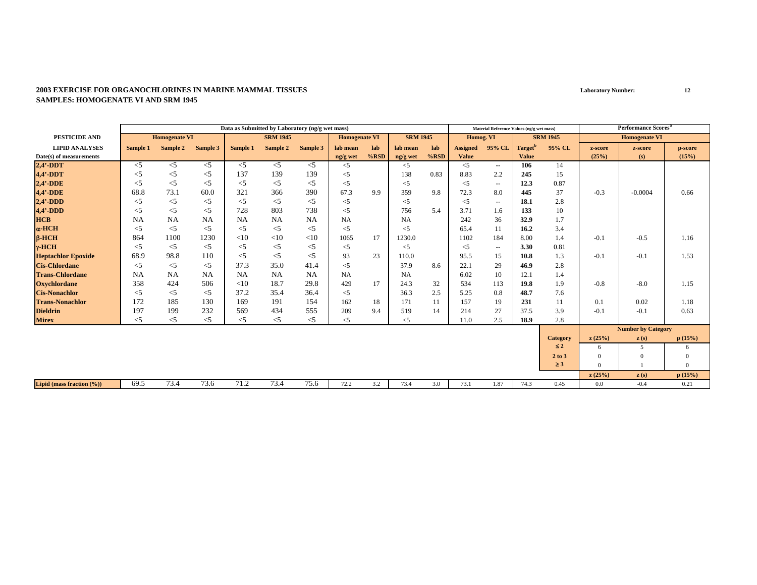**2003 EXERCISE FOR ORGANOCHLORINES IN MARINE MAMMAL TISSUES**
**SAMPLES: HOMOGENATE VI AND SRM 1945**

**Laboratory Number:** 12

| | Data as Submitted by Laboratory (ng/g wet mass) | | | | | | | | | | Material Reference Values (ng/g wet mass) | | | | Performance Scores[a] | | |
|---|---|---|---|---|---|---|---|---|---|---|---|---|---|---|---|---|---|
| **PESTICIDE AND** | **Homogenate VI** | | | **SRM 1945** | | | **Homogenate VI** | | **SRM 1945** | | **Homog. VI** | | **SRM 1945** | | **Homogenate VI** | | |
| **LIPID ANALYSES** | **Sample 1** | **Sample 2** | **Sample 3** | **Sample 1** | **Sample 2** | **Sample 3** | **lab mean** | **lab** | **lab mean** | **lab** | **Assigned** | **95% CL** | **Target[b]** | **95% CL** | **z-score** | **z-score** | **p-score** |
| **Date(s) of measurements** | | | | | | | **ng/g wet** | **%RSD** | **ng/g wet** | **%RSD** | **Value** | | **Value** | | **(25%)** | **(s)** | **(15%)** |
| **2,4'-DDT** | <5 | <5 | <5 | <5 | <5 | <5 | <5 | | <5 | | <5 | -- | **106** | 14 | | | |
| **4,4'-DDT** | <5 | <5 | <5 | 137 | 139 | 139 | <5 | | 138 | 0.83 | 8.83 | 2.2 | **245** | 15 | | | |
| **2,4'-DDE** | <5 | <5 | <5 | <5 | <5 | <5 | <5 | | <5 | | <5 | -- | **12.3** | 0.87 | | | |
| **4,4'-DDE** | 68.8 | 73.1 | 60.0 | 321 | 366 | 390 | 67.3 | 9.9 | 359 | 9.8 | 72.3 | 8.0 | **445** | 37 | -0.3 | -0.0004 | 0.66 |
| **2,4'-DDD** | <5 | <5 | <5 | <5 | <5 | <5 | <5 | | <5 | | <5 | -- | **18.1** | 2.8 | | | |
| **4,4'-DDD** | <5 | <5 | <5 | 728 | 803 | 738 | <5 | | 756 | 5.4 | 3.71 | 1.6 | **133** | 10 | | | |
| **HCB** | NA | NA | NA | NA | NA | NA | NA | | NA | | 242 | 36 | **32.9** | 1.7 | | | |
| **α-HCH** | <5 | <5 | <5 | <5 | <5 | <5 | <5 | | <5 | | 65.4 | 11 | **16.2** | 3.4 | | | |
| **β-HCH** | 864 | 1100 | 1230 | <10 | <10 | <10 | 1065 | 17 | 1230.0 | | 1102 | 184 | 8.00 | 1.4 | -0.1 | -0.5 | 1.16 |
| **γ-HCH** | <5 | <5 | <5 | <5 | <5 | <5 | <5 | | <5 | | <5 | -- | **3.30** | 0.81 | | | |
| **Heptachlor Epoxide** | 68.9 | 98.8 | 110 | <5 | <5 | <5 | 93 | 23 | 110.0 | | 95.5 | 15 | **10.8** | 1.3 | -0.1 | -0.1 | 1.53 |
| **Cis-Chlordane** | <5 | <5 | <5 | 37.3 | 35.0 | 41.4 | <5 | | 37.9 | 8.6 | 22.1 | 29 | **46.9** | 2.8 | | | |
| **Trans-Chlordane** | NA | NA | NA | NA | NA | NA | NA | | NA | | 6.02 | 10 | 12.1 | 1.4 | | | |
| **Oxychlordane** | 358 | 424 | 506 | <10 | 18.7 | 29.8 | 429 | 17 | 24.3 | 32 | 534 | 113 | **19.8** | 1.9 | -0.8 | -8.0 | 1.15 |
| **Cis-Nonachlor** | <5 | <5 | <5 | 37.2 | 35.4 | 36.4 | <5 | | 36.3 | 2.5 | 5.25 | 0.8 | **48.7** | 7.6 | | | |
| **Trans-Nonachlor** | 172 | 185 | 130 | 169 | 191 | 154 | 162 | 18 | 171 | 11 | 157 | 19 | **231** | 11 | 0.1 | 0.02 | 1.18 |
| **Dieldrin** | 197 | 199 | 232 | 569 | 434 | 555 | 209 | 9.4 | 519 | 14 | 214 | 27 | **37.5** | 3.9 | -0.1 | -0.1 | 0.63 |
| **Mirex** | <5 | <5 | <5 | <5 | <5 | <5 | <5 | | <5 | | 11.0 | 2.5 | **18.9** | 2.8 | | | |
| | | | | | | | | | | | | | | | **Number by Category** | | |
| | | | | | | | | | | | | | | **Category** | **z (25%)** | **z (s)** | **p (15%)** |
| | | | | | | | | | | | | | | **≤ 2** | 6 | 5 | 6 |
| | | | | | | | | | | | | | | **2 to 3** | 0 | 0 | 0 |
| | | | | | | | | | | | | | | **≥ 3** | 0 | 1 | 0 |
| | | | | | | | | | | | | | | | **z (25%)** | **z (s)** | **p (15%)** |
| **Lipid (mass fraction (%))** | 69.5 | 73.4 | 73.6 | 71.2 | 73.4 | 75.6 | 72.2 | 3.2 | 73.4 | 3.0 | 73.1 | 1.87 | 74.3 | 0.45 | 0.0 | -0.4 | 0.21 |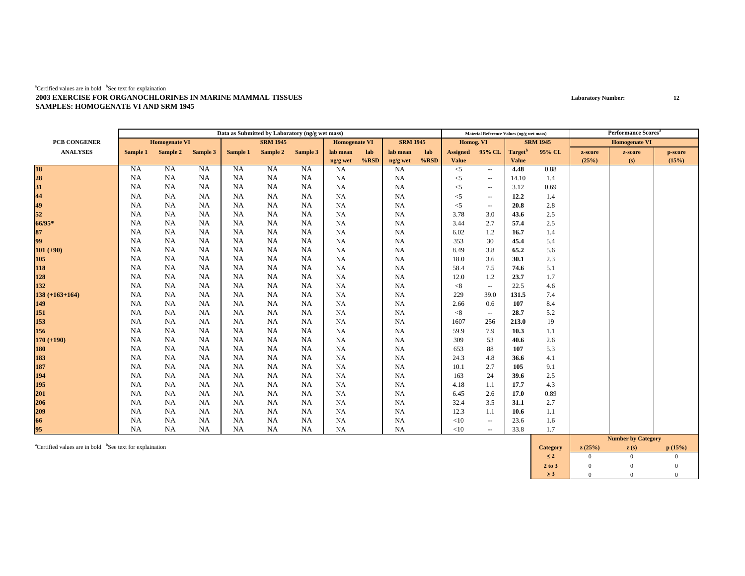[a]Certified values are in bold [b]See text for explaination

**2003 EXERCISE FOR ORGANOCHLORINES IN MARINE MAMMAL TISSUES**
**SAMPLES: HOMOGENATE VI AND SRM 1945**

**Laboratory Number: 12**

| PCB CONGENER ANALYSES | Data as Submitted by Laboratory (ng/g wet mass) | | | | | | | | | | Material Reference Values (ng/g wet mass) | | | | Performance Scores[a] | | |
|---|---|---|---|---|---|---|---|---|---|---|---|---|---|---|---|---|---|
| | Homogenate VI | | | SRM 1945 | | | Homogenate VI | | SRM 1945 | | Homog. VI | | SRM 1945 | | Homogenate VI | | |
| | Sample 1 | Sample 2 | Sample 3 | Sample 1 | Sample 2 | Sample 3 | lab mean ng/g wet | lab %RSD | lab mean ng/g wet | lab %RSD | Assigned Value | 95% CL | Target[b] Value | 95% CL | z-score (25%) | z-score (s) | p-score (15%) |
| 18 | NA | NA | NA | NA | NA | NA | NA | | NA | | <5 | -- | **4.48** | 0.88 | | | |
| 28 | NA | NA | NA | NA | NA | NA | NA | | NA | | <5 | -- | 14.10 | 1.4 | | | |
| 31 | NA | NA | NA | NA | NA | NA | NA | | NA | | <5 | -- | 3.12 | 0.69 | | | |
| 44 | NA | NA | NA | NA | NA | NA | NA | | NA | | <5 | -- | **12.2** | 1.4 | | | |
| 49 | NA | NA | NA | NA | NA | NA | NA | | NA | | <5 | -- | **20.8** | 2.8 | | | |
| 52 | NA | NA | NA | NA | NA | NA | NA | | NA | | 3.78 | 3.0 | **43.6** | 2.5 | | | |
| 66/95* | NA | NA | NA | NA | NA | NA | NA | | NA | | 3.44 | 2.7 | **57.4** | 2.5 | | | |
| 87 | NA | NA | NA | NA | NA | NA | NA | | NA | | 6.02 | 1.2 | **16.7** | 1.4 | | | |
| 99 | NA | NA | NA | NA | NA | NA | NA | | NA | | 353 | 30 | **45.4** | 5.4 | | | |
| 101 (+90) | NA | NA | NA | NA | NA | NA | NA | | NA | | 8.49 | 3.8 | **65.2** | 5.6 | | | |
| 105 | NA | NA | NA | NA | NA | NA | NA | | NA | | 18.0 | 3.6 | **30.1** | 2.3 | | | |
| 118 | NA | NA | NA | NA | NA | NA | NA | | NA | | 58.4 | 7.5 | **74.6** | 5.1 | | | |
| 128 | NA | NA | NA | NA | NA | NA | NA | | NA | | 12.0 | 1.2 | **23.7** | 1.7 | | | |
| 132 | NA | NA | NA | NA | NA | NA | NA | | NA | | <8 | -- | 22.5 | 4.6 | | | |
| 138 (+163+164) | NA | NA | NA | NA | NA | NA | NA | | NA | | 229 | 39.0 | **131.5** | 7.4 | | | |
| 149 | NA | NA | NA | NA | NA | NA | NA | | NA | | 2.66 | 0.6 | **107** | 8.4 | | | |
| 151 | NA | NA | NA | NA | NA | NA | NA | | NA | | <8 | -- | **28.7** | 5.2 | | | |
| 153 | NA | NA | NA | NA | NA | NA | NA | | NA | | 1607 | 256 | **213.0** | 19 | | | |
| 156 | NA | NA | NA | NA | NA | NA | NA | | NA | | 59.9 | 7.9 | **10.3** | 1.1 | | | |
| 170 (+190) | NA | NA | NA | NA | NA | NA | NA | | NA | | 309 | 53 | **40.6** | 2.6 | | | |
| 180 | NA | NA | NA | NA | NA | NA | NA | | NA | | 653 | 88 | **107** | 5.3 | | | |
| 183 | NA | NA | NA | NA | NA | NA | NA | | NA | | 24.3 | 4.8 | **36.6** | 4.1 | | | |
| 187 | NA | NA | NA | NA | NA | NA | NA | | NA | | 10.1 | 2.7 | **105** | 9.1 | | | |
| 194 | NA | NA | NA | NA | NA | NA | NA | | NA | | 163 | 24 | **39.6** | 2.5 | | | |
| 195 | NA | NA | NA | NA | NA | NA | NA | | NA | | 4.18 | 1.1 | **17.7** | 4.3 | | | |
| 201 | NA | NA | NA | NA | NA | NA | NA | | NA | | 6.45 | 2.6 | **17.0** | 0.89 | | | |
| 206 | NA | NA | NA | NA | NA | NA | NA | | NA | | 32.4 | 3.5 | **31.1** | 2.7 | | | |
| 209 | NA | NA | NA | NA | NA | NA | NA | | NA | | 12.3 | 1.1 | **10.6** | 1.1 | | | |
| 66 | NA | NA | NA | NA | NA | NA | NA | | NA | | <10 | -- | 23.6 | 1.6 | | | |
| 95 | NA | NA | NA | NA | NA | NA | NA | | NA | | <10 | -- | 33.8 | 1.7 | | | |

[a]Certified values are in bold [b]See text for explaination

| Category | z (25%) | z (s) | p (15%) |
|---|---|---|---|
| ≤ 2 | 0 | 0 | 0 |
| 2 to 3 | 0 | 0 | 0 |
| ≥ 3 | 0 | 0 | 0 |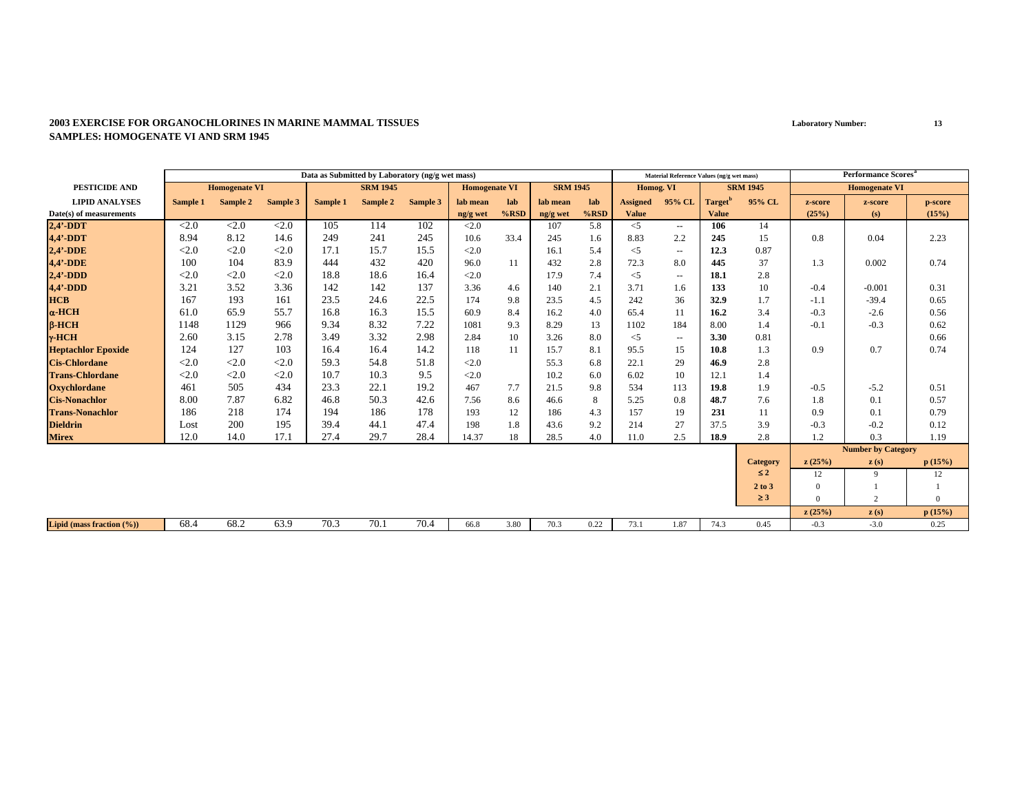**2003 EXERCISE FOR ORGANOCHLORINES IN MARINE MAMMAL TISSUES**
**SAMPLES: HOMOGENATE VI AND SRM 1945**

**Laboratory Number: 13**

| | Data as Submitted by Laboratory (ng/g wet mass) | | | | | | | | | | Material Reference Values (ng/g wet mass) | | | | Performance Scores[a] | | |
|---|---|---|---|---|---|---|---|---|---|---|---|---|---|---|---|---|---|
| PESTICIDE AND | Homogenate VI | | | SRM 1945 | | | Homogenate VI | | SRM 1945 | | Homog. VI | | SRM 1945 | | Homogenate VI | | |
| LIPID ANALYSES | Sample 1 | Sample 2 | Sample 3 | Sample 1 | Sample 2 | Sample 3 | lab mean | lab | lab mean | lab | Assigned | 95% CL | Target[b] | 95% CL | z-score | z-score | p-score |
| Date(s) of measurements | | | | | | | ng/g wet | %RSD | ng/g wet | %RSD | Value | | Value | | (25%) | (s) | (15%) |
| **2,4'-DDT** | <2.0 | <2.0 | <2.0 | 105 | 114 | 102 | <2.0 | | 107 | 5.8 | <5 | -- | **106** | 14 | | | |
| **4,4'-DDT** | 8.94 | 8.12 | 14.6 | 249 | 241 | 245 | 10.6 | 33.4 | 245 | 1.6 | 8.83 | 2.2 | **245** | 15 | 0.8 | 0.04 | 2.23 |
| **2,4'-DDE** | <2.0 | <2.0 | <2.0 | 17.1 | 15.7 | 15.5 | <2.0 | | 16.1 | 5.4 | <5 | -- | **12.3** | 0.87 | | | |
| **4,4'-DDE** | 100 | 104 | 83.9 | 444 | 432 | 420 | 96.0 | 11 | 432 | 2.8 | 72.3 | 8.0 | **445** | 37 | 1.3 | 0.002 | 0.74 |
| **2,4'-DDD** | <2.0 | <2.0 | <2.0 | 18.8 | 18.6 | 16.4 | <2.0 | | 17.9 | 7.4 | <5 | -- | **18.1** | 2.8 | | | |
| **4,4'-DDD** | 3.21 | 3.52 | 3.36 | 142 | 142 | 137 | 3.36 | 4.6 | 140 | 2.1 | 3.71 | 1.6 | **133** | 10 | -0.4 | -0.001 | 0.31 |
| **HCB** | 167 | 193 | 161 | 23.5 | 24.6 | 22.5 | 174 | 9.8 | 23.5 | 4.5 | 242 | 36 | **32.9** | 1.7 | -1.1 | -39.4 | 0.65 |
| **α-HCH** | 61.0 | 65.9 | 55.7 | 16.8 | 16.3 | 15.5 | 60.9 | 8.4 | 16.2 | 4.0 | 65.4 | 11 | **16.2** | 3.4 | -0.3 | -2.6 | 0.56 |
| **β-HCH** | 1148 | 1129 | 966 | 9.34 | 8.32 | 7.22 | 1081 | 9.3 | 8.29 | 13 | 1102 | 184 | **8.00** | 1.4 | -0.1 | -0.3 | 0.62 |
| **γ-HCH** | 2.60 | 3.15 | 2.78 | 3.49 | 3.32 | 2.98 | 2.84 | 10 | 3.26 | 8.0 | <5 | -- | **3.30** | 0.81 | | | 0.66 |
| **Heptachlor Epoxide** | 124 | 127 | 103 | 16.4 | 16.4 | 14.2 | 118 | 11 | 15.7 | 8.1 | 95.5 | 15 | **10.8** | 1.3 | 0.9 | 0.7 | 0.74 |
| **Cis-Chlordane** | <2.0 | <2.0 | <2.0 | 59.3 | 54.8 | 51.8 | <2.0 | | 55.3 | 6.8 | 22.1 | 29 | **46.9** | 2.8 | | | |
| **Trans-Chlordane** | <2.0 | <2.0 | <2.0 | 10.7 | 10.3 | 9.5 | <2.0 | | 10.2 | 6.0 | 6.02 | 10 | 12.1 | 1.4 | | | |
| **Oxychlordane** | 461 | 505 | 434 | 23.3 | 22.1 | 19.2 | 467 | 7.7 | 21.5 | 9.8 | 534 | 113 | **19.8** | 1.9 | -0.5 | -5.2 | 0.51 |
| **Cis-Nonachlor** | 8.00 | 7.87 | 6.82 | 46.8 | 50.3 | 42.6 | 7.56 | 8.6 | 46.6 | 8 | 5.25 | 0.8 | **48.7** | 7.6 | 1.8 | 0.1 | 0.57 |
| **Trans-Nonachlor** | 186 | 218 | 174 | 194 | 186 | 178 | 193 | 12 | 186 | 4.3 | 157 | 19 | **231** | 11 | 0.9 | 0.1 | 0.79 |
| **Dieldrin** | Lost | 200 | 195 | 39.4 | 44.1 | 47.4 | 198 | 1.8 | 43.6 | 9.2 | 214 | 27 | 37.5 | 3.9 | -0.3 | -0.2 | 0.12 |
| **Mirex** | 12.0 | 14.0 | 17.1 | 27.4 | 29.7 | 28.4 | 14.37 | 18 | 28.5 | 4.0 | 11.0 | 2.5 | **18.9** | 2.8 | 1.2 | 0.3 | 1.19 |
| | | | | | | | | | | | | | | | **Number by Category** | | |
| | | | | | | | | | | | | | | **Category** | **z (25%)** | **z (s)** | **p (15%)** |
| | | | | | | | | | | | | | | **≤ 2** | 12 | 9 | 12 |
| | | | | | | | | | | | | | | **2 to 3** | 0 | 1 | 1 |
| | | | | | | | | | | | | | | **≥ 3** | 0 | 2 | 0 |
| | | | | | | | | | | | | | | | **z (25%)** | **z (s)** | **p (15%)** |
| **Lipid (mass fraction (%))** | 68.4 | 68.2 | 63.9 | 70.3 | 70.1 | 70.4 | 66.8 | 3.80 | 70.3 | 0.22 | 73.1 | 1.87 | 74.3 | 0.45 | -0.3 | -3.0 | 0.25 |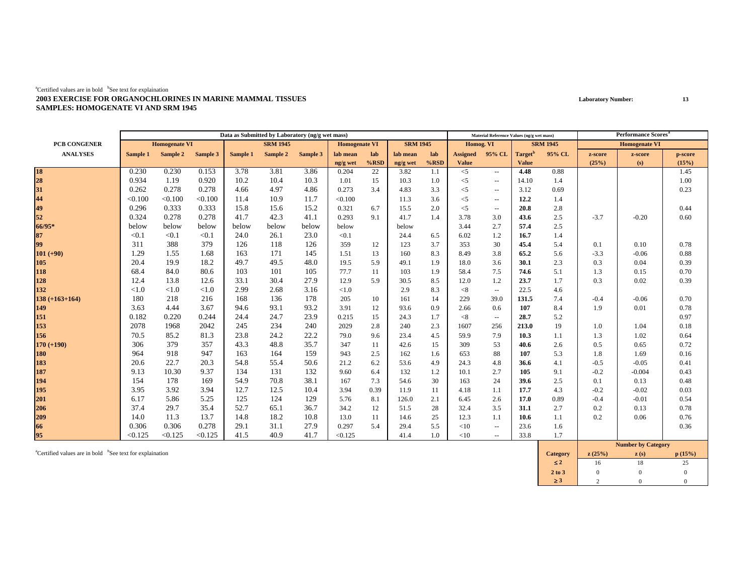[a]Certified values are in bold [b]See text for explaination

**2003 EXERCISE FOR ORGANOCHLORINES IN MARINE MAMMAL TISSUES**
**SAMPLES: HOMOGENATE VI AND SRM 1945**

Laboratory Number: 13

| PCB CONGENER ANALYSES | Data as Submitted by Laboratory (ng/g wet mass) | | | | | | | | | | Material Reference Values (ng/g wet mass) | | | | Performance Scores[a] | | |
|---|---|---|---|---|---|---|---|---|---|---|---|---|---|---|---|---|---|
| | Homogenate VI | | | SRM 1945 | | | Homogenate VI | | SRM 1945 | | Homog. VI | | SRM 1945 | | Homogenate VI | | |
| | Sample 1 | Sample 2 | Sample 3 | Sample 1 | Sample 2 | Sample 3 | lab mean ng/g wet | lab %RSD | lab mean ng/g wet | lab %RSD | Assigned Value | 95% CL | Target[b] Value | 95% CL | z-score (25%) | z-score (s) | p-score (15%) |
| **18** | 0.230 | 0.230 | 0.153 | 3.78 | 3.81 | 3.86 | 0.204 | 22 | 3.82 | 1.1 | <5 | -- | **4.48** | 0.88 | | | 1.45 |
| **28** | 0.934 | 1.19 | 0.920 | 10.2 | 10.4 | 10.3 | 1.01 | 15 | 10.3 | 1.0 | <5 | -- | 14.10 | 1.4 | | | 1.00 |
| **31** | 0.262 | 0.278 | 0.278 | 4.66 | 4.97 | 4.86 | 0.273 | 3.4 | 4.83 | 3.3 | <5 | -- | 3.12 | 0.69 | | | 0.23 |
| **44** | <0.100 | <0.100 | <0.100 | 11.4 | 10.9 | 11.7 | <0.100 | | 11.3 | 3.6 | <5 | -- | **12.2** | 1.4 | | | |
| **49** | 0.296 | 0.333 | 0.333 | 15.8 | 15.6 | 15.2 | 0.321 | 6.7 | 15.5 | 2.0 | <5 | -- | **20.8** | 2.8 | | | 0.44 |
| **52** | 0.324 | 0.278 | 0.278 | 41.7 | 42.3 | 41.1 | 0.293 | 9.1 | 41.7 | 1.4 | 3.78 | 3.0 | **43.6** | 2.5 | -3.7 | -0.20 | 0.60 |
| **66/95*** | below | below | below | below | below | below | below | | below | | 3.44 | 2.7 | **57.4** | 2.5 | | | |
| **87** | <0.1 | <0.1 | <0.1 | 24.0 | 26.1 | 23.0 | <0.1 | | 24.4 | 6.5 | 6.02 | 1.2 | **16.7** | 1.4 | | | |
| **99** | 311 | 388 | 379 | 126 | 118 | 126 | 359 | 12 | 123 | 3.7 | 353 | 30 | **45.4** | 5.4 | 0.1 | 0.10 | 0.78 |
| **101 (+90)** | 1.29 | 1.55 | 1.68 | 163 | 171 | 145 | 1.51 | 13 | 160 | 8.3 | 8.49 | 3.8 | **65.2** | 5.6 | -3.3 | -0.06 | 0.88 |
| **105** | 20.4 | 19.9 | 18.2 | 49.7 | 49.5 | 48.0 | 19.5 | 5.9 | 49.1 | 1.9 | 18.0 | 3.6 | **30.1** | 2.3 | 0.3 | 0.04 | 0.39 |
| **118** | 68.4 | 84.0 | 80.6 | 103 | 101 | 105 | 77.7 | 11 | 103 | 1.9 | 58.4 | 7.5 | **74.6** | 5.1 | 1.3 | 0.15 | 0.70 |
| **128** | 12.4 | 13.8 | 12.6 | 33.1 | 30.4 | 27.9 | 12.9 | 5.9 | 30.5 | 8.5 | 12.0 | 1.2 | **23.7** | 1.7 | 0.3 | 0.02 | 0.39 |
| **132** | <1.0 | <1.0 | <1.0 | 2.99 | 2.68 | 3.16 | <1.0 | | 2.9 | 8.3 | <8 | -- | 22.5 | 4.6 | | | |
| **138 (+163+164)** | 180 | 218 | 216 | 168 | 136 | 178 | 205 | 10 | 161 | 14 | 229 | 39.0 | **131.5** | 7.4 | -0.4 | -0.06 | 0.70 |
| **149** | 3.63 | 4.44 | 3.67 | 94.6 | 93.1 | 93.2 | 3.91 | 12 | 93.6 | 0.9 | 2.66 | 0.6 | **107** | 8.4 | 1.9 | 0.01 | 0.78 |
| **151** | 0.182 | 0.220 | 0.244 | 24.4 | 24.7 | 23.9 | 0.215 | 15 | 24.3 | 1.7 | <8 | -- | **28.7** | 5.2 | | | 0.97 |
| **153** | 2078 | 1968 | 2042 | 245 | 234 | 240 | 2029 | 2.8 | 240 | 2.3 | 1607 | 256 | **213.0** | 19 | 1.0 | 1.04 | 0.18 |
| **156** | 70.5 | 85.2 | 81.3 | 23.8 | 24.2 | 22.2 | 79.0 | 9.6 | 23.4 | 4.5 | 59.9 | 7.9 | **10.3** | 1.1 | 1.3 | 1.02 | 0.64 |
| **170 (+190)** | 306 | 379 | 357 | 43.3 | 48.8 | 35.7 | 347 | 11 | 42.6 | 15 | 309 | 53 | **40.6** | 2.6 | 0.5 | 0.65 | 0.72 |
| **180** | 964 | 918 | 947 | 163 | 164 | 159 | 943 | 2.5 | 162 | 1.6 | 653 | 88 | **107** | 5.3 | 1.8 | 1.69 | 0.16 |
| **183** | 20.6 | 22.7 | 20.3 | 54.8 | 55.4 | 50.6 | 21.2 | 6.2 | 53.6 | 4.9 | 24.3 | 4.8 | **36.6** | 4.1 | -0.5 | -0.05 | 0.41 |
| **187** | 9.13 | 10.30 | 9.37 | 134 | 131 | 132 | 9.60 | 6.4 | 132 | 1.2 | 10.1 | 2.7 | **105** | 9.1 | -0.2 | -0.004 | 0.43 |
| **194** | 154 | 178 | 169 | 54.9 | 70.8 | 38.1 | 167 | 7.3 | 54.6 | 30 | 163 | 24 | **39.6** | 2.5 | 0.1 | 0.13 | 0.48 |
| **195** | 3.95 | 3.92 | 3.94 | 12.7 | 12.5 | 10.4 | 3.94 | 0.39 | 11.9 | 11 | 4.18 | 1.1 | **17.7** | 4.3 | -0.2 | -0.02 | 0.03 |
| **201** | 6.17 | 5.86 | 5.25 | 125 | 124 | 129 | 5.76 | 8.1 | 126.0 | 2.1 | 6.45 | 2.6 | **17.0** | 0.89 | -0.4 | -0.01 | 0.54 |
| **206** | 37.4 | 29.7 | 35.4 | 52.7 | 65.1 | 36.7 | 34.2 | 12 | 51.5 | 28 | 32.4 | 3.5 | **31.1** | 2.7 | 0.2 | 0.13 | 0.78 |
| **209** | 14.0 | 11.3 | 13.7 | 14.8 | 18.2 | 10.8 | 13.0 | 11 | 14.6 | 25 | 12.3 | 1.1 | **10.6** | 1.1 | 0.2 | 0.06 | 0.76 |
| **66** | 0.306 | 0.306 | 0.278 | 29.1 | 31.1 | 27.9 | 0.297 | 5.4 | 29.4 | 5.5 | <10 | -- | 23.6 | 1.6 | | | 0.36 |
| **95** | <0.125 | <0.125 | <0.125 | 41.5 | 40.9 | 41.7 | <0.125 | | 41.4 | 1.0 | <10 | -- | 33.8 | 1.7 | | | |

[a]Certified values are in bold [b]See text for explaination

| Category | z (25%) | z (s) | p (15%) |
|---|---|---|---|
| ≤ 2 | 16 | 18 | 25 |
| 2 to 3 | 0 | 0 | 0 |
| ≥ 3 | 2 | 0 | 0 |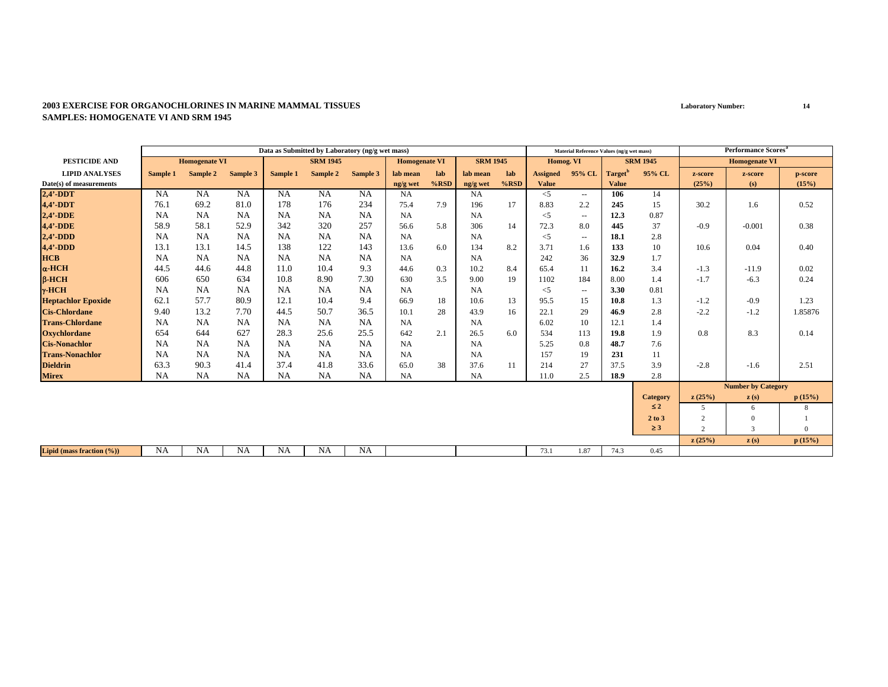**2003 EXERCISE FOR ORGANOCHLORINES IN MARINE MAMMAL TISSUES**
**SAMPLES: HOMOGENATE VI AND SRM 1945**

**Laboratory Number: 14**

| | Data as Submitted by Laboratory (ng/g wet mass) | | | | | | | | | | Material Reference Values (ng/g wet mass) | | | | Performance Scores[a] | | |
|---|---|---|---|---|---|---|---|---|---|---|---|---|---|---|---|---|---|
| **PESTICIDE AND** | **Homogenate VI** | | | **SRM 1945** | | | **Homogenate VI** | | **SRM 1945** | | **Homog. VI** | | **SRM 1945** | | **Homogenate VI** | | |
| **LIPID ANALYSES** | **Sample 1** | **Sample 2** | **Sample 3** | **Sample 1** | **Sample 2** | **Sample 3** | **lab mean** | **lab** | **lab mean** | **lab** | **Assigned** | **95% CL** | **Target[b]** | **95% CL** | **z-score** | **z-score** | **p-score** |
| **Date(s) of measurements** | | | | | | | **ng/g wet** | **%RSD** | **ng/g wet** | **%RSD** | **Value** | | **Value** | | **(25%)** | **(s)** | **(15%)** |
| **2,4'-DDT** | NA | NA | NA | NA | NA | NA | NA | | NA | | <5 | -- | **106** | 14 | | | |
| **4,4'-DDT** | 76.1 | 69.2 | 81.0 | 178 | 176 | 234 | 75.4 | 7.9 | 196 | 17 | 8.83 | 2.2 | **245** | 15 | 30.2 | 1.6 | 0.52 |
| **2,4'-DDE** | NA | NA | NA | NA | NA | NA | NA | | NA | | <5 | -- | **12.3** | 0.87 | | | |
| **4,4'-DDE** | 58.9 | 58.1 | 52.9 | 342 | 320 | 257 | 56.6 | 5.8 | 306 | 14 | 72.3 | 8.0 | **445** | 37 | -0.9 | -0.001 | 0.38 |
| **2,4'-DDD** | NA | NA | NA | NA | NA | NA | NA | | NA | | <5 | -- | **18.1** | 2.8 | | | |
| **4,4'-DDD** | 13.1 | 13.1 | 14.5 | 138 | 122 | 143 | 13.6 | 6.0 | 134 | 8.2 | 3.71 | 1.6 | **133** | 10 | 10.6 | 0.04 | 0.40 |
| **HCB** | NA | NA | NA | NA | NA | NA | NA | | NA | | 242 | 36 | **32.9** | 1.7 | | | |
| **α-HCH** | 44.5 | 44.6 | 44.8 | 11.0 | 10.4 | 9.3 | 44.6 | 0.3 | 10.2 | 8.4 | 65.4 | 11 | **16.2** | 3.4 | -1.3 | -11.9 | 0.02 |
| **β-HCH** | 606 | 650 | 634 | 10.8 | 8.90 | 7.30 | 630 | 3.5 | 9.00 | 19 | 1102 | 184 | 8.00 | 1.4 | -1.7 | -6.3 | 0.24 |
| **γ-HCH** | NA | NA | NA | NA | NA | NA | NA | | NA | | <5 | -- | **3.30** | 0.81 | | | |
| **Heptachlor Epoxide** | 62.1 | 57.7 | 80.9 | 12.1 | 10.4 | 9.4 | 66.9 | 18 | 10.6 | 13 | 95.5 | 15 | **10.8** | 1.3 | -1.2 | -0.9 | 1.23 |
| **Cis-Chlordane** | 9.40 | 13.2 | 7.70 | 44.5 | 50.7 | 36.5 | 10.1 | 28 | 43.9 | 16 | 22.1 | 29 | **46.9** | 2.8 | -2.2 | -1.2 | 1.85876 |
| **Trans-Chlordane** | NA | NA | NA | NA | NA | NA | NA | | NA | | 6.02 | 10 | 12.1 | 1.4 | | | |
| **Oxychlordane** | 654 | 644 | 627 | 28.3 | 25.6 | 25.5 | 642 | 2.1 | 26.5 | 6.0 | 534 | 113 | **19.8** | 1.9 | 0.8 | 8.3 | 0.14 |
| **Cis-Nonachlor** | NA | NA | NA | NA | NA | NA | NA | | NA | | 5.25 | 0.8 | **48.7** | 7.6 | | | |
| **Trans-Nonachlor** | NA | NA | NA | NA | NA | NA | NA | | NA | | 157 | 19 | **231** | 11 | | | |
| **Dieldrin** | 63.3 | 90.3 | 41.4 | 37.4 | 41.8 | 33.6 | 65.0 | 38 | 37.6 | 11 | 214 | 27 | 37.5 | 3.9 | -2.8 | -1.6 | 2.51 |
| **Mirex** | NA | NA | NA | NA | NA | NA | NA | | NA | | 11.0 | 2.5 | **18.9** | 2.8 | | | |
| | | | | | | | | | | | | | | | **Number by Category** | | |
| | | | | | | | | | | | | | | **Category** | **z (25%)** | **z (s)** | **p (15%)** |
| | | | | | | | | | | | | | | **≤ 2** | 5 | 6 | 8 |
| | | | | | | | | | | | | | | **2 to 3** | 2 | 0 | 1 |
| | | | | | | | | | | | | | | **≥ 3** | 2 | 3 | 0 |
| | | | | | | | | | | | | | | | **z (25%)** | **z (s)** | **p (15%)** |
| **Lipid (mass fraction (%))** | NA | NA | NA | NA | NA | NA | | | | | 73.1 | 1.87 | 74.3 | 0.45 | | | |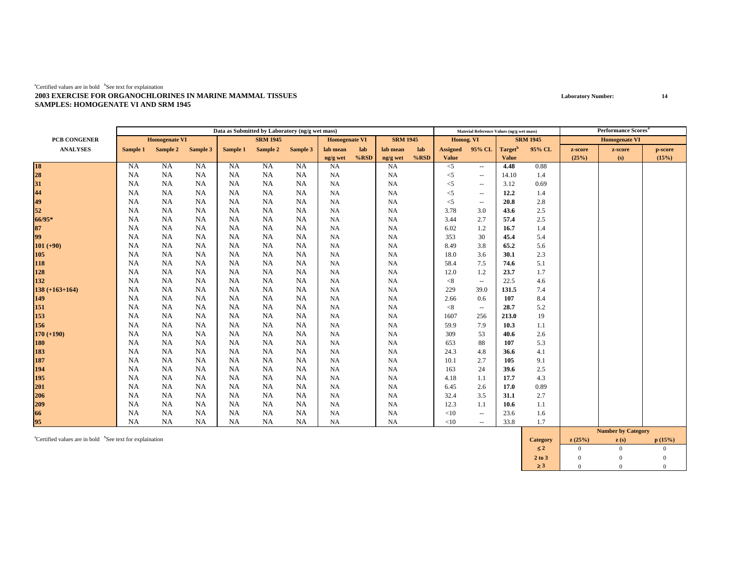[a]Certified values are in bold [b]See text for explaination

**2003 EXERCISE FOR ORGANOCHLORINES IN MARINE MAMMAL TISSUES**

**SAMPLES: HOMOGENATE VI AND SRM 1945**

**Laboratory Number: 14**

| PCB CONGENER ANALYSES | Data as Submitted by Laboratory (ng/g wet mass) | | | | | | | | | | Material Reference Values (ng/g wet mass) | | | | Performance Scores[a] | | |
|---|---|---|---|---|---|---|---|---|---|---|---|---|---|---|---|---|---|
| | Homogenate VI | | | SRM 1945 | | | Homogenate VI | | SRM 1945 | | Homog. VI | | SRM 1945 | | Homogenate VI | | |
| | Sample 1 | Sample 2 | Sample 3 | Sample 1 | Sample 2 | Sample 3 | lab mean ng/g wet | lab %RSD | lab mean ng/g wet | lab %RSD | Assigned Value | 95% CL | Target[b] Value | 95% CL | z-score (25%) | z-score (s) | p-score (15%) |
| 18 | NA | NA | NA | NA | NA | NA | NA | | NA | | <5 | -- | **4.48** | 0.88 | | | |
| 28 | NA | NA | NA | NA | NA | NA | NA | | NA | | <5 | -- | 14.10 | 1.4 | | | |
| 31 | NA | NA | NA | NA | NA | NA | NA | | NA | | <5 | -- | 3.12 | 0.69 | | | |
| 44 | NA | NA | NA | NA | NA | NA | NA | | NA | | <5 | -- | **12.2** | 1.4 | | | |
| 49 | NA | NA | NA | NA | NA | NA | NA | | NA | | <5 | -- | **20.8** | 2.8 | | | |
| 52 | NA | NA | NA | NA | NA | NA | NA | | NA | | 3.78 | 3.0 | **43.6** | 2.5 | | | |
| 66/95* | NA | NA | NA | NA | NA | NA | NA | | NA | | 3.44 | 2.7 | **57.4** | 2.5 | | | |
| 87 | NA | NA | NA | NA | NA | NA | NA | | NA | | 6.02 | 1.2 | **16.7** | 1.4 | | | |
| 99 | NA | NA | NA | NA | NA | NA | NA | | NA | | 353 | 30 | **45.4** | 5.4 | | | |
| 101 (+90) | NA | NA | NA | NA | NA | NA | NA | | NA | | 8.49 | 3.8 | **65.2** | 5.6 | | | |
| 105 | NA | NA | NA | NA | NA | NA | NA | | NA | | 18.0 | 3.6 | **30.1** | 2.3 | | | |
| 118 | NA | NA | NA | NA | NA | NA | NA | | NA | | 58.4 | 7.5 | **74.6** | 5.1 | | | |
| 128 | NA | NA | NA | NA | NA | NA | NA | | NA | | 12.0 | 1.2 | **23.7** | 1.7 | | | |
| 132 | NA | NA | NA | NA | NA | NA | NA | | NA | | <8 | -- | 22.5 | 4.6 | | | |
| 138 (+163+164) | NA | NA | NA | NA | NA | NA | NA | | NA | | 229 | 39.0 | **131.5** | 7.4 | | | |
| 149 | NA | NA | NA | NA | NA | NA | NA | | NA | | 2.66 | 0.6 | **107** | 8.4 | | | |
| 151 | NA | NA | NA | NA | NA | NA | NA | | NA | | <8 | -- | **28.7** | 5.2 | | | |
| 153 | NA | NA | NA | NA | NA | NA | NA | | NA | | 1607 | 256 | **213.0** | 19 | | | |
| 156 | NA | NA | NA | NA | NA | NA | NA | | NA | | 59.9 | 7.9 | **10.3** | 1.1 | | | |
| 170 (+190) | NA | NA | NA | NA | NA | NA | NA | | NA | | 309 | 53 | **40.6** | 2.6 | | | |
| 180 | NA | NA | NA | NA | NA | NA | NA | | NA | | 653 | 88 | **107** | 5.3 | | | |
| 183 | NA | NA | NA | NA | NA | NA | NA | | NA | | 24.3 | 4.8 | **36.6** | 4.1 | | | |
| 187 | NA | NA | NA | NA | NA | NA | NA | | NA | | 10.1 | 2.7 | **105** | 9.1 | | | |
| 194 | NA | NA | NA | NA | NA | NA | NA | | NA | | 163 | 24 | **39.6** | 2.5 | | | |
| 195 | NA | NA | NA | NA | NA | NA | NA | | NA | | 4.18 | 1.1 | **17.7** | 4.3 | | | |
| 201 | NA | NA | NA | NA | NA | NA | NA | | NA | | 6.45 | 2.6 | **17.0** | 0.89 | | | |
| 206 | NA | NA | NA | NA | NA | NA | NA | | NA | | 32.4 | 3.5 | **31.1** | 2.7 | | | |
| 209 | NA | NA | NA | NA | NA | NA | NA | | NA | | 12.3 | 1.1 | **10.6** | 1.1 | | | |
| 66 | NA | NA | NA | NA | NA | NA | NA | | NA | | <10 | -- | 23.6 | 1.6 | | | |
| 95 | NA | NA | NA | NA | NA | NA | NA | | NA | | <10 | -- | 33.8 | 1.7 | | | |

[a]Certified values are in bold [b]See text for explaination

| Category | z (25%) | z (s) | p (15%) |
|---|---|---|---|
| ≤ 2 | 0 | 0 | 0 |
| 2 to 3 | 0 | 0 | 0 |
| ≥ 3 | 0 | 0 | 0 |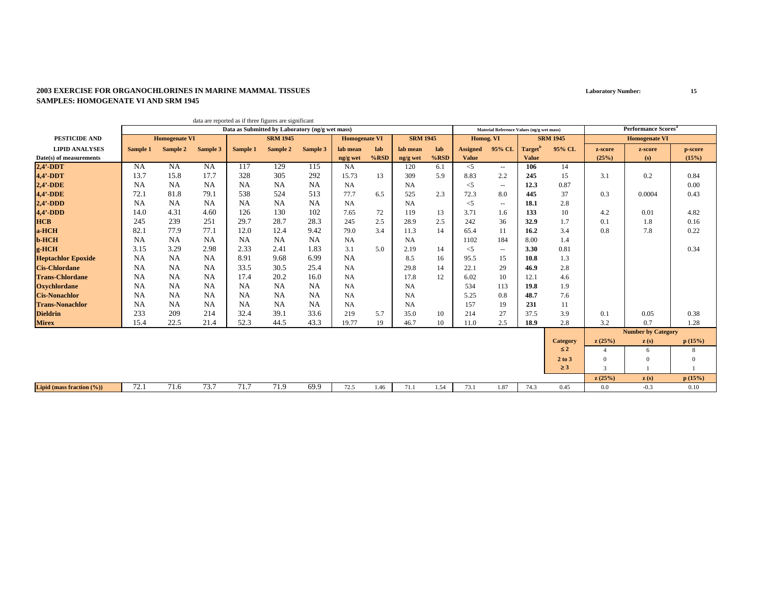**2003 EXERCISE FOR ORGANOCHLORINES IN MARINE MAMMAL TISSUES**
**SAMPLES: HOMOGENATE VI AND SRM 1945**

**Laboratory Number: 15**

data are reported as if three figures are significant

| PESTICIDE AND LIPID ANALYSES | Data as Submitted by Laboratory (ng/g wet mass) | | | | | | | | | | Material Reference Values (ng/g wet mass) | | | | Performance Scores[a] | | |
|---|---|---|---|---|---|---|---|---|---|---|---|---|---|---|---|---|---|
| | Homogenate VI | | | SRM 1945 | | | Homogenate VI | | SRM 1945 | | Homog. VI | | SRM 1945 | | Homogenate VI | | |
| | Sample 1 | Sample 2 | Sample 3 | Sample 1 | Sample 2 | Sample 3 | lab mean | lab | lab mean | lab | Assigned | 95% CL | Target[b] | 95% CL | z-score | z-score | p-score |
| Date(s) of measurements | | | | | | | ng/g wet | %RSD | ng/g wet | %RSD | Value | | Value | | (25%) | (s) | (15%) |
| 2,4'-DDT | NA | NA | NA | 117 | 129 | 115 | NA | | 120 | 6.1 | <5 | -- | **106** | 14 | | | |
| 4,4'-DDT | 13.7 | 15.8 | 17.7 | 328 | 305 | 292 | 15.73 | 13 | 309 | 5.9 | 8.83 | 2.2 | **245** | 15 | 3.1 | 0.2 | 0.84 |
| 2,4'-DDE | NA | NA | NA | NA | NA | NA | NA | | NA | | <5 | -- | **12.3** | 0.87 | | | 0.00 |
| 4,4'-DDE | 72.1 | 81.8 | 79.1 | 538 | 524 | 513 | 77.7 | 6.5 | 525 | 2.3 | 72.3 | 8.0 | **445** | 37 | 0.3 | 0.0004 | 0.43 |
| 2,4'-DDD | NA | NA | NA | NA | NA | NA | NA | | NA | | <5 | -- | **18.1** | 2.8 | | | |
| 4,4'-DDD | 14.0 | 4.31 | 4.60 | 126 | 130 | 102 | 7.65 | 72 | 119 | 13 | 3.71 | 1.6 | **133** | 10 | 4.2 | 0.01 | 4.82 |
| HCB | 245 | 239 | 251 | 29.7 | 28.7 | 28.3 | 245 | 2.5 | 28.9 | 2.5 | 242 | 36 | **32.9** | 1.7 | 0.1 | 1.8 | 0.16 |
| a-HCH | 82.1 | 77.9 | 77.1 | 12.0 | 12.4 | 9.42 | 79.0 | 3.4 | 11.3 | 14 | 65.4 | 11 | **16.2** | 3.4 | 0.8 | 7.8 | 0.22 |
| b-HCH | NA | NA | NA | NA | NA | NA | NA | | NA | | 1102 | 184 | 8.00 | 1.4 | | | |
| g-HCH | 3.15 | 3.29 | 2.98 | 2.33 | 2.41 | 1.83 | 3.1 | 5.0 | 2.19 | 14 | <5 | -- | **3.30** | 0.81 | | | 0.34 |
| Heptachlor Epoxide | NA | NA | NA | 8.91 | 9.68 | 6.99 | NA | | 8.5 | 16 | 95.5 | 15 | **10.8** | 1.3 | | | |
| Cis-Chlordane | NA | NA | NA | 33.5 | 30.5 | 25.4 | NA | | 29.8 | 14 | 22.1 | 29 | **46.9** | 2.8 | | | |
| Trans-Chlordane | NA | NA | NA | 17.4 | 20.2 | 16.0 | NA | | 17.8 | 12 | 6.02 | 10 | 12.1 | 4.6 | | | |
| Oxychlordane | NA | NA | NA | NA | NA | NA | NA | | NA | | 534 | 113 | **19.8** | 1.9 | | | |
| Cis-Nonachlor | NA | NA | NA | NA | NA | NA | NA | | NA | | 5.25 | 0.8 | **48.7** | 7.6 | | | |
| Trans-Nonachlor | NA | NA | NA | NA | NA | NA | NA | | NA | | 157 | 19 | **231** | 11 | | | |
| Dieldrin | 233 | 209 | 214 | 32.4 | 39.1 | 33.6 | 219 | 5.7 | 35.0 | 10 | 214 | 27 | 37.5 | 3.9 | 0.1 | 0.05 | 0.38 |
| Mirex | 15.4 | 22.5 | 21.4 | 52.3 | 44.5 | 43.3 | 19.77 | 19 | 46.7 | 10 | 11.0 | 2.5 | **18.9** | 2.8 | 3.2 | 0.7 | 1.28 |
| | | | | | | | | | | | | | | | **Number by Category** | | |
| | | | | | | | | | | | | | | **Category** | **z (25%)** | **z (s)** | **p (15%)** |
| | | | | | | | | | | | | | | **≤ 2** | 4 | 6 | 8 |
| | | | | | | | | | | | | | | **2 to 3** | 0 | 0 | 0 |
| | | | | | | | | | | | | | | **≥ 3** | 3 | 1 | 1 |
| | | | | | | | | | | | | | | | **z (25%)** | **z (s)** | **p (15%)** |
| Lipid (mass fraction (%)) | 72.1 | 71.6 | 73.7 | 71.7 | 71.9 | 69.9 | 72.5 | 1.46 | 71.1 | 1.54 | 73.1 | 1.87 | 74.3 | 0.45 | 0.0 | -0.3 | 0.10 |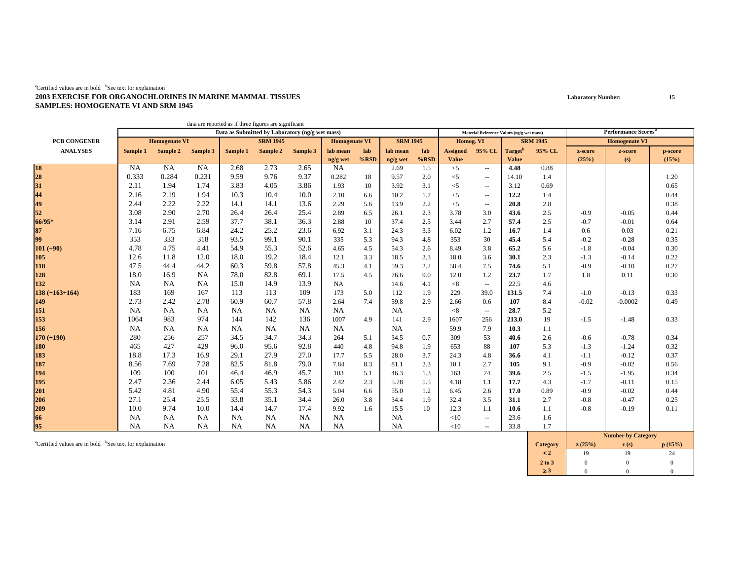[a]Certified values are in bold [b]See text for explaination

**2003 EXERCISE FOR ORGANOCHLORINES IN MARINE MAMMAL TISSUES**
**SAMPLES: HOMOGENATE VI AND SRM 1945**

**Laboratory Number: 15**

data are reported as if three figures are significant

| | Data as Submitted by Laboratory (ng/g wet mass) | | | | | | | | | | Material Reference Values (ng/g wet mass) | | | | Performance Scores[a] | | |
|---|---|---|---|---|---|---|---|---|---|---|---|---|---|---|---|---|---|
| **PCB CONGENER** | **Homogenate VI** | | | **SRM 1945** | | | **Homogenate VI** | | **SRM 1945** | | **Homog. VI** | | **SRM 1945** | | **Homogenate VI** | | |
| **ANALYSES** | **Sample 1** | **Sample 2** | **Sample 3** | **Sample 1** | **Sample 2** | **Sample 3** | **lab mean ng/g wet** | **lab %RSD** | **lab mean ng/g wet** | **lab %RSD** | **Assigned Value** | **95% CL** | **Target[b] Value** | **95% CL** | **z-score (25%)** | **z-score (s)** | **p-score (15%)** |
| **18** | NA | NA | NA | 2.68 | 2.73 | 2.65 | NA | | 2.69 | 1.5 | <5 | -- | **4.48** | 0.88 | | | |
| **28** | 0.333 | 0.284 | 0.231 | 9.59 | 9.76 | 9.37 | 0.282 | 18 | 9.57 | 2.0 | <5 | -- | 14.10 | 1.4 | | | 1.20 |
| **31** | 2.11 | 1.94 | 1.74 | 3.83 | 4.05 | 3.86 | 1.93 | 10 | 3.92 | 3.1 | <5 | -- | 3.12 | 0.69 | | | 0.65 |
| **44** | 2.16 | 2.19 | 1.94 | 10.3 | 10.4 | 10.0 | 2.10 | 6.6 | 10.2 | 1.7 | <5 | -- | **12.2** | 1.4 | | | 0.44 |
| **49** | 2.44 | 2.22 | 2.22 | 14.1 | 14.1 | 13.6 | 2.29 | 5.6 | 13.9 | 2.2 | <5 | -- | **20.8** | 2.8 | | | 0.38 |
| **52** | 3.08 | 2.90 | 2.70 | 26.4 | 26.4 | 25.4 | 2.89 | 6.5 | 26.1 | 2.3 | 3.78 | 3.0 | **43.6** | 2.5 | -0.9 | -0.05 | 0.44 |
| **66/95*** | 3.14 | 2.91 | 2.59 | 37.7 | 38.1 | 36.3 | 2.88 | 10 | 37.4 | 2.5 | 3.44 | 2.7 | **57.4** | 2.5 | -0.7 | -0.01 | 0.64 |
| **87** | 7.16 | 6.75 | 6.84 | 24.2 | 25.2 | 23.6 | 6.92 | 3.1 | 24.3 | 3.3 | 6.02 | 1.2 | **16.7** | 1.4 | 0.6 | 0.03 | 0.21 |
| **99** | 353 | 333 | 318 | 93.5 | 99.1 | 90.1 | 335 | 5.3 | 94.3 | 4.8 | 353 | 30 | **45.4** | 5.4 | -0.2 | -0.28 | 0.35 |
| **101 (+90)** | 4.78 | 4.75 | 4.41 | 54.9 | 55.3 | 52.6 | 4.65 | 4.5 | 54.3 | 2.6 | 8.49 | 3.8 | **65.2** | 5.6 | -1.8 | -0.04 | 0.30 |
| **105** | 12.6 | 11.8 | 12.0 | 18.0 | 19.2 | 18.4 | 12.1 | 3.3 | 18.5 | 3.3 | 18.0 | 3.6 | **30.1** | 2.3 | -1.3 | -0.14 | 0.22 |
| **118** | 47.5 | 44.4 | 44.2 | 60.3 | 59.8 | 57.8 | 45.3 | 4.1 | 59.3 | 2.2 | 58.4 | 7.5 | **74.6** | 5.1 | -0.9 | -0.10 | 0.27 |
| **128** | 18.0 | 16.9 | NA | 78.0 | 82.8 | 69.1 | 17.5 | 4.5 | 76.6 | 9.0 | 12.0 | 1.2 | **23.7** | 1.7 | 1.8 | 0.11 | 0.30 |
| **132** | NA | NA | NA | 15.0 | 14.9 | 13.9 | NA | | 14.6 | 4.1 | <8 | -- | 22.5 | 4.6 | | | |
| **138 (+163+164)** | 183 | 169 | 167 | 113 | 113 | 109 | 173 | 5.0 | 112 | 1.9 | 229 | 39.0 | **131.5** | 7.4 | -1.0 | -0.13 | 0.33 |
| **149** | 2.73 | 2.42 | 2.78 | 60.9 | 60.7 | 57.8 | 2.64 | 7.4 | 59.8 | 2.9 | 2.66 | 0.6 | **107** | 8.4 | -0.02 | -0.0002 | 0.49 |
| **151** | NA | NA | NA | NA | NA | NA | NA | | NA | | <8 | -- | **28.7** | 5.2 | | | |
| **153** | 1064 | 983 | 974 | 144 | 142 | 136 | 1007 | 4.9 | 141 | 2.9 | 1607 | 256 | **213.0** | 19 | -1.5 | -1.48 | 0.33 |
| **156** | NA | NA | NA | NA | NA | NA | NA | | NA | | 59.9 | 7.9 | **10.3** | 1.1 | | | |
| **170 (+190)** | 280 | 256 | 257 | 34.5 | 34.7 | 34.3 | 264 | 5.1 | 34.5 | 0.7 | 309 | 53 | **40.6** | 2.6 | -0.6 | -0.78 | 0.34 |
| **180** | 465 | 427 | 429 | 96.0 | 95.6 | 92.8 | 440 | 4.8 | 94.8 | 1.9 | 653 | 88 | **107** | 5.3 | -1.3 | -1.24 | 0.32 |
| **183** | 18.8 | 17.3 | 16.9 | 29.1 | 27.9 | 27.0 | 17.7 | 5.5 | 28.0 | 3.7 | 24.3 | 4.8 | **36.6** | 4.1 | -1.1 | -0.12 | 0.37 |
| **187** | 8.56 | 7.69 | 7.28 | 82.5 | 81.8 | 79.0 | 7.84 | 8.3 | 81.1 | 2.3 | 10.1 | 2.7 | **105** | 9.1 | -0.9 | -0.02 | 0.56 |
| **194** | 109 | 100 | 101 | 46.4 | 46.9 | 45.7 | 103 | 5.1 | 46.3 | 1.3 | 163 | 24 | **39.6** | 2.5 | -1.5 | -1.95 | 0.34 |
| **195** | 2.47 | 2.36 | 2.44 | 6.05 | 5.43 | 5.86 | 2.42 | 2.3 | 5.78 | 5.5 | 4.18 | 1.1 | **17.7** | 4.3 | -1.7 | -0.11 | 0.15 |
| **201** | 5.42 | 4.81 | 4.90 | 55.4 | 55.3 | 54.3 | 5.04 | 6.6 | 55.0 | 1.2 | 6.45 | 2.6 | **17.0** | 0.89 | -0.9 | -0.02 | 0.44 |
| **206** | 27.1 | 25.4 | 25.5 | 33.8 | 35.1 | 34.4 | 26.0 | 3.8 | 34.4 | 1.9 | 32.4 | 3.5 | **31.1** | 2.7 | -0.8 | -0.47 | 0.25 |
| **209** | 10.0 | 9.74 | 10.0 | 14.4 | 14.7 | 17.4 | 9.92 | 1.6 | 15.5 | 10 | 12.3 | 1.1 | **10.6** | 1.1 | -0.8 | -0.19 | 0.11 |
| **66** | NA | NA | NA | NA | NA | NA | NA | | NA | | <10 | -- | 23.6 | 1.6 | | | |
| **95** | NA | NA | NA | NA | NA | NA | NA | | NA | | <10 | -- | 33.8 | 1.7 | | | |

[a]Certified values are in bold [b]See text for explaination

| | Number by Category | | |
|---|---|---|---|
| **Category** | **z (25%)** | **z (s)** | **p (15%)** |
| **≤ 2** | 19 | 19 | 24 |
| **2 to 3** | 0 | 0 | 0 |
| **≥ 3** | 0 | 0 | 0 |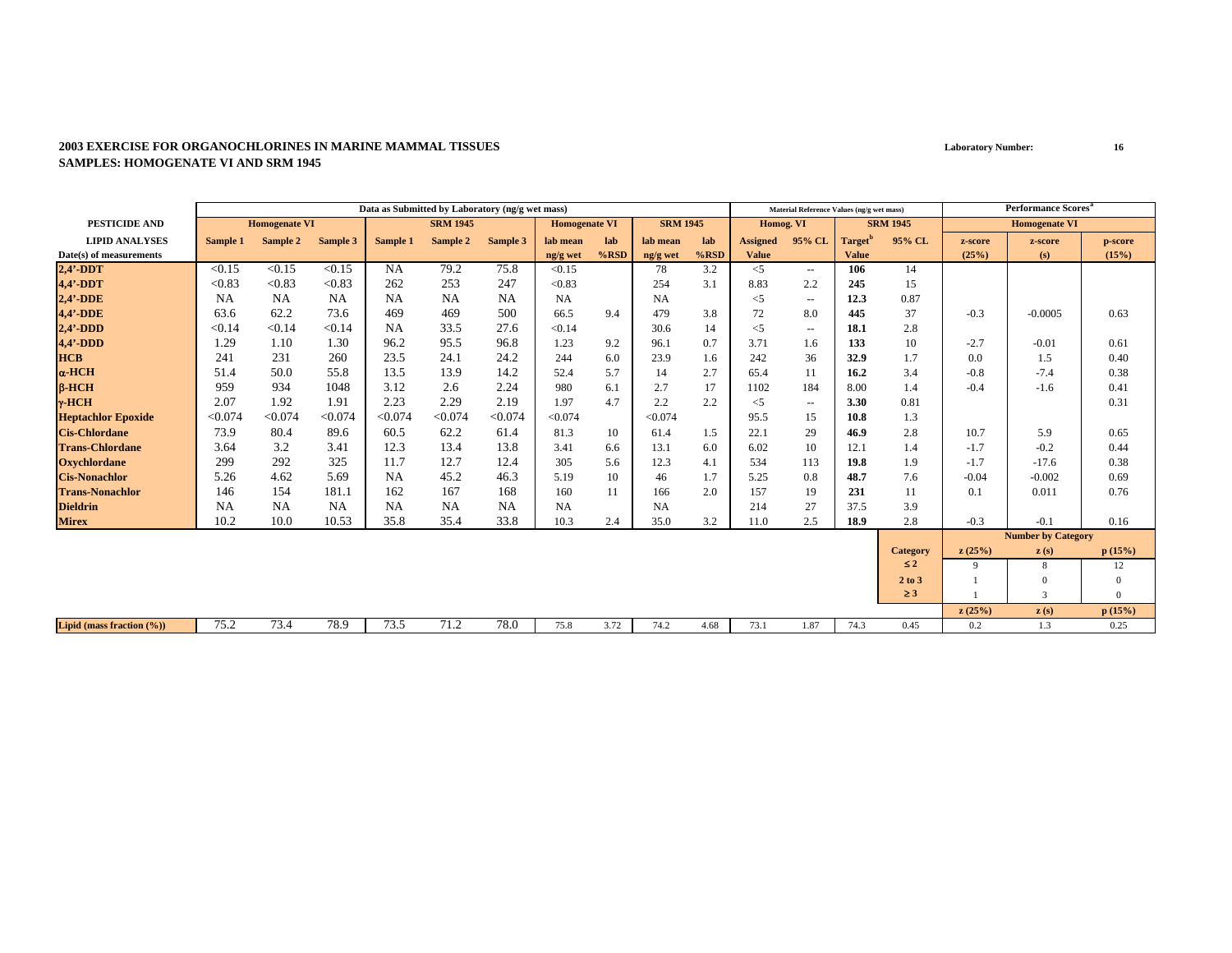**2003 EXERCISE FOR ORGANOCHLORINES IN MARINE MAMMAL TISSUES**
**SAMPLES: HOMOGENATE VI AND SRM 1945**

**Laboratory Number:** 16

| | Data as Submitted by Laboratory (ng/g wet mass) | | | | | | | | | | Material Reference Values (ng/g wet mass) | | | | Performance Scores[a] | | |
|---|---|---|---|---|---|---|---|---|---|---|---|---|---|---|---|---|---|
| PESTICIDE AND | Homogenate VI | | | SRM 1945 | | | Homogenate VI | | SRM 1945 | | Homog. VI | | SRM 1945 | | Homogenate VI | | |
| LIPID ANALYSES | Sample 1 | Sample 2 | Sample 3 | Sample 1 | Sample 2 | Sample 3 | lab mean | lab | lab mean | lab | Assigned | 95% CL | Target[b] | 95% CL | z-score | z-score | p-score |
| Date(s) of measurements | | | | | | | ng/g wet | %RSD | ng/g wet | %RSD | Value | | Value | | (25%) | (s) | (15%) |
| 2,4'-DDT | <0.15 | <0.15 | <0.15 | NA | 79.2 | 75.8 | <0.15 | | 78 | 3.2 | <5 | -- | **106** | 14 | | | |
| 4,4'-DDT | <0.83 | <0.83 | <0.83 | 262 | 253 | 247 | <0.83 | | 254 | 3.1 | 8.83 | 2.2 | **245** | 15 | | | |
| 2,4'-DDE | NA | NA | NA | NA | NA | NA | NA | | NA | | <5 | -- | **12.3** | 0.87 | | | |
| 4,4'-DDE | 63.6 | 62.2 | 73.6 | 469 | 469 | 500 | 66.5 | 9.4 | 479 | 3.8 | 72 | 8.0 | **445** | 37 | -0.3 | -0.0005 | 0.63 |
| 2,4'-DDD | <0.14 | <0.14 | <0.14 | NA | 33.5 | 27.6 | <0.14 | | 30.6 | 14 | <5 | -- | **18.1** | 2.8 | | | |
| 4,4'-DDD | 1.29 | 1.10 | 1.30 | 96.2 | 95.5 | 96.8 | 1.23 | 9.2 | 96.1 | 0.7 | 3.71 | 1.6 | **133** | 10 | -2.7 | -0.01 | 0.61 |
| HCB | 241 | 231 | 260 | 23.5 | 24.1 | 24.2 | 244 | 6.0 | 23.9 | 1.6 | 242 | 36 | **32.9** | 1.7 | 0.0 | 1.5 | 0.40 |
| α-HCH | 51.4 | 50.0 | 55.8 | 13.5 | 13.9 | 14.2 | 52.4 | 5.7 | 14 | 2.7 | 65.4 | 11 | **16.2** | 3.4 | -0.8 | -7.4 | 0.38 |
| β-HCH | 959 | 934 | 1048 | 3.12 | 2.6 | 2.24 | 980 | 6.1 | 2.7 | 17 | 1102 | 184 | 8.00 | 1.4 | -0.4 | -1.6 | 0.41 |
| γ-HCH | 2.07 | 1.92 | 1.91 | 2.23 | 2.29 | 2.19 | 1.97 | 4.7 | 2.2 | 2.2 | <5 | -- | **3.30** | 0.81 | | | 0.31 |
| Heptachlor Epoxide | <0.074 | <0.074 | <0.074 | <0.074 | <0.074 | <0.074 | <0.074 | | <0.074 | | 95.5 | 15 | **10.8** | 1.3 | | | |
| Cis-Chlordane | 73.9 | 80.4 | 89.6 | 60.5 | 62.2 | 61.4 | 81.3 | 10 | 61.4 | 1.5 | 22.1 | 29 | **46.9** | 2.8 | 10.7 | 5.9 | 0.65 |
| Trans-Chlordane | 3.64 | 3.2 | 3.41 | 12.3 | 13.4 | 13.8 | 3.41 | 6.6 | 13.1 | 6.0 | 6.02 | 10 | 12.1 | 1.4 | -1.7 | -0.2 | 0.44 |
| Oxychlordane | 299 | 292 | 325 | 11.7 | 12.7 | 12.4 | 305 | 5.6 | 12.3 | 4.1 | 534 | 113 | **19.8** | 1.9 | -1.7 | -17.6 | 0.38 |
| Cis-Nonachlor | 5.26 | 4.62 | 5.69 | NA | 45.2 | 46.3 | 5.19 | 10 | 46 | 1.7 | 5.25 | 0.8 | **48.7** | 7.6 | -0.04 | -0.002 | 0.69 |
| Trans-Nonachlor | 146 | 154 | 181.1 | 162 | 167 | 168 | 160 | 11 | 166 | 2.0 | 157 | 19 | **231** | 11 | 0.1 | 0.011 | 0.76 |
| Dieldrin | NA | NA | NA | NA | NA | NA | NA | | NA | | 214 | 27 | 37.5 | 3.9 | | | |
| Mirex | 10.2 | 10.0 | 10.53 | 35.8 | 35.4 | 33.8 | 10.3 | 2.4 | 35.0 | 3.2 | 11.0 | 2.5 | **18.9** | 2.8 | -0.3 | -0.1 | 0.16 |
| | | | | | | | | | | | | | | | **Number by Category** | | |
| | | | | | | | | | | | | | | **Category** | **z (25%)** | **z (s)** | **p (15%)** |
| | | | | | | | | | | | | | | **≤ 2** | 9 | 8 | 12 |
| | | | | | | | | | | | | | | **2 to 3** | 1 | 0 | 0 |
| | | | | | | | | | | | | | | **≥ 3** | 1 | 3 | 0 |
| | | | | | | | | | | | | | | | **z (25%)** | **z (s)** | **p (15%)** |
| Lipid (mass fraction (%)) | 75.2 | 73.4 | 78.9 | 73.5 | 71.2 | 78.0 | 75.8 | 3.72 | 74.2 | 4.68 | 73.1 | 1.87 | 74.3 | 0.45 | 0.2 | 1.3 | 0.25 |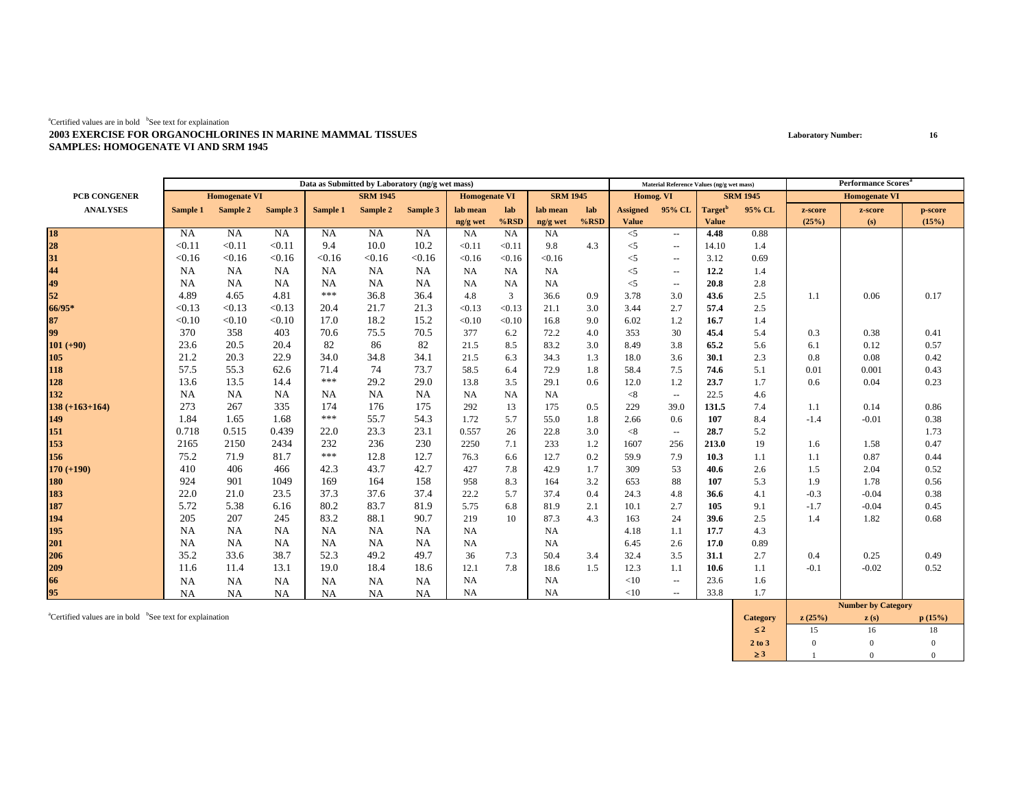[a]Certified values are in bold [b]See text for explaination

**2003 EXERCISE FOR ORGANOCHLORINES IN MARINE MAMMAL TISSUES**
**SAMPLES: HOMOGENATE VI AND SRM 1945**

Laboratory Number: 16

| PCB CONGENER | Data as Submitted by Laboratory (ng/g wet mass) | | | | | | | | | | Material Reference Values (ng/g wet mass) | | | | Performance Scores[a] | | |
|---|---|---|---|---|---|---|---|---|---|---|---|---|---|---|---|---|---|
| | Homogenate VI | | | SRM 1945 | | | Homogenate VI | | SRM 1945 | | Homog. VI | | SRM 1945 | | Homogenate VI | | |
| ANALYSES | Sample 1 | Sample 2 | Sample 3 | Sample 1 | Sample 2 | Sample 3 | lab mean ng/g wet | lab %RSD | lab mean ng/g wet | lab %RSD | Assigned Value | 95% CL | Target[b] Value | 95% CL | z-score (25%) | z-score (s) | p-score (15%) |
| 18 | NA | NA | NA | NA | NA | NA | NA | NA | NA | | <5 | -- | **4.48** | 0.88 | | | |
| 28 | <0.11 | <0.11 | <0.11 | 9.4 | 10.0 | 10.2 | <0.11 | <0.11 | 9.8 | 4.3 | <5 | -- | 14.10 | 1.4 | | | |
| 31 | <0.16 | <0.16 | <0.16 | <0.16 | <0.16 | <0.16 | <0.16 | <0.16 | <0.16 | | <5 | -- | 3.12 | 0.69 | | | |
| 44 | NA | NA | NA | NA | NA | NA | NA | NA | NA | | <5 | -- | **12.2** | 1.4 | | | |
| 49 | NA | NA | NA | NA | NA | NA | NA | NA | NA | | <5 | -- | **20.8** | 2.8 | | | |
| 52 | 4.89 | 4.65 | 4.81 | *** | 36.8 | 36.4 | 4.8 | 3 | 36.6 | 0.9 | 3.78 | 3.0 | **43.6** | 2.5 | 1.1 | 0.06 | 0.17 |
| 66/95* | <0.13 | <0.13 | <0.13 | 20.4 | 21.7 | 21.3 | <0.13 | <0.13 | 21.1 | 3.0 | 3.44 | 2.7 | **57.4** | 2.5 | | | |
| 87 | <0.10 | <0.10 | <0.10 | 17.0 | 18.2 | 15.2 | <0.10 | <0.10 | 16.8 | 9.0 | 6.02 | 1.2 | **16.7** | 1.4 | | | |
| 99 | 370 | 358 | 403 | 70.6 | 75.5 | 70.5 | 377 | 6.2 | 72.2 | 4.0 | 353 | 30 | **45.4** | 5.4 | 0.3 | 0.38 | 0.41 |
| 101 (+90) | 23.6 | 20.5 | 20.4 | 82 | 86 | 82 | 21.5 | 8.5 | 83.2 | 3.0 | 8.49 | 3.8 | **65.2** | 5.6 | 6.1 | 0.12 | 0.57 |
| 105 | 21.2 | 20.3 | 22.9 | 34.0 | 34.8 | 34.1 | 21.5 | 6.3 | 34.3 | 1.3 | 18.0 | 3.6 | **30.1** | 2.3 | 0.8 | 0.08 | 0.42 |
| 118 | 57.5 | 55.3 | 62.6 | 71.4 | 74 | 73.7 | 58.5 | 6.4 | 72.9 | 1.8 | 58.4 | 7.5 | **74.6** | 5.1 | 0.01 | 0.001 | 0.43 |
| 128 | 13.6 | 13.5 | 14.4 | *** | 29.2 | 29.0 | 13.8 | 3.5 | 29.1 | 0.6 | 12.0 | 1.2 | **23.7** | 1.7 | 0.6 | 0.04 | 0.23 |
| 132 | NA | NA | NA | NA | NA | NA | NA | NA | NA | | <8 | -- | 22.5 | 4.6 | | | |
| 138 (+163+164) | 273 | 267 | 335 | 174 | 176 | 175 | 292 | 13 | 175 | 0.5 | 229 | 39.0 | **131.5** | 7.4 | 1.1 | 0.14 | 0.86 |
| 149 | 1.84 | 1.65 | 1.68 | *** | 55.7 | 54.3 | 1.72 | 5.7 | 55.0 | 1.8 | 2.66 | 0.6 | **107** | 8.4 | -1.4 | -0.01 | 0.38 |
| 151 | 0.718 | 0.515 | 0.439 | 22.0 | 23.3 | 23.1 | 0.557 | 26 | 22.8 | 3.0 | <8 | -- | **28.7** | 5.2 | | | 1.73 |
| 153 | 2165 | 2150 | 2434 | 232 | 236 | 230 | 2250 | 7.1 | 233 | 1.2 | 1607 | 256 | **213.0** | 19 | 1.6 | 1.58 | 0.47 |
| 156 | 75.2 | 71.9 | 81.7 | *** | 12.8 | 12.7 | 76.3 | 6.6 | 12.7 | 0.2 | 59.9 | 7.9 | **10.3** | 1.1 | 1.1 | 0.87 | 0.44 |
| 170 (+190) | 410 | 406 | 466 | 42.3 | 43.7 | 42.7 | 427 | 7.8 | 42.9 | 1.7 | 309 | 53 | **40.6** | 2.6 | 1.5 | 2.04 | 0.52 |
| 180 | 924 | 901 | 1049 | 169 | 164 | 158 | 958 | 8.3 | 164 | 3.2 | 653 | 88 | **107** | 5.3 | 1.9 | 1.78 | 0.56 |
| 183 | 22.0 | 21.0 | 23.5 | 37.3 | 37.6 | 37.4 | 22.2 | 5.7 | 37.4 | 0.4 | 24.3 | 4.8 | **36.6** | 4.1 | -0.3 | -0.04 | 0.38 |
| 187 | 5.72 | 5.38 | 6.16 | 80.2 | 83.7 | 81.9 | 5.75 | 6.8 | 81.9 | 2.1 | 10.1 | 2.7 | **105** | 9.1 | -1.7 | -0.04 | 0.45 |
| 194 | 205 | 207 | 245 | 83.2 | 88.1 | 90.7 | 219 | 10 | 87.3 | 4.3 | 163 | 24 | **39.6** | 2.5 | 1.4 | 1.82 | 0.68 |
| 195 | NA | NA | NA | NA | NA | NA | NA | | NA | | 4.18 | 1.1 | **17.7** | 4.3 | | | |
| 201 | NA | NA | NA | NA | NA | NA | NA | | NA | | 6.45 | 2.6 | **17.0** | 0.89 | | | |
| 206 | 35.2 | 33.6 | 38.7 | 52.3 | 49.2 | 49.7 | 36 | 7.3 | 50.4 | 3.4 | 32.4 | 3.5 | **31.1** | 2.7 | 0.4 | 0.25 | 0.49 |
| 209 | 11.6 | 11.4 | 13.1 | 19.0 | 18.4 | 18.6 | 12.1 | 7.8 | 18.6 | 1.5 | 12.3 | 1.1 | **10.6** | 1.1 | -0.1 | -0.02 | 0.52 |
| 66 | NA | NA | NA | NA | NA | NA | NA | | NA | | <10 | -- | 23.6 | 1.6 | | | |
| 95 | NA | NA | NA | NA | NA | NA | NA | | NA | | <10 | -- | 33.8 | 1.7 | | | |

[a]Certified values are in bold [b]See text for explaination

| Category | z (25%) | z (s) | p (15%) |
|---|---|---|---|
| ≤ 2 | 15 | 16 | 18 |
| 2 to 3 | 0 | 0 | 0 |
| ≥ 3 | 1 | 0 | 0 |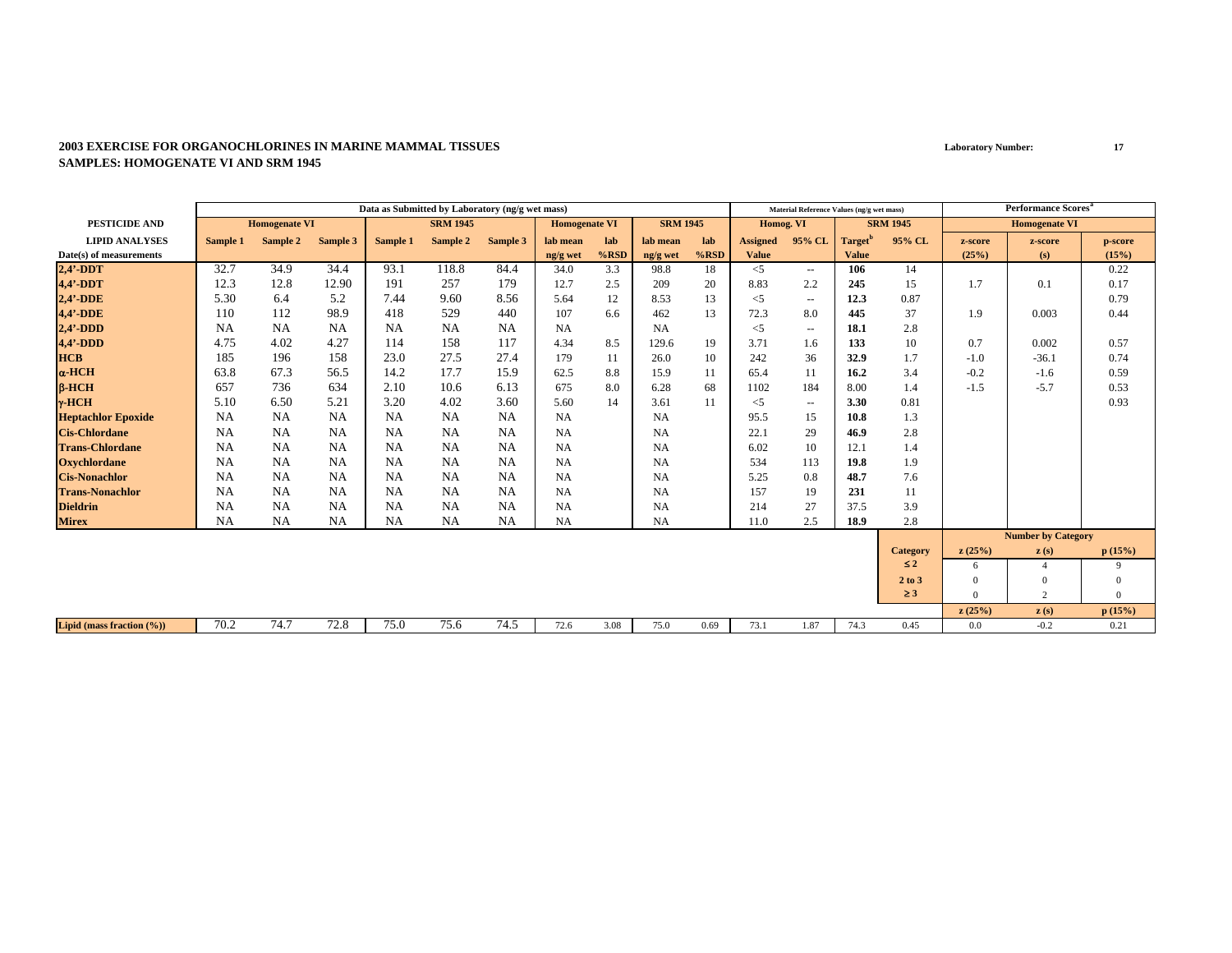**2003 EXERCISE FOR ORGANOCHLORINES IN MARINE MAMMAL TISSUES**
**SAMPLES: HOMOGENATE VI AND SRM 1945**

**Laboratory Number: 17**

| PESTICIDE AND LIPID ANALYSES Date(s) of measurements | Data as Submitted by Laboratory (ng/g wet mass) Homogenate VI Sample 1 | Sample 2 | Sample 3 | SRM 1945 Sample 1 | Sample 2 | Sample 3 | Homogenate VI lab mean ng/g wet | lab %RSD | SRM 1945 lab mean ng/g wet | lab %RSD | Material Reference Values (ng/g wet mass) Homog. VI Assigned Value | 95% CL | SRM 1945 Target[b] Value | 95% CL | Performance Scores[a] Homogenate VI z-score (25%) | z-score (s) | p-score (15%) |
|---|---|---|---|---|---|---|---|---|---|---|---|---|---|---|---|---|---|
| 2,4'-DDT | 32.7 | 34.9 | 34.4 | 93.1 | 118.8 | 84.4 | 34.0 | 3.3 | 98.8 | 18 | <5 | -- | **106** | 14 | | | 0.22 |
| 4,4'-DDT | 12.3 | 12.8 | 12.90 | 191 | 257 | 179 | 12.7 | 2.5 | 209 | 20 | 8.83 | 2.2 | **245** | 15 | 1.7 | 0.1 | 0.17 |
| 2,4'-DDE | 5.30 | 6.4 | 5.2 | 7.44 | 9.60 | 8.56 | 5.64 | 12 | 8.53 | 13 | <5 | -- | **12.3** | 0.87 | | | 0.79 |
| 4,4'-DDE | 110 | 112 | 98.9 | 418 | 529 | 440 | 107 | 6.6 | 462 | 13 | 72.3 | 8.0 | **445** | 37 | 1.9 | 0.003 | 0.44 |
| 2,4'-DDD | NA | NA | NA | NA | NA | NA | NA | | NA | | <5 | -- | **18.1** | 2.8 | | | |
| 4,4'-DDD | 4.75 | 4.02 | 4.27 | 114 | 158 | 117 | 4.34 | 8.5 | 129.6 | 19 | 3.71 | 1.6 | **133** | 10 | 0.7 | 0.002 | 0.57 |
| HCB | 185 | 196 | 158 | 23.0 | 27.5 | 27.4 | 179 | 11 | 26.0 | 10 | 242 | 36 | **32.9** | 1.7 | -1.0 | -36.1 | 0.74 |
| α-HCH | 63.8 | 67.3 | 56.5 | 14.2 | 17.7 | 15.9 | 62.5 | 8.8 | 15.9 | 11 | 65.4 | 11 | **16.2** | 3.4 | -0.2 | -1.6 | 0.59 |
| β-HCH | 657 | 736 | 634 | 2.10 | 10.6 | 6.13 | 675 | 8.0 | 6.28 | 68 | 1102 | 184 | 8.00 | 1.4 | -1.5 | -5.7 | 0.53 |
| γ-HCH | 5.10 | 6.50 | 5.21 | 3.20 | 4.02 | 3.60 | 5.60 | 14 | 3.61 | 11 | <5 | -- | **3.30** | 0.81 | | | 0.93 |
| Heptachlor Epoxide | NA | NA | NA | NA | NA | NA | NA | | NA | | 95.5 | 15 | **10.8** | 1.3 | | | |
| Cis-Chlordane | NA | NA | NA | NA | NA | NA | NA | | NA | | 22.1 | 29 | **46.9** | 2.8 | | | |
| Trans-Chlordane | NA | NA | NA | NA | NA | NA | NA | | NA | | 6.02 | 10 | 12.1 | 1.4 | | | |
| Oxychlordane | NA | NA | NA | NA | NA | NA | NA | | NA | | 534 | 113 | **19.8** | 1.9 | | | |
| Cis-Nonachlor | NA | NA | NA | NA | NA | NA | NA | | NA | | 5.25 | 0.8 | **48.7** | 7.6 | | | |
| Trans-Nonachlor | NA | NA | NA | NA | NA | NA | NA | | NA | | 157 | 19 | **231** | 11 | | | |
| Dieldrin | NA | NA | NA | NA | NA | NA | NA | | NA | | 214 | 27 | 37.5 | 3.9 | | | |
| Mirex | NA | NA | NA | NA | NA | NA | NA | | NA | | 11.0 | 2.5 | **18.9** | 2.8 | | | |
| | | | | | | | | | | | | | | | **Number by Category** | | |
| | | | | | | | | | | | | | | **Category** | **z (25%)** | **z (s)** | **p (15%)** |
| | | | | | | | | | | | | | | **≤ 2** | 6 | 4 | 9 |
| | | | | | | | | | | | | | | **2 to 3** | 0 | 0 | 0 |
| | | | | | | | | | | | | | | **≥ 3** | 0 | 2 | 0 |
| | | | | | | | | | | | | | | | **z (25%)** | **z (s)** | **p (15%)** |
| Lipid (mass fraction (%)) | 70.2 | 74.7 | 72.8 | 75.0 | 75.6 | 74.5 | 72.6 | 3.08 | 75.0 | 0.69 | 73.1 | 1.87 | 74.3 | 0.45 | 0.0 | -0.2 | 0.21 |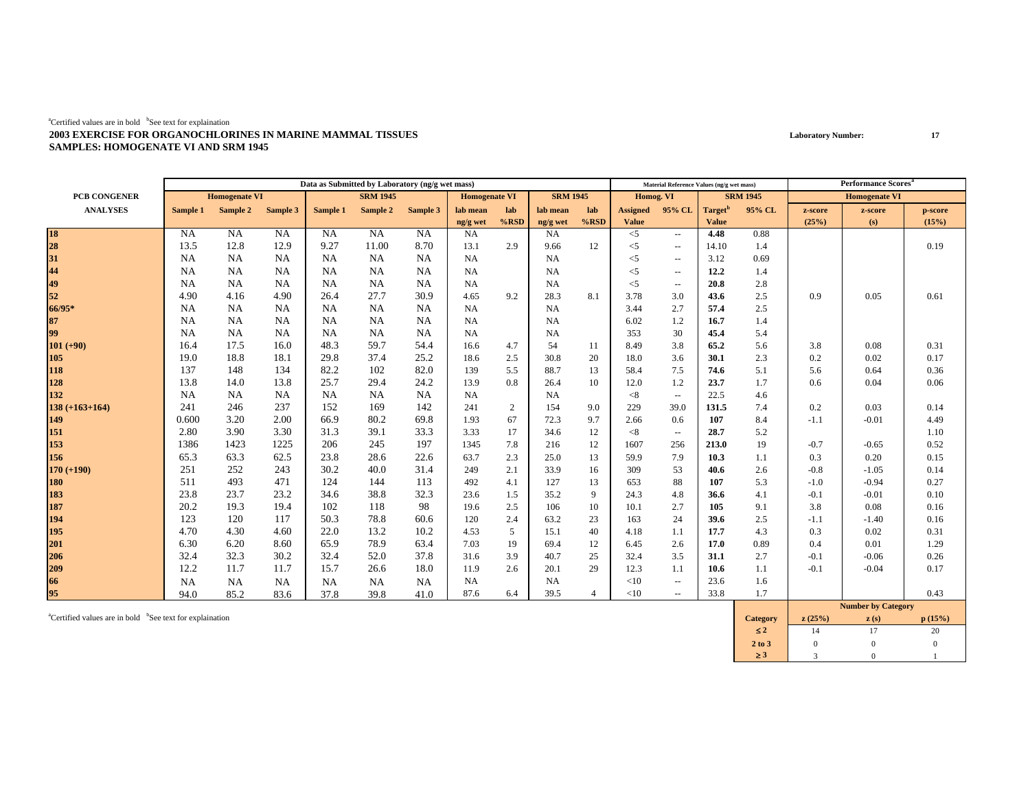[a]Certified values are in bold [b]See text for explaination

**2003 EXERCISE FOR ORGANOCHLORINES IN MARINE MAMMAL TISSUES**
**SAMPLES: HOMOGENATE VI AND SRM 1945**

**Laboratory Number: 17**

| PCB CONGENER ANALYSES | Data as Submitted by Laboratory (ng/g wet mass) | | | | | | | | | | Material Reference Values (ng/g wet mass) | | | | Performance Scores[a] | | |
|---|---|---|---|---|---|---|---|---|---|---|---|---|---|---|---|---|---|
| | Homogenate VI | | | SRM 1945 | | | Homogenate VI | | SRM 1945 | | Homog. VI | | SRM 1945 | | Homogenate VI | | |
| | Sample 1 | Sample 2 | Sample 3 | Sample 1 | Sample 2 | Sample 3 | lab mean ng/g wet | lab %RSD | lab mean ng/g wet | lab %RSD | Assigned Value | 95% CL | Target[b] Value | 95% CL | z-score (25%) | z-score (s) | p-score (15%) |
| **18** | NA | NA | NA | NA | NA | NA | NA | | NA | | <5 | -- | **4.48** | 0.88 | | | |
| **28** | 13.5 | 12.8 | 12.9 | 9.27 | 11.00 | 8.70 | 13.1 | 2.9 | 9.66 | 12 | <5 | -- | 14.10 | 1.4 | | | 0.19 |
| **31** | NA | NA | NA | NA | NA | NA | NA | | NA | | <5 | -- | 3.12 | 0.69 | | | |
| **44** | NA | NA | NA | NA | NA | NA | NA | | NA | | <5 | -- | **12.2** | 1.4 | | | |
| **49** | NA | NA | NA | NA | NA | NA | NA | | NA | | <5 | -- | **20.8** | 2.8 | | | |
| **52** | 4.90 | 4.16 | 4.90 | 26.4 | 27.7 | 30.9 | 4.65 | 9.2 | 28.3 | 8.1 | 3.78 | 3.0 | **43.6** | 2.5 | 0.9 | 0.05 | 0.61 |
| **66/95*** | NA | NA | NA | NA | NA | NA | NA | | NA | | 3.44 | 2.7 | **57.4** | 2.5 | | | |
| **87** | NA | NA | NA | NA | NA | NA | NA | | NA | | 6.02 | 1.2 | **16.7** | 1.4 | | | |
| **99** | NA | NA | NA | NA | NA | NA | NA | | NA | | 353 | 30 | **45.4** | 5.4 | | | |
| **101 (+90)** | 16.4 | 17.5 | 16.0 | 48.3 | 59.7 | 54.4 | 16.6 | 4.7 | 54 | 11 | 8.49 | 3.8 | **65.2** | 5.6 | 3.8 | 0.08 | 0.31 |
| **105** | 19.0 | 18.8 | 18.1 | 29.8 | 37.4 | 25.2 | 18.6 | 2.5 | 30.8 | 20 | 18.0 | 3.6 | **30.1** | 2.3 | 0.2 | 0.02 | 0.17 |
| **118** | 137 | 148 | 134 | 82.2 | 102 | 82.0 | 139 | 5.5 | 88.7 | 13 | 58.4 | 7.5 | **74.6** | 5.1 | 5.6 | 0.64 | 0.36 |
| **128** | 13.8 | 14.0 | 13.8 | 25.7 | 29.4 | 24.2 | 13.9 | 0.8 | 26.4 | 10 | 12.0 | 1.2 | **23.7** | 1.7 | 0.6 | 0.04 | 0.06 |
| **132** | NA | NA | NA | NA | NA | NA | NA | | NA | | <8 | -- | 22.5 | 4.6 | | | |
| **138 (+163+164)** | 241 | 246 | 237 | 152 | 169 | 142 | 241 | 2 | 154 | 9.0 | 229 | 39.0 | **131.5** | 7.4 | 0.2 | 0.03 | 0.14 |
| **149** | 0.600 | 3.20 | 2.00 | 66.9 | 80.2 | 69.8 | 1.93 | 67 | 72.3 | 9.7 | 2.66 | 0.6 | **107** | 8.4 | -1.1 | -0.01 | 4.49 |
| **151** | 2.80 | 3.90 | 3.30 | 31.3 | 39.1 | 33.3 | 3.33 | 17 | 34.6 | 12 | <8 | -- | **28.7** | 5.2 | | | 1.10 |
| **153** | 1386 | 1423 | 1225 | 206 | 245 | 197 | 1345 | 7.8 | 216 | 12 | 1607 | 256 | **213.0** | 19 | -0.7 | -0.65 | 0.52 |
| **156** | 65.3 | 63.3 | 62.5 | 23.8 | 28.6 | 22.6 | 63.7 | 2.3 | 25.0 | 13 | 59.9 | 7.9 | **10.3** | 1.1 | 0.3 | 0.20 | 0.15 |
| **170 (+190)** | 251 | 252 | 243 | 30.2 | 40.0 | 31.4 | 249 | 2.1 | 33.9 | 16 | 309 | 53 | **40.6** | 2.6 | -0.8 | -1.05 | 0.14 |
| **180** | 511 | 493 | 471 | 124 | 144 | 113 | 492 | 4.1 | 127 | 13 | 653 | 88 | **107** | 5.3 | -1.0 | -0.94 | 0.27 |
| **183** | 23.8 | 23.7 | 23.2 | 34.6 | 38.8 | 32.3 | 23.6 | 1.5 | 35.2 | 9 | 24.3 | 4.8 | **36.6** | 4.1 | -0.1 | -0.01 | 0.10 |
| **187** | 20.2 | 19.3 | 19.4 | 102 | 118 | 98 | 19.6 | 2.5 | 106 | 10 | 10.1 | 2.7 | **105** | 9.1 | 3.8 | 0.08 | 0.16 |
| **194** | 123 | 120 | 117 | 50.3 | 78.8 | 60.6 | 120 | 2.4 | 63.2 | 23 | 163 | 24 | **39.6** | 2.5 | -1.1 | -1.40 | 0.16 |
| **195** | 4.70 | 4.30 | 4.60 | 22.0 | 13.2 | 10.2 | 4.53 | 5 | 15.1 | 40 | 4.18 | 1.1 | **17.7** | 4.3 | 0.3 | 0.02 | 0.31 |
| **201** | 6.30 | 6.20 | 8.60 | 65.9 | 78.9 | 63.4 | 7.03 | 19 | 69.4 | 12 | 6.45 | 2.6 | **17.0** | 0.89 | 0.4 | 0.01 | 1.29 |
| **206** | 32.4 | 32.3 | 30.2 | 32.4 | 52.0 | 37.8 | 31.6 | 3.9 | 40.7 | 25 | 32.4 | 3.5 | **31.1** | 2.7 | -0.1 | -0.06 | 0.26 |
| **209** | 12.2 | 11.7 | 11.7 | 15.7 | 26.6 | 18.0 | 11.9 | 2.6 | 20.1 | 29 | 12.3 | 1.1 | **10.6** | 1.1 | -0.1 | -0.04 | 0.17 |
| **66** | NA | NA | NA | NA | NA | NA | NA | | NA | | <10 | -- | 23.6 | 1.6 | | | |
| **95** | 94.0 | 85.2 | 83.6 | 37.8 | 39.8 | 41.0 | 87.6 | 6.4 | 39.5 | 4 | <10 | -- | 33.8 | 1.7 | | | 0.43 |

[a]Certified values are in bold [b]See text for explaination

| Category | z (25%) | z (s) | p (15%) |
|---|---|---|---|
| ≤ 2 | 14 | 17 | 20 |
| 2 to 3 | 0 | 0 | 0 |
| ≥ 3 | 3 | 0 | 1 |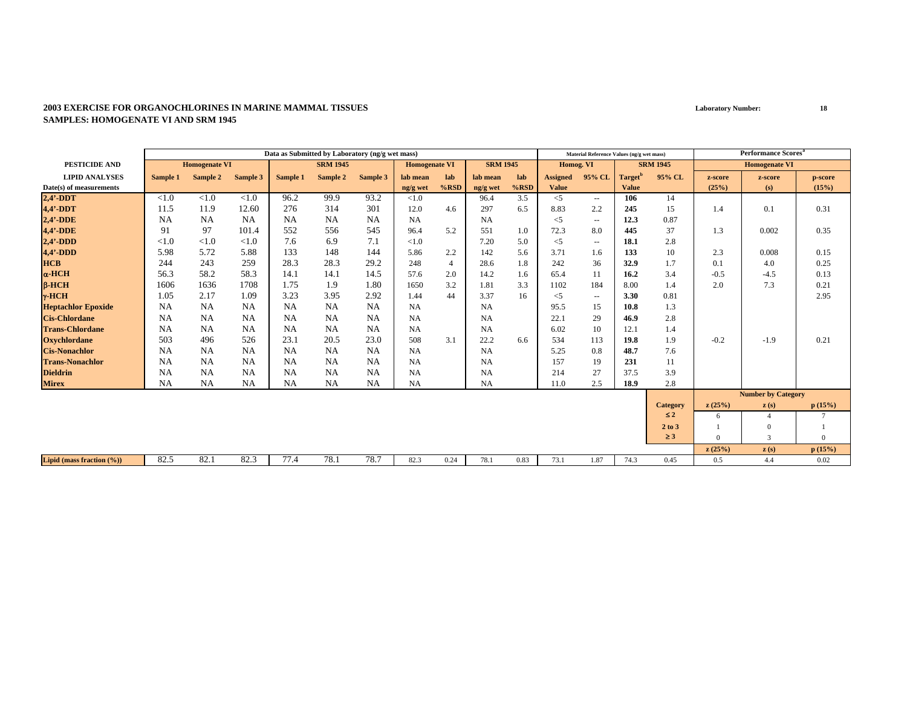**2003 EXERCISE FOR ORGANOCHLORINES IN MARINE MAMMAL TISSUES**
**SAMPLES: HOMOGENATE VI AND SRM 1945**

**Laboratory Number: 18**

| | Data as Submitted by Laboratory (ng/g wet mass) | | | | | | | | | | Material Reference Values (ng/g wet mass) | | | | Performance Scores[a] | | |
|---|---|---|---|---|---|---|---|---|---|---|---|---|---|---|---|---|---|
| **PESTICIDE AND** | Homogenate VI | | | SRM 1945 | | | Homogenate VI | | SRM 1945 | | Homog. VI | | SRM 1945 | | Homogenate VI | | |
| **LIPID ANALYSES** | Sample 1 | Sample 2 | Sample 3 | Sample 1 | Sample 2 | Sample 3 | lab mean | lab | lab mean | lab | Assigned | 95% CL | Target[b] | 95% CL | z-score | z-score | p-score |
| **Date(s) of measurements** | | | | | | | ng/g wet | %RSD | ng/g wet | %RSD | Value | | Value | | (25%) | (s) | (15%) |
| **2,4'-DDT** | <1.0 | <1.0 | <1.0 | 96.2 | 99.9 | 93.2 | <1.0 | | 96.4 | 3.5 | <5 | -- | **106** | 14 | | | |
| **4,4'-DDT** | 11.5 | 11.9 | 12.60 | 276 | 314 | 301 | 12.0 | 4.6 | 297 | 6.5 | 8.83 | 2.2 | **245** | 15 | 1.4 | 0.1 | 0.31 |
| **2,4'-DDE** | NA | NA | NA | NA | NA | NA | NA | | NA | | <5 | -- | **12.3** | 0.87 | | | |
| **4,4'-DDE** | 91 | 97 | 101.4 | 552 | 556 | 545 | 96.4 | 5.2 | 551 | 1.0 | 72.3 | 8.0 | **445** | 37 | 1.3 | 0.002 | 0.35 |
| **2,4'-DDD** | <1.0 | <1.0 | <1.0 | 7.6 | 6.9 | 7.1 | <1.0 | | 7.20 | 5.0 | <5 | -- | **18.1** | 2.8 | | | |
| **4,4'-DDD** | 5.98 | 5.72 | 5.88 | 133 | 148 | 144 | 5.86 | 2.2 | 142 | 5.6 | 3.71 | 1.6 | **133** | 10 | 2.3 | 0.008 | 0.15 |
| **HCB** | 244 | 243 | 259 | 28.3 | 28.3 | 29.2 | 248 | 4 | 28.6 | 1.8 | 242 | 36 | **32.9** | 1.7 | 0.1 | 4.0 | 0.25 |
| **α-HCH** | 56.3 | 58.2 | 58.3 | 14.1 | 14.1 | 14.5 | 57.6 | 2.0 | 14.2 | 1.6 | 65.4 | 11 | **16.2** | 3.4 | -0.5 | -4.5 | 0.13 |
| **β-HCH** | 1606 | 1636 | 1708 | 1.75 | 1.9 | 1.80 | 1650 | 3.2 | 1.81 | 3.3 | 1102 | 184 | 8.00 | 1.4 | 2.0 | 7.3 | 0.21 |
| **γ-HCH** | 1.05 | 2.17 | 1.09 | 3.23 | 3.95 | 2.92 | 1.44 | 44 | 3.37 | 16 | <5 | -- | **3.30** | 0.81 | | | 2.95 |
| **Heptachlor Epoxide** | NA | NA | NA | NA | NA | NA | NA | | NA | | 95.5 | 15 | **10.8** | 1.3 | | | |
| **Cis-Chlordane** | NA | NA | NA | NA | NA | NA | NA | | NA | | 22.1 | 29 | **46.9** | 2.8 | | | |
| **Trans-Chlordane** | NA | NA | NA | NA | NA | NA | NA | | NA | | 6.02 | 10 | 12.1 | 1.4 | | | |
| **Oxychlordane** | 503 | 496 | 526 | 23.1 | 20.5 | 23.0 | 508 | 3.1 | 22.2 | 6.6 | 534 | 113 | **19.8** | 1.9 | -0.2 | -1.9 | 0.21 |
| **Cis-Nonachlor** | NA | NA | NA | NA | NA | NA | NA | | NA | | 5.25 | 0.8 | **48.7** | 7.6 | | | |
| **Trans-Nonachlor** | NA | NA | NA | NA | NA | NA | NA | | NA | | 157 | 19 | **231** | 11 | | | |
| **Dieldrin** | NA | NA | NA | NA | NA | NA | NA | | NA | | 214 | 27 | 37.5 | 3.9 | | | |
| **Mirex** | NA | NA | NA | NA | NA | NA | NA | | NA | | 11.0 | 2.5 | **18.9** | 2.8 | | | |
| | | | | | | | | | | | | | | | **Number by Category** | | |
| | | | | | | | | | | | | | | **Category** | z (25%) | z (s) | p (15%) |
| | | | | | | | | | | | | | | ≤ 2 | 6 | 4 | 7 |
| | | | | | | | | | | | | | | 2 to 3 | 1 | 0 | 1 |
| | | | | | | | | | | | | | | ≥ 3 | 0 | 3 | 0 |
| | | | | | | | | | | | | | | | z (25%) | z (s) | p (15%) |
| **Lipid (mass fraction (%))** | 82.5 | 82.1 | 82.3 | 77.4 | 78.1 | 78.7 | 82.3 | 0.24 | 78.1 | 0.83 | 73.1 | 1.87 | 74.3 | 0.45 | 0.5 | 4.4 | 0.02 |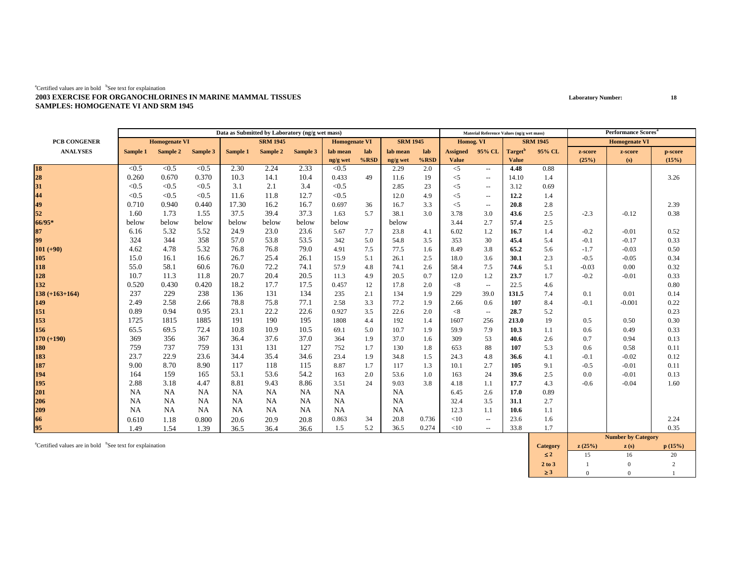[a]Certified values are in bold [b]See text for explaination

**2003 EXERCISE FOR ORGANOCHLORINES IN MARINE MAMMAL TISSUES**
**SAMPLES: HOMOGENATE VI AND SRM 1945**

**Laboratory Number: 18**

| PCB CONGENER ANALYSES | Data as Submitted by Laboratory (ng/g wet mass) | | | | | | | | | | Material Reference Values (ng/g wet mass) | | | | Performance Scores[a] | | |
|---|---|---|---|---|---|---|---|---|---|---|---|---|---|---|---|---|---|
| | Homogenate VI | | | SRM 1945 | | | Homogenate VI | | SRM 1945 | | Homog. VI | | SRM 1945 | | Homogenate VI | | |
| | Sample 1 | Sample 2 | Sample 3 | Sample 1 | Sample 2 | Sample 3 | lab mean ng/g wet | lab %RSD | lab mean ng/g wet | lab %RSD | Assigned Value | 95% CL | Target[b] Value | 95% CL | z-score (25%) | z-score (s) | p-score (15%) |
| **18** | <0.5 | <0.5 | <0.5 | 2.30 | 2.24 | 2.33 | <0.5 | | 2.29 | 2.0 | <5 | -- | **4.48** | 0.88 | | | |
| **28** | 0.260 | 0.670 | 0.370 | 10.3 | 14.1 | 10.4 | 0.433 | 49 | 11.6 | 19 | <5 | -- | 14.10 | 1.4 | | | 3.26 |
| **31** | <0.5 | <0.5 | <0.5 | 3.1 | 2.1 | 3.4 | <0.5 | | 2.85 | 23 | <5 | -- | 3.12 | 0.69 | | | |
| **44** | <0.5 | <0.5 | <0.5 | 11.6 | 11.8 | 12.7 | <0.5 | | 12.0 | 4.9 | <5 | -- | **12.2** | 1.4 | | | |
| **49** | 0.710 | 0.940 | 0.440 | 17.30 | 16.2 | 16.7 | 0.697 | 36 | 16.7 | 3.3 | <5 | -- | **20.8** | 2.8 | | | 2.39 |
| **52** | 1.60 | 1.73 | 1.55 | 37.5 | 39.4 | 37.3 | 1.63 | 5.7 | 38.1 | 3.0 | 3.78 | 3.0 | **43.6** | 2.5 | -2.3 | -0.12 | 0.38 |
| **66/95*** | below | below | below | below | below | below | below | | below | | 3.44 | 2.7 | **57.4** | 2.5 | | | |
| **87** | 6.16 | 5.32 | 5.52 | 24.9 | 23.0 | 23.6 | 5.67 | 7.7 | 23.8 | 4.1 | 6.02 | 1.2 | **16.7** | 1.4 | -0.2 | -0.01 | 0.52 |
| **99** | 324 | 344 | 358 | 57.0 | 53.8 | 53.5 | 342 | 5.0 | 54.8 | 3.5 | 353 | 30 | **45.4** | 5.4 | -0.1 | -0.17 | 0.33 |
| **101 (+90)** | 4.62 | 4.78 | 5.32 | 76.8 | 76.8 | 79.0 | 4.91 | 7.5 | 77.5 | 1.6 | 8.49 | 3.8 | **65.2** | 5.6 | -1.7 | -0.03 | 0.50 |
| **105** | 15.0 | 16.1 | 16.6 | 26.7 | 25.4 | 26.1 | 15.9 | 5.1 | 26.1 | 2.5 | 18.0 | 3.6 | **30.1** | 2.3 | -0.5 | -0.05 | 0.34 |
| **118** | 55.0 | 58.1 | 60.6 | 76.0 | 72.2 | 74.1 | 57.9 | 4.8 | 74.1 | 2.6 | 58.4 | 7.5 | **74.6** | 5.1 | -0.03 | 0.00 | 0.32 |
| **128** | 10.7 | 11.3 | 11.8 | 20.7 | 20.4 | 20.5 | 11.3 | 4.9 | 20.5 | 0.7 | 12.0 | 1.2 | **23.7** | 1.7 | -0.2 | -0.01 | 0.33 |
| **132** | 0.520 | 0.430 | 0.420 | 18.2 | 17.7 | 17.5 | 0.457 | 12 | 17.8 | 2.0 | <8 | -- | 22.5 | 4.6 | | | 0.80 |
| **138 (+163+164)** | 237 | 229 | 238 | 136 | 131 | 134 | 235 | 2.1 | 134 | 1.9 | 229 | 39.0 | **131.5** | 7.4 | 0.1 | 0.01 | 0.14 |
| **149** | 2.49 | 2.58 | 2.66 | 78.8 | 75.8 | 77.1 | 2.58 | 3.3 | 77.2 | 1.9 | 2.66 | 0.6 | **107** | 8.4 | -0.1 | -0.001 | 0.22 |
| **151** | 0.89 | 0.94 | 0.95 | 23.1 | 22.2 | 22.6 | 0.927 | 3.5 | 22.6 | 2.0 | <8 | -- | **28.7** | 5.2 | | | 0.23 |
| **153** | 1725 | 1815 | 1885 | 191 | 190 | 195 | 1808 | 4.4 | 192 | 1.4 | 1607 | 256 | **213.0** | 19 | 0.5 | 0.50 | 0.30 |
| **156** | 65.5 | 69.5 | 72.4 | 10.8 | 10.9 | 10.5 | 69.1 | 5.0 | 10.7 | 1.9 | 59.9 | 7.9 | **10.3** | 1.1 | 0.6 | 0.49 | 0.33 |
| **170 (+190)** | 369 | 356 | 367 | 36.4 | 37.6 | 37.0 | 364 | 1.9 | 37.0 | 1.6 | 309 | 53 | **40.6** | 2.6 | 0.7 | 0.94 | 0.13 |
| **180** | 759 | 737 | 759 | 131 | 131 | 127 | 752 | 1.7 | 130 | 1.8 | 653 | 88 | **107** | 5.3 | 0.6 | 0.58 | 0.11 |
| **183** | 23.7 | 22.9 | 23.6 | 34.4 | 35.4 | 34.6 | 23.4 | 1.9 | 34.8 | 1.5 | 24.3 | 4.8 | **36.6** | 4.1 | -0.1 | -0.02 | 0.12 |
| **187** | 9.00 | 8.70 | 8.90 | 117 | 118 | 115 | 8.87 | 1.7 | 117 | 1.3 | 10.1 | 2.7 | **105** | 9.1 | -0.5 | -0.01 | 0.11 |
| **194** | 164 | 159 | 165 | 53.1 | 53.6 | 54.2 | 163 | 2.0 | 53.6 | 1.0 | 163 | 24 | **39.6** | 2.5 | 0.0 | -0.01 | 0.13 |
| **195** | 2.88 | 3.18 | 4.47 | 8.81 | 9.43 | 8.86 | 3.51 | 24 | 9.03 | 3.8 | 4.18 | 1.1 | **17.7** | 4.3 | -0.6 | -0.04 | 1.60 |
| **201** | NA | NA | NA | NA | NA | NA | NA | | NA | | 6.45 | 2.6 | **17.0** | 0.89 | | | |
| **206** | NA | NA | NA | NA | NA | NA | NA | | NA | | 32.4 | 3.5 | **31.1** | 2.7 | | | |
| **209** | NA | NA | NA | NA | NA | NA | NA | | NA | | 12.3 | 1.1 | **10.6** | 1.1 | | | |
| **66** | 0.610 | 1.18 | 0.800 | 20.6 | 20.9 | 20.8 | 0.863 | 34 | 20.8 | 0.736 | <10 | -- | 23.6 | 1.6 | | | 2.24 |
| **95** | 1.49 | 1.54 | 1.39 | 36.5 | 36.4 | 36.6 | 1.5 | 5.2 | 36.5 | 0.274 | <10 | -- | 33.8 | 1.7 | | | 0.35 |

[a]Certified values are in bold [b]See text for explaination

| Number by Category | | | |
|---|---|---|---|
| Category | z (25%) | z (s) | p (15%) |
| ≤ 2 | 15 | 16 | 20 |
| 2 to 3 | 1 | 0 | 2 |
| ≥ 3 | 0 | 0 | 1 |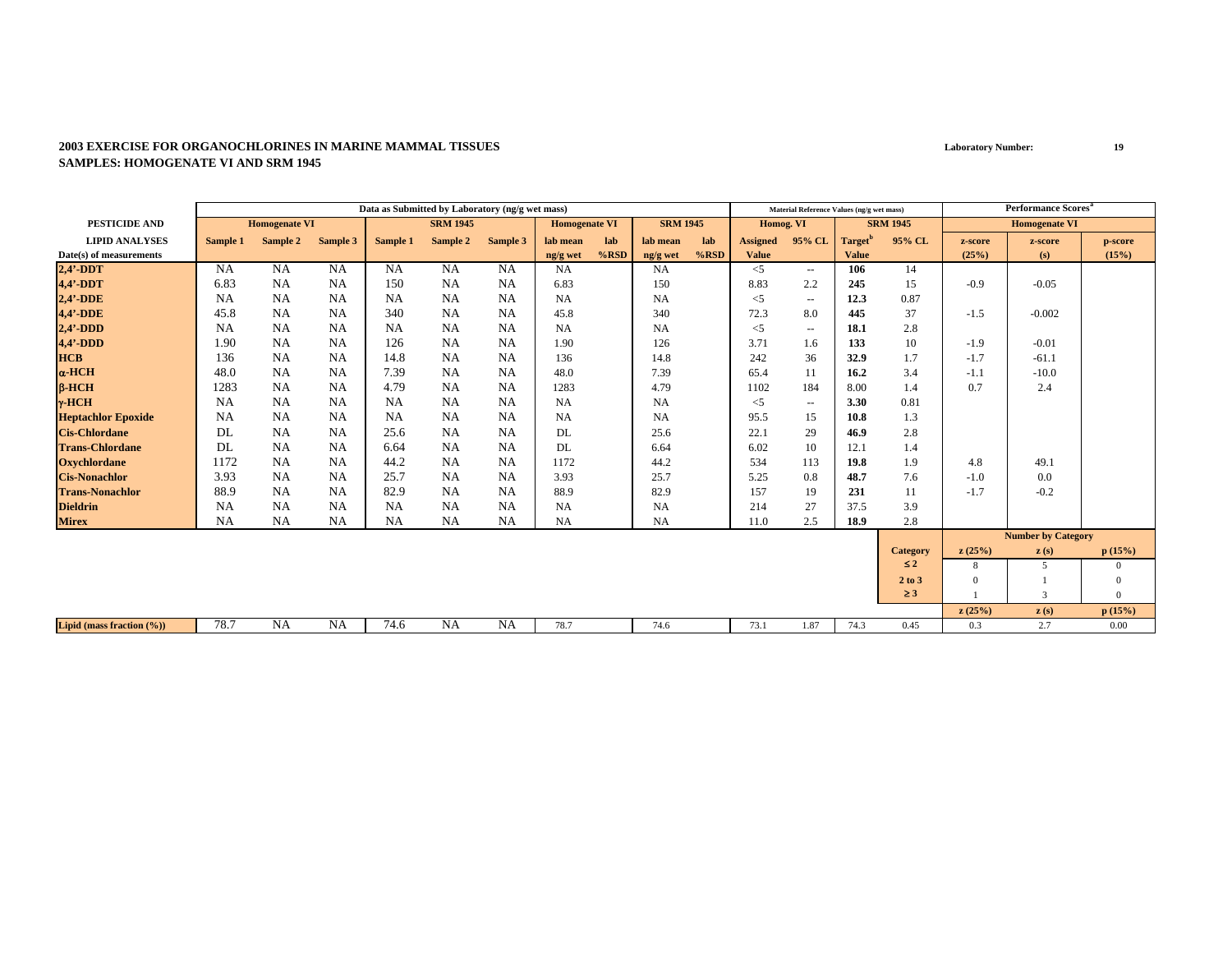**2003 EXERCISE FOR ORGANOCHLORINES IN MARINE MAMMAL TISSUES**
**SAMPLES: HOMOGENATE VI AND SRM 1945**

**Laboratory Number:** **19**

| | Data as Submitted by Laboratory (ng/g wet mass) | | | | | | | | | | Material Reference Values (ng/g wet mass) | | | | Performance Scores[a] | | |
|---|---|---|---|---|---|---|---|---|---|---|---|---|---|---|---|---|---|
| **PESTICIDE AND** | **Homogenate VI** | | | **SRM 1945** | | | **Homogenate VI** | | **SRM 1945** | | **Homog. VI** | | **SRM 1945** | | **Homogenate VI** | | |
| **LIPID ANALYSES** | **Sample 1** | **Sample 2** | **Sample 3** | **Sample 1** | **Sample 2** | **Sample 3** | **lab mean** | **lab** | **lab mean** | **lab** | **Assigned** | **95% CL** | **Target[b]** | **95% CL** | **z-score** | **z-score** | **p-score** |
| **Date(s) of measurements** | | | | | | | **ng/g wet** | **%RSD** | **ng/g wet** | **%RSD** | **Value** | | **Value** | | **(25%)** | **(s)** | **(15%)** |
| **2,4'-DDT** | NA | NA | NA | NA | NA | NA | NA | | NA | | <5 | -- | **106** | 14 | | | |
| **4,4'-DDT** | 6.83 | NA | NA | 150 | NA | NA | 6.83 | | 150 | | 8.83 | 2.2 | **245** | 15 | -0.9 | -0.05 | |
| **2,4'-DDE** | NA | NA | NA | NA | NA | NA | NA | | NA | | <5 | -- | **12.3** | 0.87 | | | |
| **4,4'-DDE** | 45.8 | NA | NA | 340 | NA | NA | 45.8 | | 340 | | 72.3 | 8.0 | **445** | 37 | -1.5 | -0.002 | |
| **2,4'-DDD** | NA | NA | NA | NA | NA | NA | NA | | NA | | <5 | -- | **18.1** | 2.8 | | | |
| **4,4'-DDD** | 1.90 | NA | NA | 126 | NA | NA | 1.90 | | 126 | | 3.71 | 1.6 | **133** | 10 | -1.9 | -0.01 | |
| **HCB** | 136 | NA | NA | 14.8 | NA | NA | 136 | | 14.8 | | 242 | 36 | **32.9** | 1.7 | -1.7 | -61.1 | |
| **α-HCH** | 48.0 | NA | NA | 7.39 | NA | NA | 48.0 | | 7.39 | | 65.4 | 11 | **16.2** | 3.4 | -1.1 | -10.0 | |
| **β-HCH** | 1283 | NA | NA | 4.79 | NA | NA | 1283 | | 4.79 | | 1102 | 184 | 8.00 | 1.4 | 0.7 | 2.4 | |
| **γ-HCH** | NA | NA | NA | NA | NA | NA | NA | | NA | | <5 | -- | **3.30** | 0.81 | | | |
| **Heptachlor Epoxide** | NA | NA | NA | NA | NA | NA | NA | | NA | | 95.5 | 15 | **10.8** | 1.3 | | | |
| **Cis-Chlordane** | DL | NA | NA | 25.6 | NA | NA | DL | | 25.6 | | 22.1 | 29 | **46.9** | 2.8 | | | |
| **Trans-Chlordane** | DL | NA | NA | 6.64 | NA | NA | DL | | 6.64 | | 6.02 | 10 | 12.1 | 1.4 | | | |
| **Oxychlordane** | 1172 | NA | NA | 44.2 | NA | NA | 1172 | | 44.2 | | 534 | 113 | **19.8** | 1.9 | 4.8 | 49.1 | |
| **Cis-Nonachlor** | 3.93 | NA | NA | 25.7 | NA | NA | 3.93 | | 25.7 | | 5.25 | 0.8 | **48.7** | 7.6 | -1.0 | 0.0 | |
| **Trans-Nonachlor** | 88.9 | NA | NA | 82.9 | NA | NA | 88.9 | | 82.9 | | 157 | 19 | **231** | 11 | -1.7 | -0.2 | |
| **Dieldrin** | NA | NA | NA | NA | NA | NA | NA | | NA | | 214 | 27 | 37.5 | 3.9 | | | |
| **Mirex** | NA | NA | NA | NA | NA | NA | NA | | NA | | 11.0 | 2.5 | **18.9** | 2.8 | | | |
| | | | | | | | | | | | | | | | **Number by Category** | | |
| | | | | | | | | | | | | | | **Category** | **z (25%)** | **z (s)** | **p (15%)** |
| | | | | | | | | | | | | | | **≤ 2** | 8 | 5 | 0 |
| | | | | | | | | | | | | | | **2 to 3** | 0 | 1 | 0 |
| | | | | | | | | | | | | | | **≥ 3** | 1 | 3 | 0 |
| | | | | | | | | | | | | | | | **z (25%)** | **z (s)** | **p (15%)** |
| **Lipid (mass fraction (%))** | 78.7 | NA | NA | 74.6 | NA | NA | 78.7 | | 74.6 | | 73.1 | 1.87 | 74.3 | 0.45 | 0.3 | 2.7 | 0.00 |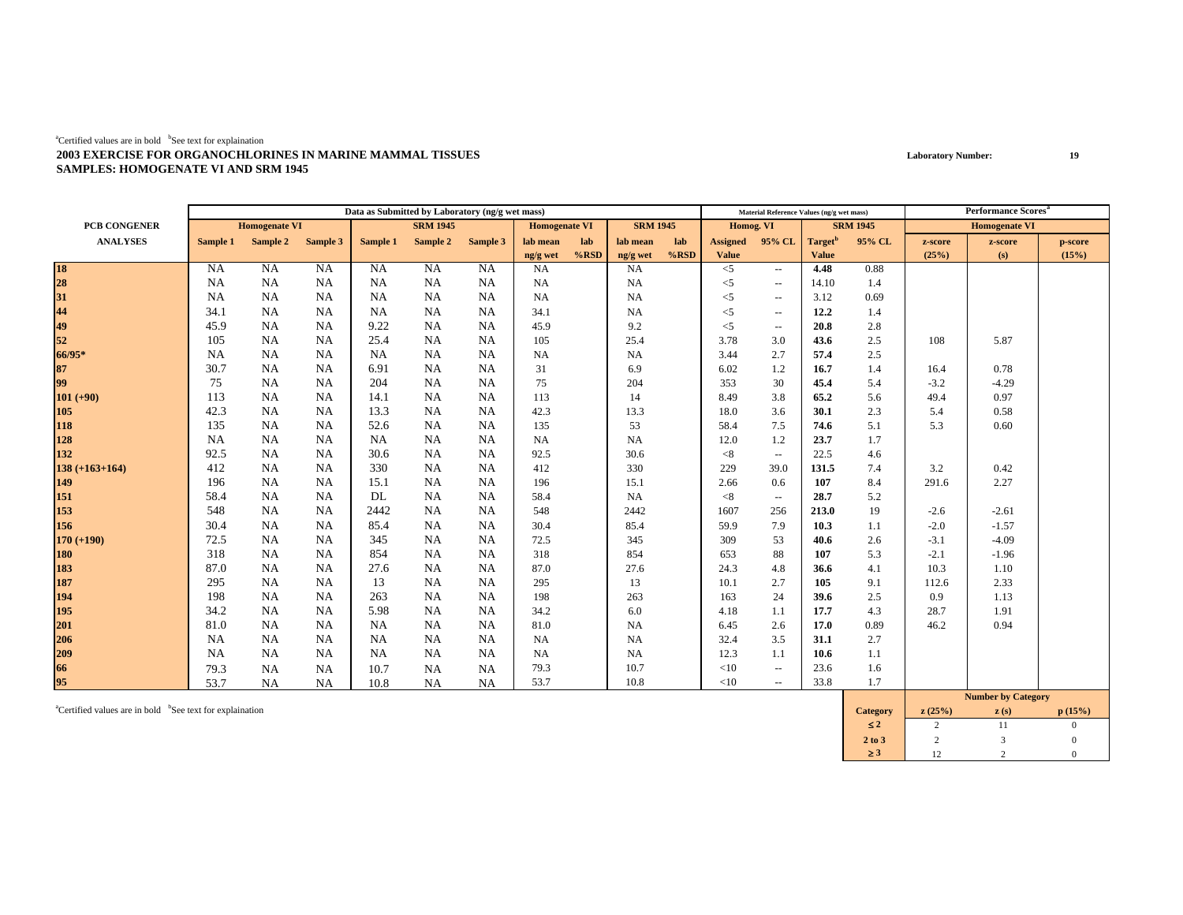[a]Certified values are in bold [b]See text for explaination

**2003 EXERCISE FOR ORGANOCHLORINES IN MARINE MAMMAL TISSUES**
**SAMPLES: HOMOGENATE VI AND SRM 1945**

**Laboratory Number: 19**

| PCB CONGENER ANALYSES | Data as Submitted by Laboratory (ng/g wet mass) | | | | | | | | | | Material Reference Values (ng/g wet mass) | | | | Performance Scores[a] | | |
|---|---|---|---|---|---|---|---|---|---|---|---|---|---|---|---|---|---|
| | Homogenate VI | | | SRM 1945 | | | Homogenate VI | | SRM 1945 | | Homog. VI | | SRM 1945 | | Homogenate VI | | |
| | Sample 1 | Sample 2 | Sample 3 | Sample 1 | Sample 2 | Sample 3 | lab mean ng/g wet | lab %RSD | lab mean ng/g wet | lab %RSD | Assigned Value | 95% CL | Target[b] Value | 95% CL | z-score (25%) | z-score (s) | p-score (15%) |
| **18** | NA | NA | NA | NA | NA | NA | NA | | NA | | <5 | -- | **4.48** | 0.88 | | | |
| **28** | NA | NA | NA | NA | NA | NA | NA | | NA | | <5 | -- | 14.10 | 1.4 | | | |
| **31** | NA | NA | NA | NA | NA | NA | NA | | NA | | <5 | -- | 3.12 | 0.69 | | | |
| **44** | 34.1 | NA | NA | NA | NA | NA | 34.1 | | NA | | <5 | -- | **12.2** | 1.4 | | | |
| **49** | 45.9 | NA | NA | 9.22 | NA | NA | 45.9 | | 9.2 | | <5 | -- | **20.8** | 2.8 | | | |
| **52** | 105 | NA | NA | 25.4 | NA | NA | 105 | | 25.4 | | 3.78 | 3.0 | **43.6** | 2.5 | 108 | 5.87 | |
| **66/95*** | NA | NA | NA | NA | NA | NA | NA | | NA | | 3.44 | 2.7 | **57.4** | 2.5 | | | |
| **87** | 30.7 | NA | NA | 6.91 | NA | NA | 31 | | 6.9 | | 6.02 | 1.2 | **16.7** | 1.4 | 16.4 | 0.78 | |
| **99** | 75 | NA | NA | 204 | NA | NA | 75 | | 204 | | 353 | 30 | **45.4** | 5.4 | -3.2 | -4.29 | |
| **101 (+90)** | 113 | NA | NA | 14.1 | NA | NA | 113 | | 14 | | 8.49 | 3.8 | **65.2** | 5.6 | 49.4 | 0.97 | |
| **105** | 42.3 | NA | NA | 13.3 | NA | NA | 42.3 | | 13.3 | | 18.0 | 3.6 | **30.1** | 2.3 | 5.4 | 0.58 | |
| **118** | 135 | NA | NA | 52.6 | NA | NA | 135 | | 53 | | 58.4 | 7.5 | **74.6** | 5.1 | 5.3 | 0.60 | |
| **128** | NA | NA | NA | NA | NA | NA | NA | | NA | | 12.0 | 1.2 | **23.7** | 1.7 | | | |
| **132** | 92.5 | NA | NA | 30.6 | NA | NA | 92.5 | | 30.6 | | <8 | -- | 22.5 | 4.6 | | | |
| **138 (+163+164)** | 412 | NA | NA | 330 | NA | NA | 412 | | 330 | | 229 | 39.0 | **131.5** | 7.4 | 3.2 | 0.42 | |
| **149** | 196 | NA | NA | 15.1 | NA | NA | 196 | | 15.1 | | 2.66 | 0.6 | **107** | 8.4 | 291.6 | 2.27 | |
| **151** | 58.4 | NA | NA | DL | NA | NA | 58.4 | | NA | | <8 | -- | **28.7** | 5.2 | | | |
| **153** | 548 | NA | NA | 2442 | NA | NA | 548 | | 2442 | | 1607 | 256 | **213.0** | 19 | -2.6 | -2.61 | |
| **156** | 30.4 | NA | NA | 85.4 | NA | NA | 30.4 | | 85.4 | | 59.9 | 7.9 | **10.3** | 1.1 | -2.0 | -1.57 | |
| **170 (+190)** | 72.5 | NA | NA | 345 | NA | NA | 72.5 | | 345 | | 309 | 53 | **40.6** | 2.6 | -3.1 | -4.09 | |
| **180** | 318 | NA | NA | 854 | NA | NA | 318 | | 854 | | 653 | 88 | **107** | 5.3 | -2.1 | -1.96 | |
| **183** | 87.0 | NA | NA | 27.6 | NA | NA | 87.0 | | 27.6 | | 24.3 | 4.8 | **36.6** | 4.1 | 10.3 | 1.10 | |
| **187** | 295 | NA | NA | 13 | NA | NA | 295 | | 13 | | 10.1 | 2.7 | **105** | 9.1 | 112.6 | 2.33 | |
| **194** | 198 | NA | NA | 263 | NA | NA | 198 | | 263 | | 163 | 24 | **39.6** | 2.5 | 0.9 | 1.13 | |
| **195** | 34.2 | NA | NA | 5.98 | NA | NA | 34.2 | | 6.0 | | 4.18 | 1.1 | **17.7** | 4.3 | 28.7 | 1.91 | |
| **201** | 81.0 | NA | NA | NA | NA | NA | 81.0 | | NA | | 6.45 | 2.6 | **17.0** | 0.89 | 46.2 | 0.94 | |
| **206** | NA | NA | NA | NA | NA | NA | NA | | NA | | 32.4 | 3.5 | **31.1** | 2.7 | | | |
| **209** | NA | NA | NA | NA | NA | NA | NA | | NA | | 12.3 | 1.1 | **10.6** | 1.1 | | | |
| **66** | 79.3 | NA | NA | 10.7 | NA | NA | 79.3 | | 10.7 | | <10 | -- | 23.6 | 1.6 | | | |
| **95** | 53.7 | NA | NA | 10.8 | NA | NA | 53.7 | | 10.8 | | <10 | -- | 33.8 | 1.7 | | | |

| Number by Category | | | |
|---|---|---|---|
| Category | z (25%) | z (s) | p (15%) |
| ≤ 2 | 2 | 11 | 0 |
| 2 to 3 | 2 | 3 | 0 |
| ≥ 3 | 12 | 2 | 0 |

[a]Certified values are in bold [b]See text for explaination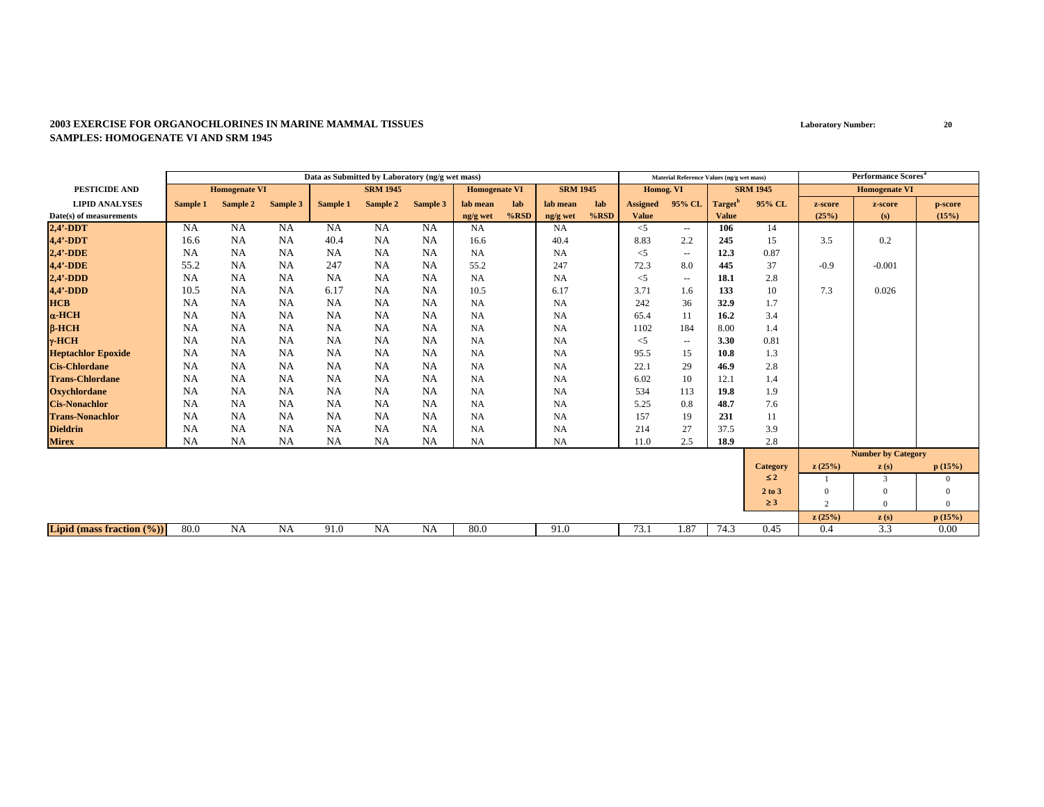**2003 EXERCISE FOR ORGANOCHLORINES IN MARINE MAMMAL TISSUES**
**SAMPLES: HOMOGENATE VI AND SRM 1945**

**Laboratory Number:** 20

| | Data as Submitted by Laboratory (ng/g wet mass) | | | | | | | | | | Material Reference Values (ng/g wet mass) | | | | Performance Scores[a] | | |
|---|---|---|---|---|---|---|---|---|---|---|---|---|---|---|---|---|---|
| PESTICIDE AND | Homogenate VI | | | SRM 1945 | | | Homogenate VI | | SRM 1945 | | Homog. VI | | SRM 1945 | | Homogenate VI | | |
| LIPID ANALYSES | Sample 1 | Sample 2 | Sample 3 | Sample 1 | Sample 2 | Sample 3 | lab mean | lab | lab mean | lab | Assigned | 95% CL | Target[b] | 95% CL | z-score | z-score | p-score |
| Date(s) of measurements | | | | | | | ng/g wet | %RSD | ng/g wet | %RSD | Value | | Value | | (25%) | (s) | (15%) |
| 2,4'-DDT | NA | NA | NA | NA | NA | NA | NA | | NA | | <5 | -- | 106 | 14 | | | |
| 4,4'-DDT | 16.6 | NA | NA | 40.4 | NA | NA | 16.6 | | 40.4 | | 8.83 | 2.2 | 245 | 15 | 3.5 | 0.2 | |
| 2,4'-DDE | NA | NA | NA | NA | NA | NA | NA | | NA | | <5 | -- | 12.3 | 0.87 | | | |
| 4,4'-DDE | 55.2 | NA | NA | 247 | NA | NA | 55.2 | | 247 | | 72.3 | 8.0 | 445 | 37 | -0.9 | -0.001 | |
| 2,4'-DDD | NA | NA | NA | NA | NA | NA | NA | | NA | | <5 | -- | 18.1 | 2.8 | | | |
| 4,4'-DDD | 10.5 | NA | NA | 6.17 | NA | NA | 10.5 | | 6.17 | | 3.71 | 1.6 | 133 | 10 | 7.3 | 0.026 | |
| HCB | NA | NA | NA | NA | NA | NA | NA | | NA | | 242 | 36 | 32.9 | 1.7 | | | |
| α-HCH | NA | NA | NA | NA | NA | NA | NA | | NA | | 65.4 | 11 | 16.2 | 3.4 | | | |
| β-HCH | NA | NA | NA | NA | NA | NA | NA | | NA | | 1102 | 184 | 8.00 | 1.4 | | | |
| γ-HCH | NA | NA | NA | NA | NA | NA | NA | | NA | | <5 | -- | 3.30 | 0.81 | | | |
| Heptachlor Epoxide | NA | NA | NA | NA | NA | NA | NA | | NA | | 95.5 | 15 | 10.8 | 1.3 | | | |
| Cis-Chlordane | NA | NA | NA | NA | NA | NA | NA | | NA | | 22.1 | 29 | 46.9 | 2.8 | | | |
| Trans-Chlordane | NA | NA | NA | NA | NA | NA | NA | | NA | | 6.02 | 10 | 12.1 | 1.4 | | | |
| Oxychlordane | NA | NA | NA | NA | NA | NA | NA | | NA | | 534 | 113 | 19.8 | 1.9 | | | |
| Cis-Nonachlor | NA | NA | NA | NA | NA | NA | NA | | NA | | 5.25 | 0.8 | 48.7 | 7.6 | | | |
| Trans-Nonachlor | NA | NA | NA | NA | NA | NA | NA | | NA | | 157 | 19 | 231 | 11 | | | |
| Dieldrin | NA | NA | NA | NA | NA | NA | NA | | NA | | 214 | 27 | 37.5 | 3.9 | | | |
| Mirex | NA | NA | NA | NA | NA | NA | NA | | NA | | 11.0 | 2.5 | 18.9 | 2.8 | | | |
| | | | | | | | | | | | | | | | Number by Category | | |
| | | | | | | | | | | | | | | Category | z (25%) | z (s) | p (15%) |
| | | | | | | | | | | | | | | ≤ 2 | 1 | 3 | 0 |
| | | | | | | | | | | | | | | 2 to 3 | 0 | 0 | 0 |
| | | | | | | | | | | | | | | ≥ 3 | 2 | 0 | 0 |
| | | | | | | | | | | | | | | | z (25%) | z (s) | p (15%) |
| Lipid (mass fraction (%)) | 80.0 | NA | NA | 91.0 | NA | NA | 80.0 | | 91.0 | | 73.1 | 1.87 | 74.3 | 0.45 | 0.4 | 3.3 | 0.00 |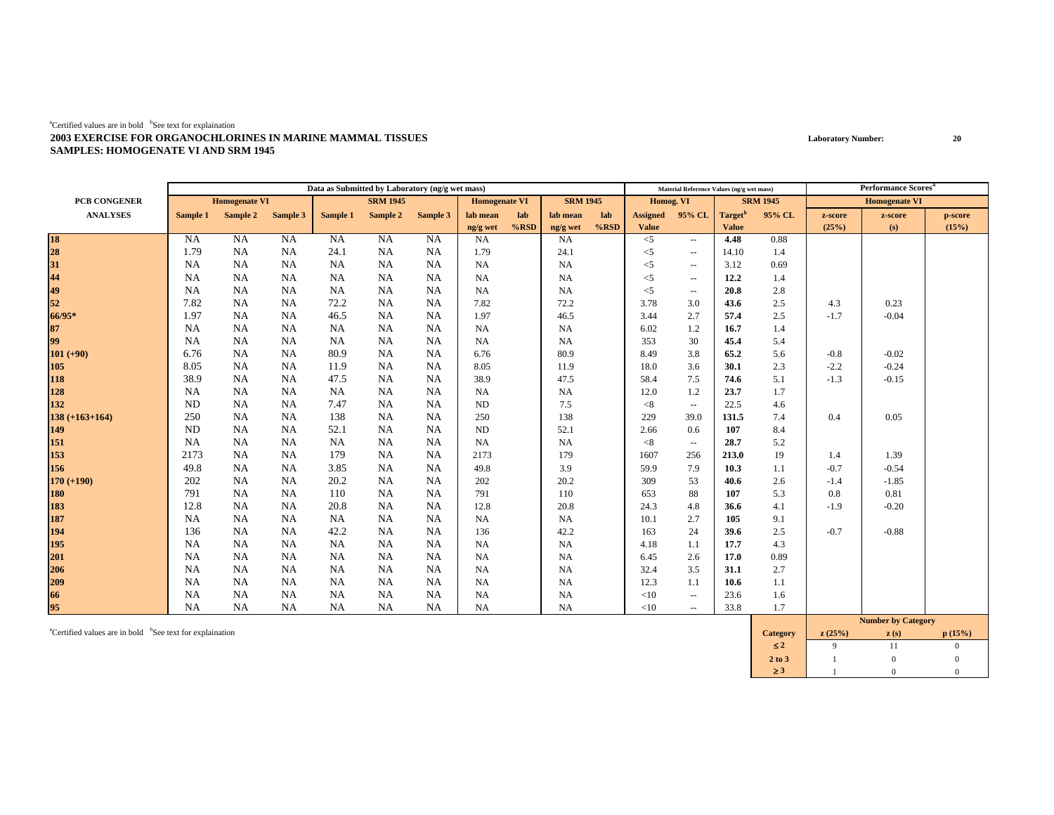[a]Certified values are in bold [b]See text for explaination

**2003 EXERCISE FOR ORGANOCHLORINES IN MARINE MAMMAL TISSUES**
**SAMPLES: HOMOGENATE VI AND SRM 1945**

**Laboratory Number: 20**

| PCB CONGENER ANALYSES | Data as Submitted by Laboratory (ng/g wet mass) | | | | | | | | | | Material Reference Values (ng/g wet mass) | | | | Performance Scores[a] | | |
|---|---|---|---|---|---|---|---|---|---|---|---|---|---|---|---|---|---|
| | Homogenate VI | | | SRM 1945 | | | Homogenate VI | | SRM 1945 | | Homog. VI | | SRM 1945 | | Homogenate VI | | |
| | Sample 1 | Sample 2 | Sample 3 | Sample 1 | Sample 2 | Sample 3 | lab mean ng/g wet | lab %RSD | lab mean ng/g wet | lab %RSD | Assigned Value | 95% CL | Target[b] Value | 95% CL | z-score (25%) | z-score (s) | p-score (15%) |
| **18** | NA | NA | NA | NA | NA | NA | NA | | NA | | <5 | -- | **4.48** | 0.88 | | | |
| **28** | 1.79 | NA | NA | 24.1 | NA | NA | 1.79 | | 24.1 | | <5 | -- | 14.10 | 1.4 | | | |
| **31** | NA | NA | NA | NA | NA | NA | NA | | NA | | <5 | -- | 3.12 | 0.69 | | | |
| **44** | NA | NA | NA | NA | NA | NA | NA | | NA | | <5 | -- | **12.2** | 1.4 | | | |
| **49** | NA | NA | NA | NA | NA | NA | NA | | NA | | <5 | -- | **20.8** | 2.8 | | | |
| **52** | 7.82 | NA | NA | 72.2 | NA | NA | 7.82 | | 72.2 | | 3.78 | 3.0 | **43.6** | 2.5 | 4.3 | 0.23 | |
| **66/95*** | 1.97 | NA | NA | 46.5 | NA | NA | 1.97 | | 46.5 | | 3.44 | 2.7 | **57.4** | 2.5 | -1.7 | -0.04 | |
| **87** | NA | NA | NA | NA | NA | NA | NA | | NA | | 6.02 | 1.2 | **16.7** | 1.4 | | | |
| **99** | NA | NA | NA | NA | NA | NA | NA | | NA | | 353 | 30 | **45.4** | 5.4 | | | |
| **101 (+90)** | 6.76 | NA | NA | 80.9 | NA | NA | 6.76 | | 80.9 | | 8.49 | 3.8 | **65.2** | 5.6 | -0.8 | -0.02 | |
| **105** | 8.05 | NA | NA | 11.9 | NA | NA | 8.05 | | 11.9 | | 18.0 | 3.6 | **30.1** | 2.3 | -2.2 | -0.24 | |
| **118** | 38.9 | NA | NA | 47.5 | NA | NA | 38.9 | | 47.5 | | 58.4 | 7.5 | **74.6** | 5.1 | -1.3 | -0.15 | |
| **128** | NA | NA | NA | NA | NA | NA | NA | | NA | | 12.0 | 1.2 | **23.7** | 1.7 | | | |
| **132** | ND | NA | NA | 7.47 | NA | NA | ND | | 7.5 | | <8 | -- | 22.5 | 4.6 | | | |
| **138 (+163+164)** | 250 | NA | NA | 138 | NA | NA | 250 | | 138 | | 229 | 39.0 | **131.5** | 7.4 | 0.4 | 0.05 | |
| **149** | ND | NA | NA | 52.1 | NA | NA | ND | | 52.1 | | 2.66 | 0.6 | **107** | 8.4 | | | |
| **151** | NA | NA | NA | NA | NA | NA | NA | | NA | | <8 | -- | **28.7** | 5.2 | | | |
| **153** | 2173 | NA | NA | 179 | NA | NA | 2173 | | 179 | | 1607 | 256 | **213.0** | 19 | 1.4 | 1.39 | |
| **156** | 49.8 | NA | NA | 3.85 | NA | NA | 49.8 | | 3.9 | | 59.9 | 7.9 | **10.3** | 1.1 | -0.7 | -0.54 | |
| **170 (+190)** | 202 | NA | NA | 20.2 | NA | NA | 202 | | 20.2 | | 309 | 53 | **40.6** | 2.6 | -1.4 | -1.85 | |
| **180** | 791 | NA | NA | 110 | NA | NA | 791 | | 110 | | 653 | 88 | **107** | 5.3 | 0.8 | 0.81 | |
| **183** | 12.8 | NA | NA | 20.8 | NA | NA | 12.8 | | 20.8 | | 24.3 | 4.8 | **36.6** | 4.1 | -1.9 | -0.20 | |
| **187** | NA | NA | NA | NA | NA | NA | NA | | NA | | 10.1 | 2.7 | **105** | 9.1 | | | |
| **194** | 136 | NA | NA | 42.2 | NA | NA | 136 | | 42.2 | | 163 | 24 | **39.6** | 2.5 | -0.7 | -0.88 | |
| **195** | NA | NA | NA | NA | NA | NA | NA | | NA | | 4.18 | 1.1 | **17.7** | 4.3 | | | |
| **201** | NA | NA | NA | NA | NA | NA | NA | | NA | | 6.45 | 2.6 | **17.0** | 0.89 | | | |
| **206** | NA | NA | NA | NA | NA | NA | NA | | NA | | 32.4 | 3.5 | **31.1** | 2.7 | | | |
| **209** | NA | NA | NA | NA | NA | NA | NA | | NA | | 12.3 | 1.1 | **10.6** | 1.1 | | | |
| **66** | NA | NA | NA | NA | NA | NA | NA | | NA | | <10 | -- | 23.6 | 1.6 | | | |
| **95** | NA | NA | NA | NA | NA | NA | NA | | NA | | <10 | -- | 33.8 | 1.7 | | | |

[a]Certified values are in bold [b]See text for explaination

| Category | z (25%) | z (s) | p (15%) |
|---|---|---|---|
| ≤ 2 | 9 | 11 | 0 |
| 2 to 3 | 1 | 0 | 0 |
| ≥ 3 | 1 | 0 | 0 |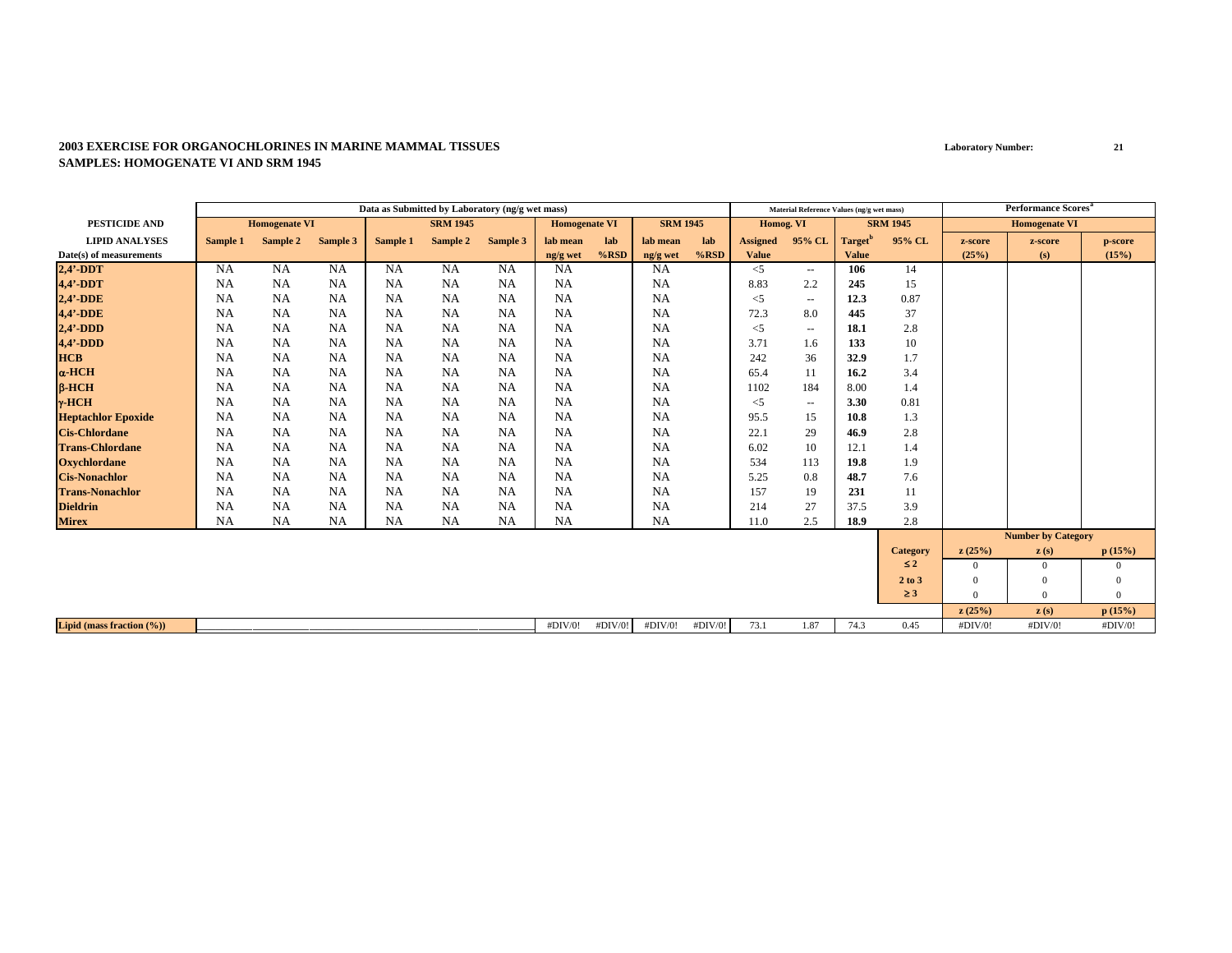**2003 EXERCISE FOR ORGANOCHLORINES IN MARINE MAMMAL TISSUES**
**SAMPLES: HOMOGENATE VI AND SRM 1945**

**Laboratory Number:** 21

| | Data as Submitted by Laboratory (ng/g wet mass) | | | | | | | | | | Material Reference Values (ng/g wet mass) | | | | Performance Scores[a] | | |
|---|---|---|---|---|---|---|---|---|---|---|---|---|---|---|---|---|---|
| PESTICIDE AND | Homogenate VI | | | SRM 1945 | | | Homogenate VI | | SRM 1945 | | Homog. VI | | SRM 1945 | | Homogenate VI | | |
| LIPID ANALYSES | Sample 1 | Sample 2 | Sample 3 | Sample 1 | Sample 2 | Sample 3 | lab mean | lab | lab mean | lab | Assigned | 95% CL | Target[b] | 95% CL | z-score | z-score | p-score |
| Date(s) of measurements | | | | | | | ng/g wet | %RSD | ng/g wet | %RSD | Value | | Value | | (25%) | (s) | (15%) |
| 2,4'-DDT | NA | NA | NA | NA | NA | NA | NA | | NA | | <5 | -- | 106 | 14 | | | |
| 4,4'-DDT | NA | NA | NA | NA | NA | NA | NA | | NA | | 8.83 | 2.2 | 245 | 15 | | | |
| 2,4'-DDE | NA | NA | NA | NA | NA | NA | NA | | NA | | <5 | -- | 12.3 | 0.87 | | | |
| 4,4'-DDE | NA | NA | NA | NA | NA | NA | NA | | NA | | 72.3 | 8.0 | 445 | 37 | | | |
| 2,4'-DDD | NA | NA | NA | NA | NA | NA | NA | | NA | | <5 | -- | 18.1 | 2.8 | | | |
| 4,4'-DDD | NA | NA | NA | NA | NA | NA | NA | | NA | | 3.71 | 1.6 | 133 | 10 | | | |
| HCB | NA | NA | NA | NA | NA | NA | NA | | NA | | 242 | 36 | 32.9 | 1.7 | | | |
| α-HCH | NA | NA | NA | NA | NA | NA | NA | | NA | | 65.4 | 11 | 16.2 | 3.4 | | | |
| β-HCH | NA | NA | NA | NA | NA | NA | NA | | NA | | 1102 | 184 | 8.00 | 1.4 | | | |
| γ-HCH | NA | NA | NA | NA | NA | NA | NA | | NA | | <5 | -- | 3.30 | 0.81 | | | |
| Heptachlor Epoxide | NA | NA | NA | NA | NA | NA | NA | | NA | | 95.5 | 15 | 10.8 | 1.3 | | | |
| Cis-Chlordane | NA | NA | NA | NA | NA | NA | NA | | NA | | 22.1 | 29 | 46.9 | 2.8 | | | |
| Trans-Chlordane | NA | NA | NA | NA | NA | NA | NA | | NA | | 6.02 | 10 | 12.1 | 1.4 | | | |
| Oxychlordane | NA | NA | NA | NA | NA | NA | NA | | NA | | 534 | 113 | 19.8 | 1.9 | | | |
| Cis-Nonachlor | NA | NA | NA | NA | NA | NA | NA | | NA | | 5.25 | 0.8 | 48.7 | 7.6 | | | |
| Trans-Nonachlor | NA | NA | NA | NA | NA | NA | NA | | NA | | 157 | 19 | 231 | 11 | | | |
| Dieldrin | NA | NA | NA | NA | NA | NA | NA | | NA | | 214 | 27 | 37.5 | 3.9 | | | |
| Mirex | NA | NA | NA | NA | NA | NA | NA | | NA | | 11.0 | 2.5 | 18.9 | 2.8 | | | |
| | | | | | | | | | | | | | | | Number by Category | | |
| | | | | | | | | | | | | | | Category | z (25%) | z (s) | p (15%) |
| | | | | | | | | | | | | | | ≤ 2 | 0 | 0 | 0 |
| | | | | | | | | | | | | | | 2 to 3 | 0 | 0 | 0 |
| | | | | | | | | | | | | | | ≥ 3 | 0 | 0 | 0 |
| | | | | | | | | | | | | | | | z (25%) | z (s) | p (15%) |
| Lipid (mass fraction (%)) | | | | | | | #DIV/0! | #DIV/0! | #DIV/0! | #DIV/0! | 73.1 | 1.87 | 74.3 | 0.45 | #DIV/0! | #DIV/0! | #DIV/0! |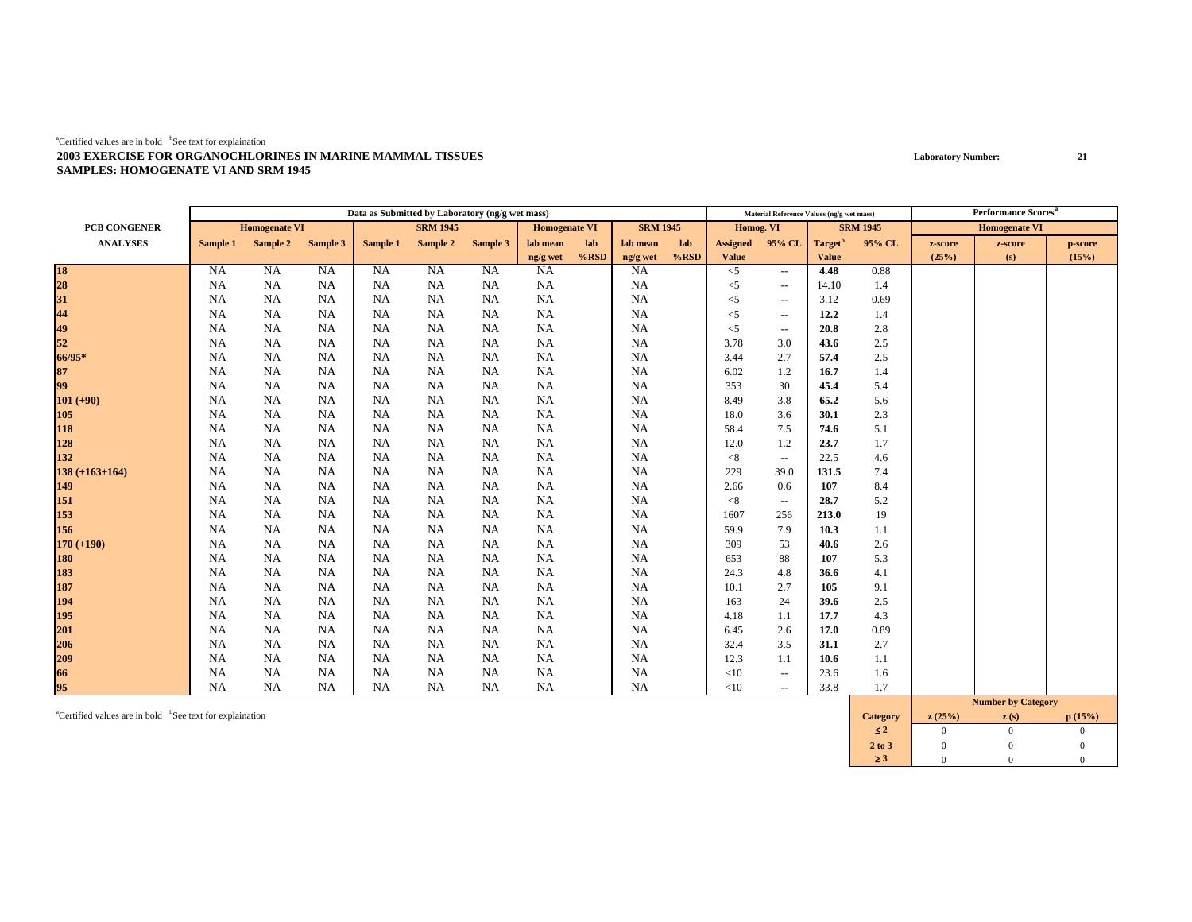[a]Certified values are in bold [b]See text for explaination

**2003 EXERCISE FOR ORGANOCHLORINES IN MARINE MAMMAL TISSUES**
**SAMPLES: HOMOGENATE VI AND SRM 1945**

Laboratory Number: 21

| PCB CONGENER | Data as Submitted by Laboratory (ng/g wet mass) | | | | | | | | | | Material Reference Values (ng/g wet mass) | | | | Performance Scores[a] | | |
|---|---|---|---|---|---|---|---|---|---|---|---|---|---|---|---|---|---|
| | Homogenate VI | | | SRM 1945 | | | Homogenate VI | | SRM 1945 | | Homog. VI | | SRM 1945 | | Homogenate VI | | |
| ANALYSES | Sample 1 | Sample 2 | Sample 3 | Sample 1 | Sample 2 | Sample 3 | lab mean ng/g wet | lab %RSD | lab mean ng/g wet | lab %RSD | Assigned Value | 95% CL | Target[b] Value | 95% CL | z-score (25%) | z-score (s) | p-score (15%) |
| **18** | NA | NA | NA | NA | NA | NA | NA | | NA | | <5 | -- | **4.48** | 0.88 | | | |
| **28** | NA | NA | NA | NA | NA | NA | NA | | NA | | <5 | -- | 14.10 | 1.4 | | | |
| **31** | NA | NA | NA | NA | NA | NA | NA | | NA | | <5 | -- | 3.12 | 0.69 | | | |
| **44** | NA | NA | NA | NA | NA | NA | NA | | NA | | <5 | -- | **12.2** | 1.4 | | | |
| **49** | NA | NA | NA | NA | NA | NA | NA | | NA | | <5 | -- | **20.8** | 2.8 | | | |
| **52** | NA | NA | NA | NA | NA | NA | NA | | NA | | 3.78 | 3.0 | **43.6** | 2.5 | | | |
| **66/95*** | NA | NA | NA | NA | NA | NA | NA | | NA | | 3.44 | 2.7 | **57.4** | 2.5 | | | |
| **87** | NA | NA | NA | NA | NA | NA | NA | | NA | | 6.02 | 1.2 | **16.7** | 1.4 | | | |
| **99** | NA | NA | NA | NA | NA | NA | NA | | NA | | 353 | 30 | **45.4** | 5.4 | | | |
| **101 (+90)** | NA | NA | NA | NA | NA | NA | NA | | NA | | 8.49 | 3.8 | **65.2** | 5.6 | | | |
| **105** | NA | NA | NA | NA | NA | NA | NA | | NA | | 18.0 | 3.6 | **30.1** | 2.3 | | | |
| **118** | NA | NA | NA | NA | NA | NA | NA | | NA | | 58.4 | 7.5 | **74.6** | 5.1 | | | |
| **128** | NA | NA | NA | NA | NA | NA | NA | | NA | | 12.0 | 1.2 | **23.7** | 1.7 | | | |
| **132** | NA | NA | NA | NA | NA | NA | NA | | NA | | <8 | -- | 22.5 | 4.6 | | | |
| **138 (+163+164)** | NA | NA | NA | NA | NA | NA | NA | | NA | | 229 | 39.0 | **131.5** | 7.4 | | | |
| **149** | NA | NA | NA | NA | NA | NA | NA | | NA | | 2.66 | 0.6 | **107** | 8.4 | | | |
| **151** | NA | NA | NA | NA | NA | NA | NA | | NA | | <8 | -- | **28.7** | 5.2 | | | |
| **153** | NA | NA | NA | NA | NA | NA | NA | | NA | | 1607 | 256 | **213.0** | 19 | | | |
| **156** | NA | NA | NA | NA | NA | NA | NA | | NA | | 59.9 | 7.9 | **10.3** | 1.1 | | | |
| **170 (+190)** | NA | NA | NA | NA | NA | NA | NA | | NA | | 309 | 53 | **40.6** | 2.6 | | | |
| **180** | NA | NA | NA | NA | NA | NA | NA | | NA | | 653 | 88 | **107** | 5.3 | | | |
| **183** | NA | NA | NA | NA | NA | NA | NA | | NA | | 24.3 | 4.8 | **36.6** | 4.1 | | | |
| **187** | NA | NA | NA | NA | NA | NA | NA | | NA | | 10.1 | 2.7 | **105** | 9.1 | | | |
| **194** | NA | NA | NA | NA | NA | NA | NA | | NA | | 163 | 24 | **39.6** | 2.5 | | | |
| **195** | NA | NA | NA | NA | NA | NA | NA | | NA | | 4.18 | 1.1 | **17.7** | 4.3 | | | |
| **201** | NA | NA | NA | NA | NA | NA | NA | | NA | | 6.45 | 2.6 | **17.0** | 0.89 | | | |
| **206** | NA | NA | NA | NA | NA | NA | NA | | NA | | 32.4 | 3.5 | **31.1** | 2.7 | | | |
| **209** | NA | NA | NA | NA | NA | NA | NA | | NA | | 12.3 | 1.1 | **10.6** | 1.1 | | | |
| **66** | NA | NA | NA | NA | NA | NA | NA | | NA | | <10 | -- | 23.6 | 1.6 | | | |
| **95** | NA | NA | NA | NA | NA | NA | NA | | NA | | <10 | -- | 33.8 | 1.7 | | | |

[a]Certified values are in bold [b]See text for explaination

| Category | z (25%) | z (s) | p (15%) |
|---|---|---|---|
| ≤ 2 | 0 | 0 | 0 |
| 2 to 3 | 0 | 0 | 0 |
| ≥ 3 | 0 | 0 | 0 |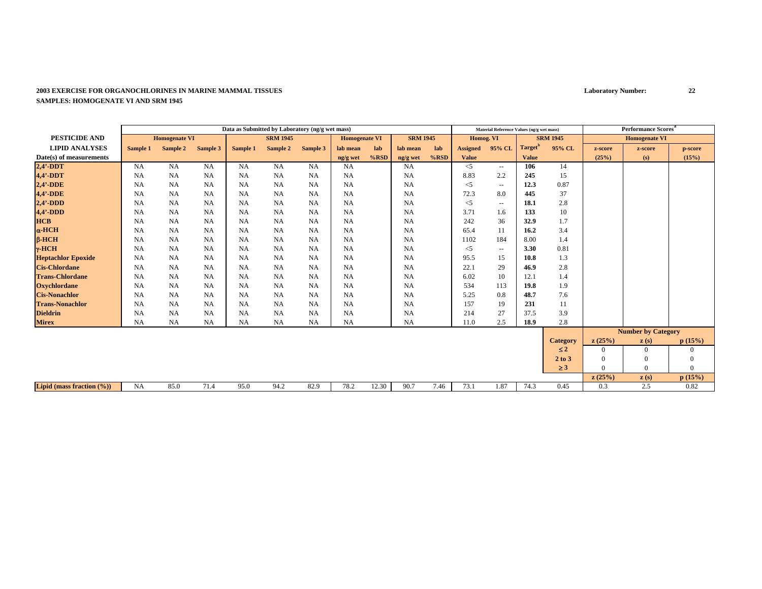**2003 EXERCISE FOR ORGANOCHLORINES IN MARINE MAMMAL TISSUES**
**SAMPLES: HOMOGENATE VI AND SRM 1945**

**Laboratory Number: 22**

| PESTICIDE AND | Data as Submitted by Laboratory (ng/g wet mass) | | | | | | | | | | Material Reference Values (ng/g wet mass) | | | | Performance Scores[a] | | |
|---|---|---|---|---|---|---|---|---|---|---|---|---|---|---|---|---|---|
| | Homogenate VI | | | SRM 1945 | | | Homogenate VI | | SRM 1945 | | Homog. VI | | SRM 1945 | | Homogenate VI | | |
| LIPID ANALYSES | Sample 1 | Sample 2 | Sample 3 | Sample 1 | Sample 2 | Sample 3 | lab mean | lab | lab mean | lab | Assigned | 95% CL | Target[b] | 95% CL | z-score | z-score | p-score |
| Date(s) of measurements | | | | | | | ng/g wet | %RSD | ng/g wet | %RSD | Value | | Value | | (25%) | (s) | (15%) |
| 2,4'-DDT | NA | NA | NA | NA | NA | NA | NA | | NA | | <5 | -- | **106** | 14 | | | |
| 4,4'-DDT | NA | NA | NA | NA | NA | NA | NA | | NA | | 8.83 | 2.2 | **245** | 15 | | | |
| 2,4'-DDE | NA | NA | NA | NA | NA | NA | NA | | NA | | <5 | -- | **12.3** | 0.87 | | | |
| 4,4'-DDE | NA | NA | NA | NA | NA | NA | NA | | NA | | 72.3 | 8.0 | **445** | 37 | | | |
| 2,4'-DDD | NA | NA | NA | NA | NA | NA | NA | | NA | | <5 | -- | **18.1** | 2.8 | | | |
| 4,4'-DDD | NA | NA | NA | NA | NA | NA | NA | | NA | | 3.71 | 1.6 | **133** | 10 | | | |
| HCB | NA | NA | NA | NA | NA | NA | NA | | NA | | 242 | 36 | **32.9** | 1.7 | | | |
| α-HCH | NA | NA | NA | NA | NA | NA | NA | | NA | | 65.4 | 11 | **16.2** | 3.4 | | | |
| β-HCH | NA | NA | NA | NA | NA | NA | NA | | NA | | 1102 | 184 | 8.00 | 1.4 | | | |
| γ-HCH | NA | NA | NA | NA | NA | NA | NA | | NA | | <5 | -- | **3.30** | 0.81 | | | |
| Heptachlor Epoxide | NA | NA | NA | NA | NA | NA | NA | | NA | | 95.5 | 15 | **10.8** | 1.3 | | | |
| Cis-Chlordane | NA | NA | NA | NA | NA | NA | NA | | NA | | 22.1 | 29 | **46.9** | 2.8 | | | |
| Trans-Chlordane | NA | NA | NA | NA | NA | NA | NA | | NA | | 6.02 | 10 | 12.1 | 1.4 | | | |
| Oxychlordane | NA | NA | NA | NA | NA | NA | NA | | NA | | 534 | 113 | **19.8** | 1.9 | | | |
| Cis-Nonachlor | NA | NA | NA | NA | NA | NA | NA | | NA | | 5.25 | 0.8 | **48.7** | 7.6 | | | |
| Trans-Nonachlor | NA | NA | NA | NA | NA | NA | NA | | NA | | 157 | 19 | **231** | 11 | | | |
| Dieldrin | NA | NA | NA | NA | NA | NA | NA | | NA | | 214 | 27 | 37.5 | 3.9 | | | |
| Mirex | NA | NA | NA | NA | NA | NA | NA | | NA | | 11.0 | 2.5 | **18.9** | 2.8 | | | |
| | | | | | | | | | | | | | | | Number by Category | | |
| | | | | | | | | | | | | | | Category | z (25%) | z (s) | p (15%) |
| | | | | | | | | | | | | | | ≤ 2 | 0 | 0 | 0 |
| | | | | | | | | | | | | | | 2 to 3 | 0 | 0 | 0 |
| | | | | | | | | | | | | | | ≥ 3 | 0 | 0 | 0 |
| | | | | | | | | | | | | | | | z (25%) | z (s) | p (15%) |
| Lipid (mass fraction (%)) | NA | 85.0 | 71.4 | 95.0 | 94.2 | 82.9 | 78.2 | 12.30 | 90.7 | 7.46 | 73.1 | 1.87 | 74.3 | 0.45 | 0.3 | 2.5 | 0.82 |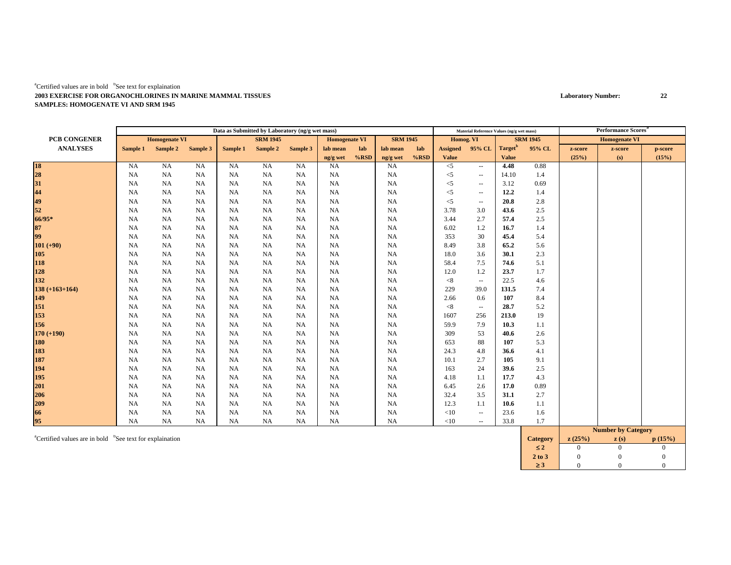[a]Certified values are in bold [b]See text for explaination

**2003 EXERCISE FOR ORGANOCHLORINES IN MARINE MAMMAL TISSUES**

**SAMPLES: HOMOGENATE VI AND SRM 1945**

**Laboratory Number: 22**

| PCB CONGENER ANALYSES | Data as Submitted by Laboratory (ng/g wet mass) | | | | | | | | | | Material Reference Values (ng/g wet mass) | | | | Performance Scores[a] | | |
|---|---|---|---|---|---|---|---|---|---|---|---|---|---|---|---|---|---|
| | Homogenate VI | | | SRM 1945 | | | Homogenate VI | | SRM 1945 | | Homog. VI | | SRM 1945 | | Homogenate VI | | |
| | Sample 1 | Sample 2 | Sample 3 | Sample 1 | Sample 2 | Sample 3 | lab mean ng/g wet | lab %RSD | lab mean ng/g wet | lab %RSD | Assigned Value | 95% CL | Target[b] Value | 95% CL | z-score (25%) | z-score (s) | p-score (15%) |
| **18** | NA | NA | NA | NA | NA | NA | NA | | NA | | <5 | -- | **4.48** | 0.88 | | | |
| **28** | NA | NA | NA | NA | NA | NA | NA | | NA | | <5 | -- | 14.10 | 1.4 | | | |
| **31** | NA | NA | NA | NA | NA | NA | NA | | NA | | <5 | -- | 3.12 | 0.69 | | | |
| **44** | NA | NA | NA | NA | NA | NA | NA | | NA | | <5 | -- | **12.2** | 1.4 | | | |
| **49** | NA | NA | NA | NA | NA | NA | NA | | NA | | <5 | -- | **20.8** | 2.8 | | | |
| **52** | NA | NA | NA | NA | NA | NA | NA | | NA | | 3.78 | 3.0 | **43.6** | 2.5 | | | |
| **66/95*** | NA | NA | NA | NA | NA | NA | NA | | NA | | 3.44 | 2.7 | **57.4** | 2.5 | | | |
| **87** | NA | NA | NA | NA | NA | NA | NA | | NA | | 6.02 | 1.2 | **16.7** | 1.4 | | | |
| **99** | NA | NA | NA | NA | NA | NA | NA | | NA | | 353 | 30 | **45.4** | 5.4 | | | |
| **101 (+90)** | NA | NA | NA | NA | NA | NA | NA | | NA | | 8.49 | 3.8 | **65.2** | 5.6 | | | |
| **105** | NA | NA | NA | NA | NA | NA | NA | | NA | | 18.0 | 3.6 | **30.1** | 2.3 | | | |
| **118** | NA | NA | NA | NA | NA | NA | NA | | NA | | 58.4 | 7.5 | **74.6** | 5.1 | | | |
| **128** | NA | NA | NA | NA | NA | NA | NA | | NA | | 12.0 | 1.2 | **23.7** | 1.7 | | | |
| **132** | NA | NA | NA | NA | NA | NA | NA | | NA | | <8 | -- | 22.5 | 4.6 | | | |
| **138 (+163+164)** | NA | NA | NA | NA | NA | NA | NA | | NA | | 229 | 39.0 | **131.5** | 7.4 | | | |
| **149** | NA | NA | NA | NA | NA | NA | NA | | NA | | 2.66 | 0.6 | **107** | 8.4 | | | |
| **151** | NA | NA | NA | NA | NA | NA | NA | | NA | | <8 | -- | **28.7** | 5.2 | | | |
| **153** | NA | NA | NA | NA | NA | NA | NA | | NA | | 1607 | 256 | **213.0** | 19 | | | |
| **156** | NA | NA | NA | NA | NA | NA | NA | | NA | | 59.9 | 7.9 | **10.3** | 1.1 | | | |
| **170 (+190)** | NA | NA | NA | NA | NA | NA | NA | | NA | | 309 | 53 | **40.6** | 2.6 | | | |
| **180** | NA | NA | NA | NA | NA | NA | NA | | NA | | 653 | 88 | **107** | 5.3 | | | |
| **183** | NA | NA | NA | NA | NA | NA | NA | | NA | | 24.3 | 4.8 | **36.6** | 4.1 | | | |
| **187** | NA | NA | NA | NA | NA | NA | NA | | NA | | 10.1 | 2.7 | **105** | 9.1 | | | |
| **194** | NA | NA | NA | NA | NA | NA | NA | | NA | | 163 | 24 | **39.6** | 2.5 | | | |
| **195** | NA | NA | NA | NA | NA | NA | NA | | NA | | 4.18 | 1.1 | **17.7** | 4.3 | | | |
| **201** | NA | NA | NA | NA | NA | NA | NA | | NA | | 6.45 | 2.6 | **17.0** | 0.89 | | | |
| **206** | NA | NA | NA | NA | NA | NA | NA | | NA | | 32.4 | 3.5 | **31.1** | 2.7 | | | |
| **209** | NA | NA | NA | NA | NA | NA | NA | | NA | | 12.3 | 1.1 | **10.6** | 1.1 | | | |
| **66** | NA | NA | NA | NA | NA | NA | NA | | NA | | <10 | -- | 23.6 | 1.6 | | | |
| **95** | NA | NA | NA | NA | NA | NA | NA | | NA | | <10 | -- | 33.8 | 1.7 | | | |

[a]Certified values are in bold [b]See text for explaination

| Category | z (25%) | z (s) | p (15%) |
|---|---|---|---|
| | **Number by Category** | | |
| **≤ 2** | 0 | 0 | 0 |
| **2 to 3** | 0 | 0 | 0 |
| **≥ 3** | 0 | 0 | 0 |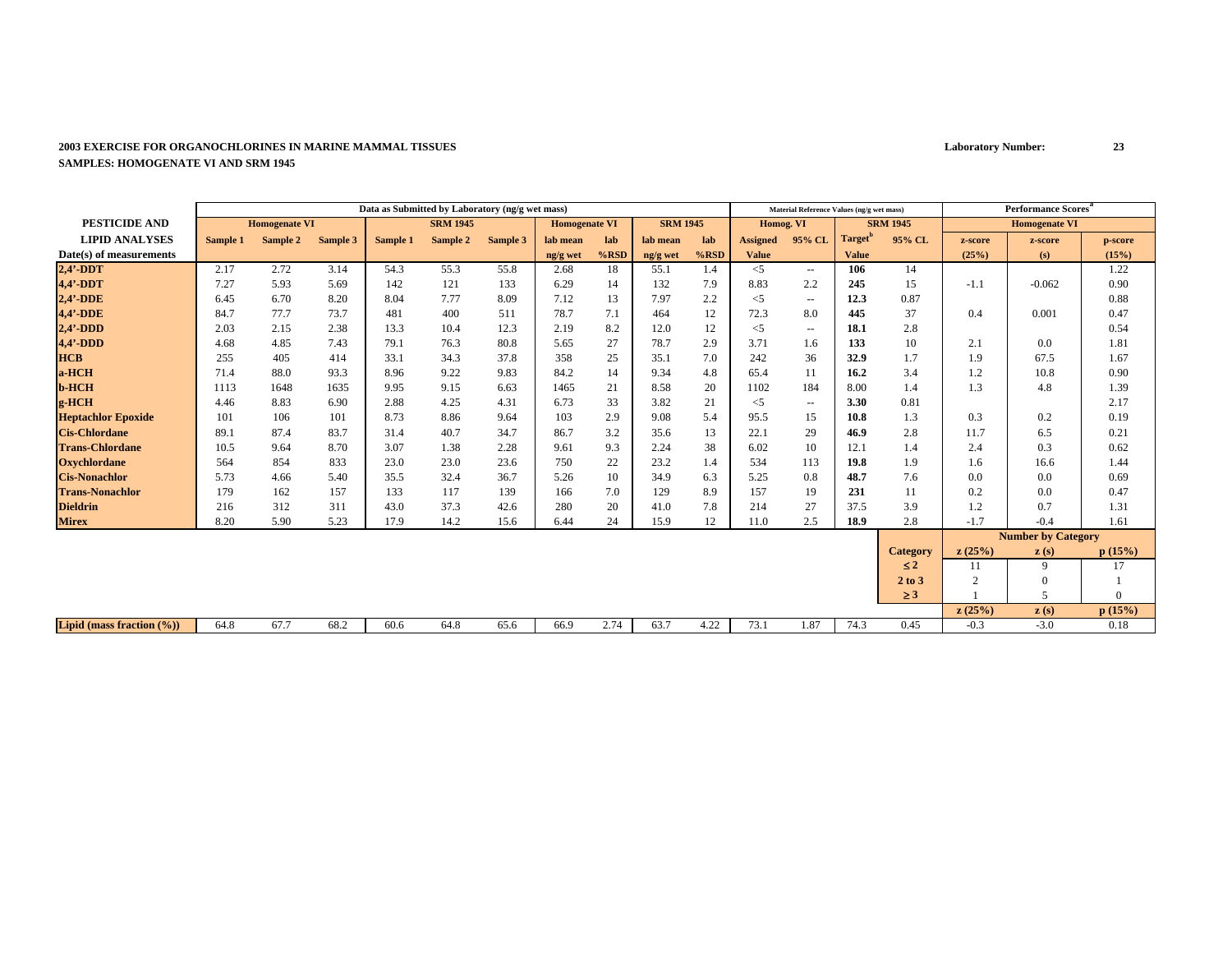**2003 EXERCISE FOR ORGANOCHLORINES IN MARINE MAMMAL TISSUES**

**SAMPLES: HOMOGENATE VI AND SRM 1945**

**Laboratory Number: 23**

| | Data as Submitted by Laboratory (ng/g wet mass) | | | | | | | | | | Material Reference Values (ng/g wet mass) | | | | Performance Scores[a] | | |
|---|---|---|---|---|---|---|---|---|---|---|---|---|---|---|---|---|---|
| **PESTICIDE AND** | **Homogenate VI** | | | **SRM 1945** | | | **Homogenate VI** | | **SRM 1945** | | **Homog. VI** | | **SRM 1945** | | **Homogenate VI** | | |
| **LIPID ANALYSES** | **Sample 1** | **Sample 2** | **Sample 3** | **Sample 1** | **Sample 2** | **Sample 3** | **lab mean** | **lab** | **lab mean** | **lab** | **Assigned** | **95% CL** | **Target[b]** | **95% CL** | **z-score** | **z-score** | **p-score** |
| **Date(s) of measurements** | | | | | | | **ng/g wet** | **%RSD** | **ng/g wet** | **%RSD** | **Value** | | **Value** | | **(25%)** | **(s)** | **(15%)** |
| **2,4'-DDT** | 2.17 | 2.72 | 3.14 | 54.3 | 55.3 | 55.8 | 2.68 | 18 | 55.1 | 1.4 | <5 | -- | **106** | 14 | | | 1.22 |
| **4,4'-DDT** | 7.27 | 5.93 | 5.69 | 142 | 121 | 133 | 6.29 | 14 | 132 | 7.9 | 8.83 | 2.2 | **245** | 15 | -1.1 | -0.062 | 0.90 |
| **2,4'-DDE** | 6.45 | 6.70 | 8.20 | 8.04 | 7.77 | 8.09 | 7.12 | 13 | 7.97 | 2.2 | <5 | -- | **12.3** | 0.87 | | | 0.88 |
| **4,4'-DDE** | 84.7 | 77.7 | 73.7 | 481 | 400 | 511 | 78.7 | 7.1 | 464 | 12 | 72.3 | 8.0 | **445** | 37 | 0.4 | 0.001 | 0.47 |
| **2,4'-DDD** | 2.03 | 2.15 | 2.38 | 13.3 | 10.4 | 12.3 | 2.19 | 8.2 | 12.0 | 12 | <5 | -- | **18.1** | 2.8 | | | 0.54 |
| **4,4'-DDD** | 4.68 | 4.85 | 7.43 | 79.1 | 76.3 | 80.8 | 5.65 | 27 | 78.7 | 2.9 | 3.71 | 1.6 | **133** | 10 | 2.1 | 0.0 | 1.81 |
| **HCB** | 255 | 405 | 414 | 33.1 | 34.3 | 37.8 | 358 | 25 | 35.1 | 7.0 | 242 | 36 | **32.9** | 1.7 | 1.9 | 67.5 | 1.67 |
| **a-HCH** | 71.4 | 88.0 | 93.3 | 8.96 | 9.22 | 9.83 | 84.2 | 14 | 9.34 | 4.8 | 65.4 | 11 | **16.2** | 3.4 | 1.2 | 10.8 | 0.90 |
| **b-HCH** | 1113 | 1648 | 1635 | 9.95 | 9.15 | 6.63 | 1465 | 21 | 8.58 | 20 | 1102 | 184 | **8.00** | 1.4 | 1.3 | 4.8 | 1.39 |
| **g-HCH** | 4.46 | 8.83 | 6.90 | 2.88 | 4.25 | 4.31 | 6.73 | 33 | 3.82 | 21 | <5 | -- | **3.30** | 0.81 | | | 2.17 |
| **Heptachlor Epoxide** | 101 | 106 | 101 | 8.73 | 8.86 | 9.64 | 103 | 2.9 | 9.08 | 5.4 | 95.5 | 15 | **10.8** | 1.3 | 0.3 | 0.2 | 0.19 |
| **Cis-Chlordane** | 89.1 | 87.4 | 83.7 | 31.4 | 40.7 | 34.7 | 86.7 | 3.2 | 35.6 | 13 | 22.1 | 29 | **46.9** | 2.8 | 11.7 | 6.5 | 0.21 |
| **Trans-Chlordane** | 10.5 | 9.64 | 8.70 | 3.07 | 1.38 | 2.28 | 9.61 | 9.3 | 2.24 | 38 | 6.02 | 10 | 12.1 | 1.4 | 2.4 | 0.3 | 0.62 |
| **Oxychlordane** | 564 | 854 | 833 | 23.0 | 23.0 | 23.6 | 750 | 22 | 23.2 | 1.4 | 534 | 113 | **19.8** | 1.9 | 1.6 | 16.6 | 1.44 |
| **Cis-Nonachlor** | 5.73 | 4.66 | 5.40 | 35.5 | 32.4 | 36.7 | 5.26 | 10 | 34.9 | 6.3 | 5.25 | 0.8 | **48.7** | 7.6 | 0.0 | 0.0 | 0.69 |
| **Trans-Nonachlor** | 179 | 162 | 157 | 133 | 117 | 139 | 166 | 7.0 | 129 | 8.9 | 157 | 19 | **231** | 11 | 0.2 | 0.0 | 0.47 |
| **Dieldrin** | 216 | 312 | 311 | 43.0 | 37.3 | 42.6 | 280 | 20 | 41.0 | 7.8 | 214 | 27 | 37.5 | 3.9 | 1.2 | 0.7 | 1.31 |
| **Mirex** | 8.20 | 5.90 | 5.23 | 17.9 | 14.2 | 15.6 | 6.44 | 24 | 15.9 | 12 | 11.0 | 2.5 | **18.9** | 2.8 | -1.7 | -0.4 | 1.61 |
| | | | | | | | | | | | | | | | **Number by Category** | | |
| | | | | | | | | | | | | | | **Category** | **z (25%)** | **z (s)** | **p (15%)** |
| | | | | | | | | | | | | | | **≤ 2** | 11 | 9 | 17 |
| | | | | | | | | | | | | | | **2 to 3** | 2 | 0 | 1 |
| | | | | | | | | | | | | | | **≥ 3** | 1 | 5 | 0 |
| | | | | | | | | | | | | | | | **z (25%)** | **z (s)** | **p (15%)** |
| **Lipid (mass fraction (%))** | 64.8 | 67.7 | 68.2 | 60.6 | 64.8 | 65.6 | 66.9 | 2.74 | 63.7 | 4.22 | 73.1 | 1.87 | 74.3 | 0.45 | -0.3 | -3.0 | 0.18 |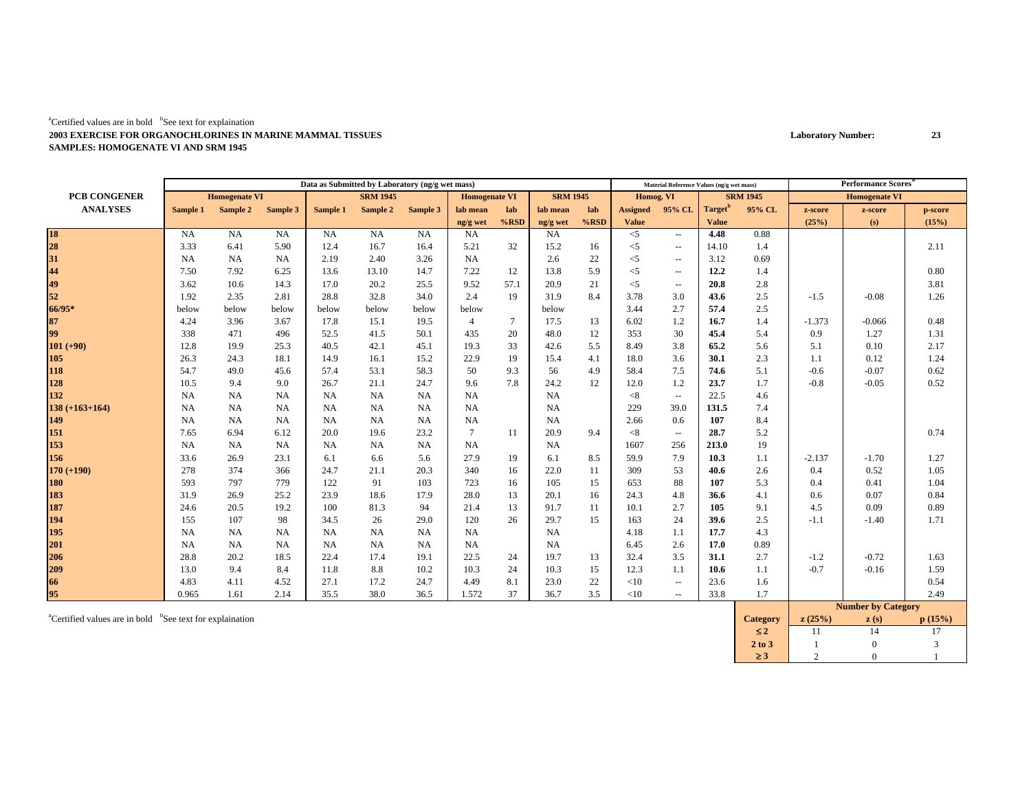[a]Certified values are in bold [b]See text for explaination

**2003 EXERCISE FOR ORGANOCHLORINES IN MARINE MAMMAL TISSUES**

**SAMPLES: HOMOGENATE VI AND SRM 1945**

**Laboratory Number: 23**

| PCB CONGENER ANALYSES | Data as Submitted by Laboratory (ng/g wet mass) | | | | | | | | | | Material Reference Values (ng/g wet mass) | | | | Performance Scores[a] | | |
|---|---|---|---|---|---|---|---|---|---|---|---|---|---|---|---|---|---|
| | Homogenate VI | | | SRM 1945 | | | Homogenate VI | | SRM 1945 | | Homog. VI | | SRM 1945 | | Homogenate VI | | |
| | Sample 1 | Sample 2 | Sample 3 | Sample 1 | Sample 2 | Sample 3 | lab mean ng/g wet | lab %RSD | lab mean ng/g wet | lab %RSD | Assigned Value | 95% CL | Target[b] Value | 95% CL | z-score (25%) | z-score (s) | p-score (15%) |
| **18** | NA | NA | NA | NA | NA | NA | NA | | NA | | <5 | -- | **4.48** | 0.88 | | | |
| **28** | 3.33 | 6.41 | 5.90 | 12.4 | 16.7 | 16.4 | 5.21 | 32 | 15.2 | 16 | <5 | -- | 14.10 | 1.4 | | | 2.11 |
| **31** | NA | NA | NA | 2.19 | 2.40 | 3.26 | NA | | 2.6 | 22 | <5 | -- | 3.12 | 0.69 | | | |
| **44** | 7.50 | 7.92 | 6.25 | 13.6 | 13.10 | 14.7 | 7.22 | 12 | 13.8 | 5.9 | <5 | -- | **12.2** | 1.4 | | | 0.80 |
| **49** | 3.62 | 10.6 | 14.3 | 17.0 | 20.2 | 25.5 | 9.52 | 57.1 | 20.9 | 21 | <5 | -- | **20.8** | 2.8 | | | 3.81 |
| **52** | 1.92 | 2.35 | 2.81 | 28.8 | 32.8 | 34.0 | 2.4 | 19 | 31.9 | 8.4 | 3.78 | 3.0 | **43.6** | 2.5 | -1.5 | -0.08 | 1.26 |
| **66/95*** | below | below | below | below | below | below | below | | below | | 3.44 | 2.7 | **57.4** | 2.5 | | | |
| **87** | 4.24 | 3.96 | 3.67 | 17.8 | 15.1 | 19.5 | 4 | 7 | 17.5 | 13 | 6.02 | 1.2 | **16.7** | 1.4 | -1.373 | -0.066 | 0.48 |
| **99** | 338 | 471 | 496 | 52.5 | 41.5 | 50.1 | 435 | 20 | 48.0 | 12 | 353 | 30 | **45.4** | 5.4 | 0.9 | 1.27 | 1.31 |
| **101 (+90)** | 12.8 | 19.9 | 25.3 | 40.5 | 42.1 | 45.1 | 19.3 | 33 | 42.6 | 5.5 | 8.49 | 3.8 | **65.2** | 5.6 | 5.1 | 0.10 | 2.17 |
| **105** | 26.3 | 24.3 | 18.1 | 14.9 | 16.1 | 15.2 | 22.9 | 19 | 15.4 | 4.1 | 18.0 | 3.6 | **30.1** | 2.3 | 1.1 | 0.12 | 1.24 |
| **118** | 54.7 | 49.0 | 45.6 | 57.4 | 53.1 | 58.3 | 50 | 9.3 | 56 | 4.9 | 58.4 | 7.5 | **74.6** | 5.1 | -0.6 | -0.07 | 0.62 |
| **128** | 10.5 | 9.4 | 9.0 | 26.7 | 21.1 | 24.7 | 9.6 | 7.8 | 24.2 | 12 | 12.0 | 1.2 | **23.7** | 1.7 | -0.8 | -0.05 | 0.52 |
| **132** | NA | NA | NA | NA | NA | NA | NA | | NA | | <8 | -- | 22.5 | 4.6 | | | |
| **138 (+163+164)** | NA | NA | NA | NA | NA | NA | NA | | NA | | 229 | 39.0 | **131.5** | 7.4 | | | |
| **149** | NA | NA | NA | NA | NA | NA | NA | | NA | | 2.66 | 0.6 | **107** | 8.4 | | | |
| **151** | 7.65 | 6.94 | 6.12 | 20.0 | 19.6 | 23.2 | 7 | 11 | 20.9 | 9.4 | <8 | -- | **28.7** | 5.2 | | | 0.74 |
| **153** | NA | NA | NA | NA | NA | NA | NA | | NA | | 1607 | 256 | **213.0** | 19 | | | |
| **156** | 33.6 | 26.9 | 23.1 | 6.1 | 6.6 | 5.6 | 27.9 | 19 | 6.1 | 8.5 | 59.9 | 7.9 | **10.3** | 1.1 | -2.137 | -1.70 | 1.27 |
| **170 (+190)** | 278 | 374 | 366 | 24.7 | 21.1 | 20.3 | 340 | 16 | 22.0 | 11 | 309 | 53 | **40.6** | 2.6 | 0.4 | 0.52 | 1.05 |
| **180** | 593 | 797 | 779 | 122 | 91 | 103 | 723 | 16 | 105 | 15 | 653 | 88 | **107** | 5.3 | 0.4 | 0.41 | 1.04 |
| **183** | 31.9 | 26.9 | 25.2 | 23.9 | 18.6 | 17.9 | 28.0 | 13 | 20.1 | 16 | 24.3 | 4.8 | **36.6** | 4.1 | 0.6 | 0.07 | 0.84 |
| **187** | 24.6 | 20.5 | 19.2 | 100 | 81.3 | 94 | 21.4 | 13 | 91.7 | 11 | 10.1 | 2.7 | **105** | 9.1 | 4.5 | 0.09 | 0.89 |
| **194** | 155 | 107 | 98 | 34.5 | 26 | 29.0 | 120 | 26 | 29.7 | 15 | 163 | 24 | **39.6** | 2.5 | -1.1 | -1.40 | 1.71 |
| **195** | NA | NA | NA | NA | NA | NA | NA | | NA | | 4.18 | 1.1 | **17.7** | 4.3 | | | |
| **201** | NA | NA | NA | NA | NA | NA | NA | | NA | | 6.45 | 2.6 | **17.0** | 0.89 | | | |
| **206** | 28.8 | 20.2 | 18.5 | 22.4 | 17.4 | 19.1 | 22.5 | 24 | 19.7 | 13 | 32.4 | 3.5 | **31.1** | 2.7 | -1.2 | -0.72 | 1.63 |
| **209** | 13.0 | 9.4 | 8.4 | 11.8 | 8.8 | 10.2 | 10.3 | 24 | 10.3 | 15 | 12.3 | 1.1 | **10.6** | 1.1 | -0.7 | -0.16 | 1.59 |
| **66** | 4.83 | 4.11 | 4.52 | 27.1 | 17.2 | 24.7 | 4.49 | 8.1 | 23.0 | 22 | <10 | -- | 23.6 | 1.6 | | | 0.54 |
| **95** | 0.965 | 1.61 | 2.14 | 35.5 | 38.0 | 36.5 | 1.572 | 37 | 36.7 | 3.5 | <10 | -- | 33.8 | 1.7 | | | 2.49 |

[a]Certified values are in bold [b]See text for explaination

| Number by Category | | | |
|---|---|---|---|
| Category | z (25%) | z (s) | p (15%) |
| ≤ 2 | 11 | 14 | 17 |
| 2 to 3 | 1 | 0 | 3 |
| ≥ 3 | 2 | 0 | 1 |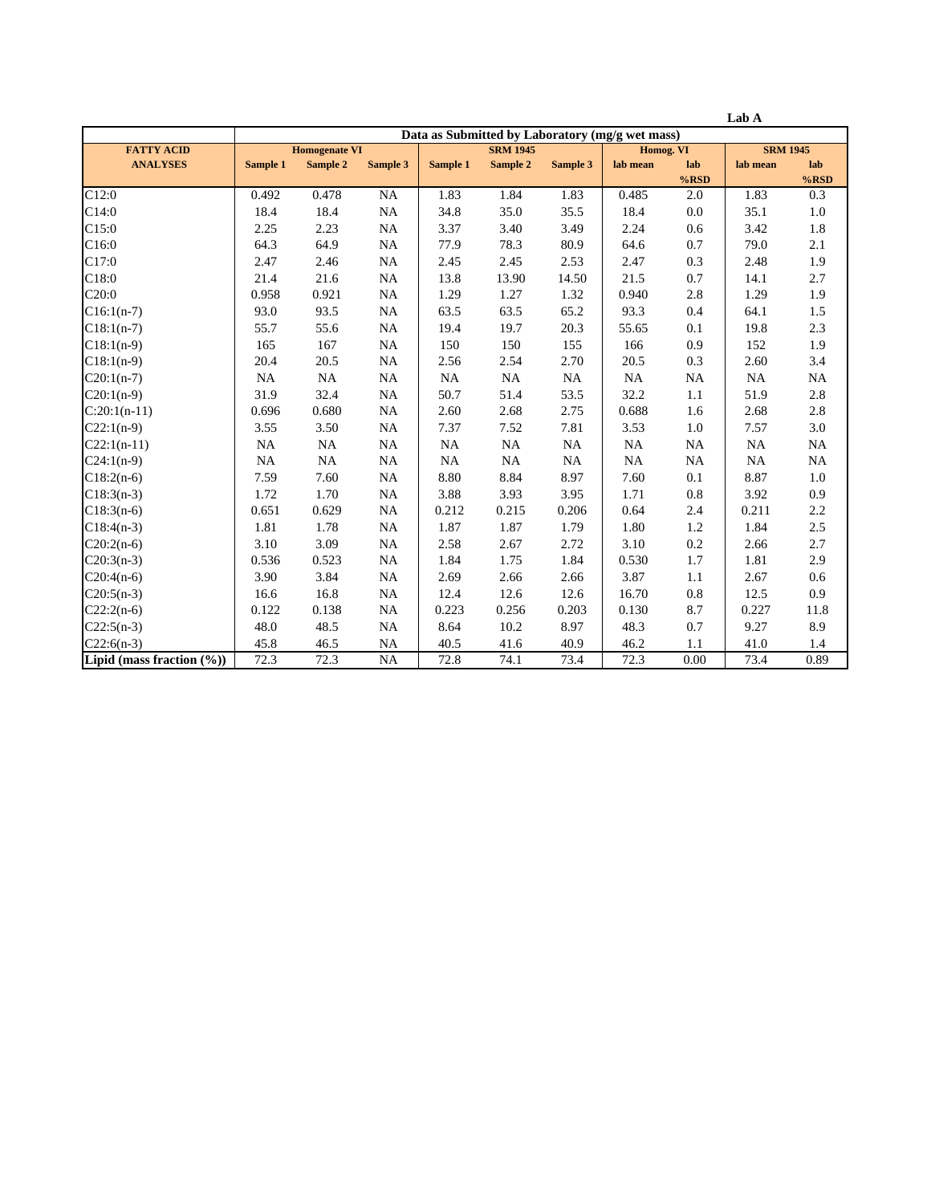**Lab A**

| FATTY ACID ANALYSES | Data as Submitted by Laboratory (mg/g wet mass) | | | | | | | | | |
|---|---|---|---|---|---|---|---|---|---|---|
| | Homogenate VI | | | SRM 1945 | | | Homog. VI | | SRM 1945 | |
| | Sample 1 | Sample 2 | Sample 3 | Sample 1 | Sample 2 | Sample 3 | lab mean | lab %RSD | lab mean | lab %RSD |
| C12:0 | 0.492 | 0.478 | NA | 1.83 | 1.84 | 1.83 | 0.485 | 2.0 | 1.83 | 0.3 |
| C14:0 | 18.4 | 18.4 | NA | 34.8 | 35.0 | 35.5 | 18.4 | 0.0 | 35.1 | 1.0 |
| C15:0 | 2.25 | 2.23 | NA | 3.37 | 3.40 | 3.49 | 2.24 | 0.6 | 3.42 | 1.8 |
| C16:0 | 64.3 | 64.9 | NA | 77.9 | 78.3 | 80.9 | 64.6 | 0.7 | 79.0 | 2.1 |
| C17:0 | 2.47 | 2.46 | NA | 2.45 | 2.45 | 2.53 | 2.47 | 0.3 | 2.48 | 1.9 |
| C18:0 | 21.4 | 21.6 | NA | 13.8 | 13.90 | 14.50 | 21.5 | 0.7 | 14.1 | 2.7 |
| C20:0 | 0.958 | 0.921 | NA | 1.29 | 1.27 | 1.32 | 0.940 | 2.8 | 1.29 | 1.9 |
| C16:1(n-7) | 93.0 | 93.5 | NA | 63.5 | 63.5 | 65.2 | 93.3 | 0.4 | 64.1 | 1.5 |
| C18:1(n-7) | 55.7 | 55.6 | NA | 19.4 | 19.7 | 20.3 | 55.65 | 0.1 | 19.8 | 2.3 |
| C18:1(n-9) | 165 | 167 | NA | 150 | 150 | 155 | 166 | 0.9 | 152 | 1.9 |
| C18:1(n-9) | 20.4 | 20.5 | NA | 2.56 | 2.54 | 2.70 | 20.5 | 0.3 | 2.60 | 3.4 |
| C20:1(n-7) | NA | NA | NA | NA | NA | NA | NA | NA | NA | NA |
| C20:1(n-9) | 31.9 | 32.4 | NA | 50.7 | 51.4 | 53.5 | 32.2 | 1.1 | 51.9 | 2.8 |
| C:20:1(n-11) | 0.696 | 0.680 | NA | 2.60 | 2.68 | 2.75 | 0.688 | 1.6 | 2.68 | 2.8 |
| C22:1(n-9) | 3.55 | 3.50 | NA | 7.37 | 7.52 | 7.81 | 3.53 | 1.0 | 7.57 | 3.0 |
| C22:1(n-11) | NA | NA | NA | NA | NA | NA | NA | NA | NA | NA |
| C24:1(n-9) | NA | NA | NA | NA | NA | NA | NA | NA | NA | NA |
| C18:2(n-6) | 7.59 | 7.60 | NA | 8.80 | 8.84 | 8.97 | 7.60 | 0.1 | 8.87 | 1.0 |
| C18:3(n-3) | 1.72 | 1.70 | NA | 3.88 | 3.93 | 3.95 | 1.71 | 0.8 | 3.92 | 0.9 |
| C18:3(n-6) | 0.651 | 0.629 | NA | 0.212 | 0.215 | 0.206 | 0.64 | 2.4 | 0.211 | 2.2 |
| C18:4(n-3) | 1.81 | 1.78 | NA | 1.87 | 1.87 | 1.79 | 1.80 | 1.2 | 1.84 | 2.5 |
| C20:2(n-6) | 3.10 | 3.09 | NA | 2.58 | 2.67 | 2.72 | 3.10 | 0.2 | 2.66 | 2.7 |
| C20:3(n-3) | 0.536 | 0.523 | NA | 1.84 | 1.75 | 1.84 | 0.530 | 1.7 | 1.81 | 2.9 |
| C20:4(n-6) | 3.90 | 3.84 | NA | 2.69 | 2.66 | 2.66 | 3.87 | 1.1 | 2.67 | 0.6 |
| C20:5(n-3) | 16.6 | 16.8 | NA | 12.4 | 12.6 | 12.6 | 16.70 | 0.8 | 12.5 | 0.9 |
| C22:2(n-6) | 0.122 | 0.138 | NA | 0.223 | 0.256 | 0.203 | 0.130 | 8.7 | 0.227 | 11.8 |
| C22:5(n-3) | 48.0 | 48.5 | NA | 8.64 | 10.2 | 8.97 | 48.3 | 0.7 | 9.27 | 8.9 |
| C22:6(n-3) | 45.8 | 46.5 | NA | 40.5 | 41.6 | 40.9 | 46.2 | 1.1 | 41.0 | 1.4 |
| **Lipid (mass fraction (%))** | 72.3 | 72.3 | NA | 72.8 | 74.1 | 73.4 | 72.3 | 0.00 | 73.4 | 0.89 |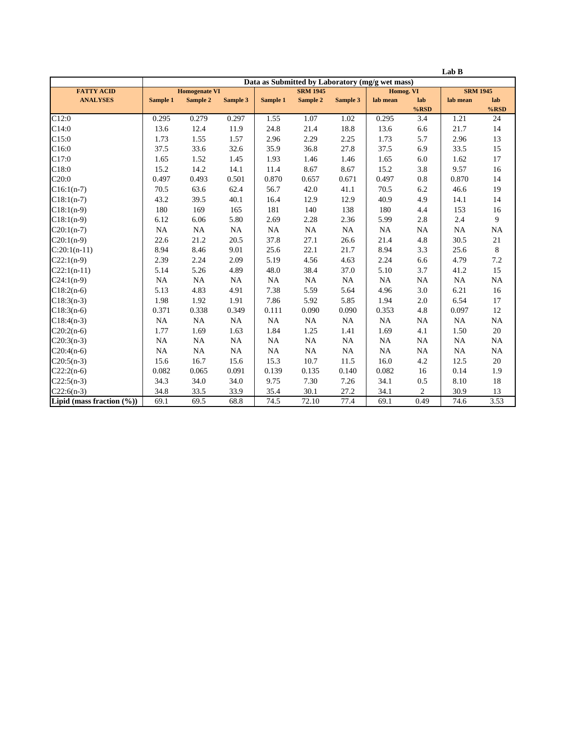**Lab B**

| FATTY ACID ANALYSES | Data as Submitted by Laboratory (mg/g wet mass) | | | | | | | | | |
|---|---|---|---|---|---|---|---|---|---|---|
| | Homogenate VI | | | SRM 1945 | | | Homog. VI | | SRM 1945 | |
| | Sample 1 | Sample 2 | Sample 3 | Sample 1 | Sample 2 | Sample 3 | lab mean | lab %RSD | lab mean | lab %RSD |
| C12:0 | 0.295 | 0.279 | 0.297 | 1.55 | 1.07 | 1.02 | 0.295 | 3.4 | 1.21 | 24 |
| C14:0 | 13.6 | 12.4 | 11.9 | 24.8 | 21.4 | 18.8 | 13.6 | 6.6 | 21.7 | 14 |
| C15:0 | 1.73 | 1.55 | 1.57 | 2.96 | 2.29 | 2.25 | 1.73 | 5.7 | 2.96 | 13 |
| C16:0 | 37.5 | 33.6 | 32.6 | 35.9 | 36.8 | 27.8 | 37.5 | 6.9 | 33.5 | 15 |
| C17:0 | 1.65 | 1.52 | 1.45 | 1.93 | 1.46 | 1.46 | 1.65 | 6.0 | 1.62 | 17 |
| C18:0 | 15.2 | 14.2 | 14.1 | 11.4 | 8.67 | 8.67 | 15.2 | 3.8 | 9.57 | 16 |
| C20:0 | 0.497 | 0.493 | 0.501 | 0.870 | 0.657 | 0.671 | 0.497 | 0.8 | 0.870 | 14 |
| C16:1(n-7) | 70.5 | 63.6 | 62.4 | 56.7 | 42.0 | 41.1 | 70.5 | 6.2 | 46.6 | 19 |
| C18:1(n-7) | 43.2 | 39.5 | 40.1 | 16.4 | 12.9 | 12.9 | 40.9 | 4.9 | 14.1 | 14 |
| C18:1(n-9) | 180 | 169 | 165 | 181 | 140 | 138 | 180 | 4.4 | 153 | 16 |
| C18:1(n-9) | 6.12 | 6.06 | 5.80 | 2.69 | 2.28 | 2.36 | 5.99 | 2.8 | 2.4 | 9 |
| C20:1(n-7) | NA | NA | NA | NA | NA | NA | NA | NA | NA | NA |
| C20:1(n-9) | 22.6 | 21.2 | 20.5 | 37.8 | 27.1 | 26.6 | 21.4 | 4.8 | 30.5 | 21 |
| C:20:1(n-11) | 8.94 | 8.46 | 9.01 | 25.6 | 22.1 | 21.7 | 8.94 | 3.3 | 25.6 | 8 |
| C22:1(n-9) | 2.39 | 2.24 | 2.09 | 5.19 | 4.56 | 4.63 | 2.24 | 6.6 | 4.79 | 7.2 |
| C22:1(n-11) | 5.14 | 5.26 | 4.89 | 48.0 | 38.4 | 37.0 | 5.10 | 3.7 | 41.2 | 15 |
| C24:1(n-9) | NA | NA | NA | NA | NA | NA | NA | NA | NA | NA |
| C18:2(n-6) | 5.13 | 4.83 | 4.91 | 7.38 | 5.59 | 5.64 | 4.96 | 3.0 | 6.21 | 16 |
| C18:3(n-3) | 1.98 | 1.92 | 1.91 | 7.86 | 5.92 | 5.85 | 1.94 | 2.0 | 6.54 | 17 |
| C18:3(n-6) | 0.371 | 0.338 | 0.349 | 0.111 | 0.090 | 0.090 | 0.353 | 4.8 | 0.097 | 12 |
| C18:4(n-3) | NA | NA | NA | NA | NA | NA | NA | NA | NA | NA |
| C20:2(n-6) | 1.77 | 1.69 | 1.63 | 1.84 | 1.25 | 1.41 | 1.69 | 4.1 | 1.50 | 20 |
| C20:3(n-3) | NA | NA | NA | NA | NA | NA | NA | NA | NA | NA |
| C20:4(n-6) | NA | NA | NA | NA | NA | NA | NA | NA | NA | NA |
| C20:5(n-3) | 15.6 | 16.7 | 15.6 | 15.3 | 10.7 | 11.5 | 16.0 | 4.2 | 12.5 | 20 |
| C22:2(n-6) | 0.082 | 0.065 | 0.091 | 0.139 | 0.135 | 0.140 | 0.082 | 16 | 0.14 | 1.9 |
| C22:5(n-3) | 34.3 | 34.0 | 34.0 | 9.75 | 7.30 | 7.26 | 34.1 | 0.5 | 8.10 | 18 |
| C22:6(n-3) | 34.8 | 33.5 | 33.9 | 35.4 | 30.1 | 27.2 | 34.1 | 2 | 30.9 | 13 |
| **Lipid (mass fraction (%))** | 69.1 | 69.5 | 68.8 | 74.5 | 72.10 | 77.4 | 69.1 | 0.49 | 74.6 | 3.53 |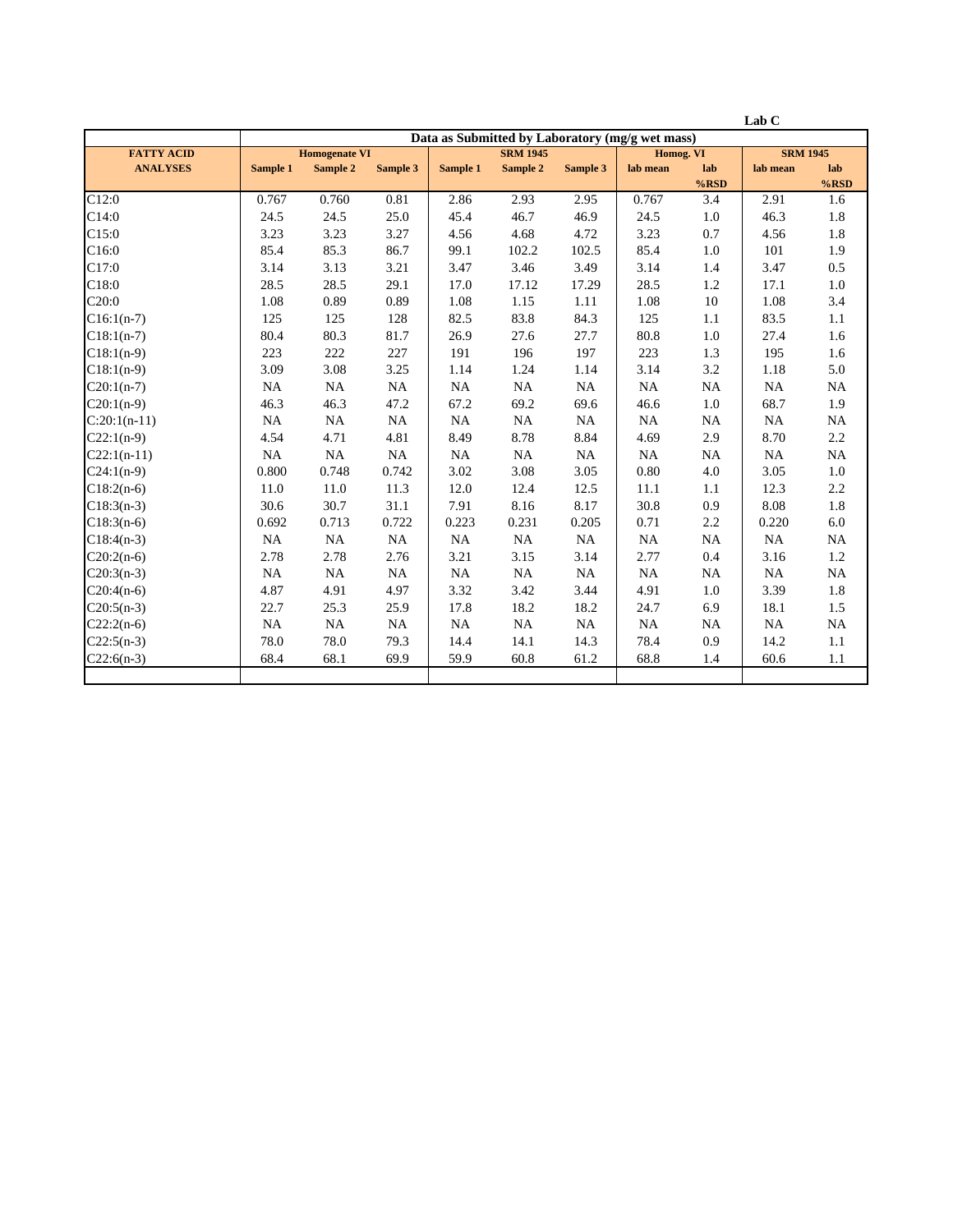**Lab C**

| FATTY ACID ANALYSES | Data as Submitted by Laboratory (mg/g wet mass) | | | | | | | | | |
|---|---|---|---|---|---|---|---|---|---|---|
| | Homogenate VI | | | SRM 1945 | | | Homog. VI | | SRM 1945 | |
| | Sample 1 | Sample 2 | Sample 3 | Sample 1 | Sample 2 | Sample 3 | lab mean | lab %RSD | lab mean | lab %RSD |
| C12:0 | 0.767 | 0.760 | 0.81 | 2.86 | 2.93 | 2.95 | 0.767 | 3.4 | 2.91 | 1.6 |
| C14:0 | 24.5 | 24.5 | 25.0 | 45.4 | 46.7 | 46.9 | 24.5 | 1.0 | 46.3 | 1.8 |
| C15:0 | 3.23 | 3.23 | 3.27 | 4.56 | 4.68 | 4.72 | 3.23 | 0.7 | 4.56 | 1.8 |
| C16:0 | 85.4 | 85.3 | 86.7 | 99.1 | 102.2 | 102.5 | 85.4 | 1.0 | 101 | 1.9 |
| C17:0 | 3.14 | 3.13 | 3.21 | 3.47 | 3.46 | 3.49 | 3.14 | 1.4 | 3.47 | 0.5 |
| C18:0 | 28.5 | 28.5 | 29.1 | 17.0 | 17.12 | 17.29 | 28.5 | 1.2 | 17.1 | 1.0 |
| C20:0 | 1.08 | 0.89 | 0.89 | 1.08 | 1.15 | 1.11 | 1.08 | 10 | 1.08 | 3.4 |
| C16:1(n-7) | 125 | 125 | 128 | 82.5 | 83.8 | 84.3 | 125 | 1.1 | 83.5 | 1.1 |
| C18:1(n-7) | 80.4 | 80.3 | 81.7 | 26.9 | 27.6 | 27.7 | 80.8 | 1.0 | 27.4 | 1.6 |
| C18:1(n-9) | 223 | 222 | 227 | 191 | 196 | 197 | 223 | 1.3 | 195 | 1.6 |
| C18:1(n-9) | 3.09 | 3.08 | 3.25 | 1.14 | 1.24 | 1.14 | 3.14 | 3.2 | 1.18 | 5.0 |
| C20:1(n-7) | NA | NA | NA | NA | NA | NA | NA | NA | NA | NA |
| C20:1(n-9) | 46.3 | 46.3 | 47.2 | 67.2 | 69.2 | 69.6 | 46.6 | 1.0 | 68.7 | 1.9 |
| C:20:1(n-11) | NA | NA | NA | NA | NA | NA | NA | NA | NA | NA |
| C22:1(n-9) | 4.54 | 4.71 | 4.81 | 8.49 | 8.78 | 8.84 | 4.69 | 2.9 | 8.70 | 2.2 |
| C22:1(n-11) | NA | NA | NA | NA | NA | NA | NA | NA | NA | NA |
| C24:1(n-9) | 0.800 | 0.748 | 0.742 | 3.02 | 3.08 | 3.05 | 0.80 | 4.0 | 3.05 | 1.0 |
| C18:2(n-6) | 11.0 | 11.0 | 11.3 | 12.0 | 12.4 | 12.5 | 11.1 | 1.1 | 12.3 | 2.2 |
| C18:3(n-3) | 30.6 | 30.7 | 31.1 | 7.91 | 8.16 | 8.17 | 30.8 | 0.9 | 8.08 | 1.8 |
| C18:3(n-6) | 0.692 | 0.713 | 0.722 | 0.223 | 0.231 | 0.205 | 0.71 | 2.2 | 0.220 | 6.0 |
| C18:4(n-3) | NA | NA | NA | NA | NA | NA | NA | NA | NA | NA |
| C20:2(n-6) | 2.78 | 2.78 | 2.76 | 3.21 | 3.15 | 3.14 | 2.77 | 0.4 | 3.16 | 1.2 |
| C20:3(n-3) | NA | NA | NA | NA | NA | NA | NA | NA | NA | NA |
| C20:4(n-6) | 4.87 | 4.91 | 4.97 | 3.32 | 3.42 | 3.44 | 4.91 | 1.0 | 3.39 | 1.8 |
| C20:5(n-3) | 22.7 | 25.3 | 25.9 | 17.8 | 18.2 | 18.2 | 24.7 | 6.9 | 18.1 | 1.5 |
| C22:2(n-6) | NA | NA | NA | NA | NA | NA | NA | NA | NA | NA |
| C22:5(n-3) | 78.0 | 78.0 | 79.3 | 14.4 | 14.1 | 14.3 | 78.4 | 0.9 | 14.2 | 1.1 |
| C22:6(n-3) | 68.4 | 68.1 | 69.9 | 59.9 | 60.8 | 61.2 | 68.8 | 1.4 | 60.6 | 1.1 |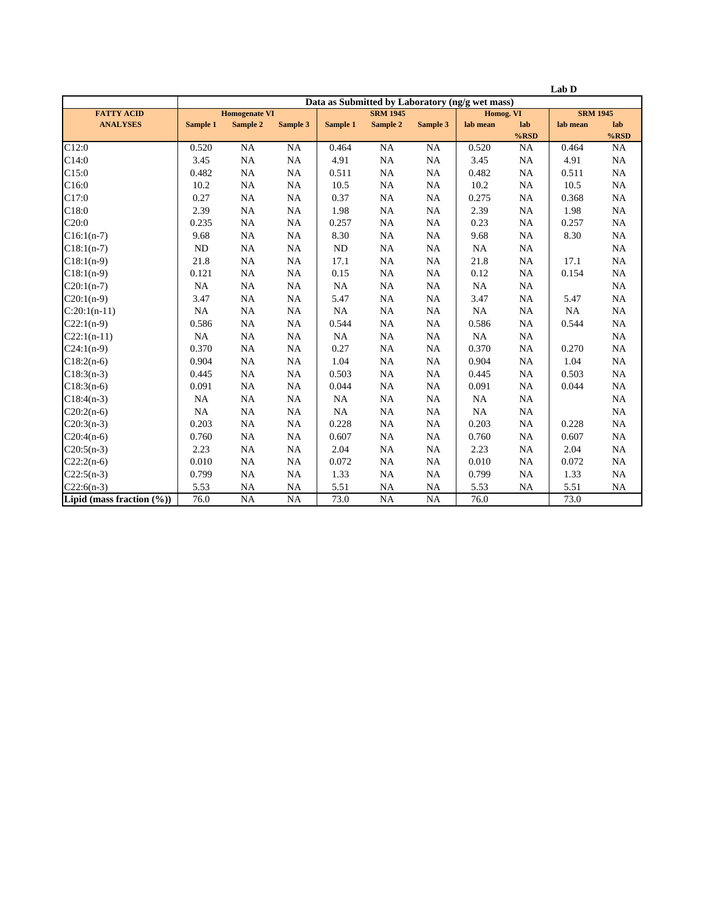**Lab D**

| FATTY ACID ANALYSES | Data as Submitted by Laboratory (ng/g wet mass) | | | | | | | | | |
|---|---|---|---|---|---|---|---|---|---|---|
| | Homogenate VI | | | SRM 1945 | | | Homog. VI | | SRM 1945 | |
| | Sample 1 | Sample 2 | Sample 3 | Sample 1 | Sample 2 | Sample 3 | lab mean | lab %RSD | lab mean | lab %RSD |
| C12:0 | 0.520 | NA | NA | 0.464 | NA | NA | 0.520 | NA | 0.464 | NA |
| C14:0 | 3.45 | NA | NA | 4.91 | NA | NA | 3.45 | NA | 4.91 | NA |
| C15:0 | 0.482 | NA | NA | 0.511 | NA | NA | 0.482 | NA | 0.511 | NA |
| C16:0 | 10.2 | NA | NA | 10.5 | NA | NA | 10.2 | NA | 10.5 | NA |
| C17:0 | 0.27 | NA | NA | 0.37 | NA | NA | 0.275 | NA | 0.368 | NA |
| C18:0 | 2.39 | NA | NA | 1.98 | NA | NA | 2.39 | NA | 1.98 | NA |
| C20:0 | 0.235 | NA | NA | 0.257 | NA | NA | 0.23 | NA | 0.257 | NA |
| C16:1(n-7) | 9.68 | NA | NA | 8.30 | NA | NA | 9.68 | NA | 8.30 | NA |
| C18:1(n-7) | ND | NA | NA | ND | NA | NA | NA | NA | | NA |
| C18:1(n-9) | 21.8 | NA | NA | 17.1 | NA | NA | 21.8 | NA | 17.1 | NA |
| C18:1(n-9) | 0.121 | NA | NA | 0.15 | NA | NA | 0.12 | NA | 0.154 | NA |
| C20:1(n-7) | NA | NA | NA | NA | NA | NA | NA | NA | | NA |
| C20:1(n-9) | 3.47 | NA | NA | 5.47 | NA | NA | 3.47 | NA | 5.47 | NA |
| C:20:1(n-11) | NA | NA | NA | NA | NA | NA | NA | NA | NA | NA |
| C22:1(n-9) | 0.586 | NA | NA | 0.544 | NA | NA | 0.586 | NA | 0.544 | NA |
| C22:1(n-11) | NA | NA | NA | NA | NA | NA | NA | NA | | NA |
| C24:1(n-9) | 0.370 | NA | NA | 0.27 | NA | NA | 0.370 | NA | 0.270 | NA |
| C18:2(n-6) | 0.904 | NA | NA | 1.04 | NA | NA | 0.904 | NA | 1.04 | NA |
| C18:3(n-3) | 0.445 | NA | NA | 0.503 | NA | NA | 0.445 | NA | 0.503 | NA |
| C18:3(n-6) | 0.091 | NA | NA | 0.044 | NA | NA | 0.091 | NA | 0.044 | NA |
| C18:4(n-3) | NA | NA | NA | NA | NA | NA | NA | NA | | NA |
| C20:2(n-6) | NA | NA | NA | NA | NA | NA | NA | NA | | NA |
| C20:3(n-3) | 0.203 | NA | NA | 0.228 | NA | NA | 0.203 | NA | 0.228 | NA |
| C20:4(n-6) | 0.760 | NA | NA | 0.607 | NA | NA | 0.760 | NA | 0.607 | NA |
| C20:5(n-3) | 2.23 | NA | NA | 2.04 | NA | NA | 2.23 | NA | 2.04 | NA |
| C22:2(n-6) | 0.010 | NA | NA | 0.072 | NA | NA | 0.010 | NA | 0.072 | NA |
| C22:5(n-3) | 0.799 | NA | NA | 1.33 | NA | NA | 0.799 | NA | 1.33 | NA |
| C22:6(n-3) | 5.53 | NA | NA | 5.51 | NA | NA | 5.53 | NA | 5.51 | NA |
| **Lipid (mass fraction (%))** | 76.0 | NA | NA | 73.0 | NA | NA | 76.0 | | 73.0 | |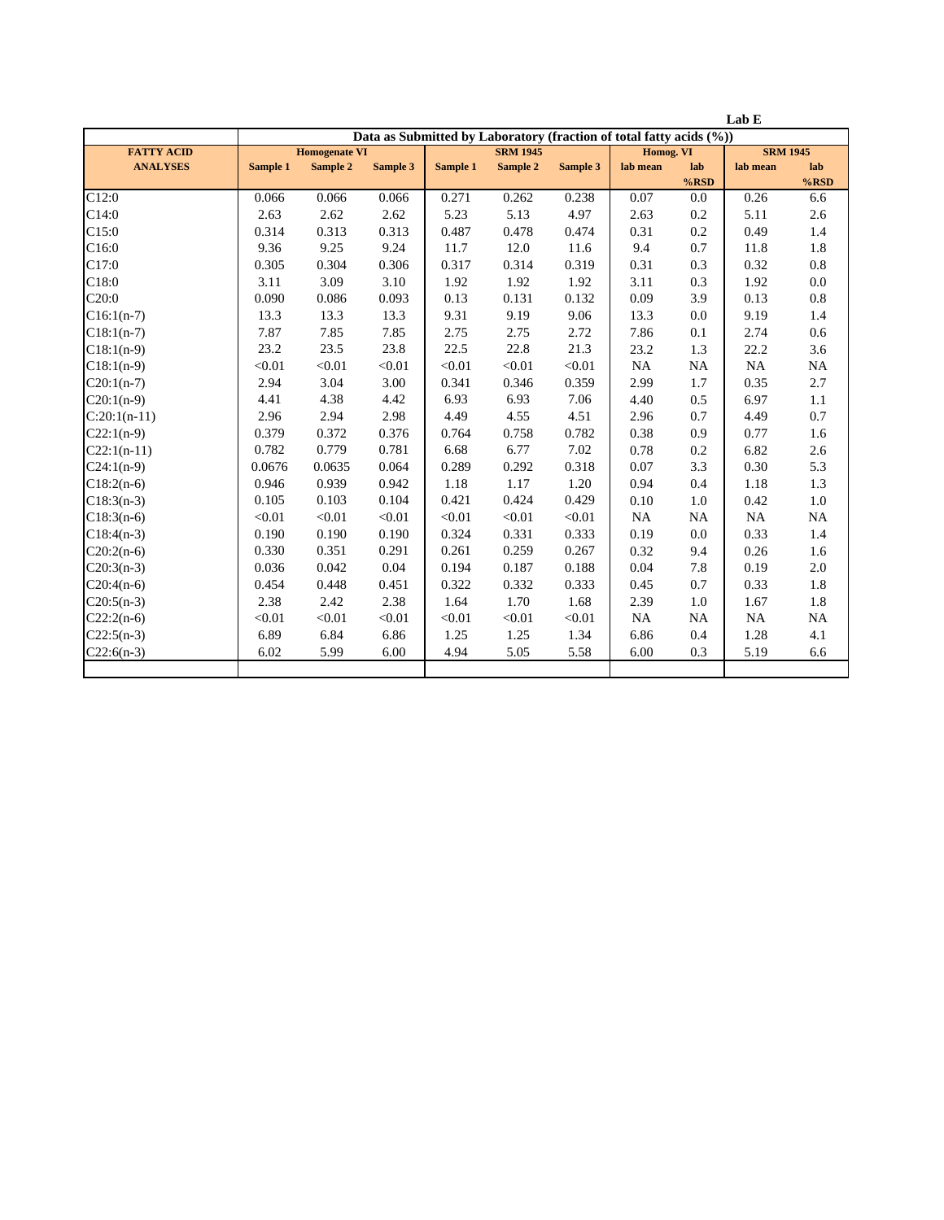**Lab E**

| FATTY ACID ANALYSES | Data as Submitted by Laboratory (fraction of total fatty acids (%)) | | | | | | | | | |
|---|---|---|---|---|---|---|---|---|---|---|
| | Homogenate VI | | | SRM 1945 | | | Homog. VI | | SRM 1945 | |
| | Sample 1 | Sample 2 | Sample 3 | Sample 1 | Sample 2 | Sample 3 | lab mean | lab %RSD | lab mean | lab %RSD |
| C12:0 | 0.066 | 0.066 | 0.066 | 0.271 | 0.262 | 0.238 | 0.07 | 0.0 | 0.26 | 6.6 |
| C14:0 | 2.63 | 2.62 | 2.62 | 5.23 | 5.13 | 4.97 | 2.63 | 0.2 | 5.11 | 2.6 |
| C15:0 | 0.314 | 0.313 | 0.313 | 0.487 | 0.478 | 0.474 | 0.31 | 0.2 | 0.49 | 1.4 |
| C16:0 | 9.36 | 9.25 | 9.24 | 11.7 | 12.0 | 11.6 | 9.4 | 0.7 | 11.8 | 1.8 |
| C17:0 | 0.305 | 0.304 | 0.306 | 0.317 | 0.314 | 0.319 | 0.31 | 0.3 | 0.32 | 0.8 |
| C18:0 | 3.11 | 3.09 | 3.10 | 1.92 | 1.92 | 1.92 | 3.11 | 0.3 | 1.92 | 0.0 |
| C20:0 | 0.090 | 0.086 | 0.093 | 0.13 | 0.131 | 0.132 | 0.09 | 3.9 | 0.13 | 0.8 |
| C16:1(n-7) | 13.3 | 13.3 | 13.3 | 9.31 | 9.19 | 9.06 | 13.3 | 0.0 | 9.19 | 1.4 |
| C18:1(n-7) | 7.87 | 7.85 | 7.85 | 2.75 | 2.75 | 2.72 | 7.86 | 0.1 | 2.74 | 0.6 |
| C18:1(n-9) | 23.2 | 23.5 | 23.8 | 22.5 | 22.8 | 21.3 | 23.2 | 1.3 | 22.2 | 3.6 |
| C18:1(n-9) | <0.01 | <0.01 | <0.01 | <0.01 | <0.01 | <0.01 | NA | NA | NA | NA |
| C20:1(n-7) | 2.94 | 3.04 | 3.00 | 0.341 | 0.346 | 0.359 | 2.99 | 1.7 | 0.35 | 2.7 |
| C20:1(n-9) | 4.41 | 4.38 | 4.42 | 6.93 | 6.93 | 7.06 | 4.40 | 0.5 | 6.97 | 1.1 |
| C:20:1(n-11) | 2.96 | 2.94 | 2.98 | 4.49 | 4.55 | 4.51 | 2.96 | 0.7 | 4.49 | 0.7 |
| C22:1(n-9) | 0.379 | 0.372 | 0.376 | 0.764 | 0.758 | 0.782 | 0.38 | 0.9 | 0.77 | 1.6 |
| C22:1(n-11) | 0.782 | 0.779 | 0.781 | 6.68 | 6.77 | 7.02 | 0.78 | 0.2 | 6.82 | 2.6 |
| C24:1(n-9) | 0.0676 | 0.0635 | 0.064 | 0.289 | 0.292 | 0.318 | 0.07 | 3.3 | 0.30 | 5.3 |
| C18:2(n-6) | 0.946 | 0.939 | 0.942 | 1.18 | 1.17 | 1.20 | 0.94 | 0.4 | 1.18 | 1.3 |
| C18:3(n-3) | 0.105 | 0.103 | 0.104 | 0.421 | 0.424 | 0.429 | 0.10 | 1.0 | 0.42 | 1.0 |
| C18:3(n-6) | <0.01 | <0.01 | <0.01 | <0.01 | <0.01 | <0.01 | NA | NA | NA | NA |
| C18:4(n-3) | 0.190 | 0.190 | 0.190 | 0.324 | 0.331 | 0.333 | 0.19 | 0.0 | 0.33 | 1.4 |
| C20:2(n-6) | 0.330 | 0.351 | 0.291 | 0.261 | 0.259 | 0.267 | 0.32 | 9.4 | 0.26 | 1.6 |
| C20:3(n-3) | 0.036 | 0.042 | 0.04 | 0.194 | 0.187 | 0.188 | 0.04 | 7.8 | 0.19 | 2.0 |
| C20:4(n-6) | 0.454 | 0.448 | 0.451 | 0.322 | 0.332 | 0.333 | 0.45 | 0.7 | 0.33 | 1.8 |
| C20:5(n-3) | 2.38 | 2.42 | 2.38 | 1.64 | 1.70 | 1.68 | 2.39 | 1.0 | 1.67 | 1.8 |
| C22:2(n-6) | <0.01 | <0.01 | <0.01 | <0.01 | <0.01 | <0.01 | NA | NA | NA | NA |
| C22:5(n-3) | 6.89 | 6.84 | 6.86 | 1.25 | 1.25 | 1.34 | 6.86 | 0.4 | 1.28 | 4.1 |
| C22:6(n-3) | 6.02 | 5.99 | 6.00 | 4.94 | 5.05 | 5.58 | 6.00 | 0.3 | 5.19 | 6.6 |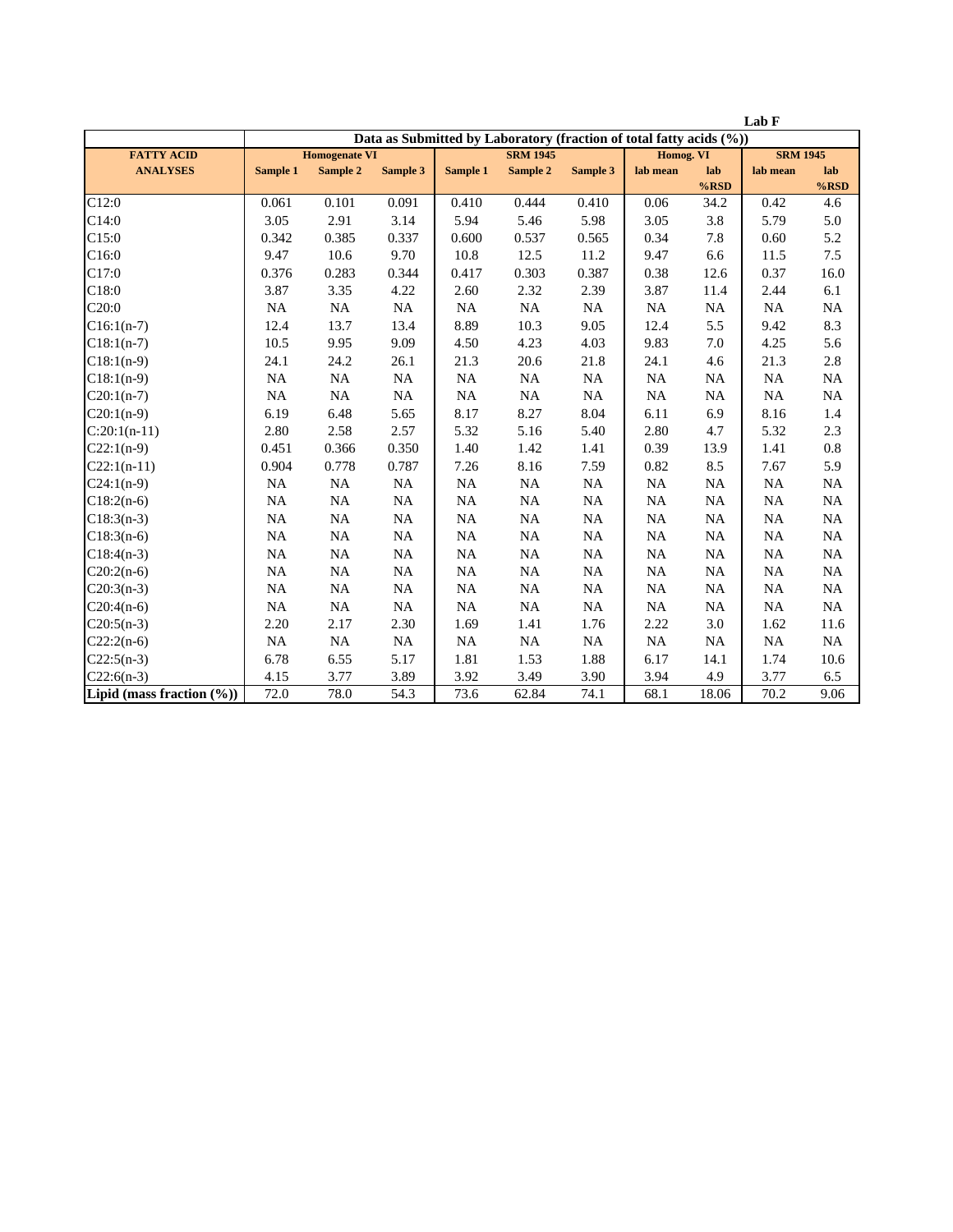Lab F

| | Data as Submitted by Laboratory (fraction of total fatty acids (%)) | | | | | | | | | |
|---|---|---|---|---|---|---|---|---|---|---|
| **FATTY ACID ANALYSES** | **Homogenate VI** | | | **SRM 1945** | | | **Homog. VI** | | **SRM 1945** | |
| | **Sample 1** | **Sample 2** | **Sample 3** | **Sample 1** | **Sample 2** | **Sample 3** | **lab mean** | **lab %RSD** | **lab mean** | **lab %RSD** |
| C12:0 | 0.061 | 0.101 | 0.091 | 0.410 | 0.444 | 0.410 | 0.06 | 34.2 | 0.42 | 4.6 |
| C14:0 | 3.05 | 2.91 | 3.14 | 5.94 | 5.46 | 5.98 | 3.05 | 3.8 | 5.79 | 5.0 |
| C15:0 | 0.342 | 0.385 | 0.337 | 0.600 | 0.537 | 0.565 | 0.34 | 7.8 | 0.60 | 5.2 |
| C16:0 | 9.47 | 10.6 | 9.70 | 10.8 | 12.5 | 11.2 | 9.47 | 6.6 | 11.5 | 7.5 |
| C17:0 | 0.376 | 0.283 | 0.344 | 0.417 | 0.303 | 0.387 | 0.38 | 12.6 | 0.37 | 16.0 |
| C18:0 | 3.87 | 3.35 | 4.22 | 2.60 | 2.32 | 2.39 | 3.87 | 11.4 | 2.44 | 6.1 |
| C20:0 | NA | NA | NA | NA | NA | NA | NA | NA | NA | NA |
| C16:1(n-7) | 12.4 | 13.7 | 13.4 | 8.89 | 10.3 | 9.05 | 12.4 | 5.5 | 9.42 | 8.3 |
| C18:1(n-7) | 10.5 | 9.95 | 9.09 | 4.50 | 4.23 | 4.03 | 9.83 | 7.0 | 4.25 | 5.6 |
| C18:1(n-9) | 24.1 | 24.2 | 26.1 | 21.3 | 20.6 | 21.8 | 24.1 | 4.6 | 21.3 | 2.8 |
| C18:1(n-9) | NA | NA | NA | NA | NA | NA | NA | NA | NA | NA |
| C20:1(n-7) | NA | NA | NA | NA | NA | NA | NA | NA | NA | NA |
| C20:1(n-9) | 6.19 | 6.48 | 5.65 | 8.17 | 8.27 | 8.04 | 6.11 | 6.9 | 8.16 | 1.4 |
| C:20:1(n-11) | 2.80 | 2.58 | 2.57 | 5.32 | 5.16 | 5.40 | 2.80 | 4.7 | 5.32 | 2.3 |
| C22:1(n-9) | 0.451 | 0.366 | 0.350 | 1.40 | 1.42 | 1.41 | 0.39 | 13.9 | 1.41 | 0.8 |
| C22:1(n-11) | 0.904 | 0.778 | 0.787 | 7.26 | 8.16 | 7.59 | 0.82 | 8.5 | 7.67 | 5.9 |
| C24:1(n-9) | NA | NA | NA | NA | NA | NA | NA | NA | NA | NA |
| C18:2(n-6) | NA | NA | NA | NA | NA | NA | NA | NA | NA | NA |
| C18:3(n-3) | NA | NA | NA | NA | NA | NA | NA | NA | NA | NA |
| C18:3(n-6) | NA | NA | NA | NA | NA | NA | NA | NA | NA | NA |
| C18:4(n-3) | NA | NA | NA | NA | NA | NA | NA | NA | NA | NA |
| C20:2(n-6) | NA | NA | NA | NA | NA | NA | NA | NA | NA | NA |
| C20:3(n-3) | NA | NA | NA | NA | NA | NA | NA | NA | NA | NA |
| C20:4(n-6) | NA | NA | NA | NA | NA | NA | NA | NA | NA | NA |
| C20:5(n-3) | 2.20 | 2.17 | 2.30 | 1.69 | 1.41 | 1.76 | 2.22 | 3.0 | 1.62 | 11.6 |
| C22:2(n-6) | NA | NA | NA | NA | NA | NA | NA | NA | NA | NA |
| C22:5(n-3) | 6.78 | 6.55 | 5.17 | 1.81 | 1.53 | 1.88 | 6.17 | 14.1 | 1.74 | 10.6 |
| C22:6(n-3) | 4.15 | 3.77 | 3.89 | 3.92 | 3.49 | 3.90 | 3.94 | 4.9 | 3.77 | 6.5 |
| **Lipid (mass fraction (%))** | 72.0 | 78.0 | 54.3 | 73.6 | 62.84 | 74.1 | 68.1 | 18.06 | 70.2 | 9.06 |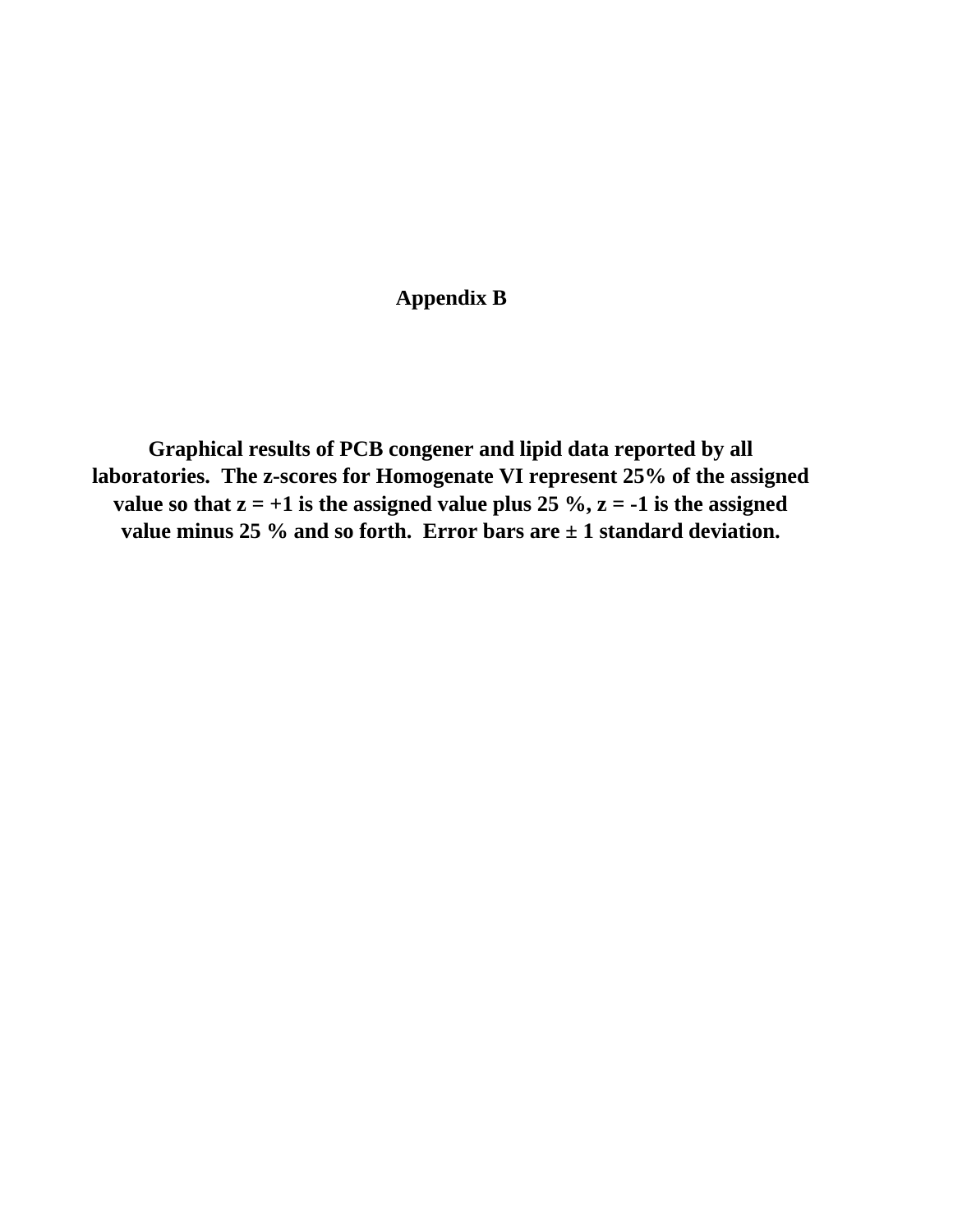# Appendix B

**Graphical results of PCB congener and lipid data reported by all laboratories. The z-scores for Homogenate VI represent 25% of the assigned value so that z = +1 is the assigned value plus 25 %, z = -1 is the assigned value minus 25 % and so forth. Error bars are ± 1 standard deviation.**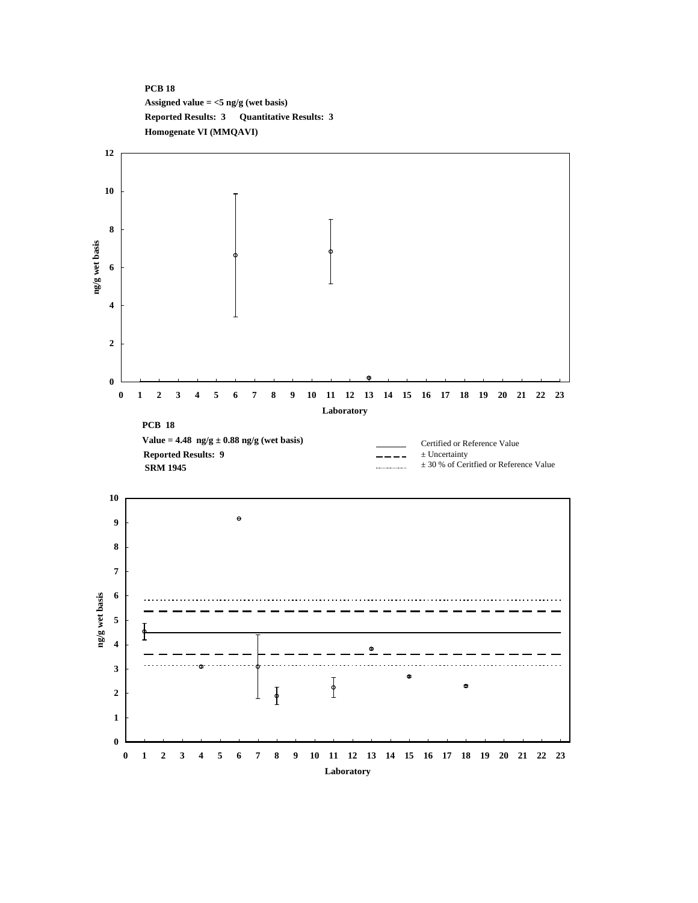**PCB 18**

**Assigned value = <5 ng/g (wet basis)**

**Reported Results: 3  Quantitative Results: 3**

**Homogenate VI (MMQAVI)**

**PCB 18**

**Value = 4.48 ng/g ± 0.88 ng/g (wet basis)**

**Reported Results: 9**

**SRM 1945**

Certified or Reference Value

± Uncertainty

± 30 % of Ceritfied or Reference Value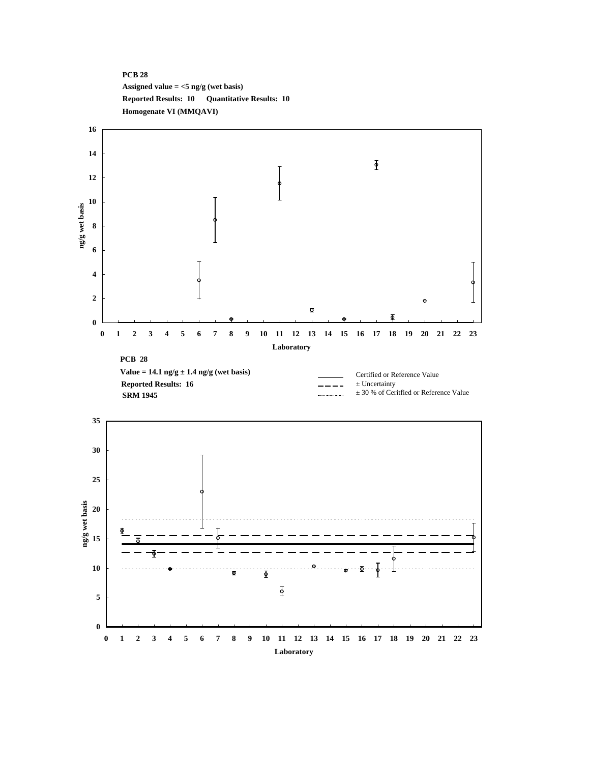**PCB 28**

**Assigned value = <5 ng/g (wet basis)**

**Reported Results: 10 Quantitative Results: 10**

**Homogenate VI (MMQAVI)**

**PCB 28**

**Value = 14.1 ng/g ± 1.4 ng/g (wet basis)**

**Reported Results: 16**

**SRM 1945**

Certified or Reference Value

± Uncertainty

± 30 % of Ceritfied or Reference Value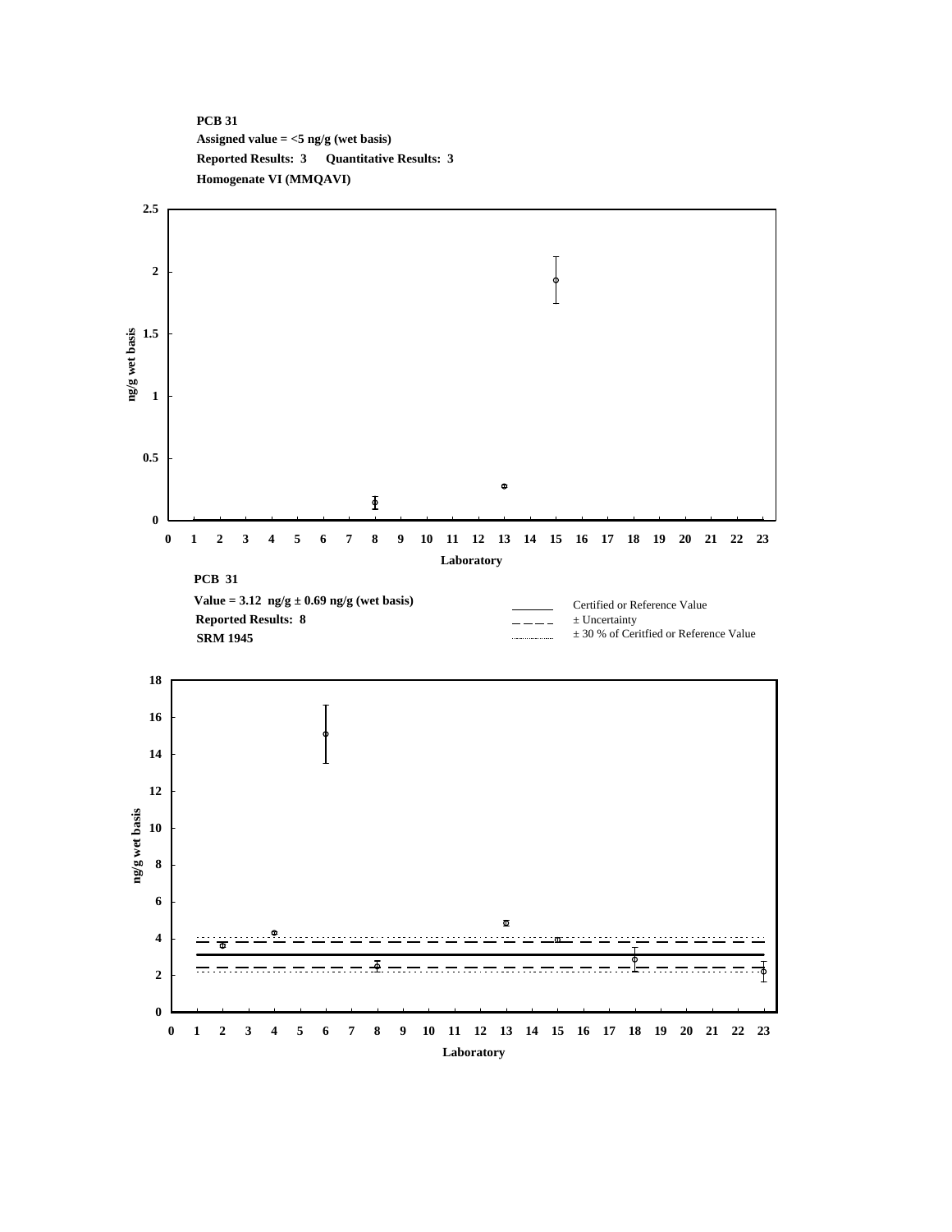**PCB 31**

**Assigned value = <5 ng/g (wet basis)**

**Reported Results: 3 Quantitative Results: 3**

**Homogenate VI (MMQAVI)**

**PCB 31**

**Value = 3.12 ng/g ± 0.69 ng/g (wet basis)**

**Reported Results: 8**

**SRM 1945**

Certified or Reference Value

± Uncertainty

± 30 % of Ceritfied or Reference Value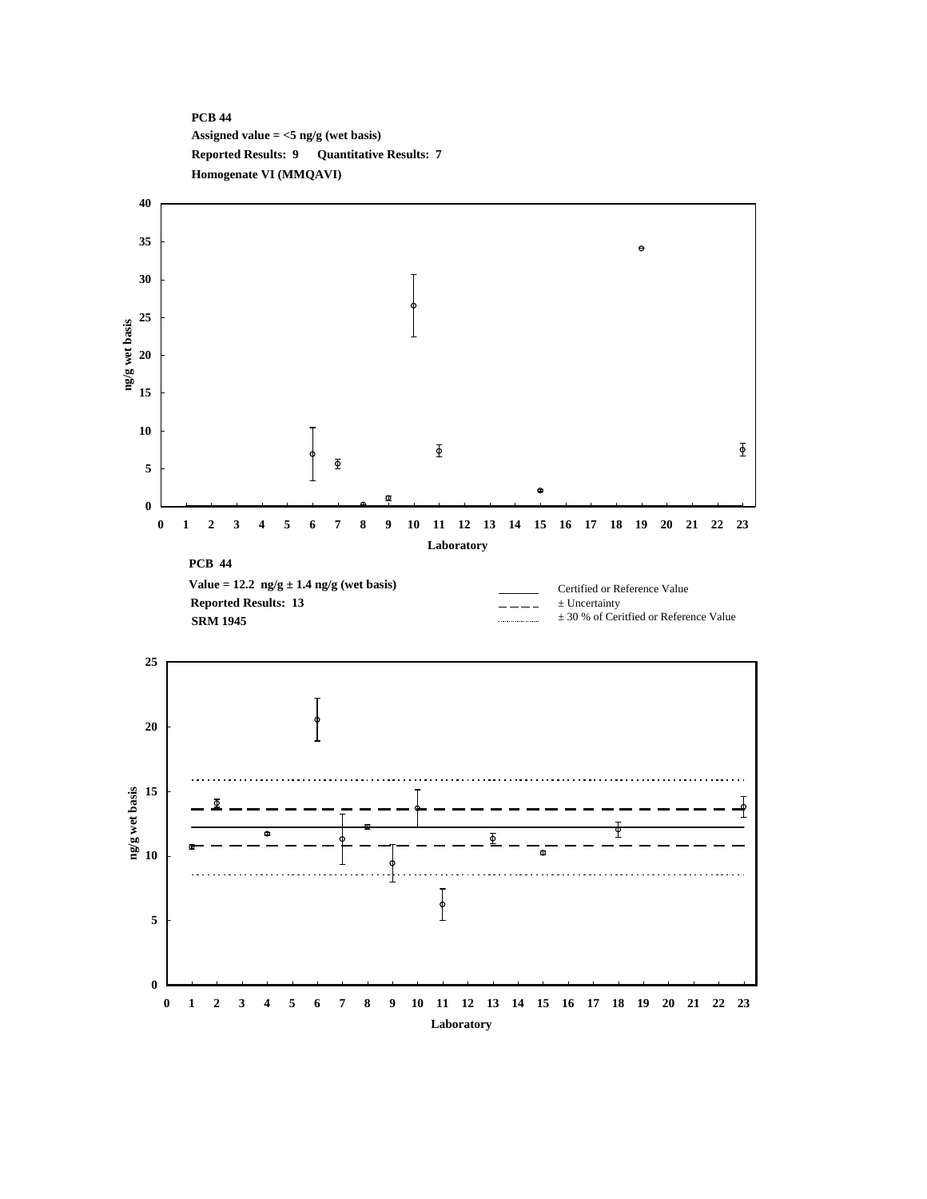**PCB 44**

**Assigned value = <5 ng/g (wet basis)**

**Reported Results: 9 Quantitative Results: 7**

**Homogenate VI (MMQAVI)**

**PCB 44**

**Value = 12.2 ng/g ± 1.4 ng/g (wet basis)**

**Reported Results: 13**

**SRM 1945**

Certified or Reference Value

± Uncertainty

± 30 % of Ceritfied or Reference Value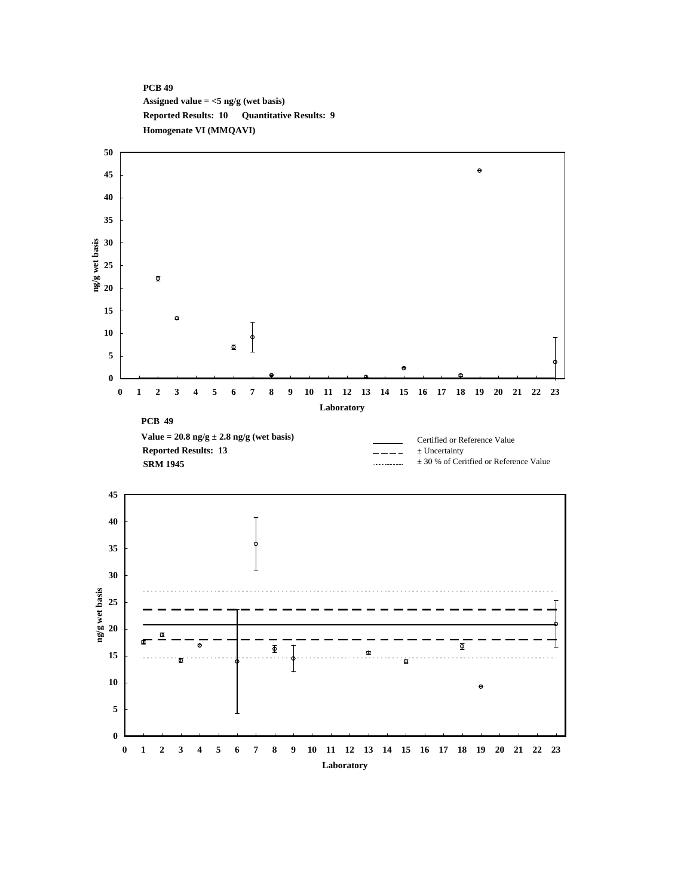**PCB 49**
**Assigned value = <5 ng/g (wet basis)**
**Reported Results: 10 Quantitative Results: 9**
**Homogenate VI (MMQAVI)**

**PCB 49**
**Value = 20.8 ng/g ± 2.8 ng/g (wet basis)**
**Reported Results: 13**
**SRM 1945**

Certified or Reference Value
± Uncertainty
± 30 % of Ceritfied or Reference Value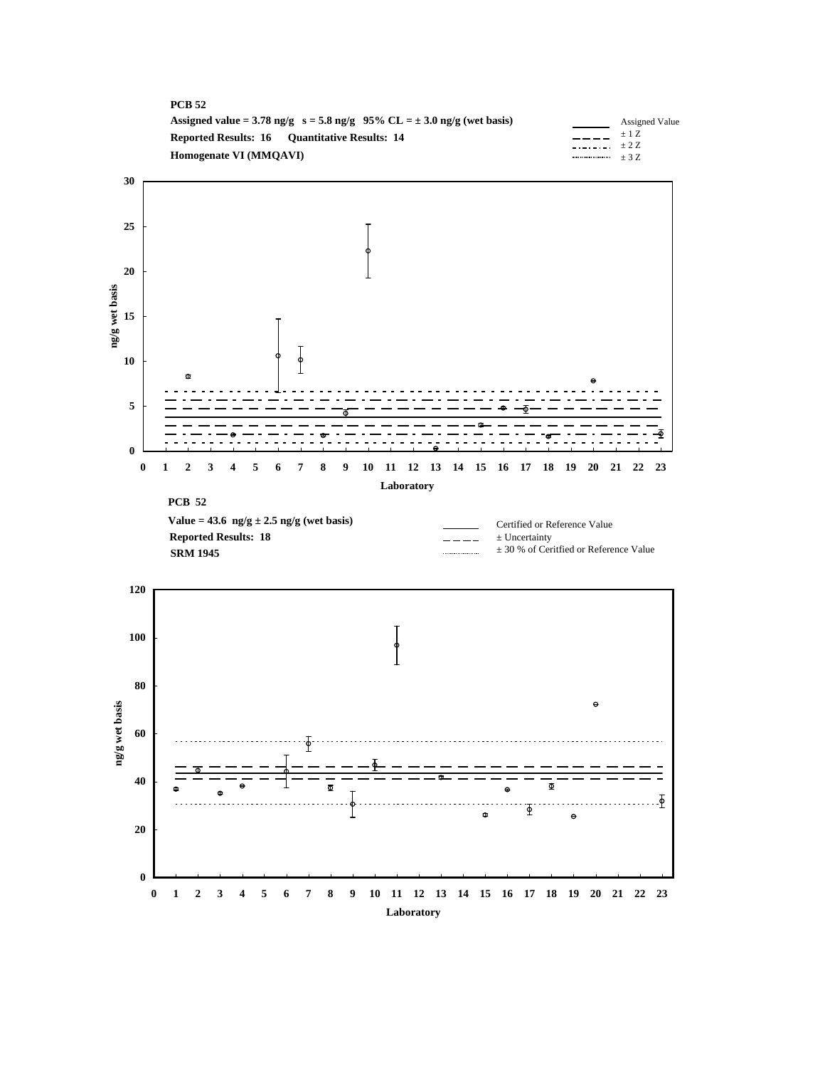**PCB 52**

**Assigned value = 3.78 ng/g s = 5.8 ng/g 95% CL = ± 3.0 ng/g (wet basis)**

**Reported Results: 16 Quantitative Results: 14**

**Homogenate VI (MMQAVI)**

Assigned Value
± 1 Z
± 2 Z
± 3 Z

ng/g wet basis

Laboratory

**PCB 52**

**Value = 43.6 ng/g ± 2.5 ng/g (wet basis)**

**Reported Results: 18**

**SRM 1945**

Certified or Reference Value
± Uncertainty
± 30 % of Ceritfied or Reference Value

ng/g wet basis

Laboratory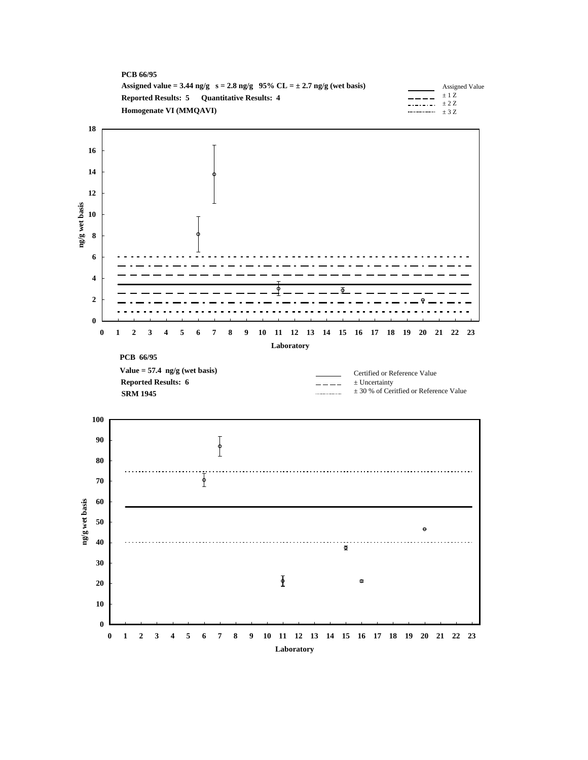**PCB 66/95**

**Assigned value = 3.44 ng/g   s = 2.8 ng/g   95% CL = ± 2.7 ng/g (wet basis)**

**Reported Results: 5     Quantitative Results: 4**

**Homogenate VI (MMQAVI)**

Legend: Assigned Value; ± 1 Z; ± 2 Z; ± 3 Z

y-axis: ng/g wet basis (0–18); x-axis: Laboratory (0–23)

**PCB 66/95**

**Value = 57.4 ng/g (wet basis)**

**Reported Results: 6**

**SRM 1945**

Legend: Certified or Reference Value; ± Uncertainty; ± 30 % of Ceritfied or Reference Value

y-axis: ng/g wet basis (0–100); x-axis: Laboratory (0–23)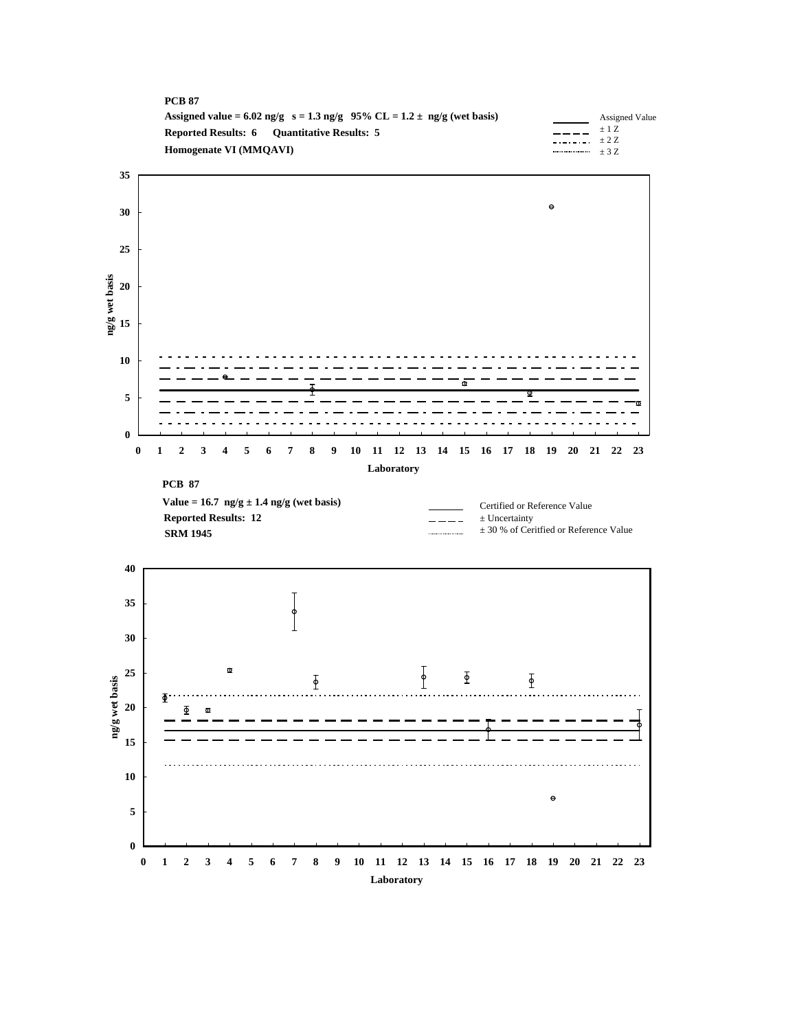**PCB 87**

**Assigned value = 6.02 ng/g s = 1.3 ng/g 95% CL = 1.2 ± ng/g (wet basis)**

**Reported Results: 6 Quantitative Results: 5**

**Homogenate VI (MMQAVI)**

Assigned Value
± 1 Z
± 2 Z
± 3 Z

ng/g wet basis

Laboratory

**PCB 87**

**Value = 16.7 ng/g ± 1.4 ng/g (wet basis)**

**Reported Results: 12**

**SRM 1945**

Certified or Reference Value
± Uncertainty
± 30 % of Ceritfied or Reference Value

ng/g wet basis

Laboratory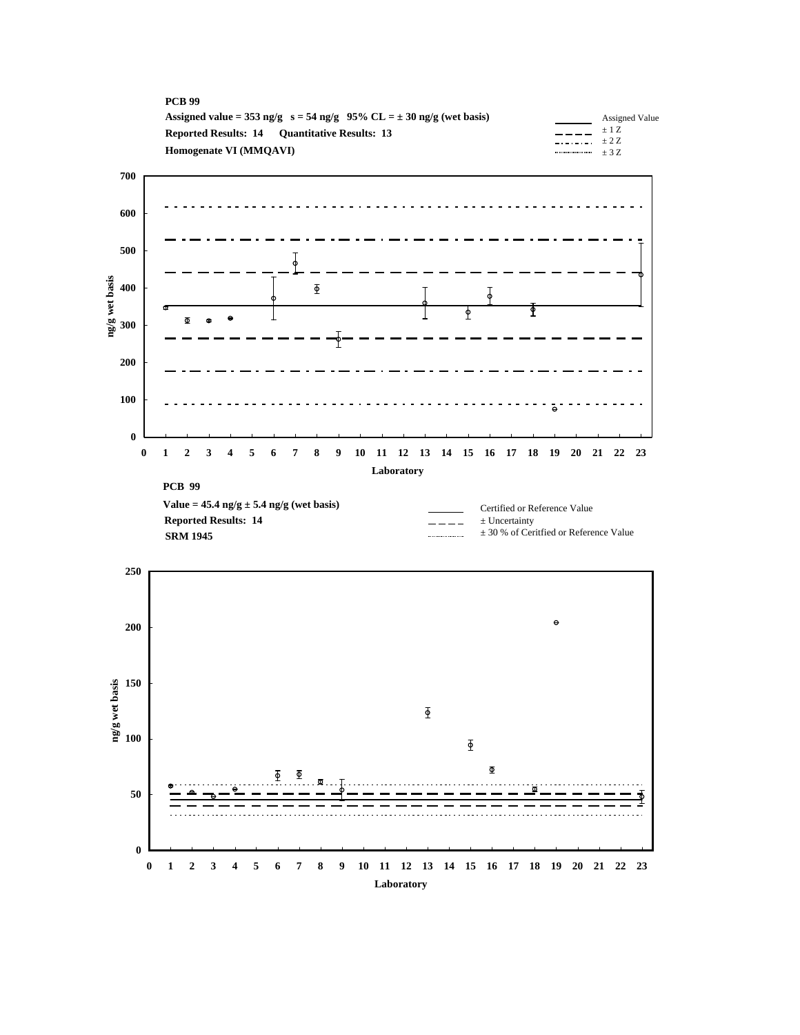**PCB 99**

**Assigned value = 353 ng/g s = 54 ng/g 95% CL = ± 30 ng/g (wet basis)**

**Reported Results: 14 Quantitative Results: 13**

**Homogenate VI (MMQAVI)**

Legend: Assigned Value; ± 1 Z; ± 2 Z; ± 3 Z

ng/g wet basis (0–700) vs. Laboratory (0–23)

**PCB 99**

**Value = 45.4 ng/g ± 5.4 ng/g (wet basis)**

**Reported Results: 14**

**SRM 1945**

Legend: Certified or Reference Value; ± Uncertainty; ± 30 % of Ceritfied or Reference Value

ng/g wet basis (0–250) vs. Laboratory (0–23)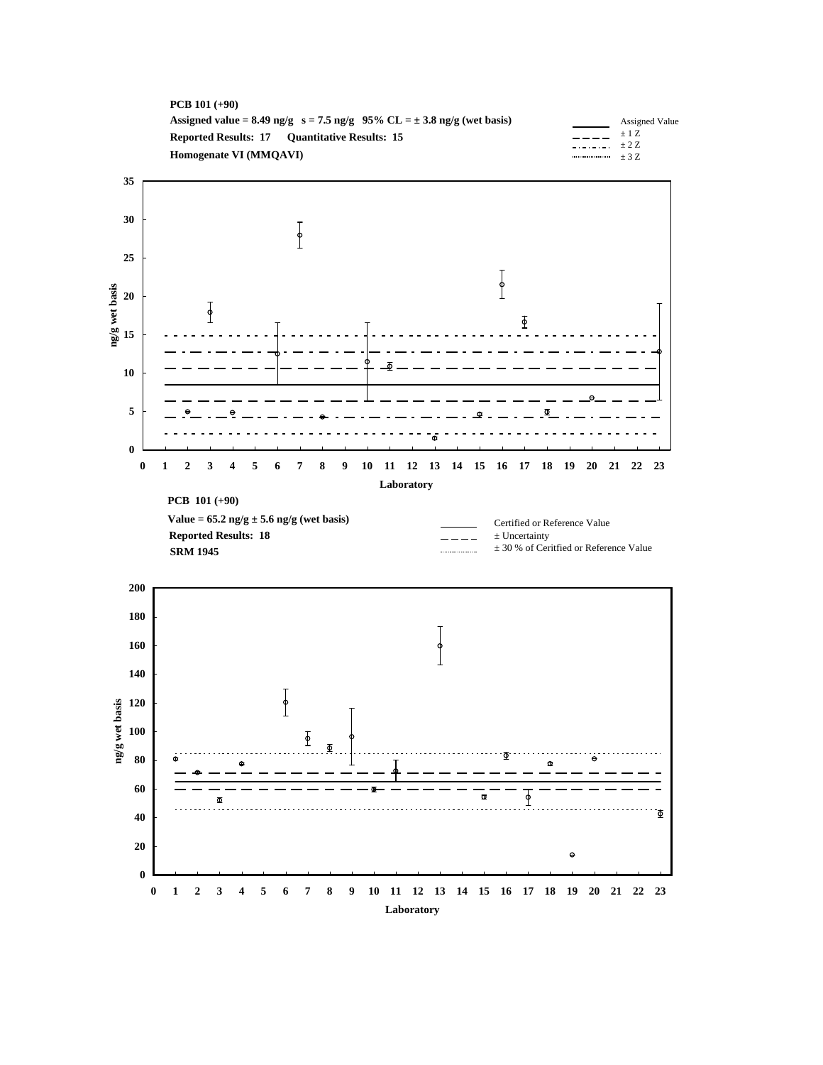**PCB 101 (+90)**

**Assigned value = 8.49 ng/g   s = 7.5 ng/g   95% CL = ± 3.8 ng/g (wet basis)**

**Reported Results: 17   Quantitative Results: 15**

**Homogenate VI (MMQAVI)**

Legend: Assigned Value; ± 1 Z; ± 2 Z; ± 3 Z

ng/g wet basis

Laboratory

**PCB 101 (+90)**

**Value = 65.2 ng/g ± 5.6 ng/g (wet basis)**

**Reported Results: 18**

**SRM 1945**

Legend: Certified or Reference Value; ± Uncertainty; ± 30 % of Ceritfied or Reference Value

ng/g wet basis

Laboratory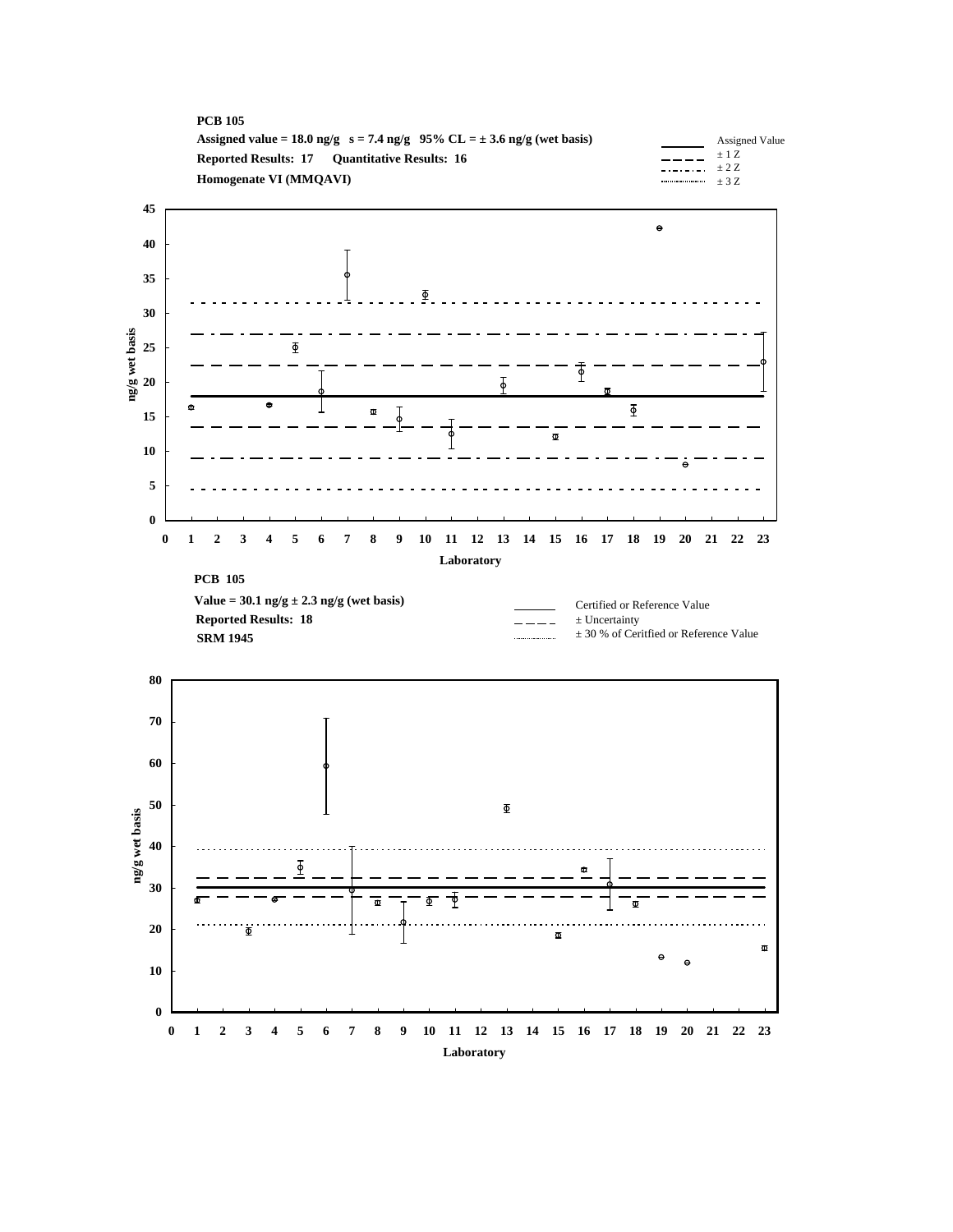**PCB 105**

**Assigned value = 18.0 ng/g s = 7.4 ng/g 95% CL = ± 3.6 ng/g (wet basis)**

**Reported Results: 17 Quantitative Results: 16**

**Homogenate VI (MMQAVI)**

Assigned Value
± 1 Z
± 2 Z
± 3 Z

ng/g wet basis

Laboratory

**PCB 105**

**Value = 30.1 ng/g ± 2.3 ng/g (wet basis)**

**Reported Results: 18**

**SRM 1945**

Certified or Reference Value
± Uncertainty
± 30 % of Ceritfied or Reference Value

ng/g wet basis

Laboratory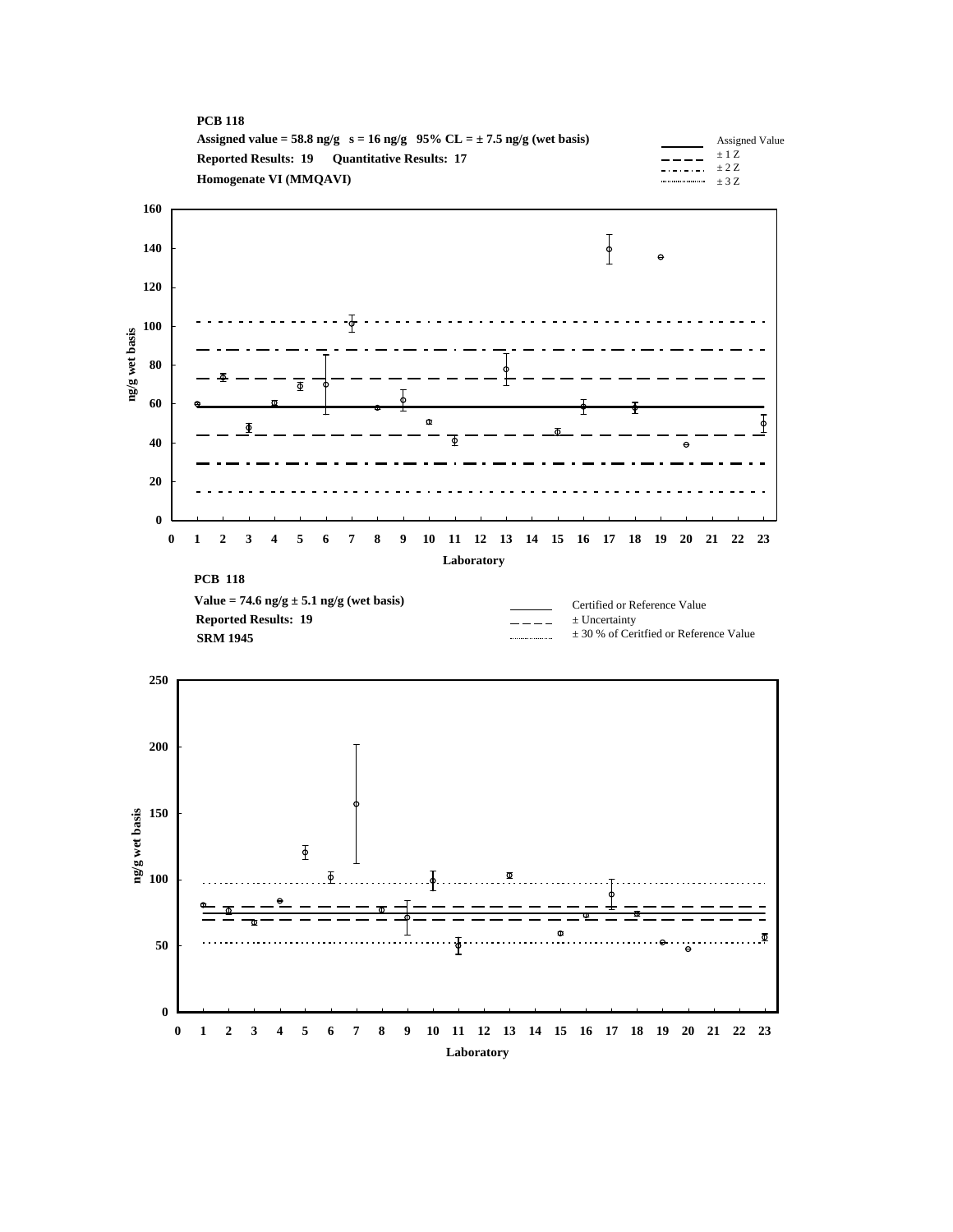**PCB 118**

**Assigned value = 58.8 ng/g   s = 16 ng/g   95% CL = ± 7.5 ng/g (wet basis)**

**Reported Results: 19   Quantitative Results: 17**

**Homogenate VI (MMQAVI)**

Legend: Assigned Value; ± 1 Z; ± 2 Z; ± 3 Z

ng/g wet basis (0–160) vs. Laboratory (0–23)

**PCB 118**

**Value = 74.6 ng/g ± 5.1 ng/g (wet basis)**

**Reported Results: 19**

**SRM 1945**

Legend: Certified or Reference Value; ± Uncertainty; ± 30 % of Ceritfied or Reference Value

ng/g wet basis (0–250) vs. Laboratory (0–23)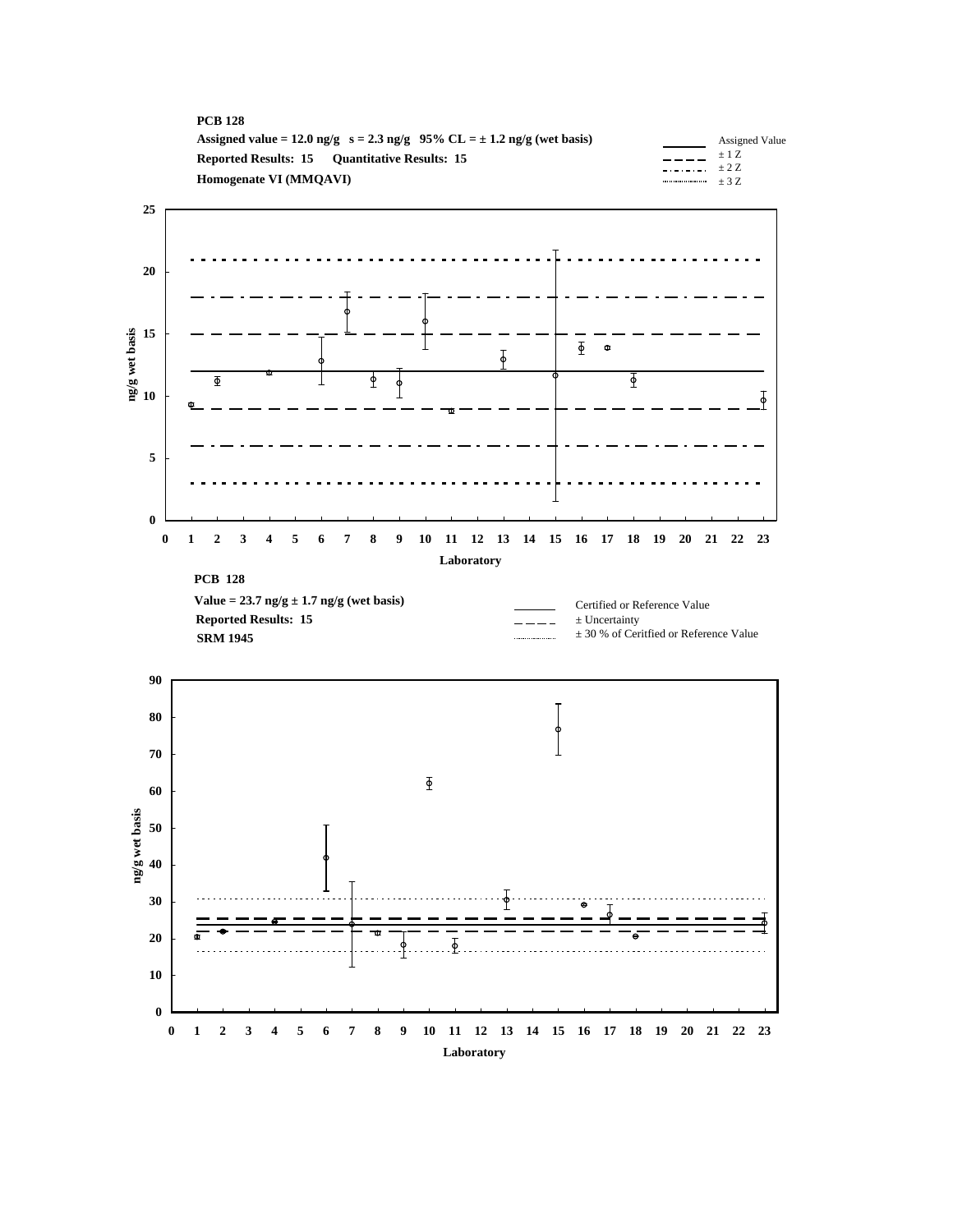**PCB 128**

**Assigned value = 12.0 ng/g s = 2.3 ng/g 95% CL = ± 1.2 ng/g (wet basis)**

**Reported Results: 15 Quantitative Results: 15**

**Homogenate VI (MMQAVI)**

Assigned Value
± 1 Z
± 2 Z
± 3 Z

ng/g wet basis

Laboratory

**PCB 128**

**Value = 23.7 ng/g ± 1.7 ng/g (wet basis)**

**Reported Results: 15**

**SRM 1945**

Certified or Reference Value
± Uncertainty
± 30 % of Ceritfied or Reference Value

ng/g wet basis

Laboratory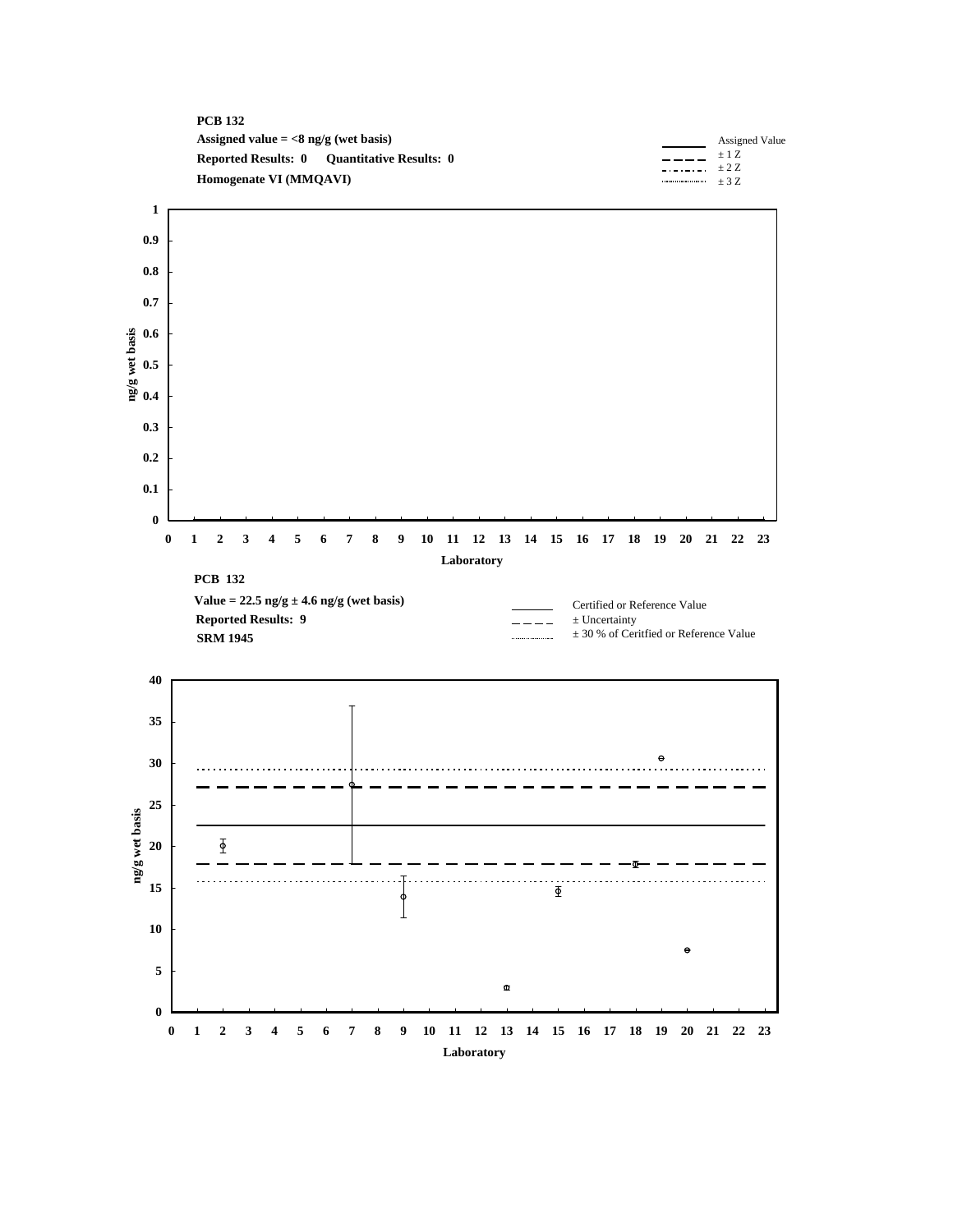**PCB 132**

**Assigned value = <8 ng/g (wet basis)**

**Reported Results: 0 Quantitative Results: 0**

**Homogenate VI (MMQAVI)**

Assigned Value
± 1 Z
± 2 Z
± 3 Z

ng/g wet basis

Laboratory

**PCB 132**

**Value = 22.5 ng/g ± 4.6 ng/g (wet basis)**

**Reported Results: 9**

**SRM 1945**

Certified or Reference Value
± Uncertainty
± 30 % of Ceritfied or Reference Value

ng/g wet basis

Laboratory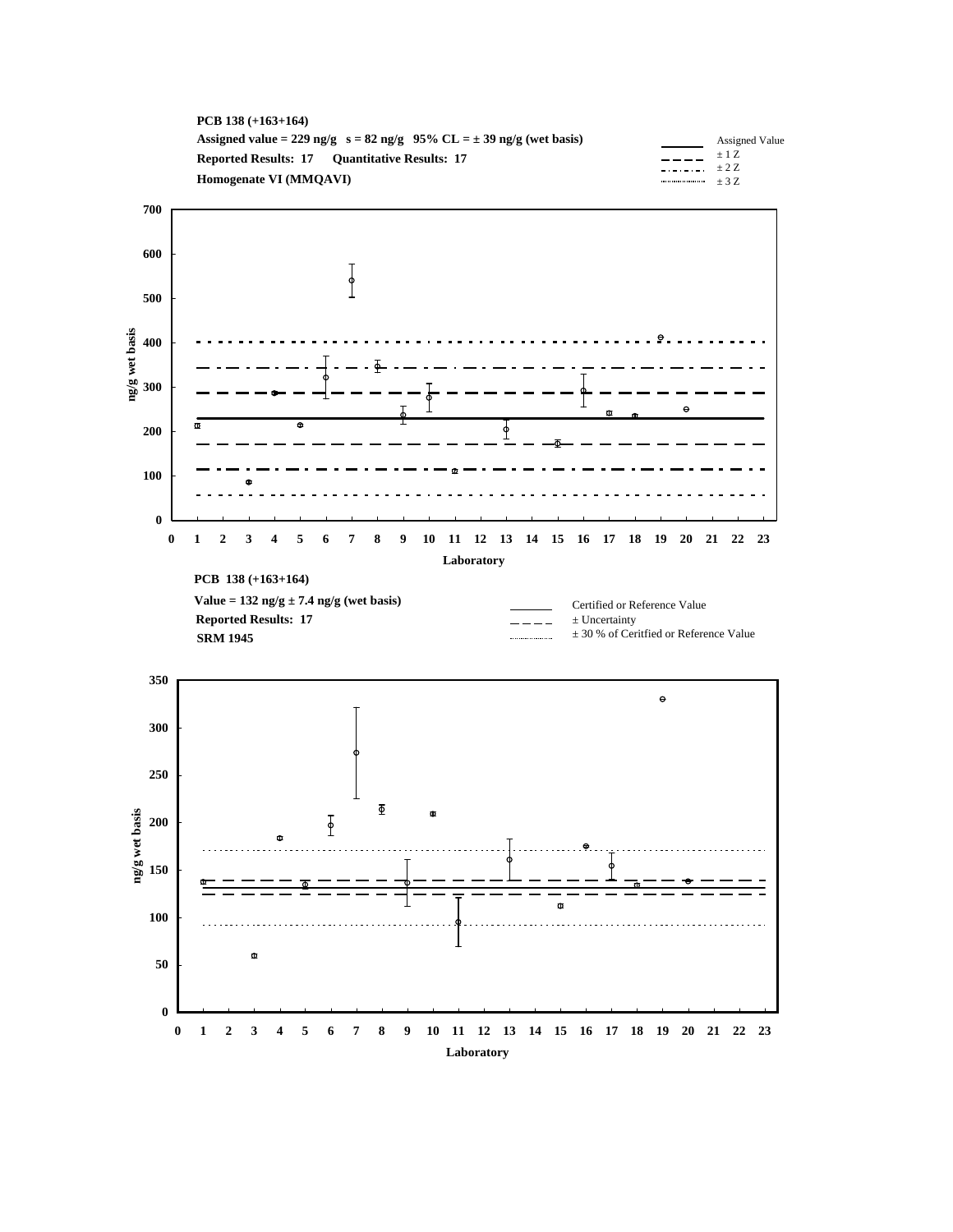**PCB 138 (+163+164)**

**Assigned value = 229 ng/g s = 82 ng/g 95% CL = ± 39 ng/g (wet basis)**

**Reported Results: 17 Quantitative Results: 17**

**Homogenate VI (MMQAVI)**

Legend: Assigned Value; ± 1 Z; ± 2 Z; ± 3 Z

ng/g wet basis (y-axis, 0–700); Laboratory (x-axis, 0–23)

**PCB 138 (+163+164)**

**Value = 132 ng/g ± 7.4 ng/g (wet basis)**

**Reported Results: 17**

**SRM 1945**

Legend: Certified or Reference Value; ± Uncertainty; ± 30 % of Ceritfied or Reference Value

ng/g wet basis (y-axis, 0–350); Laboratory (x-axis, 0–23)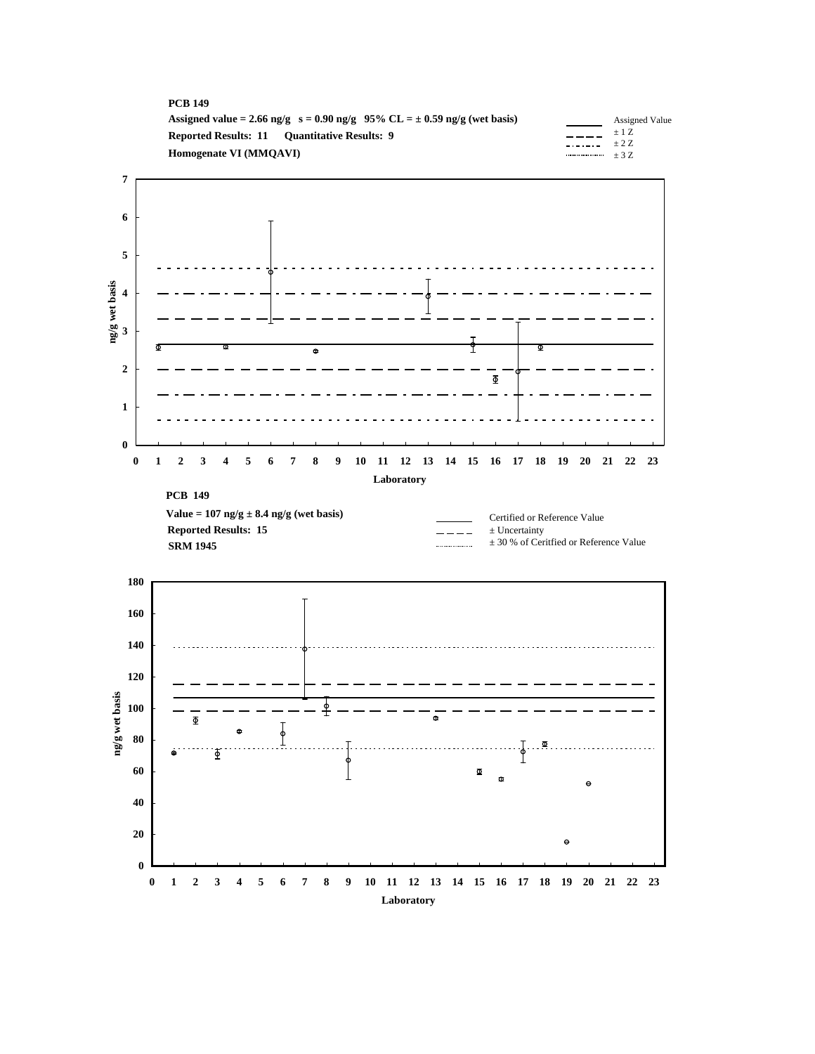**PCB 149**

**Assigned value = 2.66 ng/g s = 0.90 ng/g 95% CL = ± 0.59 ng/g (wet basis)**

**Reported Results: 11 Quantitative Results: 9**

**Homogenate VI (MMQAVI)**

Assigned Value
± 1 Z
± 2 Z
± 3 Z

ng/g wet basis

Laboratory

**PCB 149**

**Value = 107 ng/g ± 8.4 ng/g (wet basis)**

**Reported Results: 15**

**SRM 1945**

Certified or Reference Value
± Uncertainty
± 30 % of Ceritfied or Reference Value

ng/g wet basis

Laboratory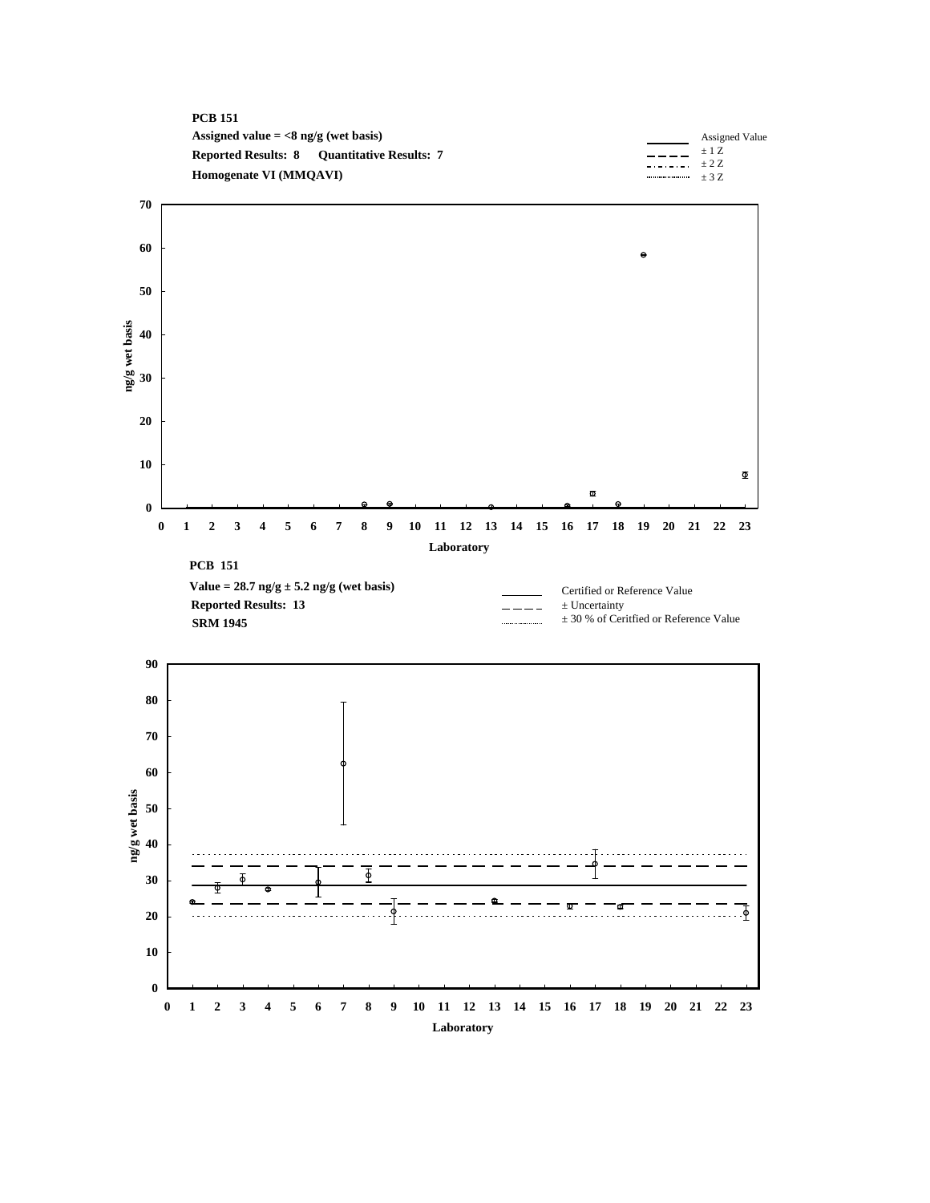**PCB 151**

**Assigned value = <8 ng/g (wet basis)**

**Reported Results: 8 Quantitative Results: 7**

**Homogenate VI (MMQAVI)**

Assigned Value
± 1 Z
± 2 Z
± 3 Z

ng/g wet basis

0 10 20 30 40 50 60 70

0 1 2 3 4 5 6 7 8 9 10 11 12 13 14 15 16 17 18 19 20 21 22 23

**Laboratory**

**PCB 151**

**Value = 28.7 ng/g ± 5.2 ng/g (wet basis)**

**Reported Results: 13**

**SRM 1945**

Certified or Reference Value
± Uncertainty
± 30 % of Ceritfied or Reference Value

ng/g wet basis

0 10 20 30 40 50 60 70 80 90

0 1 2 3 4 5 6 7 8 9 10 11 12 13 14 15 16 17 18 19 20 21 22 23

**Laboratory**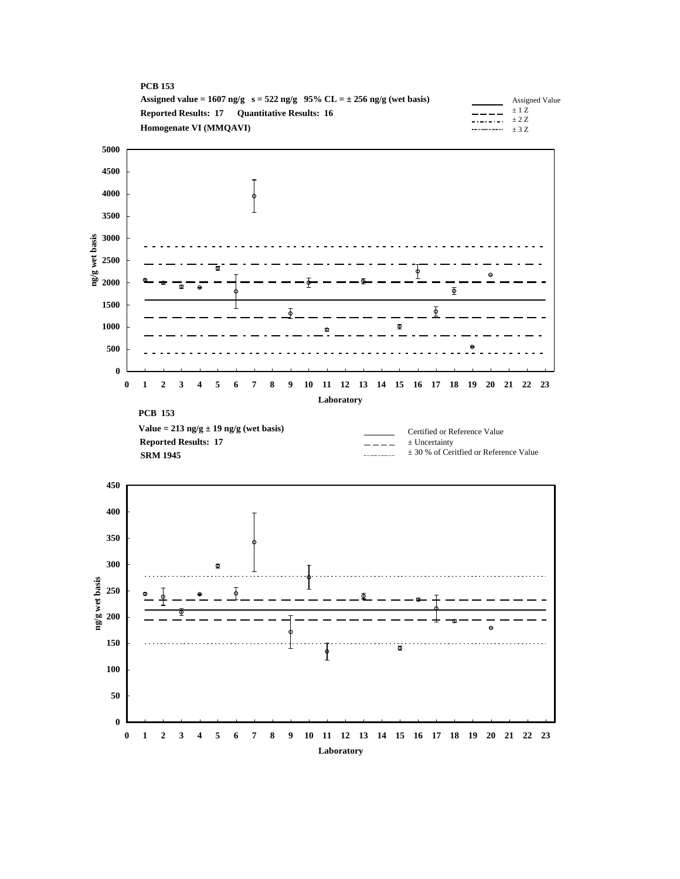**PCB 153**

**Assigned value = 1607 ng/g   s = 522 ng/g   95% CL = ± 256 ng/g (wet basis)**

**Reported Results: 17     Quantitative Results: 16**

**Homogenate VI (MMQAVI)**

Legend: Assigned Value; ± 1 Z; ± 2 Z; ± 3 Z

ng/g wet basis (y-axis: 0–5000); Laboratory (x-axis: 0–23)

**PCB 153**

**Value = 213 ng/g ± 19 ng/g (wet basis)**

**Reported Results: 17**

**SRM 1945**

Legend: Certified or Reference Value; ± Uncertainty; ± 30 % of Ceritfied or Reference Value

ng/g wet basis (y-axis: 0–450); Laboratory (x-axis: 0–23)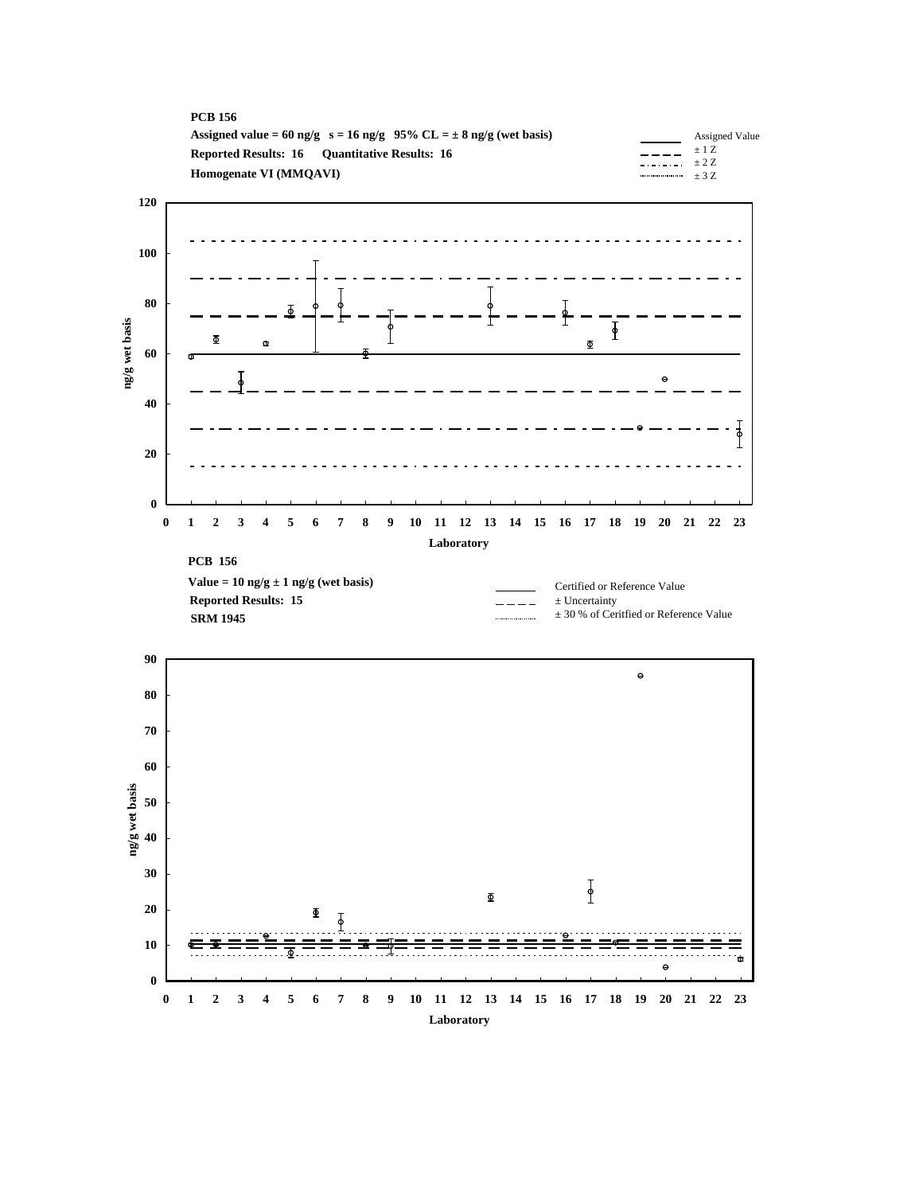**PCB 156**

**Assigned value = 60 ng/g   s = 16 ng/g   95% CL = ± 8 ng/g (wet basis)**

**Reported Results: 16   Quantitative Results: 16**

**Homogenate VI (MMQAVI)**

Legend: Assigned Value; ± 1 Z; ± 2 Z; ± 3 Z

y-axis: ng/g wet basis (0–120)

x-axis: Laboratory (0–23)

**PCB 156**

**Value = 10 ng/g ± 1 ng/g (wet basis)**

**Reported Results: 15**

**SRM 1945**

Legend: Certified or Reference Value; ± Uncertainty; ± 30 % of Ceritfied or Reference Value

y-axis: ng/g wet basis (0–90)

x-axis: Laboratory (0–23)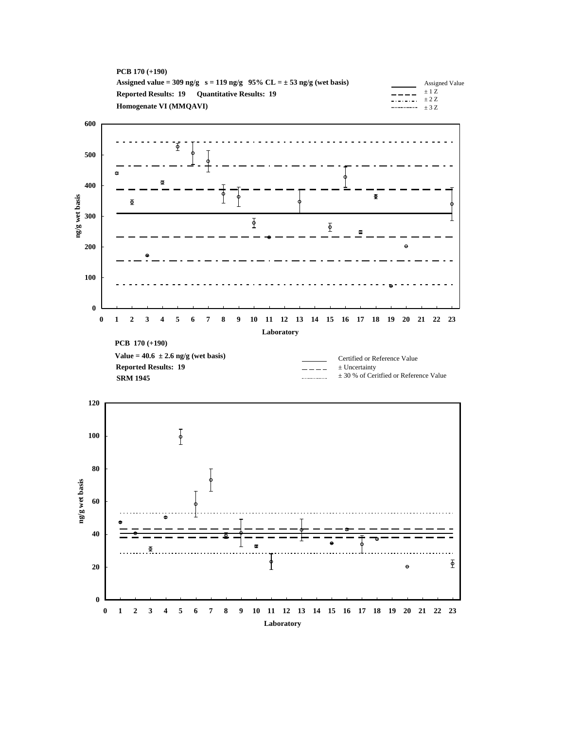**PCB 170 (+190)**

**Assigned value = 309 ng/g   s = 119 ng/g   95% CL = ± 53 ng/g (wet basis)**

**Reported Results: 19   Quantitative Results: 19**

**Homogenate VI (MMQAVI)**

Assigned Value
± 1 Z
± 2 Z
± 3 Z

ng/g wet basis

Laboratory

**PCB 170 (+190)**

**Value = 40.6 ± 2.6 ng/g (wet basis)**

**Reported Results: 19**

**SRM 1945**

Certified or Reference Value
± Uncertainty
± 30 % of Ceritfied or Reference Value

ng/g wet basis

Laboratory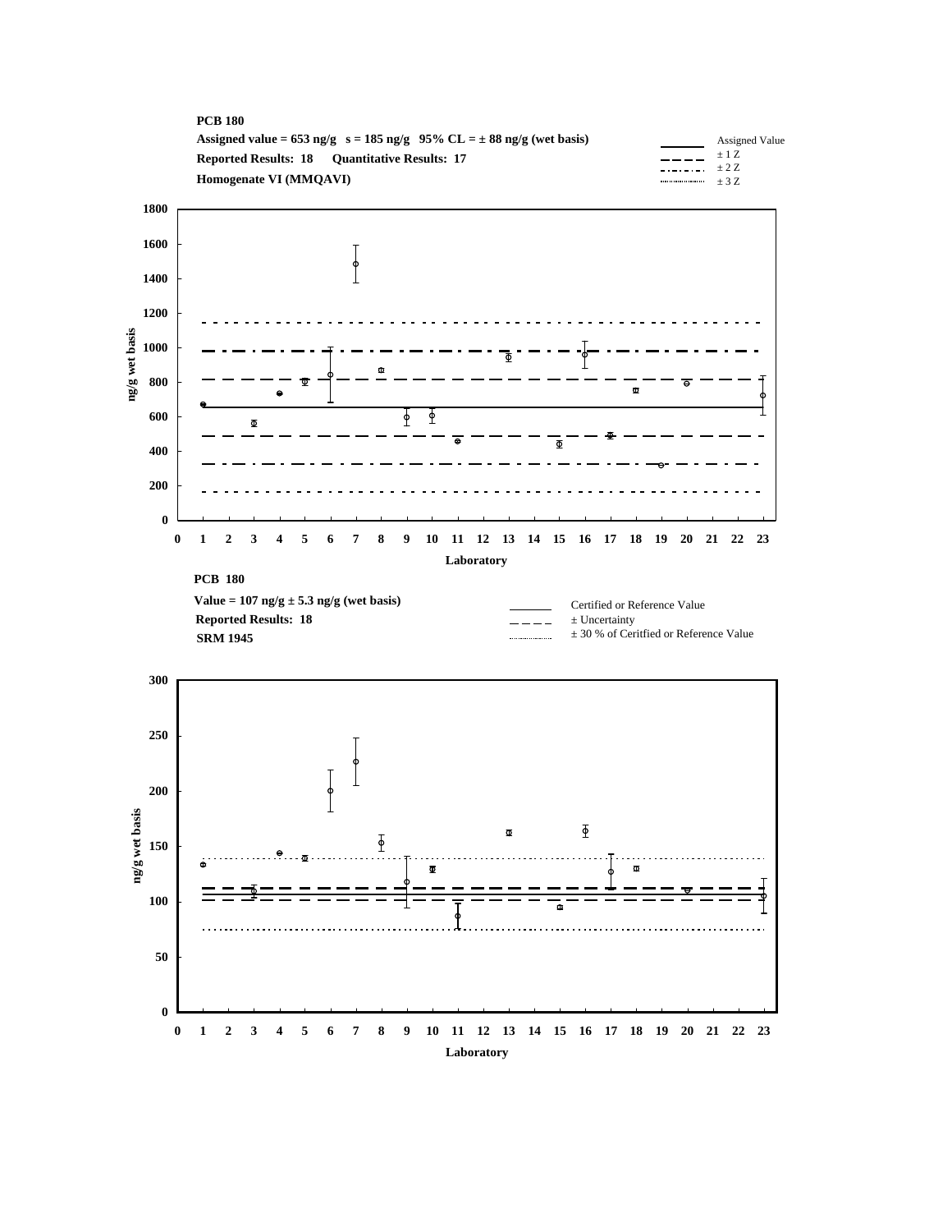**PCB 180**

**Assigned value = 653 ng/g   s = 185 ng/g   95% CL = ± 88 ng/g (wet basis)**

**Reported Results: 18   Quantitative Results: 17**

**Homogenate VI (MMQAVI)**

Assigned Value
± 1 Z
± 2 Z
± 3 Z

ng/g wet basis

Laboratory

**PCB 180**

**Value = 107 ng/g ± 5.3 ng/g (wet basis)**

**Reported Results: 18**

**SRM 1945**

Certified or Reference Value
± Uncertainty
± 30 % of Ceritfied or Reference Value

ng/g wet basis

Laboratory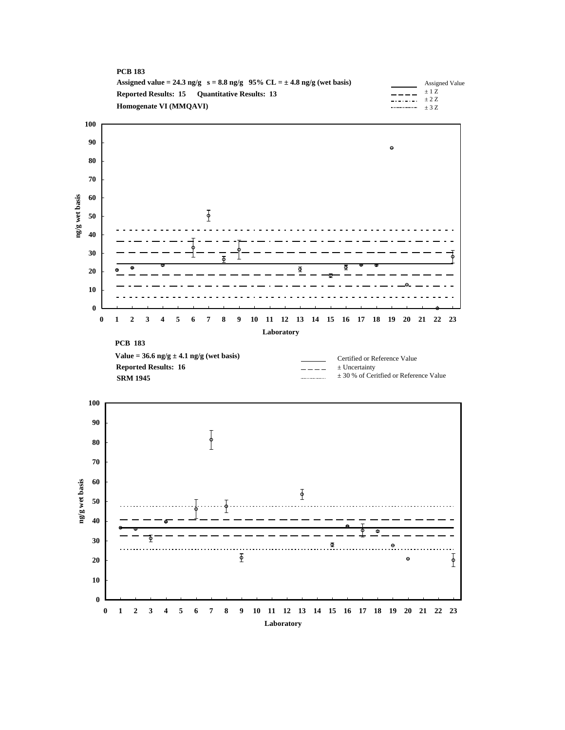**PCB 183**

**Assigned value = 24.3 ng/g s = 8.8 ng/g 95% CL = ± 4.8 ng/g (wet basis)**

**Reported Results: 15 Quantitative Results: 13**

**Homogenate VI (MMQAVI)**

Assigned Value
± 1 Z
± 2 Z
± 3 Z

ng/g wet basis

Laboratory

**PCB 183**

**Value = 36.6 ng/g ± 4.1 ng/g (wet basis)**

**Reported Results: 16**

**SRM 1945**

Certified or Reference Value
± Uncertainty
± 30 % of Ceritfied or Reference Value

ng/g wet basis

Laboratory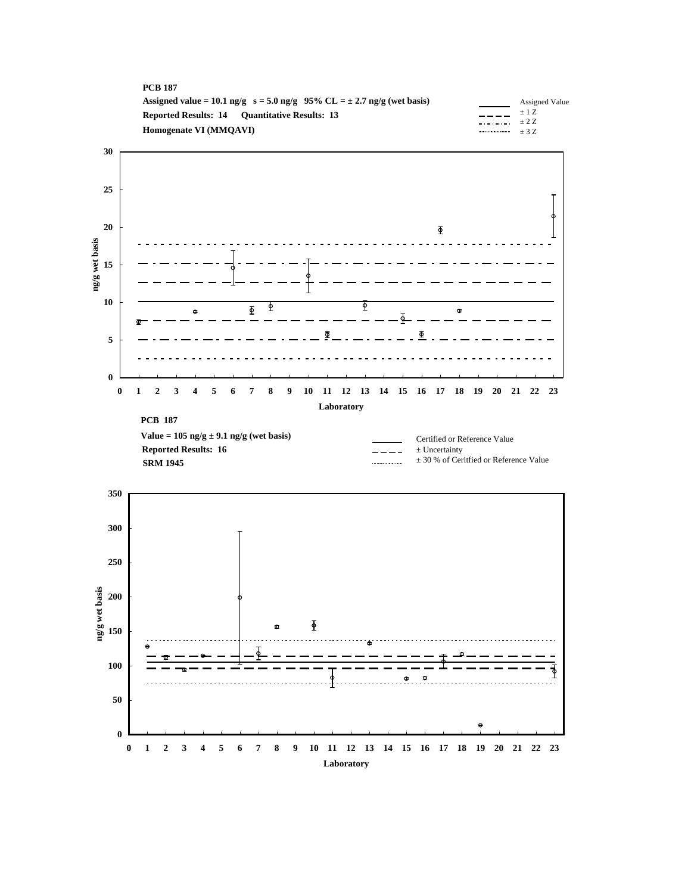**PCB 187**

**Assigned value = 10.1 ng/g   s = 5.0 ng/g   95% CL = ± 2.7 ng/g (wet basis)**

**Reported Results: 14     Quantitative Results: 13**

**Homogenate VI (MMQAVI)**

Legend: Assigned Value; ± 1 Z; ± 2 Z; ± 3 Z

Y-axis: ng/g wet basis (0–30)

X-axis: Laboratory (0–23)

**PCB 187**

**Value = 105 ng/g ± 9.1 ng/g (wet basis)**

**Reported Results: 16**

**SRM 1945**

Legend: Certified or Reference Value; ± Uncertainty; ± 30 % of Ceritfied or Reference Value

Y-axis: ng/g wet basis (0–350)

X-axis: Laboratory (0–23)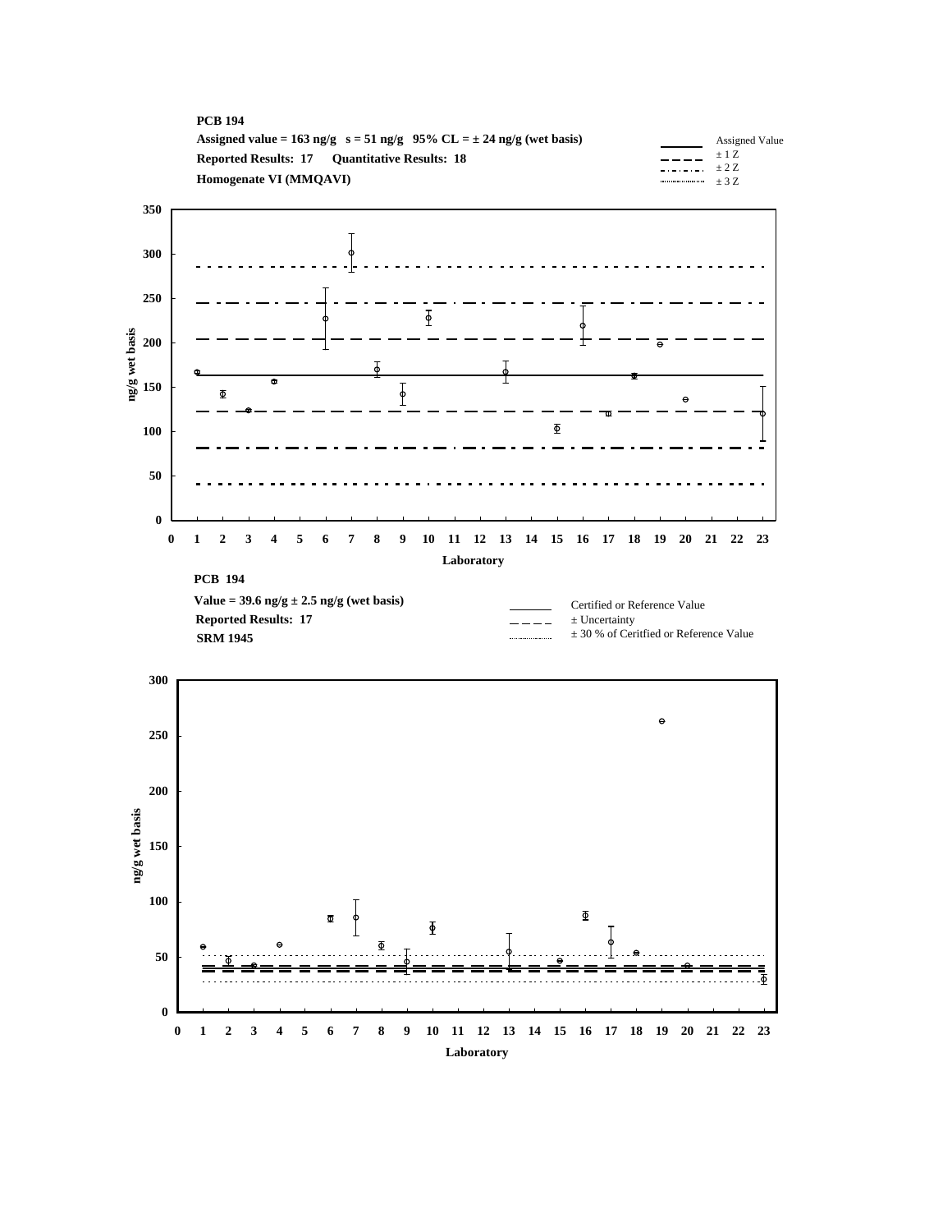**PCB 194**

**Assigned value = 163 ng/g s = 51 ng/g 95% CL = ± 24 ng/g (wet basis)**

**Reported Results: 17 Quantitative Results: 18**

**Homogenate VI (MMQAVI)**

Assigned Value
± 1 Z
± 2 Z
± 3 Z

ng/g wet basis

Laboratory

**PCB 194**

**Value = 39.6 ng/g ± 2.5 ng/g (wet basis)**

**Reported Results: 17**

**SRM 1945**

Certified or Reference Value
± Uncertainty
± 30 % of Ceritfied or Reference Value

ng/g wet basis

Laboratory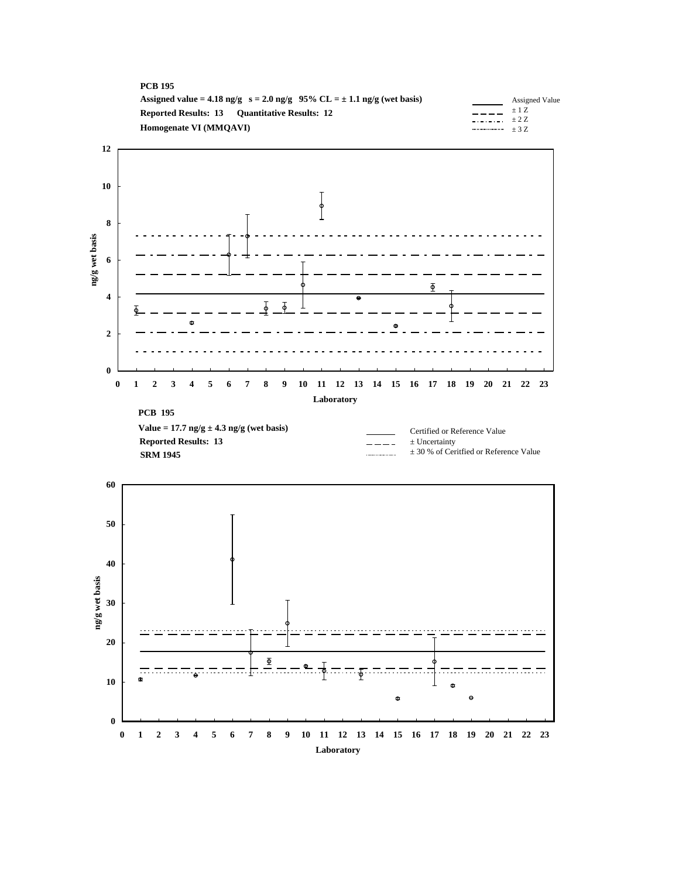**PCB 195**

**Assigned value = 4.18 ng/g   s = 2.0 ng/g   95% CL = ± 1.1 ng/g (wet basis)**

**Reported Results: 13   Quantitative Results: 12**

**Homogenate VI (MMQAVI)**

Legend: Assigned Value; ± 1 Z; ± 2 Z; ± 3 Z

ng/g wet basis

Laboratory

**PCB 195**

**Value = 17.7 ng/g ± 4.3 ng/g (wet basis)**

**Reported Results: 13**

**SRM 1945**

Legend: Certified or Reference Value; ± Uncertainty; ± 30 % of Ceritfied or Reference Value

ng/g wet basis

Laboratory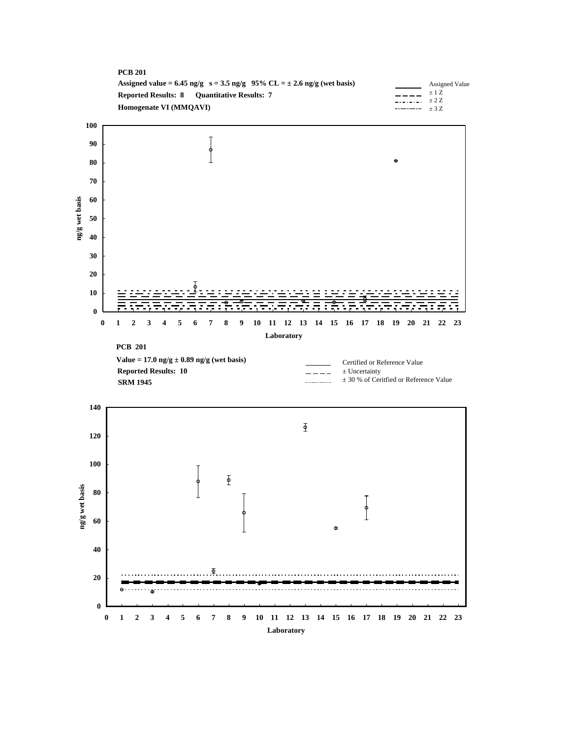**PCB 201**

**Assigned value = 6.45 ng/g s = 3.5 ng/g 95% CL = ± 2.6 ng/g (wet basis)**

**Reported Results: 8 Quantitative Results: 7**

**Homogenate VI (MMQAVI)**

Assigned Value
± 1 Z
± 2 Z
± 3 Z

ng/g wet basis

Laboratory

**PCB 201**

**Value = 17.0 ng/g ± 0.89 ng/g (wet basis)**

**Reported Results: 10**

**SRM 1945**

Certified or Reference Value
± Uncertainty
± 30 % of Ceritfied or Reference Value

ng/g wet basis

Laboratory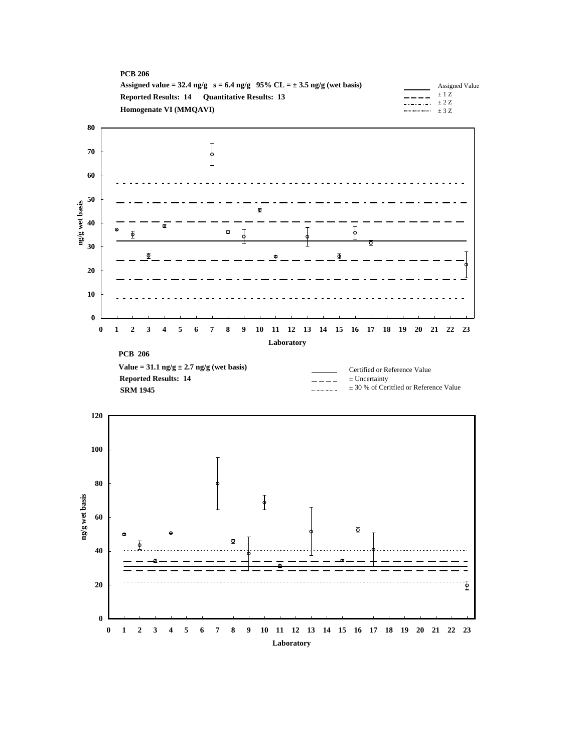**PCB 206**

**Assigned value = 32.4 ng/g   s = 6.4 ng/g   95% CL = ± 3.5 ng/g (wet basis)**

**Reported Results: 14   Quantitative Results: 13**

**Homogenate VI (MMQAVI)**

Legend: Assigned Value; ± 1 Z; ± 2 Z; ± 3 Z

Y-axis: ng/g wet basis (0–80)

X-axis: Laboratory (0–23)

**PCB 206**

**Value = 31.1 ng/g ± 2.7 ng/g (wet basis)**

**Reported Results: 14**

**SRM 1945**

Legend: Certified or Reference Value; ± Uncertainty; ± 30 % of Ceritfied or Reference Value

Y-axis: ng/g wet basis (0–120)

X-axis: Laboratory (0–23)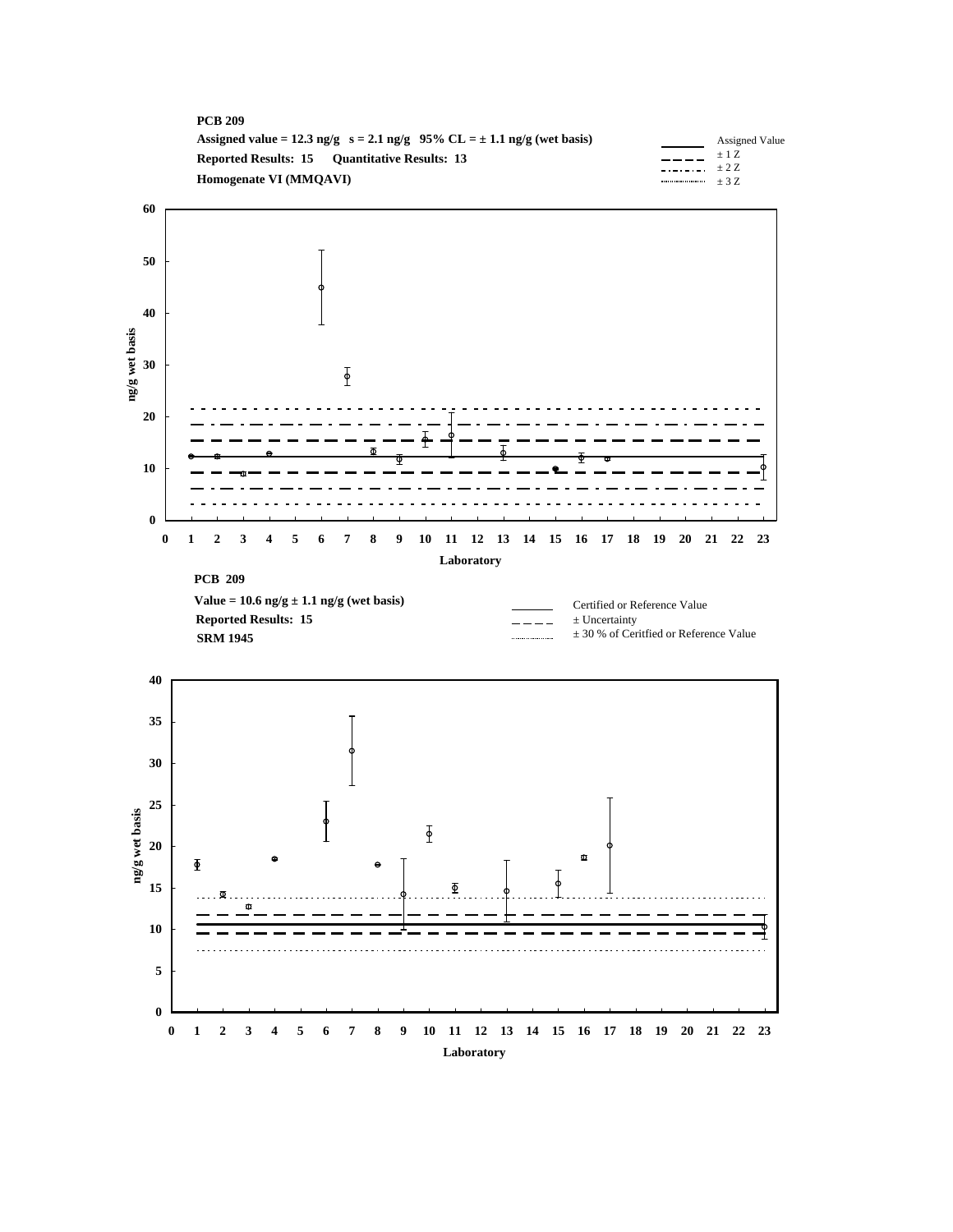**PCB 209**

**Assigned value = 12.3 ng/g s = 2.1 ng/g 95% CL = ± 1.1 ng/g (wet basis)**

**Reported Results: 15 Quantitative Results: 13**

**Homogenate VI (MMQAVI)**

Assigned Value
± 1 Z
± 2 Z
± 3 Z

ng/g wet basis

Laboratory

**PCB 209**

**Value = 10.6 ng/g ± 1.1 ng/g (wet basis)**

**Reported Results: 15**

**SRM 1945**

Certified or Reference Value
± Uncertainty
± 30 % of Ceritfied or Reference Value

ng/g wet basis

Laboratory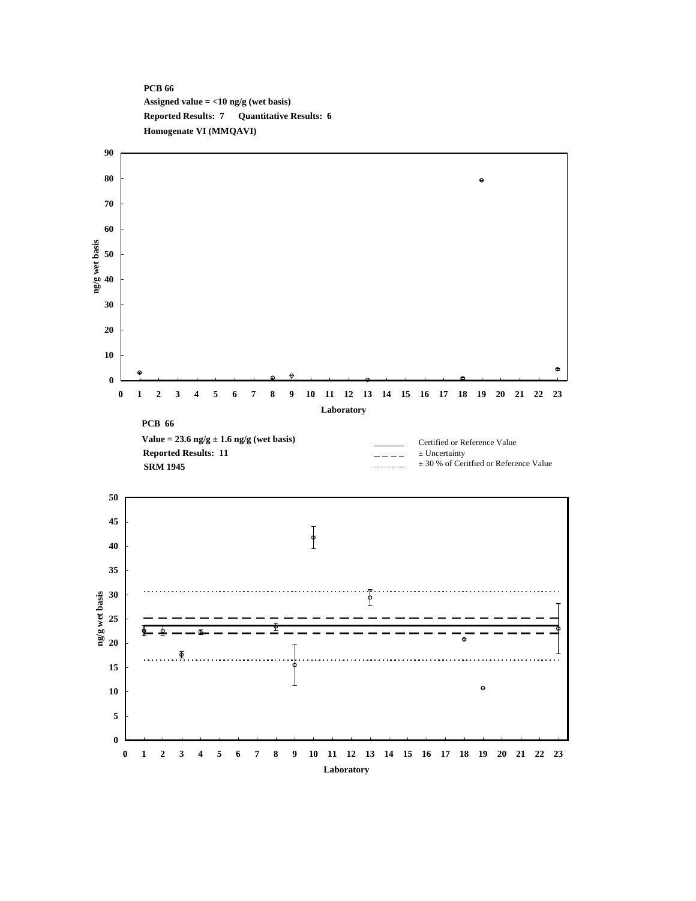**PCB 66**
**Assigned value = <10 ng/g (wet basis)**
**Reported Results: 7 Quantitative Results: 6**
**Homogenate VI (MMQAVI)**

ng/g wet basis

Laboratory

**PCB 66**
**Value = 23.6 ng/g ± 1.6 ng/g (wet basis)**
**Reported Results: 11**
**SRM 1945**

Certified or Reference Value
± Uncertainty
± 30 % of Ceritfied or Reference Value

ng/g wet basis

Laboratory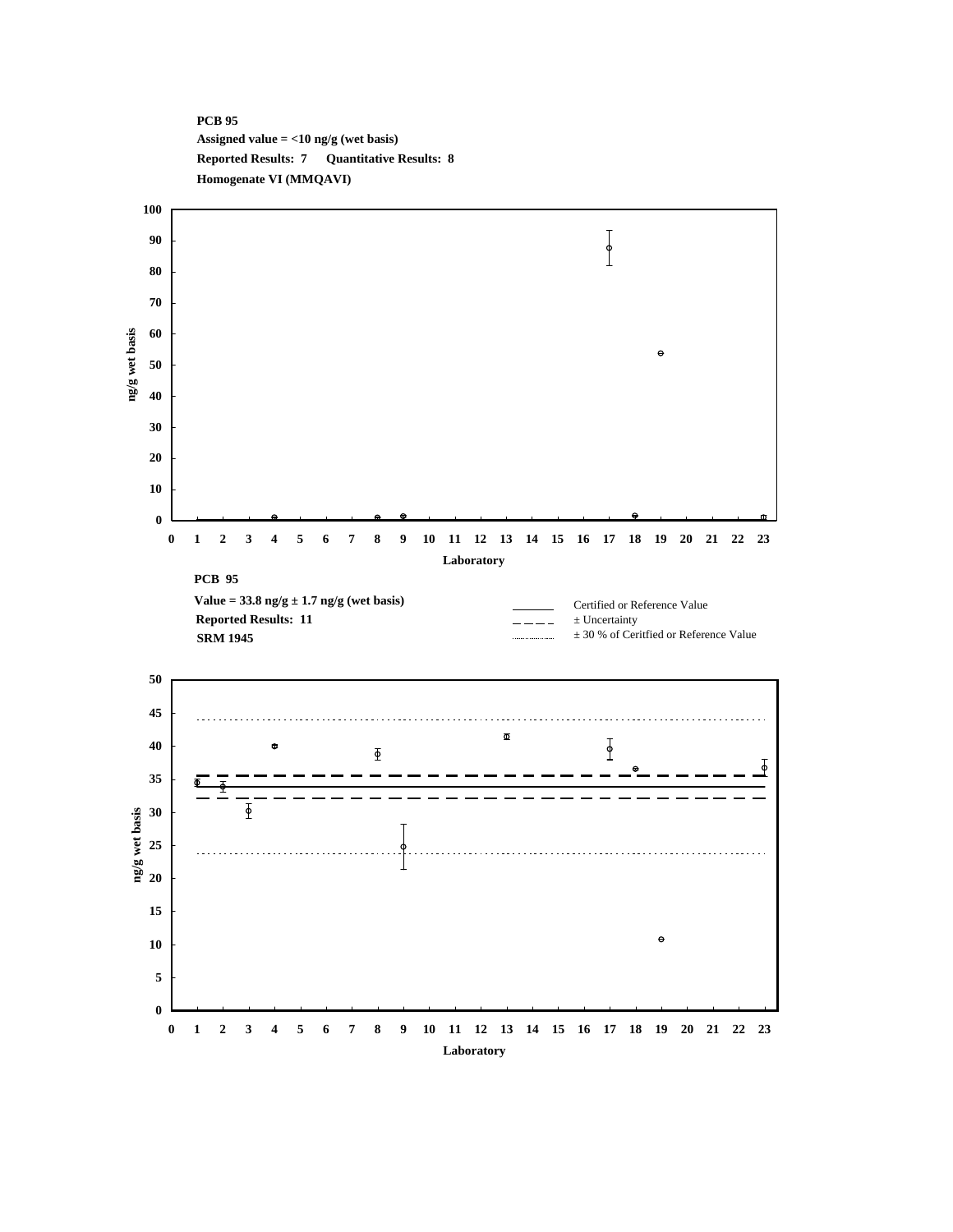**PCB 95**

**Assigned value = <10 ng/g (wet basis)**

**Reported Results: 7 Quantitative Results: 8**

**Homogenate VI (MMQAVI)**

ng/g wet basis

Laboratory

**PCB 95**

**Value = 33.8 ng/g ± 1.7 ng/g (wet basis)**

**Reported Results: 11**

**SRM 1945**

Certified or Reference Value

± Uncertainty

± 30 % of Ceritfied or Reference Value

ng/g wet basis

Laboratory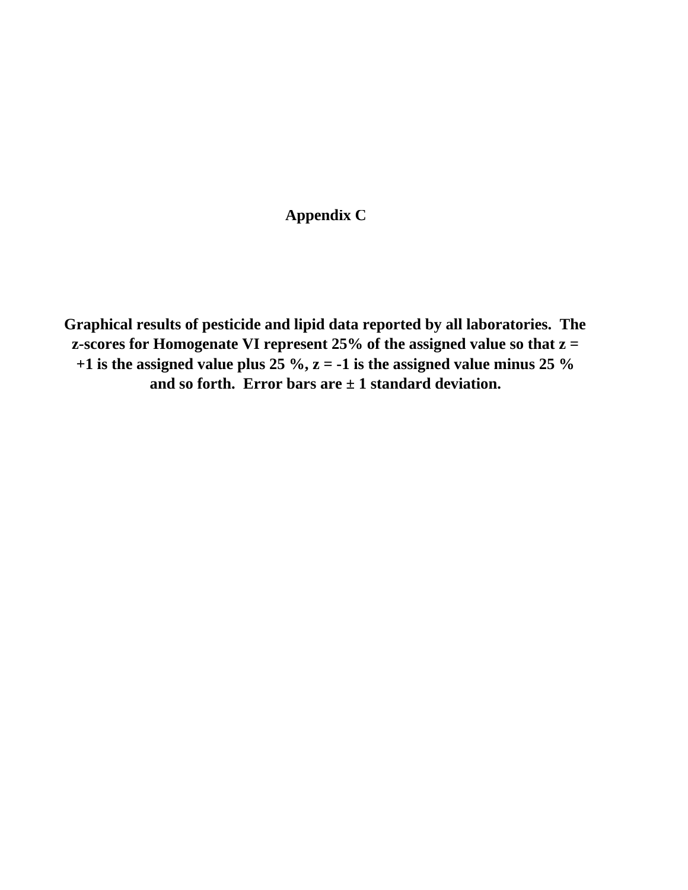# Appendix C

**Graphical results of pesticide and lipid data reported by all laboratories. The z-scores for Homogenate VI represent 25% of the assigned value so that z = +1 is the assigned value plus 25 %, z = -1 is the assigned value minus 25 % and so forth. Error bars are ± 1 standard deviation.**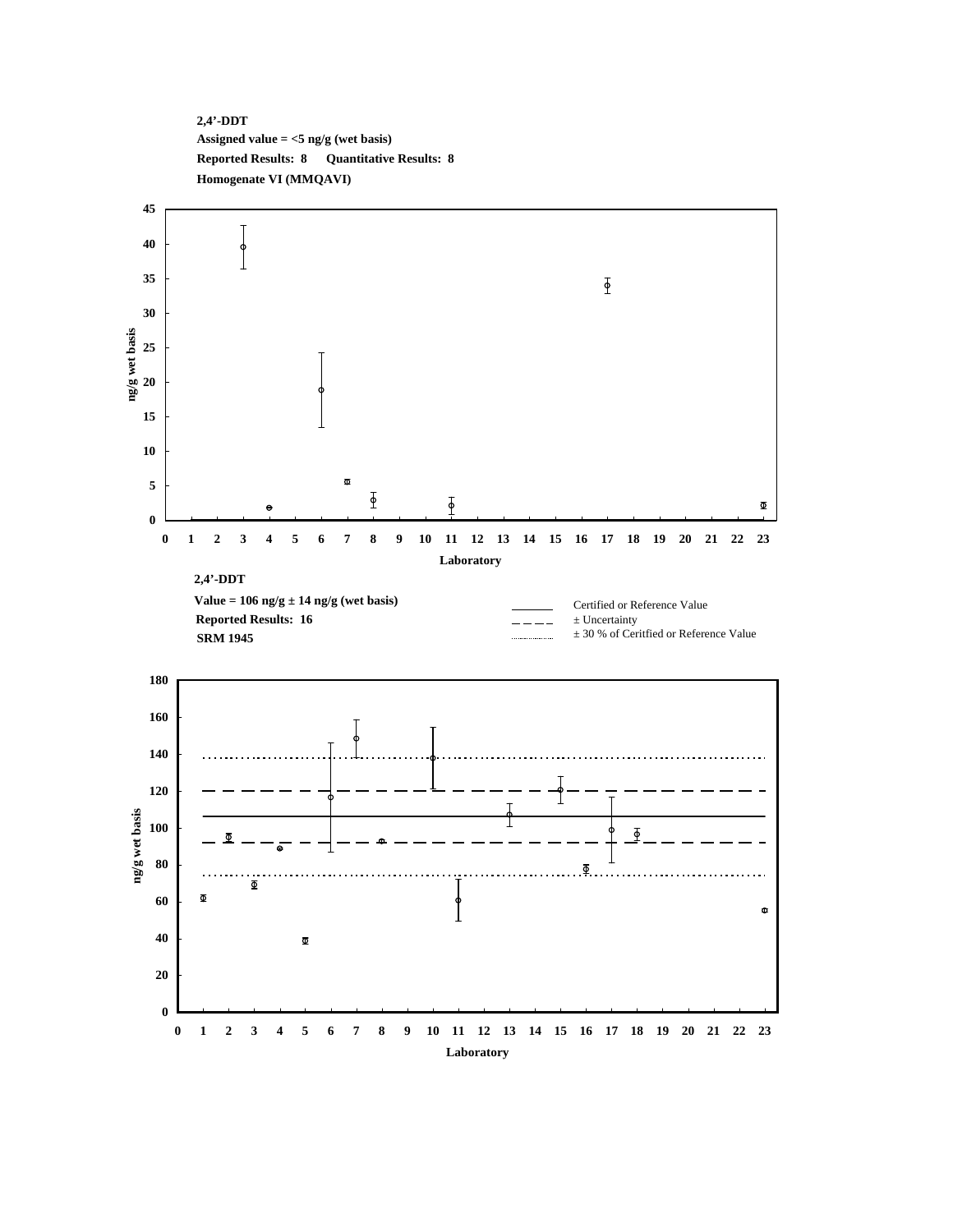**2,4'-DDT**
**Assigned value = <5 ng/g (wet basis)**
**Reported Results: 8 Quantitative Results: 8**
**Homogenate VI (MMQAVI)**

**2,4'-DDT**
**Value = 106 ng/g ± 14 ng/g (wet basis)**
**Reported Results: 16**
**SRM 1945**

Certified or Reference Value
± Uncertainty
± 30 % of Ceritfied or Reference Value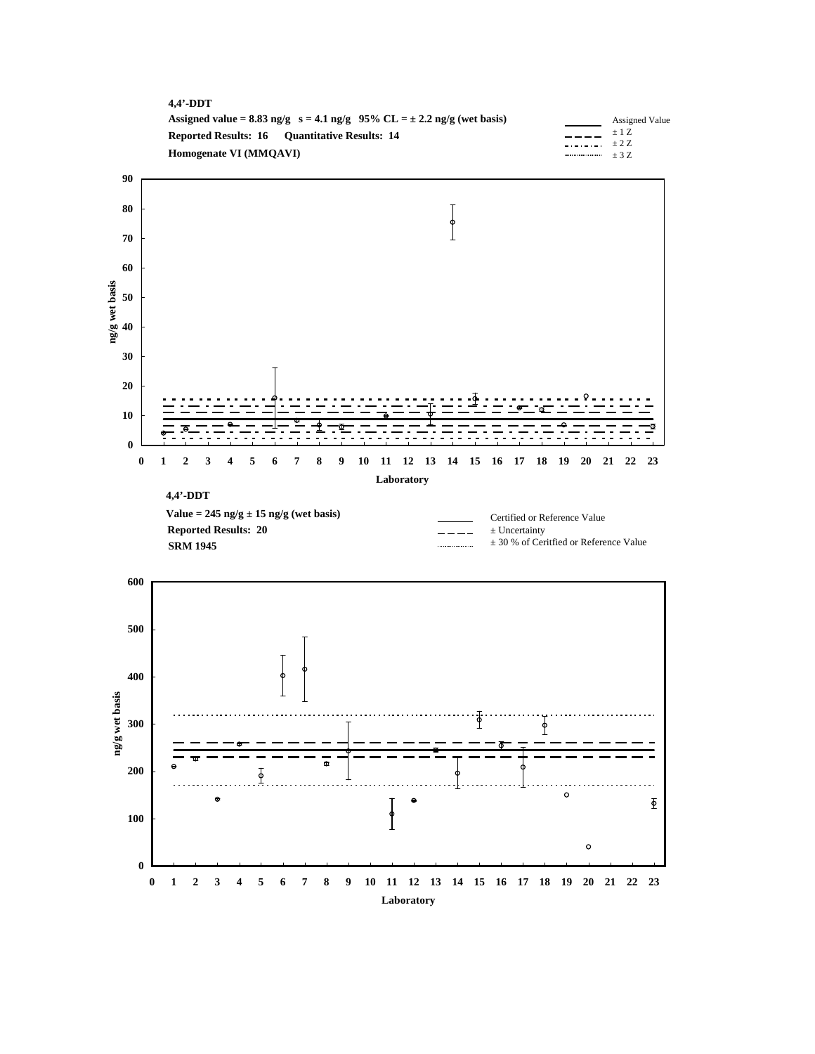**4,4'-DDT**

**Assigned value = 8.83 ng/g   s = 4.1 ng/g   95% CL = ± 2.2 ng/g (wet basis)**

**Reported Results: 16   Quantitative Results: 14**

**Homogenate VI (MMQAVI)**

Legend: Assigned Value; ± 1 Z; ± 2 Z; ± 3 Z

Y-axis: ng/g wet basis (0–90)

X-axis: Laboratory (0–23)

**4,4'-DDT**

**Value = 245 ng/g ± 15 ng/g (wet basis)**

**Reported Results: 20**

**SRM 1945**

Legend: Certified or Reference Value; ± Uncertainty; ± 30 % of Ceritfied or Reference Value

Y-axis: ng/g wet basis (0–600)

X-axis: Laboratory (0–23)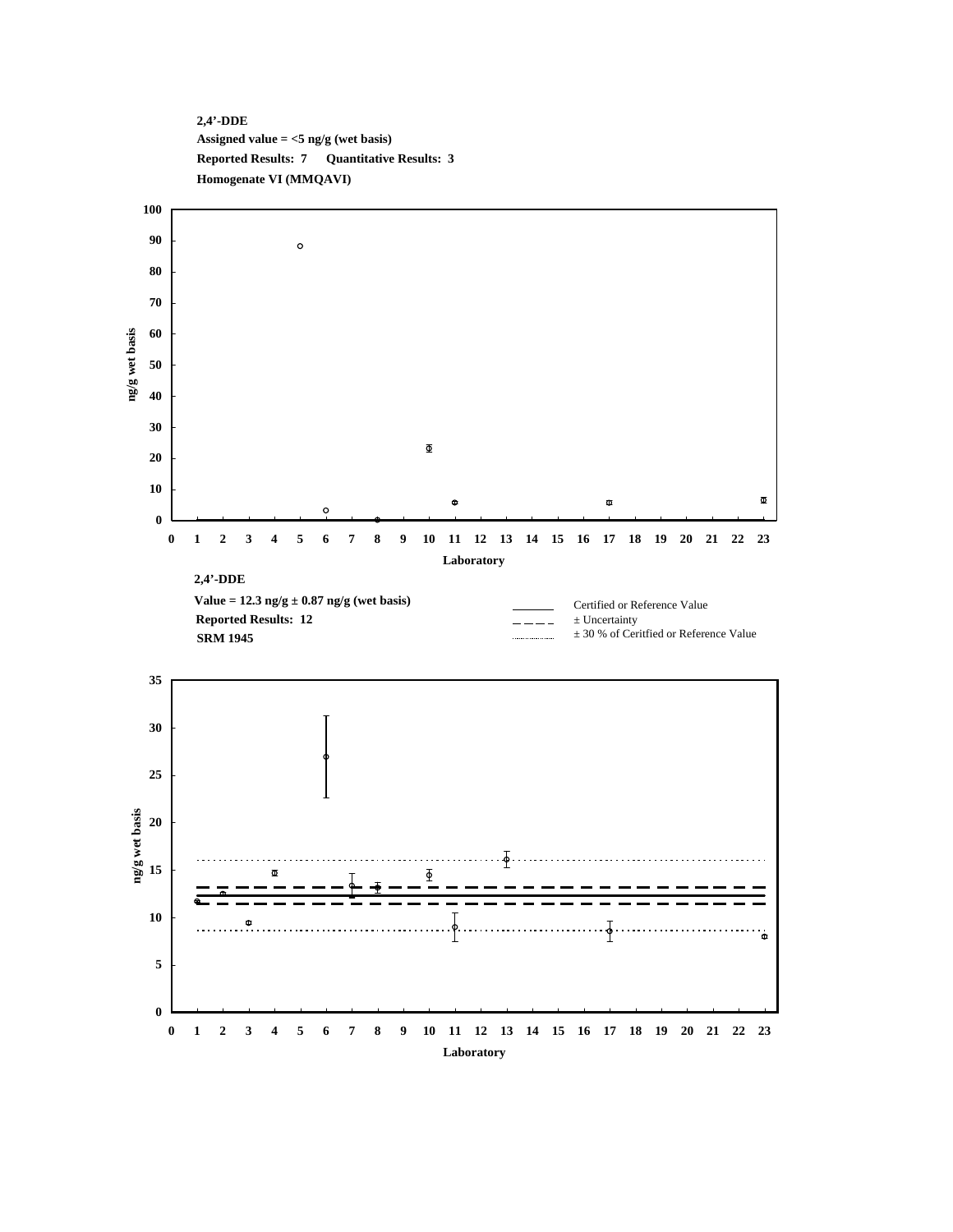**2,4'-DDE**

**Assigned value = <5 ng/g (wet basis)**

**Reported Results: 7 Quantitative Results: 3**

**Homogenate VI (MMQAVI)**

**2,4'-DDE**

**Value = 12.3 ng/g ± 0.87 ng/g (wet basis)**

**Reported Results: 12**

**SRM 1945**

Certified or Reference Value

± Uncertainty

± 30 % of Ceritfied or Reference Value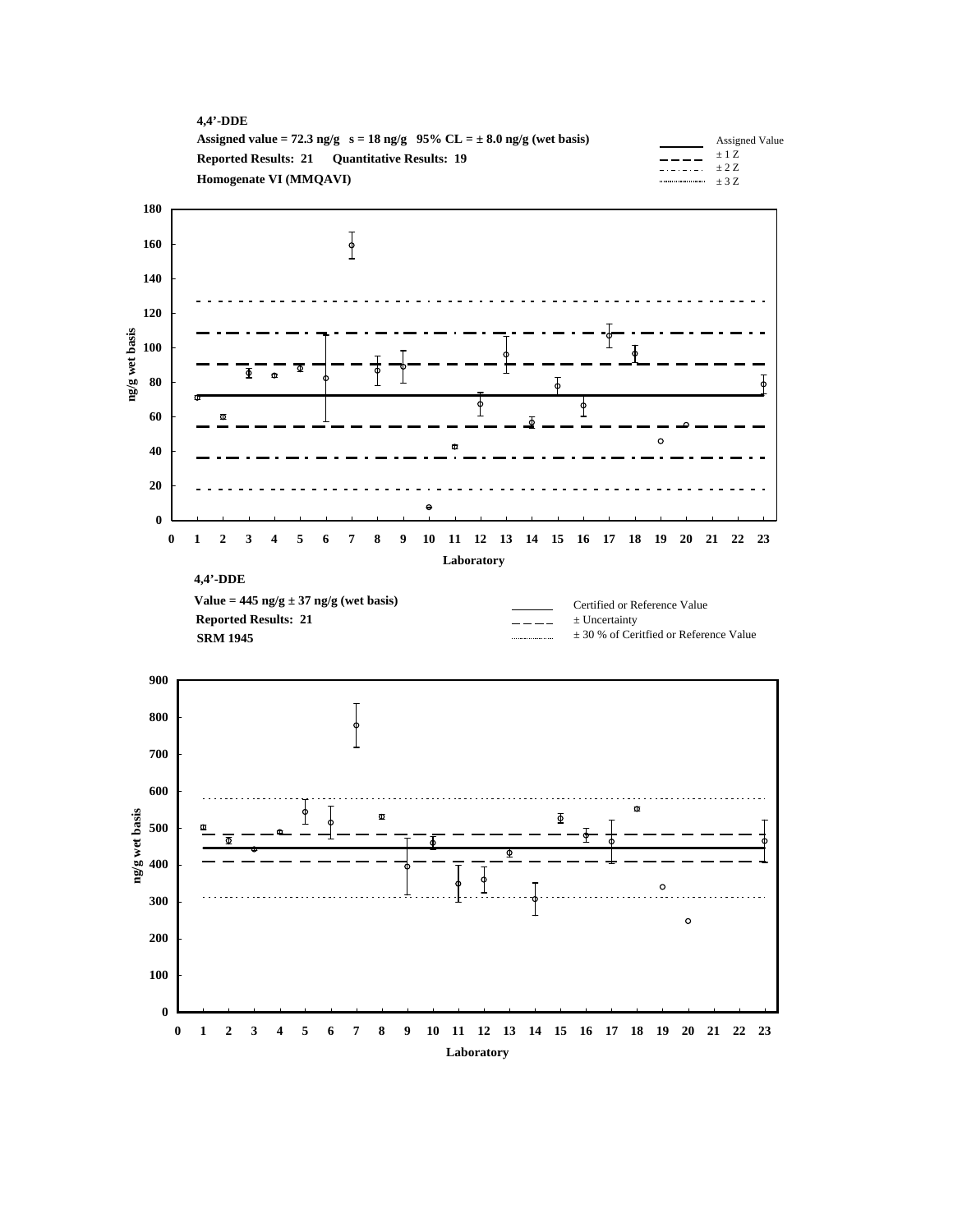**4,4'-DDE**

**Assigned value = 72.3 ng/g s = 18 ng/g 95% CL = ± 8.0 ng/g (wet basis)**

**Reported Results: 21 Quantitative Results: 19**

**Homogenate VI (MMQAVI)**

Assigned Value
± 1 Z
± 2 Z
± 3 Z

ng/g wet basis

Laboratory

**4,4'-DDE**

**Value = 445 ng/g ± 37 ng/g (wet basis)**

**Reported Results: 21**

**SRM 1945**

Certified or Reference Value
± Uncertainty
± 30 % of Ceritfied or Reference Value

ng/g wet basis

Laboratory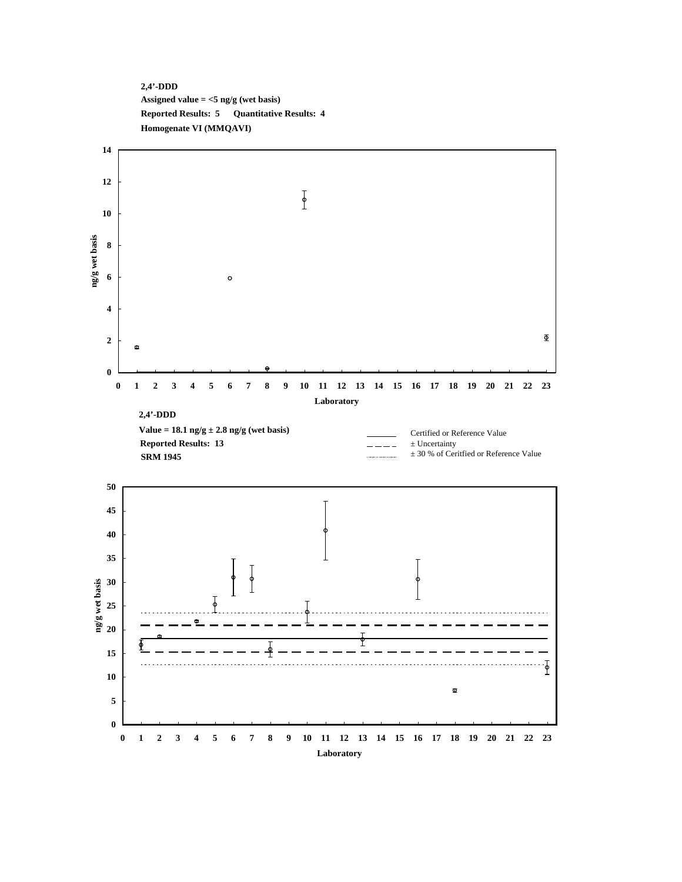**2,4'-DDD**
**Assigned value = <5 ng/g (wet basis)**
**Reported Results: 5 Quantitative Results: 4**
**Homogenate VI (MMQAVI)**

**2,4'-DDD**
**Value = 18.1 ng/g ± 2.8 ng/g (wet basis)**
**Reported Results: 13**
**SRM 1945**

Certified or Reference Value
± Uncertainty
± 30 % of Ceritfied or Reference Value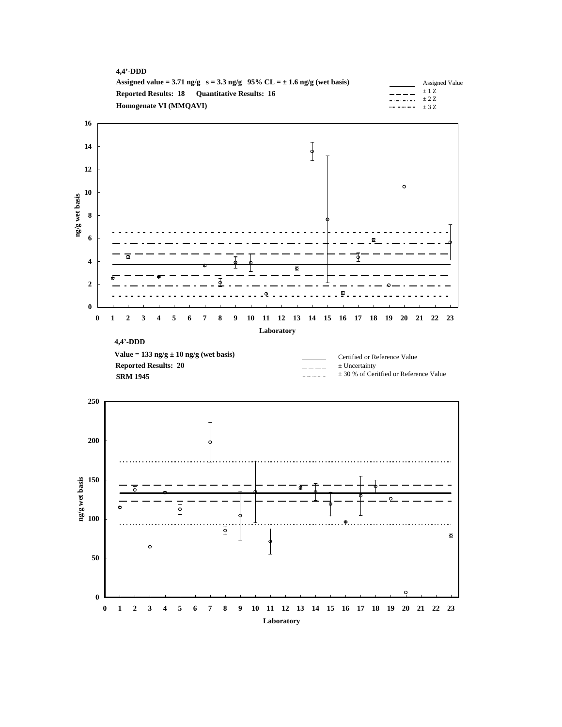**4,4'-DDD**

**Assigned value = 3.71 ng/g s = 3.3 ng/g 95% CL = ± 1.6 ng/g (wet basis)**

**Reported Results: 18 Quantitative Results: 16**

**Homogenate VI (MMQAVI)**

Assigned Value
± 1 Z
± 2 Z
± 3 Z

ng/g wet basis

Laboratory

**4,4'-DDD**

**Value = 133 ng/g ± 10 ng/g (wet basis)**

**Reported Results: 20**

**SRM 1945**

Certified or Reference Value
± Uncertainty
± 30 % of Ceritfied or Reference Value

ng/g wet basis

Laboratory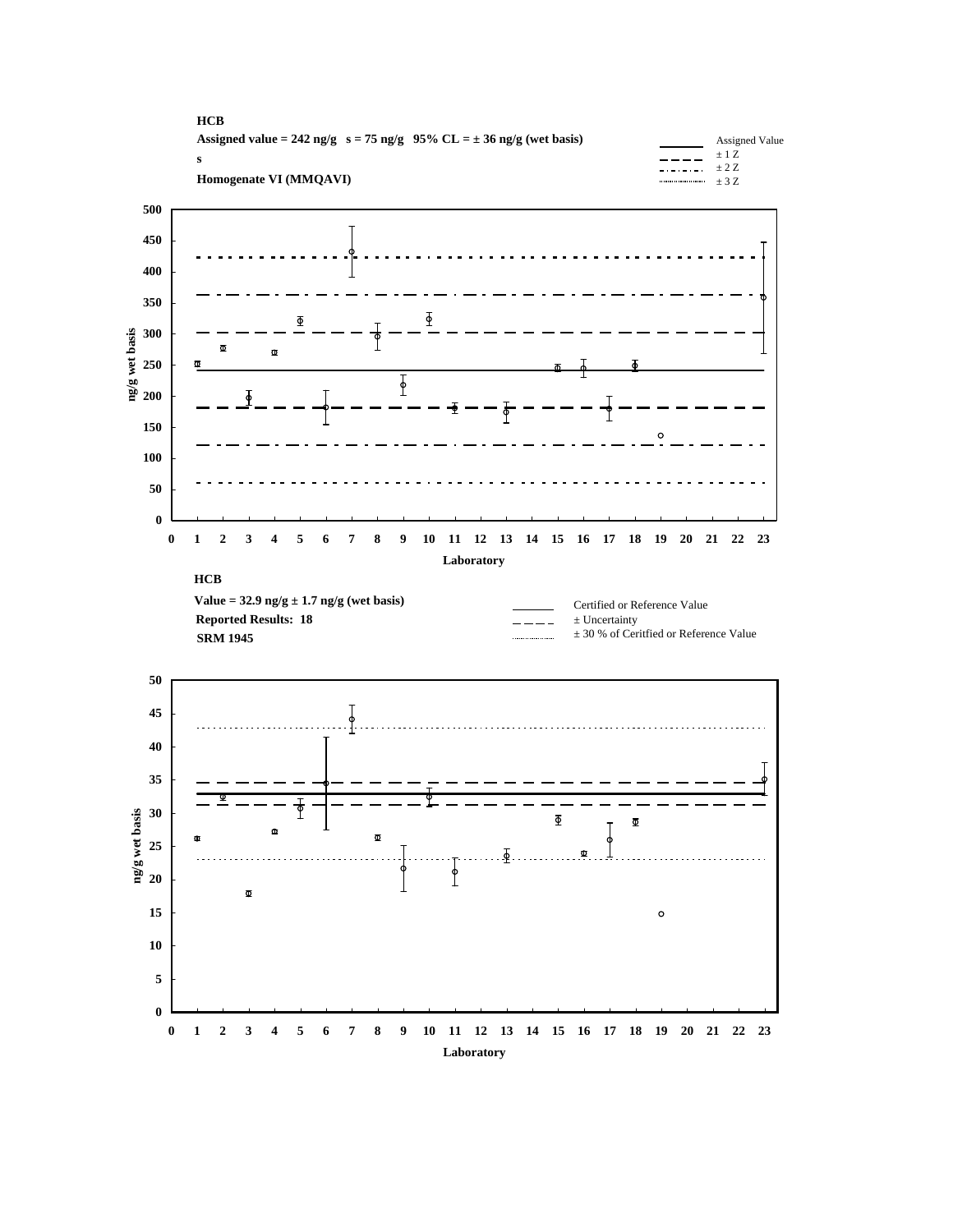**HCB**

**Assigned value = 242 ng/g   s = 75 ng/g   95% CL = ± 36 ng/g (wet basis)**

**s**

**Homogenate VI (MMQAVI)**

Legend: Assigned Value; ± 1 Z; ± 2 Z; ± 3 Z

Y-axis: ng/g wet basis (0–500)

X-axis: Laboratory (0–23)

**HCB**

**Value = 32.9 ng/g ± 1.7 ng/g (wet basis)**

**Reported Results: 18**

**SRM 1945**

Legend: Certified or Reference Value; ± Uncertainty; ± 30 % of Ceritfied or Reference Value

Y-axis: ng/g wet basis (0–50)

X-axis: Laboratory (0–23)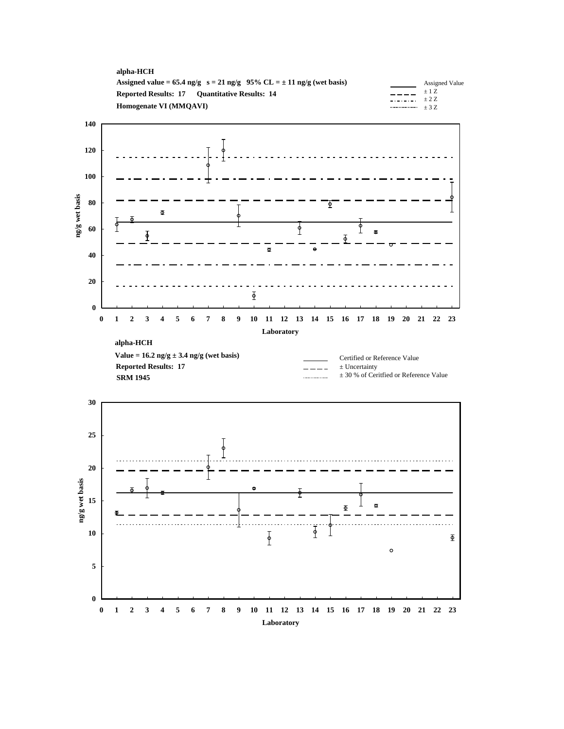**alpha-HCH**

**Assigned value = 65.4 ng/g   s = 21 ng/g   95% CL = ± 11 ng/g (wet basis)**

**Reported Results: 17   Quantitative Results: 14**

**Homogenate VI (MMQAVI)**

Legend: Assigned Value; ± 1 Z; ± 2 Z; ± 3 Z

Y-axis: ng/g wet basis (0–140)

X-axis: Laboratory (0–23)

**alpha-HCH**

**Value = 16.2 ng/g ± 3.4 ng/g (wet basis)**

**Reported Results: 17**

**SRM 1945**

Legend: Certified or Reference Value; ± Uncertainty; ± 30 % of Ceritfied or Reference Value

Y-axis: ng/g wet basis (0–30)

X-axis: Laboratory (0–23)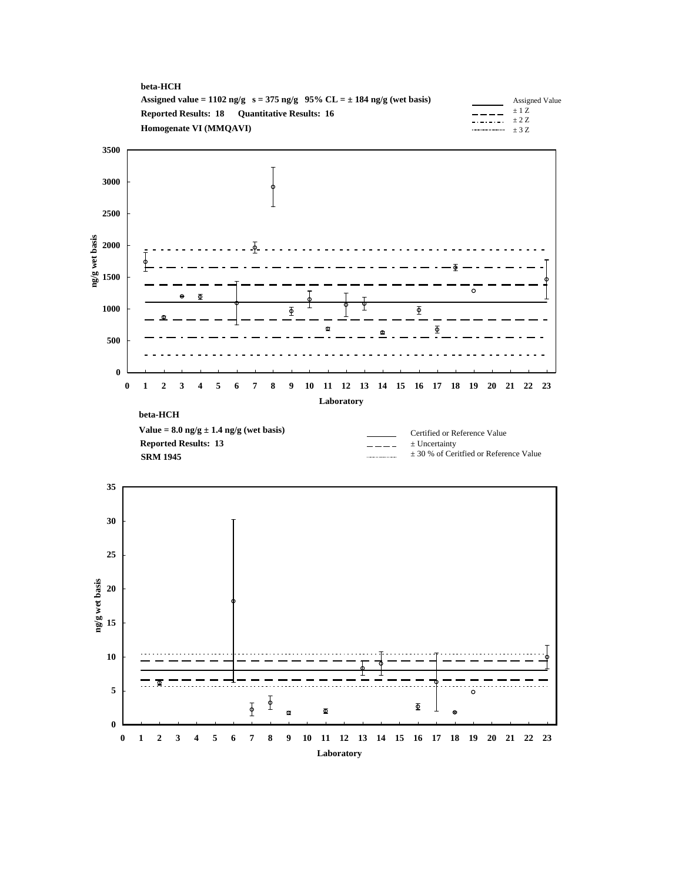**beta-HCH**

**Assigned value = 1102 ng/g   s = 375 ng/g   95% CL = ± 184 ng/g (wet basis)**

**Reported Results: 18   Quantitative Results: 16**

**Homogenate VI (MMQAVI)**

Legend: Assigned Value; ± 1 Z; ± 2 Z; ± 3 Z

Y-axis: ng/g wet basis (0–3500)

X-axis: Laboratory (0–23)

**beta-HCH**

**Value = 8.0 ng/g ± 1.4 ng/g (wet basis)**

**Reported Results: 13**

**SRM 1945**

Legend: Certified or Reference Value; ± Uncertainty; ± 30 % of Ceritfied or Reference Value

Y-axis: ng/g wet basis (0–35)

X-axis: Laboratory (0–23)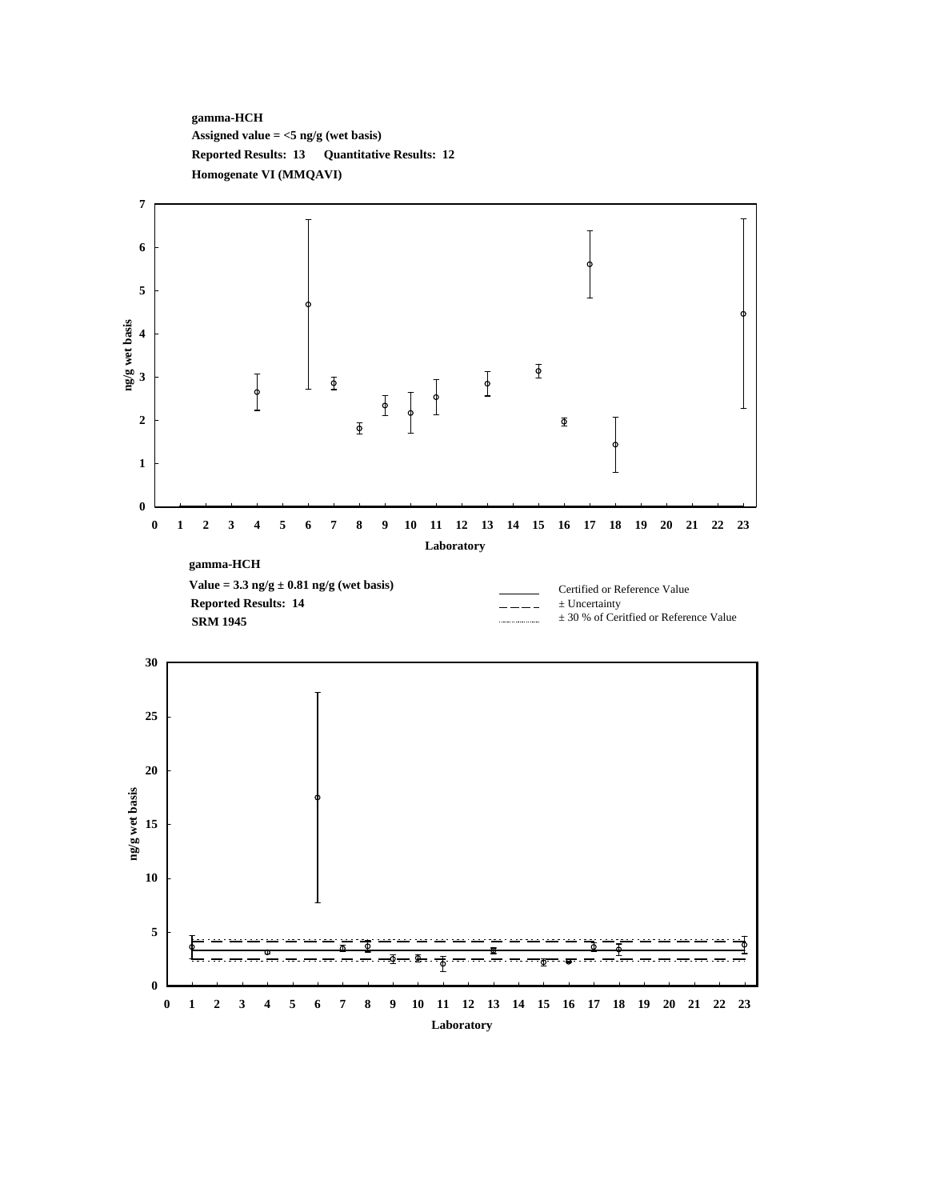**gamma-HCH**

**Assigned value = <5 ng/g (wet basis)**

**Reported Results: 13 Quantitative Results: 12**

**Homogenate VI (MMQAVI)**

**gamma-HCH**

**Value = 3.3 ng/g ± 0.81 ng/g (wet basis)**

**Reported Results: 14**

**SRM 1945**

Certified or Reference Value

± Uncertainty

± 30 % of Ceritfied or Reference Value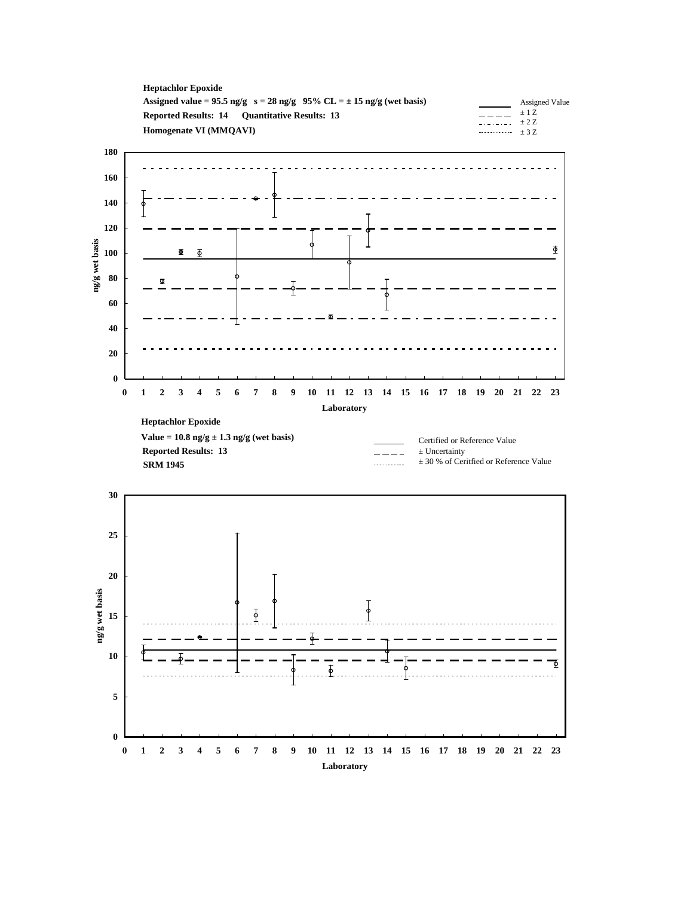**Heptachlor Epoxide**

**Assigned value = 95.5 ng/g   s = 28 ng/g   95% CL = ± 15 ng/g (wet basis)**

**Reported Results: 14   Quantitative Results: 13**

**Homogenate VI (MMQAVI)**

Legend: Assigned Value; ± 1 Z; ± 2 Z; ± 3 Z

Y-axis: ng/g wet basis (0–180)

X-axis: Laboratory (0–23)

**Heptachlor Epoxide**

**Value = 10.8 ng/g ± 1.3 ng/g (wet basis)**

**Reported Results: 13**

**SRM 1945**

Legend: Certified or Reference Value; ± Uncertainty; ± 30 % of Ceritfied or Reference Value

Y-axis: ng/g wet basis (0–30)

X-axis: Laboratory (0–23)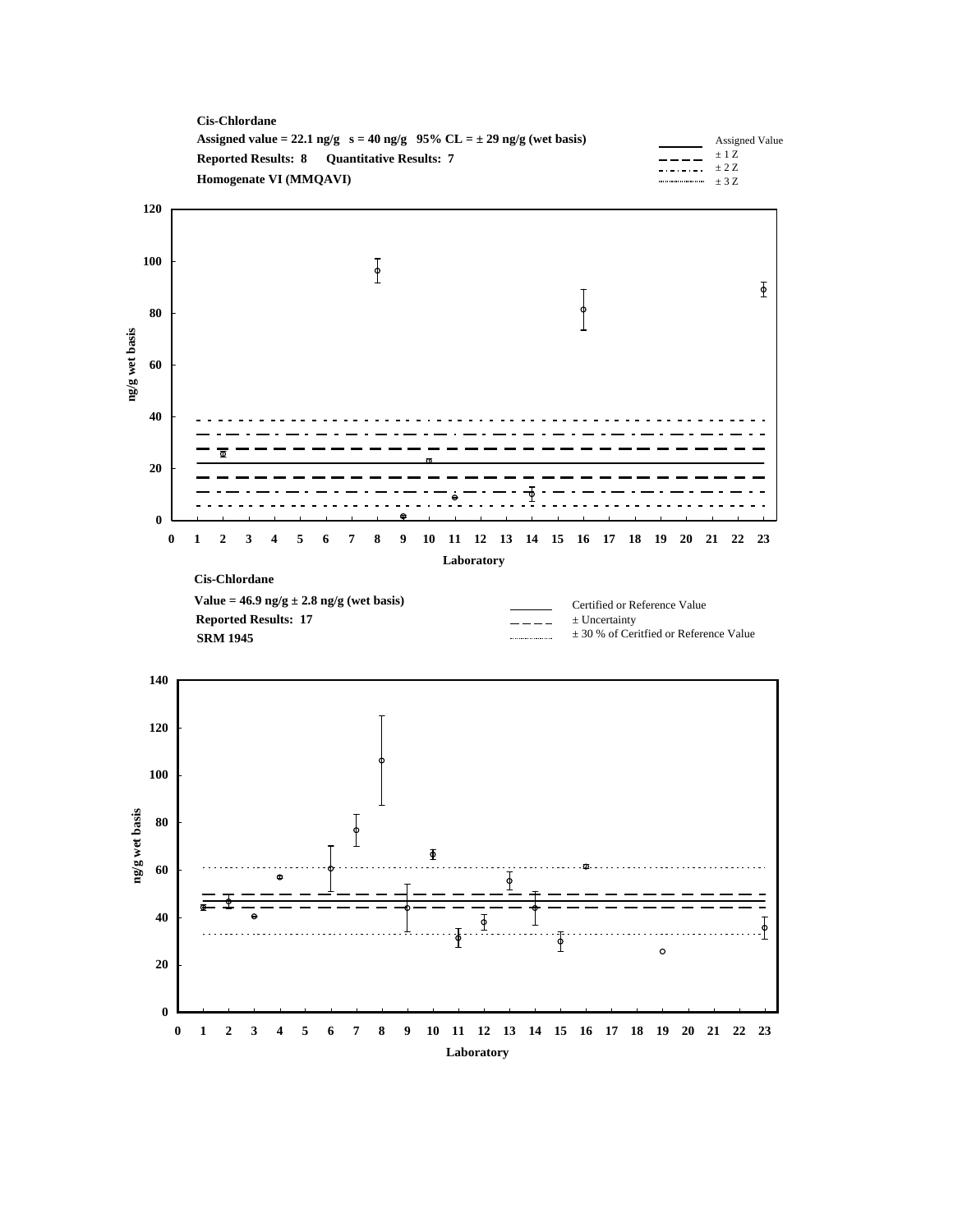**Cis-Chlordane**

**Assigned value = 22.1 ng/g   s = 40 ng/g   95% CL = ± 29 ng/g (wet basis)**

**Reported Results: 8   Quantitative Results: 7**

**Homogenate VI (MMQAVI)**

Legend: Assigned Value; ± 1 Z; ± 2 Z; ± 3 Z

Y-axis: ng/g wet basis (0–120)

X-axis: Laboratory (0–23)

**Cis-Chlordane**

**Value = 46.9 ng/g ± 2.8 ng/g (wet basis)**

**Reported Results: 17**

**SRM 1945**

Legend: Certified or Reference Value; ± Uncertainty; ± 30 % of Ceritfied or Reference Value

Y-axis: ng/g wet basis (0–140)

X-axis: Laboratory (0–23)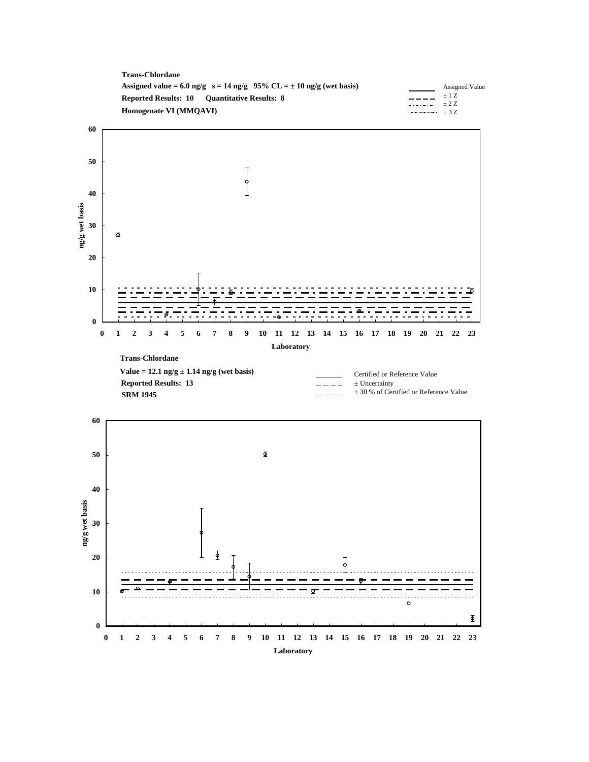**Trans-Chlordane**

**Assigned value = 6.0 ng/g   s = 14 ng/g   95% CL = ± 10 ng/g (wet basis)**

**Reported Results: 10   Quantitative Results: 8**

**Homogenate VI (MMQAVI)**

Legend: Assigned Value; ± 1 Z; ± 2 Z; ± 3 Z

Y-axis: ng/g wet basis (0–60). X-axis: Laboratory (0–23).

**Trans-Chlordane**

**Value = 12.1 ng/g ± 1.14 ng/g (wet basis)**

**Reported Results: 13**

**SRM 1945**

Legend: Certified or Reference Value; ± Uncertainty; ± 30 % of Ceritfied or Reference Value

Y-axis: ng/g wet basis (0–60). X-axis: Laboratory (0–23).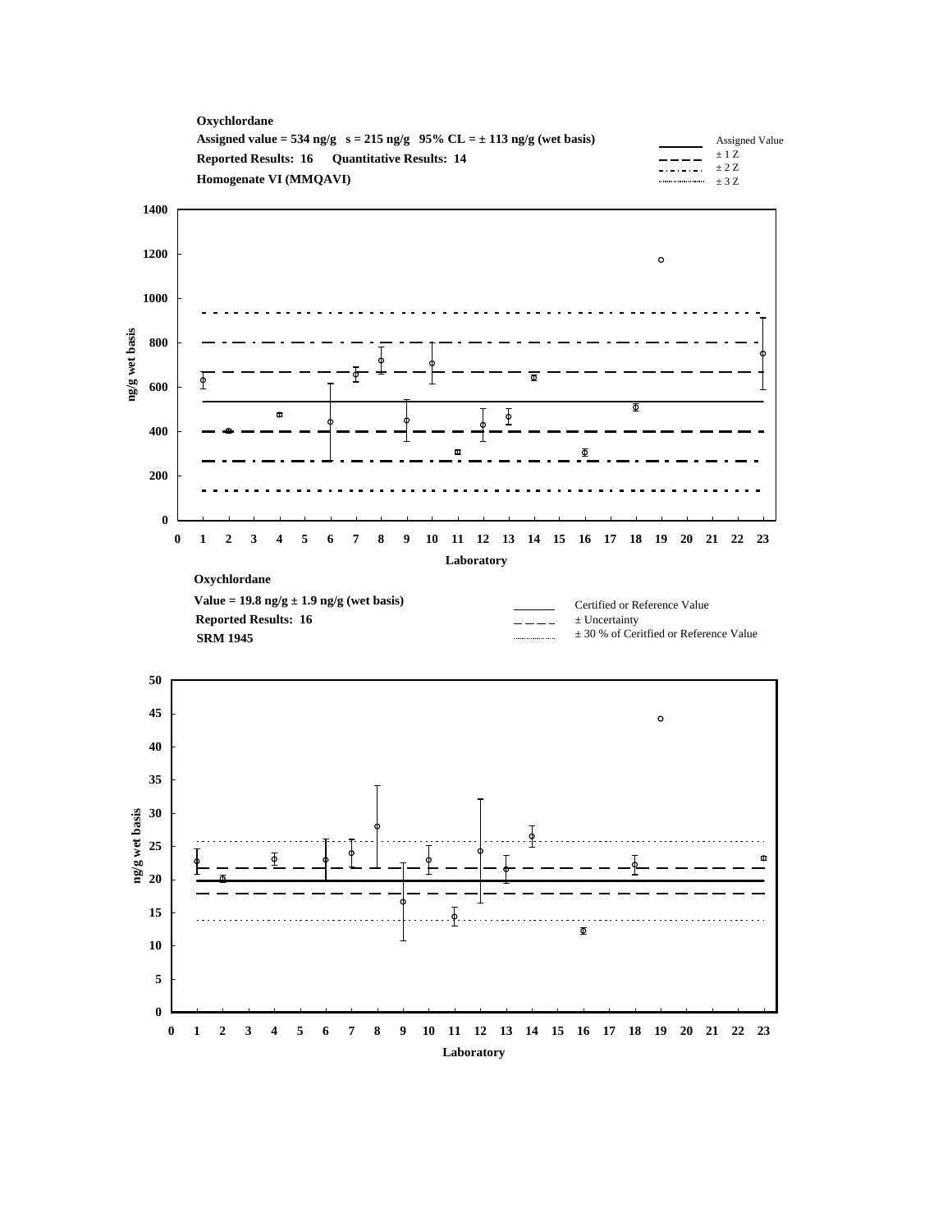**Oxychlordane**

**Assigned value = 534 ng/g s = 215 ng/g 95% CL = ± 113 ng/g (wet basis)**

**Reported Results: 16 Quantitative Results: 14**

**Homogenate VI (MMQAVI)**

Assigned Value
± 1 Z
± 2 Z
± 3 Z

ng/g wet basis

Laboratory

**Oxychlordane**

**Value = 19.8 ng/g ± 1.9 ng/g (wet basis)**

**Reported Results: 16**

**SRM 1945**

Certified or Reference Value
± Uncertainty
± 30 % of Ceritfied or Reference Value

ng/g wet basis

Laboratory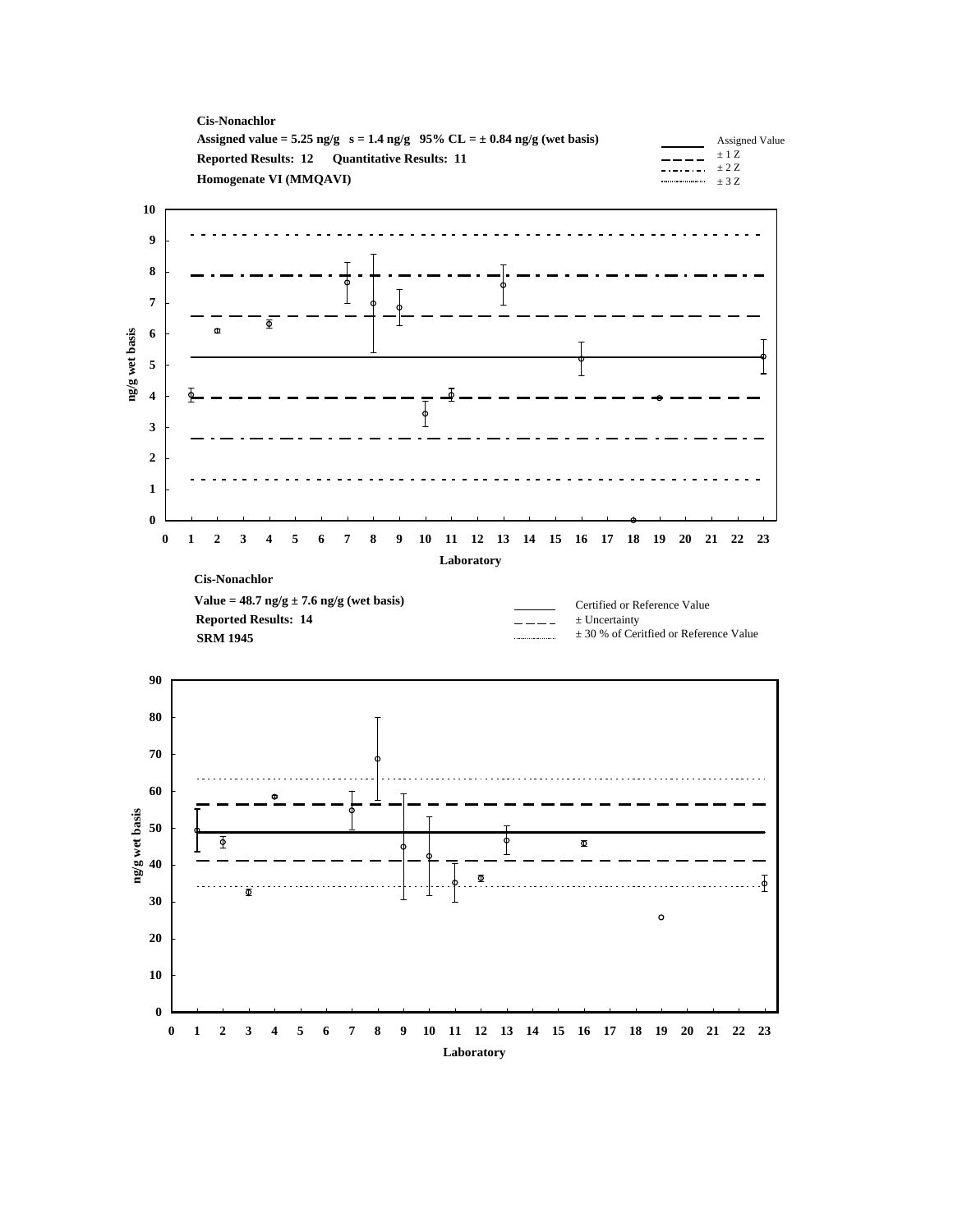**Cis-Nonachlor**

**Assigned value = 5.25 ng/g s = 1.4 ng/g 95% CL = ± 0.84 ng/g (wet basis)**

**Reported Results: 12 Quantitative Results: 11**

**Homogenate VI (MMQAVI)**

Assigned Value
± 1 Z
± 2 Z
± 3 Z

ng/g wet basis

Laboratory

**Cis-Nonachlor**

**Value = 48.7 ng/g ± 7.6 ng/g (wet basis)**

**Reported Results: 14**

**SRM 1945**

Certified or Reference Value
± Uncertainty
± 30 % of Ceritfied or Reference Value

ng/g wet basis

Laboratory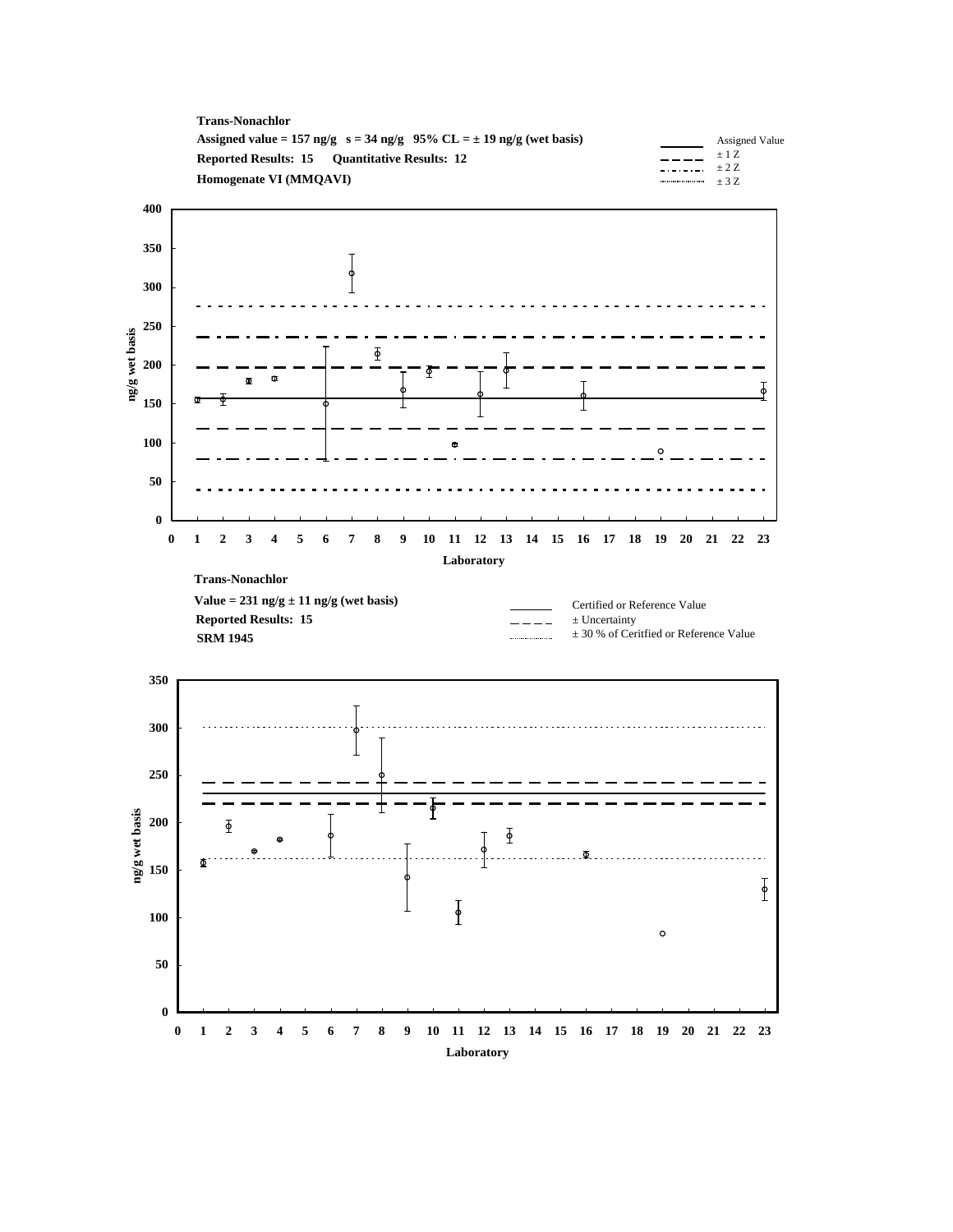**Trans-Nonachlor**

**Assigned value = 157 ng/g   s = 34 ng/g   95% CL = ± 19 ng/g (wet basis)**

**Reported Results: 15   Quantitative Results: 12**

**Homogenate VI (MMQAVI)**

Legend: Assigned Value; ± 1 Z; ± 2 Z; ± 3 Z

Y-axis: ng/g wet basis (0–400); X-axis: Laboratory (0–23)

**Trans-Nonachlor**

**Value = 231 ng/g ± 11 ng/g (wet basis)**

**Reported Results: 15**

**SRM 1945**

Legend: Certified or Reference Value; ± Uncertainty; ± 30 % of Ceritfied or Reference Value

Y-axis: ng/g wet basis (0–350); X-axis: Laboratory (0–23)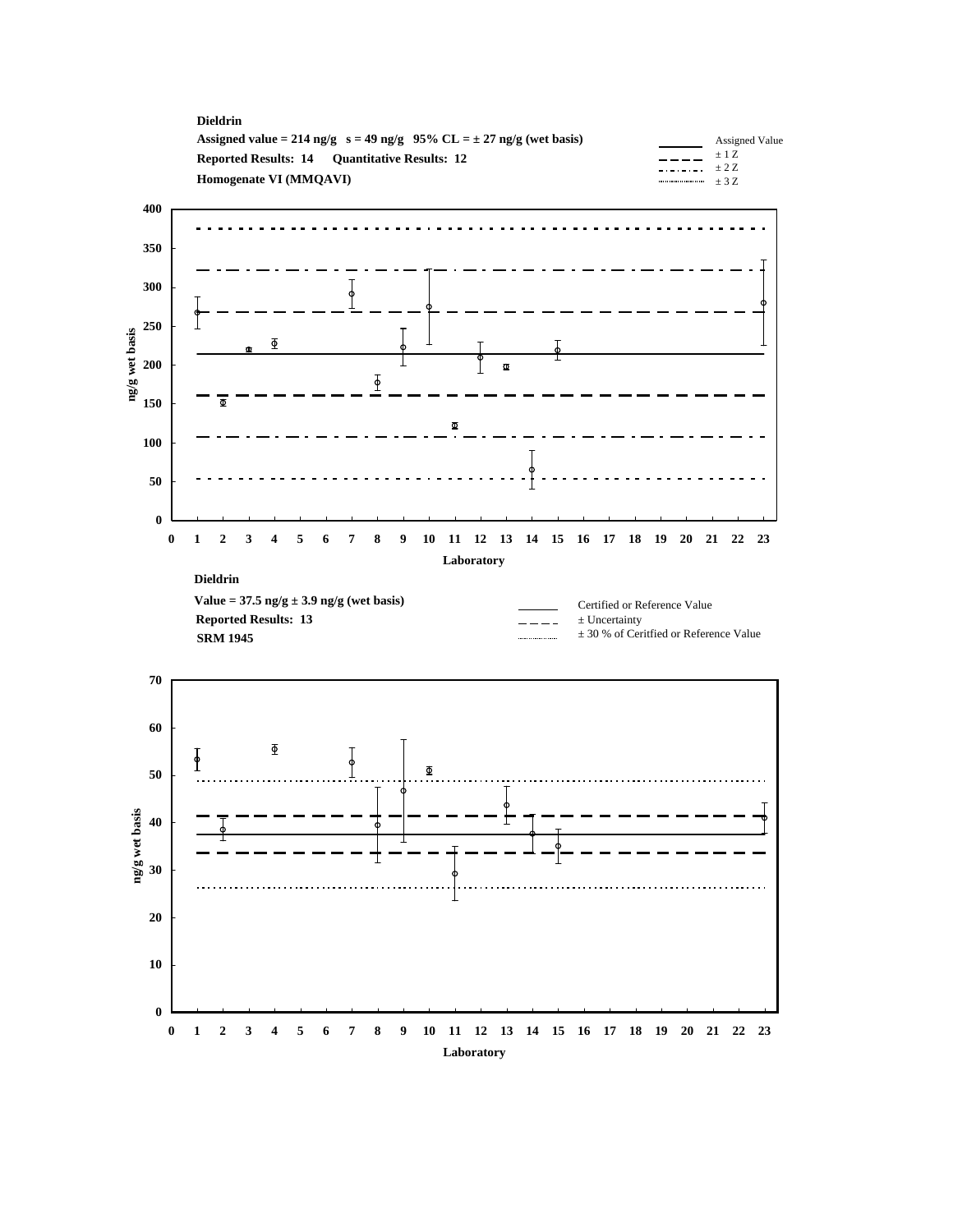**Dieldrin**

**Assigned value = 214 ng/g   s = 49 ng/g   95% CL = ± 27 ng/g (wet basis)**

**Reported Results: 14   Quantitative Results: 12**

**Homogenate VI (MMQAVI)**

Legend: Assigned Value; ± 1 Z; ± 2 Z; ± 3 Z

Y-axis: ng/g wet basis (0–400). X-axis: Laboratory (0–23).

**Dieldrin**

**Value = 37.5 ng/g ± 3.9 ng/g (wet basis)**

**Reported Results: 13**

**SRM 1945**

Legend: Certified or Reference Value; ± Uncertainty; ± 30 % of Ceritfied or Reference Value

Y-axis: ng/g wet basis (0–70). X-axis: Laboratory (0–23).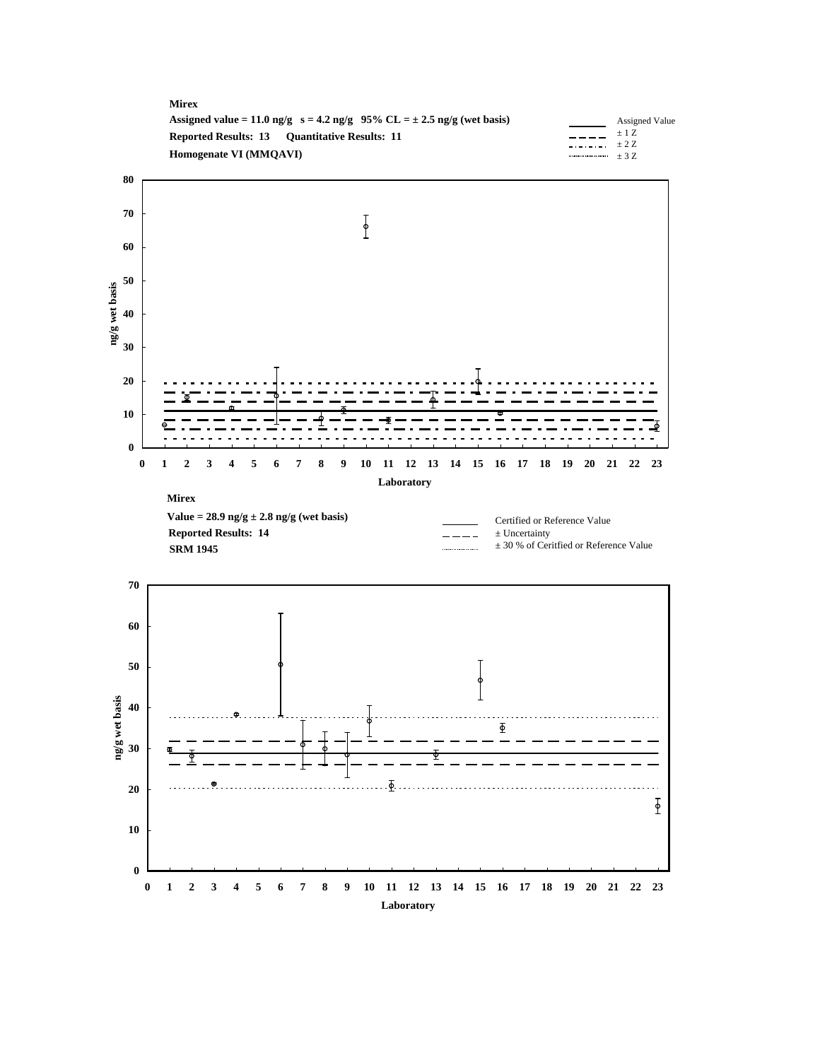**Mirex**

**Assigned value = 11.0 ng/g s = 4.2 ng/g 95% CL = ± 2.5 ng/g (wet basis)**

**Reported Results: 13 Quantitative Results: 11**

**Homogenate VI (MMQAVI)**

Legend: Assigned Value; ± 1 Z; ± 2 Z; ± 3 Z

Y-axis: ng/g wet basis (0–80); X-axis: Laboratory (0–23)

**Mirex**

**Value = 28.9 ng/g ± 2.8 ng/g (wet basis)**

**Reported Results: 14**

**SRM 1945**

Legend: Certified or Reference Value; ± Uncertainty; ± 30 % of Ceritfied or Reference Value

Y-axis: ng/g wet basis (0–70); X-axis: Laboratory (0–23)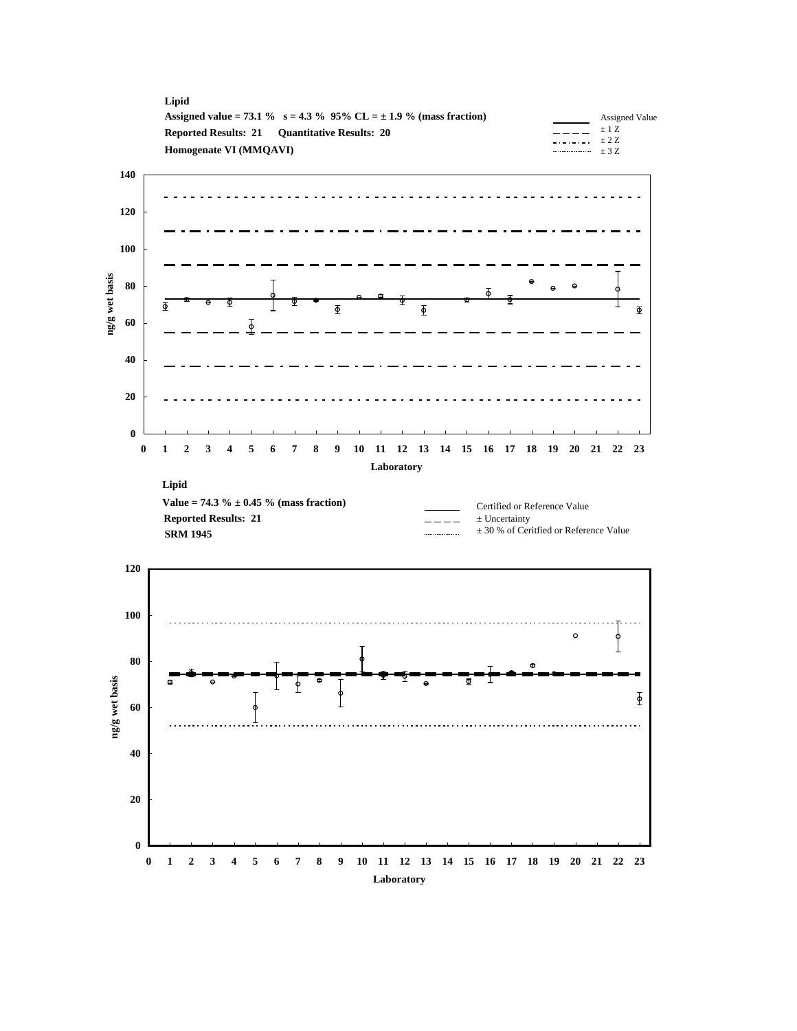**Lipid**

**Assigned value = 73.1 %   s = 4.3 %  95% CL = ± 1.9 % (mass fraction)**

**Reported Results: 21     Quantitative Results: 20**

**Homogenate VI (MMQAVI)**

Legend: Assigned Value; ± 1 Z; ± 2 Z; ± 3 Z

Y-axis: ng/g wet basis (0–140)

X-axis: Laboratory (0–23)

**Lipid**

**Value = 74.3 % ± 0.45 % (mass fraction)**

**Reported Results: 21**

**SRM 1945**

Legend: Certified or Reference Value; ± Uncertainty; ± 30 % of Ceritfied or Reference Value

Y-axis: ng/g wet basis (0–120)

X-axis: Laboratory (0–23)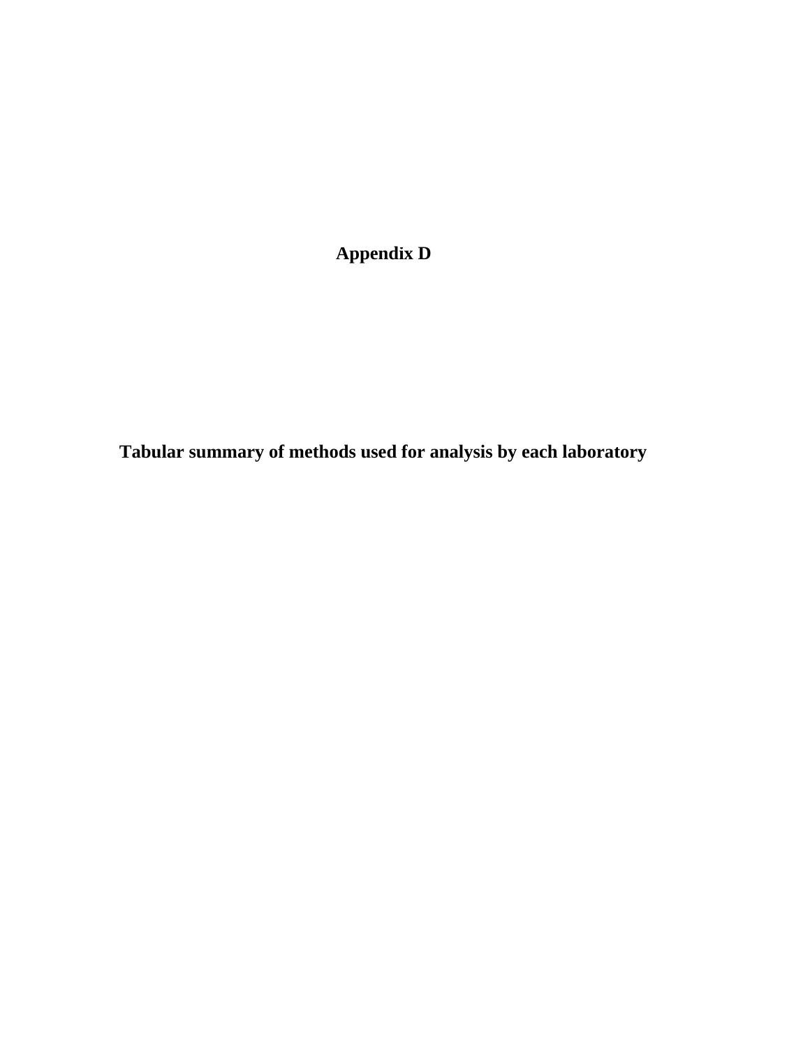# Appendix D

## Tabular summary of methods used for analysis by each laboratory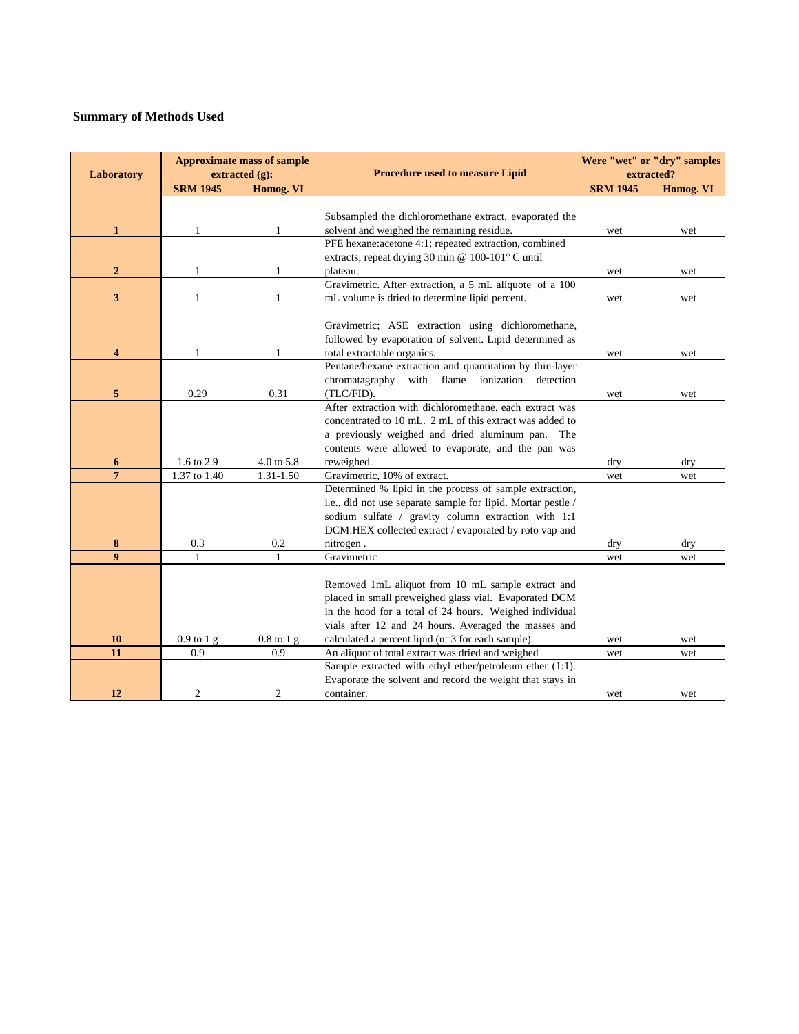## Summary of Methods Used

| Laboratory | Approximate mass of sample extracted (g): | | Procedure used to measure Lipid | Were "wet" or "dry" samples extracted? | |
|---|---|---|---|---|---|
| | SRM 1945 | Homog. VI | | SRM 1945 | Homog. VI |
| 1 | 1 | 1 | Subsampled the dichloromethane extract, evaporated the solvent and weighed the remaining residue. | wet | wet |
| 2 | 1 | 1 | PFE hexane:acetone 4:1; repeated extraction, combined extracts; repeat drying 30 min @ 100-101° C until plateau. | wet | wet |
| 3 | 1 | 1 | Gravimetric. After extraction, a 5 mL aliquote of a 100 mL volume is dried to determine lipid percent. | wet | wet |
| 4 | 1 | 1 | Gravimetric; ASE extraction using dichloromethane, followed by evaporation of solvent. Lipid determined as total extractable organics. | wet | wet |
| 5 | 0.29 | 0.31 | Pentane/hexane extraction and quantitation by thin-layer chromatagraphy with flame ionization detection (TLC/FID). | wet | wet |
| 6 | 1.6 to 2.9 | 4.0 to 5.8 | After extraction with dichloromethane, each extract was concentrated to 10 mL. 2 mL of this extract was added to a previously weighed and dried aluminum pan. The contents were allowed to evaporate, and the pan was reweighed. | dry | dry |
| 7 | 1.37 to 1.40 | 1.31-1.50 | Gravimetric, 10% of extract. | wet | wet |
| 8 | 0.3 | 0.2 | Determined % lipid in the process of sample extraction, i.e., did not use separate sample for lipid. Mortar pestle / sodium sulfate / gravity column extraction with 1:1 DCM:HEX collected extract / evaporated by roto vap and nitrogen . | dry | dry |
| 9 | 1 | 1 | Gravimetric | wet | wet |
| 10 | 0.9 to 1 g | 0.8 to 1 g | Removed 1mL aliquot from 10 mL sample extract and placed in small preweighed glass vial. Evaporated DCM in the hood for a total of 24 hours. Weighed individual vials after 12 and 24 hours. Averaged the masses and calculated a percent lipid (n=3 for each sample). | wet | wet |
| 11 | 0.9 | 0.9 | An aliquot of total extract was dried and weighed | wet | wet |
| 12 | 2 | 2 | Sample extracted with ethyl ether/petroleum ether (1:1). Evaporate the solvent and record the weight that stays in container. | wet | wet |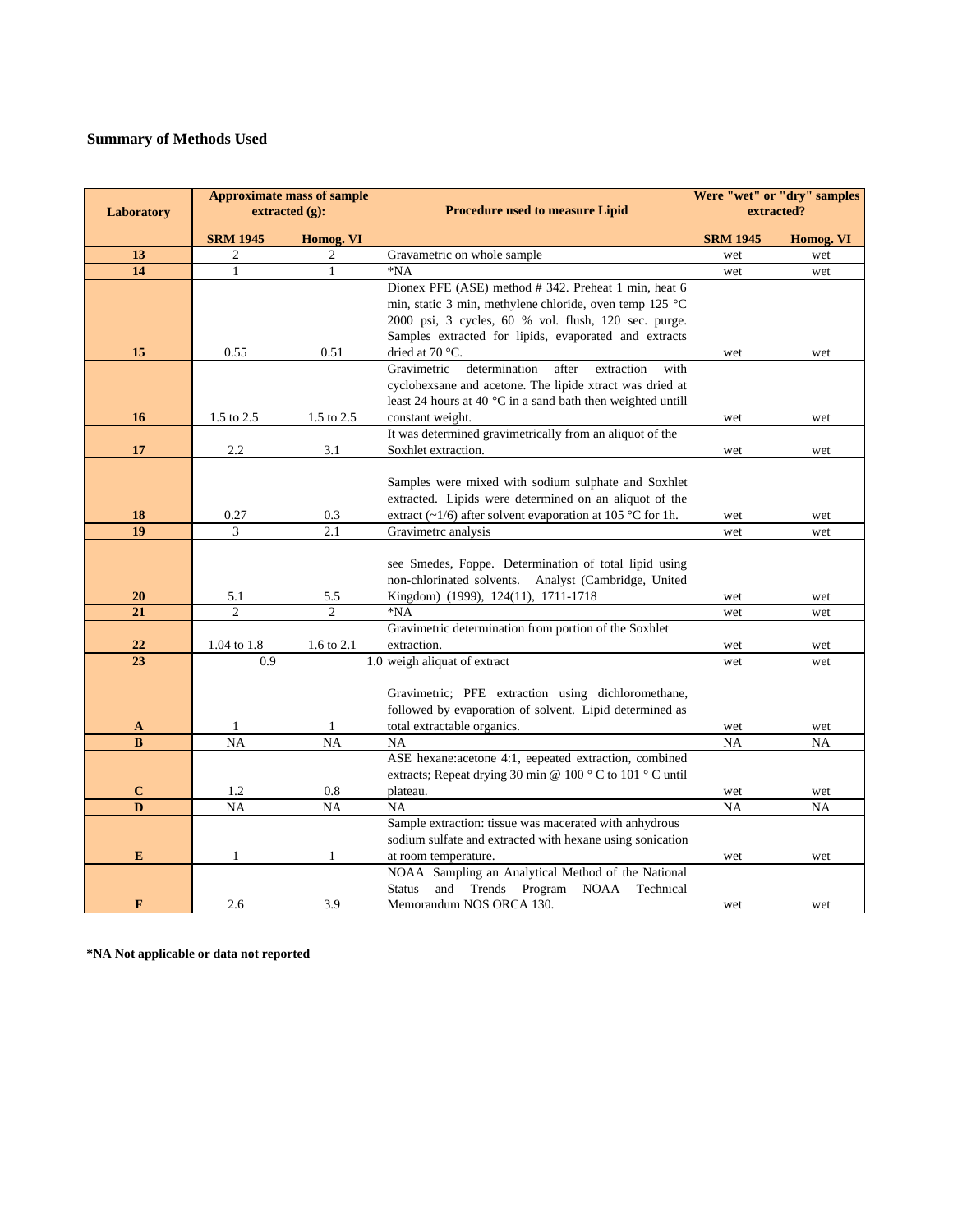## Summary of Methods Used

| Laboratory | Approximate mass of sample extracted (g): | | Procedure used to measure Lipid | Were "wet" or "dry" samples extracted? | |
|---|---|---|---|---|---|
| | SRM 1945 | Homog. VI | | SRM 1945 | Homog. VI |
| 13 | 2 | 2 | Gravametric on whole sample | wet | wet |
| 14 | 1 | 1 | *NA | wet | wet |
| 15 | 0.55 | 0.51 | Dionex PFE (ASE) method # 342. Preheat 1 min, heat 6 min, static 3 min, methylene chloride, oven temp 125 °C 2000 psi, 3 cycles, 60 % vol. flush, 120 sec. purge. Samples extracted for lipids, evaporated and extracts dried at 70 °C. | wet | wet |
| 16 | 1.5 to 2.5 | 1.5 to 2.5 | Gravimetric determination after extraction with cyclohexsane and acetone. The lipide xtract was dried at least 24 hours at 40 °C in a sand bath then weighted untill constant weight. | wet | wet |
| 17 | 2.2 | 3.1 | It was determined gravimetrically from an aliquot of the Soxhlet extraction. | wet | wet |
| 18 | 0.27 | 0.3 | Samples were mixed with sodium sulphate and Soxhlet extracted. Lipids were determined on an aliquot of the extract (~1/6) after solvent evaporation at 105 °C for 1h. | wet | wet |
| 19 | 3 | 2.1 | Gravimetrc analysis | wet | wet |
| 20 | 5.1 | 5.5 | see Smedes, Foppe. Determination of total lipid using non-chlorinated solvents. Analyst (Cambridge, United Kingdom) (1999), 124(11), 1711-1718 | wet | wet |
| 21 | 2 | 2 | *NA | wet | wet |
| 22 | 1.04 to 1.8 | 1.6 to 2.1 | Gravimetric determination from portion of the Soxhlet extraction. | wet | wet |
| 23 | 0.9 | 1.0 | weigh aliquat of extract | wet | wet |
| A | 1 | 1 | Gravimetric; PFE extraction using dichloromethane, followed by evaporation of solvent. Lipid determined as total extractable organics. | wet | wet |
| B | NA | NA | NA | NA | NA |
| C | 1.2 | 0.8 | ASE hexane:acetone 4:1, eepeated extraction, combined extracts; Repeat drying 30 min @ 100 ° C to 101 ° C until plateau. | wet | wet |
| D | NA | NA | NA | NA | NA |
| E | 1 | 1 | Sample extraction: tissue was macerated with anhydrous sodium sulfate and extracted with hexane using sonication at room temperature. | wet | wet |
| F | 2.6 | 3.9 | NOAA Sampling an Analytical Method of the National Status and Trends Program NOAA Technical Memorandum NOS ORCA 130. | wet | wet |

**\*NA Not applicable or data not reported**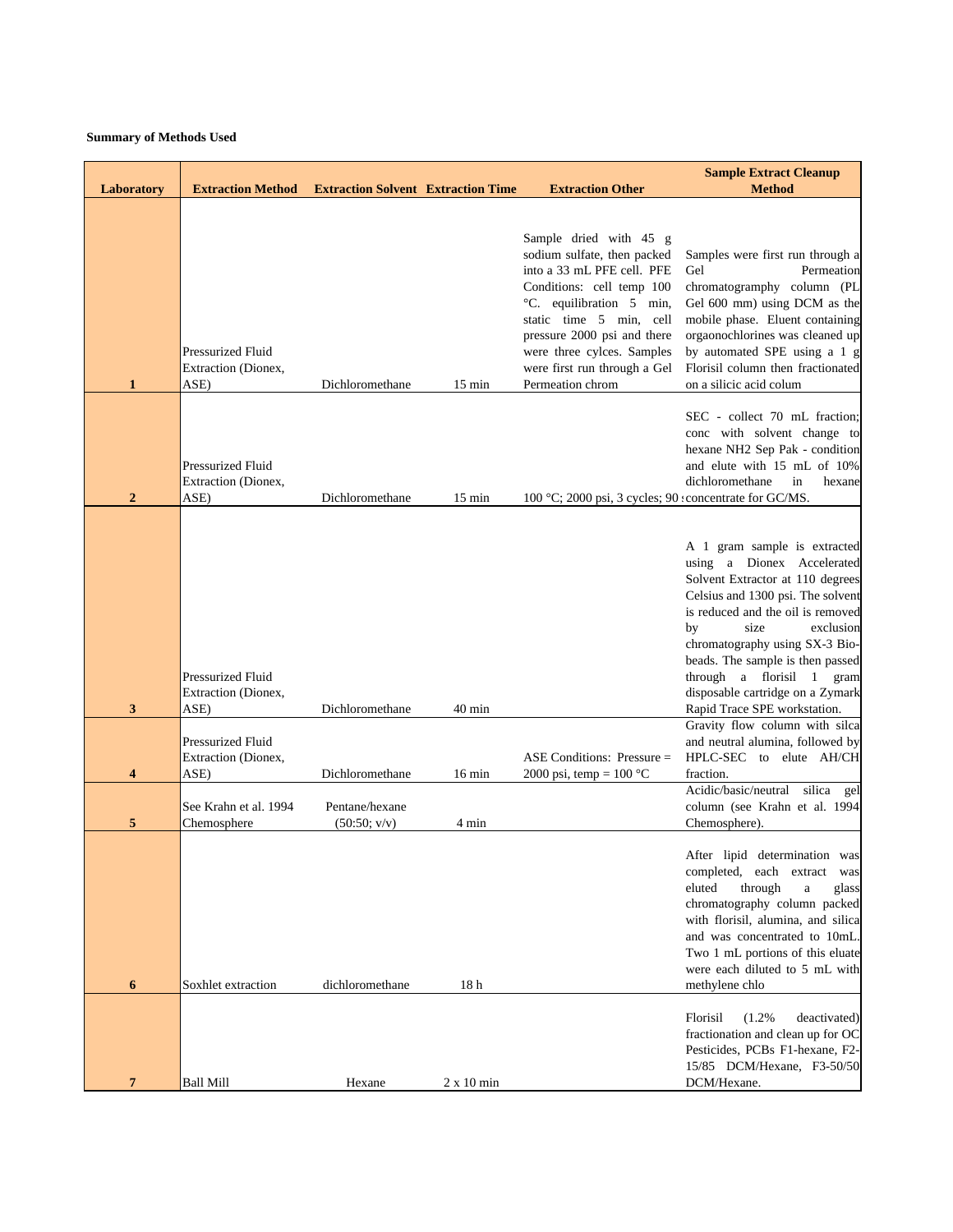**Summary of Methods Used**

| Laboratory | Extraction Method | Extraction Solvent | Extraction Time | Extraction Other | Sample Extract Cleanup Method |
|---|---|---|---|---|---|
| 1 | Pressurized Fluid Extraction (Dionex, ASE) | Dichloromethane | 15 min | Sample dried with 45 g sodium sulfate, then packed into a 33 mL PFE cell. PFE Conditions: cell temp 100 °C. equilibration 5 min, static time 5 min, cell pressure 2000 psi and there were three cylces. Samples were first run through a Gel Permeation chrom | Samples were first run through a Gel Permeation chromatogramphy column (PL Gel 600 mm) using DCM as the mobile phase. Eluent containing orgaonochlorines was cleaned up by automated SPE using a 1 g Florisil column then fractionated on a silicic acid colum |
| 2 | Pressurized Fluid Extraction (Dionex, ASE) | Dichloromethane | 15 min | 100 °C; 2000 psi, 3 cycles; 90 s | SEC - collect 70 mL fraction; conc with solvent change to hexane NH2 Sep Pak - condition and elute with 15 mL of 10% dichloromethane in hexane concentrate for GC/MS. |
| 3 | Pressurized Fluid Extraction (Dionex, ASE) | Dichloromethane | 40 min | | A 1 gram sample is extracted using a Dionex Accelerated Solvent Extractor at 110 degrees Celsius and 1300 psi. The solvent is reduced and the oil is removed by size exclusion chromatography using SX-3 Bio-beads. The sample is then passed through a florisil 1 gram disposable cartridge on a Zymark Rapid Trace SPE workstation. |
| 4 | Pressurized Fluid Extraction (Dionex, ASE) | Dichloromethane | 16 min | ASE Conditions: Pressure = 2000 psi, temp = 100 °C | Gravity flow column with silca and neutral alumina, followed by HPLC-SEC to elute AH/CH fraction. |
| 5 | See Krahn et al. 1994 Chemosphere | Pentane/hexane (50:50; v/v) | 4 min | | Acidic/basic/neutral silica gel column (see Krahn et al. 1994 Chemosphere). |
| 6 | Soxhlet extraction | dichloromethane | 18 h | | After lipid determination was completed, each extract was eluted through a glass chromatography column packed with florisil, alumina, and silica and was concentrated to 10mL. Two 1 mL portions of this eluate were each diluted to 5 mL with methylene chlo |
| 7 | Ball Mill | Hexane | 2 x 10 min | | Florisil (1.2% deactivated) fractionation and clean up for OC Pesticides, PCBs F1-hexane, F2-15/85 DCM/Hexane, F3-50/50 DCM/Hexane. |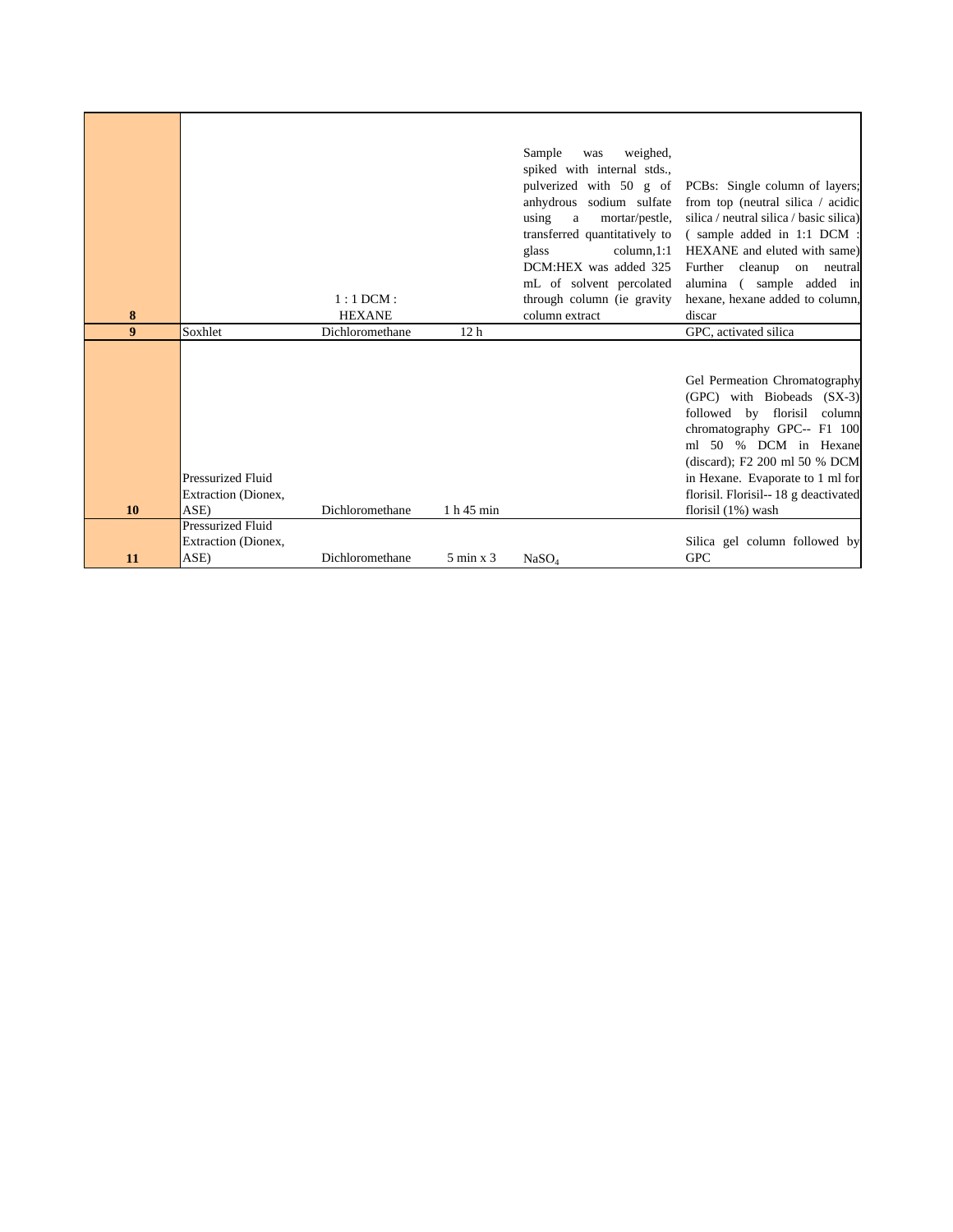| | | | | | |
|---|---|---|---|---|---|
| **8** | | 1 : 1 DCM : HEXANE | | Sample was weighed, spiked with internal stds., pulverized with 50 g of anhydrous sodium sulfate using a mortar/pestle, transferred quantitatively to glass column,1:1 DCM:HEX was added 325 mL of solvent percolated through column (ie gravity column extract | PCBs: Single column of layers; from top (neutral silica / acidic silica / neutral silica / basic silica) ( sample added in 1:1 DCM : HEXANE and eluted with same) Further cleanup on neutral alumina ( sample added in hexane, hexane added to column, discar |
| **9** | Soxhlet | Dichloromethane | 12 h | | GPC, activated silica |
| **10** | Pressurized Fluid Extraction (Dionex, ASE) | Dichloromethane | 1 h 45 min | | Gel Permeation Chromatography (GPC) with Biobeads (SX-3) followed by florisil column chromatography GPC-- F1 100 ml 50 % DCM in Hexane (discard); F2 200 ml 50 % DCM in Hexane. Evaporate to 1 ml for florisil. Florisil-- 18 g deactivated florisil (1%) wash |
| **11** | Pressurized Fluid Extraction (Dionex, ASE) | Dichloromethane | 5 min x 3 | $NaSO_4$ | Silica gel column followed by GPC |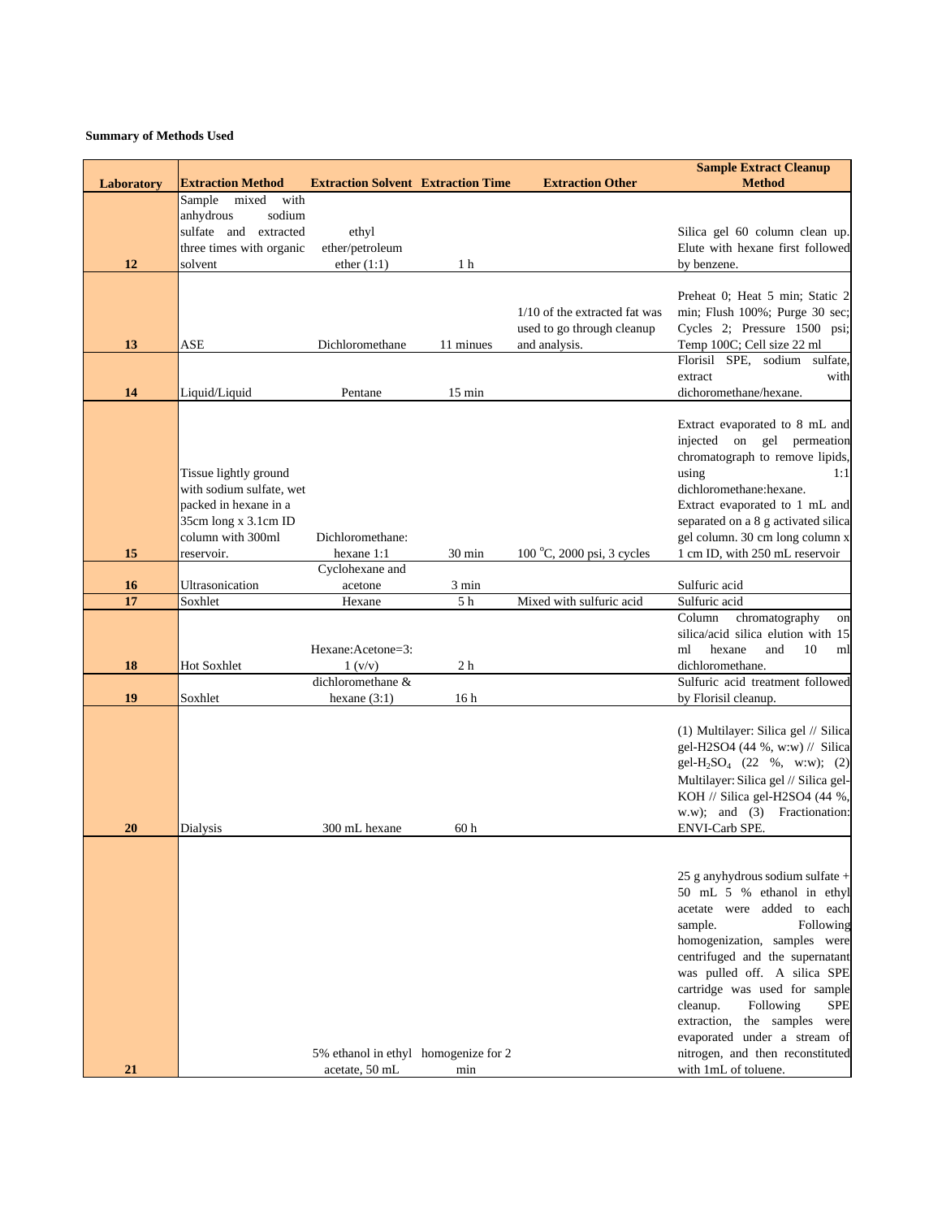**Summary of Methods Used**

| Laboratory | Extraction Method | Extraction Solvent | Extraction Time | Extraction Other | Sample Extract Cleanup Method |
|---|---|---|---|---|---|
| 12 | Sample mixed with anhydrous sodium sulfate and extracted three times with organic solvent | ethyl ether/petroleum ether (1:1) | 1 h | | Silica gel 60 column clean up. Elute with hexane first followed by benzene. |
| 13 | ASE | Dichloromethane | 11 minues | 1/10 of the extracted fat was used to go through cleanup and analysis. | Preheat 0; Heat 5 min; Static 2 min; Flush 100%; Purge 30 sec; Cycles 2; Pressure 1500 psi; Temp 100C; Cell size 22 ml |
| 14 | Liquid/Liquid | Pentane | 15 min | | Florisil SPE, sodium sulfate, extract with dichoromethane/hexane. |
| 15 | Tissue lightly ground with sodium sulfate, wet packed in hexane in a 35cm long x 3.1cm ID column with 300ml reservoir. | Dichloromethane: hexane 1:1 | 30 min | 100 $^{o}$C, 2000 psi, 3 cycles | Extract evaporated to 8 mL and injected on gel permeation chromatograph to remove lipids, using 1:1 dichloromethane:hexane. Extract evaporated to 1 mL and separated on a 8 g activated silica gel column. 30 cm long column x 1 cm ID, with 250 mL reservoir |
| 16 | Ultrasonication | Cyclohexane and acetone | 3 min | | Sulfuric acid |
| 17 | Soxhlet | Hexane | 5 h | Mixed with sulfuric acid | Sulfuric acid |
| 18 | Hot Soxhlet | Hexane:Acetone=3: 1 (v/v) | 2 h | | Column chromatography on silica/acid silica elution with 15 ml hexane and 10 ml dichloromethane. |
| 19 | Soxhlet | dichloromethane & hexane (3:1) | 16 h | | Sulfuric acid treatment followed by Florisil cleanup. |
| 20 | Dialysis | 300 mL hexane | 60 h | | (1) Multilayer: Silica gel // Silica gel-H2SO4 (44 %, w:w) // Silica gel-$H_2SO_4$ (22 %, w:w); (2) Multilayer: Silica gel // Silica gel-KOH // Silica gel-H2SO4 (44 %, w.w); and (3) Fractionation: ENVI-Carb SPE. |
| 21 | | 5% ethanol in ethyl acetate, 50 mL | homogenize for 2 min | | 25 g anyhydrous sodium sulfate + 50 mL 5 % ethanol in ethyl acetate were added to each sample. Following homogenization, samples were centrifuged and the supernatant was pulled off. A silica SPE cartridge was used for sample cleanup. Following SPE extraction, the samples were evaporated under a stream of nitrogen, and then reconstituted with 1mL of toluene. |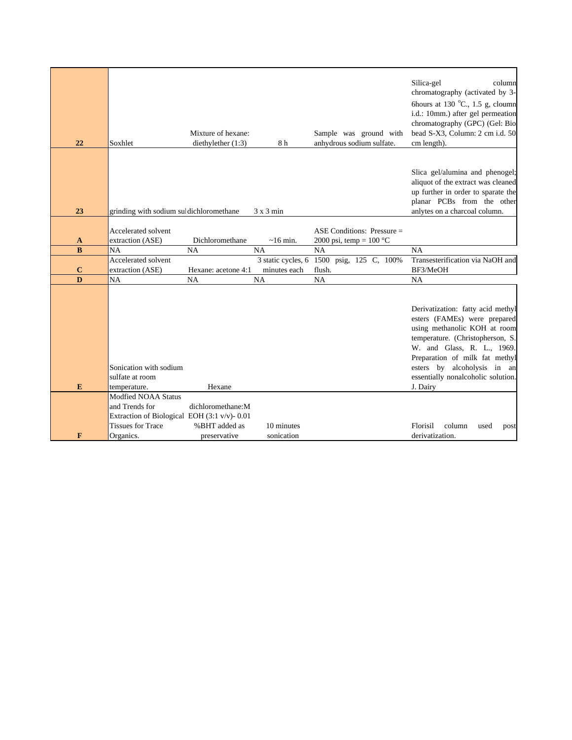| | | | | | |
|---|---|---|---|---|---|
| **22** | Soxhlet | Mixture of hexane: diethylether (1:3) | 8 h | Sample was ground with anhydrous sodium sulfate. | Silica-gel column chromatography (activated by 3-6hours at 130 °C., 1.5 g, cloumn i.d.: 10mm.) after gel permeation chromatography (GPC) (Gel: Bio bead S-X3, Column: 2 cm i.d. 50 cm length). |
| **23** | grinding with sodium sul dichloromethane | | 3 x 3 min | | Slica gel/alumina and phenogel; aliquot of the extract was cleaned up further in order to sparate the planar PCBs from the other anlytes on a charcoal column. |
| **A** | Accelerated solvent extraction (ASE) | Dichloromethane | ~16 min. | ASE Conditions: Pressure = 2000 psi, temp = 100 °C | |
| **B** | NA | NA | NA | NA | NA |
| **C** | Accelerated solvent extraction (ASE) | Hexane: acetone 4:1 | 3 static cycles, 6 minutes each | 1500 psig, 125 C, 100% flush. | Transesterification via NaOH and BF3/MeOH |
| **D** | NA | NA | NA | NA | NA |
| **E** | Sonication with sodium sulfate at room temperature. | Hexane | | | Derivatization: fatty acid methyl esters (FAMEs) were prepared using methanolic KOH at room temperature. (Christopherson, S. W. and Glass, R. L., 1969. Preparation of milk fat methyl esters by alcoholysis in an essentially nonalcoholic solution. J. Dairy |
| **F** | Modfied NOAA Status and Trends for Extraction of Biological Tissues for Trace Organics. | dichloromethane:MEOH (3:1 v/v)- 0.01 %BHT added as preservative | 10 minutes sonication | | Florisil column used post derivatization. |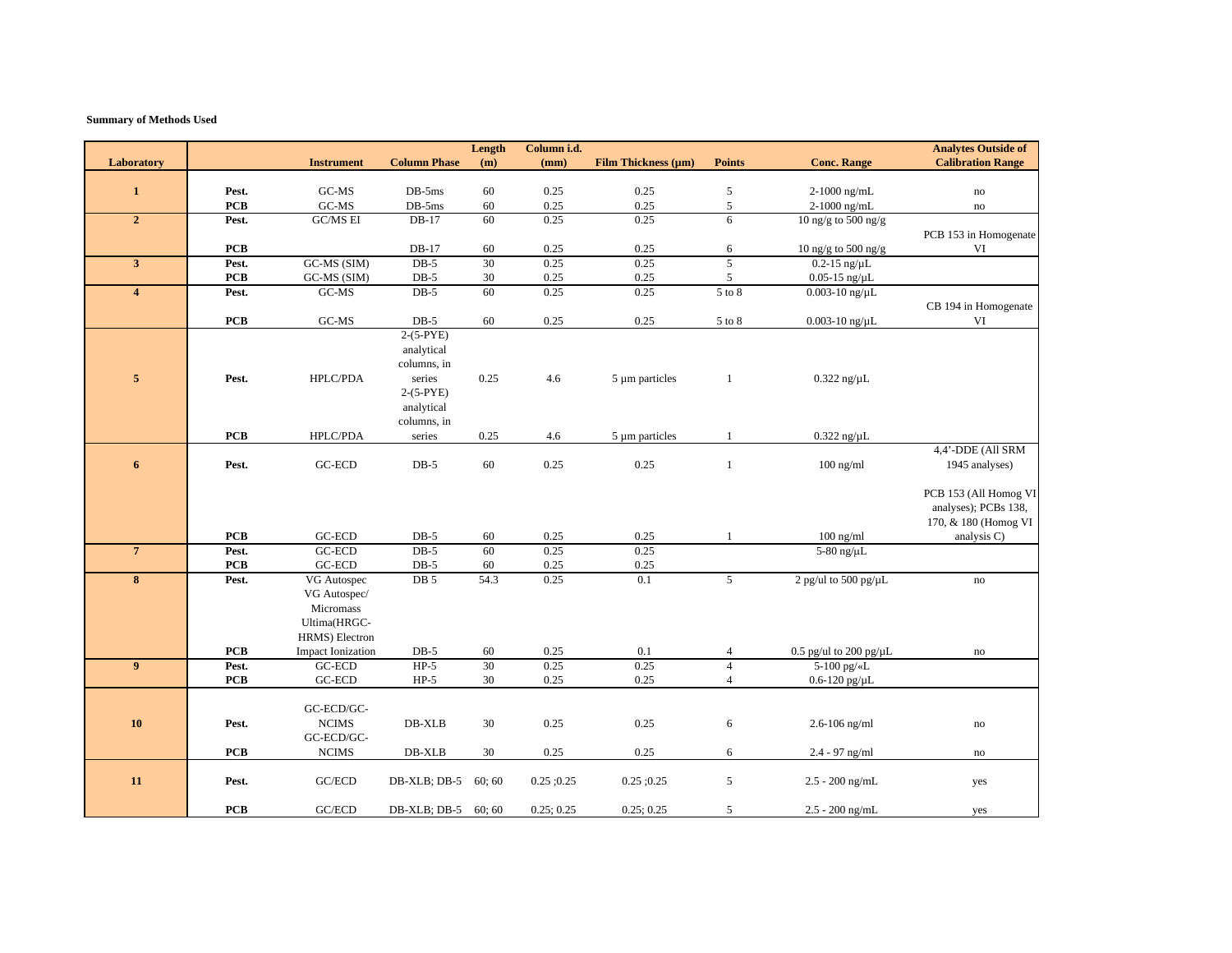**Summary of Methods Used**

| Laboratory | | Instrument | Column Phase | Length (m) | Column i.d. (mm) | Film Thickness (µm) | Points | Conc. Range | Analytes Outside of Calibration Range |
|---|---|---|---|---|---|---|---|---|---|
| **1** | **Pest.** | GC-MS | DB-5ms | 60 | 0.25 | 0.25 | 5 | 2-1000 ng/mL | no |
| | **PCB** | GC-MS | DB-5ms | 60 | 0.25 | 0.25 | 5 | 2-1000 ng/mL | no |
| **2** | **Pest.** | GC/MS EI | DB-17 | 60 | 0.25 | 0.25 | 6 | 10 ng/g to 500 ng/g | |
| | **PCB** | | DB-17 | 60 | 0.25 | 0.25 | 6 | 10 ng/g to 500 ng/g | PCB 153 in Homogenate VI |
| **3** | **Pest.** | GC-MS (SIM) | DB-5 | 30 | 0.25 | 0.25 | 5 | 0.2-15 ng/µL | |
| | **PCB** | GC-MS (SIM) | DB-5 | 30 | 0.25 | 0.25 | 5 | 0.05-15 ng/µL | |
| **4** | **Pest.** | GC-MS | DB-5 | 60 | 0.25 | 0.25 | 5 to 8 | 0.003-10 ng/µL | |
| | **PCB** | GC-MS | DB-5 | 60 | 0.25 | 0.25 | 5 to 8 | 0.003-10 ng/µL | CB 194 in Homogenate VI |
| **5** | **Pest.** | HPLC/PDA | 2-(5-PYE) analytical columns, in series | 0.25 | 4.6 | 5 µm particles | 1 | 0.322 ng/µL | |
| | **PCB** | HPLC/PDA | 2-(5-PYE) analytical columns, in series | 0.25 | 4.6 | 5 µm particles | 1 | 0.322 ng/µL | |
| **6** | **Pest.** | GC-ECD | DB-5 | 60 | 0.25 | 0.25 | 1 | 100 ng/ml | 4,4'-DDE (All SRM 1945 analyses) |
| | **PCB** | GC-ECD | DB-5 | 60 | 0.25 | 0.25 | 1 | 100 ng/ml | PCB 153 (All Homog VI analyses); PCBs 138, 170, & 180 (Homog VI analysis C) |
| **7** | **Pest.** | GC-ECD | DB-5 | 60 | 0.25 | 0.25 | | 5-80 ng/µL | |
| | **PCB** | GC-ECD | DB-5 | 60 | 0.25 | 0.25 | | | |
| **8** | **Pest.** | VG Autospec | DB 5 | 54.3 | 0.25 | 0.1 | 5 | 2 pg/ul to 500 pg/µL | no |
| | **PCB** | VG Autospec/ Micromass Ultima(HRGC-HRMS) Electron Impact Ionization | DB-5 | 60 | 0.25 | 0.1 | 4 | 0.5 pg/ul to 200 pg/µL | no |
| **9** | **Pest.** | GC-ECD | HP-5 | 30 | 0.25 | 0.25 | 4 | 5-100 pg/«L | |
| | **PCB** | GC-ECD | HP-5 | 30 | 0.25 | 0.25 | 4 | 0.6-120 pg/µL | |
| **10** | **Pest.** | GC-ECD/GC-NCIMS | DB-XLB | 30 | 0.25 | 0.25 | 6 | 2.6-106 ng/ml | no |
| | **PCB** | GC-ECD/GC-NCIMS | DB-XLB | 30 | 0.25 | 0.25 | 6 | 2.4 - 97 ng/ml | no |
| **11** | **Pest.** | GC/ECD | DB-XLB; DB-5 | 60; 60 | 0.25 ;0.25 | 0.25 ;0.25 | 5 | 2.5 - 200 ng/mL | yes |
| | **PCB** | GC/ECD | DB-XLB; DB-5 | 60; 60 | 0.25; 0.25 | 0.25; 0.25 | 5 | 2.5 - 200 ng/mL | yes |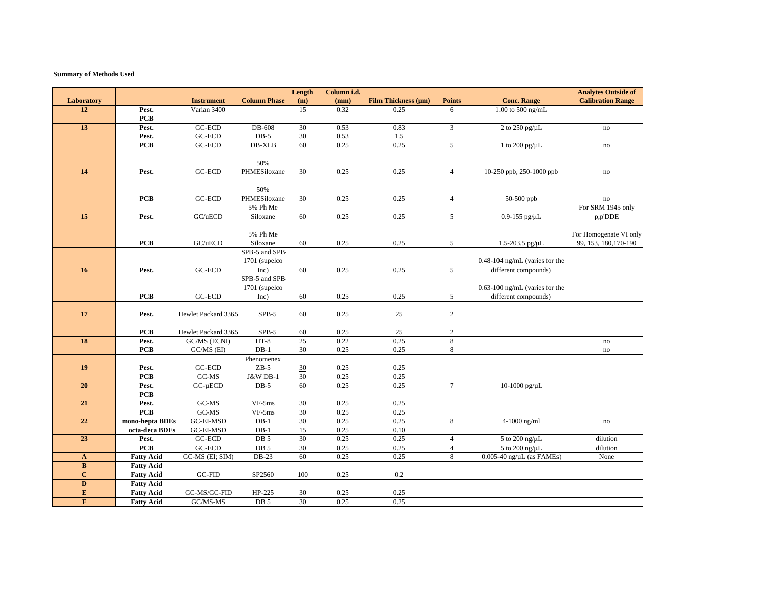**Summary of Methods Used**

| Laboratory | | Instrument | Column Phase | Length (m) | Column i.d. (mm) | Film Thickness (µm) | Points | Conc. Range | Analytes Outside of Calibration Range |
|---|---|---|---|---|---|---|---|---|---|
| 12 | Pest. | Varian 3400 | | 15 | 0.32 | 0.25 | 6 | 1.00 to 500 ng/mL | |
| | PCB | | | | | | | | |
| 13 | Pest. | GC-ECD | DB-608 | 30 | 0.53 | 0.83 | 3 | 2 to 250 pg/µL | no |
| | Pest. | GC-ECD | DB-5 | 30 | 0.53 | 1.5 | | | |
| | PCB | GC-ECD | DB-XLB | 60 | 0.25 | 0.25 | 5 | 1 to 200 pg/µL | no |
| 14 | Pest. | GC-ECD | 50% PHMESiloxane | 30 | 0.25 | 0.25 | 4 | 10-250 ppb, 250-1000 ppb | no |
| | PCB | GC-ECD | 50% PHMESiloxane | 30 | 0.25 | 0.25 | 4 | 50-500 ppb | no |
| 15 | Pest. | GC/uECD | 5% Ph Me Siloxane | 60 | 0.25 | 0.25 | 5 | 0.9-155 pg/µL | For SRM 1945 only p,p'DDE |
| | PCB | GC/uECD | 5% Ph Me Siloxane | 60 | 0.25 | 0.25 | 5 | 1.5-203.5 pg/µL | For Homogenate VI only 99, 153, 180,170-190 |
| 16 | Pest. | GC-ECD | SPB-5 and SPB-1701 (supelco Inc) | 60 | 0.25 | 0.25 | 5 | 0.48-104 ng/mL (varies for the different compounds) | |
| | PCB | GC-ECD | SPB-5 and SPB-1701 (supelco Inc) | 60 | 0.25 | 0.25 | 5 | 0.63-100 ng/mL (varies for the different compounds) | |
| 17 | Pest. | Hewlet Packard 3365 | SPB-5 | 60 | 0.25 | 25 | 2 | | |
| | PCB | Hewlet Packard 3365 | SPB-5 | 60 | 0.25 | 25 | 2 | | |
| 18 | Pest. | GC/MS (ECNI) | HT-8 | 25 | 0.22 | 0.25 | 8 | | no |
| | PCB | GC/MS (EI) | DB-1 | 30 | 0.25 | 0.25 | 8 | | no |
| 19 | Pest. | GC-ECD | Phenomenex ZB-5 | 30 | 0.25 | 0.25 | | | |
| | PCB | GC-MS | J&W DB-1 | 30 | 0.25 | 0.25 | | | |
| 20 | Pest. | GC-µECD | DB-5 | 60 | 0.25 | 0.25 | 7 | 10-1000 pg/µL | |
| | PCB | | | | | | | | |
| 21 | Pest. | GC-MS | VF-5ms | 30 | 0.25 | 0.25 | | | |
| | PCB | GC-MS | VF-5ms | 30 | 0.25 | 0.25 | | | |
| 22 | mono-hepta BDEs | GC-EI-MSD | DB-1 | 30 | 0.25 | 0.25 | 8 | 4-1000 ng/ml | no |
| | octa-deca BDEs | GC-EI-MSD | DB-1 | 15 | 0.25 | 0.10 | | | |
| 23 | Pest. | GC-ECD | DB 5 | 30 | 0.25 | 0.25 | 4 | 5 to 200 ng/µL | dilution |
| | PCB | GC-ECD | DB 5 | 30 | 0.25 | 0.25 | 4 | 5 to 200 ng/µL | dilution |
| A | Fatty Acid | GC-MS (EI; SIM) | DB-23 | 60 | 0.25 | 0.25 | 8 | 0.005-40 ng/µL (as FAMEs) | None |
| B | Fatty Acid | | | | | | | | |
| C | Fatty Acid | GC-FID | SP2560 | 100 | 0.25 | 0.2 | | | |
| D | Fatty Acid | | | | | | | | |
| E | Fatty Acid | GC-MS/GC-FID | HP-225 | 30 | 0.25 | 0.25 | | | |
| F | Fatty Acid | GC/MS-MS | DB 5 | 30 | 0.25 | 0.25 | | | |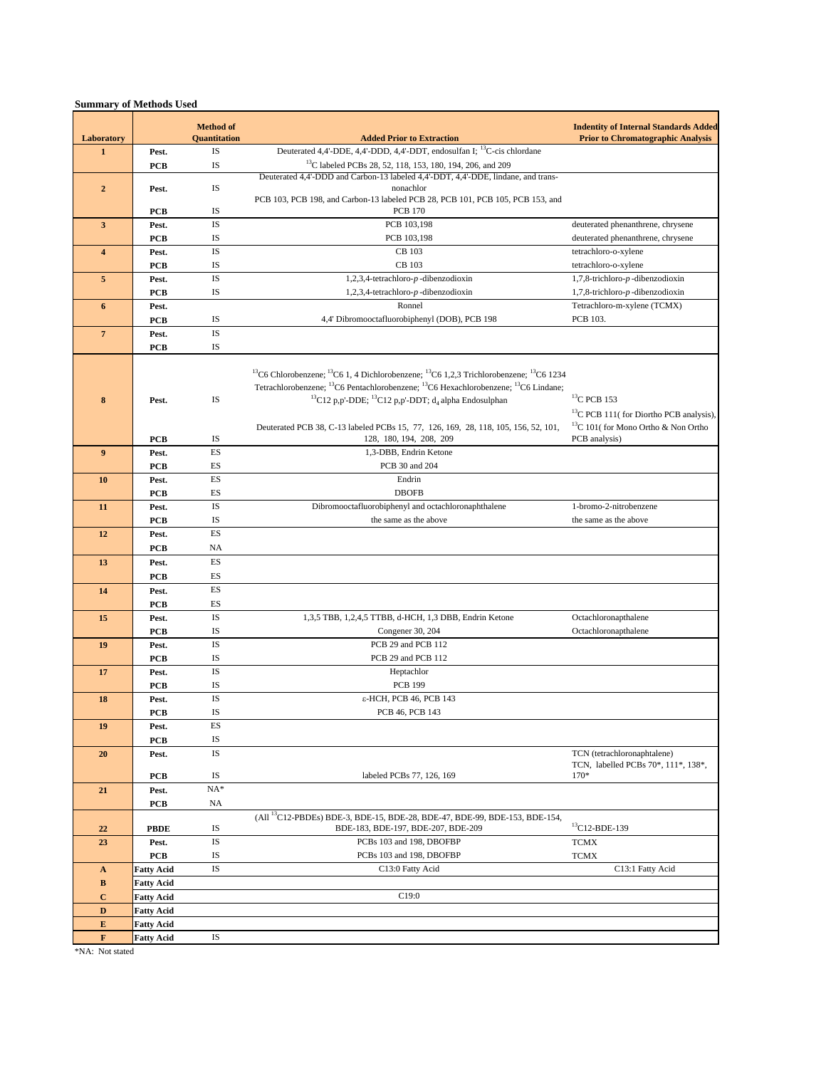**Summary of Methods Used**

| Laboratory | | Method of Quantitation | Added Prior to Extraction | Indentity of Internal Standards Added Prior to Chromatographic Analysis |
|---|---|---|---|---|
| 1 | Pest. | IS | Deuterated 4,4'-DDE, 4,4'-DDD, 4,4'-DDT, endosulfan I; $^{13}$C-cis chlordane | |
| | PCB | IS | $^{13}$C labeled PCBs 28, 52, 118, 153, 180, 194, 206, and 209 | |
| 2 | Pest. | IS | Deuterated 4,4'-DDD and Carbon-13 labeled 4,4'-DDT, 4,4'-DDE, lindane, and trans-nonachlor | |
| | PCB | IS | PCB 103, PCB 198, and Carbon-13 labeled PCB 28, PCB 101, PCB 105, PCB 153, and PCB 170 | |
| 3 | Pest. | IS | PCB 103,198 | deuterated phenanthrene, chrysene |
| | PCB | IS | PCB 103,198 | deuterated phenanthrene, chrysene |
| 4 | Pest. | IS | CB 103 | tetrachloro-o-xylene |
| | PCB | IS | CB 103 | tetrachloro-o-xylene |
| 5 | Pest. | IS | 1,2,3,4-tetrachloro-*p*-dibenzodioxin | 1,7,8-trichloro-*p*-dibenzodioxin |
| | PCB | IS | 1,2,3,4-tetrachloro-*p*-dibenzodioxin | 1,7,8-trichloro-*p*-dibenzodioxin |
| 6 | Pest. | | Ronnel | Tetrachloro-m-xylene (TCMX) |
| | PCB | IS | 4,4' Dibromooctafluorobiphenyl (DOB), PCB 198 | PCB 103. |
| 7 | Pest. | IS | | |
| | PCB | IS | | |
| 8 | Pest. | IS | $^{13}$C6 Chlorobenzene; $^{13}$C6 1, 4 Dichlorobenzene; $^{13}$C6 1,2,3 Trichlorobenzene; $^{13}$C6 1234 Tetrachlorobenzene; $^{13}$C6 Pentachlorobenzene; $^{13}$C6 Hexachlorobenzene; $^{13}$C6 Lindane; $^{13}$C12 p,p'-DDE; $^{13}$C12 p,p'-DDT; $d_4$ alpha Endosulphan | $^{13}$C PCB 153 |
| | PCB | IS | Deuterated PCB 38, C-13 labeled PCBs 15, 77, 126, 169, 28, 118, 105, 156, 52, 101, 128, 180, 194, 208, 209 | $^{13}$C PCB 111( for Diortho PCB analysis), $^{13}$C 101( for Mono Ortho & Non Ortho PCB analysis) |
| 9 | Pest. | ES | 1,3-DBB, Endrin Ketone | |
| | PCB | ES | PCB 30 and 204 | |
| 10 | Pest. | ES | Endrin | |
| | PCB | ES | DBOFB | |
| 11 | Pest. | IS | Dibromooctafluorobiphenyl and octachloronaphthalene | 1-bromo-2-nitrobenzene |
| | PCB | IS | the same as the above | the same as the above |
| 12 | Pest. | ES | | |
| | PCB | NA | | |
| 13 | Pest. | ES | | |
| | PCB | ES | | |
| 14 | Pest. | ES | | |
| | PCB | ES | | |
| 15 | Pest. | IS | 1,3,5 TBB, 1,2,4,5 TTBB, d-HCH, 1,3 DBB, Endrin Ketone | Octachloronapthalene |
| | PCB | IS | Congener 30, 204 | Octachloronapthalene |
| 19 | Pest. | IS | PCB 29 and PCB 112 | |
| | PCB | IS | PCB 29 and PCB 112 | |
| 17 | Pest. | IS | Heptachlor | |
| | PCB | IS | PCB 199 | |
| 18 | Pest. | IS | ε-HCH, PCB 46, PCB 143 | |
| | PCB | IS | PCB 46, PCB 143 | |
| 19 | Pest. | ES | | |
| | PCB | IS | | |
| 20 | Pest. | IS | | TCN (tetrachloronaphtalene) |
| | PCB | IS | labeled PCBs 77, 126, 169 | TCN, labelled PCBs 70*, 111*, 138*, 170* |
| 21 | Pest. | NA* | | |
| | PCB | NA | | |
| 22 | PBDE | IS | (All $^{13}$C12-PBDEs) BDE-3, BDE-15, BDE-28, BDE-47, BDE-99, BDE-153, BDE-154, BDE-183, BDE-197, BDE-207, BDE-209 | $^{13}$C12-BDE-139 |
| 23 | Pest. | IS | PCBs 103 and 198, DBOFBP | TCMX |
| | PCB | IS | PCBs 103 and 198, DBOFBP | TCMX |
| A | Fatty Acid | IS | C13:0 Fatty Acid | C13:1 Fatty Acid |
| B | Fatty Acid | | | |
| C | Fatty Acid | | C19:0 | |
| D | Fatty Acid | | | |
| E | Fatty Acid | | | |
| F | Fatty Acid | IS | | |

*NA: Not stated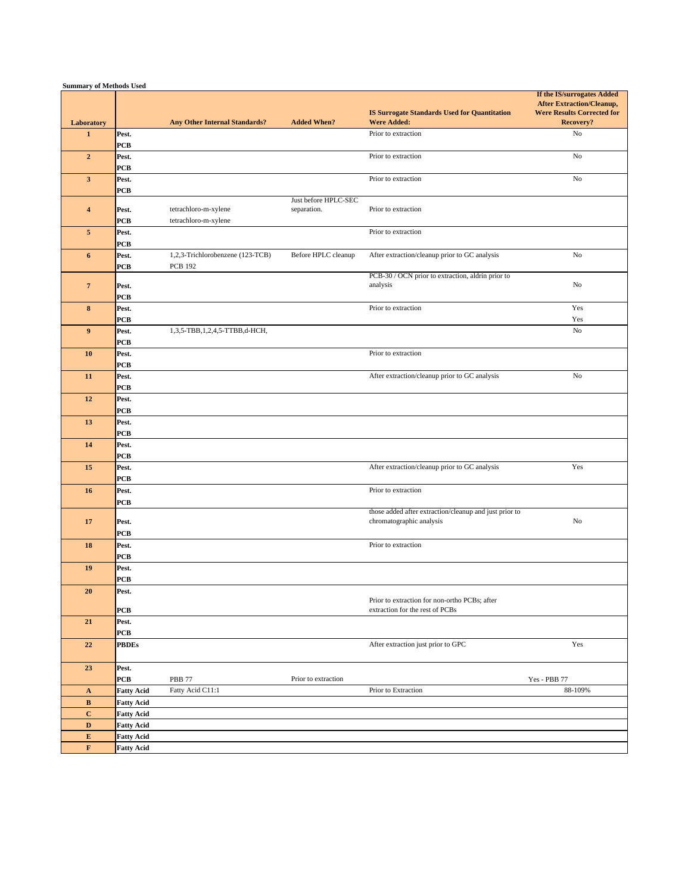**Summary of Methods Used**

| Laboratory | | Any Other Internal Standards? | Added When? | IS Surrogate Standards Used for Quantitation Were Added: | If the IS/surrogates Added After Extraction/Cleanup, Were Results Corrected for Recovery? |
|---|---|---|---|---|---|
| **1** | **Pest.** | | | Prior to extraction | No |
| | **PCB** | | | | |
| **2** | **Pest.** | | | Prior to extraction | No |
| | **PCB** | | | | |
| **3** | **Pest.** | | | Prior to extraction | No |
| | **PCB** | | | | |
| **4** | **Pest.** | tetrachloro-m-xylene | Just before HPLC-SEC separation. | Prior to extraction | |
| | **PCB** | tetrachloro-m-xylene | | | |
| **5** | **Pest.** | | | Prior to extraction | |
| | **PCB** | | | | |
| **6** | **Pest.** | 1,2,3-Trichlorobenzene (123-TCB) | Before HPLC cleanup | After extraction/cleanup prior to GC analysis | No |
| | **PCB** | PCB 192 | | | |
| **7** | **Pest.** | | | PCB-30 / OCN prior to extraction, aldrin prior to analysis | No |
| | **PCB** | | | | |
| **8** | **Pest.** | | | Prior to extraction | Yes |
| | **PCB** | | | | Yes |
| **9** | **Pest.** | 1,3,5-TBB,1,2,4,5-TTBB,d-HCH, | | | No |
| | **PCB** | | | | |
| **10** | **Pest.** | | | Prior to extraction | |
| | **PCB** | | | | |
| **11** | **Pest.** | | | After extraction/cleanup prior to GC analysis | No |
| | **PCB** | | | | |
| **12** | **Pest.** | | | | |
| | **PCB** | | | | |
| **13** | **Pest.** | | | | |
| | **PCB** | | | | |
| **14** | **Pest.** | | | | |
| | **PCB** | | | | |
| **15** | **Pest.** | | | After extraction/cleanup prior to GC analysis | Yes |
| | **PCB** | | | | |
| **16** | **Pest.** | | | Prior to extraction | |
| | **PCB** | | | | |
| **17** | **Pest.** | | | those added after extraction/cleanup and just prior to chromatographic analysis | No |
| | **PCB** | | | | |
| **18** | **Pest.** | | | Prior to extraction | |
| | **PCB** | | | | |
| **19** | **Pest.** | | | | |
| | **PCB** | | | | |
| **20** | **Pest.** | | | | |
| | **PCB** | | | Prior to extraction for non-ortho PCBs; after extraction for the rest of PCBs | |
| **21** | **Pest.** | | | | |
| | **PCB** | | | | |
| **22** | **PBDEs** | | | After extraction just prior to GPC | Yes |
| **23** | **Pest.** | | | | |
| | **PCB** | PBB 77 | Prior to extraction | | Yes - PBB 77 |
| **A** | **Fatty Acid** | Fatty Acid C11:1 | | Prior to Extraction | 88-109% |
| **B** | **Fatty Acid** | | | | |
| **C** | **Fatty Acid** | | | | |
| **D** | **Fatty Acid** | | | | |
| **E** | **Fatty Acid** | | | | |
| **F** | **Fatty Acid** | | | | |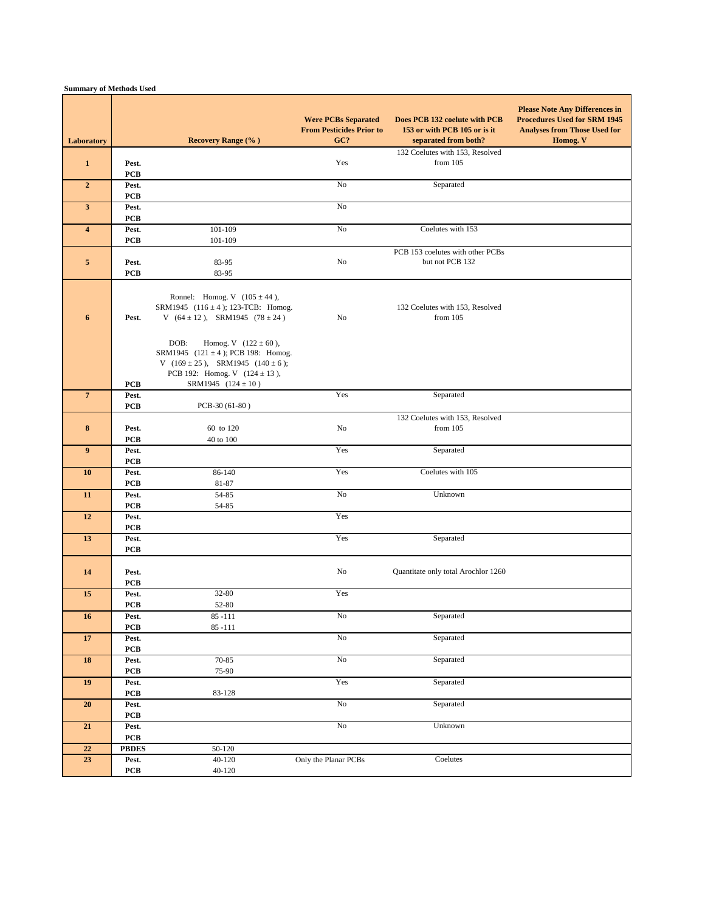**Summary of Methods Used**

| Laboratory | | Recovery Range (%) | Were PCBs Separated From Pesticides Prior to GC? | Does PCB 132 coelute with PCB 153 or with PCB 105 or is it separated from both? | Please Note Any Differences in Procedures Used for SRM 1945 Analyses from Those Used for Homog. V |
|---|---|---|---|---|---|
| **1** | **Pest.** | | Yes | 132 Coelutes with 153, Resolved from 105 | |
| | **PCB** | | | | |
| **2** | **Pest.** | | No | Separated | |
| | **PCB** | | | | |
| **3** | **Pest.** | | No | | |
| | **PCB** | | | | |
| **4** | **Pest.** | 101-109 | No | Coelutes with 153 | |
| | **PCB** | 101-109 | | | |
| **5** | **Pest.** | 83-95 | No | PCB 153 coelutes with other PCBs but not PCB 132 | |
| | **PCB** | 83-95 | | | |
| **6** | **Pest.** | Ronnel: Homog. V (105 ± 44), SRM1945 (116 ± 4); 123-TCB: Homog. V (64 ± 12), SRM1945 (78 ± 24) | No | 132 Coelutes with 153, Resolved from 105 | |
| | **PCB** | DOB: Homog. V (122 ± 60), SRM1945 (121 ± 4); PCB 198: Homog. V (169 ± 25), SRM1945 (140 ± 6); PCB 192: Homog. V (124 ± 13), SRM1945 (124 ± 10) | | | |
| **7** | **Pest.** | | Yes | Separated | |
| | **PCB** | PCB-30 (61-80) | | | |
| **8** | **Pest.** | 60 to 120 | No | 132 Coelutes with 153, Resolved from 105 | |
| | **PCB** | 40 to 100 | | | |
| **9** | **Pest.** | | Yes | Separated | |
| | **PCB** | | | | |
| **10** | **Pest.** | 86-140 | Yes | Coelutes with 105 | |
| | **PCB** | 81-87 | | | |
| **11** | **Pest.** | 54-85 | No | Unknown | |
| | **PCB** | 54-85 | | | |
| **12** | **Pest.** | | Yes | | |
| | **PCB** | | | | |
| **13** | **Pest.** | | Yes | Separated | |
| | **PCB** | | | | |
| **14** | **Pest.** | | No | Quantitate only total Arochlor 1260 | |
| | **PCB** | | | | |
| **15** | **Pest.** | 32-80 | Yes | | |
| | **PCB** | 52-80 | | | |
| **16** | **Pest.** | 85 -111 | No | Separated | |
| | **PCB** | 85 -111 | | | |
| **17** | **Pest.** | | No | Separated | |
| | **PCB** | | | | |
| **18** | **Pest.** | 70-85 | No | Separated | |
| | **PCB** | 75-90 | | | |
| **19** | **Pest.** | | Yes | Separated | |
| | **PCB** | 83-128 | | | |
| **20** | **Pest.** | | No | Separated | |
| | **PCB** | | | | |
| **21** | **Pest.** | | No | Unknown | |
| | **PCB** | | | | |
| **22** | **PBDES** | 50-120 | | | |
| **23** | **Pest.** | 40-120 | Only the Planar PCBs | Coelutes | |
| | **PCB** | 40-120 | | | |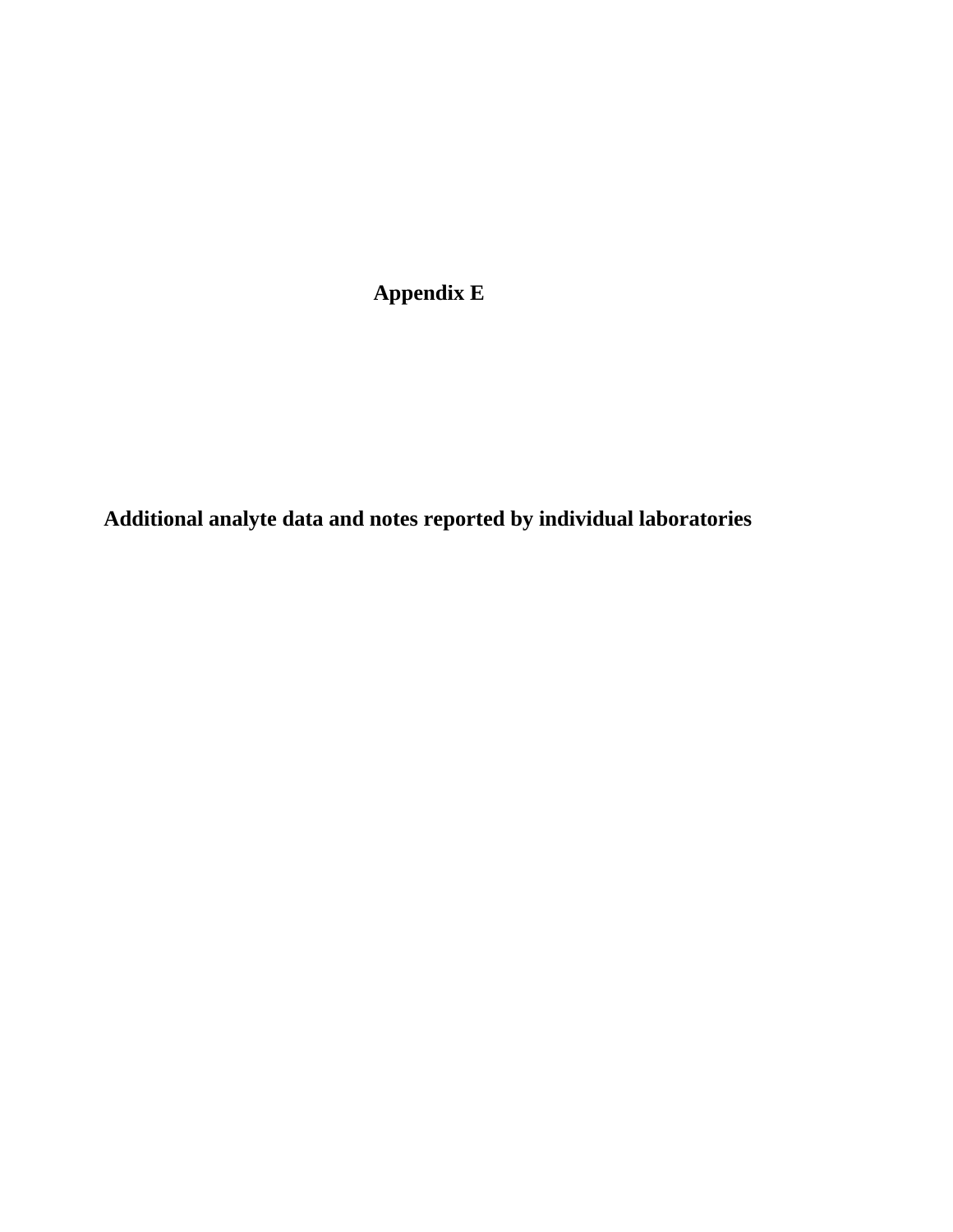# Appendix E

## Additional analyte data and notes reported by individual laboratories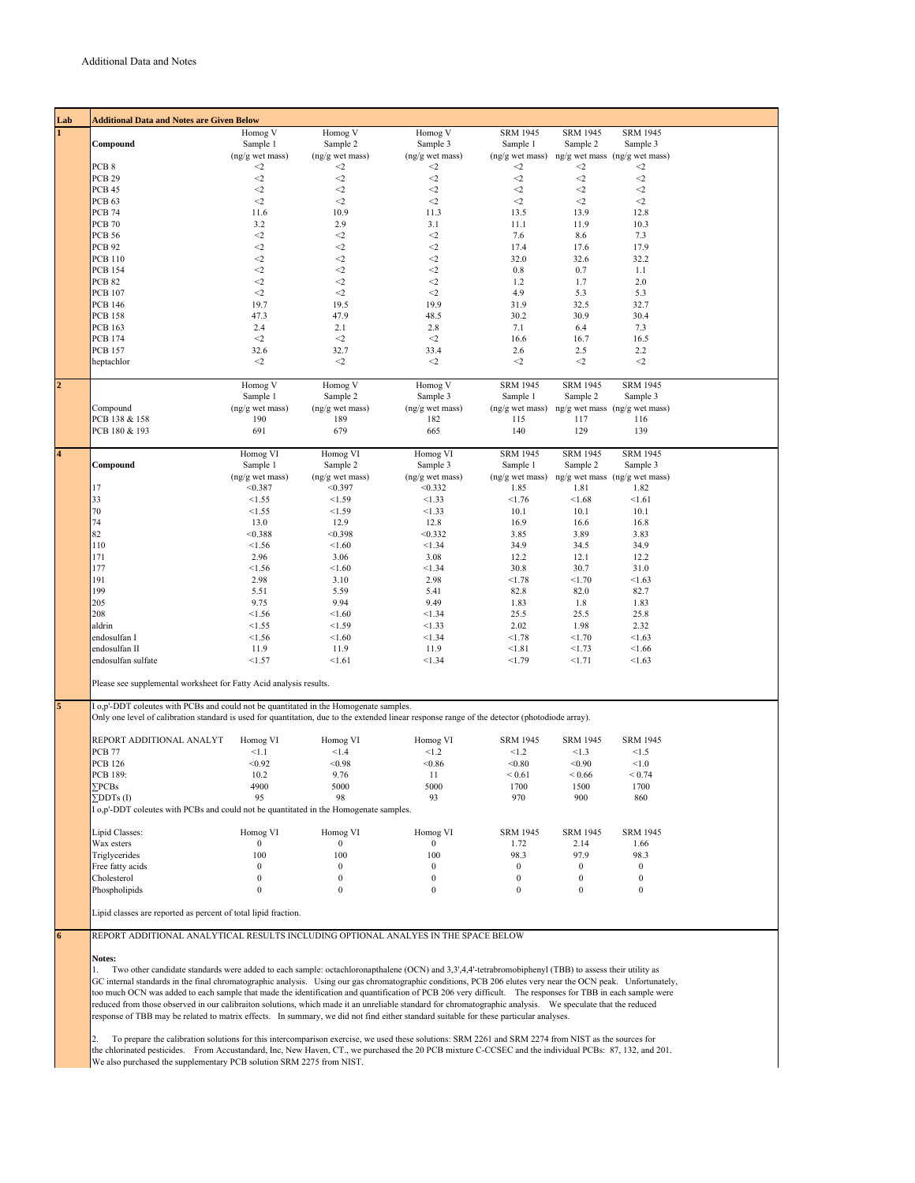Additional Data and Notes

| Lab | Additional Data and Notes are Given Below | | | | | | |
|---|---|---|---|---|---|---|---|
| **1** | | Homog V | Homog V | Homog V | SRM 1945 | SRM 1945 | SRM 1945 |
| | **Compound** | Sample 1 | Sample 2 | Sample 3 | Sample 1 | Sample 2 | Sample 3 |
| | | (ng/g wet mass) | (ng/g wet mass) | (ng/g wet mass) | (ng/g wet mass) | ng/g wet mass | (ng/g wet mass) |
| | PCB 8 | <2 | <2 | <2 | <2 | <2 | <2 |
| | PCB 29 | <2 | <2 | <2 | <2 | <2 | <2 |
| | PCB 45 | <2 | <2 | <2 | <2 | <2 | <2 |
| | PCB 63 | <2 | <2 | <2 | <2 | <2 | <2 |
| | PCB 74 | 11.6 | 10.9 | 11.3 | 13.5 | 13.9 | 12.8 |
| | PCB 70 | 3.2 | 2.9 | 3.1 | 11.1 | 11.9 | 10.3 |
| | PCB 56 | <2 | <2 | <2 | 7.6 | 8.6 | 7.3 |
| | PCB 92 | <2 | <2 | <2 | 17.4 | 17.6 | 17.9 |
| | PCB 110 | <2 | <2 | <2 | 32.0 | 32.6 | 32.2 |
| | PCB 154 | <2 | <2 | <2 | 0.8 | 0.7 | 1.1 |
| | PCB 82 | <2 | <2 | <2 | 1.2 | 1.7 | 2.0 |
| | PCB 107 | <2 | <2 | <2 | 4.9 | 5.3 | 5.3 |
| | PCB 146 | 19.7 | 19.5 | 19.9 | 31.9 | 32.5 | 32.7 |
| | PCB 158 | 47.3 | 47.9 | 48.5 | 30.2 | 30.9 | 30.4 |
| | PCB 163 | 2.4 | 2.1 | 2.8 | 7.1 | 6.4 | 7.3 |
| | PCB 174 | <2 | <2 | <2 | 16.6 | 16.7 | 16.5 |
| | PCB 157 | 32.6 | 32.7 | 33.4 | 2.6 | 2.5 | 2.2 |
| | heptachlor | <2 | <2 | <2 | <2 | <2 | <2 |
| **2** | | Homog V | Homog V | Homog V | SRM 1945 | SRM 1945 | SRM 1945 |
| | | Sample 1 | Sample 2 | Sample 3 | Sample 1 | Sample 2 | Sample 3 |
| | Compound | (ng/g wet mass) | (ng/g wet mass) | (ng/g wet mass) | (ng/g wet mass) | ng/g wet mass | (ng/g wet mass) |
| | PCB 138 & 158 | 190 | 189 | 182 | 115 | 117 | 116 |
| | PCB 180 & 193 | 691 | 679 | 665 | 140 | 129 | 139 |
| **4** | | Homog VI | Homog VI | Homog VI | SRM 1945 | SRM 1945 | SRM 1945 |
| | **Compound** | Sample 1 | Sample 2 | Sample 3 | Sample 1 | Sample 2 | Sample 3 |
| | | (ng/g wet mass) | (ng/g wet mass) | (ng/g wet mass) | (ng/g wet mass) | ng/g wet mass | (ng/g wet mass) |
| | 17 | <0.387 | <0.397 | <0.332 | 1.85 | 1.81 | 1.82 |
| | 33 | <1.55 | <1.59 | <1.33 | <1.76 | <1.68 | <1.61 |
| | 70 | <1.55 | <1.59 | <1.33 | 10.1 | 10.1 | 10.1 |
| | 74 | 13.0 | 12.9 | 12.8 | 16.9 | 16.6 | 16.8 |
| | 82 | <0.388 | <0.398 | <0.332 | 3.85 | 3.89 | 3.83 |
| | 110 | <1.56 | <1.60 | <1.34 | 34.9 | 34.5 | 34.9 |
| | 171 | 2.96 | 3.06 | 3.08 | 12.2 | 12.1 | 12.2 |
| | 177 | <1.56 | <1.60 | <1.34 | 30.8 | 30.7 | 31.0 |
| | 191 | 2.98 | 3.10 | 2.98 | <1.78 | <1.70 | <1.63 |
| | 199 | 5.51 | 5.59 | 5.41 | 82.8 | 82.0 | 82.7 |
| | 205 | 9.75 | 9.94 | 9.49 | 1.83 | 1.8 | 1.83 |
| | 208 | <1.56 | <1.60 | <1.34 | 25.5 | 25.5 | 25.8 |
| | aldrin | <1.55 | <1.59 | <1.33 | 2.02 | 1.98 | 2.32 |
| | endosulfan I | <1.56 | <1.60 | <1.34 | <1.78 | <1.70 | <1.63 |
| | endosulfan II | 11.9 | 11.9 | 11.9 | <1.81 | <1.73 | <1.66 |
| | endosulfan sulfate | <1.57 | <1.61 | <1.34 | <1.79 | <1.71 | <1.63 |
| | Please see supplemental worksheet for Fatty Acid analysis results. | | | | | | |
| **5** | I o,p'-DDT coleutes with PCBs and could not be quantitated in the Homogenate samples. | | | | | | |
| | Only one level of calibration standard is used for quantitation, due to the extended linear response range of the detector (photodiode array). | | | | | | |
| | REPORT ADDITIONAL ANALYT | Homog VI | Homog VI | Homog VI | SRM 1945 | SRM 1945 | SRM 1945 |
| | PCB 77 | <1.1 | <1.4 | <1.2 | <1.2 | <1.3 | <1.5 |
| | PCB 126 | <0.92 | <0.98 | <0.86 | <0.80 | <0.90 | <1.0 |
| | PCB 189: | 10.2 | 9.76 | 11 | < 0.61 | < 0.66 | < 0.74 |
| | ∑PCBs | 4900 | 5000 | 5000 | 1700 | 1500 | 1700 |
| | ∑DDTs (I) | 95 | 98 | 93 | 970 | 900 | 860 |
| | I o,p'-DDT coleutes with PCBs and could not be quantitated in the Homogenate samples. | | | | | | |
| | Lipid Classes: | Homog VI | Homog VI | Homog VI | SRM 1945 | SRM 1945 | SRM 1945 |
| | Wax esters | 0 | 0 | 0 | 1.72 | 2.14 | 1.66 |
| | Triglycerides | 100 | 100 | 100 | 98.3 | 97.9 | 98.3 |
| | Free fatty acids | 0 | 0 | 0 | 0 | 0 | 0 |
| | Cholesterol | 0 | 0 | 0 | 0 | 0 | 0 |
| | Phospholipids | 0 | 0 | 0 | 0 | 0 | 0 |
| | Lipid classes are reported as percent of total lipid fraction. | | | | | | |
| **6** | REPORT ADDITIONAL ANALYTICAL RESULTS INCLUDING OPTIONAL ANALYTES IN THE SPACE BELOW | | | | | | |

**Notes:**

1. Two other candidate standards were added to each sample: octachloronapthalene (OCN) and 3,3',4,4'-tetrabromobiphenyl (TBB) to assess their utility as GC internal standards in the final chromatographic analysis. Using our gas chromatographic conditions, PCB 206 elutes very near the OCN peak. Unfortunately, too much OCN was added to each sample that made the identification and quantification of PCB 206 very difficult. The responses for TBB in each sample were reduced from those observed in our calibraiton solutions, which made it an unreliable standard for chromatographic analysis. We speculate that the reduced response of TBB may be related to matrix effects. In summary, we did not find either standard suitable for these particular analyses.

2. To prepare the calibration solutions for this intercomparison exercise, we used these solutions: SRM 2261 and SRM 2274 from NIST as the sources for the chlorinated pesticides. From Accustandard, Inc, New Haven, CT., we purchased the 20 PCB mixture C-CCSEC and the individual PCBs: 87, 132, and 201. We also purchased the supplementary PCB solution SRM 2275 from NIST.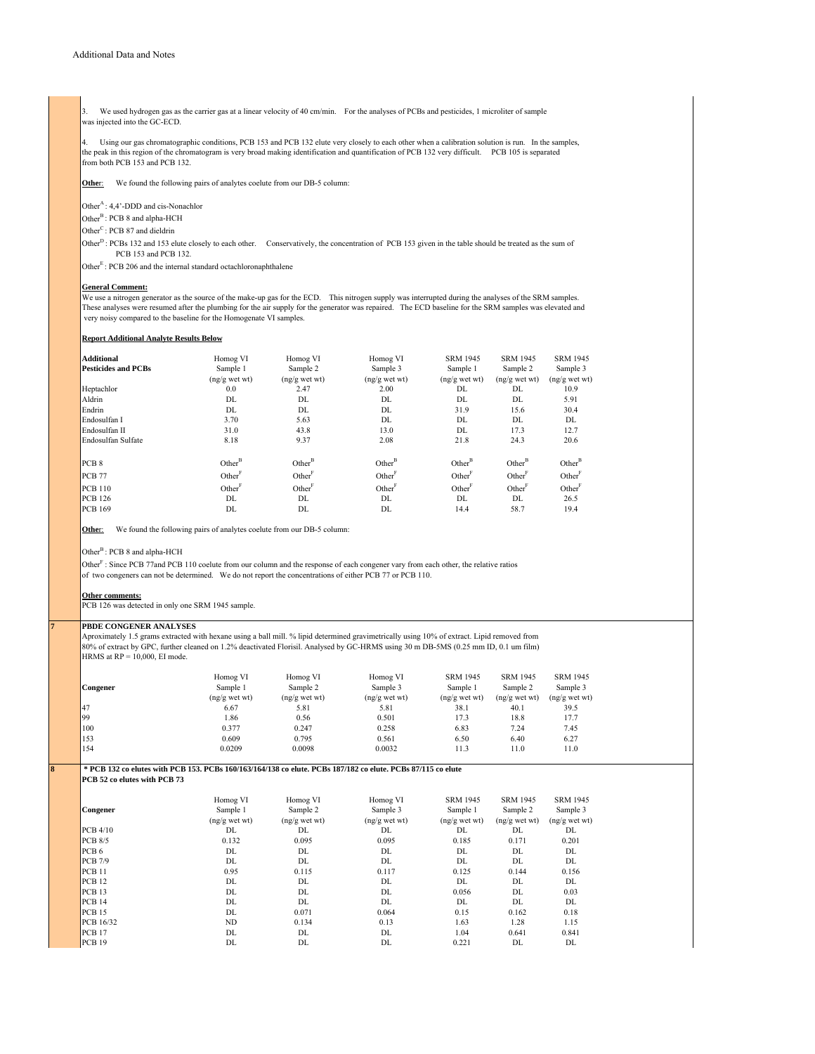Additional Data and Notes

3. We used hydrogen gas as the carrier gas at a linear velocity of 40 cm/min. For the analyses of PCBs and pesticides, 1 microliter of sample was injected into the GC-ECD.

4. Using our gas chromatographic conditions, PCB 153 and PCB 132 elute very closely to each other when a calibration solution is run. In the samples, the peak in this region of the chromatogram is very broad making identification and quantification of PCB 132 very difficult. PCB 105 is separated from both PCB 153 and PCB 132.

**Other**: We found the following pairs of analytes coelute from our DB-5 column:

Other[A] : 4,4'-DDD and cis-Nonachlor

Other[B] : PCB 8 and alpha-HCH

Other[C] : PCB 87 and dieldrin

Other[D] : PCBs 132 and 153 elute closely to each other. Conservatively, the concentration of PCB 153 given in the table should be treated as the sum of PCB 153 and PCB 132.

Other[E] : PCB 206 and the internal standard octachloronaphthalene

**General Comment:**

We use a nitrogen generator as the source of the make-up gas for the ECD. This nitrogen supply was interrupted during the analyses of the SRM samples. These analyses were resumed after the plumbing for the air supply for the generator was repaired. The ECD baseline for the SRM samples was elevated and very noisy compared to the baseline for the Homogenate VI samples.

**Report Additional Analyte Results Below**

| **Additional Pesticides and PCBs** | Homog VI Sample 1 (ng/g wet wt) | Homog VI Sample 2 (ng/g wet wt) | Homog VI Sample 3 (ng/g wet wt) | SRM 1945 Sample 1 (ng/g wet wt) | SRM 1945 Sample 2 (ng/g wet wt) | SRM 1945 Sample 3 (ng/g wet wt) |
|---|---|---|---|---|---|---|
| Heptachlor | 0.0 | 2.47 | 2.00 | DL | DL | 10.9 |
| Aldrin | DL | DL | DL | DL | DL | 5.91 |
| Endrin | DL | DL | DL | 31.9 | 15.6 | 30.4 |
| Endosulfan I | 3.70 | 5.63 | DL | DL | DL | DL |
| Endosulfan II | 31.0 | 43.8 | 13.0 | DL | 17.3 | 12.7 |
| Endosulfan Sulfate | 8.18 | 9.37 | 2.08 | 21.8 | 24.3 | 20.6 |
| PCB 8 | Other[B] | Other[B] | Other[B] | Other[B] | Other[B] | Other[B] |
| PCB 77 | Other[F] | Other[F] | Other[F] | Other[F] | Other[F] | Other[F] |
| PCB 110 | Other[F] | Other[F] | Other[F] | Other[F] | Other[F] | Other[F] |
| PCB 126 | DL | DL | DL | DL | DL | 26.5 |
| PCB 169 | DL | DL | DL | 14.4 | 58.7 | 19.4 |

**Other**: We found the following pairs of analytes coelute from our DB-5 column:

Other[B] : PCB 8 and alpha-HCH

Other[F] : Since PCB 77and PCB 110 coelute from our column and the response of each congener vary from each other, the relative ratios of two congeners can not be determined. We do not report the concentrations of either PCB 77 or PCB 110.

**Other comments:**

PCB 126 was detected in only one SRM 1945 sample.

**7**

**PBDE CONGENER ANALYSES**

Aproximately 1.5 grams extracted with hexane using a ball mill. % lipid determined gravimetrically using 10% of extract. Lipid removed from 80% of extract by GPC, further cleaned on 1.2% deactivated Florisil. Analysed by GC-HRMS using 30 m DB-5MS (0.25 mm ID, 0.1 um film) HRMS at RP = 10,000, EI mode.

| **Congener** | Homog VI Sample 1 (ng/g wet wt) | Homog VI Sample 2 (ng/g wet wt) | Homog VI Sample 3 (ng/g wet wt) | SRM 1945 Sample 1 (ng/g wet wt) | SRM 1945 Sample 2 (ng/g wet wt) | SRM 1945 Sample 3 (ng/g wet wt) |
|---|---|---|---|---|---|---|
| 47 | 6.67 | 5.81 | 5.81 | 38.1 | 40.1 | 39.5 |
| 99 | 1.86 | 0.56 | 0.501 | 17.3 | 18.8 | 17.7 |
| 100 | 0.377 | 0.247 | 0.258 | 6.83 | 7.24 | 7.45 |
| 153 | 0.609 | 0.795 | 0.561 | 6.50 | 6.40 | 6.27 |
| 154 | 0.0209 | 0.0098 | 0.0032 | 11.3 | 11.0 | 11.0 |

**8**

**\* PCB 132 co elutes with PCB 153. PCBs 160/163/164/138 co elute. PCBs 187/182 co elute. PCBs 87/115 co elute**
**PCB 52 co elutes with PCB 73**

| **Congener** | Homog VI Sample 1 (ng/g wet wt) | Homog VI Sample 2 (ng/g wet wt) | Homog VI Sample 3 (ng/g wet wt) | SRM 1945 Sample 1 (ng/g wet wt) | SRM 1945 Sample 2 (ng/g wet wt) | SRM 1945 Sample 3 (ng/g wet wt) |
|---|---|---|---|---|---|---|
| PCB 4/10 | DL | DL | DL | DL | DL | DL |
| PCB 8/5 | 0.132 | 0.095 | 0.095 | 0.185 | 0.171 | 0.201 |
| PCB 6 | DL | DL | DL | DL | DL | DL |
| PCB 7/9 | DL | DL | DL | DL | DL | DL |
| PCB 11 | 0.95 | 0.115 | 0.117 | 0.125 | 0.144 | 0.156 |
| PCB 12 | DL | DL | DL | DL | DL | DL |
| PCB 13 | DL | DL | DL | 0.056 | DL | 0.03 |
| PCB 14 | DL | DL | DL | DL | DL | DL |
| PCB 15 | DL | 0.071 | 0.064 | 0.15 | 0.162 | 0.18 |
| PCB 16/32 | ND | 0.134 | 0.13 | 1.63 | 1.28 | 1.15 |
| PCB 17 | DL | DL | DL | 1.04 | 0.641 | 0.841 |
| PCB 19 | DL | DL | DL | 0.221 | DL | DL |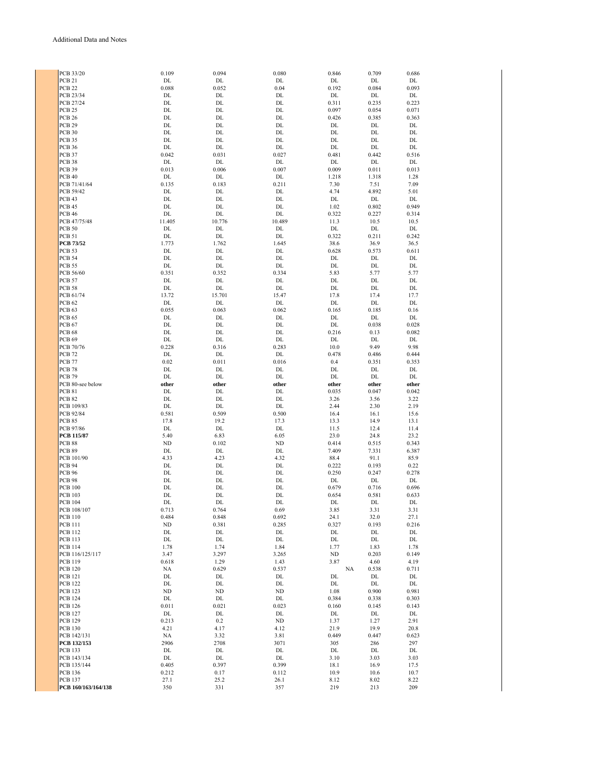Additional Data and Notes

| | | | | | | |
|---|---|---|---|---|---|---|
| PCB 33/20 | 0.109 | 0.094 | 0.080 | 0.846 | 0.709 | 0.686 |
| PCB 21 | DL | DL | DL | DL | DL | DL |
| PCB 22 | 0.088 | 0.052 | 0.04 | 0.192 | 0.084 | 0.093 |
| PCB 23/34 | DL | DL | DL | DL | DL | DL |
| PCB 27/24 | DL | DL | DL | 0.311 | 0.235 | 0.223 |
| PCB 25 | DL | DL | DL | 0.097 | 0.054 | 0.071 |
| PCB 26 | DL | DL | DL | 0.426 | 0.385 | 0.363 |
| PCB 29 | DL | DL | DL | DL | DL | DL |
| PCB 30 | DL | DL | DL | DL | DL | DL |
| PCB 35 | DL | DL | DL | DL | DL | DL |
| PCB 36 | DL | DL | DL | DL | DL | DL |
| PCB 37 | 0.042 | 0.031 | 0.027 | 0.481 | 0.442 | 0.516 |
| PCB 38 | DL | DL | DL | DL | DL | DL |
| PCB 39 | 0.013 | 0.006 | 0.007 | 0.009 | 0.011 | 0.013 |
| PCB 40 | DL | DL | DL | 1.218 | 1.318 | 1.28 |
| PCB 71/41/64 | 0.135 | 0.183 | 0.211 | 7.30 | 7.51 | 7.09 |
| PCB 59/42 | DL | DL | DL | 4.74 | 4.892 | 5.01 |
| PCB 43 | DL | DL | DL | DL | DL | DL |
| PCB 45 | DL | DL | DL | 1.02 | 0.802 | 0.949 |
| PCB 46 | DL | DL | DL | 0.322 | 0.227 | 0.314 |
| PCB 47/75/48 | 11.405 | 10.776 | 10.489 | 11.3 | 10.5 | 10.5 |
| PCB 50 | DL | DL | DL | DL | DL | DL |
| PCB 51 | DL | DL | DL | 0.322 | 0.211 | 0.242 |
| **PCB 73/52** | 1.773 | 1.762 | 1.645 | 38.6 | 36.9 | 36.5 |
| PCB 53 | DL | DL | DL | 0.628 | 0.573 | 0.611 |
| PCB 54 | DL | DL | DL | DL | DL | DL |
| PCB 55 | DL | DL | DL | DL | DL | DL |
| PCB 56/60 | 0.351 | 0.352 | 0.334 | 5.83 | 5.77 | 5.77 |
| PCB 57 | DL | DL | DL | DL | DL | DL |
| PCB 58 | DL | DL | DL | DL | DL | DL |
| PCB 61/74 | 13.72 | 15.701 | 15.47 | 17.8 | 17.4 | 17.7 |
| PCB 62 | DL | DL | DL | DL | DL | DL |
| PCB 63 | 0.055 | 0.063 | 0.062 | 0.165 | 0.185 | 0.16 |
| PCB 65 | DL | DL | DL | DL | DL | DL |
| PCB 67 | DL | DL | DL | DL | 0.038 | 0.028 |
| PCB 68 | DL | DL | DL | 0.216 | 0.13 | 0.082 |
| PCB 69 | DL | DL | DL | DL | DL | DL |
| PCB 70/76 | 0.228 | 0.316 | 0.283 | 10.0 | 9.49 | 9.98 |
| PCB 72 | DL | DL | DL | 0.478 | 0.486 | 0.444 |
| PCB 77 | 0.02 | 0.011 | 0.016 | 0.4 | 0.351 | 0.353 |
| PCB 78 | DL | DL | DL | DL | DL | DL |
| PCB 79 | DL | DL | DL | DL | DL | DL |
| PCB 80-see below | **other** | **other** | **other** | **other** | **other** | **other** |
| PCB 81 | DL | DL | DL | 0.035 | 0.047 | 0.042 |
| PCB 82 | DL | DL | DL | 3.26 | 3.56 | 3.22 |
| PCB 109/83 | DL | DL | DL | 2.44 | 2.30 | 2.19 |
| PCB 92/84 | 0.581 | 0.509 | 0.500 | 16.4 | 16.1 | 15.6 |
| PCB 85 | 17.8 | 19.2 | 17.3 | 13.3 | 14.9 | 13.1 |
| PCB 97/86 | DL | DL | DL | 11.5 | 12.4 | 11.4 |
| **PCB 115/87** | 5.40 | 6.83 | 6.05 | 23.0 | 24.8 | 23.2 |
| PCB 88 | ND | 0.102 | ND | 0.414 | 0.515 | 0.343 |
| PCB 89 | DL | DL | DL | 7.409 | 7.331 | 6.387 |
| PCB 101/90 | 4.33 | 4.23 | 4.32 | 88.4 | 91.1 | 85.9 |
| PCB 94 | DL | DL | DL | 0.222 | 0.193 | 0.22 |
| PCB 96 | DL | DL | DL | 0.250 | 0.247 | 0.278 |
| PCB 98 | DL | DL | DL | DL | DL | DL |
| PCB 100 | DL | DL | DL | 0.679 | 0.716 | 0.696 |
| PCB 103 | DL | DL | DL | 0.654 | 0.581 | 0.633 |
| PCB 104 | DL | DL | DL | DL | DL | DL |
| PCB 108/107 | 0.713 | 0.764 | 0.69 | 3.85 | 3.31 | 3.31 |
| PCB 110 | 0.484 | 0.848 | 0.692 | 24.1 | 32.0 | 27.1 |
| PCB 111 | ND | 0.381 | 0.285 | 0.327 | 0.193 | 0.216 |
| PCB 112 | DL | DL | DL | DL | DL | DL |
| PCB 113 | DL | DL | DL | DL | DL | DL |
| PCB 114 | 1.78 | 1.74 | 1.84 | 1.77 | 1.83 | 1.78 |
| PCB 116/125/117 | 3.47 | 3.297 | 3.265 | ND | 0.203 | 0.149 |
| PCB 119 | 0.618 | 1.29 | 1.43 | 3.87 | 4.60 | 4.19 |
| PCB 120 | NA | 0.629 | 0.537 | NA | 0.538 | 0.711 |
| PCB 121 | DL | DL | DL | DL | DL | DL |
| PCB 122 | DL | DL | DL | DL | DL | DL |
| PCB 123 | ND | ND | ND | 1.08 | 0.900 | 0.981 |
| PCB 124 | DL | DL | DL | 0.384 | 0.338 | 0.303 |
| PCB 126 | 0.011 | 0.021 | 0.023 | 0.160 | 0.145 | 0.143 |
| PCB 127 | DL | DL | DL | DL | DL | DL |
| PCB 129 | 0.213 | 0.2 | ND | 1.37 | 1.27 | 2.91 |
| PCB 130 | 4.21 | 4.17 | 4.12 | 21.9 | 19.9 | 20.8 |
| PCB 142/131 | NA | 3.32 | 3.81 | 0.449 | 0.447 | 0.623 |
| **PCB 132/153** | 2906 | 2708 | 3071 | 305 | 286 | 297 |
| PCB 133 | DL | DL | DL | DL | DL | DL |
| PCB 143/134 | DL | DL | DL | 3.10 | 3.03 | 3.03 |
| PCB 135/144 | 0.405 | 0.397 | 0.399 | 18.1 | 16.9 | 17.5 |
| PCB 136 | 0.212 | 0.17 | 0.112 | 10.9 | 10.6 | 10.7 |
| PCB 137 | 27.1 | 25.2 | 26.1 | 8.12 | 8.02 | 8.22 |
| **PCB 160/163/164/138** | 350 | 331 | 357 | 219 | 213 | 209 |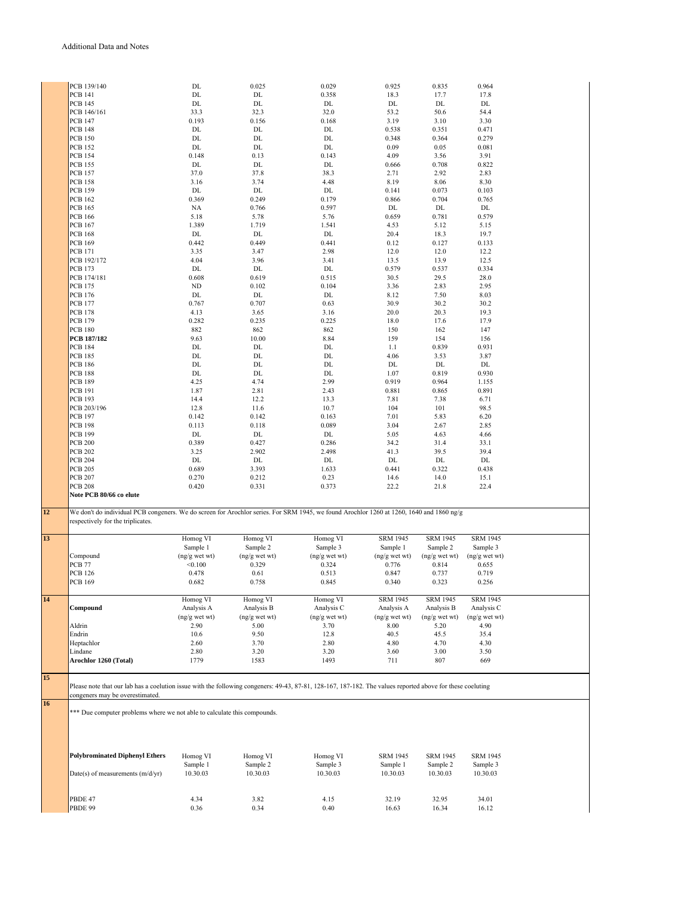Additional Data and Notes

| | | | | | | |
|---|---|---|---|---|---|---|
| PCB 139/140 | DL | 0.025 | 0.029 | 0.925 | 0.835 | 0.964 |
| PCB 141 | DL | DL | 0.358 | 18.3 | 17.7 | 17.8 |
| PCB 145 | DL | DL | DL | DL | DL | DL |
| PCB 146/161 | 33.3 | 32.3 | 32.0 | 53.2 | 50.6 | 54.4 |
| PCB 147 | 0.193 | 0.156 | 0.168 | 3.19 | 3.10 | 3.30 |
| PCB 148 | DL | DL | DL | 0.538 | 0.351 | 0.471 |
| PCB 150 | DL | DL | DL | 0.348 | 0.364 | 0.279 |
| PCB 152 | DL | DL | DL | 0.09 | 0.05 | 0.081 |
| PCB 154 | 0.148 | 0.13 | 0.143 | 4.09 | 3.56 | 3.91 |
| PCB 155 | DL | DL | DL | 0.666 | 0.708 | 0.822 |
| PCB 157 | 37.0 | 37.8 | 38.3 | 2.71 | 2.92 | 2.83 |
| PCB 158 | 3.16 | 3.74 | 4.48 | 8.19 | 8.06 | 8.30 |
| PCB 159 | DL | DL | DL | 0.141 | 0.073 | 0.103 |
| PCB 162 | 0.369 | 0.249 | 0.179 | 0.866 | 0.704 | 0.765 |
| PCB 165 | NA | 0.766 | 0.597 | DL | DL | DL |
| PCB 166 | 5.18 | 5.78 | 5.76 | 0.659 | 0.781 | 0.579 |
| PCB 167 | 1.389 | 1.719 | 1.541 | 4.53 | 5.12 | 5.15 |
| PCB 168 | DL | DL | DL | 20.4 | 18.3 | 19.7 |
| PCB 169 | 0.442 | 0.449 | 0.441 | 0.12 | 0.127 | 0.133 |
| PCB 171 | 3.35 | 3.47 | 2.98 | 12.0 | 12.0 | 12.2 |
| PCB 192/172 | 4.04 | 3.96 | 3.41 | 13.5 | 13.9 | 12.5 |
| PCB 173 | DL | DL | DL | 0.579 | 0.537 | 0.334 |
| PCB 174/181 | 0.608 | 0.619 | 0.515 | 30.5 | 29.5 | 28.0 |
| PCB 175 | ND | 0.102 | 0.104 | 3.36 | 2.83 | 2.95 |
| PCB 176 | DL | DL | DL | 8.12 | 7.50 | 8.03 |
| PCB 177 | 0.767 | 0.707 | 0.63 | 30.9 | 30.2 | 30.2 |
| PCB 178 | 4.13 | 3.65 | 3.16 | 20.0 | 20.3 | 19.3 |
| PCB 179 | 0.282 | 0.235 | 0.225 | 18.0 | 17.6 | 17.9 |
| PCB 180 | 882 | 862 | 862 | 150 | 162 | 147 |
| **PCB 187/182** | 9.63 | 10.00 | 8.84 | 159 | 154 | 156 |
| PCB 184 | DL | DL | DL | 1.1 | 0.839 | 0.931 |
| PCB 185 | DL | DL | DL | 4.06 | 3.53 | 3.87 |
| PCB 186 | DL | DL | DL | DL | DL | DL |
| PCB 188 | DL | DL | DL | 1.07 | 0.819 | 0.930 |
| PCB 189 | 4.25 | 4.74 | 2.99 | 0.919 | 0.964 | 1.155 |
| PCB 191 | 1.87 | 2.81 | 2.43 | 0.881 | 0.865 | 0.891 |
| PCB 193 | 14.4 | 12.2 | 13.3 | 7.81 | 7.38 | 6.71 |
| PCB 203/196 | 12.8 | 11.6 | 10.7 | 104 | 101 | 98.5 |
| PCB 197 | 0.142 | 0.142 | 0.163 | 7.01 | 5.83 | 6.20 |
| PCB 198 | 0.113 | 0.118 | 0.089 | 3.04 | 2.67 | 2.85 |
| PCB 199 | DL | DL | DL | 5.05 | 4.63 | 4.66 |
| PCB 200 | 0.389 | 0.427 | 0.286 | 34.2 | 31.4 | 33.1 |
| PCB 202 | 3.25 | 2.902 | 2.498 | 41.3 | 39.5 | 39.4 |
| PCB 204 | DL | DL | DL | DL | DL | DL |
| PCB 205 | 0.689 | 3.393 | 1.633 | 0.441 | 0.322 | 0.438 |
| PCB 207 | 0.270 | 0.212 | 0.23 | 14.6 | 14.0 | 15.1 |
| PCB 208 | 0.420 | 0.331 | 0.373 | 22.2 | 21.8 | 22.4 |

**Note PCB 80/66 co elute**

**12**

We don't do individual PCB congeners. We do screen for Arochlor series. For SRM 1945, we found Arochlor 1260 at 1260, 1640 and 1860 ng/g respectively for the triplicates.

**13**

| Compound | Homog VI Sample 1 (ng/g wet wt) | Homog VI Sample 2 (ng/g wet wt) | Homog VI Sample 3 (ng/g wet wt) | SRM 1945 Sample 1 (ng/g wet wt) | SRM 1945 Sample 2 (ng/g wet wt) | SRM 1945 Sample 3 (ng/g wet wt) |
|---|---|---|---|---|---|---|
| PCB 77 | <0.100 | 0.329 | 0.324 | 0.776 | 0.814 | 0.655 |
| PCB 126 | 0.478 | 0.61 | 0.513 | 0.847 | 0.737 | 0.719 |
| PCB 169 | 0.682 | 0.758 | 0.845 | 0.340 | 0.323 | 0.256 |

**14**

| **Compound** | Homog VI Analysis A (ng/g wet wt) | Homog VI Analysis B (ng/g wet wt) | Homog VI Analysis C (ng/g wet wt) | SRM 1945 Analysis A (ng/g wet wt) | SRM 1945 Analysis B (ng/g wet wt) | SRM 1945 Analysis C (ng/g wet wt) |
|---|---|---|---|---|---|---|
| Aldrin | 2.90 | 5.00 | 3.70 | 8.00 | 5.20 | 4.90 |
| Endrin | 10.6 | 9.50 | 12.8 | 40.5 | 45.5 | 35.4 |
| Heptachlor | 2.60 | 3.70 | 2.80 | 4.80 | 4.70 | 4.30 |
| Lindane | 2.80 | 3.20 | 3.20 | 3.60 | 3.00 | 3.50 |
| **Arochlor 1260 (Total)** | 1779 | 1583 | 1493 | 711 | 807 | 669 |

**15**

Please note that our lab has a coelution issue with the following congeners: 49-43, 87-81, 128-167, 187-182. The values reported above for these coeluting congeners may be overestimated.

**16**

*** Due computer problems where we not able to calculate this compounds.

| **Polybrominated Diphenyl Ethers** | Homog VI Sample 1 | Homog VI Sample 2 | Homog VI Sample 3 | SRM 1945 Sample 1 | SRM 1945 Sample 2 | SRM 1945 Sample 3 |
|---|---|---|---|---|---|---|
| Date(s) of measurements (m/d/yr) | 10.30.03 | 10.30.03 | 10.30.03 | 10.30.03 | 10.30.03 | 10.30.03 |
| PBDE 47 | 4.34 | 3.82 | 4.15 | 32.19 | 32.95 | 34.01 |
| PBDE 99 | 0.36 | 0.34 | 0.40 | 16.63 | 16.34 | 16.12 |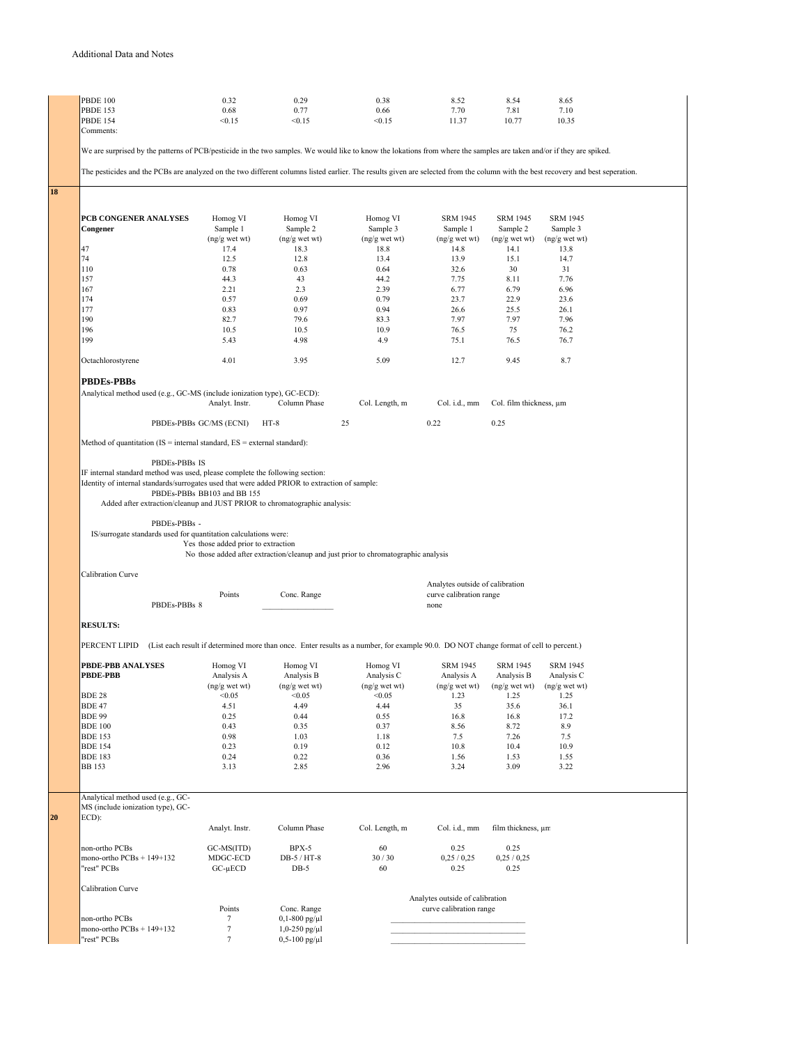Additional Data and Notes

| | | | | | | |
|---|---|---|---|---|---|---|
| PBDE 100 | 0.32 | 0.29 | 0.38 | 8.52 | 8.54 | 8.65 |
| PBDE 153 | 0.68 | 0.77 | 0.66 | 7.70 | 7.81 | 7.10 |
| PBDE 154 | <0.15 | <0.15 | <0.15 | 11.37 | 10.77 | 10.35 |

Comments:

We are surprised by the patterns of PCB/pesticide in the two samples. We would like to know the lokations from where the samples are taken and/or if they are spiked.

The pesticides and the PCBs are analyzed on the two different columns listed earlier. The results given are selected from the column with the best recovery and best seperation.

**18**

| **PCB CONGENER ANALYSES** | Homog VI | Homog VI | Homog VI | SRM 1945 | SRM 1945 | SRM 1945 |
|---|---|---|---|---|---|---|
| **Congener** | Sample 1 | Sample 2 | Sample 3 | Sample 1 | Sample 2 | Sample 3 |
| | (ng/g wet wt) | (ng/g wet wt) | (ng/g wet wt) | (ng/g wet wt) | (ng/g wet wt) | (ng/g wet wt) |
| 47 | 17.4 | 18.3 | 18.8 | 14.8 | 14.1 | 13.8 |
| 74 | 12.5 | 12.8 | 13.4 | 13.9 | 15.1 | 14.7 |
| 110 | 0.78 | 0.63 | 0.64 | 32.6 | 30 | 31 |
| 157 | 44.3 | 43 | 44.2 | 7.75 | 8.11 | 7.76 |
| 167 | 2.21 | 2.3 | 2.39 | 6.77 | 6.79 | 6.96 |
| 174 | 0.57 | 0.69 | 0.79 | 23.7 | 22.9 | 23.6 |
| 177 | 0.83 | 0.97 | 0.94 | 26.6 | 25.5 | 26.1 |
| 190 | 82.7 | 79.6 | 83.3 | 7.97 | 7.97 | 7.96 |
| 196 | 10.5 | 10.5 | 10.9 | 76.5 | 75 | 76.2 |
| 199 | 5.43 | 4.98 | 4.9 | 75.1 | 76.5 | 76.7 |
| Octachlorostyrene | 4.01 | 3.95 | 5.09 | 12.7 | 9.45 | 8.7 |

## PBDEs-PBBs

Analytical method used (e.g., GC-MS (include ionization type), GC-ECD):

| | Analyt. Instr. | Column Phase | Col. Length, m | Col. i.d., mm | Col. film thickness, µm |
|---|---|---|---|---|---|
| PBDEs-PBBs | GC/MS (ECNI) | HT-8 | 25 | 0.22 | 0.25 |

Method of quantitation (IS = internal standard, ES = external standard):

PBDEs-PBBs IS

IF internal standard method was used, please complete the following section:

Identity of internal standards/surrogates used that were added PRIOR to extraction of sample:

PBDEs-PBBs BB103 and BB 155

Added after extraction/cleanup and JUST PRIOR to chromatographic analysis:

PBDEs-PBBs -

IS/surrogate standards used for quantitation calculations were:

Yes those added prior to extraction

No those added after extraction/cleanup and just prior to chromatographic analysis

Calibration Curve

| | Points | Conc. Range | Analytes outside of calibration curve calibration range |
|---|---|---|---|
| PBDEs-PBBs | 8 | | none |

**RESULTS:**

PERCENT LIPID (List each result if determined more than once. Enter results as a number, for example 90.0. DO NOT change format of cell to percent.)

| **PBDE-PBB ANALYSES** | Homog VI | Homog VI | Homog VI | SRM 1945 | SRM 1945 | SRM 1945 |
|---|---|---|---|---|---|---|
| **PBDE-PBB** | Analysis A | Analysis B | Analysis C | Analysis A | Analysis B | Analysis C |
| | (ng/g wet wt) | (ng/g wet wt) | (ng/g wet wt) | (ng/g wet wt) | (ng/g wet wt) | (ng/g wet wt) |
| BDE 28 | <0.05 | <0.05 | <0.05 | 1.23 | 1.25 | 1.25 |
| BDE 47 | 4.51 | 4.49 | 4.44 | 35 | 35.6 | 36.1 |
| BDE 99 | 0.25 | 0.44 | 0.55 | 16.8 | 16.8 | 17.2 |
| BDE 100 | 0.43 | 0.35 | 0.37 | 8.56 | 8.72 | 8.9 |
| BDE 153 | 0.98 | 1.03 | 1.18 | 7.5 | 7.26 | 7.5 |
| BDE 154 | 0.23 | 0.19 | 0.12 | 10.8 | 10.4 | 10.9 |
| BDE 183 | 0.24 | 0.22 | 0.36 | 1.56 | 1.53 | 1.55 |
| BB 153 | 3.13 | 2.85 | 2.96 | 3.24 | 3.09 | 3.22 |

**20**

Analytical method used (e.g., GC-MS (include ionization type), GC-ECD):

| | Analyt. Instr. | Column Phase | Col. Length, m | Col. i.d., mm | film thickness, µm |
|---|---|---|---|---|---|
| non-ortho PCBs | GC-MS(ITD) | BPX-5 | 60 | 0.25 | 0.25 |
| mono-ortho PCBs + 149+132 | MDGC-ECD | DB-5 / HT-8 | 30 / 30 | 0,25 / 0,25 | 0,25 / 0,25 |
| "rest" PCBs | GC-µECD | DB-5 | 60 | 0.25 | 0.25 |

Calibration Curve

| | Points | Conc. Range | Analytes outside of calibration curve calibration range |
|---|---|---|---|
| non-ortho PCBs | 7 | 0,1-800 pg/µl | |
| mono-ortho PCBs + 149+132 | 7 | 1,0-250 pg/µl | |
| "rest" PCBs | 7 | 0,5-100 pg/µl | |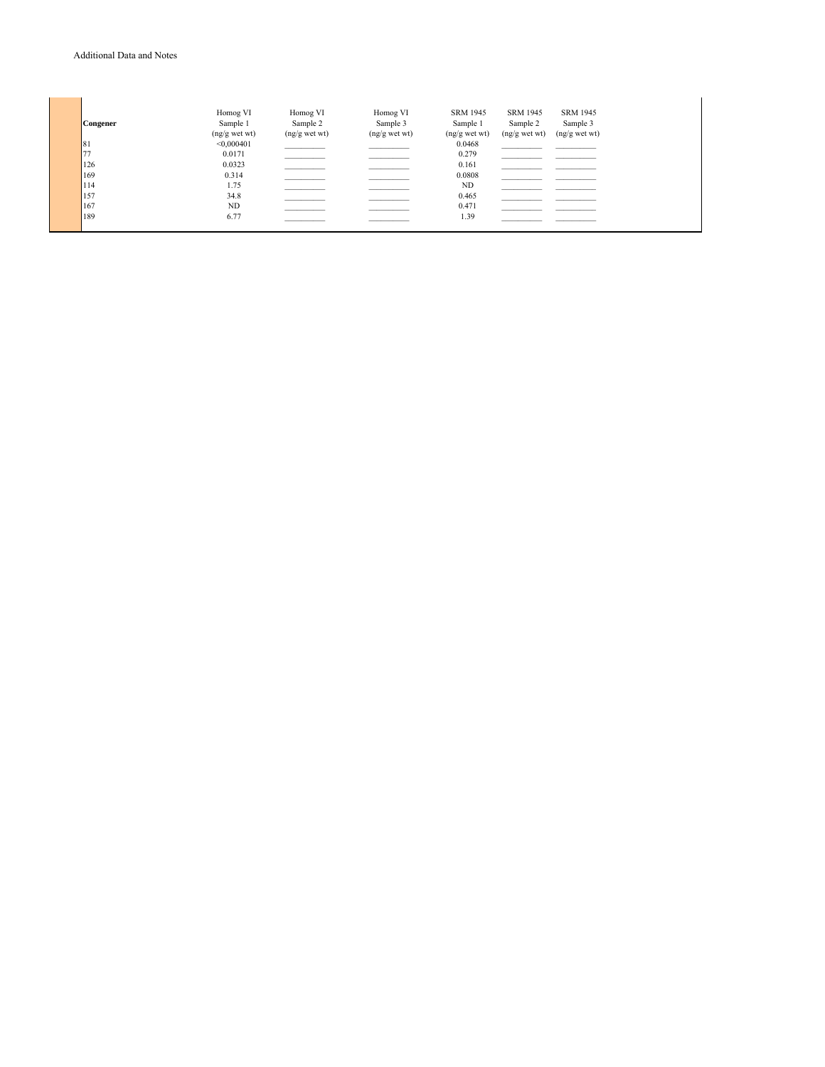Additional Data and Notes

| Congener | Homog VI Sample 1 (ng/g wet wt) | Homog VI Sample 2 (ng/g wet wt) | Homog VI Sample 3 (ng/g wet wt) | SRM 1945 Sample 1 (ng/g wet wt) | SRM 1945 Sample 2 (ng/g wet wt) | SRM 1945 Sample 3 (ng/g wet wt) |
|---|---|---|---|---|---|---|
| 81 | <0,000401 | __________ | __________ | 0.0468 | __________ | __________ |
| 77 | 0.0171 | __________ | __________ | 0.279 | __________ | __________ |
| 126 | 0.0323 | __________ | __________ | 0.161 | __________ | __________ |
| 169 | 0.314 | __________ | __________ | 0.0808 | __________ | __________ |
| 114 | 1.75 | __________ | __________ | ND | __________ | __________ |
| 157 | 34.8 | __________ | __________ | 0.465 | __________ | __________ |
| 167 | ND | __________ | __________ | 0.471 | __________ | __________ |
| 189 | 6.77 | __________ | __________ | 1.39 | __________ | __________ |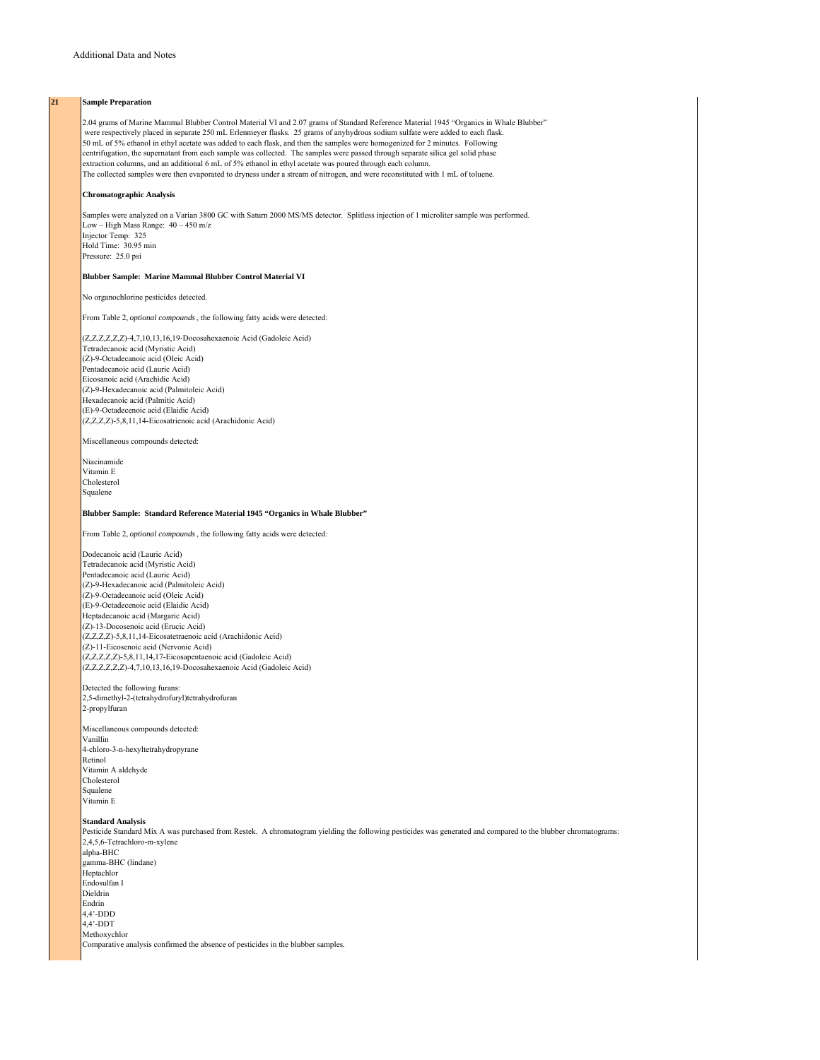Additional Data and Notes

**21**

**Sample Preparation**

2.04 grams of Marine Mammal Blubber Control Material VI and 2.07 grams of Standard Reference Material 1945 "Organics in Whale Blubber" were respectively placed in separate 250 mL Erlenmeyer flasks. 25 grams of anyhydrous sodium sulfate were added to each flask. 50 mL of 5% ethanol in ethyl acetate was added to each flask, and then the samples were homogenized for 2 minutes. Following centrifugation, the supernatant from each sample was collected. The samples were passed through separate silica gel solid phase extraction columns, and an additional 6 mL of 5% ethanol in ethyl acetate was poured through each column. The collected samples were then evaporated to dryness under a stream of nitrogen, and were reconstituted with 1 mL of toluene.

**Chromatographic Analysis**

Samples were analyzed on a Varian 3800 GC with Saturn 2000 MS/MS detector. Splitless injection of 1 microliter sample was performed.
Low – High Mass Range: 40 – 450 m/z
Injector Temp: 325
Hold Time: 30.95 min
Pressure: 25.0 psi

**Blubber Sample: Marine Mammal Blubber Control Material VI**

No organochlorine pesticides detected.

From Table 2, *optional compounds*, the following fatty acids were detected:

(Z,Z,Z,Z,Z,Z)-4,7,10,13,16,19-Docosahexaenoic Acid (Gadoleic Acid)
Tetradecanoic acid (Myristic Acid)
(Z)-9-Octadecanoic acid (Oleic Acid)
Pentadecanoic acid (Lauric Acid)
Eicosanoic acid (Arachidic Acid)
(Z)-9-Hexadecanoic acid (Palmitoleic Acid)
Hexadecanoic acid (Palmitic Acid)
(E)-9-Octadecenoic acid (Elaidic Acid)
(Z,Z,Z,Z)-5,8,11,14-Eicosatrienoic acid (Arachidonic Acid)

Miscellaneous compounds detected:

Niacinamide
Vitamin E
Cholesterol
Squalene

**Blubber Sample: Standard Reference Material 1945 "Organics in Whale Blubber"**

From Table 2, *optional compounds*, the following fatty acids were detected:

Dodecanoic acid (Lauric Acid)
Tetradecanoic acid (Myristic Acid)
Pentadecanoic acid (Lauric Acid)
(Z)-9-Hexadecanoic acid (Palmitoleic Acid)
(Z)-9-Octadecanoic acid (Oleic Acid)
(E)-9-Octadecenoic acid (Elaidic Acid)
Heptadecanoic acid (Margaric Acid)
(Z)-13-Docosenoic acid (Erucic Acid)
(Z,Z,Z,Z)-5,8,11,14-Eicosatetraenoic acid (Arachidonic Acid)
(Z)-11-Eicosenoic acid (Nervonic Acid)
(Z,Z,Z,Z,Z)-5,8,11,14,17-Eicosapentaenoic acid (Gadoleic Acid)
(Z,Z,Z,Z,Z,Z)-4,7,10,13,16,19-Docosahexaenoic Acid (Gadoleic Acid)

Detected the following furans:
2,5-dimethyl-2-(tetrahydrofuryl)tetrahydrofuran
2-propylfuran

Miscellaneous compounds detected:
Vanillin
4-chloro-3-n-hexyltetrahydropyrane
Retinol
Vitamin A aldehyde
Cholesterol
Squalene
Vitamin E

**Standard Analysis**
Pesticide Standard Mix A was purchased from Restek. A chromatogram yielding the following pesticides was generated and compared to the blubber chromatograms:
2,4,5,6-Tetrachloro-m-xylene
alpha-BHC
gamma-BHC (lindane)
Heptachlor
Endosulfan I
Dieldrin
Endrin
4,4'-DDD
4,4'-DDT
Methoxychlor
Comparative analysis confirmed the absence of pesticides in the blubber samples.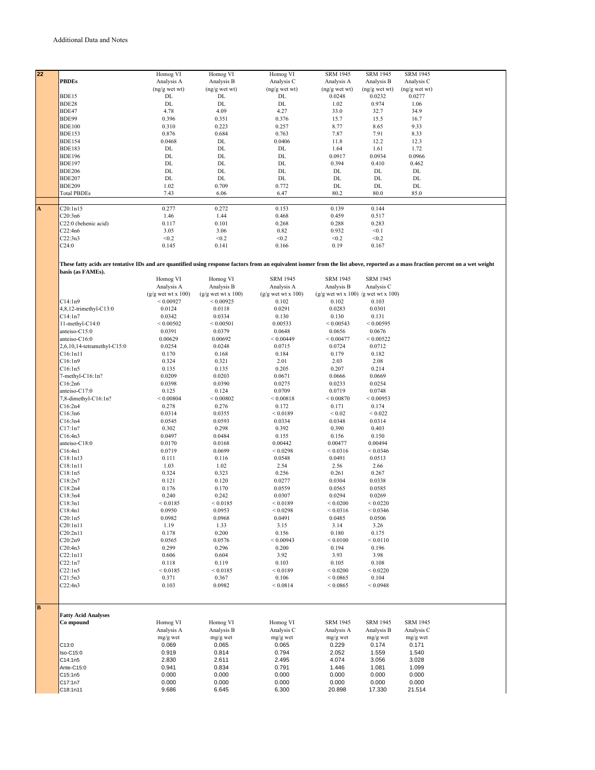Additional Data and Notes

| 22 | PBDEs | Homog VI Analysis A (ng/g wet wt) | Homog VI Analysis B (ng/g wet wt) | Homog VI Analysis C (ng/g wet wt) | SRM 1945 Analysis A (ng/g wet wt) | SRM 1945 Analysis B (ng/g wet wt) | SRM 1945 Analysis C (ng/g wet wt) |
|---|---|---|---|---|---|---|---|
| | BDE15 | DL | DL | DL | 0.0248 | 0.0232 | 0.0277 |
| | BDE28 | DL | DL | DL | 1.02 | 0.974 | 1.06 |
| | BDE47 | 4.78 | 4.09 | 4.27 | 33.0 | 32.7 | 34.9 |
| | BDE99 | 0.396 | 0.351 | 0.376 | 15.7 | 15.5 | 16.7 |
| | BDE100 | 0.310 | 0.223 | 0.257 | 8.77 | 8.65 | 9.33 |
| | BDE153 | 0.876 | 0.684 | 0.763 | 7.87 | 7.91 | 8.33 |
| | BDE154 | 0.0468 | DL | 0.0406 | 11.8 | 12.2 | 12.3 |
| | BDE183 | DL | DL | DL | 1.64 | 1.61 | 1.72 |
| | BDE196 | DL | DL | DL | 0.0917 | 0.0934 | 0.0966 |
| | BDE197 | DL | DL | DL | 0.394 | 0.410 | 0.462 |
| | BDE206 | DL | DL | DL | DL | DL | DL |
| | BDE207 | DL | DL | DL | DL | DL | DL |
| | BDE209 | 1.02 | 0.709 | 0.772 | DL | DL | DL |
| | Total PBDEs | 7.43 | 6.06 | 6.47 | 80.2 | 80.0 | 85.0 |

| A | | | | | | |
|---|---|---|---|---|---|---|
| | C20:1n15 | 0.277 | 0.272 | 0.153 | 0.139 | 0.144 |
| | C20:3n6 | 1.46 | 1.44 | 0.468 | 0.459 | 0.517 |
| | C22:0 (behenic acid) | 0.117 | 0.101 | 0.268 | 0.288 | 0.283 |
| | C22:4n6 | 3.05 | 3.06 | 0.82 | 0.932 | <0.1 |
| | C22:3n3 | <0.2 | <0.2 | <0.2 | <0.2 | <0.2 |
| | C24:0 | 0.145 | 0.141 | 0.166 | 0.19 | 0.167 |

**These fatty acids are tentative IDs and are quantified using response factors from an equivalent isomer from the list above, reported as a mass fraction percent on a wet weight basis (as FAMEs).**

| | Homog VI Analysis A (g/g wet wt x 100) | Homog VI Analysis B (g/g wet wt x 100) | SRM 1945 Analysis A (g/g wet wt x 100) | SRM 1945 Analysis B (g/g wet wt x 100) | SRM 1945 Analysis C (g/g wet wt x 100) |
|---|---|---|---|---|---|
| C14:1n9 | < 0.00927 | < 0.00925 | 0.102 | 0.102 | 0.103 |
| 4,8,12-trimethyl-C13:0 | 0.0124 | 0.0118 | 0.0291 | 0.0283 | 0.0301 |
| C14:1n7 | 0.0342 | 0.0334 | 0.130 | 0.130 | 0.131 |
| 11-methyl-C14:0 | < 0.00502 | < 0.00501 | 0.00533 | < 0.00543 | < 0.00595 |
| anteiso-C15:0 | 0.0391 | 0.0379 | 0.0648 | 0.0656 | 0.0676 |
| anteiso-C16:0 | 0.00629 | 0.00692 | < 0.00449 | < 0.00477 | < 0.00522 |
| 2,6,10,14-tetramethyl-C15:0 | 0.0254 | 0.0248 | 0.0715 | 0.0724 | 0.0712 |
| C16:1n11 | 0.170 | 0.168 | 0.184 | 0.179 | 0.182 |
| C16:1n9 | 0.324 | 0.321 | 2.01 | 2.03 | 2.08 |
| C16:1n5 | 0.135 | 0.135 | 0.205 | 0.207 | 0.214 |
| 7-methyl-C16:1n? | 0.0209 | 0.0203 | 0.0671 | 0.0666 | 0.0669 |
| C16:2n6 | 0.0398 | 0.0390 | 0.0275 | 0.0233 | 0.0254 |
| anteiso-C17:0 | 0.125 | 0.124 | 0.0709 | 0.0719 | 0.0748 |
| 7,8-dimethyl-C16:1n? | < 0.00804 | < 0.00802 | < 0.00818 | < 0.00870 | < 0.00953 |
| C16:2n4 | 0.278 | 0.276 | 0.172 | 0.171 | 0.174 |
| C16:3n6 | 0.0314 | 0.0355 | < 0.0189 | < 0.02 | < 0.022 |
| C16:3n4 | 0.0545 | 0.0593 | 0.0334 | 0.0348 | 0.0314 |
| C17:1n? | 0.302 | 0.298 | 0.392 | 0.390 | 0.403 |
| C16:4n3 | 0.0497 | 0.0484 | 0.155 | 0.156 | 0.150 |
| anteiso-C18:0 | 0.0170 | 0.0168 | 0.00442 | 0.00477 | 0.00494 |
| C16:4n1 | 0.0719 | 0.0699 | < 0.0298 | < 0.0316 | < 0.0346 |
| C18:1n13 | 0.111 | 0.116 | 0.0548 | 0.0491 | 0.0513 |
| C18:1n11 | 1.03 | 1.02 | 2.54 | 2.56 | 2.66 |
| C18:1n5 | 0.324 | 0.323 | 0.256 | 0.261 | 0.267 |
| C18:2n7 | 0.121 | 0.120 | 0.0277 | 0.0304 | 0.0338 |
| C18:2n4 | 0.176 | 0.170 | 0.0559 | 0.0565 | 0.0585 |
| C18:3n4 | 0.240 | 0.242 | 0.0307 | 0.0294 | 0.0269 |
| C18:3n1 | < 0.0185 | < 0.0185 | < 0.0189 | < 0.0200 | < 0.0220 |
| C18:4n1 | 0.0950 | 0.0953 | < 0.0298 | < 0.0316 | < 0.0346 |
| C20:1n5 | 0.0982 | 0.0968 | 0.0491 | 0.0485 | 0.0506 |
| C20:1n11 | 1.19 | 1.33 | 3.15 | 3.14 | 3.26 |
| C20:2n11 | 0.178 | 0.200 | 0.156 | 0.180 | 0.175 |
| C20:2n9 | 0.0565 | 0.0576 | < 0.00943 | < 0.0100 | < 0.0110 |
| C20:4n3 | 0.299 | 0.296 | 0.200 | 0.194 | 0.196 |
| C22:1n11 | 0.606 | 0.604 | 3.92 | 3.93 | 3.98 |
| C22:1n7 | 0.118 | 0.119 | 0.103 | 0.105 | 0.108 |
| C22:1n5 | < 0.0185 | < 0.0185 | < 0.0189 | < 0.0200 | < 0.0220 |
| C21:5n3 | 0.371 | 0.367 | 0.106 | < 0.0865 | 0.104 |
| C22:4n3 | 0.103 | 0.0982 | < 0.0814 | < 0.0865 | < 0.0948 |

**B**

**Fatty Acid Analyses**

| Co mpound | Homog VI Analysis A mg/g wet | Homog VI Analysis B mg/g wet | Homog VI Analysis C mg/g wet | SRM 1945 Analysis A mg/g wet | SRM 1945 Analysis B mg/g wet | SRM 1945 Analysis C mg/g wet |
|---|---|---|---|---|---|---|
| C13:0 | 0.069 | 0.065 | 0.065 | 0.229 | 0.174 | 0.171 |
| Iso-C15:0 | 0.919 | 0.814 | 0.794 | 2.052 | 1.559 | 1.540 |
| C14:1n5 | 2.830 | 2.611 | 2.495 | 4.074 | 3.056 | 3.028 |
| Ante-C15:0 | 0.941 | 0.834 | 0.791 | 1.446 | 1.081 | 1.099 |
| C15:1n5 | 0.000 | 0.000 | 0.000 | 0.000 | 0.000 | 0.000 |
| C17:1n7 | 0.000 | 0.000 | 0.000 | 0.000 | 0.000 | 0.000 |
| C18:1n11 | 9.686 | 6.645 | 6.300 | 20.898 | 17.330 | 21.514 |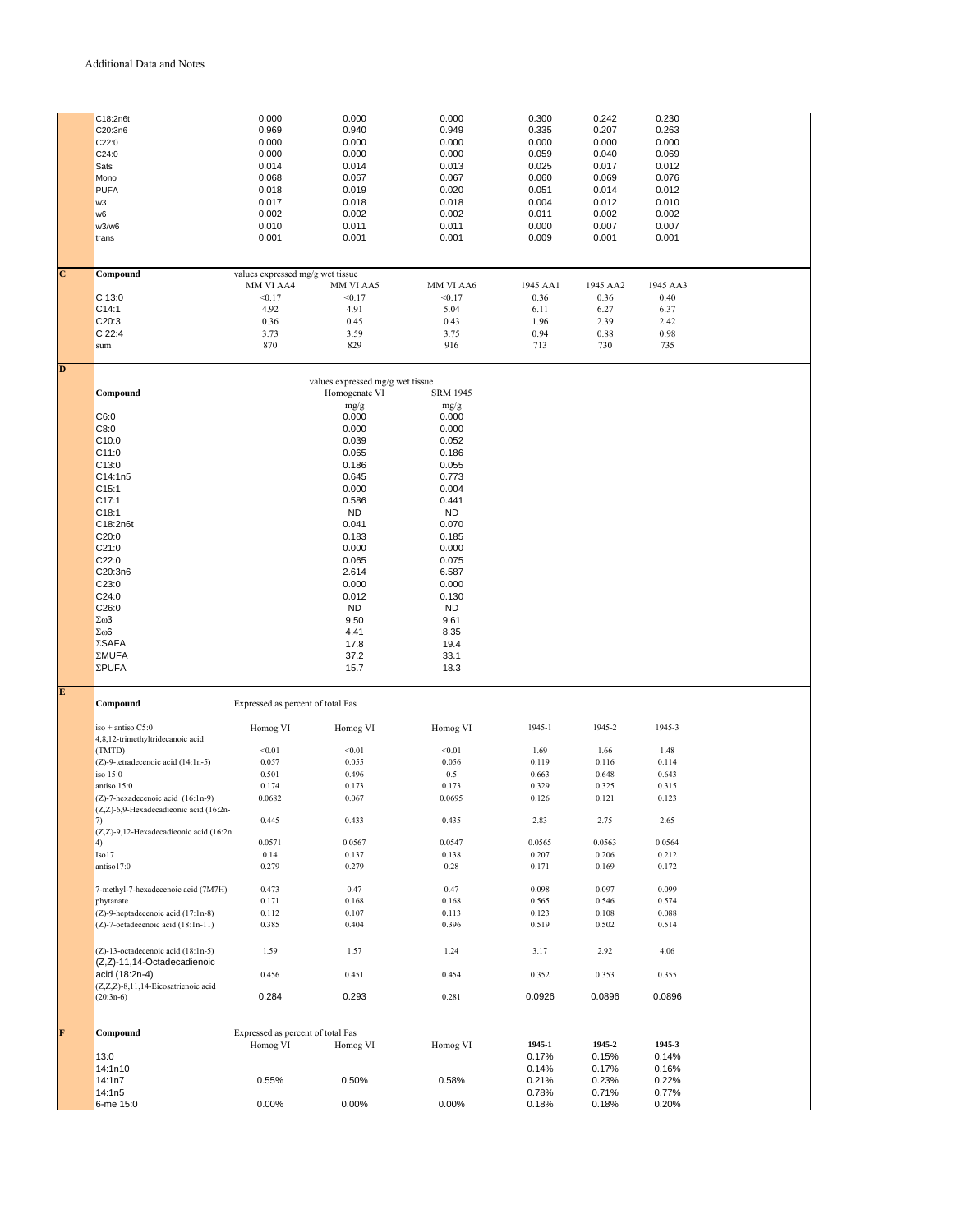Additional Data and Notes

| | | | | | | |
|---|---|---|---|---|---|---|
| C18:2n6t | 0.000 | 0.000 | 0.000 | 0.300 | 0.242 | 0.230 |
| C20:3n6 | 0.969 | 0.940 | 0.949 | 0.335 | 0.207 | 0.263 |
| C22:0 | 0.000 | 0.000 | 0.000 | 0.000 | 0.000 | 0.000 |
| C24:0 | 0.000 | 0.000 | 0.000 | 0.059 | 0.040 | 0.069 |
| Sats | 0.014 | 0.014 | 0.013 | 0.025 | 0.017 | 0.012 |
| Mono | 0.068 | 0.067 | 0.067 | 0.060 | 0.069 | 0.076 |
| PUFA | 0.018 | 0.019 | 0.020 | 0.051 | 0.014 | 0.012 |
| w3 | 0.017 | 0.018 | 0.018 | 0.004 | 0.012 | 0.010 |
| w6 | 0.002 | 0.002 | 0.002 | 0.011 | 0.002 | 0.002 |
| w3/w6 | 0.010 | 0.011 | 0.011 | 0.000 | 0.007 | 0.007 |
| trans | 0.001 | 0.001 | 0.001 | 0.009 | 0.001 | 0.001 |

**C**

| **Compound** | values expressed mg/g wet tissue | | | | | |
|---|---|---|---|---|---|---|
| | MM VI AA4 | MM VI AA5 | MM VI AA6 | 1945 AA1 | 1945 AA2 | 1945 AA3 |
| C 13:0 | <0.17 | <0.17 | <0.17 | 0.36 | 0.36 | 0.40 |
| C14:1 | 4.92 | 4.91 | 5.04 | 6.11 | 6.27 | 6.37 |
| C20:3 | 0.36 | 0.45 | 0.43 | 1.96 | 2.39 | 2.42 |
| C 22:4 | 3.73 | 3.59 | 3.75 | 0.94 | 0.88 | 0.98 |
| sum | 870 | 829 | 916 | 713 | 730 | 735 |

**D**

| **Compound** | values expressed mg/g wet tissue | |
|---|---|---|
| | Homogenate VI | SRM 1945 |
| | mg/g | mg/g |
| C6:0 | 0.000 | 0.000 |
| C8:0 | 0.000 | 0.000 |
| C10:0 | 0.039 | 0.052 |
| C11:0 | 0.065 | 0.186 |
| C13:0 | 0.186 | 0.055 |
| C14:1n5 | 0.645 | 0.773 |
| C15:1 | 0.000 | 0.004 |
| C17:1 | 0.586 | 0.441 |
| C18:1 | ND | ND |
| C18:2n6t | 0.041 | 0.070 |
| C20:0 | 0.183 | 0.185 |
| C21:0 | 0.000 | 0.000 |
| C22:0 | 0.065 | 0.075 |
| C20:3n6 | 2.614 | 6.587 |
| C23:0 | 0.000 | 0.000 |
| C24:0 | 0.012 | 0.130 |
| C26:0 | ND | ND |
| Σω3 | 9.50 | 9.61 |
| Σω6 | 4.41 | 8.35 |
| ΣSAFA | 17.8 | 19.4 |
| ΣMUFA | 37.2 | 33.1 |
| ΣPUFA | 15.7 | 18.3 |

**E**

| **Compound** | Expressed as percent of total Fas | | | | | |
|---|---|---|---|---|---|---|
| iso + antiso C5:0 | Homog VI | Homog VI | Homog VI | 1945-1 | 1945-2 | 1945-3 |
| 4,8,12-trimethyltridecanoic acid (TMTD) | <0.01 | <0.01 | <0.01 | 1.69 | 1.66 | 1.48 |
| (Z)-9-tetradecenoic acid (14:1n-5) | 0.057 | 0.055 | 0.056 | 0.119 | 0.116 | 0.114 |
| iso 15:0 | 0.501 | 0.496 | 0.5 | 0.663 | 0.648 | 0.643 |
| antiso 15:0 | 0.174 | 0.173 | 0.173 | 0.329 | 0.325 | 0.315 |
| (Z)-7-hexadecenoic acid (16:1n-9) | 0.0682 | 0.067 | 0.0695 | 0.126 | 0.121 | 0.123 |
| (Z,Z)-6,9-Hexadecadieonic acid (16:2n-7) | 0.445 | 0.433 | 0.435 | 2.83 | 2.75 | 2.65 |
| (Z,Z)-9,12-Hexadecadieonic acid (16:2n 4) | 0.0571 | 0.0567 | 0.0547 | 0.0565 | 0.0563 | 0.0564 |
| Iso17 | 0.14 | 0.137 | 0.138 | 0.207 | 0.206 | 0.212 |
| antiso17:0 | 0.279 | 0.279 | 0.28 | 0.171 | 0.169 | 0.172 |
| 7-methyl-7-hexadecenoic acid (7M7H) | 0.473 | 0.47 | 0.47 | 0.098 | 0.097 | 0.099 |
| phytanate | 0.171 | 0.168 | 0.168 | 0.565 | 0.546 | 0.574 |
| (Z)-9-heptadecenoic acid (17:1n-8) | 0.112 | 0.107 | 0.113 | 0.123 | 0.108 | 0.088 |
| (Z)-7-octadecenoic acid (18:1n-11) | 0.385 | 0.404 | 0.396 | 0.519 | 0.502 | 0.514 |
| (Z)-13-octadecenoic acid (18:1n-5) | 1.59 | 1.57 | 1.24 | 3.17 | 2.92 | 4.06 |
| (Z,Z)-11,14-Octadecadienoic acid (18:2n-4) | 0.456 | 0.451 | 0.454 | 0.352 | 0.353 | 0.355 |
| (Z,Z,Z)-8,11,14-Eicosatrienoic acid (20:3n-6) | 0.284 | 0.293 | 0.281 | 0.0926 | 0.0896 | 0.0896 |

**F**

| **Compound** | Expressed as percent of total Fas | | | | | |
|---|---|---|---|---|---|---|
| | Homog VI | Homog VI | Homog VI | **1945-1** | **1945-2** | **1945-3** |
| 13:0 | | | | 0.17% | 0.15% | 0.14% |
| 14:1n10 | | | | 0.14% | 0.17% | 0.16% |
| 14:1n7 | 0.55% | 0.50% | 0.58% | 0.21% | 0.23% | 0.22% |
| 14:1n5 | | | | 0.78% | 0.71% | 0.77% |
| 6-me 15:0 | 0.00% | 0.00% | 0.00% | 0.18% | 0.18% | 0.20% |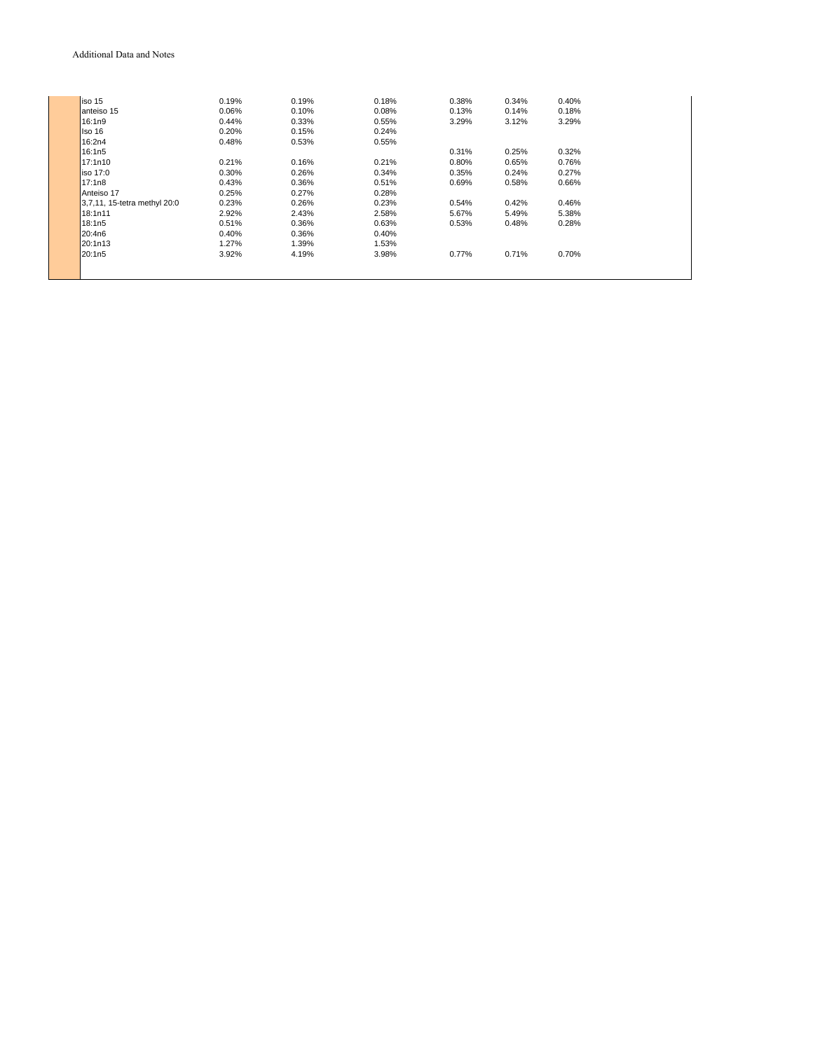Additional Data and Notes

| | | | | | | |
|---|---|---|---|---|---|---|
| iso 15 | 0.19% | 0.19% | 0.18% | 0.38% | 0.34% | 0.40% |
| anteiso 15 | 0.06% | 0.10% | 0.08% | 0.13% | 0.14% | 0.18% |
| 16:1n9 | 0.44% | 0.33% | 0.55% | 3.29% | 3.12% | 3.29% |
| Iso 16 | 0.20% | 0.15% | 0.24% | | | |
| 16:2n4 | 0.48% | 0.53% | 0.55% | | | |
| 16:1n5 | | | | 0.31% | 0.25% | 0.32% |
| 17:1n10 | 0.21% | 0.16% | 0.21% | 0.80% | 0.65% | 0.76% |
| iso 17:0 | 0.30% | 0.26% | 0.34% | 0.35% | 0.24% | 0.27% |
| 17:1n8 | 0.43% | 0.36% | 0.51% | 0.69% | 0.58% | 0.66% |
| Anteiso 17 | 0.25% | 0.27% | 0.28% | | | |
| 3,7,11, 15-tetra methyl 20:0 | 0.23% | 0.26% | 0.23% | 0.54% | 0.42% | 0.46% |
| 18:1n11 | 2.92% | 2.43% | 2.58% | 5.67% | 5.49% | 5.38% |
| 18:1n5 | 0.51% | 0.36% | 0.63% | 0.53% | 0.48% | 0.28% |
| 20:4n6 | 0.40% | 0.36% | 0.40% | | | |
| 20:1n13 | 1.27% | 1.39% | 1.53% | | | |
| 20:1n5 | 3.92% | 4.19% | 3.98% | 0.77% | 0.71% | 0.70% |